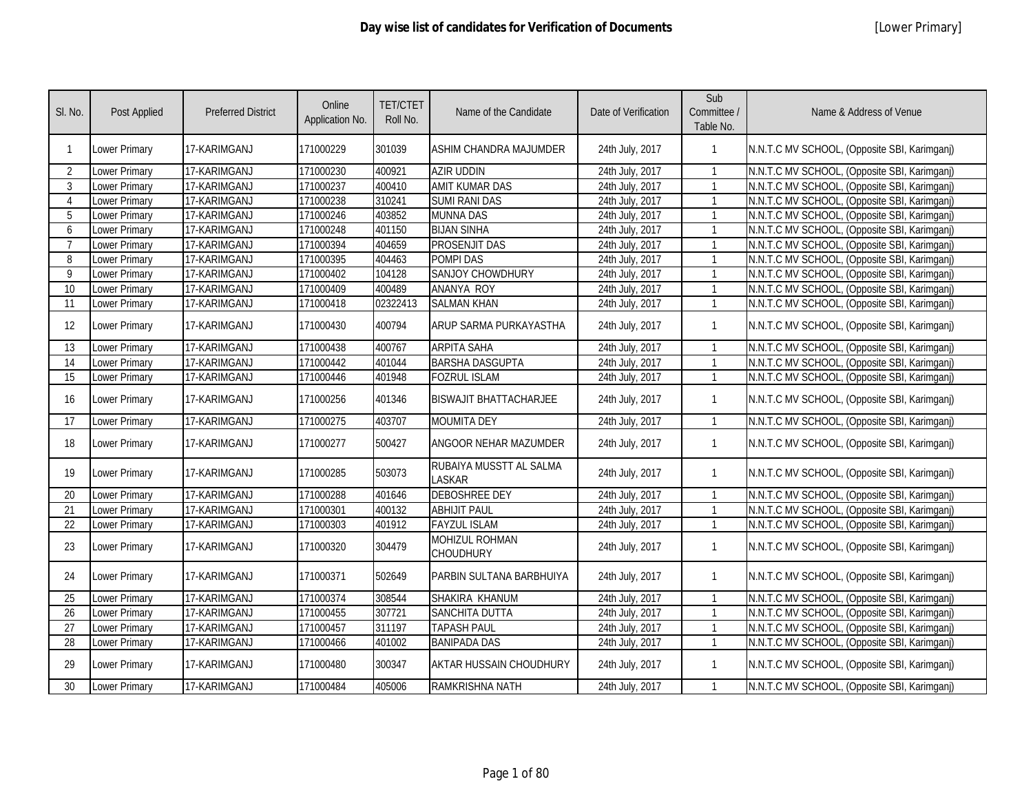# Day wise list of candidates for Verification of Documents

[Lower Primary]

| Sl. No. | Post Applied | Preferred District | Online Application No. | TET/CTET Roll No. | Name of the Candidate | Date of Verification | Sub Committee / Table No. | Name & Address of Venue |
|---|---|---|---|---|---|---|---|---|
| 1 | Lower Primary | 17-KARIMGANJ | 171000229 | 301039 | ASHIM CHANDRA MAJUMDER | 24th July, 2017 | 1 | N.N.T.C MV SCHOOL, (Opposite SBI, Karimganj) |
| 2 | Lower Primary | 17-KARIMGANJ | 171000230 | 400921 | AZIR UDDIN | 24th July, 2017 | 1 | N.N.T.C MV SCHOOL, (Opposite SBI, Karimganj) |
| 3 | Lower Primary | 17-KARIMGANJ | 171000237 | 400410 | AMIT KUMAR DAS | 24th July, 2017 | 1 | N.N.T.C MV SCHOOL, (Opposite SBI, Karimganj) |
| 4 | Lower Primary | 17-KARIMGANJ | 171000238 | 310241 | SUMI RANI DAS | 24th July, 2017 | 1 | N.N.T.C MV SCHOOL, (Opposite SBI, Karimganj) |
| 5 | Lower Primary | 17-KARIMGANJ | 171000246 | 403852 | MUNNA DAS | 24th July, 2017 | 1 | N.N.T.C MV SCHOOL, (Opposite SBI, Karimganj) |
| 6 | Lower Primary | 17-KARIMGANJ | 171000248 | 401150 | BIJAN SINHA | 24th July, 2017 | 1 | N.N.T.C MV SCHOOL, (Opposite SBI, Karimganj) |
| 7 | Lower Primary | 17-KARIMGANJ | 171000394 | 404659 | PROSENJIT DAS | 24th July, 2017 | 1 | N.N.T.C MV SCHOOL, (Opposite SBI, Karimganj) |
| 8 | Lower Primary | 17-KARIMGANJ | 171000395 | 404463 | POMPI DAS | 24th July, 2017 | 1 | N.N.T.C MV SCHOOL, (Opposite SBI, Karimganj) |
| 9 | Lower Primary | 17-KARIMGANJ | 171000402 | 104128 | SANJOY CHOWDHURY | 24th July, 2017 | 1 | N.N.T.C MV SCHOOL, (Opposite SBI, Karimganj) |
| 10 | Lower Primary | 17-KARIMGANJ | 171000409 | 400489 | ANANYA ROY | 24th July, 2017 | 1 | N.N.T.C MV SCHOOL, (Opposite SBI, Karimganj) |
| 11 | Lower Primary | 17-KARIMGANJ | 171000418 | 02322413 | SALMAN KHAN | 24th July, 2017 | 1 | N.N.T.C MV SCHOOL, (Opposite SBI, Karimganj) |
| 12 | Lower Primary | 17-KARIMGANJ | 171000430 | 400794 | ARUP SARMA PURKAYASTHA | 24th July, 2017 | 1 | N.N.T.C MV SCHOOL, (Opposite SBI, Karimganj) |
| 13 | Lower Primary | 17-KARIMGANJ | 171000438 | 400767 | ARPITA SAHA | 24th July, 2017 | 1 | N.N.T.C MV SCHOOL, (Opposite SBI, Karimganj) |
| 14 | Lower Primary | 17-KARIMGANJ | 171000442 | 401044 | BARSHA DASGUPTA | 24th July, 2017 | 1 | N.N.T.C MV SCHOOL, (Opposite SBI, Karimganj) |
| 15 | Lower Primary | 17-KARIMGANJ | 171000446 | 401948 | FOZRUL ISLAM | 24th July, 2017 | 1 | N.N.T.C MV SCHOOL, (Opposite SBI, Karimganj) |
| 16 | Lower Primary | 17-KARIMGANJ | 171000256 | 401346 | BISWAJIT BHATTACHARJEE | 24th July, 2017 | 1 | N.N.T.C MV SCHOOL, (Opposite SBI, Karimganj) |
| 17 | Lower Primary | 17-KARIMGANJ | 171000275 | 403707 | MOUMITA DEY | 24th July, 2017 | 1 | N.N.T.C MV SCHOOL, (Opposite SBI, Karimganj) |
| 18 | Lower Primary | 17-KARIMGANJ | 171000277 | 500427 | ANGOOR NEHAR MAZUMDER | 24th July, 2017 | 1 | N.N.T.C MV SCHOOL, (Opposite SBI, Karimganj) |
| 19 | Lower Primary | 17-KARIMGANJ | 171000285 | 503073 | RUBAIYA MUSSTT AL SALMA LASKAR | 24th July, 2017 | 1 | N.N.T.C MV SCHOOL, (Opposite SBI, Karimganj) |
| 20 | Lower Primary | 17-KARIMGANJ | 171000288 | 401646 | DEBOSHREE DEY | 24th July, 2017 | 1 | N.N.T.C MV SCHOOL, (Opposite SBI, Karimganj) |
| 21 | Lower Primary | 17-KARIMGANJ | 171000301 | 400132 | ABHIJIT PAUL | 24th July, 2017 | 1 | N.N.T.C MV SCHOOL, (Opposite SBI, Karimganj) |
| 22 | Lower Primary | 17-KARIMGANJ | 171000303 | 401912 | FAYZUL ISLAM | 24th July, 2017 | 1 | N.N.T.C MV SCHOOL, (Opposite SBI, Karimganj) |
| 23 | Lower Primary | 17-KARIMGANJ | 171000320 | 304479 | MOHIZUL ROHMAN CHOUDHURY | 24th July, 2017 | 1 | N.N.T.C MV SCHOOL, (Opposite SBI, Karimganj) |
| 24 | Lower Primary | 17-KARIMGANJ | 171000371 | 502649 | PARBIN SULTANA BARBHUIYA | 24th July, 2017 | 1 | N.N.T.C MV SCHOOL, (Opposite SBI, Karimganj) |
| 25 | Lower Primary | 17-KARIMGANJ | 171000374 | 308544 | SHAKIRA KHANUM | 24th July, 2017 | 1 | N.N.T.C MV SCHOOL, (Opposite SBI, Karimganj) |
| 26 | Lower Primary | 17-KARIMGANJ | 171000455 | 307721 | SANCHITA DUTTA | 24th July, 2017 | 1 | N.N.T.C MV SCHOOL, (Opposite SBI, Karimganj) |
| 27 | Lower Primary | 17-KARIMGANJ | 171000457 | 311197 | TAPASH PAUL | 24th July, 2017 | 1 | N.N.T.C MV SCHOOL, (Opposite SBI, Karimganj) |
| 28 | Lower Primary | 17-KARIMGANJ | 171000466 | 401002 | BANIPADA DAS | 24th July, 2017 | 1 | N.N.T.C MV SCHOOL, (Opposite SBI, Karimganj) |
| 29 | Lower Primary | 17-KARIMGANJ | 171000480 | 300347 | AKTAR HUSSAIN CHOUDHURY | 24th July, 2017 | 1 | N.N.T.C MV SCHOOL, (Opposite SBI, Karimganj) |
| 30 | Lower Primary | 17-KARIMGANJ | 171000484 | 405006 | RAMKRISHNA NATH | 24th July, 2017 | 1 | N.N.T.C MV SCHOOL, (Opposite SBI, Karimganj) |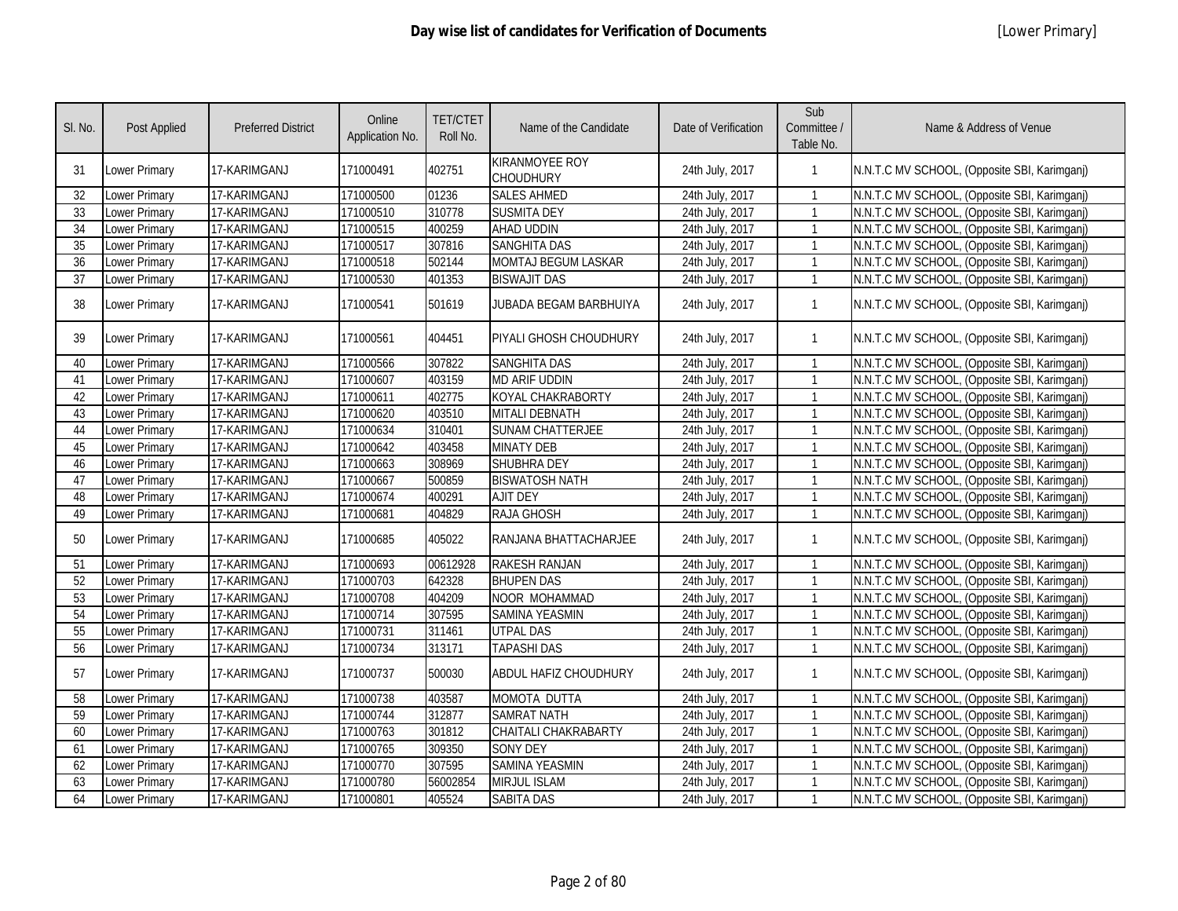# Day wise list of candidates for Verification of Documents

[Lower Primary]

| Sl. No. | Post Applied | Preferred District | Online Application No. | TET/CTET Roll No. | Name of the Candidate | Date of Verification | Sub Committee / Table No. | Name & Address of Venue |
|---|---|---|---|---|---|---|---|---|
| 31 | Lower Primary | 17-KARIMGANJ | 171000491 | 402751 | KIRANMOYEE ROY CHOUDHURY | 24th July, 2017 | 1 | N.N.T.C MV SCHOOL, (Opposite SBI, Karimganj) |
| 32 | Lower Primary | 17-KARIMGANJ | 171000500 | 01236 | SALES AHMED | 24th July, 2017 | 1 | N.N.T.C MV SCHOOL, (Opposite SBI, Karimganj) |
| 33 | Lower Primary | 17-KARIMGANJ | 171000510 | 310778 | SUSMITA DEY | 24th July, 2017 | 1 | N.N.T.C MV SCHOOL, (Opposite SBI, Karimganj) |
| 34 | Lower Primary | 17-KARIMGANJ | 171000515 | 400259 | AHAD UDDIN | 24th July, 2017 | 1 | N.N.T.C MV SCHOOL, (Opposite SBI, Karimganj) |
| 35 | Lower Primary | 17-KARIMGANJ | 171000517 | 307816 | SANGHITA DAS | 24th July, 2017 | 1 | N.N.T.C MV SCHOOL, (Opposite SBI, Karimganj) |
| 36 | Lower Primary | 17-KARIMGANJ | 171000518 | 502144 | MOMTAJ BEGUM LASKAR | 24th July, 2017 | 1 | N.N.T.C MV SCHOOL, (Opposite SBI, Karimganj) |
| 37 | Lower Primary | 17-KARIMGANJ | 171000530 | 401353 | BISWAJIT DAS | 24th July, 2017 | 1 | N.N.T.C MV SCHOOL, (Opposite SBI, Karimganj) |
| 38 | Lower Primary | 17-KARIMGANJ | 171000541 | 501619 | JUBADA BEGAM BARBHUIYA | 24th July, 2017 | 1 | N.N.T.C MV SCHOOL, (Opposite SBI, Karimganj) |
| 39 | Lower Primary | 17-KARIMGANJ | 171000561 | 404451 | PIYALI GHOSH CHOUDHURY | 24th July, 2017 | 1 | N.N.T.C MV SCHOOL, (Opposite SBI, Karimganj) |
| 40 | Lower Primary | 17-KARIMGANJ | 171000566 | 307822 | SANGHITA DAS | 24th July, 2017 | 1 | N.N.T.C MV SCHOOL, (Opposite SBI, Karimganj) |
| 41 | Lower Primary | 17-KARIMGANJ | 171000607 | 403159 | MD ARIF UDDIN | 24th July, 2017 | 1 | N.N.T.C MV SCHOOL, (Opposite SBI, Karimganj) |
| 42 | Lower Primary | 17-KARIMGANJ | 171000611 | 402775 | KOYAL CHAKRABORTY | 24th July, 2017 | 1 | N.N.T.C MV SCHOOL, (Opposite SBI, Karimganj) |
| 43 | Lower Primary | 17-KARIMGANJ | 171000620 | 403510 | MITALI DEBNATH | 24th July, 2017 | 1 | N.N.T.C MV SCHOOL, (Opposite SBI, Karimganj) |
| 44 | Lower Primary | 17-KARIMGANJ | 171000634 | 310401 | SUNAM CHATTERJEE | 24th July, 2017 | 1 | N.N.T.C MV SCHOOL, (Opposite SBI, Karimganj) |
| 45 | Lower Primary | 17-KARIMGANJ | 171000642 | 403458 | MINATY DEB | 24th July, 2017 | 1 | N.N.T.C MV SCHOOL, (Opposite SBI, Karimganj) |
| 46 | Lower Primary | 17-KARIMGANJ | 171000663 | 308969 | SHUBHRA DEY | 24th July, 2017 | 1 | N.N.T.C MV SCHOOL, (Opposite SBI, Karimganj) |
| 47 | Lower Primary | 17-KARIMGANJ | 171000667 | 500859 | BISWATOSH NATH | 24th July, 2017 | 1 | N.N.T.C MV SCHOOL, (Opposite SBI, Karimganj) |
| 48 | Lower Primary | 17-KARIMGANJ | 171000674 | 400291 | AJIT DEY | 24th July, 2017 | 1 | N.N.T.C MV SCHOOL, (Opposite SBI, Karimganj) |
| 49 | Lower Primary | 17-KARIMGANJ | 171000681 | 404829 | RAJA GHOSH | 24th July, 2017 | 1 | N.N.T.C MV SCHOOL, (Opposite SBI, Karimganj) |
| 50 | Lower Primary | 17-KARIMGANJ | 171000685 | 405022 | RANJANA BHATTACHARJEE | 24th July, 2017 | 1 | N.N.T.C MV SCHOOL, (Opposite SBI, Karimganj) |
| 51 | Lower Primary | 17-KARIMGANJ | 171000693 | 00612928 | RAKESH RANJAN | 24th July, 2017 | 1 | N.N.T.C MV SCHOOL, (Opposite SBI, Karimganj) |
| 52 | Lower Primary | 17-KARIMGANJ | 171000703 | 642328 | BHUPEN DAS | 24th July, 2017 | 1 | N.N.T.C MV SCHOOL, (Opposite SBI, Karimganj) |
| 53 | Lower Primary | 17-KARIMGANJ | 171000708 | 404209 | NOOR MOHAMMAD | 24th July, 2017 | 1 | N.N.T.C MV SCHOOL, (Opposite SBI, Karimganj) |
| 54 | Lower Primary | 17-KARIMGANJ | 171000714 | 307595 | SAMINA YEASMIN | 24th July, 2017 | 1 | N.N.T.C MV SCHOOL, (Opposite SBI, Karimganj) |
| 55 | Lower Primary | 17-KARIMGANJ | 171000731 | 311461 | UTPAL DAS | 24th July, 2017 | 1 | N.N.T.C MV SCHOOL, (Opposite SBI, Karimganj) |
| 56 | Lower Primary | 17-KARIMGANJ | 171000734 | 313171 | TAPASHI DAS | 24th July, 2017 | 1 | N.N.T.C MV SCHOOL, (Opposite SBI, Karimganj) |
| 57 | Lower Primary | 17-KARIMGANJ | 171000737 | 500030 | ABDUL HAFIZ CHOUDHURY | 24th July, 2017 | 1 | N.N.T.C MV SCHOOL, (Opposite SBI, Karimganj) |
| 58 | Lower Primary | 17-KARIMGANJ | 171000738 | 403587 | MOMOTA DUTTA | 24th July, 2017 | 1 | N.N.T.C MV SCHOOL, (Opposite SBI, Karimganj) |
| 59 | Lower Primary | 17-KARIMGANJ | 171000744 | 312877 | SAMRAT NATH | 24th July, 2017 | 1 | N.N.T.C MV SCHOOL, (Opposite SBI, Karimganj) |
| 60 | Lower Primary | 17-KARIMGANJ | 171000763 | 301812 | CHAITALI CHAKRABARTY | 24th July, 2017 | 1 | N.N.T.C MV SCHOOL, (Opposite SBI, Karimganj) |
| 61 | Lower Primary | 17-KARIMGANJ | 171000765 | 309350 | SONY DEY | 24th July, 2017 | 1 | N.N.T.C MV SCHOOL, (Opposite SBI, Karimganj) |
| 62 | Lower Primary | 17-KARIMGANJ | 171000770 | 307595 | SAMINA YEASMIN | 24th July, 2017 | 1 | N.N.T.C MV SCHOOL, (Opposite SBI, Karimganj) |
| 63 | Lower Primary | 17-KARIMGANJ | 171000780 | 56002854 | MIRJUL ISLAM | 24th July, 2017 | 1 | N.N.T.C MV SCHOOL, (Opposite SBI, Karimganj) |
| 64 | Lower Primary | 17-KARIMGANJ | 171000801 | 405524 | SABITA DAS | 24th July, 2017 | 1 | N.N.T.C MV SCHOOL, (Opposite SBI, Karimganj) |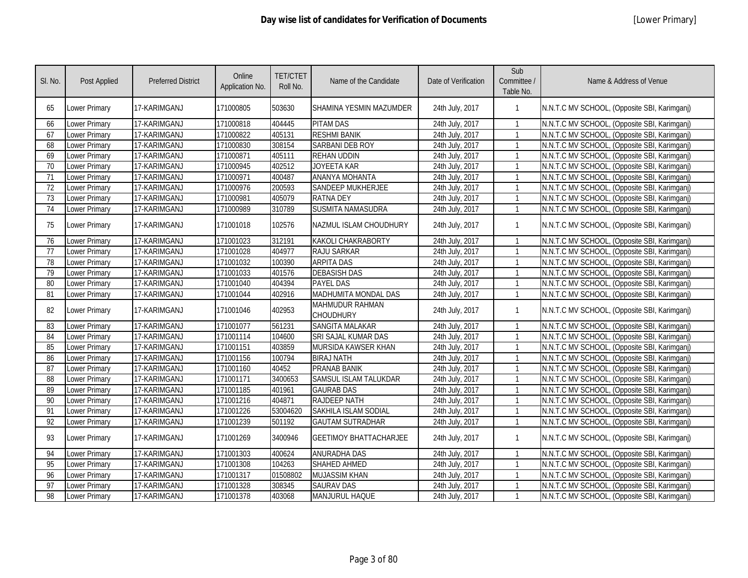# Day wise list of candidates for Verification of Documents

[Lower Primary]

| Sl. No. | Post Applied | Preferred District | Online Application No. | TET/CTET Roll No. | Name of the Candidate | Date of Verification | Sub Committee / Table No. | Name & Address of Venue |
|---|---|---|---|---|---|---|---|---|
| 65 | Lower Primary | 17-KARIMGANJ | 171000805 | 503630 | SHAMINA YESMIN MAZUMDER | 24th July, 2017 | 1 | N.N.T.C MV SCHOOL, (Opposite SBI, Karimganj) |
| 66 | Lower Primary | 17-KARIMGANJ | 171000818 | 404445 | PITAM DAS | 24th July, 2017 | 1 | N.N.T.C MV SCHOOL, (Opposite SBI, Karimganj) |
| 67 | Lower Primary | 17-KARIMGANJ | 171000822 | 405131 | RESHMI BANIK | 24th July, 2017 | 1 | N.N.T.C MV SCHOOL, (Opposite SBI, Karimganj) |
| 68 | Lower Primary | 17-KARIMGANJ | 171000830 | 308154 | SARBANI DEB ROY | 24th July, 2017 | 1 | N.N.T.C MV SCHOOL, (Opposite SBI, Karimganj) |
| 69 | Lower Primary | 17-KARIMGANJ | 171000871 | 405111 | REHAN UDDIN | 24th July, 2017 | 1 | N.N.T.C MV SCHOOL, (Opposite SBI, Karimganj) |
| 70 | Lower Primary | 17-KARIMGANJ | 171000945 | 402512 | JOYEETA KAR | 24th July, 2017 | 1 | N.N.T.C MV SCHOOL, (Opposite SBI, Karimganj) |
| 71 | Lower Primary | 17-KARIMGANJ | 171000971 | 400487 | ANANYA MOHANTA | 24th July, 2017 | 1 | N.N.T.C MV SCHOOL, (Opposite SBI, Karimganj) |
| 72 | Lower Primary | 17-KARIMGANJ | 171000976 | 200593 | SANDEEP MUKHERJEE | 24th July, 2017 | 1 | N.N.T.C MV SCHOOL, (Opposite SBI, Karimganj) |
| 73 | Lower Primary | 17-KARIMGANJ | 171000981 | 405079 | RATNA DEY | 24th July, 2017 | 1 | N.N.T.C MV SCHOOL, (Opposite SBI, Karimganj) |
| 74 | Lower Primary | 17-KARIMGANJ | 171000989 | 310789 | SUSMITA NAMASUDRA | 24th July, 2017 | 1 | N.N.T.C MV SCHOOL, (Opposite SBI, Karimganj) |
| 75 | Lower Primary | 17-KARIMGANJ | 171001018 | 102576 | NAZMUL ISLAM CHOUDHURY | 24th July, 2017 | 1 | N.N.T.C MV SCHOOL, (Opposite SBI, Karimganj) |
| 76 | Lower Primary | 17-KARIMGANJ | 171001023 | 312191 | KAKOLI CHAKRABORTY | 24th July, 2017 | 1 | N.N.T.C MV SCHOOL, (Opposite SBI, Karimganj) |
| 77 | Lower Primary | 17-KARIMGANJ | 171001028 | 404977 | RAJU SARKAR | 24th July, 2017 | 1 | N.N.T.C MV SCHOOL, (Opposite SBI, Karimganj) |
| 78 | Lower Primary | 17-KARIMGANJ | 171001032 | 100390 | ARPITA DAS | 24th July, 2017 | 1 | N.N.T.C MV SCHOOL, (Opposite SBI, Karimganj) |
| 79 | Lower Primary | 17-KARIMGANJ | 171001033 | 401576 | DEBASISH DAS | 24th July, 2017 | 1 | N.N.T.C MV SCHOOL, (Opposite SBI, Karimganj) |
| 80 | Lower Primary | 17-KARIMGANJ | 171001040 | 404394 | PAYEL DAS | 24th July, 2017 | 1 | N.N.T.C MV SCHOOL, (Opposite SBI, Karimganj) |
| 81 | Lower Primary | 17-KARIMGANJ | 171001044 | 402916 | MADHUMITA MONDAL DAS | 24th July, 2017 | 1 | N.N.T.C MV SCHOOL, (Opposite SBI, Karimganj) |
| 82 | Lower Primary | 17-KARIMGANJ | 171001046 | 402953 | MAHMUDUR RAHMAN CHOUDHURY | 24th July, 2017 | 1 | N.N.T.C MV SCHOOL, (Opposite SBI, Karimganj) |
| 83 | Lower Primary | 17-KARIMGANJ | 171001077 | 561231 | SANGITA MALAKAR | 24th July, 2017 | 1 | N.N.T.C MV SCHOOL, (Opposite SBI, Karimganj) |
| 84 | Lower Primary | 17-KARIMGANJ | 171001114 | 104600 | SRI SAJAL KUMAR DAS | 24th July, 2017 | 1 | N.N.T.C MV SCHOOL, (Opposite SBI, Karimganj) |
| 85 | Lower Primary | 17-KARIMGANJ | 171001151 | 403859 | MURSIDA KAWSER KHAN | 24th July, 2017 | 1 | N.N.T.C MV SCHOOL, (Opposite SBI, Karimganj) |
| 86 | Lower Primary | 17-KARIMGANJ | 171001156 | 100794 | BIRAJ NATH | 24th July, 2017 | 1 | N.N.T.C MV SCHOOL, (Opposite SBI, Karimganj) |
| 87 | Lower Primary | 17-KARIMGANJ | 171001160 | 40452 | PRANAB BANIK | 24th July, 2017 | 1 | N.N.T.C MV SCHOOL, (Opposite SBI, Karimganj) |
| 88 | Lower Primary | 17-KARIMGANJ | 171001171 | 3400653 | SAMSUL ISLAM TALUKDAR | 24th July, 2017 | 1 | N.N.T.C MV SCHOOL, (Opposite SBI, Karimganj) |
| 89 | Lower Primary | 17-KARIMGANJ | 171001185 | 401961 | GAURAB DAS | 24th July, 2017 | 1 | N.N.T.C MV SCHOOL, (Opposite SBI, Karimganj) |
| 90 | Lower Primary | 17-KARIMGANJ | 171001216 | 404871 | RAJDEEP NATH | 24th July, 2017 | 1 | N.N.T.C MV SCHOOL, (Opposite SBI, Karimganj) |
| 91 | Lower Primary | 17-KARIMGANJ | 171001226 | 53004620 | SAKHILA ISLAM SODIAL | 24th July, 2017 | 1 | N.N.T.C MV SCHOOL, (Opposite SBI, Karimganj) |
| 92 | Lower Primary | 17-KARIMGANJ | 171001239 | 501192 | GAUTAM SUTRADHAR | 24th July, 2017 | 1 | N.N.T.C MV SCHOOL, (Opposite SBI, Karimganj) |
| 93 | Lower Primary | 17-KARIMGANJ | 171001269 | 3400946 | GEETIMOY BHATTACHARJEE | 24th July, 2017 | 1 | N.N.T.C MV SCHOOL, (Opposite SBI, Karimganj) |
| 94 | Lower Primary | 17-KARIMGANJ | 171001303 | 400624 | ANURADHA DAS | 24th July, 2017 | 1 | N.N.T.C MV SCHOOL, (Opposite SBI, Karimganj) |
| 95 | Lower Primary | 17-KARIMGANJ | 171001308 | 104263 | SHAHED AHMED | 24th July, 2017 | 1 | N.N.T.C MV SCHOOL, (Opposite SBI, Karimganj) |
| 96 | Lower Primary | 17-KARIMGANJ | 171001317 | 01508802 | MUJASSIM KHAN | 24th July, 2017 | 1 | N.N.T.C MV SCHOOL, (Opposite SBI, Karimganj) |
| 97 | Lower Primary | 17-KARIMGANJ | 171001328 | 308345 | SAURAV DAS | 24th July, 2017 | 1 | N.N.T.C MV SCHOOL, (Opposite SBI, Karimganj) |
| 98 | Lower Primary | 17-KARIMGANJ | 171001378 | 403068 | MANJURUL HAQUE | 24th July, 2017 | 1 | N.N.T.C MV SCHOOL, (Opposite SBI, Karimganj) |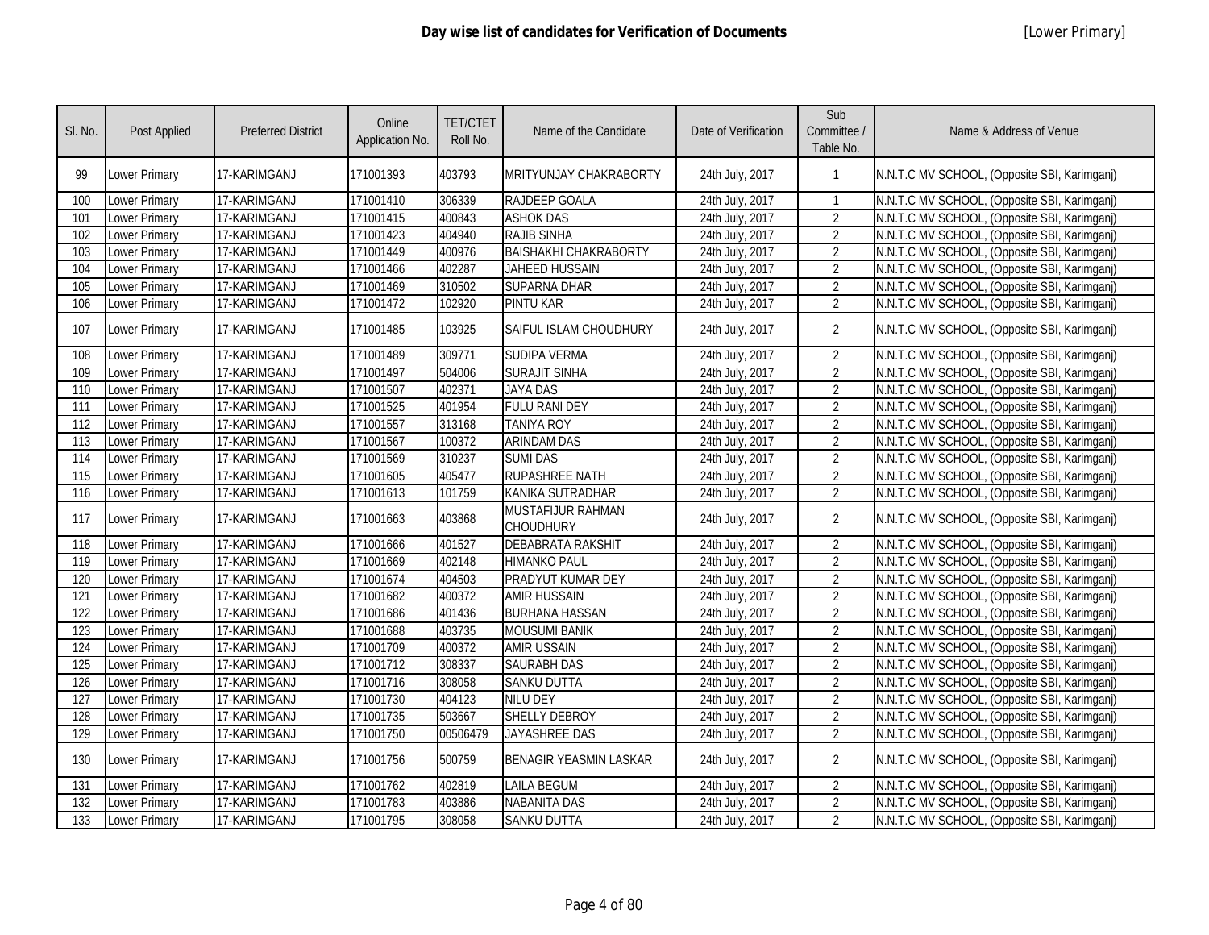# Day wise list of candidates for Verification of Documents

[Lower Primary]

| Sl. No. | Post Applied | Preferred District | Online Application No. | TET/CTET Roll No. | Name of the Candidate | Date of Verification | Sub Committee / Table No. | Name & Address of Venue |
|---|---|---|---|---|---|---|---|---|
| 99 | Lower Primary | 17-KARIMGANJ | 171001393 | 403793 | MRITYUNJAY CHAKRABORTY | 24th July, 2017 | 1 | N.N.T.C MV SCHOOL, (Opposite SBI, Karimganj) |
| 100 | Lower Primary | 17-KARIMGANJ | 171001410 | 306339 | RAJDEEP GOALA | 24th July, 2017 | 1 | N.N.T.C MV SCHOOL, (Opposite SBI, Karimganj) |
| 101 | Lower Primary | 17-KARIMGANJ | 171001415 | 400843 | ASHOK DAS | 24th July, 2017 | 2 | N.N.T.C MV SCHOOL, (Opposite SBI, Karimganj) |
| 102 | Lower Primary | 17-KARIMGANJ | 171001423 | 404940 | RAJIB SINHA | 24th July, 2017 | 2 | N.N.T.C MV SCHOOL, (Opposite SBI, Karimganj) |
| 103 | Lower Primary | 17-KARIMGANJ | 171001449 | 400976 | BAISHAKHI CHAKRABORTY | 24th July, 2017 | 2 | N.N.T.C MV SCHOOL, (Opposite SBI, Karimganj) |
| 104 | Lower Primary | 17-KARIMGANJ | 171001466 | 402287 | JAHEED HUSSAIN | 24th July, 2017 | 2 | N.N.T.C MV SCHOOL, (Opposite SBI, Karimganj) |
| 105 | Lower Primary | 17-KARIMGANJ | 171001469 | 310502 | SUPARNA DHAR | 24th July, 2017 | 2 | N.N.T.C MV SCHOOL, (Opposite SBI, Karimganj) |
| 106 | Lower Primary | 17-KARIMGANJ | 171001472 | 102920 | PINTU KAR | 24th July, 2017 | 2 | N.N.T.C MV SCHOOL, (Opposite SBI, Karimganj) |
| 107 | Lower Primary | 17-KARIMGANJ | 171001485 | 103925 | SAIFUL ISLAM CHOUDHURY | 24th July, 2017 | 2 | N.N.T.C MV SCHOOL, (Opposite SBI, Karimganj) |
| 108 | Lower Primary | 17-KARIMGANJ | 171001489 | 309771 | SUDIPA VERMA | 24th July, 2017 | 2 | N.N.T.C MV SCHOOL, (Opposite SBI, Karimganj) |
| 109 | Lower Primary | 17-KARIMGANJ | 171001497 | 504006 | SURAJIT SINHA | 24th July, 2017 | 2 | N.N.T.C MV SCHOOL, (Opposite SBI, Karimganj) |
| 110 | Lower Primary | 17-KARIMGANJ | 171001507 | 402371 | JAYA DAS | 24th July, 2017 | 2 | N.N.T.C MV SCHOOL, (Opposite SBI, Karimganj) |
| 111 | Lower Primary | 17-KARIMGANJ | 171001525 | 401954 | FULU RANI DEY | 24th July, 2017 | 2 | N.N.T.C MV SCHOOL, (Opposite SBI, Karimganj) |
| 112 | Lower Primary | 17-KARIMGANJ | 171001557 | 313168 | TANIYA ROY | 24th July, 2017 | 2 | N.N.T.C MV SCHOOL, (Opposite SBI, Karimganj) |
| 113 | Lower Primary | 17-KARIMGANJ | 171001567 | 100372 | ARINDAM DAS | 24th July, 2017 | 2 | N.N.T.C MV SCHOOL, (Opposite SBI, Karimganj) |
| 114 | Lower Primary | 17-KARIMGANJ | 171001569 | 310237 | SUMI DAS | 24th July, 2017 | 2 | N.N.T.C MV SCHOOL, (Opposite SBI, Karimganj) |
| 115 | Lower Primary | 17-KARIMGANJ | 171001605 | 405477 | RUPASHREE NATH | 24th July, 2017 | 2 | N.N.T.C MV SCHOOL, (Opposite SBI, Karimganj) |
| 116 | Lower Primary | 17-KARIMGANJ | 171001613 | 101759 | KANIKA SUTRADHAR | 24th July, 2017 | 2 | N.N.T.C MV SCHOOL, (Opposite SBI, Karimganj) |
| 117 | Lower Primary | 17-KARIMGANJ | 171001663 | 403868 | MUSTAFIJUR RAHMAN CHOUDHURY | 24th July, 2017 | 2 | N.N.T.C MV SCHOOL, (Opposite SBI, Karimganj) |
| 118 | Lower Primary | 17-KARIMGANJ | 171001666 | 401527 | DEBABRATA RAKSHIT | 24th July, 2017 | 2 | N.N.T.C MV SCHOOL, (Opposite SBI, Karimganj) |
| 119 | Lower Primary | 17-KARIMGANJ | 171001669 | 402148 | HIMANKO PAUL | 24th July, 2017 | 2 | N.N.T.C MV SCHOOL, (Opposite SBI, Karimganj) |
| 120 | Lower Primary | 17-KARIMGANJ | 171001674 | 404503 | PRADYUT KUMAR DEY | 24th July, 2017 | 2 | N.N.T.C MV SCHOOL, (Opposite SBI, Karimganj) |
| 121 | Lower Primary | 17-KARIMGANJ | 171001682 | 400372 | AMIR HUSSAIN | 24th July, 2017 | 2 | N.N.T.C MV SCHOOL, (Opposite SBI, Karimganj) |
| 122 | Lower Primary | 17-KARIMGANJ | 171001686 | 401436 | BURHANA HASSAN | 24th July, 2017 | 2 | N.N.T.C MV SCHOOL, (Opposite SBI, Karimganj) |
| 123 | Lower Primary | 17-KARIMGANJ | 171001688 | 403735 | MOUSUMI BANIK | 24th July, 2017 | 2 | N.N.T.C MV SCHOOL, (Opposite SBI, Karimganj) |
| 124 | Lower Primary | 17-KARIMGANJ | 171001709 | 400372 | AMIR USSAIN | 24th July, 2017 | 2 | N.N.T.C MV SCHOOL, (Opposite SBI, Karimganj) |
| 125 | Lower Primary | 17-KARIMGANJ | 171001712 | 308337 | SAURABH DAS | 24th July, 2017 | 2 | N.N.T.C MV SCHOOL, (Opposite SBI, Karimganj) |
| 126 | Lower Primary | 17-KARIMGANJ | 171001716 | 308058 | SANKU DUTTA | 24th July, 2017 | 2 | N.N.T.C MV SCHOOL, (Opposite SBI, Karimganj) |
| 127 | Lower Primary | 17-KARIMGANJ | 171001730 | 404123 | NILU DEY | 24th July, 2017 | 2 | N.N.T.C MV SCHOOL, (Opposite SBI, Karimganj) |
| 128 | Lower Primary | 17-KARIMGANJ | 171001735 | 503667 | SHELLY DEBROY | 24th July, 2017 | 2 | N.N.T.C MV SCHOOL, (Opposite SBI, Karimganj) |
| 129 | Lower Primary | 17-KARIMGANJ | 171001750 | 00506479 | JAYASHREE DAS | 24th July, 2017 | 2 | N.N.T.C MV SCHOOL, (Opposite SBI, Karimganj) |
| 130 | Lower Primary | 17-KARIMGANJ | 171001756 | 500759 | BENAGIR YEASMIN LASKAR | 24th July, 2017 | 2 | N.N.T.C MV SCHOOL, (Opposite SBI, Karimganj) |
| 131 | Lower Primary | 17-KARIMGANJ | 171001762 | 402819 | LAILA BEGUM | 24th July, 2017 | 2 | N.N.T.C MV SCHOOL, (Opposite SBI, Karimganj) |
| 132 | Lower Primary | 17-KARIMGANJ | 171001783 | 403886 | NABANITA DAS | 24th July, 2017 | 2 | N.N.T.C MV SCHOOL, (Opposite SBI, Karimganj) |
| 133 | Lower Primary | 17-KARIMGANJ | 171001795 | 308058 | SANKU DUTTA | 24th July, 2017 | 2 | N.N.T.C MV SCHOOL, (Opposite SBI, Karimganj) |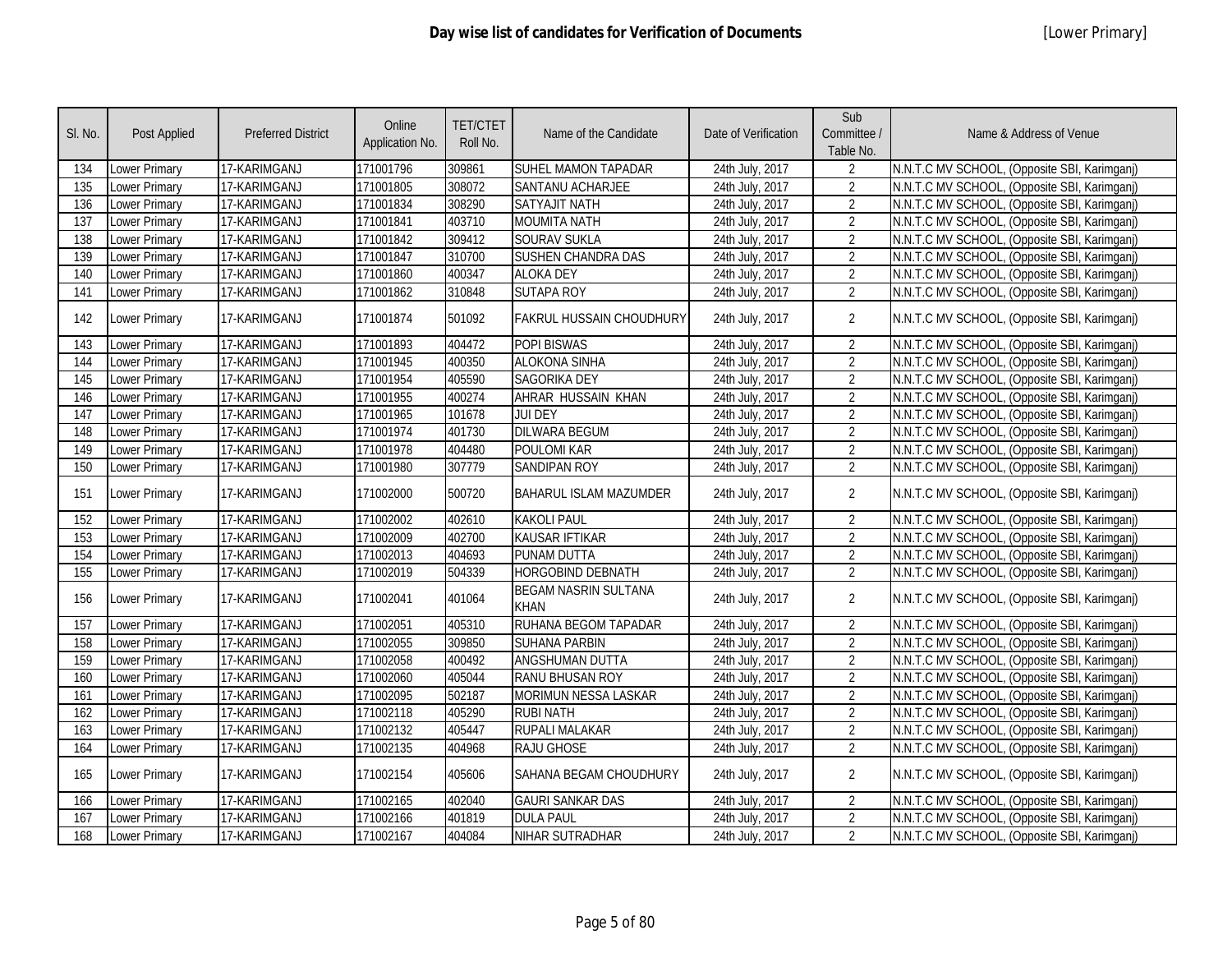# Day wise list of candidates for Verification of Documents

[Lower Primary]

| Sl. No. | Post Applied | Preferred District | Online Application No. | TET/CTET Roll No. | Name of the Candidate | Date of Verification | Sub Committee / Table No. | Name & Address of Venue |
|---|---|---|---|---|---|---|---|---|
| 134 | Lower Primary | 17-KARIMGANJ | 171001796 | 309861 | SUHEL MAMON TAPADAR | 24th July, 2017 | 2 | N.N.T.C MV SCHOOL, (Opposite SBI, Karimganj) |
| 135 | Lower Primary | 17-KARIMGANJ | 171001805 | 308072 | SANTANU ACHARJEE | 24th July, 2017 | 2 | N.N.T.C MV SCHOOL, (Opposite SBI, Karimganj) |
| 136 | Lower Primary | 17-KARIMGANJ | 171001834 | 308290 | SATYAJIT NATH | 24th July, 2017 | 2 | N.N.T.C MV SCHOOL, (Opposite SBI, Karimganj) |
| 137 | Lower Primary | 17-KARIMGANJ | 171001841 | 403710 | MOUMITA NATH | 24th July, 2017 | 2 | N.N.T.C MV SCHOOL, (Opposite SBI, Karimganj) |
| 138 | Lower Primary | 17-KARIMGANJ | 171001842 | 309412 | SOURAV SUKLA | 24th July, 2017 | 2 | N.N.T.C MV SCHOOL, (Opposite SBI, Karimganj) |
| 139 | Lower Primary | 17-KARIMGANJ | 171001847 | 310700 | SUSHEN CHANDRA DAS | 24th July, 2017 | 2 | N.N.T.C MV SCHOOL, (Opposite SBI, Karimganj) |
| 140 | Lower Primary | 17-KARIMGANJ | 171001860 | 400347 | ALOKA DEY | 24th July, 2017 | 2 | N.N.T.C MV SCHOOL, (Opposite SBI, Karimganj) |
| 141 | Lower Primary | 17-KARIMGANJ | 171001862 | 310848 | SUTAPA ROY | 24th July, 2017 | 2 | N.N.T.C MV SCHOOL, (Opposite SBI, Karimganj) |
| 142 | Lower Primary | 17-KARIMGANJ | 171001874 | 501092 | FAKRUL HUSSAIN CHOUDHURY | 24th July, 2017 | 2 | N.N.T.C MV SCHOOL, (Opposite SBI, Karimganj) |
| 143 | Lower Primary | 17-KARIMGANJ | 171001893 | 404472 | POPI BISWAS | 24th July, 2017 | 2 | N.N.T.C MV SCHOOL, (Opposite SBI, Karimganj) |
| 144 | Lower Primary | 17-KARIMGANJ | 171001945 | 400350 | ALOKONA SINHA | 24th July, 2017 | 2 | N.N.T.C MV SCHOOL, (Opposite SBI, Karimganj) |
| 145 | Lower Primary | 17-KARIMGANJ | 171001954 | 405590 | SAGORIKA DEY | 24th July, 2017 | 2 | N.N.T.C MV SCHOOL, (Opposite SBI, Karimganj) |
| 146 | Lower Primary | 17-KARIMGANJ | 171001955 | 400274 | AHRAR HUSSAIN KHAN | 24th July, 2017 | 2 | N.N.T.C MV SCHOOL, (Opposite SBI, Karimganj) |
| 147 | Lower Primary | 17-KARIMGANJ | 171001965 | 101678 | JUI DEY | 24th July, 2017 | 2 | N.N.T.C MV SCHOOL, (Opposite SBI, Karimganj) |
| 148 | Lower Primary | 17-KARIMGANJ | 171001974 | 401730 | DILWARA BEGUM | 24th July, 2017 | 2 | N.N.T.C MV SCHOOL, (Opposite SBI, Karimganj) |
| 149 | Lower Primary | 17-KARIMGANJ | 171001978 | 404480 | POULOMI KAR | 24th July, 2017 | 2 | N.N.T.C MV SCHOOL, (Opposite SBI, Karimganj) |
| 150 | Lower Primary | 17-KARIMGANJ | 171001980 | 307779 | SANDIPAN ROY | 24th July, 2017 | 2 | N.N.T.C MV SCHOOL, (Opposite SBI, Karimganj) |
| 151 | Lower Primary | 17-KARIMGANJ | 171002000 | 500720 | BAHARUL ISLAM MAZUMDER | 24th July, 2017 | 2 | N.N.T.C MV SCHOOL, (Opposite SBI, Karimganj) |
| 152 | Lower Primary | 17-KARIMGANJ | 171002002 | 402610 | KAKOLI PAUL | 24th July, 2017 | 2 | N.N.T.C MV SCHOOL, (Opposite SBI, Karimganj) |
| 153 | Lower Primary | 17-KARIMGANJ | 171002009 | 402700 | KAUSAR IFTIKAR | 24th July, 2017 | 2 | N.N.T.C MV SCHOOL, (Opposite SBI, Karimganj) |
| 154 | Lower Primary | 17-KARIMGANJ | 171002013 | 404693 | PUNAM DUTTA | 24th July, 2017 | 2 | N.N.T.C MV SCHOOL, (Opposite SBI, Karimganj) |
| 155 | Lower Primary | 17-KARIMGANJ | 171002019 | 504339 | HORGOBIND DEBNATH | 24th July, 2017 | 2 | N.N.T.C MV SCHOOL, (Opposite SBI, Karimganj) |
| 156 | Lower Primary | 17-KARIMGANJ | 171002041 | 401064 | BEGAM NASRIN SULTANA KHAN | 24th July, 2017 | 2 | N.N.T.C MV SCHOOL, (Opposite SBI, Karimganj) |
| 157 | Lower Primary | 17-KARIMGANJ | 171002051 | 405310 | RUHANA BEGOM TAPADAR | 24th July, 2017 | 2 | N.N.T.C MV SCHOOL, (Opposite SBI, Karimganj) |
| 158 | Lower Primary | 17-KARIMGANJ | 171002055 | 309850 | SUHANA PARBIN | 24th July, 2017 | 2 | N.N.T.C MV SCHOOL, (Opposite SBI, Karimganj) |
| 159 | Lower Primary | 17-KARIMGANJ | 171002058 | 400492 | ANGSHUMAN DUTTA | 24th July, 2017 | 2 | N.N.T.C MV SCHOOL, (Opposite SBI, Karimganj) |
| 160 | Lower Primary | 17-KARIMGANJ | 171002060 | 405044 | RANU BHUSAN ROY | 24th July, 2017 | 2 | N.N.T.C MV SCHOOL, (Opposite SBI, Karimganj) |
| 161 | Lower Primary | 17-KARIMGANJ | 171002095 | 502187 | MORIMUN NESSA LASKAR | 24th July, 2017 | 2 | N.N.T.C MV SCHOOL, (Opposite SBI, Karimganj) |
| 162 | Lower Primary | 17-KARIMGANJ | 171002118 | 405290 | RUBI NATH | 24th July, 2017 | 2 | N.N.T.C MV SCHOOL, (Opposite SBI, Karimganj) |
| 163 | Lower Primary | 17-KARIMGANJ | 171002132 | 405447 | RUPALI MALAKAR | 24th July, 2017 | 2 | N.N.T.C MV SCHOOL, (Opposite SBI, Karimganj) |
| 164 | Lower Primary | 17-KARIMGANJ | 171002135 | 404968 | RAJU GHOSE | 24th July, 2017 | 2 | N.N.T.C MV SCHOOL, (Opposite SBI, Karimganj) |
| 165 | Lower Primary | 17-KARIMGANJ | 171002154 | 405606 | SAHANA BEGAM CHOUDHURY | 24th July, 2017 | 2 | N.N.T.C MV SCHOOL, (Opposite SBI, Karimganj) |
| 166 | Lower Primary | 17-KARIMGANJ | 171002165 | 402040 | GAURI SANKAR DAS | 24th July, 2017 | 2 | N.N.T.C MV SCHOOL, (Opposite SBI, Karimganj) |
| 167 | Lower Primary | 17-KARIMGANJ | 171002166 | 401819 | DULA PAUL | 24th July, 2017 | 2 | N.N.T.C MV SCHOOL, (Opposite SBI, Karimganj) |
| 168 | Lower Primary | 17-KARIMGANJ | 171002167 | 404084 | NIHAR SUTRADHAR | 24th July, 2017 | 2 | N.N.T.C MV SCHOOL, (Opposite SBI, Karimganj) |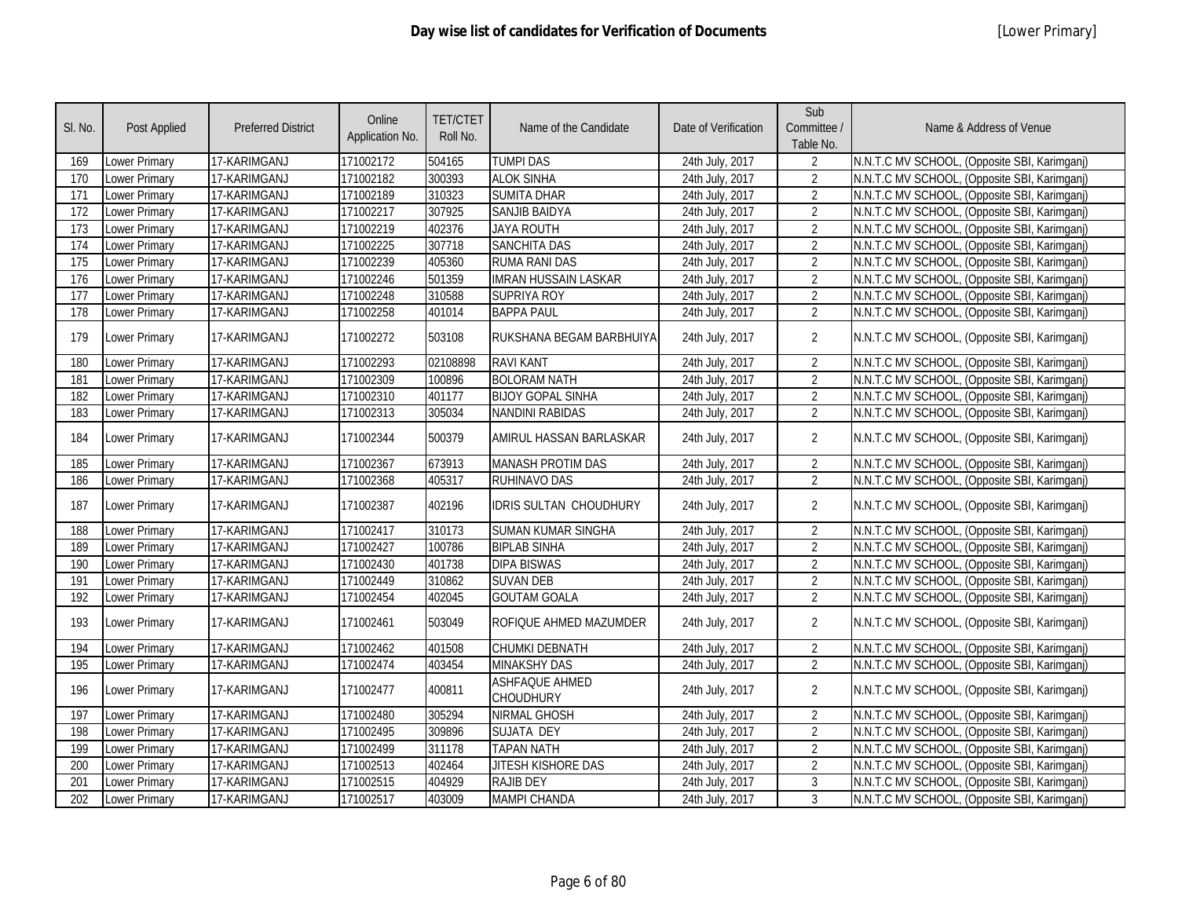# Day wise list of candidates for Verification of Documents

[Lower Primary]

| Sl. No. | Post Applied | Preferred District | Online Application No. | TET/CTET Roll No. | Name of the Candidate | Date of Verification | Sub Committee / Table No. | Name & Address of Venue |
|---|---|---|---|---|---|---|---|---|
| 169 | Lower Primary | 17-KARIMGANJ | 171002172 | 504165 | TUMPI DAS | 24th July, 2017 | 2 | N.N.T.C MV SCHOOL, (Opposite SBI, Karimganj) |
| 170 | Lower Primary | 17-KARIMGANJ | 171002182 | 300393 | ALOK SINHA | 24th July, 2017 | 2 | N.N.T.C MV SCHOOL, (Opposite SBI, Karimganj) |
| 171 | Lower Primary | 17-KARIMGANJ | 171002189 | 310323 | SUMITA DHAR | 24th July, 2017 | 2 | N.N.T.C MV SCHOOL, (Opposite SBI, Karimganj) |
| 172 | Lower Primary | 17-KARIMGANJ | 171002217 | 307925 | SANJIB BAIDYA | 24th July, 2017 | 2 | N.N.T.C MV SCHOOL, (Opposite SBI, Karimganj) |
| 173 | Lower Primary | 17-KARIMGANJ | 171002219 | 402376 | JAYA ROUTH | 24th July, 2017 | 2 | N.N.T.C MV SCHOOL, (Opposite SBI, Karimganj) |
| 174 | Lower Primary | 17-KARIMGANJ | 171002225 | 307718 | SANCHITA DAS | 24th July, 2017 | 2 | N.N.T.C MV SCHOOL, (Opposite SBI, Karimganj) |
| 175 | Lower Primary | 17-KARIMGANJ | 171002239 | 405360 | RUMA RANI DAS | 24th July, 2017 | 2 | N.N.T.C MV SCHOOL, (Opposite SBI, Karimganj) |
| 176 | Lower Primary | 17-KARIMGANJ | 171002246 | 501359 | IMRAN HUSSAIN LASKAR | 24th July, 2017 | 2 | N.N.T.C MV SCHOOL, (Opposite SBI, Karimganj) |
| 177 | Lower Primary | 17-KARIMGANJ | 171002248 | 310588 | SUPRIYA ROY | 24th July, 2017 | 2 | N.N.T.C MV SCHOOL, (Opposite SBI, Karimganj) |
| 178 | Lower Primary | 17-KARIMGANJ | 171002258 | 401014 | BAPPA PAUL | 24th July, 2017 | 2 | N.N.T.C MV SCHOOL, (Opposite SBI, Karimganj) |
| 179 | Lower Primary | 17-KARIMGANJ | 171002272 | 503108 | RUKSHANA BEGAM BARBHUIYA | 24th July, 2017 | 2 | N.N.T.C MV SCHOOL, (Opposite SBI, Karimganj) |
| 180 | Lower Primary | 17-KARIMGANJ | 171002293 | 02108898 | RAVI KANT | 24th July, 2017 | 2 | N.N.T.C MV SCHOOL, (Opposite SBI, Karimganj) |
| 181 | Lower Primary | 17-KARIMGANJ | 171002309 | 100896 | BOLORAM NATH | 24th July, 2017 | 2 | N.N.T.C MV SCHOOL, (Opposite SBI, Karimganj) |
| 182 | Lower Primary | 17-KARIMGANJ | 171002310 | 401177 | BIJOY GOPAL SINHA | 24th July, 2017 | 2 | N.N.T.C MV SCHOOL, (Opposite SBI, Karimganj) |
| 183 | Lower Primary | 17-KARIMGANJ | 171002313 | 305034 | NANDINI RABIDAS | 24th July, 2017 | 2 | N.N.T.C MV SCHOOL, (Opposite SBI, Karimganj) |
| 184 | Lower Primary | 17-KARIMGANJ | 171002344 | 500379 | AMIRUL HASSAN BARLASKAR | 24th July, 2017 | 2 | N.N.T.C MV SCHOOL, (Opposite SBI, Karimganj) |
| 185 | Lower Primary | 17-KARIMGANJ | 171002367 | 673913 | MANASH PROTIM DAS | 24th July, 2017 | 2 | N.N.T.C MV SCHOOL, (Opposite SBI, Karimganj) |
| 186 | Lower Primary | 17-KARIMGANJ | 171002368 | 405317 | RUHINAVO DAS | 24th July, 2017 | 2 | N.N.T.C MV SCHOOL, (Opposite SBI, Karimganj) |
| 187 | Lower Primary | 17-KARIMGANJ | 171002387 | 402196 | IDRIS SULTAN CHOUDHURY | 24th July, 2017 | 2 | N.N.T.C MV SCHOOL, (Opposite SBI, Karimganj) |
| 188 | Lower Primary | 17-KARIMGANJ | 171002417 | 310173 | SUMAN KUMAR SINGHA | 24th July, 2017 | 2 | N.N.T.C MV SCHOOL, (Opposite SBI, Karimganj) |
| 189 | Lower Primary | 17-KARIMGANJ | 171002427 | 100786 | BIPLAB SINHA | 24th July, 2017 | 2 | N.N.T.C MV SCHOOL, (Opposite SBI, Karimganj) |
| 190 | Lower Primary | 17-KARIMGANJ | 171002430 | 401738 | DIPA BISWAS | 24th July, 2017 | 2 | N.N.T.C MV SCHOOL, (Opposite SBI, Karimganj) |
| 191 | Lower Primary | 17-KARIMGANJ | 171002449 | 310862 | SUVAN DEB | 24th July, 2017 | 2 | N.N.T.C MV SCHOOL, (Opposite SBI, Karimganj) |
| 192 | Lower Primary | 17-KARIMGANJ | 171002454 | 402045 | GOUTAM GOALA | 24th July, 2017 | 2 | N.N.T.C MV SCHOOL, (Opposite SBI, Karimganj) |
| 193 | Lower Primary | 17-KARIMGANJ | 171002461 | 503049 | ROFIQUE AHMED MAZUMDER | 24th July, 2017 | 2 | N.N.T.C MV SCHOOL, (Opposite SBI, Karimganj) |
| 194 | Lower Primary | 17-KARIMGANJ | 171002462 | 401508 | CHUMKI DEBNATH | 24th July, 2017 | 2 | N.N.T.C MV SCHOOL, (Opposite SBI, Karimganj) |
| 195 | Lower Primary | 17-KARIMGANJ | 171002474 | 403454 | MINAKSHY DAS | 24th July, 2017 | 2 | N.N.T.C MV SCHOOL, (Opposite SBI, Karimganj) |
| 196 | Lower Primary | 17-KARIMGANJ | 171002477 | 400811 | ASHFAQUE AHMED CHOUDHURY | 24th July, 2017 | 2 | N.N.T.C MV SCHOOL, (Opposite SBI, Karimganj) |
| 197 | Lower Primary | 17-KARIMGANJ | 171002480 | 305294 | NIRMAL GHOSH | 24th July, 2017 | 2 | N.N.T.C MV SCHOOL, (Opposite SBI, Karimganj) |
| 198 | Lower Primary | 17-KARIMGANJ | 171002495 | 309896 | SUJATA DEY | 24th July, 2017 | 2 | N.N.T.C MV SCHOOL, (Opposite SBI, Karimganj) |
| 199 | Lower Primary | 17-KARIMGANJ | 171002499 | 311178 | TAPAN NATH | 24th July, 2017 | 2 | N.N.T.C MV SCHOOL, (Opposite SBI, Karimganj) |
| 200 | Lower Primary | 17-KARIMGANJ | 171002513 | 402464 | JITESH KISHORE DAS | 24th July, 2017 | 2 | N.N.T.C MV SCHOOL, (Opposite SBI, Karimganj) |
| 201 | Lower Primary | 17-KARIMGANJ | 171002515 | 404929 | RAJIB DEY | 24th July, 2017 | 3 | N.N.T.C MV SCHOOL, (Opposite SBI, Karimganj) |
| 202 | Lower Primary | 17-KARIMGANJ | 171002517 | 403009 | MAMPI CHANDA | 24th July, 2017 | 3 | N.N.T.C MV SCHOOL, (Opposite SBI, Karimganj) |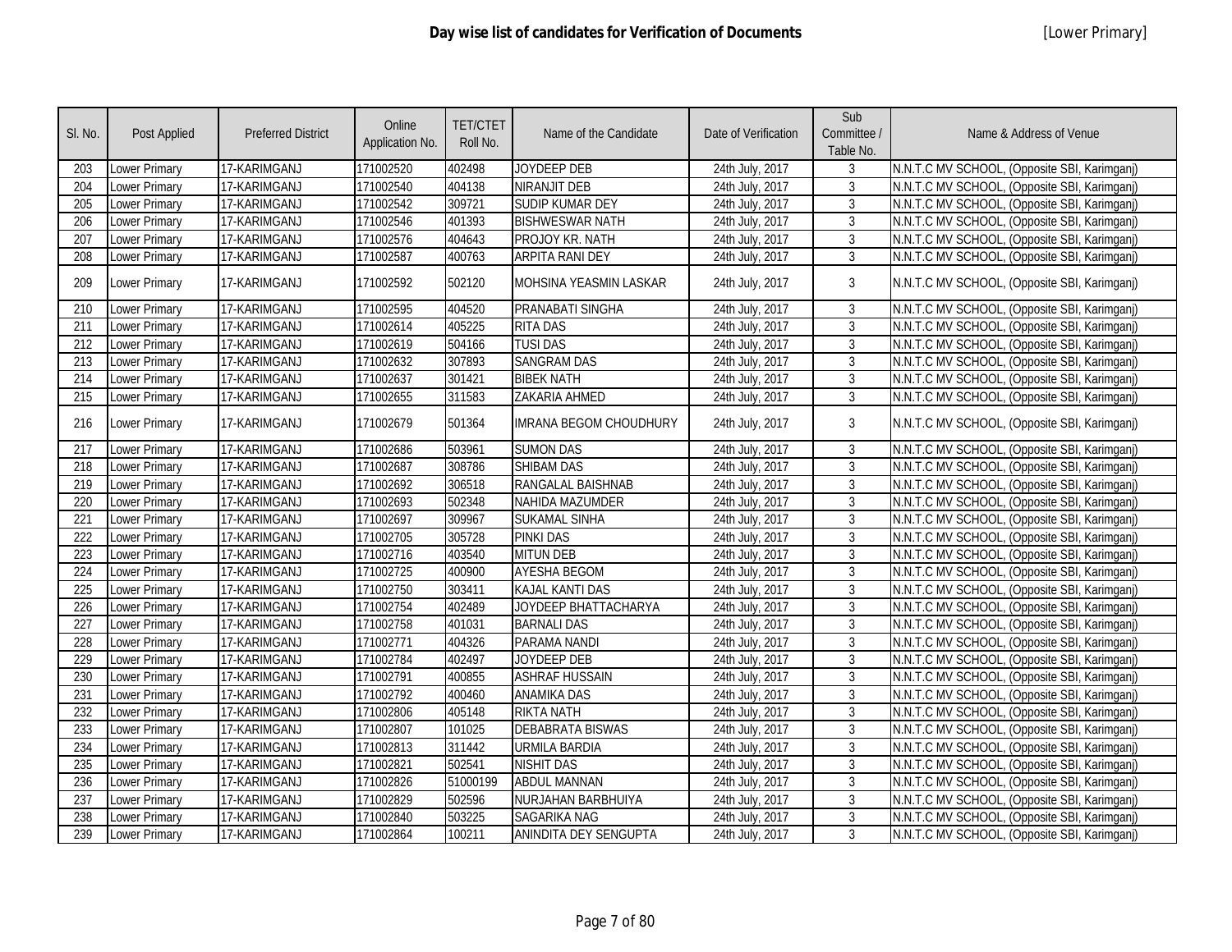# Day wise list of candidates for Verification of Documents

[Lower Primary]

| Sl. No. | Post Applied | Preferred District | Online Application No. | TET/CTET Roll No. | Name of the Candidate | Date of Verification | Sub Committee / Table No. | Name & Address of Venue |
|---|---|---|---|---|---|---|---|---|
| 203 | Lower Primary | 17-KARIMGANJ | 171002520 | 402498 | JOYDEEP DEB | 24th July, 2017 | 3 | N.N.T.C MV SCHOOL, (Opposite SBI, Karimganj) |
| 204 | Lower Primary | 17-KARIMGANJ | 171002540 | 404138 | NIRANJIT DEB | 24th July, 2017 | 3 | N.N.T.C MV SCHOOL, (Opposite SBI, Karimganj) |
| 205 | Lower Primary | 17-KARIMGANJ | 171002542 | 309721 | SUDIP KUMAR DEY | 24th July, 2017 | 3 | N.N.T.C MV SCHOOL, (Opposite SBI, Karimganj) |
| 206 | Lower Primary | 17-KARIMGANJ | 171002546 | 401393 | BISHWESWAR NATH | 24th July, 2017 | 3 | N.N.T.C MV SCHOOL, (Opposite SBI, Karimganj) |
| 207 | Lower Primary | 17-KARIMGANJ | 171002576 | 404643 | PROJOY KR. NATH | 24th July, 2017 | 3 | N.N.T.C MV SCHOOL, (Opposite SBI, Karimganj) |
| 208 | Lower Primary | 17-KARIMGANJ | 171002587 | 400763 | ARPITA RANI DEY | 24th July, 2017 | 3 | N.N.T.C MV SCHOOL, (Opposite SBI, Karimganj) |
| 209 | Lower Primary | 17-KARIMGANJ | 171002592 | 502120 | MOHSINA YEASMIN LASKAR | 24th July, 2017 | 3 | N.N.T.C MV SCHOOL, (Opposite SBI, Karimganj) |
| 210 | Lower Primary | 17-KARIMGANJ | 171002595 | 404520 | PRANABATI SINGHA | 24th July, 2017 | 3 | N.N.T.C MV SCHOOL, (Opposite SBI, Karimganj) |
| 211 | Lower Primary | 17-KARIMGANJ | 171002614 | 405225 | RITA DAS | 24th July, 2017 | 3 | N.N.T.C MV SCHOOL, (Opposite SBI, Karimganj) |
| 212 | Lower Primary | 17-KARIMGANJ | 171002619 | 504166 | TUSI DAS | 24th July, 2017 | 3 | N.N.T.C MV SCHOOL, (Opposite SBI, Karimganj) |
| 213 | Lower Primary | 17-KARIMGANJ | 171002632 | 307893 | SANGRAM DAS | 24th July, 2017 | 3 | N.N.T.C MV SCHOOL, (Opposite SBI, Karimganj) |
| 214 | Lower Primary | 17-KARIMGANJ | 171002637 | 301421 | BIBEK NATH | 24th July, 2017 | 3 | N.N.T.C MV SCHOOL, (Opposite SBI, Karimganj) |
| 215 | Lower Primary | 17-KARIMGANJ | 171002655 | 311583 | ZAKARIA AHMED | 24th July, 2017 | 3 | N.N.T.C MV SCHOOL, (Opposite SBI, Karimganj) |
| 216 | Lower Primary | 17-KARIMGANJ | 171002679 | 501364 | IMRANA BEGOM CHOUDHURY | 24th July, 2017 | 3 | N.N.T.C MV SCHOOL, (Opposite SBI, Karimganj) |
| 217 | Lower Primary | 17-KARIMGANJ | 171002686 | 503961 | SUMON DAS | 24th July, 2017 | 3 | N.N.T.C MV SCHOOL, (Opposite SBI, Karimganj) |
| 218 | Lower Primary | 17-KARIMGANJ | 171002687 | 308786 | SHIBAM DAS | 24th July, 2017 | 3 | N.N.T.C MV SCHOOL, (Opposite SBI, Karimganj) |
| 219 | Lower Primary | 17-KARIMGANJ | 171002692 | 306518 | RANGALAL BAISHNAB | 24th July, 2017 | 3 | N.N.T.C MV SCHOOL, (Opposite SBI, Karimganj) |
| 220 | Lower Primary | 17-KARIMGANJ | 171002693 | 502348 | NAHIDA MAZUMDER | 24th July, 2017 | 3 | N.N.T.C MV SCHOOL, (Opposite SBI, Karimganj) |
| 221 | Lower Primary | 17-KARIMGANJ | 171002697 | 309967 | SUKAMAL SINHA | 24th July, 2017 | 3 | N.N.T.C MV SCHOOL, (Opposite SBI, Karimganj) |
| 222 | Lower Primary | 17-KARIMGANJ | 171002705 | 305728 | PINKI DAS | 24th July, 2017 | 3 | N.N.T.C MV SCHOOL, (Opposite SBI, Karimganj) |
| 223 | Lower Primary | 17-KARIMGANJ | 171002716 | 403540 | MITUN DEB | 24th July, 2017 | 3 | N.N.T.C MV SCHOOL, (Opposite SBI, Karimganj) |
| 224 | Lower Primary | 17-KARIMGANJ | 171002725 | 400900 | AYESHA BEGOM | 24th July, 2017 | 3 | N.N.T.C MV SCHOOL, (Opposite SBI, Karimganj) |
| 225 | Lower Primary | 17-KARIMGANJ | 171002750 | 303411 | KAJAL KANTI DAS | 24th July, 2017 | 3 | N.N.T.C MV SCHOOL, (Opposite SBI, Karimganj) |
| 226 | Lower Primary | 17-KARIMGANJ | 171002754 | 402489 | JOYDEEP BHATTACHARYA | 24th July, 2017 | 3 | N.N.T.C MV SCHOOL, (Opposite SBI, Karimganj) |
| 227 | Lower Primary | 17-KARIMGANJ | 171002758 | 401031 | BARNALI DAS | 24th July, 2017 | 3 | N.N.T.C MV SCHOOL, (Opposite SBI, Karimganj) |
| 228 | Lower Primary | 17-KARIMGANJ | 171002771 | 404326 | PARAMA NANDI | 24th July, 2017 | 3 | N.N.T.C MV SCHOOL, (Opposite SBI, Karimganj) |
| 229 | Lower Primary | 17-KARIMGANJ | 171002784 | 402497 | JOYDEEP DEB | 24th July, 2017 | 3 | N.N.T.C MV SCHOOL, (Opposite SBI, Karimganj) |
| 230 | Lower Primary | 17-KARIMGANJ | 171002791 | 400855 | ASHRAF HUSSAIN | 24th July, 2017 | 3 | N.N.T.C MV SCHOOL, (Opposite SBI, Karimganj) |
| 231 | Lower Primary | 17-KARIMGANJ | 171002792 | 400460 | ANAMIKA DAS | 24th July, 2017 | 3 | N.N.T.C MV SCHOOL, (Opposite SBI, Karimganj) |
| 232 | Lower Primary | 17-KARIMGANJ | 171002806 | 405148 | RIKTA NATH | 24th July, 2017 | 3 | N.N.T.C MV SCHOOL, (Opposite SBI, Karimganj) |
| 233 | Lower Primary | 17-KARIMGANJ | 171002807 | 101025 | DEBABRATA BISWAS | 24th July, 2017 | 3 | N.N.T.C MV SCHOOL, (Opposite SBI, Karimganj) |
| 234 | Lower Primary | 17-KARIMGANJ | 171002813 | 311442 | URMILA BARDIA | 24th July, 2017 | 3 | N.N.T.C MV SCHOOL, (Opposite SBI, Karimganj) |
| 235 | Lower Primary | 17-KARIMGANJ | 171002821 | 502541 | NISHIT DAS | 24th July, 2017 | 3 | N.N.T.C MV SCHOOL, (Opposite SBI, Karimganj) |
| 236 | Lower Primary | 17-KARIMGANJ | 171002826 | 51000199 | ABDUL MANNAN | 24th July, 2017 | 3 | N.N.T.C MV SCHOOL, (Opposite SBI, Karimganj) |
| 237 | Lower Primary | 17-KARIMGANJ | 171002829 | 502596 | NURJAHAN BARBHUIYA | 24th July, 2017 | 3 | N.N.T.C MV SCHOOL, (Opposite SBI, Karimganj) |
| 238 | Lower Primary | 17-KARIMGANJ | 171002840 | 503225 | SAGARIKA NAG | 24th July, 2017 | 3 | N.N.T.C MV SCHOOL, (Opposite SBI, Karimganj) |
| 239 | Lower Primary | 17-KARIMGANJ | 171002864 | 100211 | ANINDITA DEY SENGUPTA | 24th July, 2017 | 3 | N.N.T.C MV SCHOOL, (Opposite SBI, Karimganj) |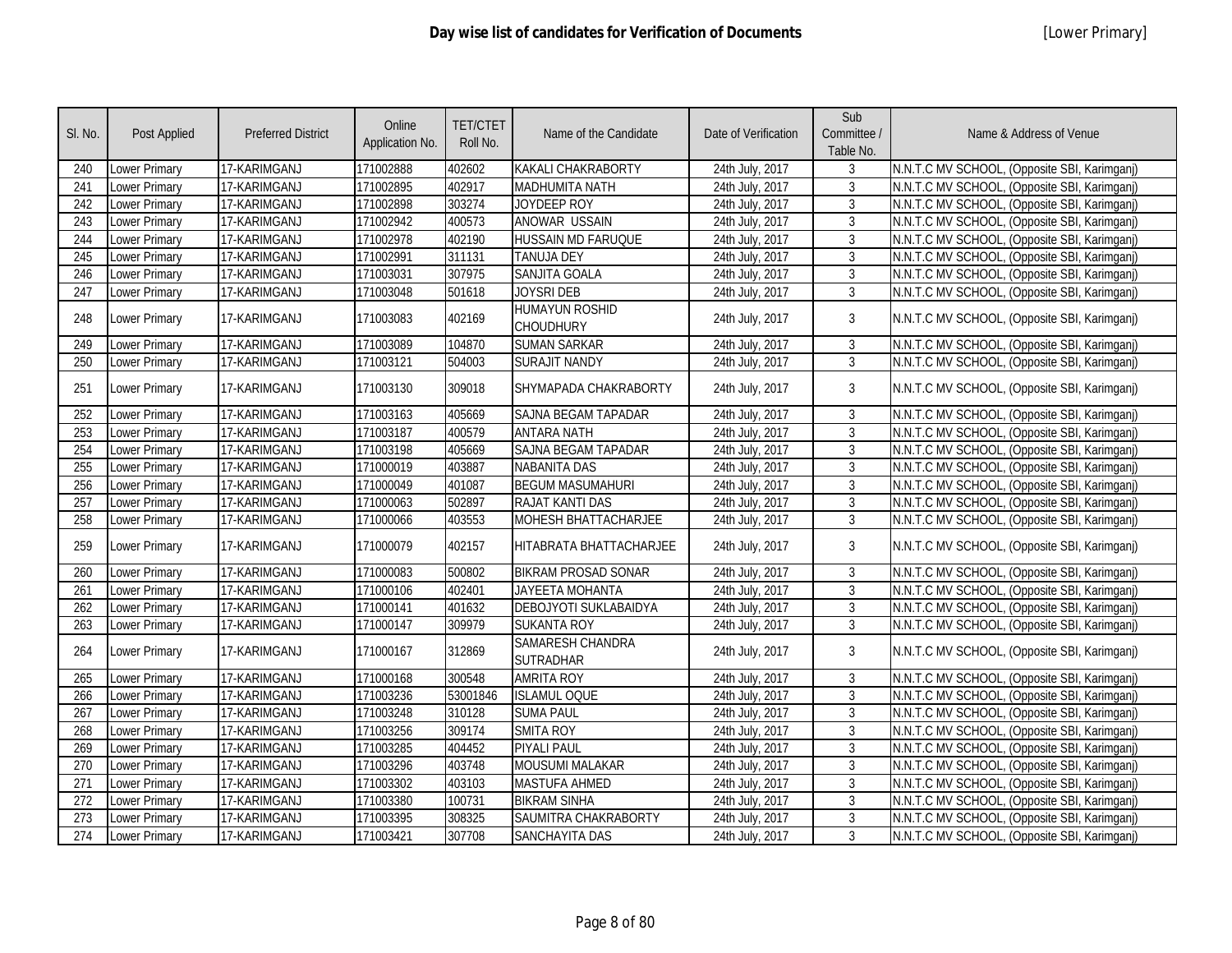| Sl. No. | Post Applied | Preferred District | Online Application No. | TET/CTET Roll No. | Name of the Candidate | Date of Verification | Sub Committee / Table No. | Name & Address of Venue |
|---|---|---|---|---|---|---|---|---|
| 240 | Lower Primary | 17-KARIMGANJ | 171002888 | 402602 | KAKALI CHAKRABORTY | 24th July, 2017 | 3 | N.N.T.C MV SCHOOL, (Opposite SBI, Karimganj) |
| 241 | Lower Primary | 17-KARIMGANJ | 171002895 | 402917 | MADHUMITA NATH | 24th July, 2017 | 3 | N.N.T.C MV SCHOOL, (Opposite SBI, Karimganj) |
| 242 | Lower Primary | 17-KARIMGANJ | 171002898 | 303274 | JOYDEEP ROY | 24th July, 2017 | 3 | N.N.T.C MV SCHOOL, (Opposite SBI, Karimganj) |
| 243 | Lower Primary | 17-KARIMGANJ | 171002942 | 400573 | ANOWAR USSAIN | 24th July, 2017 | 3 | N.N.T.C MV SCHOOL, (Opposite SBI, Karimganj) |
| 244 | Lower Primary | 17-KARIMGANJ | 171002978 | 402190 | HUSSAIN MD FARUQUE | 24th July, 2017 | 3 | N.N.T.C MV SCHOOL, (Opposite SBI, Karimganj) |
| 245 | Lower Primary | 17-KARIMGANJ | 171002991 | 311131 | TANUJA DEY | 24th July, 2017 | 3 | N.N.T.C MV SCHOOL, (Opposite SBI, Karimganj) |
| 246 | Lower Primary | 17-KARIMGANJ | 171003031 | 307975 | SANJITA GOALA | 24th July, 2017 | 3 | N.N.T.C MV SCHOOL, (Opposite SBI, Karimganj) |
| 247 | Lower Primary | 17-KARIMGANJ | 171003048 | 501618 | JOYSRI DEB | 24th July, 2017 | 3 | N.N.T.C MV SCHOOL, (Opposite SBI, Karimganj) |
| 248 | Lower Primary | 17-KARIMGANJ | 171003083 | 402169 | HUMAYUN ROSHID CHOUDHURY | 24th July, 2017 | 3 | N.N.T.C MV SCHOOL, (Opposite SBI, Karimganj) |
| 249 | Lower Primary | 17-KARIMGANJ | 171003089 | 104870 | SUMAN SARKAR | 24th July, 2017 | 3 | N.N.T.C MV SCHOOL, (Opposite SBI, Karimganj) |
| 250 | Lower Primary | 17-KARIMGANJ | 171003121 | 504003 | SURAJIT NANDY | 24th July, 2017 | 3 | N.N.T.C MV SCHOOL, (Opposite SBI, Karimganj) |
| 251 | Lower Primary | 17-KARIMGANJ | 171003130 | 309018 | SHYMAPADA CHAKRABORTY | 24th July, 2017 | 3 | N.N.T.C MV SCHOOL, (Opposite SBI, Karimganj) |
| 252 | Lower Primary | 17-KARIMGANJ | 171003163 | 405669 | SAJNA BEGAM TAPADAR | 24th July, 2017 | 3 | N.N.T.C MV SCHOOL, (Opposite SBI, Karimganj) |
| 253 | Lower Primary | 17-KARIMGANJ | 171003187 | 400579 | ANTARA NATH | 24th July, 2017 | 3 | N.N.T.C MV SCHOOL, (Opposite SBI, Karimganj) |
| 254 | Lower Primary | 17-KARIMGANJ | 171003198 | 405669 | SAJNA BEGAM TAPADAR | 24th July, 2017 | 3 | N.N.T.C MV SCHOOL, (Opposite SBI, Karimganj) |
| 255 | Lower Primary | 17-KARIMGANJ | 171000019 | 403887 | NABANITA DAS | 24th July, 2017 | 3 | N.N.T.C MV SCHOOL, (Opposite SBI, Karimganj) |
| 256 | Lower Primary | 17-KARIMGANJ | 171000049 | 401087 | BEGUM MASUMAHURI | 24th July, 2017 | 3 | N.N.T.C MV SCHOOL, (Opposite SBI, Karimganj) |
| 257 | Lower Primary | 17-KARIMGANJ | 171000063 | 502897 | RAJAT KANTI DAS | 24th July, 2017 | 3 | N.N.T.C MV SCHOOL, (Opposite SBI, Karimganj) |
| 258 | Lower Primary | 17-KARIMGANJ | 171000066 | 403553 | MOHESH BHATTACHARJEE | 24th July, 2017 | 3 | N.N.T.C MV SCHOOL, (Opposite SBI, Karimganj) |
| 259 | Lower Primary | 17-KARIMGANJ | 171000079 | 402157 | HITABRATA BHATTACHARJEE | 24th July, 2017 | 3 | N.N.T.C MV SCHOOL, (Opposite SBI, Karimganj) |
| 260 | Lower Primary | 17-KARIMGANJ | 171000083 | 500802 | BIKRAM PROSAD SONAR | 24th July, 2017 | 3 | N.N.T.C MV SCHOOL, (Opposite SBI, Karimganj) |
| 261 | Lower Primary | 17-KARIMGANJ | 171000106 | 402401 | JAYEETA MOHANTA | 24th July, 2017 | 3 | N.N.T.C MV SCHOOL, (Opposite SBI, Karimganj) |
| 262 | Lower Primary | 17-KARIMGANJ | 171000141 | 401632 | DEBOJYOTI SUKLABAIDYA | 24th July, 2017 | 3 | N.N.T.C MV SCHOOL, (Opposite SBI, Karimganj) |
| 263 | Lower Primary | 17-KARIMGANJ | 171000147 | 309979 | SUKANTA ROY | 24th July, 2017 | 3 | N.N.T.C MV SCHOOL, (Opposite SBI, Karimganj) |
| 264 | Lower Primary | 17-KARIMGANJ | 171000167 | 312869 | SAMARESH CHANDRA SUTRADHAR | 24th July, 2017 | 3 | N.N.T.C MV SCHOOL, (Opposite SBI, Karimganj) |
| 265 | Lower Primary | 17-KARIMGANJ | 171000168 | 300548 | AMRITA ROY | 24th July, 2017 | 3 | N.N.T.C MV SCHOOL, (Opposite SBI, Karimganj) |
| 266 | Lower Primary | 17-KARIMGANJ | 171003236 | 53001846 | ISLAMUL OQUE | 24th July, 2017 | 3 | N.N.T.C MV SCHOOL, (Opposite SBI, Karimganj) |
| 267 | Lower Primary | 17-KARIMGANJ | 171003248 | 310128 | SUMA PAUL | 24th July, 2017 | 3 | N.N.T.C MV SCHOOL, (Opposite SBI, Karimganj) |
| 268 | Lower Primary | 17-KARIMGANJ | 171003256 | 309174 | SMITA ROY | 24th July, 2017 | 3 | N.N.T.C MV SCHOOL, (Opposite SBI, Karimganj) |
| 269 | Lower Primary | 17-KARIMGANJ | 171003285 | 404452 | PIYALI PAUL | 24th July, 2017 | 3 | N.N.T.C MV SCHOOL, (Opposite SBI, Karimganj) |
| 270 | Lower Primary | 17-KARIMGANJ | 171003296 | 403748 | MOUSUMI MALAKAR | 24th July, 2017 | 3 | N.N.T.C MV SCHOOL, (Opposite SBI, Karimganj) |
| 271 | Lower Primary | 17-KARIMGANJ | 171003302 | 403103 | MASTUFA AHMED | 24th July, 2017 | 3 | N.N.T.C MV SCHOOL, (Opposite SBI, Karimganj) |
| 272 | Lower Primary | 17-KARIMGANJ | 171003380 | 100731 | BIKRAM SINHA | 24th July, 2017 | 3 | N.N.T.C MV SCHOOL, (Opposite SBI, Karimganj) |
| 273 | Lower Primary | 17-KARIMGANJ | 171003395 | 308325 | SAUMITRA CHAKRABORTY | 24th July, 2017 | 3 | N.N.T.C MV SCHOOL, (Opposite SBI, Karimganj) |
| 274 | Lower Primary | 17-KARIMGANJ | 171003421 | 307708 | SANCHAYITA DAS | 24th July, 2017 | 3 | N.N.T.C MV SCHOOL, (Opposite SBI, Karimganj) |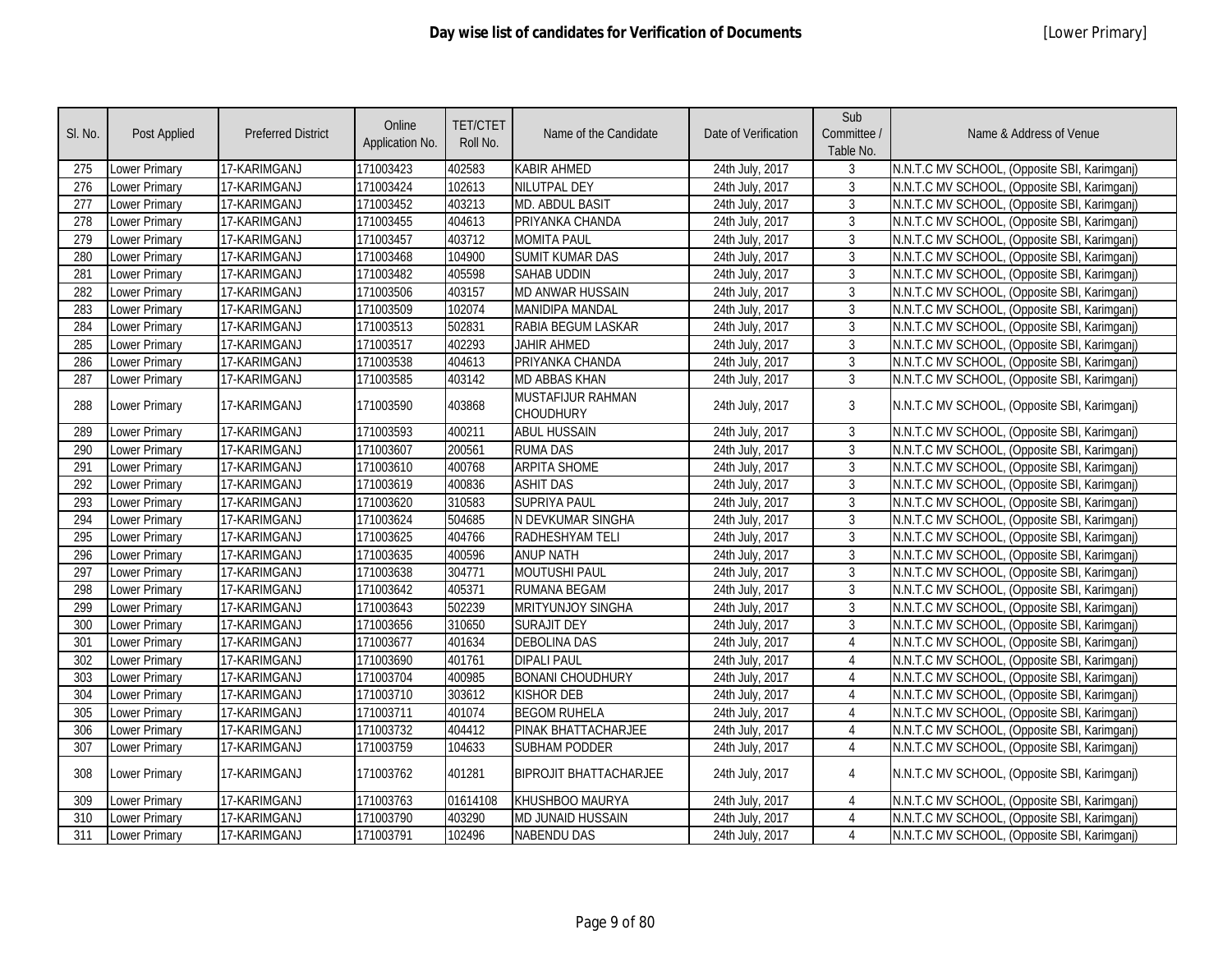# Day wise list of candidates for Verification of Documents

[Lower Primary]

| Sl. No. | Post Applied | Preferred District | Online Application No. | TET/CTET Roll No. | Name of the Candidate | Date of Verification | Sub Committee / Table No. | Name & Address of Venue |
|---|---|---|---|---|---|---|---|---|
| 275 | Lower Primary | 17-KARIMGANJ | 171003423 | 402583 | KABIR AHMED | 24th July, 2017 | 3 | N.N.T.C MV SCHOOL, (Opposite SBI, Karimganj) |
| 276 | Lower Primary | 17-KARIMGANJ | 171003424 | 102613 | NILUTPAL DEY | 24th July, 2017 | 3 | N.N.T.C MV SCHOOL, (Opposite SBI, Karimganj) |
| 277 | Lower Primary | 17-KARIMGANJ | 171003452 | 403213 | MD. ABDUL BASIT | 24th July, 2017 | 3 | N.N.T.C MV SCHOOL, (Opposite SBI, Karimganj) |
| 278 | Lower Primary | 17-KARIMGANJ | 171003455 | 404613 | PRIYANKA CHANDA | 24th July, 2017 | 3 | N.N.T.C MV SCHOOL, (Opposite SBI, Karimganj) |
| 279 | Lower Primary | 17-KARIMGANJ | 171003457 | 403712 | MOMITA PAUL | 24th July, 2017 | 3 | N.N.T.C MV SCHOOL, (Opposite SBI, Karimganj) |
| 280 | Lower Primary | 17-KARIMGANJ | 171003468 | 104900 | SUMIT KUMAR DAS | 24th July, 2017 | 3 | N.N.T.C MV SCHOOL, (Opposite SBI, Karimganj) |
| 281 | Lower Primary | 17-KARIMGANJ | 171003482 | 405598 | SAHAB UDDIN | 24th July, 2017 | 3 | N.N.T.C MV SCHOOL, (Opposite SBI, Karimganj) |
| 282 | Lower Primary | 17-KARIMGANJ | 171003506 | 403157 | MD ANWAR HUSSAIN | 24th July, 2017 | 3 | N.N.T.C MV SCHOOL, (Opposite SBI, Karimganj) |
| 283 | Lower Primary | 17-KARIMGANJ | 171003509 | 102074 | MANIDIPA MANDAL | 24th July, 2017 | 3 | N.N.T.C MV SCHOOL, (Opposite SBI, Karimganj) |
| 284 | Lower Primary | 17-KARIMGANJ | 171003513 | 502831 | RABIA BEGUM LASKAR | 24th July, 2017 | 3 | N.N.T.C MV SCHOOL, (Opposite SBI, Karimganj) |
| 285 | Lower Primary | 17-KARIMGANJ | 171003517 | 402293 | JAHIR AHMED | 24th July, 2017 | 3 | N.N.T.C MV SCHOOL, (Opposite SBI, Karimganj) |
| 286 | Lower Primary | 17-KARIMGANJ | 171003538 | 404613 | PRIYANKA CHANDA | 24th July, 2017 | 3 | N.N.T.C MV SCHOOL, (Opposite SBI, Karimganj) |
| 287 | Lower Primary | 17-KARIMGANJ | 171003585 | 403142 | MD ABBAS KHAN | 24th July, 2017 | 3 | N.N.T.C MV SCHOOL, (Opposite SBI, Karimganj) |
| 288 | Lower Primary | 17-KARIMGANJ | 171003590 | 403868 | MUSTAFIJUR RAHMAN CHOUDHURY | 24th July, 2017 | 3 | N.N.T.C MV SCHOOL, (Opposite SBI, Karimganj) |
| 289 | Lower Primary | 17-KARIMGANJ | 171003593 | 400211 | ABUL HUSSAIN | 24th July, 2017 | 3 | N.N.T.C MV SCHOOL, (Opposite SBI, Karimganj) |
| 290 | Lower Primary | 17-KARIMGANJ | 171003607 | 200561 | RUMA DAS | 24th July, 2017 | 3 | N.N.T.C MV SCHOOL, (Opposite SBI, Karimganj) |
| 291 | Lower Primary | 17-KARIMGANJ | 171003610 | 400768 | ARPITA SHOME | 24th July, 2017 | 3 | N.N.T.C MV SCHOOL, (Opposite SBI, Karimganj) |
| 292 | Lower Primary | 17-KARIMGANJ | 171003619 | 400836 | ASHIT DAS | 24th July, 2017 | 3 | N.N.T.C MV SCHOOL, (Opposite SBI, Karimganj) |
| 293 | Lower Primary | 17-KARIMGANJ | 171003620 | 310583 | SUPRIYA PAUL | 24th July, 2017 | 3 | N.N.T.C MV SCHOOL, (Opposite SBI, Karimganj) |
| 294 | Lower Primary | 17-KARIMGANJ | 171003624 | 504685 | N DEVKUMAR SINGHA | 24th July, 2017 | 3 | N.N.T.C MV SCHOOL, (Opposite SBI, Karimganj) |
| 295 | Lower Primary | 17-KARIMGANJ | 171003625 | 404766 | RADHESHYAM TELI | 24th July, 2017 | 3 | N.N.T.C MV SCHOOL, (Opposite SBI, Karimganj) |
| 296 | Lower Primary | 17-KARIMGANJ | 171003635 | 400596 | ANUP NATH | 24th July, 2017 | 3 | N.N.T.C MV SCHOOL, (Opposite SBI, Karimganj) |
| 297 | Lower Primary | 17-KARIMGANJ | 171003638 | 304771 | MOUTUSHI PAUL | 24th July, 2017 | 3 | N.N.T.C MV SCHOOL, (Opposite SBI, Karimganj) |
| 298 | Lower Primary | 17-KARIMGANJ | 171003642 | 405371 | RUMANA BEGAM | 24th July, 2017 | 3 | N.N.T.C MV SCHOOL, (Opposite SBI, Karimganj) |
| 299 | Lower Primary | 17-KARIMGANJ | 171003643 | 502239 | MRITYUNJOY SINGHA | 24th July, 2017 | 3 | N.N.T.C MV SCHOOL, (Opposite SBI, Karimganj) |
| 300 | Lower Primary | 17-KARIMGANJ | 171003656 | 310650 | SURAJIT DEY | 24th July, 2017 | 3 | N.N.T.C MV SCHOOL, (Opposite SBI, Karimganj) |
| 301 | Lower Primary | 17-KARIMGANJ | 171003677 | 401634 | DEBOLINA DAS | 24th July, 2017 | 4 | N.N.T.C MV SCHOOL, (Opposite SBI, Karimganj) |
| 302 | Lower Primary | 17-KARIMGANJ | 171003690 | 401761 | DIPALI PAUL | 24th July, 2017 | 4 | N.N.T.C MV SCHOOL, (Opposite SBI, Karimganj) |
| 303 | Lower Primary | 17-KARIMGANJ | 171003704 | 400985 | BONANI CHOUDHURY | 24th July, 2017 | 4 | N.N.T.C MV SCHOOL, (Opposite SBI, Karimganj) |
| 304 | Lower Primary | 17-KARIMGANJ | 171003710 | 303612 | KISHOR DEB | 24th July, 2017 | 4 | N.N.T.C MV SCHOOL, (Opposite SBI, Karimganj) |
| 305 | Lower Primary | 17-KARIMGANJ | 171003711 | 401074 | BEGOM RUHELA | 24th July, 2017 | 4 | N.N.T.C MV SCHOOL, (Opposite SBI, Karimganj) |
| 306 | Lower Primary | 17-KARIMGANJ | 171003732 | 404412 | PINAK BHATTACHARJEE | 24th July, 2017 | 4 | N.N.T.C MV SCHOOL, (Opposite SBI, Karimganj) |
| 307 | Lower Primary | 17-KARIMGANJ | 171003759 | 104633 | SUBHAM PODDER | 24th July, 2017 | 4 | N.N.T.C MV SCHOOL, (Opposite SBI, Karimganj) |
| 308 | Lower Primary | 17-KARIMGANJ | 171003762 | 401281 | BIPROJIT BHATTACHARJEE | 24th July, 2017 | 4 | N.N.T.C MV SCHOOL, (Opposite SBI, Karimganj) |
| 309 | Lower Primary | 17-KARIMGANJ | 171003763 | 01614108 | KHUSHBOO MAURYA | 24th July, 2017 | 4 | N.N.T.C MV SCHOOL, (Opposite SBI, Karimganj) |
| 310 | Lower Primary | 17-KARIMGANJ | 171003790 | 403290 | MD JUNAID HUSSAIN | 24th July, 2017 | 4 | N.N.T.C MV SCHOOL, (Opposite SBI, Karimganj) |
| 311 | Lower Primary | 17-KARIMGANJ | 171003791 | 102496 | NABENDU DAS | 24th July, 2017 | 4 | N.N.T.C MV SCHOOL, (Opposite SBI, Karimganj) |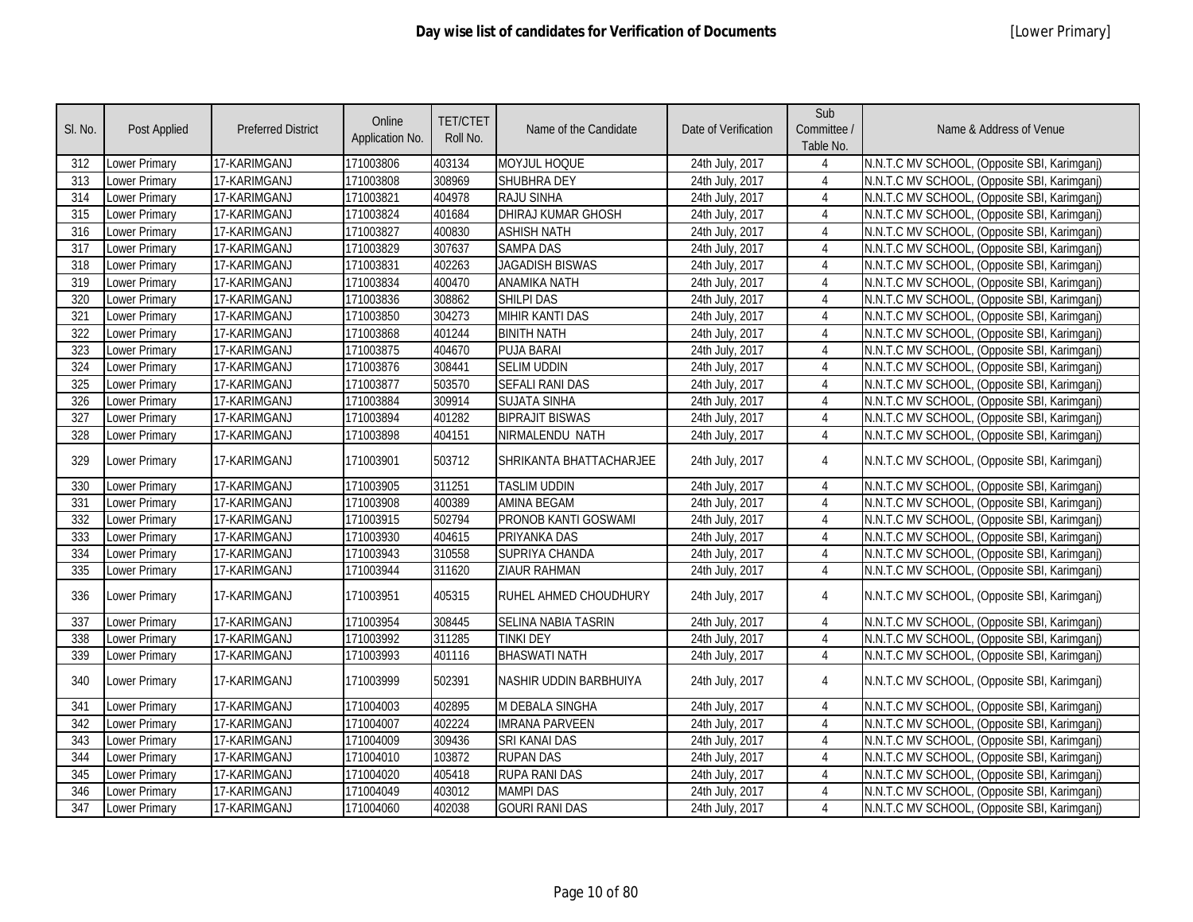# Day wise list of candidates for Verification of Documents

[Lower Primary]

| Sl. No. | Post Applied | Preferred District | Online Application No. | TET/CTET Roll No. | Name of the Candidate | Date of Verification | Sub Committee / Table No. | Name & Address of Venue |
|---|---|---|---|---|---|---|---|---|
| 312 | Lower Primary | 17-KARIMGANJ | 171003806 | 403134 | MOYJUL HOQUE | 24th July, 2017 | 4 | N.N.T.C MV SCHOOL, (Opposite SBI, Karimganj) |
| 313 | Lower Primary | 17-KARIMGANJ | 171003808 | 308969 | SHUBHRA DEY | 24th July, 2017 | 4 | N.N.T.C MV SCHOOL, (Opposite SBI, Karimganj) |
| 314 | Lower Primary | 17-KARIMGANJ | 171003821 | 404978 | RAJU SINHA | 24th July, 2017 | 4 | N.N.T.C MV SCHOOL, (Opposite SBI, Karimganj) |
| 315 | Lower Primary | 17-KARIMGANJ | 171003824 | 401684 | DHIRAJ KUMAR GHOSH | 24th July, 2017 | 4 | N.N.T.C MV SCHOOL, (Opposite SBI, Karimganj) |
| 316 | Lower Primary | 17-KARIMGANJ | 171003827 | 400830 | ASHISH NATH | 24th July, 2017 | 4 | N.N.T.C MV SCHOOL, (Opposite SBI, Karimganj) |
| 317 | Lower Primary | 17-KARIMGANJ | 171003829 | 307637 | SAMPA DAS | 24th July, 2017 | 4 | N.N.T.C MV SCHOOL, (Opposite SBI, Karimganj) |
| 318 | Lower Primary | 17-KARIMGANJ | 171003831 | 402263 | JAGADISH BISWAS | 24th July, 2017 | 4 | N.N.T.C MV SCHOOL, (Opposite SBI, Karimganj) |
| 319 | Lower Primary | 17-KARIMGANJ | 171003834 | 400470 | ANAMIKA NATH | 24th July, 2017 | 4 | N.N.T.C MV SCHOOL, (Opposite SBI, Karimganj) |
| 320 | Lower Primary | 17-KARIMGANJ | 171003836 | 308862 | SHILPI DAS | 24th July, 2017 | 4 | N.N.T.C MV SCHOOL, (Opposite SBI, Karimganj) |
| 321 | Lower Primary | 17-KARIMGANJ | 171003850 | 304273 | MIHIR KANTI DAS | 24th July, 2017 | 4 | N.N.T.C MV SCHOOL, (Opposite SBI, Karimganj) |
| 322 | Lower Primary | 17-KARIMGANJ | 171003868 | 401244 | BINITH NATH | 24th July, 2017 | 4 | N.N.T.C MV SCHOOL, (Opposite SBI, Karimganj) |
| 323 | Lower Primary | 17-KARIMGANJ | 171003875 | 404670 | PUJA BARAI | 24th July, 2017 | 4 | N.N.T.C MV SCHOOL, (Opposite SBI, Karimganj) |
| 324 | Lower Primary | 17-KARIMGANJ | 171003876 | 308441 | SELIM UDDIN | 24th July, 2017 | 4 | N.N.T.C MV SCHOOL, (Opposite SBI, Karimganj) |
| 325 | Lower Primary | 17-KARIMGANJ | 171003877 | 503570 | SEFALI RANI DAS | 24th July, 2017 | 4 | N.N.T.C MV SCHOOL, (Opposite SBI, Karimganj) |
| 326 | Lower Primary | 17-KARIMGANJ | 171003884 | 309914 | SUJATA SINHA | 24th July, 2017 | 4 | N.N.T.C MV SCHOOL, (Opposite SBI, Karimganj) |
| 327 | Lower Primary | 17-KARIMGANJ | 171003894 | 401282 | BIPRAJIT BISWAS | 24th July, 2017 | 4 | N.N.T.C MV SCHOOL, (Opposite SBI, Karimganj) |
| 328 | Lower Primary | 17-KARIMGANJ | 171003898 | 404151 | NIRMALENDU NATH | 24th July, 2017 | 4 | N.N.T.C MV SCHOOL, (Opposite SBI, Karimganj) |
| 329 | Lower Primary | 17-KARIMGANJ | 171003901 | 503712 | SHRIKANTA BHATTACHARJEE | 24th July, 2017 | 4 | N.N.T.C MV SCHOOL, (Opposite SBI, Karimganj) |
| 330 | Lower Primary | 17-KARIMGANJ | 171003905 | 311251 | TASLIM UDDIN | 24th July, 2017 | 4 | N.N.T.C MV SCHOOL, (Opposite SBI, Karimganj) |
| 331 | Lower Primary | 17-KARIMGANJ | 171003908 | 400389 | AMINA BEGAM | 24th July, 2017 | 4 | N.N.T.C MV SCHOOL, (Opposite SBI, Karimganj) |
| 332 | Lower Primary | 17-KARIMGANJ | 171003915 | 502794 | PRONOB KANTI GOSWAMI | 24th July, 2017 | 4 | N.N.T.C MV SCHOOL, (Opposite SBI, Karimganj) |
| 333 | Lower Primary | 17-KARIMGANJ | 171003930 | 404615 | PRIYANKA DAS | 24th July, 2017 | 4 | N.N.T.C MV SCHOOL, (Opposite SBI, Karimganj) |
| 334 | Lower Primary | 17-KARIMGANJ | 171003943 | 310558 | SUPRIYA CHANDA | 24th July, 2017 | 4 | N.N.T.C MV SCHOOL, (Opposite SBI, Karimganj) |
| 335 | Lower Primary | 17-KARIMGANJ | 171003944 | 311620 | ZIAUR RAHMAN | 24th July, 2017 | 4 | N.N.T.C MV SCHOOL, (Opposite SBI, Karimganj) |
| 336 | Lower Primary | 17-KARIMGANJ | 171003951 | 405315 | RUHEL AHMED CHOUDHURY | 24th July, 2017 | 4 | N.N.T.C MV SCHOOL, (Opposite SBI, Karimganj) |
| 337 | Lower Primary | 17-KARIMGANJ | 171003954 | 308445 | SELINA NABIA TASRIN | 24th July, 2017 | 4 | N.N.T.C MV SCHOOL, (Opposite SBI, Karimganj) |
| 338 | Lower Primary | 17-KARIMGANJ | 171003992 | 311285 | TINKI DEY | 24th July, 2017 | 4 | N.N.T.C MV SCHOOL, (Opposite SBI, Karimganj) |
| 339 | Lower Primary | 17-KARIMGANJ | 171003993 | 401116 | BHASWATI NATH | 24th July, 2017 | 4 | N.N.T.C MV SCHOOL, (Opposite SBI, Karimganj) |
| 340 | Lower Primary | 17-KARIMGANJ | 171003999 | 502391 | NASHIR UDDIN BARBHUIYA | 24th July, 2017 | 4 | N.N.T.C MV SCHOOL, (Opposite SBI, Karimganj) |
| 341 | Lower Primary | 17-KARIMGANJ | 171004003 | 402895 | M DEBALA SINGHA | 24th July, 2017 | 4 | N.N.T.C MV SCHOOL, (Opposite SBI, Karimganj) |
| 342 | Lower Primary | 17-KARIMGANJ | 171004007 | 402224 | IMRANA PARVEEN | 24th July, 2017 | 4 | N.N.T.C MV SCHOOL, (Opposite SBI, Karimganj) |
| 343 | Lower Primary | 17-KARIMGANJ | 171004009 | 309436 | SRI KANAI DAS | 24th July, 2017 | 4 | N.N.T.C MV SCHOOL, (Opposite SBI, Karimganj) |
| 344 | Lower Primary | 17-KARIMGANJ | 171004010 | 103872 | RUPAN DAS | 24th July, 2017 | 4 | N.N.T.C MV SCHOOL, (Opposite SBI, Karimganj) |
| 345 | Lower Primary | 17-KARIMGANJ | 171004020 | 405418 | RUPA RANI DAS | 24th July, 2017 | 4 | N.N.T.C MV SCHOOL, (Opposite SBI, Karimganj) |
| 346 | Lower Primary | 17-KARIMGANJ | 171004049 | 403012 | MAMPI DAS | 24th July, 2017 | 4 | N.N.T.C MV SCHOOL, (Opposite SBI, Karimganj) |
| 347 | Lower Primary | 17-KARIMGANJ | 171004060 | 402038 | GOURI RANI DAS | 24th July, 2017 | 4 | N.N.T.C MV SCHOOL, (Opposite SBI, Karimganj) |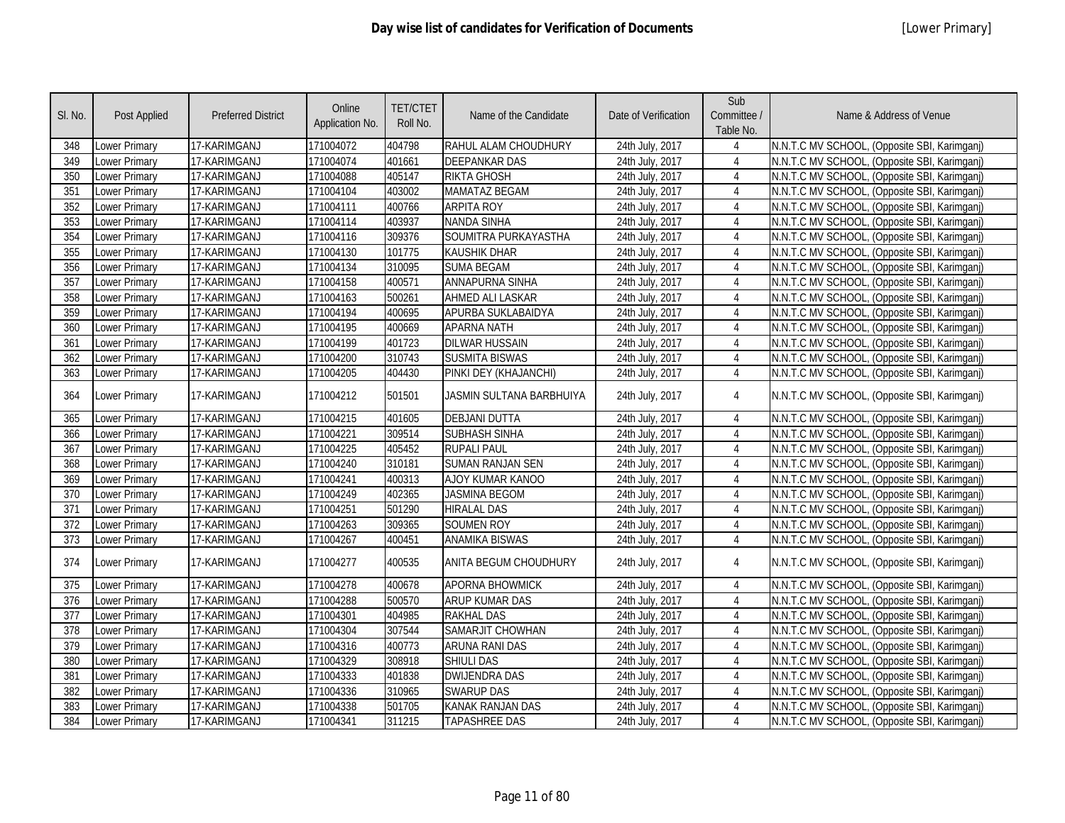# Day wise list of candidates for Verification of Documents

[Lower Primary]

| Sl. No. | Post Applied | Preferred District | Online Application No. | TET/CTET Roll No. | Name of the Candidate | Date of Verification | Sub Committee / Table No. | Name & Address of Venue |
|---|---|---|---|---|---|---|---|---|
| 348 | Lower Primary | 17-KARIMGANJ | 171004072 | 404798 | RAHUL ALAM CHOUDHURY | 24th July, 2017 | 4 | N.N.T.C MV SCHOOL, (Opposite SBI, Karimganj) |
| 349 | Lower Primary | 17-KARIMGANJ | 171004074 | 401661 | DEEPANKAR DAS | 24th July, 2017 | 4 | N.N.T.C MV SCHOOL, (Opposite SBI, Karimganj) |
| 350 | Lower Primary | 17-KARIMGANJ | 171004088 | 405147 | RIKTA GHOSH | 24th July, 2017 | 4 | N.N.T.C MV SCHOOL, (Opposite SBI, Karimganj) |
| 351 | Lower Primary | 17-KARIMGANJ | 171004104 | 403002 | MAMATAZ BEGAM | 24th July, 2017 | 4 | N.N.T.C MV SCHOOL, (Opposite SBI, Karimganj) |
| 352 | Lower Primary | 17-KARIMGANJ | 171004111 | 400766 | ARPITA ROY | 24th July, 2017 | 4 | N.N.T.C MV SCHOOL, (Opposite SBI, Karimganj) |
| 353 | Lower Primary | 17-KARIMGANJ | 171004114 | 403937 | NANDA SINHA | 24th July, 2017 | 4 | N.N.T.C MV SCHOOL, (Opposite SBI, Karimganj) |
| 354 | Lower Primary | 17-KARIMGANJ | 171004116 | 309376 | SOUMITRA PURKAYASTHA | 24th July, 2017 | 4 | N.N.T.C MV SCHOOL, (Opposite SBI, Karimganj) |
| 355 | Lower Primary | 17-KARIMGANJ | 171004130 | 101775 | KAUSHIK DHAR | 24th July, 2017 | 4 | N.N.T.C MV SCHOOL, (Opposite SBI, Karimganj) |
| 356 | Lower Primary | 17-KARIMGANJ | 171004134 | 310095 | SUMA BEGAM | 24th July, 2017 | 4 | N.N.T.C MV SCHOOL, (Opposite SBI, Karimganj) |
| 357 | Lower Primary | 17-KARIMGANJ | 171004158 | 400571 | ANNAPURNA SINHA | 24th July, 2017 | 4 | N.N.T.C MV SCHOOL, (Opposite SBI, Karimganj) |
| 358 | Lower Primary | 17-KARIMGANJ | 171004163 | 500261 | AHMED ALI LASKAR | 24th July, 2017 | 4 | N.N.T.C MV SCHOOL, (Opposite SBI, Karimganj) |
| 359 | Lower Primary | 17-KARIMGANJ | 171004194 | 400695 | APURBA SUKLABAIDYA | 24th July, 2017 | 4 | N.N.T.C MV SCHOOL, (Opposite SBI, Karimganj) |
| 360 | Lower Primary | 17-KARIMGANJ | 171004195 | 400669 | APARNA NATH | 24th July, 2017 | 4 | N.N.T.C MV SCHOOL, (Opposite SBI, Karimganj) |
| 361 | Lower Primary | 17-KARIMGANJ | 171004199 | 401723 | DILWAR HUSSAIN | 24th July, 2017 | 4 | N.N.T.C MV SCHOOL, (Opposite SBI, Karimganj) |
| 362 | Lower Primary | 17-KARIMGANJ | 171004200 | 310743 | SUSMITA BISWAS | 24th July, 2017 | 4 | N.N.T.C MV SCHOOL, (Opposite SBI, Karimganj) |
| 363 | Lower Primary | 17-KARIMGANJ | 171004205 | 404430 | PINKI DEY (KHAJANCHI) | 24th July, 2017 | 4 | N.N.T.C MV SCHOOL, (Opposite SBI, Karimganj) |
| 364 | Lower Primary | 17-KARIMGANJ | 171004212 | 501501 | JASMIN SULTANA BARBHUIYA | 24th July, 2017 | 4 | N.N.T.C MV SCHOOL, (Opposite SBI, Karimganj) |
| 365 | Lower Primary | 17-KARIMGANJ | 171004215 | 401605 | DEBJANI DUTTA | 24th July, 2017 | 4 | N.N.T.C MV SCHOOL, (Opposite SBI, Karimganj) |
| 366 | Lower Primary | 17-KARIMGANJ | 171004221 | 309514 | SUBHASH SINHA | 24th July, 2017 | 4 | N.N.T.C MV SCHOOL, (Opposite SBI, Karimganj) |
| 367 | Lower Primary | 17-KARIMGANJ | 171004225 | 405452 | RUPALI PAUL | 24th July, 2017 | 4 | N.N.T.C MV SCHOOL, (Opposite SBI, Karimganj) |
| 368 | Lower Primary | 17-KARIMGANJ | 171004240 | 310181 | SUMAN RANJAN SEN | 24th July, 2017 | 4 | N.N.T.C MV SCHOOL, (Opposite SBI, Karimganj) |
| 369 | Lower Primary | 17-KARIMGANJ | 171004241 | 400313 | AJOY KUMAR KANOO | 24th July, 2017 | 4 | N.N.T.C MV SCHOOL, (Opposite SBI, Karimganj) |
| 370 | Lower Primary | 17-KARIMGANJ | 171004249 | 402365 | JASMINA BEGOM | 24th July, 2017 | 4 | N.N.T.C MV SCHOOL, (Opposite SBI, Karimganj) |
| 371 | Lower Primary | 17-KARIMGANJ | 171004251 | 501290 | HIRALAL DAS | 24th July, 2017 | 4 | N.N.T.C MV SCHOOL, (Opposite SBI, Karimganj) |
| 372 | Lower Primary | 17-KARIMGANJ | 171004263 | 309365 | SOUMEN ROY | 24th July, 2017 | 4 | N.N.T.C MV SCHOOL, (Opposite SBI, Karimganj) |
| 373 | Lower Primary | 17-KARIMGANJ | 171004267 | 400451 | ANAMIKA BISWAS | 24th July, 2017 | 4 | N.N.T.C MV SCHOOL, (Opposite SBI, Karimganj) |
| 374 | Lower Primary | 17-KARIMGANJ | 171004277 | 400535 | ANITA BEGUM CHOUDHURY | 24th July, 2017 | 4 | N.N.T.C MV SCHOOL, (Opposite SBI, Karimganj) |
| 375 | Lower Primary | 17-KARIMGANJ | 171004278 | 400678 | APORNA BHOWMICK | 24th July, 2017 | 4 | N.N.T.C MV SCHOOL, (Opposite SBI, Karimganj) |
| 376 | Lower Primary | 17-KARIMGANJ | 171004288 | 500570 | ARUP KUMAR DAS | 24th July, 2017 | 4 | N.N.T.C MV SCHOOL, (Opposite SBI, Karimganj) |
| 377 | Lower Primary | 17-KARIMGANJ | 171004301 | 404985 | RAKHAL DAS | 24th July, 2017 | 4 | N.N.T.C MV SCHOOL, (Opposite SBI, Karimganj) |
| 378 | Lower Primary | 17-KARIMGANJ | 171004304 | 307544 | SAMARJIT CHOWHAN | 24th July, 2017 | 4 | N.N.T.C MV SCHOOL, (Opposite SBI, Karimganj) |
| 379 | Lower Primary | 17-KARIMGANJ | 171004316 | 400773 | ARUNA RANI DAS | 24th July, 2017 | 4 | N.N.T.C MV SCHOOL, (Opposite SBI, Karimganj) |
| 380 | Lower Primary | 17-KARIMGANJ | 171004329 | 308918 | SHIULI DAS | 24th July, 2017 | 4 | N.N.T.C MV SCHOOL, (Opposite SBI, Karimganj) |
| 381 | Lower Primary | 17-KARIMGANJ | 171004333 | 401838 | DWIJENDRA DAS | 24th July, 2017 | 4 | N.N.T.C MV SCHOOL, (Opposite SBI, Karimganj) |
| 382 | Lower Primary | 17-KARIMGANJ | 171004336 | 310965 | SWARUP DAS | 24th July, 2017 | 4 | N.N.T.C MV SCHOOL, (Opposite SBI, Karimganj) |
| 383 | Lower Primary | 17-KARIMGANJ | 171004338 | 501705 | KANAK RANJAN DAS | 24th July, 2017 | 4 | N.N.T.C MV SCHOOL, (Opposite SBI, Karimganj) |
| 384 | Lower Primary | 17-KARIMGANJ | 171004341 | 311215 | TAPASHREE DAS | 24th July, 2017 | 4 | N.N.T.C MV SCHOOL, (Opposite SBI, Karimganj) |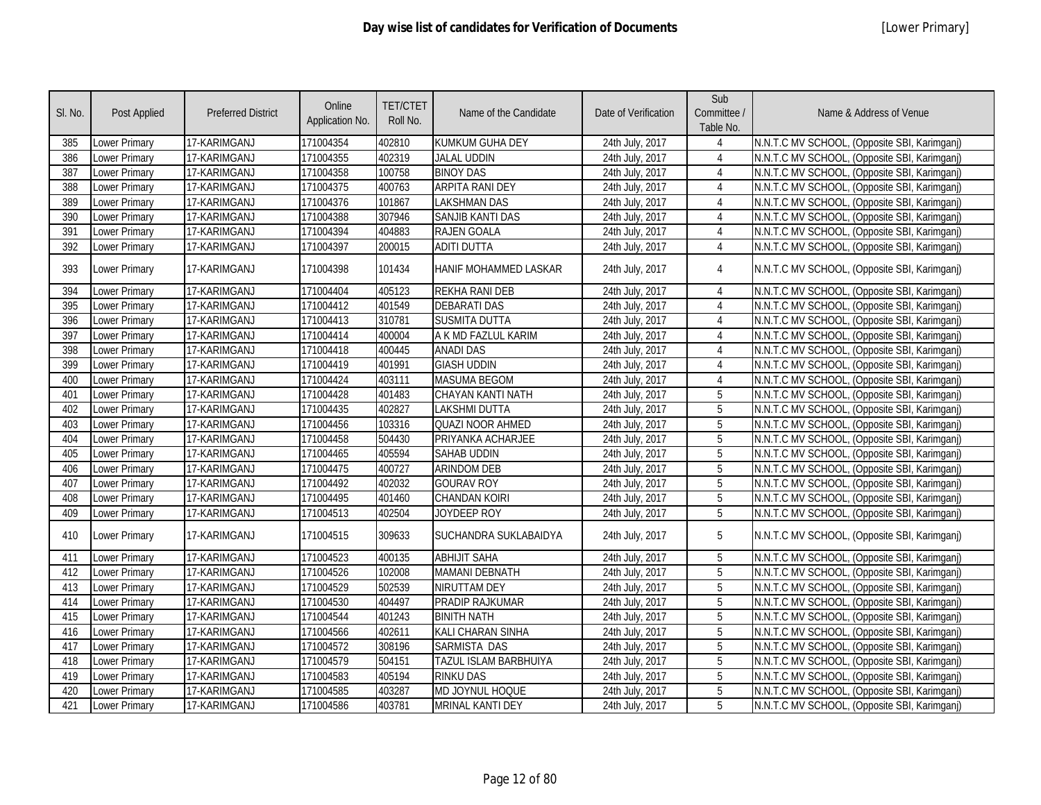# Day wise list of candidates for Verification of Documents

[Lower Primary]

| Sl. No. | Post Applied | Preferred District | Online Application No. | TET/CTET Roll No. | Name of the Candidate | Date of Verification | Sub Committee / Table No. | Name & Address of Venue |
|---|---|---|---|---|---|---|---|---|
| 385 | Lower Primary | 17-KARIMGANJ | 171004354 | 402810 | KUMKUM GUHA DEY | 24th July, 2017 | 4 | N.N.T.C MV SCHOOL, (Opposite SBI, Karimganj) |
| 386 | Lower Primary | 17-KARIMGANJ | 171004355 | 402319 | JALAL UDDIN | 24th July, 2017 | 4 | N.N.T.C MV SCHOOL, (Opposite SBI, Karimganj) |
| 387 | Lower Primary | 17-KARIMGANJ | 171004358 | 100758 | BINOY DAS | 24th July, 2017 | 4 | N.N.T.C MV SCHOOL, (Opposite SBI, Karimganj) |
| 388 | Lower Primary | 17-KARIMGANJ | 171004375 | 400763 | ARPITA RANI DEY | 24th July, 2017 | 4 | N.N.T.C MV SCHOOL, (Opposite SBI, Karimganj) |
| 389 | Lower Primary | 17-KARIMGANJ | 171004376 | 101867 | LAKSHMAN DAS | 24th July, 2017 | 4 | N.N.T.C MV SCHOOL, (Opposite SBI, Karimganj) |
| 390 | Lower Primary | 17-KARIMGANJ | 171004388 | 307946 | SANJIB KANTI DAS | 24th July, 2017 | 4 | N.N.T.C MV SCHOOL, (Opposite SBI, Karimganj) |
| 391 | Lower Primary | 17-KARIMGANJ | 171004394 | 404883 | RAJEN GOALA | 24th July, 2017 | 4 | N.N.T.C MV SCHOOL, (Opposite SBI, Karimganj) |
| 392 | Lower Primary | 17-KARIMGANJ | 171004397 | 200015 | ADITI DUTTA | 24th July, 2017 | 4 | N.N.T.C MV SCHOOL, (Opposite SBI, Karimganj) |
| 393 | Lower Primary | 17-KARIMGANJ | 171004398 | 101434 | HANIF MOHAMMED LASKAR | 24th July, 2017 | 4 | N.N.T.C MV SCHOOL, (Opposite SBI, Karimganj) |
| 394 | Lower Primary | 17-KARIMGANJ | 171004404 | 405123 | REKHA RANI DEB | 24th July, 2017 | 4 | N.N.T.C MV SCHOOL, (Opposite SBI, Karimganj) |
| 395 | Lower Primary | 17-KARIMGANJ | 171004412 | 401549 | DEBARATI DAS | 24th July, 2017 | 4 | N.N.T.C MV SCHOOL, (Opposite SBI, Karimganj) |
| 396 | Lower Primary | 17-KARIMGANJ | 171004413 | 310781 | SUSMITA DUTTA | 24th July, 2017 | 4 | N.N.T.C MV SCHOOL, (Opposite SBI, Karimganj) |
| 397 | Lower Primary | 17-KARIMGANJ | 171004414 | 400004 | A K MD FAZLUL KARIM | 24th July, 2017 | 4 | N.N.T.C MV SCHOOL, (Opposite SBI, Karimganj) |
| 398 | Lower Primary | 17-KARIMGANJ | 171004418 | 400445 | ANADI DAS | 24th July, 2017 | 4 | N.N.T.C MV SCHOOL, (Opposite SBI, Karimganj) |
| 399 | Lower Primary | 17-KARIMGANJ | 171004419 | 401991 | GIASH UDDIN | 24th July, 2017 | 4 | N.N.T.C MV SCHOOL, (Opposite SBI, Karimganj) |
| 400 | Lower Primary | 17-KARIMGANJ | 171004424 | 403111 | MASUMA BEGOM | 24th July, 2017 | 4 | N.N.T.C MV SCHOOL, (Opposite SBI, Karimganj) |
| 401 | Lower Primary | 17-KARIMGANJ | 171004428 | 401483 | CHAYAN KANTI NATH | 24th July, 2017 | 5 | N.N.T.C MV SCHOOL, (Opposite SBI, Karimganj) |
| 402 | Lower Primary | 17-KARIMGANJ | 171004435 | 402827 | LAKSHMI DUTTA | 24th July, 2017 | 5 | N.N.T.C MV SCHOOL, (Opposite SBI, Karimganj) |
| 403 | Lower Primary | 17-KARIMGANJ | 171004456 | 103316 | QUAZI NOOR AHMED | 24th July, 2017 | 5 | N.N.T.C MV SCHOOL, (Opposite SBI, Karimganj) |
| 404 | Lower Primary | 17-KARIMGANJ | 171004458 | 504430 | PRIYANKA ACHARJEE | 24th July, 2017 | 5 | N.N.T.C MV SCHOOL, (Opposite SBI, Karimganj) |
| 405 | Lower Primary | 17-KARIMGANJ | 171004465 | 405594 | SAHAB UDDIN | 24th July, 2017 | 5 | N.N.T.C MV SCHOOL, (Opposite SBI, Karimganj) |
| 406 | Lower Primary | 17-KARIMGANJ | 171004475 | 400727 | ARINDOM DEB | 24th July, 2017 | 5 | N.N.T.C MV SCHOOL, (Opposite SBI, Karimganj) |
| 407 | Lower Primary | 17-KARIMGANJ | 171004492 | 402032 | GOURAV ROY | 24th July, 2017 | 5 | N.N.T.C MV SCHOOL, (Opposite SBI, Karimganj) |
| 408 | Lower Primary | 17-KARIMGANJ | 171004495 | 401460 | CHANDAN KOIRI | 24th July, 2017 | 5 | N.N.T.C MV SCHOOL, (Opposite SBI, Karimganj) |
| 409 | Lower Primary | 17-KARIMGANJ | 171004513 | 402504 | JOYDEEP ROY | 24th July, 2017 | 5 | N.N.T.C MV SCHOOL, (Opposite SBI, Karimganj) |
| 410 | Lower Primary | 17-KARIMGANJ | 171004515 | 309633 | SUCHANDRA SUKLABAIDYA | 24th July, 2017 | 5 | N.N.T.C MV SCHOOL, (Opposite SBI, Karimganj) |
| 411 | Lower Primary | 17-KARIMGANJ | 171004523 | 400135 | ABHIJIT SAHA | 24th July, 2017 | 5 | N.N.T.C MV SCHOOL, (Opposite SBI, Karimganj) |
| 412 | Lower Primary | 17-KARIMGANJ | 171004526 | 102008 | MAMANI DEBNATH | 24th July, 2017 | 5 | N.N.T.C MV SCHOOL, (Opposite SBI, Karimganj) |
| 413 | Lower Primary | 17-KARIMGANJ | 171004529 | 502539 | NIRUTTAM DEY | 24th July, 2017 | 5 | N.N.T.C MV SCHOOL, (Opposite SBI, Karimganj) |
| 414 | Lower Primary | 17-KARIMGANJ | 171004530 | 404497 | PRADIP RAJKUMAR | 24th July, 2017 | 5 | N.N.T.C MV SCHOOL, (Opposite SBI, Karimganj) |
| 415 | Lower Primary | 17-KARIMGANJ | 171004544 | 401243 | BINITH NATH | 24th July, 2017 | 5 | N.N.T.C MV SCHOOL, (Opposite SBI, Karimganj) |
| 416 | Lower Primary | 17-KARIMGANJ | 171004566 | 402611 | KALI CHARAN SINHA | 24th July, 2017 | 5 | N.N.T.C MV SCHOOL, (Opposite SBI, Karimganj) |
| 417 | Lower Primary | 17-KARIMGANJ | 171004572 | 308196 | SARMISTA DAS | 24th July, 2017 | 5 | N.N.T.C MV SCHOOL, (Opposite SBI, Karimganj) |
| 418 | Lower Primary | 17-KARIMGANJ | 171004579 | 504151 | TAZUL ISLAM BARBHUIYA | 24th July, 2017 | 5 | N.N.T.C MV SCHOOL, (Opposite SBI, Karimganj) |
| 419 | Lower Primary | 17-KARIMGANJ | 171004583 | 405194 | RINKU DAS | 24th July, 2017 | 5 | N.N.T.C MV SCHOOL, (Opposite SBI, Karimganj) |
| 420 | Lower Primary | 17-KARIMGANJ | 171004585 | 403287 | MD JOYNUL HOQUE | 24th July, 2017 | 5 | N.N.T.C MV SCHOOL, (Opposite SBI, Karimganj) |
| 421 | Lower Primary | 17-KARIMGANJ | 171004586 | 403781 | MRINAL KANTI DEY | 24th July, 2017 | 5 | N.N.T.C MV SCHOOL, (Opposite SBI, Karimganj) |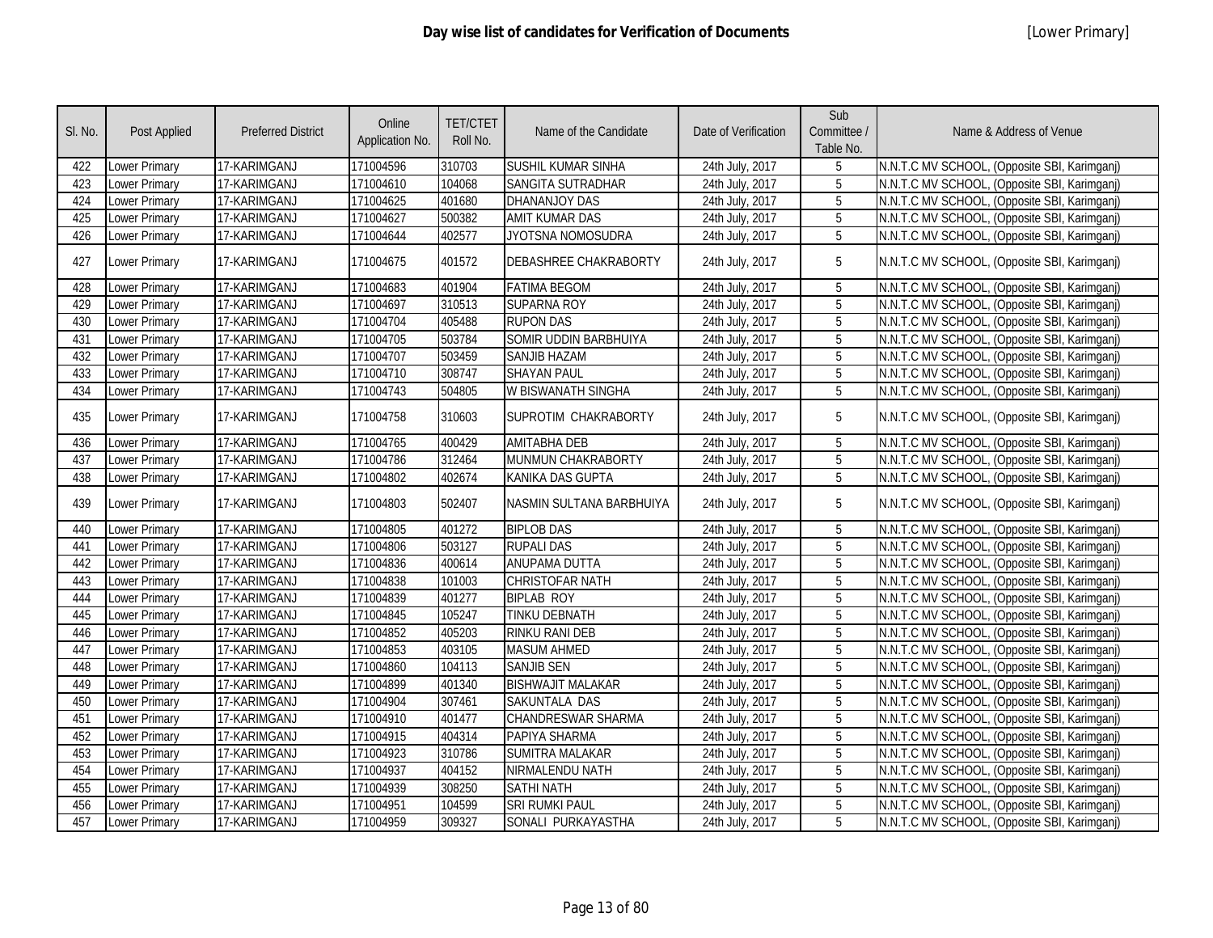# Day wise list of candidates for Verification of Documents

[Lower Primary]

| Sl. No. | Post Applied | Preferred District | Online Application No. | TET/CTET Roll No. | Name of the Candidate | Date of Verification | Sub Committee / Table No. | Name & Address of Venue |
|---|---|---|---|---|---|---|---|---|
| 422 | Lower Primary | 17-KARIMGANJ | 171004596 | 310703 | SUSHIL KUMAR SINHA | 24th July, 2017 | 5 | N.N.T.C MV SCHOOL, (Opposite SBI, Karimganj) |
| 423 | Lower Primary | 17-KARIMGANJ | 171004610 | 104068 | SANGITA SUTRADHAR | 24th July, 2017 | 5 | N.N.T.C MV SCHOOL, (Opposite SBI, Karimganj) |
| 424 | Lower Primary | 17-KARIMGANJ | 171004625 | 401680 | DHANANJOY DAS | 24th July, 2017 | 5 | N.N.T.C MV SCHOOL, (Opposite SBI, Karimganj) |
| 425 | Lower Primary | 17-KARIMGANJ | 171004627 | 500382 | AMIT KUMAR DAS | 24th July, 2017 | 5 | N.N.T.C MV SCHOOL, (Opposite SBI, Karimganj) |
| 426 | Lower Primary | 17-KARIMGANJ | 171004644 | 402577 | JYOTSNA NOMOSUDRA | 24th July, 2017 | 5 | N.N.T.C MV SCHOOL, (Opposite SBI, Karimganj) |
| 427 | Lower Primary | 17-KARIMGANJ | 171004675 | 401572 | DEBASHREE CHAKRABORTY | 24th July, 2017 | 5 | N.N.T.C MV SCHOOL, (Opposite SBI, Karimganj) |
| 428 | Lower Primary | 17-KARIMGANJ | 171004683 | 401904 | FATIMA BEGOM | 24th July, 2017 | 5 | N.N.T.C MV SCHOOL, (Opposite SBI, Karimganj) |
| 429 | Lower Primary | 17-KARIMGANJ | 171004697 | 310513 | SUPARNA ROY | 24th July, 2017 | 5 | N.N.T.C MV SCHOOL, (Opposite SBI, Karimganj) |
| 430 | Lower Primary | 17-KARIMGANJ | 171004704 | 405488 | RUPON DAS | 24th July, 2017 | 5 | N.N.T.C MV SCHOOL, (Opposite SBI, Karimganj) |
| 431 | Lower Primary | 17-KARIMGANJ | 171004705 | 503784 | SOMIR UDDIN BARBHUIYA | 24th July, 2017 | 5 | N.N.T.C MV SCHOOL, (Opposite SBI, Karimganj) |
| 432 | Lower Primary | 17-KARIMGANJ | 171004707 | 503459 | SANJIB HAZAM | 24th July, 2017 | 5 | N.N.T.C MV SCHOOL, (Opposite SBI, Karimganj) |
| 433 | Lower Primary | 17-KARIMGANJ | 171004710 | 308747 | SHAYAN PAUL | 24th July, 2017 | 5 | N.N.T.C MV SCHOOL, (Opposite SBI, Karimganj) |
| 434 | Lower Primary | 17-KARIMGANJ | 171004743 | 504805 | W BISWANATH SINGHA | 24th July, 2017 | 5 | N.N.T.C MV SCHOOL, (Opposite SBI, Karimganj) |
| 435 | Lower Primary | 17-KARIMGANJ | 171004758 | 310603 | SUPROTIM CHAKRABORTY | 24th July, 2017 | 5 | N.N.T.C MV SCHOOL, (Opposite SBI, Karimganj) |
| 436 | Lower Primary | 17-KARIMGANJ | 171004765 | 400429 | AMITABHA DEB | 24th July, 2017 | 5 | N.N.T.C MV SCHOOL, (Opposite SBI, Karimganj) |
| 437 | Lower Primary | 17-KARIMGANJ | 171004786 | 312464 | MUNMUN CHAKRABORTY | 24th July, 2017 | 5 | N.N.T.C MV SCHOOL, (Opposite SBI, Karimganj) |
| 438 | Lower Primary | 17-KARIMGANJ | 171004802 | 402674 | KANIKA DAS GUPTA | 24th July, 2017 | 5 | N.N.T.C MV SCHOOL, (Opposite SBI, Karimganj) |
| 439 | Lower Primary | 17-KARIMGANJ | 171004803 | 502407 | NASMIN SULTANA BARBHUIYA | 24th July, 2017 | 5 | N.N.T.C MV SCHOOL, (Opposite SBI, Karimganj) |
| 440 | Lower Primary | 17-KARIMGANJ | 171004805 | 401272 | BIPLOB DAS | 24th July, 2017 | 5 | N.N.T.C MV SCHOOL, (Opposite SBI, Karimganj) |
| 441 | Lower Primary | 17-KARIMGANJ | 171004806 | 503127 | RUPALI DAS | 24th July, 2017 | 5 | N.N.T.C MV SCHOOL, (Opposite SBI, Karimganj) |
| 442 | Lower Primary | 17-KARIMGANJ | 171004836 | 400614 | ANUPAMA DUTTA | 24th July, 2017 | 5 | N.N.T.C MV SCHOOL, (Opposite SBI, Karimganj) |
| 443 | Lower Primary | 17-KARIMGANJ | 171004838 | 101003 | CHRISTOFAR NATH | 24th July, 2017 | 5 | N.N.T.C MV SCHOOL, (Opposite SBI, Karimganj) |
| 444 | Lower Primary | 17-KARIMGANJ | 171004839 | 401277 | BIPLAB ROY | 24th July, 2017 | 5 | N.N.T.C MV SCHOOL, (Opposite SBI, Karimganj) |
| 445 | Lower Primary | 17-KARIMGANJ | 171004845 | 105247 | TINKU DEBNATH | 24th July, 2017 | 5 | N.N.T.C MV SCHOOL, (Opposite SBI, Karimganj) |
| 446 | Lower Primary | 17-KARIMGANJ | 171004852 | 405203 | RINKU RANI DEB | 24th July, 2017 | 5 | N.N.T.C MV SCHOOL, (Opposite SBI, Karimganj) |
| 447 | Lower Primary | 17-KARIMGANJ | 171004853 | 403105 | MASUM AHMED | 24th July, 2017 | 5 | N.N.T.C MV SCHOOL, (Opposite SBI, Karimganj) |
| 448 | Lower Primary | 17-KARIMGANJ | 171004860 | 104113 | SANJIB SEN | 24th July, 2017 | 5 | N.N.T.C MV SCHOOL, (Opposite SBI, Karimganj) |
| 449 | Lower Primary | 17-KARIMGANJ | 171004899 | 401340 | BISHWAJIT MALAKAR | 24th July, 2017 | 5 | N.N.T.C MV SCHOOL, (Opposite SBI, Karimganj) |
| 450 | Lower Primary | 17-KARIMGANJ | 171004904 | 307461 | SAKUNTALA DAS | 24th July, 2017 | 5 | N.N.T.C MV SCHOOL, (Opposite SBI, Karimganj) |
| 451 | Lower Primary | 17-KARIMGANJ | 171004910 | 401477 | CHANDRESWAR SHARMA | 24th July, 2017 | 5 | N.N.T.C MV SCHOOL, (Opposite SBI, Karimganj) |
| 452 | Lower Primary | 17-KARIMGANJ | 171004915 | 404314 | PAPIYA SHARMA | 24th July, 2017 | 5 | N.N.T.C MV SCHOOL, (Opposite SBI, Karimganj) |
| 453 | Lower Primary | 17-KARIMGANJ | 171004923 | 310786 | SUMITRA MALAKAR | 24th July, 2017 | 5 | N.N.T.C MV SCHOOL, (Opposite SBI, Karimganj) |
| 454 | Lower Primary | 17-KARIMGANJ | 171004937 | 404152 | NIRMALENDU NATH | 24th July, 2017 | 5 | N.N.T.C MV SCHOOL, (Opposite SBI, Karimganj) |
| 455 | Lower Primary | 17-KARIMGANJ | 171004939 | 308250 | SATHI NATH | 24th July, 2017 | 5 | N.N.T.C MV SCHOOL, (Opposite SBI, Karimganj) |
| 456 | Lower Primary | 17-KARIMGANJ | 171004951 | 104599 | SRI RUMKI PAUL | 24th July, 2017 | 5 | N.N.T.C MV SCHOOL, (Opposite SBI, Karimganj) |
| 457 | Lower Primary | 17-KARIMGANJ | 171004959 | 309327 | SONALI PURKAYASTHA | 24th July, 2017 | 5 | N.N.T.C MV SCHOOL, (Opposite SBI, Karimganj) |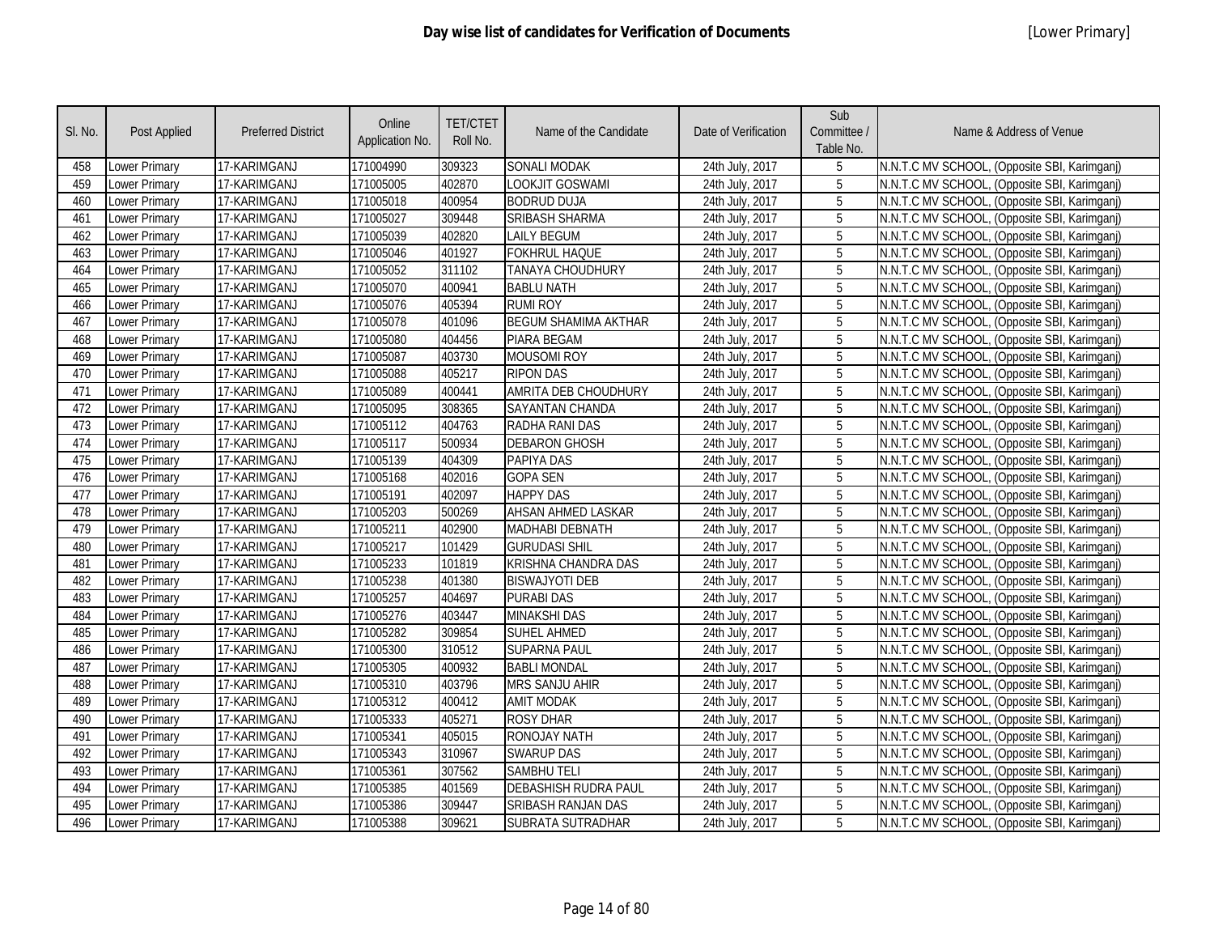# Day wise list of candidates for Verification of Documents

[Lower Primary]

| Sl. No. | Post Applied | Preferred District | Online Application No. | TET/CTET Roll No. | Name of the Candidate | Date of Verification | Sub Committee / Table No. | Name & Address of Venue |
|---|---|---|---|---|---|---|---|---|
| 458 | Lower Primary | 17-KARIMGANJ | 171004990 | 309323 | SONALI MODAK | 24th July, 2017 | 5 | N.N.T.C MV SCHOOL, (Opposite SBI, Karimganj) |
| 459 | Lower Primary | 17-KARIMGANJ | 171005005 | 402870 | LOOKJIT GOSWAMI | 24th July, 2017 | 5 | N.N.T.C MV SCHOOL, (Opposite SBI, Karimganj) |
| 460 | Lower Primary | 17-KARIMGANJ | 171005018 | 400954 | BODRUD DUJA | 24th July, 2017 | 5 | N.N.T.C MV SCHOOL, (Opposite SBI, Karimganj) |
| 461 | Lower Primary | 17-KARIMGANJ | 171005027 | 309448 | SRIBASH SHARMA | 24th July, 2017 | 5 | N.N.T.C MV SCHOOL, (Opposite SBI, Karimganj) |
| 462 | Lower Primary | 17-KARIMGANJ | 171005039 | 402820 | LAILY BEGUM | 24th July, 2017 | 5 | N.N.T.C MV SCHOOL, (Opposite SBI, Karimganj) |
| 463 | Lower Primary | 17-KARIMGANJ | 171005046 | 401927 | FOKHRUL HAQUE | 24th July, 2017 | 5 | N.N.T.C MV SCHOOL, (Opposite SBI, Karimganj) |
| 464 | Lower Primary | 17-KARIMGANJ | 171005052 | 311102 | TANAYA CHOUDHURY | 24th July, 2017 | 5 | N.N.T.C MV SCHOOL, (Opposite SBI, Karimganj) |
| 465 | Lower Primary | 17-KARIMGANJ | 171005070 | 400941 | BABLU NATH | 24th July, 2017 | 5 | N.N.T.C MV SCHOOL, (Opposite SBI, Karimganj) |
| 466 | Lower Primary | 17-KARIMGANJ | 171005076 | 405394 | RUMI ROY | 24th July, 2017 | 5 | N.N.T.C MV SCHOOL, (Opposite SBI, Karimganj) |
| 467 | Lower Primary | 17-KARIMGANJ | 171005078 | 401096 | BEGUM SHAMIMA AKTHAR | 24th July, 2017 | 5 | N.N.T.C MV SCHOOL, (Opposite SBI, Karimganj) |
| 468 | Lower Primary | 17-KARIMGANJ | 171005080 | 404456 | PIARA BEGAM | 24th July, 2017 | 5 | N.N.T.C MV SCHOOL, (Opposite SBI, Karimganj) |
| 469 | Lower Primary | 17-KARIMGANJ | 171005087 | 403730 | MOUSOMI ROY | 24th July, 2017 | 5 | N.N.T.C MV SCHOOL, (Opposite SBI, Karimganj) |
| 470 | Lower Primary | 17-KARIMGANJ | 171005088 | 405217 | RIPON DAS | 24th July, 2017 | 5 | N.N.T.C MV SCHOOL, (Opposite SBI, Karimganj) |
| 471 | Lower Primary | 17-KARIMGANJ | 171005089 | 400441 | AMRITA DEB CHOUDHURY | 24th July, 2017 | 5 | N.N.T.C MV SCHOOL, (Opposite SBI, Karimganj) |
| 472 | Lower Primary | 17-KARIMGANJ | 171005095 | 308365 | SAYANTAN CHANDA | 24th July, 2017 | 5 | N.N.T.C MV SCHOOL, (Opposite SBI, Karimganj) |
| 473 | Lower Primary | 17-KARIMGANJ | 171005112 | 404763 | RADHA RANI DAS | 24th July, 2017 | 5 | N.N.T.C MV SCHOOL, (Opposite SBI, Karimganj) |
| 474 | Lower Primary | 17-KARIMGANJ | 171005117 | 500934 | DEBARON GHOSH | 24th July, 2017 | 5 | N.N.T.C MV SCHOOL, (Opposite SBI, Karimganj) |
| 475 | Lower Primary | 17-KARIMGANJ | 171005139 | 404309 | PAPIYA DAS | 24th July, 2017 | 5 | N.N.T.C MV SCHOOL, (Opposite SBI, Karimganj) |
| 476 | Lower Primary | 17-KARIMGANJ | 171005168 | 402016 | GOPA SEN | 24th July, 2017 | 5 | N.N.T.C MV SCHOOL, (Opposite SBI, Karimganj) |
| 477 | Lower Primary | 17-KARIMGANJ | 171005191 | 402097 | HAPPY DAS | 24th July, 2017 | 5 | N.N.T.C MV SCHOOL, (Opposite SBI, Karimganj) |
| 478 | Lower Primary | 17-KARIMGANJ | 171005203 | 500269 | AHSAN AHMED LASKAR | 24th July, 2017 | 5 | N.N.T.C MV SCHOOL, (Opposite SBI, Karimganj) |
| 479 | Lower Primary | 17-KARIMGANJ | 171005211 | 402900 | MADHABI DEBNATH | 24th July, 2017 | 5 | N.N.T.C MV SCHOOL, (Opposite SBI, Karimganj) |
| 480 | Lower Primary | 17-KARIMGANJ | 171005217 | 101429 | GURUDASI SHIL | 24th July, 2017 | 5 | N.N.T.C MV SCHOOL, (Opposite SBI, Karimganj) |
| 481 | Lower Primary | 17-KARIMGANJ | 171005233 | 101819 | KRISHNA CHANDRA DAS | 24th July, 2017 | 5 | N.N.T.C MV SCHOOL, (Opposite SBI, Karimganj) |
| 482 | Lower Primary | 17-KARIMGANJ | 171005238 | 401380 | BISWAJYOTI DEB | 24th July, 2017 | 5 | N.N.T.C MV SCHOOL, (Opposite SBI, Karimganj) |
| 483 | Lower Primary | 17-KARIMGANJ | 171005257 | 404697 | PURABI DAS | 24th July, 2017 | 5 | N.N.T.C MV SCHOOL, (Opposite SBI, Karimganj) |
| 484 | Lower Primary | 17-KARIMGANJ | 171005276 | 403447 | MINAKSHI DAS | 24th July, 2017 | 5 | N.N.T.C MV SCHOOL, (Opposite SBI, Karimganj) |
| 485 | Lower Primary | 17-KARIMGANJ | 171005282 | 309854 | SUHEL AHMED | 24th July, 2017 | 5 | N.N.T.C MV SCHOOL, (Opposite SBI, Karimganj) |
| 486 | Lower Primary | 17-KARIMGANJ | 171005300 | 310512 | SUPARNA PAUL | 24th July, 2017 | 5 | N.N.T.C MV SCHOOL, (Opposite SBI, Karimganj) |
| 487 | Lower Primary | 17-KARIMGANJ | 171005305 | 400932 | BABLI MONDAL | 24th July, 2017 | 5 | N.N.T.C MV SCHOOL, (Opposite SBI, Karimganj) |
| 488 | Lower Primary | 17-KARIMGANJ | 171005310 | 403796 | MRS SANJU AHIR | 24th July, 2017 | 5 | N.N.T.C MV SCHOOL, (Opposite SBI, Karimganj) |
| 489 | Lower Primary | 17-KARIMGANJ | 171005312 | 400412 | AMIT MODAK | 24th July, 2017 | 5 | N.N.T.C MV SCHOOL, (Opposite SBI, Karimganj) |
| 490 | Lower Primary | 17-KARIMGANJ | 171005333 | 405271 | ROSY DHAR | 24th July, 2017 | 5 | N.N.T.C MV SCHOOL, (Opposite SBI, Karimganj) |
| 491 | Lower Primary | 17-KARIMGANJ | 171005341 | 405015 | RONOJAY NATH | 24th July, 2017 | 5 | N.N.T.C MV SCHOOL, (Opposite SBI, Karimganj) |
| 492 | Lower Primary | 17-KARIMGANJ | 171005343 | 310967 | SWARUP DAS | 24th July, 2017 | 5 | N.N.T.C MV SCHOOL, (Opposite SBI, Karimganj) |
| 493 | Lower Primary | 17-KARIMGANJ | 171005361 | 307562 | SAMBHU TELI | 24th July, 2017 | 5 | N.N.T.C MV SCHOOL, (Opposite SBI, Karimganj) |
| 494 | Lower Primary | 17-KARIMGANJ | 171005385 | 401569 | DEBASHISH RUDRA PAUL | 24th July, 2017 | 5 | N.N.T.C MV SCHOOL, (Opposite SBI, Karimganj) |
| 495 | Lower Primary | 17-KARIMGANJ | 171005386 | 309447 | SRIBASH RANJAN DAS | 24th July, 2017 | 5 | N.N.T.C MV SCHOOL, (Opposite SBI, Karimganj) |
| 496 | Lower Primary | 17-KARIMGANJ | 171005388 | 309621 | SUBRATA SUTRADHAR | 24th July, 2017 | 5 | N.N.T.C MV SCHOOL, (Opposite SBI, Karimganj) |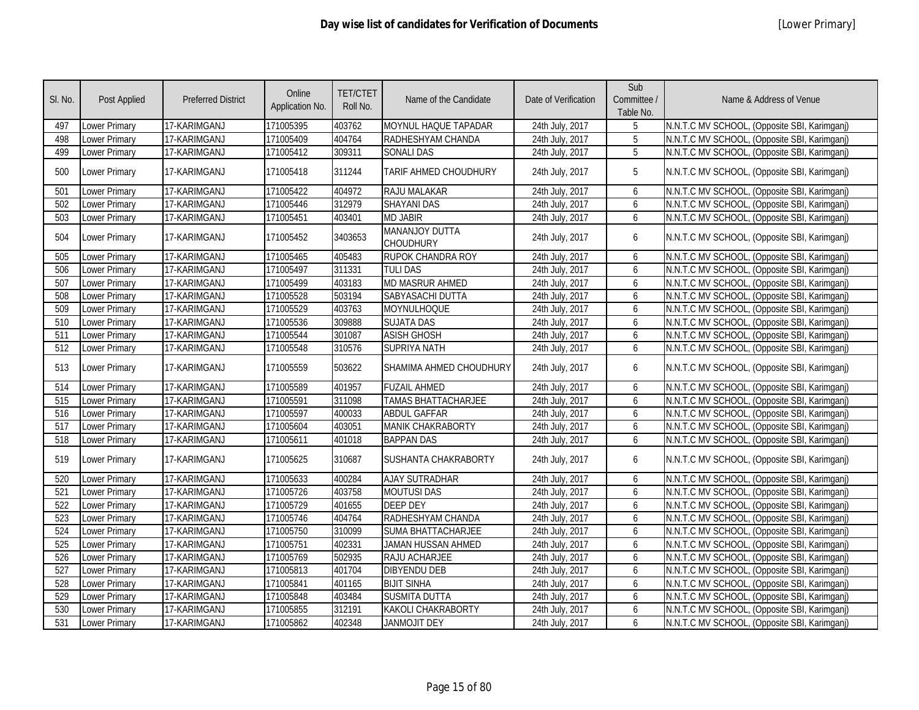# Day wise list of candidates for Verification of Documents

[Lower Primary]

| Sl. No. | Post Applied | Preferred District | Online Application No. | TET/CTET Roll No. | Name of the Candidate | Date of Verification | Sub Committee / Table No. | Name & Address of Venue |
|---|---|---|---|---|---|---|---|---|
| 497 | Lower Primary | 17-KARIMGANJ | 171005395 | 403762 | MOYNUL HAQUE TAPADAR | 24th July, 2017 | 5 | N.N.T.C MV SCHOOL, (Opposite SBI, Karimganj) |
| 498 | Lower Primary | 17-KARIMGANJ | 171005409 | 404764 | RADHESHYAM CHANDA | 24th July, 2017 | 5 | N.N.T.C MV SCHOOL, (Opposite SBI, Karimganj) |
| 499 | Lower Primary | 17-KARIMGANJ | 171005412 | 309311 | SONALI DAS | 24th July, 2017 | 5 | N.N.T.C MV SCHOOL, (Opposite SBI, Karimganj) |
| 500 | Lower Primary | 17-KARIMGANJ | 171005418 | 311244 | TARIF AHMED CHOUDHURY | 24th July, 2017 | 5 | N.N.T.C MV SCHOOL, (Opposite SBI, Karimganj) |
| 501 | Lower Primary | 17-KARIMGANJ | 171005422 | 404972 | RAJU MALAKAR | 24th July, 2017 | 6 | N.N.T.C MV SCHOOL, (Opposite SBI, Karimganj) |
| 502 | Lower Primary | 17-KARIMGANJ | 171005446 | 312979 | SHAYANI DAS | 24th July, 2017 | 6 | N.N.T.C MV SCHOOL, (Opposite SBI, Karimganj) |
| 503 | Lower Primary | 17-KARIMGANJ | 171005451 | 403401 | MD JABIR | 24th July, 2017 | 6 | N.N.T.C MV SCHOOL, (Opposite SBI, Karimganj) |
| 504 | Lower Primary | 17-KARIMGANJ | 171005452 | 3403653 | MANANJOY DUTTA CHOUDHURY | 24th July, 2017 | 6 | N.N.T.C MV SCHOOL, (Opposite SBI, Karimganj) |
| 505 | Lower Primary | 17-KARIMGANJ | 171005465 | 405483 | RUPOK CHANDRA ROY | 24th July, 2017 | 6 | N.N.T.C MV SCHOOL, (Opposite SBI, Karimganj) |
| 506 | Lower Primary | 17-KARIMGANJ | 171005497 | 311331 | TULI DAS | 24th July, 2017 | 6 | N.N.T.C MV SCHOOL, (Opposite SBI, Karimganj) |
| 507 | Lower Primary | 17-KARIMGANJ | 171005499 | 403183 | MD MASRUR AHMED | 24th July, 2017 | 6 | N.N.T.C MV SCHOOL, (Opposite SBI, Karimganj) |
| 508 | Lower Primary | 17-KARIMGANJ | 171005528 | 503194 | SABYASACHI DUTTA | 24th July, 2017 | 6 | N.N.T.C MV SCHOOL, (Opposite SBI, Karimganj) |
| 509 | Lower Primary | 17-KARIMGANJ | 171005529 | 403763 | MOYNULHOQUE | 24th July, 2017 | 6 | N.N.T.C MV SCHOOL, (Opposite SBI, Karimganj) |
| 510 | Lower Primary | 17-KARIMGANJ | 171005536 | 309888 | SUJATA DAS | 24th July, 2017 | 6 | N.N.T.C MV SCHOOL, (Opposite SBI, Karimganj) |
| 511 | Lower Primary | 17-KARIMGANJ | 171005544 | 301087 | ASISH GHOSH | 24th July, 2017 | 6 | N.N.T.C MV SCHOOL, (Opposite SBI, Karimganj) |
| 512 | Lower Primary | 17-KARIMGANJ | 171005548 | 310576 | SUPRIYA NATH | 24th July, 2017 | 6 | N.N.T.C MV SCHOOL, (Opposite SBI, Karimganj) |
| 513 | Lower Primary | 17-KARIMGANJ | 171005559 | 503622 | SHAMIMA AHMED CHOUDHURY | 24th July, 2017 | 6 | N.N.T.C MV SCHOOL, (Opposite SBI, Karimganj) |
| 514 | Lower Primary | 17-KARIMGANJ | 171005589 | 401957 | FUZAIL AHMED | 24th July, 2017 | 6 | N.N.T.C MV SCHOOL, (Opposite SBI, Karimganj) |
| 515 | Lower Primary | 17-KARIMGANJ | 171005591 | 311098 | TAMAS BHATTACHARJEE | 24th July, 2017 | 6 | N.N.T.C MV SCHOOL, (Opposite SBI, Karimganj) |
| 516 | Lower Primary | 17-KARIMGANJ | 171005597 | 400033 | ABDUL GAFFAR | 24th July, 2017 | 6 | N.N.T.C MV SCHOOL, (Opposite SBI, Karimganj) |
| 517 | Lower Primary | 17-KARIMGANJ | 171005604 | 403051 | MANIK CHAKRABORTY | 24th July, 2017 | 6 | N.N.T.C MV SCHOOL, (Opposite SBI, Karimganj) |
| 518 | Lower Primary | 17-KARIMGANJ | 171005611 | 401018 | BAPPAN DAS | 24th July, 2017 | 6 | N.N.T.C MV SCHOOL, (Opposite SBI, Karimganj) |
| 519 | Lower Primary | 17-KARIMGANJ | 171005625 | 310687 | SUSHANTA CHAKRABORTY | 24th July, 2017 | 6 | N.N.T.C MV SCHOOL, (Opposite SBI, Karimganj) |
| 520 | Lower Primary | 17-KARIMGANJ | 171005633 | 400284 | AJAY SUTRADHAR | 24th July, 2017 | 6 | N.N.T.C MV SCHOOL, (Opposite SBI, Karimganj) |
| 521 | Lower Primary | 17-KARIMGANJ | 171005726 | 403758 | MOUTUSI DAS | 24th July, 2017 | 6 | N.N.T.C MV SCHOOL, (Opposite SBI, Karimganj) |
| 522 | Lower Primary | 17-KARIMGANJ | 171005729 | 401655 | DEEP DEY | 24th July, 2017 | 6 | N.N.T.C MV SCHOOL, (Opposite SBI, Karimganj) |
| 523 | Lower Primary | 17-KARIMGANJ | 171005746 | 404764 | RADHESHYAM CHANDA | 24th July, 2017 | 6 | N.N.T.C MV SCHOOL, (Opposite SBI, Karimganj) |
| 524 | Lower Primary | 17-KARIMGANJ | 171005750 | 310099 | SUMA BHATTACHARJEE | 24th July, 2017 | 6 | N.N.T.C MV SCHOOL, (Opposite SBI, Karimganj) |
| 525 | Lower Primary | 17-KARIMGANJ | 171005751 | 402331 | JAMAN HUSSAN AHMED | 24th July, 2017 | 6 | N.N.T.C MV SCHOOL, (Opposite SBI, Karimganj) |
| 526 | Lower Primary | 17-KARIMGANJ | 171005769 | 502935 | RAJU ACHARJEE | 24th July, 2017 | 6 | N.N.T.C MV SCHOOL, (Opposite SBI, Karimganj) |
| 527 | Lower Primary | 17-KARIMGANJ | 171005813 | 401704 | DIBYENDU DEB | 24th July, 2017 | 6 | N.N.T.C MV SCHOOL, (Opposite SBI, Karimganj) |
| 528 | Lower Primary | 17-KARIMGANJ | 171005841 | 401165 | BIJIT SINHA | 24th July, 2017 | 6 | N.N.T.C MV SCHOOL, (Opposite SBI, Karimganj) |
| 529 | Lower Primary | 17-KARIMGANJ | 171005848 | 403484 | SUSMITA DUTTA | 24th July, 2017 | 6 | N.N.T.C MV SCHOOL, (Opposite SBI, Karimganj) |
| 530 | Lower Primary | 17-KARIMGANJ | 171005855 | 312191 | KAKOLI CHAKRABORTY | 24th July, 2017 | 6 | N.N.T.C MV SCHOOL, (Opposite SBI, Karimganj) |
| 531 | Lower Primary | 17-KARIMGANJ | 171005862 | 402348 | JANMOJIT DEY | 24th July, 2017 | 6 | N.N.T.C MV SCHOOL, (Opposite SBI, Karimganj) |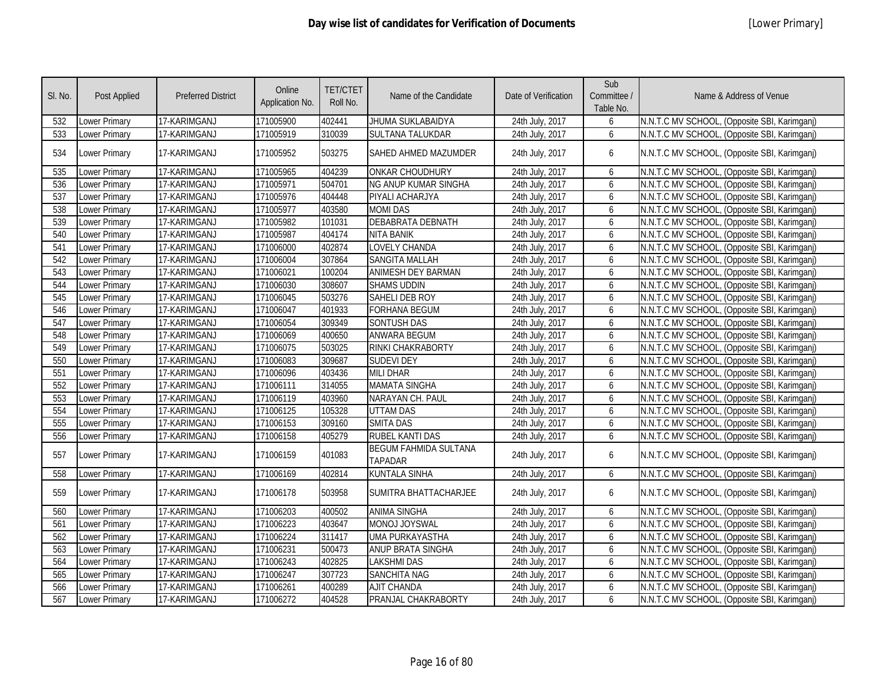# Day wise list of candidates for Verification of Documents

[Lower Primary]

| Sl. No. | Post Applied | Preferred District | Online Application No. | TET/CTET Roll No. | Name of the Candidate | Date of Verification | Sub Committee / Table No. | Name & Address of Venue |
|---|---|---|---|---|---|---|---|---|
| 532 | Lower Primary | 17-KARIMGANJ | 171005900 | 402441 | JHUMA SUKLABAIDYA | 24th July, 2017 | 6 | N.N.T.C MV SCHOOL, (Opposite SBI, Karimganj) |
| 533 | Lower Primary | 17-KARIMGANJ | 171005919 | 310039 | SULTANA TALUKDAR | 24th July, 2017 | 6 | N.N.T.C MV SCHOOL, (Opposite SBI, Karimganj) |
| 534 | Lower Primary | 17-KARIMGANJ | 171005952 | 503275 | SAHED AHMED MAZUMDER | 24th July, 2017 | 6 | N.N.T.C MV SCHOOL, (Opposite SBI, Karimganj) |
| 535 | Lower Primary | 17-KARIMGANJ | 171005965 | 404239 | ONKAR CHOUDHURY | 24th July, 2017 | 6 | N.N.T.C MV SCHOOL, (Opposite SBI, Karimganj) |
| 536 | Lower Primary | 17-KARIMGANJ | 171005971 | 504701 | NG ANUP KUMAR SINGHA | 24th July, 2017 | 6 | N.N.T.C MV SCHOOL, (Opposite SBI, Karimganj) |
| 537 | Lower Primary | 17-KARIMGANJ | 171005976 | 404448 | PIYALI ACHARJYA | 24th July, 2017 | 6 | N.N.T.C MV SCHOOL, (Opposite SBI, Karimganj) |
| 538 | Lower Primary | 17-KARIMGANJ | 171005977 | 403580 | MOMI DAS | 24th July, 2017 | 6 | N.N.T.C MV SCHOOL, (Opposite SBI, Karimganj) |
| 539 | Lower Primary | 17-KARIMGANJ | 171005982 | 101031 | DEBABRATA DEBNATH | 24th July, 2017 | 6 | N.N.T.C MV SCHOOL, (Opposite SBI, Karimganj) |
| 540 | Lower Primary | 17-KARIMGANJ | 171005987 | 404174 | NITA BANIK | 24th July, 2017 | 6 | N.N.T.C MV SCHOOL, (Opposite SBI, Karimganj) |
| 541 | Lower Primary | 17-KARIMGANJ | 171006000 | 402874 | LOVELY CHANDA | 24th July, 2017 | 6 | N.N.T.C MV SCHOOL, (Opposite SBI, Karimganj) |
| 542 | Lower Primary | 17-KARIMGANJ | 171006004 | 307864 | SANGITA MALLAH | 24th July, 2017 | 6 | N.N.T.C MV SCHOOL, (Opposite SBI, Karimganj) |
| 543 | Lower Primary | 17-KARIMGANJ | 171006021 | 100204 | ANIMESH DEY BARMAN | 24th July, 2017 | 6 | N.N.T.C MV SCHOOL, (Opposite SBI, Karimganj) |
| 544 | Lower Primary | 17-KARIMGANJ | 171006030 | 308607 | SHAMS UDDIN | 24th July, 2017 | 6 | N.N.T.C MV SCHOOL, (Opposite SBI, Karimganj) |
| 545 | Lower Primary | 17-KARIMGANJ | 171006045 | 503276 | SAHELI DEB ROY | 24th July, 2017 | 6 | N.N.T.C MV SCHOOL, (Opposite SBI, Karimganj) |
| 546 | Lower Primary | 17-KARIMGANJ | 171006047 | 401933 | FORHANA BEGUM | 24th July, 2017 | 6 | N.N.T.C MV SCHOOL, (Opposite SBI, Karimganj) |
| 547 | Lower Primary | 17-KARIMGANJ | 171006054 | 309349 | SONTUSH DAS | 24th July, 2017 | 6 | N.N.T.C MV SCHOOL, (Opposite SBI, Karimganj) |
| 548 | Lower Primary | 17-KARIMGANJ | 171006069 | 400650 | ANWARA BEGUM | 24th July, 2017 | 6 | N.N.T.C MV SCHOOL, (Opposite SBI, Karimganj) |
| 549 | Lower Primary | 17-KARIMGANJ | 171006075 | 503025 | RINKI CHAKRABORTY | 24th July, 2017 | 6 | N.N.T.C MV SCHOOL, (Opposite SBI, Karimganj) |
| 550 | Lower Primary | 17-KARIMGANJ | 171006083 | 309687 | SUDEVI DEY | 24th July, 2017 | 6 | N.N.T.C MV SCHOOL, (Opposite SBI, Karimganj) |
| 551 | Lower Primary | 17-KARIMGANJ | 171006096 | 403436 | MILI DHAR | 24th July, 2017 | 6 | N.N.T.C MV SCHOOL, (Opposite SBI, Karimganj) |
| 552 | Lower Primary | 17-KARIMGANJ | 171006111 | 314055 | MAMATA SINGHA | 24th July, 2017 | 6 | N.N.T.C MV SCHOOL, (Opposite SBI, Karimganj) |
| 553 | Lower Primary | 17-KARIMGANJ | 171006119 | 403960 | NARAYAN CH. PAUL | 24th July, 2017 | 6 | N.N.T.C MV SCHOOL, (Opposite SBI, Karimganj) |
| 554 | Lower Primary | 17-KARIMGANJ | 171006125 | 105328 | UTTAM DAS | 24th July, 2017 | 6 | N.N.T.C MV SCHOOL, (Opposite SBI, Karimganj) |
| 555 | Lower Primary | 17-KARIMGANJ | 171006153 | 309160 | SMITA DAS | 24th July, 2017 | 6 | N.N.T.C MV SCHOOL, (Opposite SBI, Karimganj) |
| 556 | Lower Primary | 17-KARIMGANJ | 171006158 | 405279 | RUBEL KANTI DAS | 24th July, 2017 | 6 | N.N.T.C MV SCHOOL, (Opposite SBI, Karimganj) |
| 557 | Lower Primary | 17-KARIMGANJ | 171006159 | 401083 | BEGUM FAHMIDA SULTANA TAPADAR | 24th July, 2017 | 6 | N.N.T.C MV SCHOOL, (Opposite SBI, Karimganj) |
| 558 | Lower Primary | 17-KARIMGANJ | 171006169 | 402814 | KUNTALA SINHA | 24th July, 2017 | 6 | N.N.T.C MV SCHOOL, (Opposite SBI, Karimganj) |
| 559 | Lower Primary | 17-KARIMGANJ | 171006178 | 503958 | SUMITRA BHATTACHARJEE | 24th July, 2017 | 6 | N.N.T.C MV SCHOOL, (Opposite SBI, Karimganj) |
| 560 | Lower Primary | 17-KARIMGANJ | 171006203 | 400502 | ANIMA SINGHA | 24th July, 2017 | 6 | N.N.T.C MV SCHOOL, (Opposite SBI, Karimganj) |
| 561 | Lower Primary | 17-KARIMGANJ | 171006223 | 403647 | MONOJ JOYSWAL | 24th July, 2017 | 6 | N.N.T.C MV SCHOOL, (Opposite SBI, Karimganj) |
| 562 | Lower Primary | 17-KARIMGANJ | 171006224 | 311417 | UMA PURKAYASTHA | 24th July, 2017 | 6 | N.N.T.C MV SCHOOL, (Opposite SBI, Karimganj) |
| 563 | Lower Primary | 17-KARIMGANJ | 171006231 | 500473 | ANUP BRATA SINGHA | 24th July, 2017 | 6 | N.N.T.C MV SCHOOL, (Opposite SBI, Karimganj) |
| 564 | Lower Primary | 17-KARIMGANJ | 171006243 | 402825 | LAKSHMI DAS | 24th July, 2017 | 6 | N.N.T.C MV SCHOOL, (Opposite SBI, Karimganj) |
| 565 | Lower Primary | 17-KARIMGANJ | 171006247 | 307723 | SANCHITA NAG | 24th July, 2017 | 6 | N.N.T.C MV SCHOOL, (Opposite SBI, Karimganj) |
| 566 | Lower Primary | 17-KARIMGANJ | 171006261 | 400289 | AJIT CHANDA | 24th July, 2017 | 6 | N.N.T.C MV SCHOOL, (Opposite SBI, Karimganj) |
| 567 | Lower Primary | 17-KARIMGANJ | 171006272 | 404528 | PRANJAL CHAKRABORTY | 24th July, 2017 | 6 | N.N.T.C MV SCHOOL, (Opposite SBI, Karimganj) |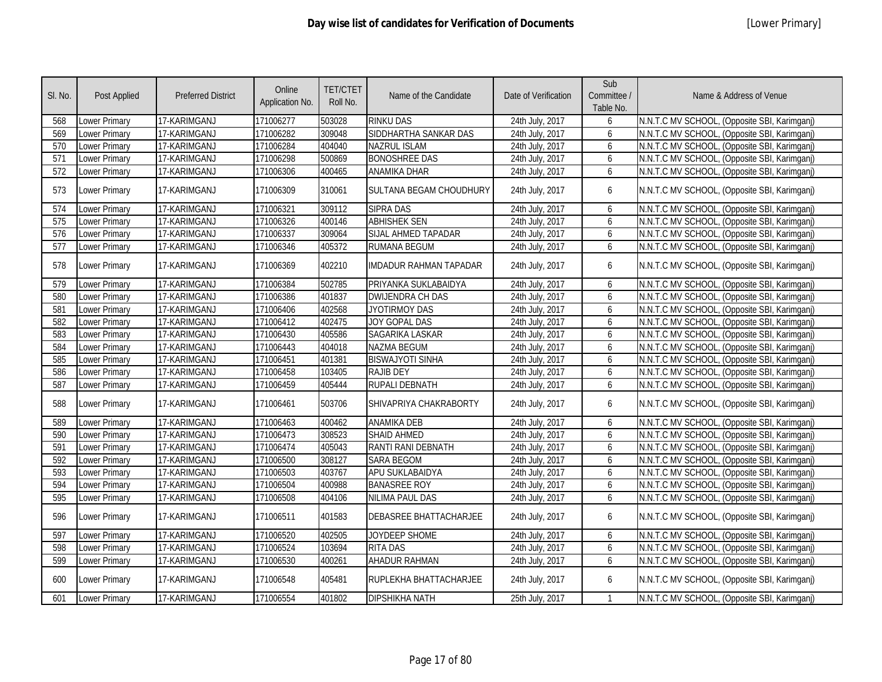# Day wise list of candidates for Verification of Documents

[Lower Primary]

| Sl. No. | Post Applied | Preferred District | Online Application No. | TET/CTET Roll No. | Name of the Candidate | Date of Verification | Sub Committee / Table No. | Name & Address of Venue |
|---|---|---|---|---|---|---|---|---|
| 568 | Lower Primary | 17-KARIMGANJ | 171006277 | 503028 | RINKU DAS | 24th July, 2017 | 6 | N.N.T.C MV SCHOOL, (Opposite SBI, Karimganj) |
| 569 | Lower Primary | 17-KARIMGANJ | 171006282 | 309048 | SIDDHARTHA SANKAR DAS | 24th July, 2017 | 6 | N.N.T.C MV SCHOOL, (Opposite SBI, Karimganj) |
| 570 | Lower Primary | 17-KARIMGANJ | 171006284 | 404040 | NAZRUL ISLAM | 24th July, 2017 | 6 | N.N.T.C MV SCHOOL, (Opposite SBI, Karimganj) |
| 571 | Lower Primary | 17-KARIMGANJ | 171006298 | 500869 | BONOSHREE DAS | 24th July, 2017 | 6 | N.N.T.C MV SCHOOL, (Opposite SBI, Karimganj) |
| 572 | Lower Primary | 17-KARIMGANJ | 171006306 | 400465 | ANAMIKA DHAR | 24th July, 2017 | 6 | N.N.T.C MV SCHOOL, (Opposite SBI, Karimganj) |
| 573 | Lower Primary | 17-KARIMGANJ | 171006309 | 310061 | SULTANA BEGAM CHOUDHURY | 24th July, 2017 | 6 | N.N.T.C MV SCHOOL, (Opposite SBI, Karimganj) |
| 574 | Lower Primary | 17-KARIMGANJ | 171006321 | 309112 | SIPRA DAS | 24th July, 2017 | 6 | N.N.T.C MV SCHOOL, (Opposite SBI, Karimganj) |
| 575 | Lower Primary | 17-KARIMGANJ | 171006326 | 400146 | ABHISHEK SEN | 24th July, 2017 | 6 | N.N.T.C MV SCHOOL, (Opposite SBI, Karimganj) |
| 576 | Lower Primary | 17-KARIMGANJ | 171006337 | 309064 | SIJAL AHMED TAPADAR | 24th July, 2017 | 6 | N.N.T.C MV SCHOOL, (Opposite SBI, Karimganj) |
| 577 | Lower Primary | 17-KARIMGANJ | 171006346 | 405372 | RUMANA BEGUM | 24th July, 2017 | 6 | N.N.T.C MV SCHOOL, (Opposite SBI, Karimganj) |
| 578 | Lower Primary | 17-KARIMGANJ | 171006369 | 402210 | IMDADUR RAHMAN TAPADAR | 24th July, 2017 | 6 | N.N.T.C MV SCHOOL, (Opposite SBI, Karimganj) |
| 579 | Lower Primary | 17-KARIMGANJ | 171006384 | 502785 | PRIYANKA SUKLABAIDYA | 24th July, 2017 | 6 | N.N.T.C MV SCHOOL, (Opposite SBI, Karimganj) |
| 580 | Lower Primary | 17-KARIMGANJ | 171006386 | 401837 | DWIJENDRA CH DAS | 24th July, 2017 | 6 | N.N.T.C MV SCHOOL, (Opposite SBI, Karimganj) |
| 581 | Lower Primary | 17-KARIMGANJ | 171006406 | 402568 | JYOTIRMOY DAS | 24th July, 2017 | 6 | N.N.T.C MV SCHOOL, (Opposite SBI, Karimganj) |
| 582 | Lower Primary | 17-KARIMGANJ | 171006412 | 402475 | JOY GOPAL DAS | 24th July, 2017 | 6 | N.N.T.C MV SCHOOL, (Opposite SBI, Karimganj) |
| 583 | Lower Primary | 17-KARIMGANJ | 171006430 | 405586 | SAGARIKA LASKAR | 24th July, 2017 | 6 | N.N.T.C MV SCHOOL, (Opposite SBI, Karimganj) |
| 584 | Lower Primary | 17-KARIMGANJ | 171006443 | 404018 | NAZMA BEGUM | 24th July, 2017 | 6 | N.N.T.C MV SCHOOL, (Opposite SBI, Karimganj) |
| 585 | Lower Primary | 17-KARIMGANJ | 171006451 | 401381 | BISWAJYOTI SINHA | 24th July, 2017 | 6 | N.N.T.C MV SCHOOL, (Opposite SBI, Karimganj) |
| 586 | Lower Primary | 17-KARIMGANJ | 171006458 | 103405 | RAJIB DEY | 24th July, 2017 | 6 | N.N.T.C MV SCHOOL, (Opposite SBI, Karimganj) |
| 587 | Lower Primary | 17-KARIMGANJ | 171006459 | 405444 | RUPALI DEBNATH | 24th July, 2017 | 6 | N.N.T.C MV SCHOOL, (Opposite SBI, Karimganj) |
| 588 | Lower Primary | 17-KARIMGANJ | 171006461 | 503706 | SHIVAPRIYA CHAKRABORTY | 24th July, 2017 | 6 | N.N.T.C MV SCHOOL, (Opposite SBI, Karimganj) |
| 589 | Lower Primary | 17-KARIMGANJ | 171006463 | 400462 | ANAMIKA DEB | 24th July, 2017 | 6 | N.N.T.C MV SCHOOL, (Opposite SBI, Karimganj) |
| 590 | Lower Primary | 17-KARIMGANJ | 171006473 | 308523 | SHAID AHMED | 24th July, 2017 | 6 | N.N.T.C MV SCHOOL, (Opposite SBI, Karimganj) |
| 591 | Lower Primary | 17-KARIMGANJ | 171006474 | 405043 | RANTI RANI DEBNATH | 24th July, 2017 | 6 | N.N.T.C MV SCHOOL, (Opposite SBI, Karimganj) |
| 592 | Lower Primary | 17-KARIMGANJ | 171006500 | 308127 | SARA BEGOM | 24th July, 2017 | 6 | N.N.T.C MV SCHOOL, (Opposite SBI, Karimganj) |
| 593 | Lower Primary | 17-KARIMGANJ | 171006503 | 403767 | APU SUKLABAIDYA | 24th July, 2017 | 6 | N.N.T.C MV SCHOOL, (Opposite SBI, Karimganj) |
| 594 | Lower Primary | 17-KARIMGANJ | 171006504 | 400988 | BANASREE ROY | 24th July, 2017 | 6 | N.N.T.C MV SCHOOL, (Opposite SBI, Karimganj) |
| 595 | Lower Primary | 17-KARIMGANJ | 171006508 | 404106 | NILIMA PAUL DAS | 24th July, 2017 | 6 | N.N.T.C MV SCHOOL, (Opposite SBI, Karimganj) |
| 596 | Lower Primary | 17-KARIMGANJ | 171006511 | 401583 | DEBASREE BHATTACHARJEE | 24th July, 2017 | 6 | N.N.T.C MV SCHOOL, (Opposite SBI, Karimganj) |
| 597 | Lower Primary | 17-KARIMGANJ | 171006520 | 402505 | JOYDEEP SHOME | 24th July, 2017 | 6 | N.N.T.C MV SCHOOL, (Opposite SBI, Karimganj) |
| 598 | Lower Primary | 17-KARIMGANJ | 171006524 | 103694 | RITA DAS | 24th July, 2017 | 6 | N.N.T.C MV SCHOOL, (Opposite SBI, Karimganj) |
| 599 | Lower Primary | 17-KARIMGANJ | 171006530 | 400261 | AHADUR RAHMAN | 24th July, 2017 | 6 | N.N.T.C MV SCHOOL, (Opposite SBI, Karimganj) |
| 600 | Lower Primary | 17-KARIMGANJ | 171006548 | 405481 | RUPLEKHA BHATTACHARJEE | 24th July, 2017 | 6 | N.N.T.C MV SCHOOL, (Opposite SBI, Karimganj) |
| 601 | Lower Primary | 17-KARIMGANJ | 171006554 | 401802 | DIPSHIKHA NATH | 25th July, 2017 | 1 | N.N.T.C MV SCHOOL, (Opposite SBI, Karimganj) |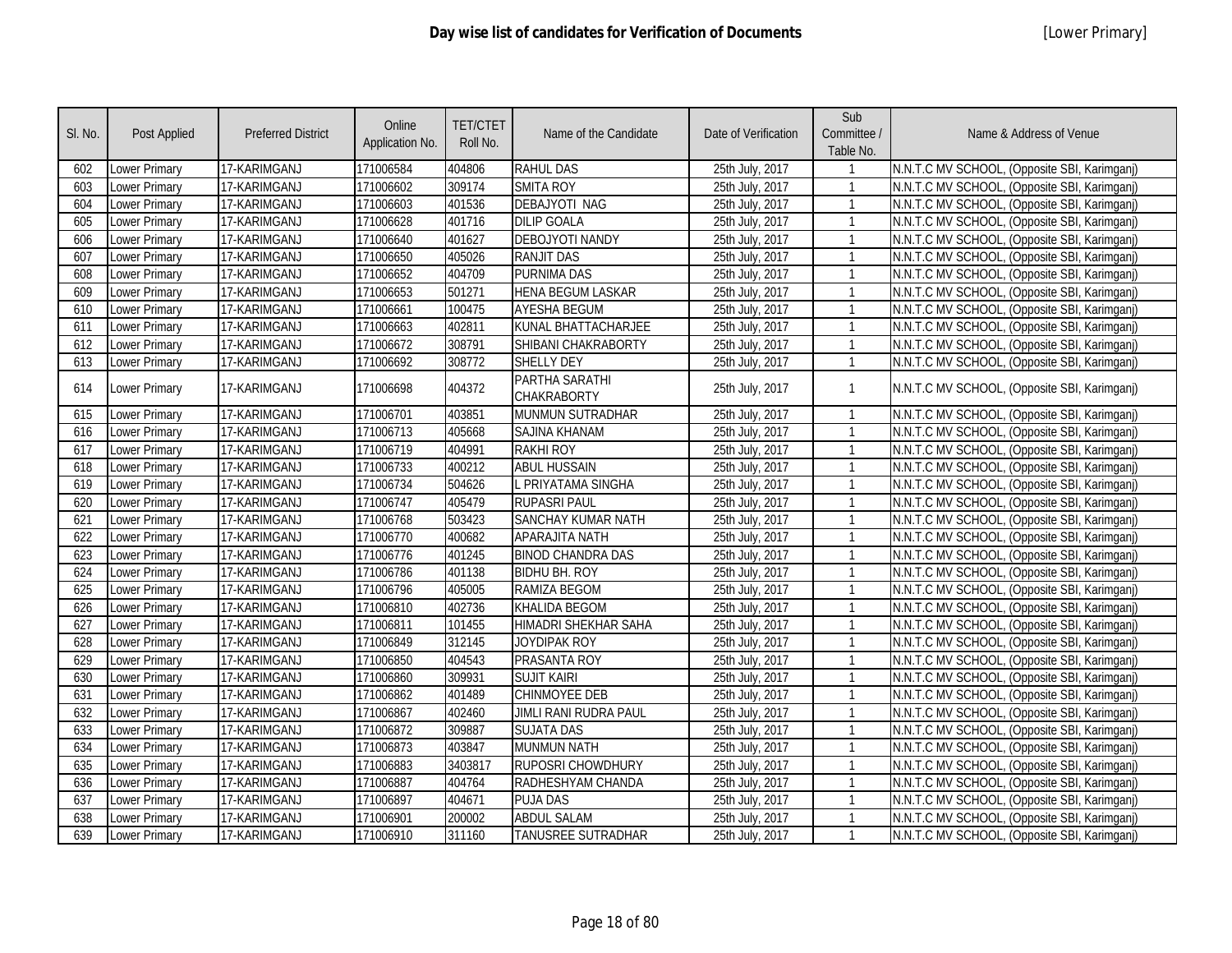# Day wise list of candidates for Verification of Documents

[Lower Primary]

| Sl. No. | Post Applied | Preferred District | Online Application No. | TET/CTET Roll No. | Name of the Candidate | Date of Verification | Sub Committee / Table No. | Name & Address of Venue |
|---|---|---|---|---|---|---|---|---|
| 602 | Lower Primary | 17-KARIMGANJ | 171006584 | 404806 | RAHUL DAS | 25th July, 2017 | 1 | N.N.T.C MV SCHOOL, (Opposite SBI, Karimganj) |
| 603 | Lower Primary | 17-KARIMGANJ | 171006602 | 309174 | SMITA ROY | 25th July, 2017 | 1 | N.N.T.C MV SCHOOL, (Opposite SBI, Karimganj) |
| 604 | Lower Primary | 17-KARIMGANJ | 171006603 | 401536 | DEBAJYOTI NAG | 25th July, 2017 | 1 | N.N.T.C MV SCHOOL, (Opposite SBI, Karimganj) |
| 605 | Lower Primary | 17-KARIMGANJ | 171006628 | 401716 | DILIP GOALA | 25th July, 2017 | 1 | N.N.T.C MV SCHOOL, (Opposite SBI, Karimganj) |
| 606 | Lower Primary | 17-KARIMGANJ | 171006640 | 401627 | DEBOJYOTI NANDY | 25th July, 2017 | 1 | N.N.T.C MV SCHOOL, (Opposite SBI, Karimganj) |
| 607 | Lower Primary | 17-KARIMGANJ | 171006650 | 405026 | RANJIT DAS | 25th July, 2017 | 1 | N.N.T.C MV SCHOOL, (Opposite SBI, Karimganj) |
| 608 | Lower Primary | 17-KARIMGANJ | 171006652 | 404709 | PURNIMA DAS | 25th July, 2017 | 1 | N.N.T.C MV SCHOOL, (Opposite SBI, Karimganj) |
| 609 | Lower Primary | 17-KARIMGANJ | 171006653 | 501271 | HENA BEGUM LASKAR | 25th July, 2017 | 1 | N.N.T.C MV SCHOOL, (Opposite SBI, Karimganj) |
| 610 | Lower Primary | 17-KARIMGANJ | 171006661 | 100475 | AYESHA BEGUM | 25th July, 2017 | 1 | N.N.T.C MV SCHOOL, (Opposite SBI, Karimganj) |
| 611 | Lower Primary | 17-KARIMGANJ | 171006663 | 402811 | KUNAL BHATTACHARJEE | 25th July, 2017 | 1 | N.N.T.C MV SCHOOL, (Opposite SBI, Karimganj) |
| 612 | Lower Primary | 17-KARIMGANJ | 171006672 | 308791 | SHIBANI CHAKRABORTY | 25th July, 2017 | 1 | N.N.T.C MV SCHOOL, (Opposite SBI, Karimganj) |
| 613 | Lower Primary | 17-KARIMGANJ | 171006692 | 308772 | SHELLY DEY | 25th July, 2017 | 1 | N.N.T.C MV SCHOOL, (Opposite SBI, Karimganj) |
| 614 | Lower Primary | 17-KARIMGANJ | 171006698 | 404372 | PARTHA SARATHI CHAKRABORTY | 25th July, 2017 | 1 | N.N.T.C MV SCHOOL, (Opposite SBI, Karimganj) |
| 615 | Lower Primary | 17-KARIMGANJ | 171006701 | 403851 | MUNMUN SUTRADHAR | 25th July, 2017 | 1 | N.N.T.C MV SCHOOL, (Opposite SBI, Karimganj) |
| 616 | Lower Primary | 17-KARIMGANJ | 171006713 | 405668 | SAJINA KHANAM | 25th July, 2017 | 1 | N.N.T.C MV SCHOOL, (Opposite SBI, Karimganj) |
| 617 | Lower Primary | 17-KARIMGANJ | 171006719 | 404991 | RAKHI ROY | 25th July, 2017 | 1 | N.N.T.C MV SCHOOL, (Opposite SBI, Karimganj) |
| 618 | Lower Primary | 17-KARIMGANJ | 171006733 | 400212 | ABUL HUSSAIN | 25th July, 2017 | 1 | N.N.T.C MV SCHOOL, (Opposite SBI, Karimganj) |
| 619 | Lower Primary | 17-KARIMGANJ | 171006734 | 504626 | L PRIYATAMA SINGHA | 25th July, 2017 | 1 | N.N.T.C MV SCHOOL, (Opposite SBI, Karimganj) |
| 620 | Lower Primary | 17-KARIMGANJ | 171006747 | 405479 | RUPASRI PAUL | 25th July, 2017 | 1 | N.N.T.C MV SCHOOL, (Opposite SBI, Karimganj) |
| 621 | Lower Primary | 17-KARIMGANJ | 171006768 | 503423 | SANCHAY KUMAR NATH | 25th July, 2017 | 1 | N.N.T.C MV SCHOOL, (Opposite SBI, Karimganj) |
| 622 | Lower Primary | 17-KARIMGANJ | 171006770 | 400682 | APARAJITA NATH | 25th July, 2017 | 1 | N.N.T.C MV SCHOOL, (Opposite SBI, Karimganj) |
| 623 | Lower Primary | 17-KARIMGANJ | 171006776 | 401245 | BINOD CHANDRA DAS | 25th July, 2017 | 1 | N.N.T.C MV SCHOOL, (Opposite SBI, Karimganj) |
| 624 | Lower Primary | 17-KARIMGANJ | 171006786 | 401138 | BIDHU BH. ROY | 25th July, 2017 | 1 | N.N.T.C MV SCHOOL, (Opposite SBI, Karimganj) |
| 625 | Lower Primary | 17-KARIMGANJ | 171006796 | 405005 | RAMIZA BEGOM | 25th July, 2017 | 1 | N.N.T.C MV SCHOOL, (Opposite SBI, Karimganj) |
| 626 | Lower Primary | 17-KARIMGANJ | 171006810 | 402736 | KHALIDA BEGOM | 25th July, 2017 | 1 | N.N.T.C MV SCHOOL, (Opposite SBI, Karimganj) |
| 627 | Lower Primary | 17-KARIMGANJ | 171006811 | 101455 | HIMADRI SHEKHAR SAHA | 25th July, 2017 | 1 | N.N.T.C MV SCHOOL, (Opposite SBI, Karimganj) |
| 628 | Lower Primary | 17-KARIMGANJ | 171006849 | 312145 | JOYDIPAK ROY | 25th July, 2017 | 1 | N.N.T.C MV SCHOOL, (Opposite SBI, Karimganj) |
| 629 | Lower Primary | 17-KARIMGANJ | 171006850 | 404543 | PRASANTA ROY | 25th July, 2017 | 1 | N.N.T.C MV SCHOOL, (Opposite SBI, Karimganj) |
| 630 | Lower Primary | 17-KARIMGANJ | 171006860 | 309931 | SUJIT KAIRI | 25th July, 2017 | 1 | N.N.T.C MV SCHOOL, (Opposite SBI, Karimganj) |
| 631 | Lower Primary | 17-KARIMGANJ | 171006862 | 401489 | CHINMOYEE DEB | 25th July, 2017 | 1 | N.N.T.C MV SCHOOL, (Opposite SBI, Karimganj) |
| 632 | Lower Primary | 17-KARIMGANJ | 171006867 | 402460 | JIMLI RANI RUDRA PAUL | 25th July, 2017 | 1 | N.N.T.C MV SCHOOL, (Opposite SBI, Karimganj) |
| 633 | Lower Primary | 17-KARIMGANJ | 171006872 | 309887 | SUJATA DAS | 25th July, 2017 | 1 | N.N.T.C MV SCHOOL, (Opposite SBI, Karimganj) |
| 634 | Lower Primary | 17-KARIMGANJ | 171006873 | 403847 | MUNMUN NATH | 25th July, 2017 | 1 | N.N.T.C MV SCHOOL, (Opposite SBI, Karimganj) |
| 635 | Lower Primary | 17-KARIMGANJ | 171006883 | 3403817 | RUPOSRI CHOWDHURY | 25th July, 2017 | 1 | N.N.T.C MV SCHOOL, (Opposite SBI, Karimganj) |
| 636 | Lower Primary | 17-KARIMGANJ | 171006887 | 404764 | RADHESHYAM CHANDA | 25th July, 2017 | 1 | N.N.T.C MV SCHOOL, (Opposite SBI, Karimganj) |
| 637 | Lower Primary | 17-KARIMGANJ | 171006897 | 404671 | PUJA DAS | 25th July, 2017 | 1 | N.N.T.C MV SCHOOL, (Opposite SBI, Karimganj) |
| 638 | Lower Primary | 17-KARIMGANJ | 171006901 | 200002 | ABDUL SALAM | 25th July, 2017 | 1 | N.N.T.C MV SCHOOL, (Opposite SBI, Karimganj) |
| 639 | Lower Primary | 17-KARIMGANJ | 171006910 | 311160 | TANUSREE SUTRADHAR | 25th July, 2017 | 1 | N.N.T.C MV SCHOOL, (Opposite SBI, Karimganj) |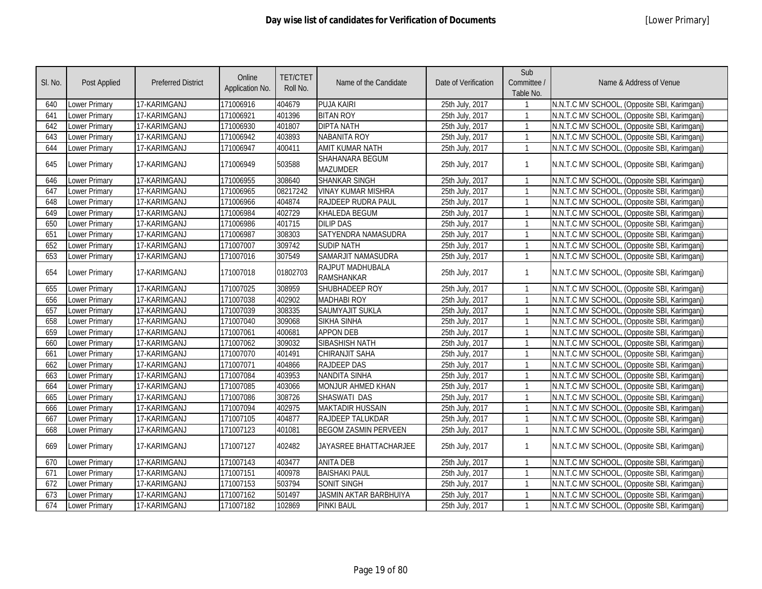# Day wise list of candidates for Verification of Documents

[Lower Primary]

| Sl. No. | Post Applied | Preferred District | Online Application No. | TET/CTET Roll No. | Name of the Candidate | Date of Verification | Sub Committee / Table No. | Name & Address of Venue |
|---|---|---|---|---|---|---|---|---|
| 640 | Lower Primary | 17-KARIMGANJ | 171006916 | 404679 | PUJA KAIRI | 25th July, 2017 | 1 | N.N.T.C MV SCHOOL, (Opposite SBI, Karimganj) |
| 641 | Lower Primary | 17-KARIMGANJ | 171006921 | 401396 | BITAN ROY | 25th July, 2017 | 1 | N.N.T.C MV SCHOOL, (Opposite SBI, Karimganj) |
| 642 | Lower Primary | 17-KARIMGANJ | 171006930 | 401807 | DIPTA NATH | 25th July, 2017 | 1 | N.N.T.C MV SCHOOL, (Opposite SBI, Karimganj) |
| 643 | Lower Primary | 17-KARIMGANJ | 171006942 | 403893 | NABANITA ROY | 25th July, 2017 | 1 | N.N.T.C MV SCHOOL, (Opposite SBI, Karimganj) |
| 644 | Lower Primary | 17-KARIMGANJ | 171006947 | 400411 | AMIT KUMAR NATH | 25th July, 2017 | 1 | N.N.T.C MV SCHOOL, (Opposite SBI, Karimganj) |
| 645 | Lower Primary | 17-KARIMGANJ | 171006949 | 503588 | SHAHANARA BEGUM MAZUMDER | 25th July, 2017 | 1 | N.N.T.C MV SCHOOL, (Opposite SBI, Karimganj) |
| 646 | Lower Primary | 17-KARIMGANJ | 171006955 | 308640 | SHANKAR SINGH | 25th July, 2017 | 1 | N.N.T.C MV SCHOOL, (Opposite SBI, Karimganj) |
| 647 | Lower Primary | 17-KARIMGANJ | 171006965 | 08217242 | VINAY KUMAR MISHRA | 25th July, 2017 | 1 | N.N.T.C MV SCHOOL, (Opposite SBI, Karimganj) |
| 648 | Lower Primary | 17-KARIMGANJ | 171006966 | 404874 | RAJDEEP RUDRA PAUL | 25th July, 2017 | 1 | N.N.T.C MV SCHOOL, (Opposite SBI, Karimganj) |
| 649 | Lower Primary | 17-KARIMGANJ | 171006984 | 402729 | KHALEDA BEGUM | 25th July, 2017 | 1 | N.N.T.C MV SCHOOL, (Opposite SBI, Karimganj) |
| 650 | Lower Primary | 17-KARIMGANJ | 171006986 | 401715 | DILIP DAS | 25th July, 2017 | 1 | N.N.T.C MV SCHOOL, (Opposite SBI, Karimganj) |
| 651 | Lower Primary | 17-KARIMGANJ | 171006987 | 308303 | SATYENDRA NAMASUDRA | 25th July, 2017 | 1 | N.N.T.C MV SCHOOL, (Opposite SBI, Karimganj) |
| 652 | Lower Primary | 17-KARIMGANJ | 171007007 | 309742 | SUDIP NATH | 25th July, 2017 | 1 | N.N.T.C MV SCHOOL, (Opposite SBI, Karimganj) |
| 653 | Lower Primary | 17-KARIMGANJ | 171007016 | 307549 | SAMARJIT NAMASUDRA | 25th July, 2017 | 1 | N.N.T.C MV SCHOOL, (Opposite SBI, Karimganj) |
| 654 | Lower Primary | 17-KARIMGANJ | 171007018 | 01802703 | RAJPUT MADHUBALA RAMSHANKAR | 25th July, 2017 | 1 | N.N.T.C MV SCHOOL, (Opposite SBI, Karimganj) |
| 655 | Lower Primary | 17-KARIMGANJ | 171007025 | 308959 | SHUBHADEEP ROY | 25th July, 2017 | 1 | N.N.T.C MV SCHOOL, (Opposite SBI, Karimganj) |
| 656 | Lower Primary | 17-KARIMGANJ | 171007038 | 402902 | MADHABI ROY | 25th July, 2017 | 1 | N.N.T.C MV SCHOOL, (Opposite SBI, Karimganj) |
| 657 | Lower Primary | 17-KARIMGANJ | 171007039 | 308335 | SAUMYAJIT SUKLA | 25th July, 2017 | 1 | N.N.T.C MV SCHOOL, (Opposite SBI, Karimganj) |
| 658 | Lower Primary | 17-KARIMGANJ | 171007040 | 309068 | SIKHA SINHA | 25th July, 2017 | 1 | N.N.T.C MV SCHOOL, (Opposite SBI, Karimganj) |
| 659 | Lower Primary | 17-KARIMGANJ | 171007061 | 400681 | APPON DEB | 25th July, 2017 | 1 | N.N.T.C MV SCHOOL, (Opposite SBI, Karimganj) |
| 660 | Lower Primary | 17-KARIMGANJ | 171007062 | 309032 | SIBASHISH NATH | 25th July, 2017 | 1 | N.N.T.C MV SCHOOL, (Opposite SBI, Karimganj) |
| 661 | Lower Primary | 17-KARIMGANJ | 171007070 | 401491 | CHIRANJIT SAHA | 25th July, 2017 | 1 | N.N.T.C MV SCHOOL, (Opposite SBI, Karimganj) |
| 662 | Lower Primary | 17-KARIMGANJ | 171007071 | 404866 | RAJDEEP DAS | 25th July, 2017 | 1 | N.N.T.C MV SCHOOL, (Opposite SBI, Karimganj) |
| 663 | Lower Primary | 17-KARIMGANJ | 171007084 | 403953 | NANDITA SINHA | 25th July, 2017 | 1 | N.N.T.C MV SCHOOL, (Opposite SBI, Karimganj) |
| 664 | Lower Primary | 17-KARIMGANJ | 171007085 | 403066 | MONJUR AHMED KHAN | 25th July, 2017 | 1 | N.N.T.C MV SCHOOL, (Opposite SBI, Karimganj) |
| 665 | Lower Primary | 17-KARIMGANJ | 171007086 | 308726 | SHASWATI DAS | 25th July, 2017 | 1 | N.N.T.C MV SCHOOL, (Opposite SBI, Karimganj) |
| 666 | Lower Primary | 17-KARIMGANJ | 171007094 | 402975 | MAKTADIR HUSSAIN | 25th July, 2017 | 1 | N.N.T.C MV SCHOOL, (Opposite SBI, Karimganj) |
| 667 | Lower Primary | 17-KARIMGANJ | 171007105 | 404877 | RAJDEEP TALUKDAR | 25th July, 2017 | 1 | N.N.T.C MV SCHOOL, (Opposite SBI, Karimganj) |
| 668 | Lower Primary | 17-KARIMGANJ | 171007123 | 401081 | BEGOM ZASMIN PERVEEN | 25th July, 2017 | 1 | N.N.T.C MV SCHOOL, (Opposite SBI, Karimganj) |
| 669 | Lower Primary | 17-KARIMGANJ | 171007127 | 402482 | JAYASREE BHATTACHARJEE | 25th July, 2017 | 1 | N.N.T.C MV SCHOOL, (Opposite SBI, Karimganj) |
| 670 | Lower Primary | 17-KARIMGANJ | 171007143 | 403477 | ANITA DEB | 25th July, 2017 | 1 | N.N.T.C MV SCHOOL, (Opposite SBI, Karimganj) |
| 671 | Lower Primary | 17-KARIMGANJ | 171007151 | 400978 | BAISHAKI PAUL | 25th July, 2017 | 1 | N.N.T.C MV SCHOOL, (Opposite SBI, Karimganj) |
| 672 | Lower Primary | 17-KARIMGANJ | 171007153 | 503794 | SONIT SINGH | 25th July, 2017 | 1 | N.N.T.C MV SCHOOL, (Opposite SBI, Karimganj) |
| 673 | Lower Primary | 17-KARIMGANJ | 171007162 | 501497 | JASMIN AKTAR BARBHUIYA | 25th July, 2017 | 1 | N.N.T.C MV SCHOOL, (Opposite SBI, Karimganj) |
| 674 | Lower Primary | 17-KARIMGANJ | 171007182 | 102869 | PINKI BAUL | 25th July, 2017 | 1 | N.N.T.C MV SCHOOL, (Opposite SBI, Karimganj) |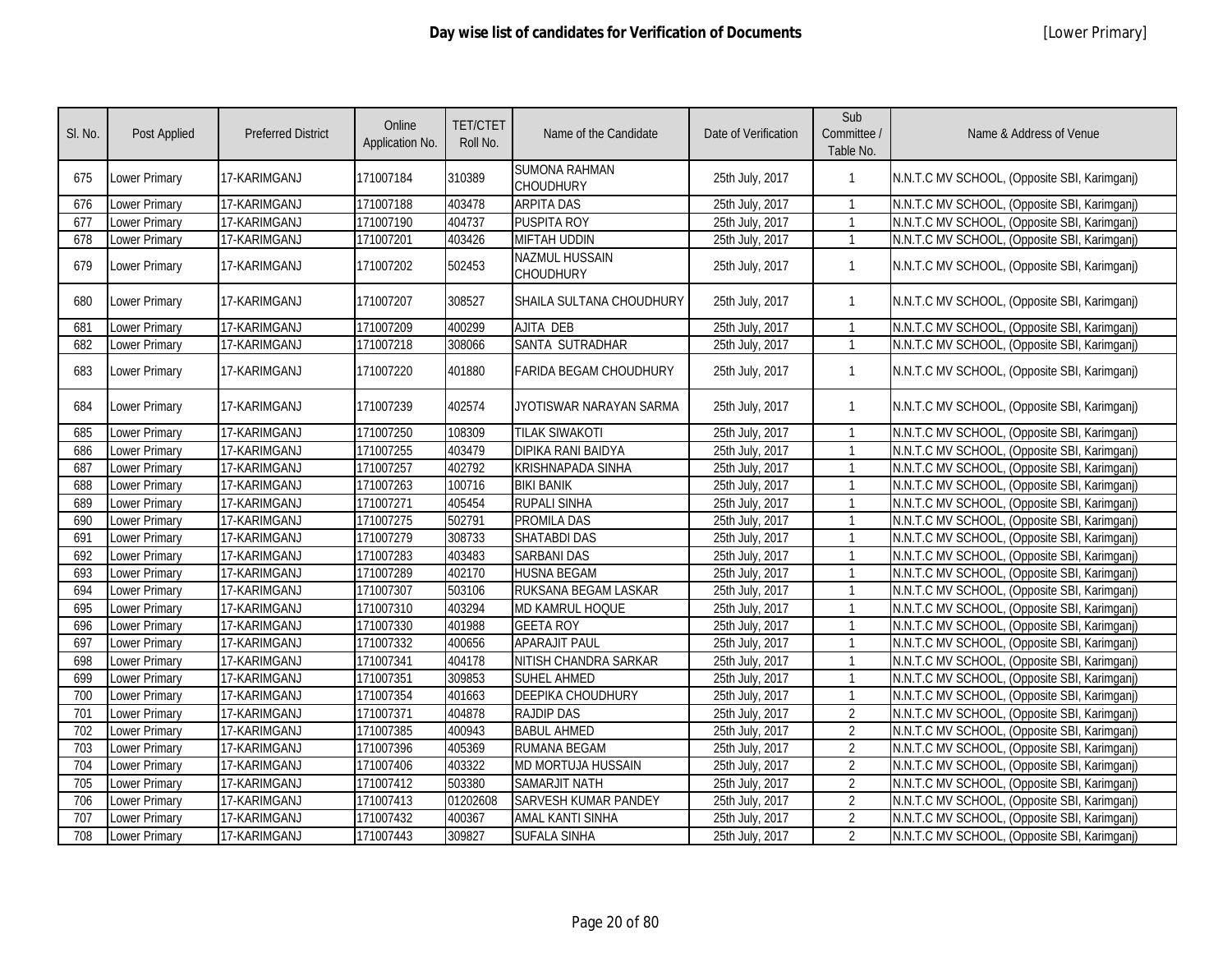# Day wise list of candidates for Verification of Documents

[Lower Primary]

| Sl. No. | Post Applied | Preferred District | Online Application No. | TET/CTET Roll No. | Name of the Candidate | Date of Verification | Sub Committee / Table No. | Name & Address of Venue |
|---|---|---|---|---|---|---|---|---|
| 675 | Lower Primary | 17-KARIMGANJ | 171007184 | 310389 | SUMONA RAHMAN CHOUDHURY | 25th July, 2017 | 1 | N.N.T.C MV SCHOOL, (Opposite SBI, Karimganj) |
| 676 | Lower Primary | 17-KARIMGANJ | 171007188 | 403478 | ARPITA DAS | 25th July, 2017 | 1 | N.N.T.C MV SCHOOL, (Opposite SBI, Karimganj) |
| 677 | Lower Primary | 17-KARIMGANJ | 171007190 | 404737 | PUSPITA ROY | 25th July, 2017 | 1 | N.N.T.C MV SCHOOL, (Opposite SBI, Karimganj) |
| 678 | Lower Primary | 17-KARIMGANJ | 171007201 | 403426 | MIFTAH UDDIN | 25th July, 2017 | 1 | N.N.T.C MV SCHOOL, (Opposite SBI, Karimganj) |
| 679 | Lower Primary | 17-KARIMGANJ | 171007202 | 502453 | NAZMUL HUSSAIN CHOUDHURY | 25th July, 2017 | 1 | N.N.T.C MV SCHOOL, (Opposite SBI, Karimganj) |
| 680 | Lower Primary | 17-KARIMGANJ | 171007207 | 308527 | SHAILA SULTANA CHOUDHURY | 25th July, 2017 | 1 | N.N.T.C MV SCHOOL, (Opposite SBI, Karimganj) |
| 681 | Lower Primary | 17-KARIMGANJ | 171007209 | 400299 | AJITA DEB | 25th July, 2017 | 1 | N.N.T.C MV SCHOOL, (Opposite SBI, Karimganj) |
| 682 | Lower Primary | 17-KARIMGANJ | 171007218 | 308066 | SANTA SUTRADHAR | 25th July, 2017 | 1 | N.N.T.C MV SCHOOL, (Opposite SBI, Karimganj) |
| 683 | Lower Primary | 17-KARIMGANJ | 171007220 | 401880 | FARIDA BEGAM CHOUDHURY | 25th July, 2017 | 1 | N.N.T.C MV SCHOOL, (Opposite SBI, Karimganj) |
| 684 | Lower Primary | 17-KARIMGANJ | 171007239 | 402574 | JYOTISWAR NARAYAN SARMA | 25th July, 2017 | 1 | N.N.T.C MV SCHOOL, (Opposite SBI, Karimganj) |
| 685 | Lower Primary | 17-KARIMGANJ | 171007250 | 108309 | TILAK SIWAKOTI | 25th July, 2017 | 1 | N.N.T.C MV SCHOOL, (Opposite SBI, Karimganj) |
| 686 | Lower Primary | 17-KARIMGANJ | 171007255 | 403479 | DIPIKA RANI BAIDYA | 25th July, 2017 | 1 | N.N.T.C MV SCHOOL, (Opposite SBI, Karimganj) |
| 687 | Lower Primary | 17-KARIMGANJ | 171007257 | 402792 | KRISHNAPADA SINHA | 25th July, 2017 | 1 | N.N.T.C MV SCHOOL, (Opposite SBI, Karimganj) |
| 688 | Lower Primary | 17-KARIMGANJ | 171007263 | 100716 | BIKI BANIK | 25th July, 2017 | 1 | N.N.T.C MV SCHOOL, (Opposite SBI, Karimganj) |
| 689 | Lower Primary | 17-KARIMGANJ | 171007271 | 405454 | RUPALI SINHA | 25th July, 2017 | 1 | N.N.T.C MV SCHOOL, (Opposite SBI, Karimganj) |
| 690 | Lower Primary | 17-KARIMGANJ | 171007275 | 502791 | PROMILA DAS | 25th July, 2017 | 1 | N.N.T.C MV SCHOOL, (Opposite SBI, Karimganj) |
| 691 | Lower Primary | 17-KARIMGANJ | 171007279 | 308733 | SHATABDI DAS | 25th July, 2017 | 1 | N.N.T.C MV SCHOOL, (Opposite SBI, Karimganj) |
| 692 | Lower Primary | 17-KARIMGANJ | 171007283 | 403483 | SARBANI DAS | 25th July, 2017 | 1 | N.N.T.C MV SCHOOL, (Opposite SBI, Karimganj) |
| 693 | Lower Primary | 17-KARIMGANJ | 171007289 | 402170 | HUSNA BEGAM | 25th July, 2017 | 1 | N.N.T.C MV SCHOOL, (Opposite SBI, Karimganj) |
| 694 | Lower Primary | 17-KARIMGANJ | 171007307 | 503106 | RUKSANA BEGAM LASKAR | 25th July, 2017 | 1 | N.N.T.C MV SCHOOL, (Opposite SBI, Karimganj) |
| 695 | Lower Primary | 17-KARIMGANJ | 171007310 | 403294 | MD KAMRUL HOQUE | 25th July, 2017 | 1 | N.N.T.C MV SCHOOL, (Opposite SBI, Karimganj) |
| 696 | Lower Primary | 17-KARIMGANJ | 171007330 | 401988 | GEETA ROY | 25th July, 2017 | 1 | N.N.T.C MV SCHOOL, (Opposite SBI, Karimganj) |
| 697 | Lower Primary | 17-KARIMGANJ | 171007332 | 400656 | APARAJIT PAUL | 25th July, 2017 | 1 | N.N.T.C MV SCHOOL, (Opposite SBI, Karimganj) |
| 698 | Lower Primary | 17-KARIMGANJ | 171007341 | 404178 | NITISH CHANDRA SARKAR | 25th July, 2017 | 1 | N.N.T.C MV SCHOOL, (Opposite SBI, Karimganj) |
| 699 | Lower Primary | 17-KARIMGANJ | 171007351 | 309853 | SUHEL AHMED | 25th July, 2017 | 1 | N.N.T.C MV SCHOOL, (Opposite SBI, Karimganj) |
| 700 | Lower Primary | 17-KARIMGANJ | 171007354 | 401663 | DEEPIKA CHOUDHURY | 25th July, 2017 | 1 | N.N.T.C MV SCHOOL, (Opposite SBI, Karimganj) |
| 701 | Lower Primary | 17-KARIMGANJ | 171007371 | 404878 | RAJDIP DAS | 25th July, 2017 | 2 | N.N.T.C MV SCHOOL, (Opposite SBI, Karimganj) |
| 702 | Lower Primary | 17-KARIMGANJ | 171007385 | 400943 | BABUL AHMED | 25th July, 2017 | 2 | N.N.T.C MV SCHOOL, (Opposite SBI, Karimganj) |
| 703 | Lower Primary | 17-KARIMGANJ | 171007396 | 405369 | RUMANA BEGAM | 25th July, 2017 | 2 | N.N.T.C MV SCHOOL, (Opposite SBI, Karimganj) |
| 704 | Lower Primary | 17-KARIMGANJ | 171007406 | 403322 | MD MORTUJA HUSSAIN | 25th July, 2017 | 2 | N.N.T.C MV SCHOOL, (Opposite SBI, Karimganj) |
| 705 | Lower Primary | 17-KARIMGANJ | 171007412 | 503380 | SAMARJIT NATH | 25th July, 2017 | 2 | N.N.T.C MV SCHOOL, (Opposite SBI, Karimganj) |
| 706 | Lower Primary | 17-KARIMGANJ | 171007413 | 01202608 | SARVESH KUMAR PANDEY | 25th July, 2017 | 2 | N.N.T.C MV SCHOOL, (Opposite SBI, Karimganj) |
| 707 | Lower Primary | 17-KARIMGANJ | 171007432 | 400367 | AMAL KANTI SINHA | 25th July, 2017 | 2 | N.N.T.C MV SCHOOL, (Opposite SBI, Karimganj) |
| 708 | Lower Primary | 17-KARIMGANJ | 171007443 | 309827 | SUFALA SINHA | 25th July, 2017 | 2 | N.N.T.C MV SCHOOL, (Opposite SBI, Karimganj) |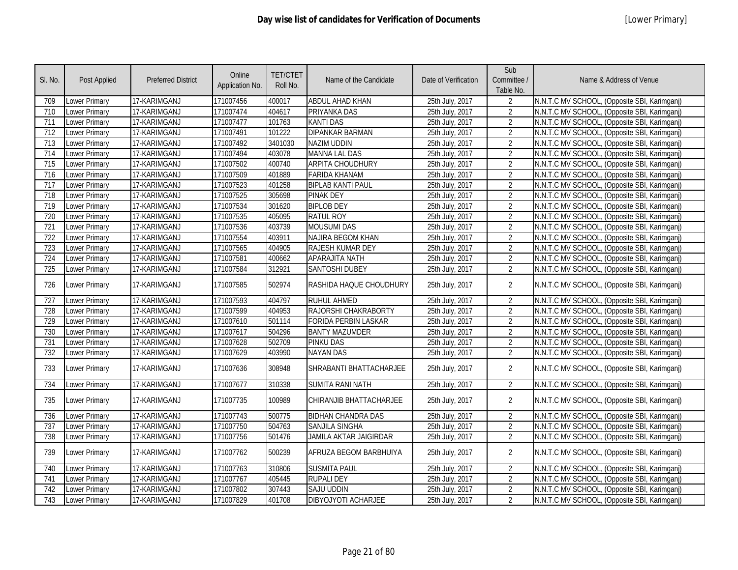# Day wise list of candidates for Verification of Documents

[Lower Primary]

| Sl. No. | Post Applied | Preferred District | Online Application No. | TET/CTET Roll No. | Name of the Candidate | Date of Verification | Sub Committee / Table No. | Name & Address of Venue |
|---|---|---|---|---|---|---|---|---|
| 709 | Lower Primary | 17-KARIMGANJ | 171007456 | 400017 | ABDUL AHAD KHAN | 25th July, 2017 | 2 | N.N.T.C MV SCHOOL, (Opposite SBI, Karimganj) |
| 710 | Lower Primary | 17-KARIMGANJ | 171007474 | 404617 | PRIYANKA DAS | 25th July, 2017 | 2 | N.N.T.C MV SCHOOL, (Opposite SBI, Karimganj) |
| 711 | Lower Primary | 17-KARIMGANJ | 171007477 | 101763 | KANTI DAS | 25th July, 2017 | 2 | N.N.T.C MV SCHOOL, (Opposite SBI, Karimganj) |
| 712 | Lower Primary | 17-KARIMGANJ | 171007491 | 101222 | DIPANKAR BARMAN | 25th July, 2017 | 2 | N.N.T.C MV SCHOOL, (Opposite SBI, Karimganj) |
| 713 | Lower Primary | 17-KARIMGANJ | 171007492 | 3401030 | NAZIM UDDIN | 25th July, 2017 | 2 | N.N.T.C MV SCHOOL, (Opposite SBI, Karimganj) |
| 714 | Lower Primary | 17-KARIMGANJ | 171007494 | 403078 | MANNA LAL DAS | 25th July, 2017 | 2 | N.N.T.C MV SCHOOL, (Opposite SBI, Karimganj) |
| 715 | Lower Primary | 17-KARIMGANJ | 171007502 | 400740 | ARPITA CHOUDHURY | 25th July, 2017 | 2 | N.N.T.C MV SCHOOL, (Opposite SBI, Karimganj) |
| 716 | Lower Primary | 17-KARIMGANJ | 171007509 | 401889 | FARIDA KHANAM | 25th July, 2017 | 2 | N.N.T.C MV SCHOOL, (Opposite SBI, Karimganj) |
| 717 | Lower Primary | 17-KARIMGANJ | 171007523 | 401258 | BIPLAB KANTI PAUL | 25th July, 2017 | 2 | N.N.T.C MV SCHOOL, (Opposite SBI, Karimganj) |
| 718 | Lower Primary | 17-KARIMGANJ | 171007525 | 305698 | PINAK DEY | 25th July, 2017 | 2 | N.N.T.C MV SCHOOL, (Opposite SBI, Karimganj) |
| 719 | Lower Primary | 17-KARIMGANJ | 171007534 | 301620 | BIPLOB DEY | 25th July, 2017 | 2 | N.N.T.C MV SCHOOL, (Opposite SBI, Karimganj) |
| 720 | Lower Primary | 17-KARIMGANJ | 171007535 | 405095 | RATUL ROY | 25th July, 2017 | 2 | N.N.T.C MV SCHOOL, (Opposite SBI, Karimganj) |
| 721 | Lower Primary | 17-KARIMGANJ | 171007536 | 403739 | MOUSUMI DAS | 25th July, 2017 | 2 | N.N.T.C MV SCHOOL, (Opposite SBI, Karimganj) |
| 722 | Lower Primary | 17-KARIMGANJ | 171007554 | 403911 | NAJIRA BEGOM KHAN | 25th July, 2017 | 2 | N.N.T.C MV SCHOOL, (Opposite SBI, Karimganj) |
| 723 | Lower Primary | 17-KARIMGANJ | 171007565 | 404905 | RAJESH KUMAR DEY | 25th July, 2017 | 2 | N.N.T.C MV SCHOOL, (Opposite SBI, Karimganj) |
| 724 | Lower Primary | 17-KARIMGANJ | 171007581 | 400662 | APARAJITA NATH | 25th July, 2017 | 2 | N.N.T.C MV SCHOOL, (Opposite SBI, Karimganj) |
| 725 | Lower Primary | 17-KARIMGANJ | 171007584 | 312921 | SANTOSHI DUBEY | 25th July, 2017 | 2 | N.N.T.C MV SCHOOL, (Opposite SBI, Karimganj) |
| 726 | Lower Primary | 17-KARIMGANJ | 171007585 | 502974 | RASHIDA HAQUE CHOUDHURY | 25th July, 2017 | 2 | N.N.T.C MV SCHOOL, (Opposite SBI, Karimganj) |
| 727 | Lower Primary | 17-KARIMGANJ | 171007593 | 404797 | RUHUL AHMED | 25th July, 2017 | 2 | N.N.T.C MV SCHOOL, (Opposite SBI, Karimganj) |
| 728 | Lower Primary | 17-KARIMGANJ | 171007599 | 404953 | RAJORSHI CHAKRABORTY | 25th July, 2017 | 2 | N.N.T.C MV SCHOOL, (Opposite SBI, Karimganj) |
| 729 | Lower Primary | 17-KARIMGANJ | 171007610 | 501114 | FORIDA PERBIN LASKAR | 25th July, 2017 | 2 | N.N.T.C MV SCHOOL, (Opposite SBI, Karimganj) |
| 730 | Lower Primary | 17-KARIMGANJ | 171007617 | 504296 | BANTY MAZUMDER | 25th July, 2017 | 2 | N.N.T.C MV SCHOOL, (Opposite SBI, Karimganj) |
| 731 | Lower Primary | 17-KARIMGANJ | 171007628 | 502709 | PINKU DAS | 25th July, 2017 | 2 | N.N.T.C MV SCHOOL, (Opposite SBI, Karimganj) |
| 732 | Lower Primary | 17-KARIMGANJ | 171007629 | 403990 | NAYAN DAS | 25th July, 2017 | 2 | N.N.T.C MV SCHOOL, (Opposite SBI, Karimganj) |
| 733 | Lower Primary | 17-KARIMGANJ | 171007636 | 308948 | SHRABANTI BHATTACHARJEE | 25th July, 2017 | 2 | N.N.T.C MV SCHOOL, (Opposite SBI, Karimganj) |
| 734 | Lower Primary | 17-KARIMGANJ | 171007677 | 310338 | SUMITA RANI NATH | 25th July, 2017 | 2 | N.N.T.C MV SCHOOL, (Opposite SBI, Karimganj) |
| 735 | Lower Primary | 17-KARIMGANJ | 171007735 | 100989 | CHIRANJIB BHATTACHARJEE | 25th July, 2017 | 2 | N.N.T.C MV SCHOOL, (Opposite SBI, Karimganj) |
| 736 | Lower Primary | 17-KARIMGANJ | 171007743 | 500775 | BIDHAN CHANDRA DAS | 25th July, 2017 | 2 | N.N.T.C MV SCHOOL, (Opposite SBI, Karimganj) |
| 737 | Lower Primary | 17-KARIMGANJ | 171007750 | 504763 | SANJILA SINGHA | 25th July, 2017 | 2 | N.N.T.C MV SCHOOL, (Opposite SBI, Karimganj) |
| 738 | Lower Primary | 17-KARIMGANJ | 171007756 | 501476 | JAMILA AKTAR JAIGIRDAR | 25th July, 2017 | 2 | N.N.T.C MV SCHOOL, (Opposite SBI, Karimganj) |
| 739 | Lower Primary | 17-KARIMGANJ | 171007762 | 500239 | AFRUZA BEGOM BARBHUIYA | 25th July, 2017 | 2 | N.N.T.C MV SCHOOL, (Opposite SBI, Karimganj) |
| 740 | Lower Primary | 17-KARIMGANJ | 171007763 | 310806 | SUSMITA PAUL | 25th July, 2017 | 2 | N.N.T.C MV SCHOOL, (Opposite SBI, Karimganj) |
| 741 | Lower Primary | 17-KARIMGANJ | 171007767 | 405445 | RUPALI DEY | 25th July, 2017 | 2 | N.N.T.C MV SCHOOL, (Opposite SBI, Karimganj) |
| 742 | Lower Primary | 17-KARIMGANJ | 171007802 | 307443 | SAJU UDDIN | 25th July, 2017 | 2 | N.N.T.C MV SCHOOL, (Opposite SBI, Karimganj) |
| 743 | Lower Primary | 17-KARIMGANJ | 171007829 | 401708 | DIBYOJYOTI ACHARJEE | 25th July, 2017 | 2 | N.N.T.C MV SCHOOL, (Opposite SBI, Karimganj) |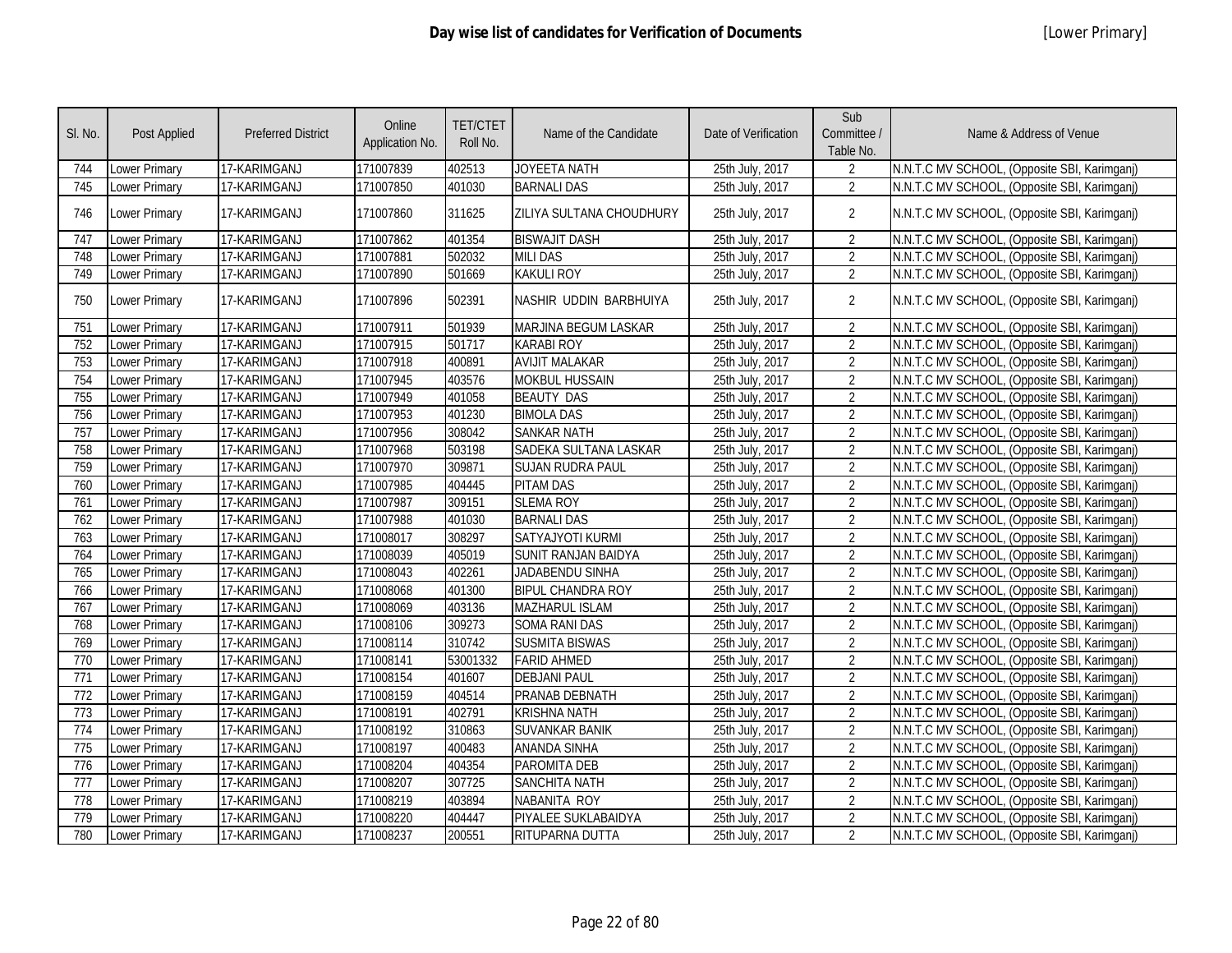# Day wise list of candidates for Verification of Documents

[Lower Primary]

| Sl. No. | Post Applied | Preferred District | Online Application No. | TET/CTET Roll No. | Name of the Candidate | Date of Verification | Sub Committee / Table No. | Name & Address of Venue |
|---|---|---|---|---|---|---|---|---|
| 744 | Lower Primary | 17-KARIMGANJ | 171007839 | 402513 | JOYEETA NATH | 25th July, 2017 | 2 | N.N.T.C MV SCHOOL, (Opposite SBI, Karimganj) |
| 745 | Lower Primary | 17-KARIMGANJ | 171007850 | 401030 | BARNALI DAS | 25th July, 2017 | 2 | N.N.T.C MV SCHOOL, (Opposite SBI, Karimganj) |
| 746 | Lower Primary | 17-KARIMGANJ | 171007860 | 311625 | ZILIYA SULTANA CHOUDHURY | 25th July, 2017 | 2 | N.N.T.C MV SCHOOL, (Opposite SBI, Karimganj) |
| 747 | Lower Primary | 17-KARIMGANJ | 171007862 | 401354 | BISWAJIT DASH | 25th July, 2017 | 2 | N.N.T.C MV SCHOOL, (Opposite SBI, Karimganj) |
| 748 | Lower Primary | 17-KARIMGANJ | 171007881 | 502032 | MILI DAS | 25th July, 2017 | 2 | N.N.T.C MV SCHOOL, (Opposite SBI, Karimganj) |
| 749 | Lower Primary | 17-KARIMGANJ | 171007890 | 501669 | KAKULI ROY | 25th July, 2017 | 2 | N.N.T.C MV SCHOOL, (Opposite SBI, Karimganj) |
| 750 | Lower Primary | 17-KARIMGANJ | 171007896 | 502391 | NASHIR UDDIN BARBHUIYA | 25th July, 2017 | 2 | N.N.T.C MV SCHOOL, (Opposite SBI, Karimganj) |
| 751 | Lower Primary | 17-KARIMGANJ | 171007911 | 501939 | MARJINA BEGUM LASKAR | 25th July, 2017 | 2 | N.N.T.C MV SCHOOL, (Opposite SBI, Karimganj) |
| 752 | Lower Primary | 17-KARIMGANJ | 171007915 | 501717 | KARABI ROY | 25th July, 2017 | 2 | N.N.T.C MV SCHOOL, (Opposite SBI, Karimganj) |
| 753 | Lower Primary | 17-KARIMGANJ | 171007918 | 400891 | AVIJIT MALAKAR | 25th July, 2017 | 2 | N.N.T.C MV SCHOOL, (Opposite SBI, Karimganj) |
| 754 | Lower Primary | 17-KARIMGANJ | 171007945 | 403576 | MOKBUL HUSSAIN | 25th July, 2017 | 2 | N.N.T.C MV SCHOOL, (Opposite SBI, Karimganj) |
| 755 | Lower Primary | 17-KARIMGANJ | 171007949 | 401058 | BEAUTY DAS | 25th July, 2017 | 2 | N.N.T.C MV SCHOOL, (Opposite SBI, Karimganj) |
| 756 | Lower Primary | 17-KARIMGANJ | 171007953 | 401230 | BIMOLA DAS | 25th July, 2017 | 2 | N.N.T.C MV SCHOOL, (Opposite SBI, Karimganj) |
| 757 | Lower Primary | 17-KARIMGANJ | 171007956 | 308042 | SANKAR NATH | 25th July, 2017 | 2 | N.N.T.C MV SCHOOL, (Opposite SBI, Karimganj) |
| 758 | Lower Primary | 17-KARIMGANJ | 171007968 | 503198 | SADEKA SULTANA LASKAR | 25th July, 2017 | 2 | N.N.T.C MV SCHOOL, (Opposite SBI, Karimganj) |
| 759 | Lower Primary | 17-KARIMGANJ | 171007970 | 309871 | SUJAN RUDRA PAUL | 25th July, 2017 | 2 | N.N.T.C MV SCHOOL, (Opposite SBI, Karimganj) |
| 760 | Lower Primary | 17-KARIMGANJ | 171007985 | 404445 | PITAM DAS | 25th July, 2017 | 2 | N.N.T.C MV SCHOOL, (Opposite SBI, Karimganj) |
| 761 | Lower Primary | 17-KARIMGANJ | 171007987 | 309151 | SLEMA ROY | 25th July, 2017 | 2 | N.N.T.C MV SCHOOL, (Opposite SBI, Karimganj) |
| 762 | Lower Primary | 17-KARIMGANJ | 171007988 | 401030 | BARNALI DAS | 25th July, 2017 | 2 | N.N.T.C MV SCHOOL, (Opposite SBI, Karimganj) |
| 763 | Lower Primary | 17-KARIMGANJ | 171008017 | 308297 | SATYAJYOTI KURMI | 25th July, 2017 | 2 | N.N.T.C MV SCHOOL, (Opposite SBI, Karimganj) |
| 764 | Lower Primary | 17-KARIMGANJ | 171008039 | 405019 | SUNIT RANJAN BAIDYA | 25th July, 2017 | 2 | N.N.T.C MV SCHOOL, (Opposite SBI, Karimganj) |
| 765 | Lower Primary | 17-KARIMGANJ | 171008043 | 402261 | JADABENDU SINHA | 25th July, 2017 | 2 | N.N.T.C MV SCHOOL, (Opposite SBI, Karimganj) |
| 766 | Lower Primary | 17-KARIMGANJ | 171008068 | 401300 | BIPUL CHANDRA ROY | 25th July, 2017 | 2 | N.N.T.C MV SCHOOL, (Opposite SBI, Karimganj) |
| 767 | Lower Primary | 17-KARIMGANJ | 171008069 | 403136 | MAZHARUL ISLAM | 25th July, 2017 | 2 | N.N.T.C MV SCHOOL, (Opposite SBI, Karimganj) |
| 768 | Lower Primary | 17-KARIMGANJ | 171008106 | 309273 | SOMA RANI DAS | 25th July, 2017 | 2 | N.N.T.C MV SCHOOL, (Opposite SBI, Karimganj) |
| 769 | Lower Primary | 17-KARIMGANJ | 171008114 | 310742 | SUSMITA BISWAS | 25th July, 2017 | 2 | N.N.T.C MV SCHOOL, (Opposite SBI, Karimganj) |
| 770 | Lower Primary | 17-KARIMGANJ | 171008141 | 53001332 | FARID AHMED | 25th July, 2017 | 2 | N.N.T.C MV SCHOOL, (Opposite SBI, Karimganj) |
| 771 | Lower Primary | 17-KARIMGANJ | 171008154 | 401607 | DEBJANI PAUL | 25th July, 2017 | 2 | N.N.T.C MV SCHOOL, (Opposite SBI, Karimganj) |
| 772 | Lower Primary | 17-KARIMGANJ | 171008159 | 404514 | PRANAB DEBNATH | 25th July, 2017 | 2 | N.N.T.C MV SCHOOL, (Opposite SBI, Karimganj) |
| 773 | Lower Primary | 17-KARIMGANJ | 171008191 | 402791 | KRISHNA NATH | 25th July, 2017 | 2 | N.N.T.C MV SCHOOL, (Opposite SBI, Karimganj) |
| 774 | Lower Primary | 17-KARIMGANJ | 171008192 | 310863 | SUVANKAR BANIK | 25th July, 2017 | 2 | N.N.T.C MV SCHOOL, (Opposite SBI, Karimganj) |
| 775 | Lower Primary | 17-KARIMGANJ | 171008197 | 400483 | ANANDA SINHA | 25th July, 2017 | 2 | N.N.T.C MV SCHOOL, (Opposite SBI, Karimganj) |
| 776 | Lower Primary | 17-KARIMGANJ | 171008204 | 404354 | PAROMITA DEB | 25th July, 2017 | 2 | N.N.T.C MV SCHOOL, (Opposite SBI, Karimganj) |
| 777 | Lower Primary | 17-KARIMGANJ | 171008207 | 307725 | SANCHITA NATH | 25th July, 2017 | 2 | N.N.T.C MV SCHOOL, (Opposite SBI, Karimganj) |
| 778 | Lower Primary | 17-KARIMGANJ | 171008219 | 403894 | NABANITA ROY | 25th July, 2017 | 2 | N.N.T.C MV SCHOOL, (Opposite SBI, Karimganj) |
| 779 | Lower Primary | 17-KARIMGANJ | 171008220 | 404447 | PIYALEE SUKLABAIDYA | 25th July, 2017 | 2 | N.N.T.C MV SCHOOL, (Opposite SBI, Karimganj) |
| 780 | Lower Primary | 17-KARIMGANJ | 171008237 | 200551 | RITUPARNA DUTTA | 25th July, 2017 | 2 | N.N.T.C MV SCHOOL, (Opposite SBI, Karimganj) |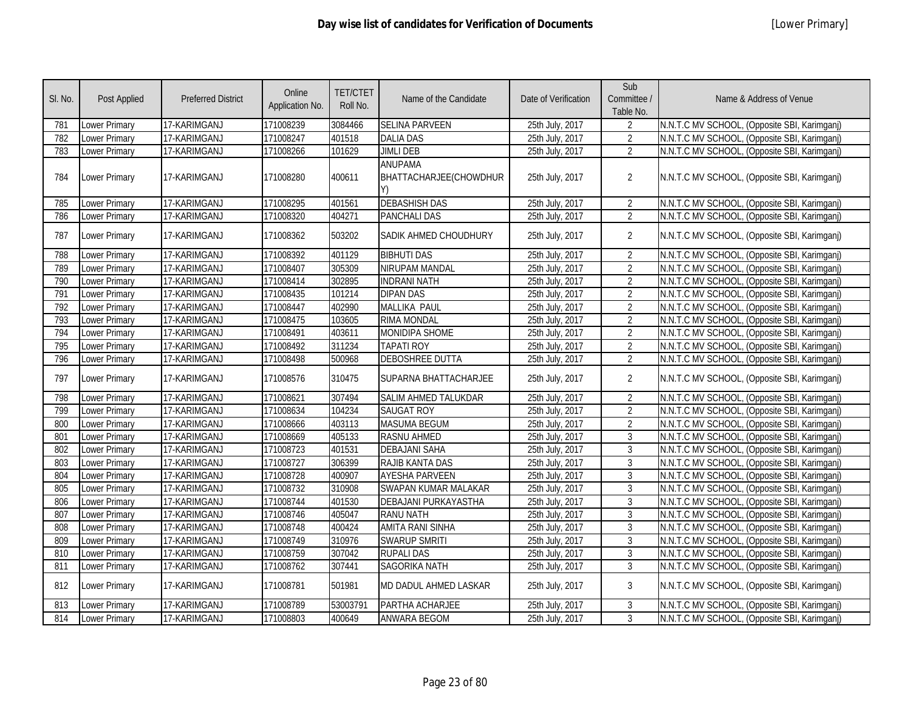# Day wise list of candidates for Verification of Documents

[Lower Primary]

| Sl. No. | Post Applied | Preferred District | Online Application No. | TET/CTET Roll No. | Name of the Candidate | Date of Verification | Sub Committee / Table No. | Name & Address of Venue |
|---|---|---|---|---|---|---|---|---|
| 781 | Lower Primary | 17-KARIMGANJ | 171008239 | 3084466 | SELINA PARVEEN | 25th July, 2017 | 2 | N.N.T.C MV SCHOOL, (Opposite SBI, Karimganj) |
| 782 | Lower Primary | 17-KARIMGANJ | 171008247 | 401518 | DALIA DAS | 25th July, 2017 | 2 | N.N.T.C MV SCHOOL, (Opposite SBI, Karimganj) |
| 783 | Lower Primary | 17-KARIMGANJ | 171008266 | 101629 | JIMLI DEB | 25th July, 2017 | 2 | N.N.T.C MV SCHOOL, (Opposite SBI, Karimganj) |
| 784 | Lower Primary | 17-KARIMGANJ | 171008280 | 400611 | ANUPAMA BHATTACHARJEE(CHOWDHURY) | 25th July, 2017 | 2 | N.N.T.C MV SCHOOL, (Opposite SBI, Karimganj) |
| 785 | Lower Primary | 17-KARIMGANJ | 171008295 | 401561 | DEBASHISH DAS | 25th July, 2017 | 2 | N.N.T.C MV SCHOOL, (Opposite SBI, Karimganj) |
| 786 | Lower Primary | 17-KARIMGANJ | 171008320 | 404271 | PANCHALI DAS | 25th July, 2017 | 2 | N.N.T.C MV SCHOOL, (Opposite SBI, Karimganj) |
| 787 | Lower Primary | 17-KARIMGANJ | 171008362 | 503202 | SADIK AHMED CHOUDHURY | 25th July, 2017 | 2 | N.N.T.C MV SCHOOL, (Opposite SBI, Karimganj) |
| 788 | Lower Primary | 17-KARIMGANJ | 171008392 | 401129 | BIBHUTI DAS | 25th July, 2017 | 2 | N.N.T.C MV SCHOOL, (Opposite SBI, Karimganj) |
| 789 | Lower Primary | 17-KARIMGANJ | 171008407 | 305309 | NIRUPAM MANDAL | 25th July, 2017 | 2 | N.N.T.C MV SCHOOL, (Opposite SBI, Karimganj) |
| 790 | Lower Primary | 17-KARIMGANJ | 171008414 | 302895 | INDRANI NATH | 25th July, 2017 | 2 | N.N.T.C MV SCHOOL, (Opposite SBI, Karimganj) |
| 791 | Lower Primary | 17-KARIMGANJ | 171008435 | 101214 | DIPAN DAS | 25th July, 2017 | 2 | N.N.T.C MV SCHOOL, (Opposite SBI, Karimganj) |
| 792 | Lower Primary | 17-KARIMGANJ | 171008447 | 402990 | MALLIKA PAUL | 25th July, 2017 | 2 | N.N.T.C MV SCHOOL, (Opposite SBI, Karimganj) |
| 793 | Lower Primary | 17-KARIMGANJ | 171008475 | 103605 | RIMA MONDAL | 25th July, 2017 | 2 | N.N.T.C MV SCHOOL, (Opposite SBI, Karimganj) |
| 794 | Lower Primary | 17-KARIMGANJ | 171008491 | 403611 | MONIDIPA SHOME | 25th July, 2017 | 2 | N.N.T.C MV SCHOOL, (Opposite SBI, Karimganj) |
| 795 | Lower Primary | 17-KARIMGANJ | 171008492 | 311234 | TAPATI ROY | 25th July, 2017 | 2 | N.N.T.C MV SCHOOL, (Opposite SBI, Karimganj) |
| 796 | Lower Primary | 17-KARIMGANJ | 171008498 | 500968 | DEBOSHREE DUTTA | 25th July, 2017 | 2 | N.N.T.C MV SCHOOL, (Opposite SBI, Karimganj) |
| 797 | Lower Primary | 17-KARIMGANJ | 171008576 | 310475 | SUPARNA BHATTACHARJEE | 25th July, 2017 | 2 | N.N.T.C MV SCHOOL, (Opposite SBI, Karimganj) |
| 798 | Lower Primary | 17-KARIMGANJ | 171008621 | 307494 | SALIM AHMED TALUKDAR | 25th July, 2017 | 2 | N.N.T.C MV SCHOOL, (Opposite SBI, Karimganj) |
| 799 | Lower Primary | 17-KARIMGANJ | 171008634 | 104234 | SAUGAT ROY | 25th July, 2017 | 2 | N.N.T.C MV SCHOOL, (Opposite SBI, Karimganj) |
| 800 | Lower Primary | 17-KARIMGANJ | 171008666 | 403113 | MASUMA BEGUM | 25th July, 2017 | 2 | N.N.T.C MV SCHOOL, (Opposite SBI, Karimganj) |
| 801 | Lower Primary | 17-KARIMGANJ | 171008669 | 405133 | RASNU AHMED | 25th July, 2017 | 3 | N.N.T.C MV SCHOOL, (Opposite SBI, Karimganj) |
| 802 | Lower Primary | 17-KARIMGANJ | 171008723 | 401531 | DEBAJANI SAHA | 25th July, 2017 | 3 | N.N.T.C MV SCHOOL, (Opposite SBI, Karimganj) |
| 803 | Lower Primary | 17-KARIMGANJ | 171008727 | 306399 | RAJIB KANTA DAS | 25th July, 2017 | 3 | N.N.T.C MV SCHOOL, (Opposite SBI, Karimganj) |
| 804 | Lower Primary | 17-KARIMGANJ | 171008728 | 400907 | AYESHA PARVEEN | 25th July, 2017 | 3 | N.N.T.C MV SCHOOL, (Opposite SBI, Karimganj) |
| 805 | Lower Primary | 17-KARIMGANJ | 171008732 | 310908 | SWAPAN KUMAR MALAKAR | 25th July, 2017 | 3 | N.N.T.C MV SCHOOL, (Opposite SBI, Karimganj) |
| 806 | Lower Primary | 17-KARIMGANJ | 171008744 | 401530 | DEBAJANI PURKAYASTHA | 25th July, 2017 | 3 | N.N.T.C MV SCHOOL, (Opposite SBI, Karimganj) |
| 807 | Lower Primary | 17-KARIMGANJ | 171008746 | 405047 | RANU NATH | 25th July, 2017 | 3 | N.N.T.C MV SCHOOL, (Opposite SBI, Karimganj) |
| 808 | Lower Primary | 17-KARIMGANJ | 171008748 | 400424 | AMITA RANI SINHA | 25th July, 2017 | 3 | N.N.T.C MV SCHOOL, (Opposite SBI, Karimganj) |
| 809 | Lower Primary | 17-KARIMGANJ | 171008749 | 310976 | SWARUP SMRITI | 25th July, 2017 | 3 | N.N.T.C MV SCHOOL, (Opposite SBI, Karimganj) |
| 810 | Lower Primary | 17-KARIMGANJ | 171008759 | 307042 | RUPALI DAS | 25th July, 2017 | 3 | N.N.T.C MV SCHOOL, (Opposite SBI, Karimganj) |
| 811 | Lower Primary | 17-KARIMGANJ | 171008762 | 307441 | SAGORIKA NATH | 25th July, 2017 | 3 | N.N.T.C MV SCHOOL, (Opposite SBI, Karimganj) |
| 812 | Lower Primary | 17-KARIMGANJ | 171008781 | 501981 | MD DADUL AHMED LASKAR | 25th July, 2017 | 3 | N.N.T.C MV SCHOOL, (Opposite SBI, Karimganj) |
| 813 | Lower Primary | 17-KARIMGANJ | 171008789 | 53003791 | PARTHA ACHARJEE | 25th July, 2017 | 3 | N.N.T.C MV SCHOOL, (Opposite SBI, Karimganj) |
| 814 | Lower Primary | 17-KARIMGANJ | 171008803 | 400649 | ANWARA BEGOM | 25th July, 2017 | 3 | N.N.T.C MV SCHOOL, (Opposite SBI, Karimganj) |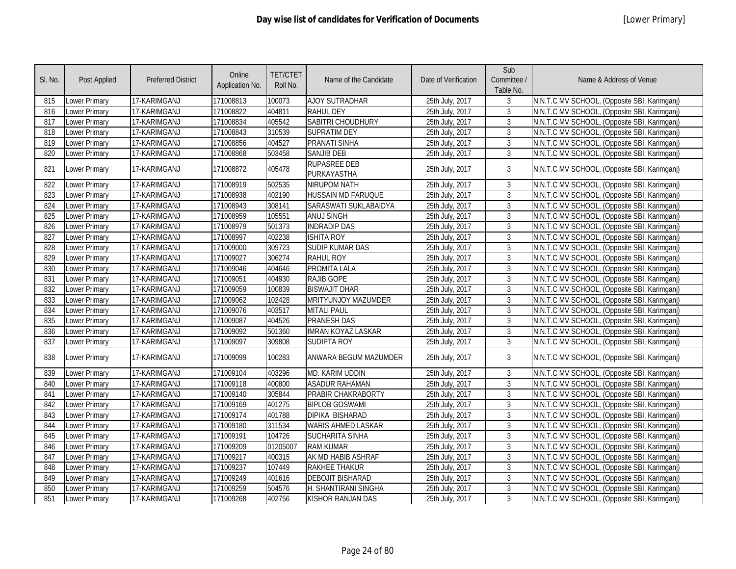# Day wise list of candidates for Verification of Documents

[Lower Primary]

| Sl. No. | Post Applied | Preferred District | Online Application No. | TET/CTET Roll No. | Name of the Candidate | Date of Verification | Sub Committee / Table No. | Name & Address of Venue |
|---|---|---|---|---|---|---|---|---|
| 815 | Lower Primary | 17-KARIMGANJ | 171008813 | 100073 | AJOY SUTRADHAR | 25th July, 2017 | 3 | N.N.T.C MV SCHOOL, (Opposite SBI, Karimganj) |
| 816 | Lower Primary | 17-KARIMGANJ | 171008822 | 404811 | RAHUL DEY | 25th July, 2017 | 3 | N.N.T.C MV SCHOOL, (Opposite SBI, Karimganj) |
| 817 | Lower Primary | 17-KARIMGANJ | 171008834 | 405542 | SABITRI CHOUDHURY | 25th July, 2017 | 3 | N.N.T.C MV SCHOOL, (Opposite SBI, Karimganj) |
| 818 | Lower Primary | 17-KARIMGANJ | 171008843 | 310539 | SUPRATIM DEY | 25th July, 2017 | 3 | N.N.T.C MV SCHOOL, (Opposite SBI, Karimganj) |
| 819 | Lower Primary | 17-KARIMGANJ | 171008856 | 404527 | PRANATI SINHA | 25th July, 2017 | 3 | N.N.T.C MV SCHOOL, (Opposite SBI, Karimganj) |
| 820 | Lower Primary | 17-KARIMGANJ | 171008868 | 503458 | SANJIB DEB | 25th July, 2017 | 3 | N.N.T.C MV SCHOOL, (Opposite SBI, Karimganj) |
| 821 | Lower Primary | 17-KARIMGANJ | 171008872 | 405478 | RUPASREE DEB PURKAYASTHA | 25th July, 2017 | 3 | N.N.T.C MV SCHOOL, (Opposite SBI, Karimganj) |
| 822 | Lower Primary | 17-KARIMGANJ | 171008919 | 502535 | NIRUPOM NATH | 25th July, 2017 | 3 | N.N.T.C MV SCHOOL, (Opposite SBI, Karimganj) |
| 823 | Lower Primary | 17-KARIMGANJ | 171008938 | 402190 | HUSSAIN MD FARUQUE | 25th July, 2017 | 3 | N.N.T.C MV SCHOOL, (Opposite SBI, Karimganj) |
| 824 | Lower Primary | 17-KARIMGANJ | 171008943 | 308141 | SARASWATI SUKLABAIDYA | 25th July, 2017 | 3 | N.N.T.C MV SCHOOL, (Opposite SBI, Karimganj) |
| 825 | Lower Primary | 17-KARIMGANJ | 171008959 | 105551 | ANUJ SINGH | 25th July, 2017 | 3 | N.N.T.C MV SCHOOL, (Opposite SBI, Karimganj) |
| 826 | Lower Primary | 17-KARIMGANJ | 171008979 | 501373 | INDRADIP DAS | 25th July, 2017 | 3 | N.N.T.C MV SCHOOL, (Opposite SBI, Karimganj) |
| 827 | Lower Primary | 17-KARIMGANJ | 171008997 | 402238 | ISHITA ROY | 25th July, 2017 | 3 | N.N.T.C MV SCHOOL, (Opposite SBI, Karimganj) |
| 828 | Lower Primary | 17-KARIMGANJ | 171009000 | 309723 | SUDIP KUMAR DAS | 25th July, 2017 | 3 | N.N.T.C MV SCHOOL, (Opposite SBI, Karimganj) |
| 829 | Lower Primary | 17-KARIMGANJ | 171009027 | 306274 | RAHUL ROY | 25th July, 2017 | 3 | N.N.T.C MV SCHOOL, (Opposite SBI, Karimganj) |
| 830 | Lower Primary | 17-KARIMGANJ | 171009046 | 404646 | PROMITA LALA | 25th July, 2017 | 3 | N.N.T.C MV SCHOOL, (Opposite SBI, Karimganj) |
| 831 | Lower Primary | 17-KARIMGANJ | 171009051 | 404930 | RAJIB GOPE | 25th July, 2017 | 3 | N.N.T.C MV SCHOOL, (Opposite SBI, Karimganj) |
| 832 | Lower Primary | 17-KARIMGANJ | 171009059 | 100839 | BISWAJIT DHAR | 25th July, 2017 | 3 | N.N.T.C MV SCHOOL, (Opposite SBI, Karimganj) |
| 833 | Lower Primary | 17-KARIMGANJ | 171009062 | 102428 | MRITYUNJOY MAZUMDER | 25th July, 2017 | 3 | N.N.T.C MV SCHOOL, (Opposite SBI, Karimganj) |
| 834 | Lower Primary | 17-KARIMGANJ | 171009076 | 403517 | MITALI PAUL | 25th July, 2017 | 3 | N.N.T.C MV SCHOOL, (Opposite SBI, Karimganj) |
| 835 | Lower Primary | 17-KARIMGANJ | 171009087 | 404526 | PRANESH DAS | 25th July, 2017 | 3 | N.N.T.C MV SCHOOL, (Opposite SBI, Karimganj) |
| 836 | Lower Primary | 17-KARIMGANJ | 171009092 | 501360 | IMRAN KOYAZ LASKAR | 25th July, 2017 | 3 | N.N.T.C MV SCHOOL, (Opposite SBI, Karimganj) |
| 837 | Lower Primary | 17-KARIMGANJ | 171009097 | 309808 | SUDIPTA ROY | 25th July, 2017 | 3 | N.N.T.C MV SCHOOL, (Opposite SBI, Karimganj) |
| 838 | Lower Primary | 17-KARIMGANJ | 171009099 | 100283 | ANWARA BEGUM MAZUMDER | 25th July, 2017 | 3 | N.N.T.C MV SCHOOL, (Opposite SBI, Karimganj) |
| 839 | Lower Primary | 17-KARIMGANJ | 171009104 | 403296 | MD. KARIM UDDIN | 25th July, 2017 | 3 | N.N.T.C MV SCHOOL, (Opposite SBI, Karimganj) |
| 840 | Lower Primary | 17-KARIMGANJ | 171009118 | 400800 | ASADUR RAHAMAN | 25th July, 2017 | 3 | N.N.T.C MV SCHOOL, (Opposite SBI, Karimganj) |
| 841 | Lower Primary | 17-KARIMGANJ | 171009140 | 305844 | PRABIR CHAKRABORTY | 25th July, 2017 | 3 | N.N.T.C MV SCHOOL, (Opposite SBI, Karimganj) |
| 842 | Lower Primary | 17-KARIMGANJ | 171009169 | 401275 | BIPLOB GOSWAMI | 25th July, 2017 | 3 | N.N.T.C MV SCHOOL, (Opposite SBI, Karimganj) |
| 843 | Lower Primary | 17-KARIMGANJ | 171009174 | 401788 | DIPIKA BISHARAD | 25th July, 2017 | 3 | N.N.T.C MV SCHOOL, (Opposite SBI, Karimganj) |
| 844 | Lower Primary | 17-KARIMGANJ | 171009180 | 311534 | WARIS AHMED LASKAR | 25th July, 2017 | 3 | N.N.T.C MV SCHOOL, (Opposite SBI, Karimganj) |
| 845 | Lower Primary | 17-KARIMGANJ | 171009191 | 104726 | SUCHARITA SINHA | 25th July, 2017 | 3 | N.N.T.C MV SCHOOL, (Opposite SBI, Karimganj) |
| 846 | Lower Primary | 17-KARIMGANJ | 171009209 | 01205007 | RAM KUMAR | 25th July, 2017 | 3 | N.N.T.C MV SCHOOL, (Opposite SBI, Karimganj) |
| 847 | Lower Primary | 17-KARIMGANJ | 171009217 | 400315 | AK MD HABIB ASHRAF | 25th July, 2017 | 3 | N.N.T.C MV SCHOOL, (Opposite SBI, Karimganj) |
| 848 | Lower Primary | 17-KARIMGANJ | 171009237 | 107449 | RAKHEE THAKUR | 25th July, 2017 | 3 | N.N.T.C MV SCHOOL, (Opposite SBI, Karimganj) |
| 849 | Lower Primary | 17-KARIMGANJ | 171009249 | 401616 | DEBOJIT BISHARAD | 25th July, 2017 | 3 | N.N.T.C MV SCHOOL, (Opposite SBI, Karimganj) |
| 850 | Lower Primary | 17-KARIMGANJ | 171009259 | 504576 | H. SHANTIRANI SINGHA | 25th July, 2017 | 3 | N.N.T.C MV SCHOOL, (Opposite SBI, Karimganj) |
| 851 | Lower Primary | 17-KARIMGANJ | 171009268 | 402756 | KISHOR RANJAN DAS | 25th July, 2017 | 3 | N.N.T.C MV SCHOOL, (Opposite SBI, Karimganj) |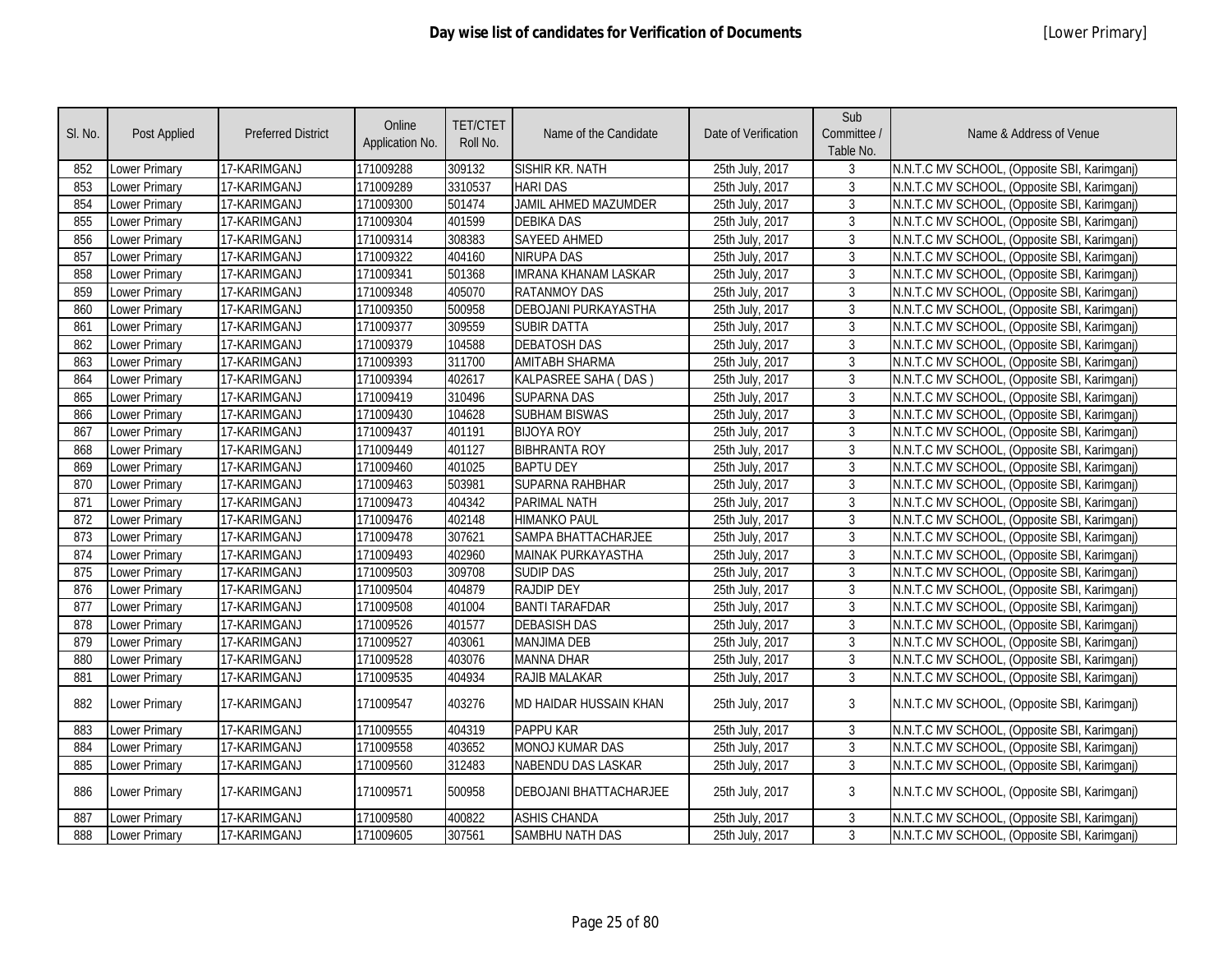# Day wise list of candidates for Verification of Documents

[Lower Primary]

| Sl. No. | Post Applied | Preferred District | Online Application No. | TET/CTET Roll No. | Name of the Candidate | Date of Verification | Sub Committee / Table No. | Name & Address of Venue |
|---|---|---|---|---|---|---|---|---|
| 852 | Lower Primary | 17-KARIMGANJ | 171009288 | 309132 | SISHIR KR. NATH | 25th July, 2017 | 3 | N.N.T.C MV SCHOOL, (Opposite SBI, Karimganj) |
| 853 | Lower Primary | 17-KARIMGANJ | 171009289 | 3310537 | HARI DAS | 25th July, 2017 | 3 | N.N.T.C MV SCHOOL, (Opposite SBI, Karimganj) |
| 854 | Lower Primary | 17-KARIMGANJ | 171009300 | 501474 | JAMIL AHMED MAZUMDER | 25th July, 2017 | 3 | N.N.T.C MV SCHOOL, (Opposite SBI, Karimganj) |
| 855 | Lower Primary | 17-KARIMGANJ | 171009304 | 401599 | DEBIKA DAS | 25th July, 2017 | 3 | N.N.T.C MV SCHOOL, (Opposite SBI, Karimganj) |
| 856 | Lower Primary | 17-KARIMGANJ | 171009314 | 308383 | SAYEED AHMED | 25th July, 2017 | 3 | N.N.T.C MV SCHOOL, (Opposite SBI, Karimganj) |
| 857 | Lower Primary | 17-KARIMGANJ | 171009322 | 404160 | NIRUPA DAS | 25th July, 2017 | 3 | N.N.T.C MV SCHOOL, (Opposite SBI, Karimganj) |
| 858 | Lower Primary | 17-KARIMGANJ | 171009341 | 501368 | IMRANA KHANAM LASKAR | 25th July, 2017 | 3 | N.N.T.C MV SCHOOL, (Opposite SBI, Karimganj) |
| 859 | Lower Primary | 17-KARIMGANJ | 171009348 | 405070 | RATANMOY DAS | 25th July, 2017 | 3 | N.N.T.C MV SCHOOL, (Opposite SBI, Karimganj) |
| 860 | Lower Primary | 17-KARIMGANJ | 171009350 | 500958 | DEBOJANI PURKAYASTHA | 25th July, 2017 | 3 | N.N.T.C MV SCHOOL, (Opposite SBI, Karimganj) |
| 861 | Lower Primary | 17-KARIMGANJ | 171009377 | 309559 | SUBIR DATTA | 25th July, 2017 | 3 | N.N.T.C MV SCHOOL, (Opposite SBI, Karimganj) |
| 862 | Lower Primary | 17-KARIMGANJ | 171009379 | 104588 | DEBATOSH DAS | 25th July, 2017 | 3 | N.N.T.C MV SCHOOL, (Opposite SBI, Karimganj) |
| 863 | Lower Primary | 17-KARIMGANJ | 171009393 | 311700 | AMITABH SHARMA | 25th July, 2017 | 3 | N.N.T.C MV SCHOOL, (Opposite SBI, Karimganj) |
| 864 | Lower Primary | 17-KARIMGANJ | 171009394 | 402617 | KALPASREE SAHA ( DAS ) | 25th July, 2017 | 3 | N.N.T.C MV SCHOOL, (Opposite SBI, Karimganj) |
| 865 | Lower Primary | 17-KARIMGANJ | 171009419 | 310496 | SUPARNA DAS | 25th July, 2017 | 3 | N.N.T.C MV SCHOOL, (Opposite SBI, Karimganj) |
| 866 | Lower Primary | 17-KARIMGANJ | 171009430 | 104628 | SUBHAM BISWAS | 25th July, 2017 | 3 | N.N.T.C MV SCHOOL, (Opposite SBI, Karimganj) |
| 867 | Lower Primary | 17-KARIMGANJ | 171009437 | 401191 | BIJOYA ROY | 25th July, 2017 | 3 | N.N.T.C MV SCHOOL, (Opposite SBI, Karimganj) |
| 868 | Lower Primary | 17-KARIMGANJ | 171009449 | 401127 | BIBHRANTA ROY | 25th July, 2017 | 3 | N.N.T.C MV SCHOOL, (Opposite SBI, Karimganj) |
| 869 | Lower Primary | 17-KARIMGANJ | 171009460 | 401025 | BAPTU DEY | 25th July, 2017 | 3 | N.N.T.C MV SCHOOL, (Opposite SBI, Karimganj) |
| 870 | Lower Primary | 17-KARIMGANJ | 171009463 | 503981 | SUPARNA RAHBHAR | 25th July, 2017 | 3 | N.N.T.C MV SCHOOL, (Opposite SBI, Karimganj) |
| 871 | Lower Primary | 17-KARIMGANJ | 171009473 | 404342 | PARIMAL NATH | 25th July, 2017 | 3 | N.N.T.C MV SCHOOL, (Opposite SBI, Karimganj) |
| 872 | Lower Primary | 17-KARIMGANJ | 171009476 | 402148 | HIMANKO PAUL | 25th July, 2017 | 3 | N.N.T.C MV SCHOOL, (Opposite SBI, Karimganj) |
| 873 | Lower Primary | 17-KARIMGANJ | 171009478 | 307621 | SAMPA BHATTACHARJEE | 25th July, 2017 | 3 | N.N.T.C MV SCHOOL, (Opposite SBI, Karimganj) |
| 874 | Lower Primary | 17-KARIMGANJ | 171009493 | 402960 | MAINAK PURKAYASTHA | 25th July, 2017 | 3 | N.N.T.C MV SCHOOL, (Opposite SBI, Karimganj) |
| 875 | Lower Primary | 17-KARIMGANJ | 171009503 | 309708 | SUDIP DAS | 25th July, 2017 | 3 | N.N.T.C MV SCHOOL, (Opposite SBI, Karimganj) |
| 876 | Lower Primary | 17-KARIMGANJ | 171009504 | 404879 | RAJDIP DEY | 25th July, 2017 | 3 | N.N.T.C MV SCHOOL, (Opposite SBI, Karimganj) |
| 877 | Lower Primary | 17-KARIMGANJ | 171009508 | 401004 | BANTI TARAFDAR | 25th July, 2017 | 3 | N.N.T.C MV SCHOOL, (Opposite SBI, Karimganj) |
| 878 | Lower Primary | 17-KARIMGANJ | 171009526 | 401577 | DEBASISH DAS | 25th July, 2017 | 3 | N.N.T.C MV SCHOOL, (Opposite SBI, Karimganj) |
| 879 | Lower Primary | 17-KARIMGANJ | 171009527 | 403061 | MANJIMA DEB | 25th July, 2017 | 3 | N.N.T.C MV SCHOOL, (Opposite SBI, Karimganj) |
| 880 | Lower Primary | 17-KARIMGANJ | 171009528 | 403076 | MANNA DHAR | 25th July, 2017 | 3 | N.N.T.C MV SCHOOL, (Opposite SBI, Karimganj) |
| 881 | Lower Primary | 17-KARIMGANJ | 171009535 | 404934 | RAJIB MALAKAR | 25th July, 2017 | 3 | N.N.T.C MV SCHOOL, (Opposite SBI, Karimganj) |
| 882 | Lower Primary | 17-KARIMGANJ | 171009547 | 403276 | MD HAIDAR HUSSAIN KHAN | 25th July, 2017 | 3 | N.N.T.C MV SCHOOL, (Opposite SBI, Karimganj) |
| 883 | Lower Primary | 17-KARIMGANJ | 171009555 | 404319 | PAPPU KAR | 25th July, 2017 | 3 | N.N.T.C MV SCHOOL, (Opposite SBI, Karimganj) |
| 884 | Lower Primary | 17-KARIMGANJ | 171009558 | 403652 | MONOJ KUMAR DAS | 25th July, 2017 | 3 | N.N.T.C MV SCHOOL, (Opposite SBI, Karimganj) |
| 885 | Lower Primary | 17-KARIMGANJ | 171009560 | 312483 | NABENDU DAS LASKAR | 25th July, 2017 | 3 | N.N.T.C MV SCHOOL, (Opposite SBI, Karimganj) |
| 886 | Lower Primary | 17-KARIMGANJ | 171009571 | 500958 | DEBOJANI BHATTACHARJEE | 25th July, 2017 | 3 | N.N.T.C MV SCHOOL, (Opposite SBI, Karimganj) |
| 887 | Lower Primary | 17-KARIMGANJ | 171009580 | 400822 | ASHIS CHANDA | 25th July, 2017 | 3 | N.N.T.C MV SCHOOL, (Opposite SBI, Karimganj) |
| 888 | Lower Primary | 17-KARIMGANJ | 171009605 | 307561 | SAMBHU NATH DAS | 25th July, 2017 | 3 | N.N.T.C MV SCHOOL, (Opposite SBI, Karimganj) |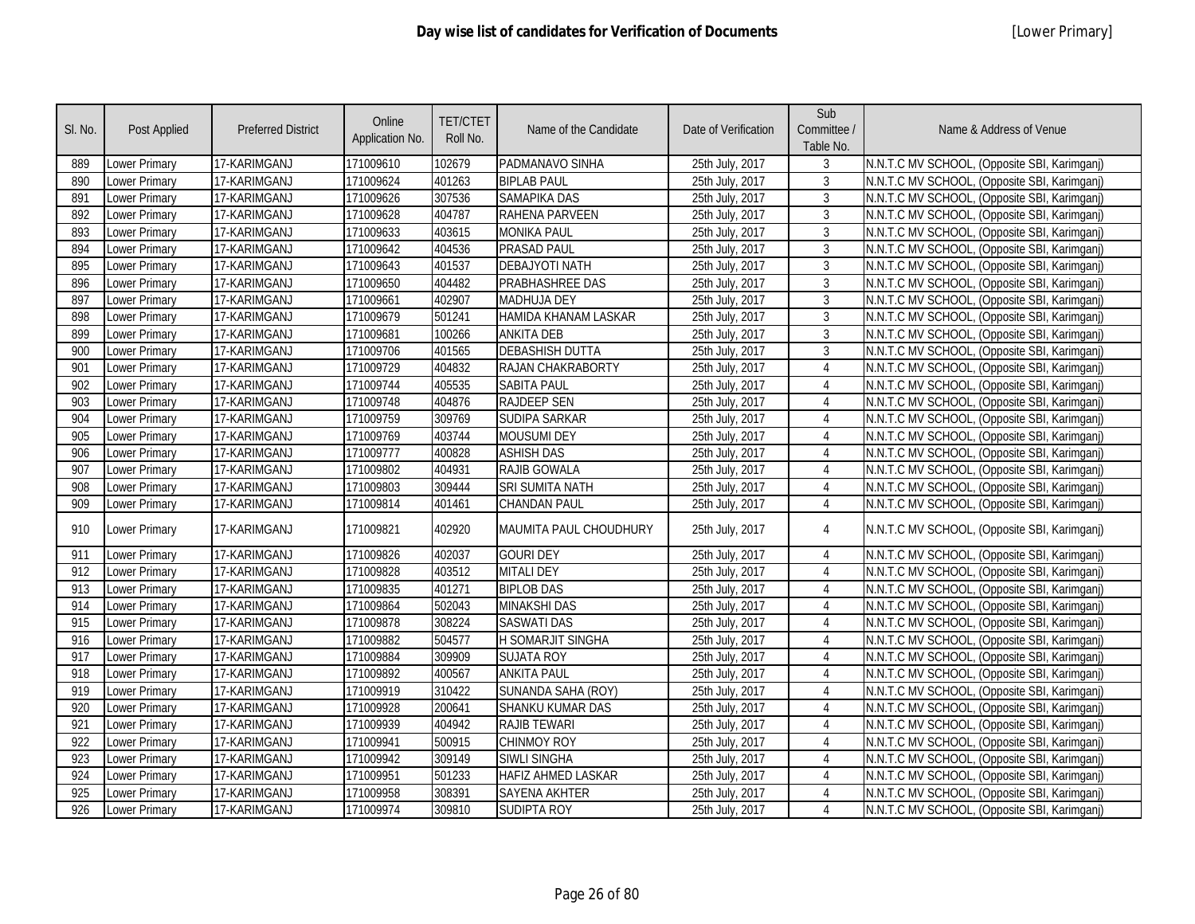# Day wise list of candidates for Verification of Documents

[Lower Primary]

| Sl. No. | Post Applied | Preferred District | Online Application No. | TET/CTET Roll No. | Name of the Candidate | Date of Verification | Sub Committee / Table No. | Name & Address of Venue |
|---|---|---|---|---|---|---|---|---|
| 889 | Lower Primary | 17-KARIMGANJ | 171009610 | 102679 | PADMANAVO SINHA | 25th July, 2017 | 3 | N.N.T.C MV SCHOOL, (Opposite SBI, Karimganj) |
| 890 | Lower Primary | 17-KARIMGANJ | 171009624 | 401263 | BIPLAB PAUL | 25th July, 2017 | 3 | N.N.T.C MV SCHOOL, (Opposite SBI, Karimganj) |
| 891 | Lower Primary | 17-KARIMGANJ | 171009626 | 307536 | SAMAPIKA DAS | 25th July, 2017 | 3 | N.N.T.C MV SCHOOL, (Opposite SBI, Karimganj) |
| 892 | Lower Primary | 17-KARIMGANJ | 171009628 | 404787 | RAHENA PARVEEN | 25th July, 2017 | 3 | N.N.T.C MV SCHOOL, (Opposite SBI, Karimganj) |
| 893 | Lower Primary | 17-KARIMGANJ | 171009633 | 403615 | MONIKA PAUL | 25th July, 2017 | 3 | N.N.T.C MV SCHOOL, (Opposite SBI, Karimganj) |
| 894 | Lower Primary | 17-KARIMGANJ | 171009642 | 404536 | PRASAD PAUL | 25th July, 2017 | 3 | N.N.T.C MV SCHOOL, (Opposite SBI, Karimganj) |
| 895 | Lower Primary | 17-KARIMGANJ | 171009643 | 401537 | DEBAJYOTI NATH | 25th July, 2017 | 3 | N.N.T.C MV SCHOOL, (Opposite SBI, Karimganj) |
| 896 | Lower Primary | 17-KARIMGANJ | 171009650 | 404482 | PRABHASHREE DAS | 25th July, 2017 | 3 | N.N.T.C MV SCHOOL, (Opposite SBI, Karimganj) |
| 897 | Lower Primary | 17-KARIMGANJ | 171009661 | 402907 | MADHUJA DEY | 25th July, 2017 | 3 | N.N.T.C MV SCHOOL, (Opposite SBI, Karimganj) |
| 898 | Lower Primary | 17-KARIMGANJ | 171009679 | 501241 | HAMIDA KHANAM LASKAR | 25th July, 2017 | 3 | N.N.T.C MV SCHOOL, (Opposite SBI, Karimganj) |
| 899 | Lower Primary | 17-KARIMGANJ | 171009681 | 100266 | ANKITA DEB | 25th July, 2017 | 3 | N.N.T.C MV SCHOOL, (Opposite SBI, Karimganj) |
| 900 | Lower Primary | 17-KARIMGANJ | 171009706 | 401565 | DEBASHISH DUTTA | 25th July, 2017 | 3 | N.N.T.C MV SCHOOL, (Opposite SBI, Karimganj) |
| 901 | Lower Primary | 17-KARIMGANJ | 171009729 | 404832 | RAJAN CHAKRABORTY | 25th July, 2017 | 4 | N.N.T.C MV SCHOOL, (Opposite SBI, Karimganj) |
| 902 | Lower Primary | 17-KARIMGANJ | 171009744 | 405535 | SABITA PAUL | 25th July, 2017 | 4 | N.N.T.C MV SCHOOL, (Opposite SBI, Karimganj) |
| 903 | Lower Primary | 17-KARIMGANJ | 171009748 | 404876 | RAJDEEP SEN | 25th July, 2017 | 4 | N.N.T.C MV SCHOOL, (Opposite SBI, Karimganj) |
| 904 | Lower Primary | 17-KARIMGANJ | 171009759 | 309769 | SUDIPA SARKAR | 25th July, 2017 | 4 | N.N.T.C MV SCHOOL, (Opposite SBI, Karimganj) |
| 905 | Lower Primary | 17-KARIMGANJ | 171009769 | 403744 | MOUSUMI DEY | 25th July, 2017 | 4 | N.N.T.C MV SCHOOL, (Opposite SBI, Karimganj) |
| 906 | Lower Primary | 17-KARIMGANJ | 171009777 | 400828 | ASHISH DAS | 25th July, 2017 | 4 | N.N.T.C MV SCHOOL, (Opposite SBI, Karimganj) |
| 907 | Lower Primary | 17-KARIMGANJ | 171009802 | 404931 | RAJIB GOWALA | 25th July, 2017 | 4 | N.N.T.C MV SCHOOL, (Opposite SBI, Karimganj) |
| 908 | Lower Primary | 17-KARIMGANJ | 171009803 | 309444 | SRI SUMITA NATH | 25th July, 2017 | 4 | N.N.T.C MV SCHOOL, (Opposite SBI, Karimganj) |
| 909 | Lower Primary | 17-KARIMGANJ | 171009814 | 401461 | CHANDAN PAUL | 25th July, 2017 | 4 | N.N.T.C MV SCHOOL, (Opposite SBI, Karimganj) |
| 910 | Lower Primary | 17-KARIMGANJ | 171009821 | 402920 | MAUMITA PAUL CHOUDHURY | 25th July, 2017 | 4 | N.N.T.C MV SCHOOL, (Opposite SBI, Karimganj) |
| 911 | Lower Primary | 17-KARIMGANJ | 171009826 | 402037 | GOURI DEY | 25th July, 2017 | 4 | N.N.T.C MV SCHOOL, (Opposite SBI, Karimganj) |
| 912 | Lower Primary | 17-KARIMGANJ | 171009828 | 403512 | MITALI DEY | 25th July, 2017 | 4 | N.N.T.C MV SCHOOL, (Opposite SBI, Karimganj) |
| 913 | Lower Primary | 17-KARIMGANJ | 171009835 | 401271 | BIPLOB DAS | 25th July, 2017 | 4 | N.N.T.C MV SCHOOL, (Opposite SBI, Karimganj) |
| 914 | Lower Primary | 17-KARIMGANJ | 171009864 | 502043 | MINAKSHI DAS | 25th July, 2017 | 4 | N.N.T.C MV SCHOOL, (Opposite SBI, Karimganj) |
| 915 | Lower Primary | 17-KARIMGANJ | 171009878 | 308224 | SASWATI DAS | 25th July, 2017 | 4 | N.N.T.C MV SCHOOL, (Opposite SBI, Karimganj) |
| 916 | Lower Primary | 17-KARIMGANJ | 171009882 | 504577 | H SOMARJIT SINGHA | 25th July, 2017 | 4 | N.N.T.C MV SCHOOL, (Opposite SBI, Karimganj) |
| 917 | Lower Primary | 17-KARIMGANJ | 171009884 | 309909 | SUJATA ROY | 25th July, 2017 | 4 | N.N.T.C MV SCHOOL, (Opposite SBI, Karimganj) |
| 918 | Lower Primary | 17-KARIMGANJ | 171009892 | 400567 | ANKITA PAUL | 25th July, 2017 | 4 | N.N.T.C MV SCHOOL, (Opposite SBI, Karimganj) |
| 919 | Lower Primary | 17-KARIMGANJ | 171009919 | 310422 | SUNANDA SAHA (ROY) | 25th July, 2017 | 4 | N.N.T.C MV SCHOOL, (Opposite SBI, Karimganj) |
| 920 | Lower Primary | 17-KARIMGANJ | 171009928 | 200641 | SHANKU KUMAR DAS | 25th July, 2017 | 4 | N.N.T.C MV SCHOOL, (Opposite SBI, Karimganj) |
| 921 | Lower Primary | 17-KARIMGANJ | 171009939 | 404942 | RAJIB TEWARI | 25th July, 2017 | 4 | N.N.T.C MV SCHOOL, (Opposite SBI, Karimganj) |
| 922 | Lower Primary | 17-KARIMGANJ | 171009941 | 500915 | CHINMOY ROY | 25th July, 2017 | 4 | N.N.T.C MV SCHOOL, (Opposite SBI, Karimganj) |
| 923 | Lower Primary | 17-KARIMGANJ | 171009942 | 309149 | SIWLI SINGHA | 25th July, 2017 | 4 | N.N.T.C MV SCHOOL, (Opposite SBI, Karimganj) |
| 924 | Lower Primary | 17-KARIMGANJ | 171009951 | 501233 | HAFIZ AHMED LASKAR | 25th July, 2017 | 4 | N.N.T.C MV SCHOOL, (Opposite SBI, Karimganj) |
| 925 | Lower Primary | 17-KARIMGANJ | 171009958 | 308391 | SAYENA AKHTER | 25th July, 2017 | 4 | N.N.T.C MV SCHOOL, (Opposite SBI, Karimganj) |
| 926 | Lower Primary | 17-KARIMGANJ | 171009974 | 309810 | SUDIPTA ROY | 25th July, 2017 | 4 | N.N.T.C MV SCHOOL, (Opposite SBI, Karimganj) |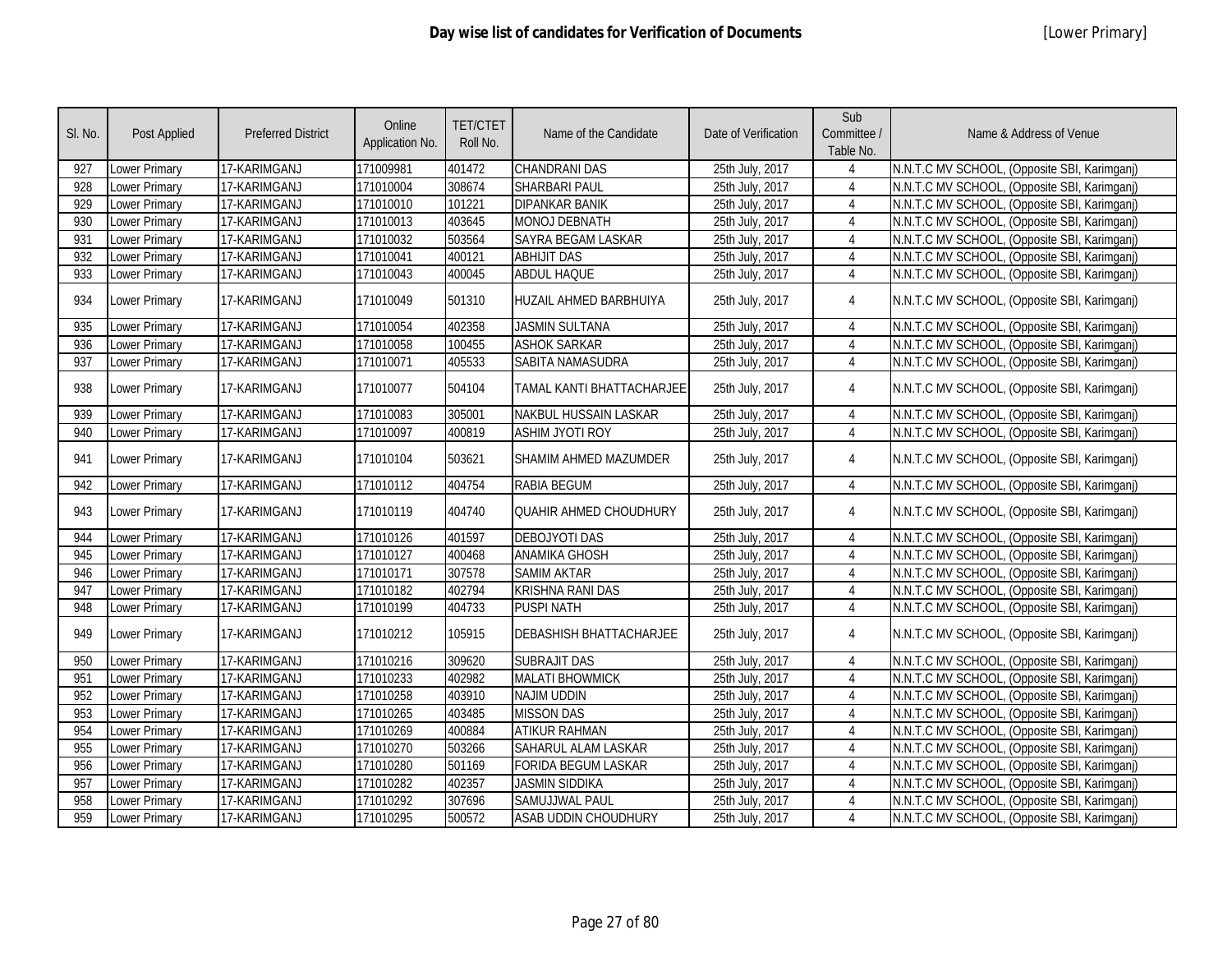# Day wise list of candidates for Verification of Documents

[Lower Primary]

| Sl. No. | Post Applied | Preferred District | Online Application No. | TET/CTET Roll No. | Name of the Candidate | Date of Verification | Sub Committee / Table No. | Name & Address of Venue |
|---|---|---|---|---|---|---|---|---|
| 927 | Lower Primary | 17-KARIMGANJ | 171009981 | 401472 | CHANDRANI DAS | 25th July, 2017 | 4 | N.N.T.C MV SCHOOL, (Opposite SBI, Karimganj) |
| 928 | Lower Primary | 17-KARIMGANJ | 171010004 | 308674 | SHARBARI PAUL | 25th July, 2017 | 4 | N.N.T.C MV SCHOOL, (Opposite SBI, Karimganj) |
| 929 | Lower Primary | 17-KARIMGANJ | 171010010 | 101221 | DIPANKAR BANIK | 25th July, 2017 | 4 | N.N.T.C MV SCHOOL, (Opposite SBI, Karimganj) |
| 930 | Lower Primary | 17-KARIMGANJ | 171010013 | 403645 | MONOJ DEBNATH | 25th July, 2017 | 4 | N.N.T.C MV SCHOOL, (Opposite SBI, Karimganj) |
| 931 | Lower Primary | 17-KARIMGANJ | 171010032 | 503564 | SAYRA BEGAM LASKAR | 25th July, 2017 | 4 | N.N.T.C MV SCHOOL, (Opposite SBI, Karimganj) |
| 932 | Lower Primary | 17-KARIMGANJ | 171010041 | 400121 | ABHIJIT DAS | 25th July, 2017 | 4 | N.N.T.C MV SCHOOL, (Opposite SBI, Karimganj) |
| 933 | Lower Primary | 17-KARIMGANJ | 171010043 | 400045 | ABDUL HAQUE | 25th July, 2017 | 4 | N.N.T.C MV SCHOOL, (Opposite SBI, Karimganj) |
| 934 | Lower Primary | 17-KARIMGANJ | 171010049 | 501310 | HUZAIL AHMED BARBHUIYA | 25th July, 2017 | 4 | N.N.T.C MV SCHOOL, (Opposite SBI, Karimganj) |
| 935 | Lower Primary | 17-KARIMGANJ | 171010054 | 402358 | JASMIN SULTANA | 25th July, 2017 | 4 | N.N.T.C MV SCHOOL, (Opposite SBI, Karimganj) |
| 936 | Lower Primary | 17-KARIMGANJ | 171010058 | 100455 | ASHOK SARKAR | 25th July, 2017 | 4 | N.N.T.C MV SCHOOL, (Opposite SBI, Karimganj) |
| 937 | Lower Primary | 17-KARIMGANJ | 171010071 | 405533 | SABITA NAMASUDRA | 25th July, 2017 | 4 | N.N.T.C MV SCHOOL, (Opposite SBI, Karimganj) |
| 938 | Lower Primary | 17-KARIMGANJ | 171010077 | 504104 | TAMAL KANTI BHATTACHARJEE | 25th July, 2017 | 4 | N.N.T.C MV SCHOOL, (Opposite SBI, Karimganj) |
| 939 | Lower Primary | 17-KARIMGANJ | 171010083 | 305001 | NAKBUL HUSSAIN LASKAR | 25th July, 2017 | 4 | N.N.T.C MV SCHOOL, (Opposite SBI, Karimganj) |
| 940 | Lower Primary | 17-KARIMGANJ | 171010097 | 400819 | ASHIM JYOTI ROY | 25th July, 2017 | 4 | N.N.T.C MV SCHOOL, (Opposite SBI, Karimganj) |
| 941 | Lower Primary | 17-KARIMGANJ | 171010104 | 503621 | SHAMIM AHMED MAZUMDER | 25th July, 2017 | 4 | N.N.T.C MV SCHOOL, (Opposite SBI, Karimganj) |
| 942 | Lower Primary | 17-KARIMGANJ | 171010112 | 404754 | RABIA BEGUM | 25th July, 2017 | 4 | N.N.T.C MV SCHOOL, (Opposite SBI, Karimganj) |
| 943 | Lower Primary | 17-KARIMGANJ | 171010119 | 404740 | QUAHIR AHMED CHOUDHURY | 25th July, 2017 | 4 | N.N.T.C MV SCHOOL, (Opposite SBI, Karimganj) |
| 944 | Lower Primary | 17-KARIMGANJ | 171010126 | 401597 | DEBOJYOTI DAS | 25th July, 2017 | 4 | N.N.T.C MV SCHOOL, (Opposite SBI, Karimganj) |
| 945 | Lower Primary | 17-KARIMGANJ | 171010127 | 400468 | ANAMIKA GHOSH | 25th July, 2017 | 4 | N.N.T.C MV SCHOOL, (Opposite SBI, Karimganj) |
| 946 | Lower Primary | 17-KARIMGANJ | 171010171 | 307578 | SAMIM AKTAR | 25th July, 2017 | 4 | N.N.T.C MV SCHOOL, (Opposite SBI, Karimganj) |
| 947 | Lower Primary | 17-KARIMGANJ | 171010182 | 402794 | KRISHNA RANI DAS | 25th July, 2017 | 4 | N.N.T.C MV SCHOOL, (Opposite SBI, Karimganj) |
| 948 | Lower Primary | 17-KARIMGANJ | 171010199 | 404733 | PUSPI NATH | 25th July, 2017 | 4 | N.N.T.C MV SCHOOL, (Opposite SBI, Karimganj) |
| 949 | Lower Primary | 17-KARIMGANJ | 171010212 | 105915 | DEBASHISH BHATTACHARJEE | 25th July, 2017 | 4 | N.N.T.C MV SCHOOL, (Opposite SBI, Karimganj) |
| 950 | Lower Primary | 17-KARIMGANJ | 171010216 | 309620 | SUBRAJIT DAS | 25th July, 2017 | 4 | N.N.T.C MV SCHOOL, (Opposite SBI, Karimganj) |
| 951 | Lower Primary | 17-KARIMGANJ | 171010233 | 402982 | MALATI BHOWMICK | 25th July, 2017 | 4 | N.N.T.C MV SCHOOL, (Opposite SBI, Karimganj) |
| 952 | Lower Primary | 17-KARIMGANJ | 171010258 | 403910 | NAJIM UDDIN | 25th July, 2017 | 4 | N.N.T.C MV SCHOOL, (Opposite SBI, Karimganj) |
| 953 | Lower Primary | 17-KARIMGANJ | 171010265 | 403485 | MISSON DAS | 25th July, 2017 | 4 | N.N.T.C MV SCHOOL, (Opposite SBI, Karimganj) |
| 954 | Lower Primary | 17-KARIMGANJ | 171010269 | 400884 | ATIKUR RAHMAN | 25th July, 2017 | 4 | N.N.T.C MV SCHOOL, (Opposite SBI, Karimganj) |
| 955 | Lower Primary | 17-KARIMGANJ | 171010270 | 503266 | SAHARUL ALAM LASKAR | 25th July, 2017 | 4 | N.N.T.C MV SCHOOL, (Opposite SBI, Karimganj) |
| 956 | Lower Primary | 17-KARIMGANJ | 171010280 | 501169 | FORIDA BEGUM LASKAR | 25th July, 2017 | 4 | N.N.T.C MV SCHOOL, (Opposite SBI, Karimganj) |
| 957 | Lower Primary | 17-KARIMGANJ | 171010282 | 402357 | JASMIN SIDDIKA | 25th July, 2017 | 4 | N.N.T.C MV SCHOOL, (Opposite SBI, Karimganj) |
| 958 | Lower Primary | 17-KARIMGANJ | 171010292 | 307696 | SAMUJJWAL PAUL | 25th July, 2017 | 4 | N.N.T.C MV SCHOOL, (Opposite SBI, Karimganj) |
| 959 | Lower Primary | 17-KARIMGANJ | 171010295 | 500572 | ASAB UDDIN CHOUDHURY | 25th July, 2017 | 4 | N.N.T.C MV SCHOOL, (Opposite SBI, Karimganj) |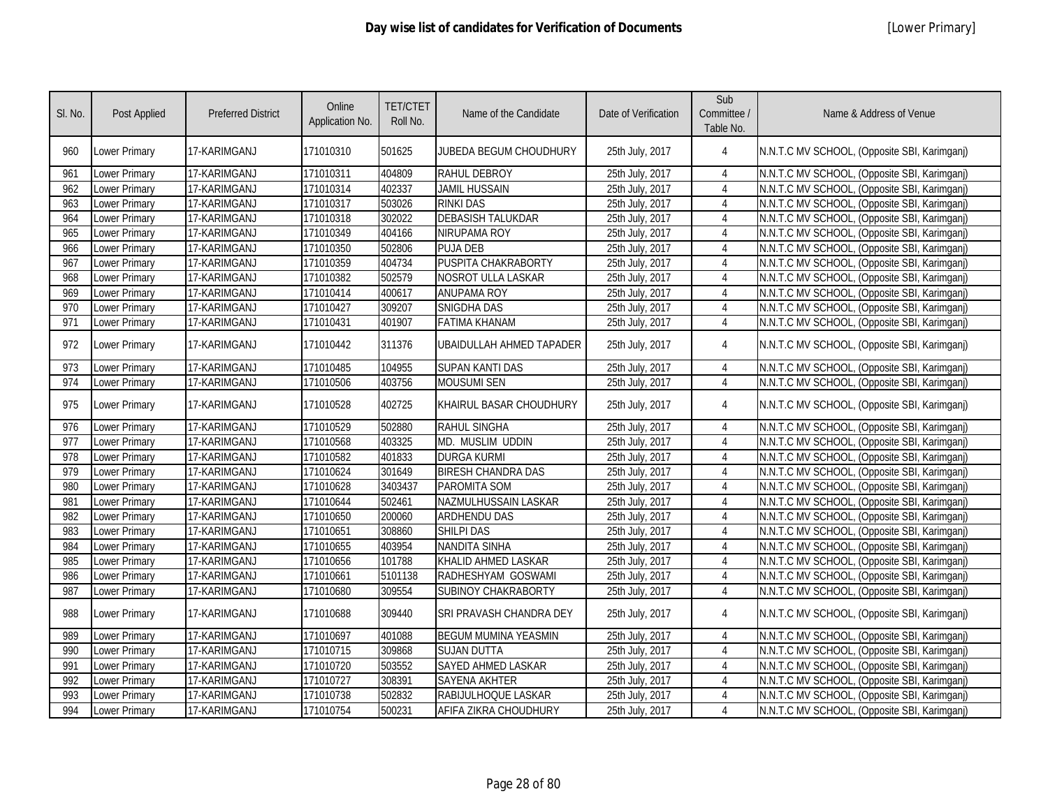# Day wise list of candidates for Verification of Documents

[Lower Primary]

| Sl. No. | Post Applied | Preferred District | Online Application No. | TET/CTET Roll No. | Name of the Candidate | Date of Verification | Sub Committee / Table No. | Name & Address of Venue |
|---|---|---|---|---|---|---|---|---|
| 960 | Lower Primary | 17-KARIMGANJ | 171010310 | 501625 | JUBEDA BEGUM CHOUDHURY | 25th July, 2017 | 4 | N.N.T.C MV SCHOOL, (Opposite SBI, Karimganj) |
| 961 | Lower Primary | 17-KARIMGANJ | 171010311 | 404809 | RAHUL DEBROY | 25th July, 2017 | 4 | N.N.T.C MV SCHOOL, (Opposite SBI, Karimganj) |
| 962 | Lower Primary | 17-KARIMGANJ | 171010314 | 402337 | JAMIL HUSSAIN | 25th July, 2017 | 4 | N.N.T.C MV SCHOOL, (Opposite SBI, Karimganj) |
| 963 | Lower Primary | 17-KARIMGANJ | 171010317 | 503026 | RINKI DAS | 25th July, 2017 | 4 | N.N.T.C MV SCHOOL, (Opposite SBI, Karimganj) |
| 964 | Lower Primary | 17-KARIMGANJ | 171010318 | 302022 | DEBASISH TALUKDAR | 25th July, 2017 | 4 | N.N.T.C MV SCHOOL, (Opposite SBI, Karimganj) |
| 965 | Lower Primary | 17-KARIMGANJ | 171010349 | 404166 | NIRUPAMA ROY | 25th July, 2017 | 4 | N.N.T.C MV SCHOOL, (Opposite SBI, Karimganj) |
| 966 | Lower Primary | 17-KARIMGANJ | 171010350 | 502806 | PUJA DEB | 25th July, 2017 | 4 | N.N.T.C MV SCHOOL, (Opposite SBI, Karimganj) |
| 967 | Lower Primary | 17-KARIMGANJ | 171010359 | 404734 | PUSPITA CHAKRABORTY | 25th July, 2017 | 4 | N.N.T.C MV SCHOOL, (Opposite SBI, Karimganj) |
| 968 | Lower Primary | 17-KARIMGANJ | 171010382 | 502579 | NOSROT ULLA LASKAR | 25th July, 2017 | 4 | N.N.T.C MV SCHOOL, (Opposite SBI, Karimganj) |
| 969 | Lower Primary | 17-KARIMGANJ | 171010414 | 400617 | ANUPAMA ROY | 25th July, 2017 | 4 | N.N.T.C MV SCHOOL, (Opposite SBI, Karimganj) |
| 970 | Lower Primary | 17-KARIMGANJ | 171010427 | 309207 | SNIGDHA DAS | 25th July, 2017 | 4 | N.N.T.C MV SCHOOL, (Opposite SBI, Karimganj) |
| 971 | Lower Primary | 17-KARIMGANJ | 171010431 | 401907 | FATIMA KHANAM | 25th July, 2017 | 4 | N.N.T.C MV SCHOOL, (Opposite SBI, Karimganj) |
| 972 | Lower Primary | 17-KARIMGANJ | 171010442 | 311376 | UBAIDULLAH AHMED TAPADER | 25th July, 2017 | 4 | N.N.T.C MV SCHOOL, (Opposite SBI, Karimganj) |
| 973 | Lower Primary | 17-KARIMGANJ | 171010485 | 104955 | SUPAN KANTI DAS | 25th July, 2017 | 4 | N.N.T.C MV SCHOOL, (Opposite SBI, Karimganj) |
| 974 | Lower Primary | 17-KARIMGANJ | 171010506 | 403756 | MOUSUMI SEN | 25th July, 2017 | 4 | N.N.T.C MV SCHOOL, (Opposite SBI, Karimganj) |
| 975 | Lower Primary | 17-KARIMGANJ | 171010528 | 402725 | KHAIRUL BASAR CHOUDHURY | 25th July, 2017 | 4 | N.N.T.C MV SCHOOL, (Opposite SBI, Karimganj) |
| 976 | Lower Primary | 17-KARIMGANJ | 171010529 | 502880 | RAHUL SINGHA | 25th July, 2017 | 4 | N.N.T.C MV SCHOOL, (Opposite SBI, Karimganj) |
| 977 | Lower Primary | 17-KARIMGANJ | 171010568 | 403325 | MD. MUSLIM UDDIN | 25th July, 2017 | 4 | N.N.T.C MV SCHOOL, (Opposite SBI, Karimganj) |
| 978 | Lower Primary | 17-KARIMGANJ | 171010582 | 401833 | DURGA KURMI | 25th July, 2017 | 4 | N.N.T.C MV SCHOOL, (Opposite SBI, Karimganj) |
| 979 | Lower Primary | 17-KARIMGANJ | 171010624 | 301649 | BIRESH CHANDRA DAS | 25th July, 2017 | 4 | N.N.T.C MV SCHOOL, (Opposite SBI, Karimganj) |
| 980 | Lower Primary | 17-KARIMGANJ | 171010628 | 3403437 | PAROMITA SOM | 25th July, 2017 | 4 | N.N.T.C MV SCHOOL, (Opposite SBI, Karimganj) |
| 981 | Lower Primary | 17-KARIMGANJ | 171010644 | 502461 | NAZMULHUSSAIN LASKAR | 25th July, 2017 | 4 | N.N.T.C MV SCHOOL, (Opposite SBI, Karimganj) |
| 982 | Lower Primary | 17-KARIMGANJ | 171010650 | 200060 | ARDHENDU DAS | 25th July, 2017 | 4 | N.N.T.C MV SCHOOL, (Opposite SBI, Karimganj) |
| 983 | Lower Primary | 17-KARIMGANJ | 171010651 | 308860 | SHILPI DAS | 25th July, 2017 | 4 | N.N.T.C MV SCHOOL, (Opposite SBI, Karimganj) |
| 984 | Lower Primary | 17-KARIMGANJ | 171010655 | 403954 | NANDITA SINHA | 25th July, 2017 | 4 | N.N.T.C MV SCHOOL, (Opposite SBI, Karimganj) |
| 985 | Lower Primary | 17-KARIMGANJ | 171010656 | 101788 | KHALID AHMED LASKAR | 25th July, 2017 | 4 | N.N.T.C MV SCHOOL, (Opposite SBI, Karimganj) |
| 986 | Lower Primary | 17-KARIMGANJ | 171010661 | 5101138 | RADHESHYAM GOSWAMI | 25th July, 2017 | 4 | N.N.T.C MV SCHOOL, (Opposite SBI, Karimganj) |
| 987 | Lower Primary | 17-KARIMGANJ | 171010680 | 309554 | SUBINOY CHAKRABORTY | 25th July, 2017 | 4 | N.N.T.C MV SCHOOL, (Opposite SBI, Karimganj) |
| 988 | Lower Primary | 17-KARIMGANJ | 171010688 | 309440 | SRI PRAVASH CHANDRA DEY | 25th July, 2017 | 4 | N.N.T.C MV SCHOOL, (Opposite SBI, Karimganj) |
| 989 | Lower Primary | 17-KARIMGANJ | 171010697 | 401088 | BEGUM MUMINA YEASMIN | 25th July, 2017 | 4 | N.N.T.C MV SCHOOL, (Opposite SBI, Karimganj) |
| 990 | Lower Primary | 17-KARIMGANJ | 171010715 | 309868 | SUJAN DUTTA | 25th July, 2017 | 4 | N.N.T.C MV SCHOOL, (Opposite SBI, Karimganj) |
| 991 | Lower Primary | 17-KARIMGANJ | 171010720 | 503552 | SAYED AHMED LASKAR | 25th July, 2017 | 4 | N.N.T.C MV SCHOOL, (Opposite SBI, Karimganj) |
| 992 | Lower Primary | 17-KARIMGANJ | 171010727 | 308391 | SAYENA AKHTER | 25th July, 2017 | 4 | N.N.T.C MV SCHOOL, (Opposite SBI, Karimganj) |
| 993 | Lower Primary | 17-KARIMGANJ | 171010738 | 502832 | RABIJULHOQUE LASKAR | 25th July, 2017 | 4 | N.N.T.C MV SCHOOL, (Opposite SBI, Karimganj) |
| 994 | Lower Primary | 17-KARIMGANJ | 171010754 | 500231 | AFIFA ZIKRA CHOUDHURY | 25th July, 2017 | 4 | N.N.T.C MV SCHOOL, (Opposite SBI, Karimganj) |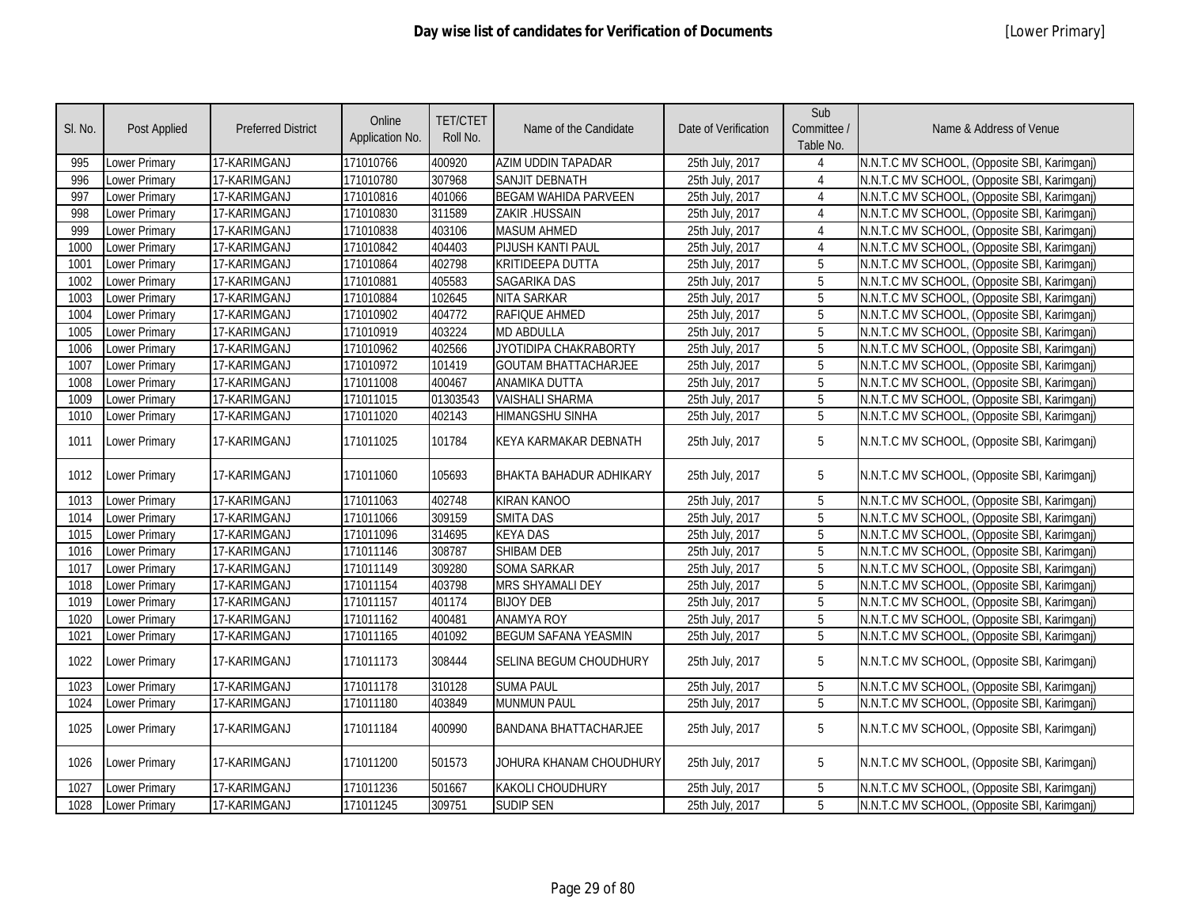# Day wise list of candidates for Verification of Documents

[Lower Primary]

| Sl. No. | Post Applied | Preferred District | Online Application No. | TET/CTET Roll No. | Name of the Candidate | Date of Verification | Sub Committee / Table No. | Name & Address of Venue |
|---|---|---|---|---|---|---|---|---|
| 995 | Lower Primary | 17-KARIMGANJ | 171010766 | 400920 | AZIM UDDIN TAPADAR | 25th July, 2017 | 4 | N.N.T.C MV SCHOOL, (Opposite SBI, Karimganj) |
| 996 | Lower Primary | 17-KARIMGANJ | 171010780 | 307968 | SANJIT DEBNATH | 25th July, 2017 | 4 | N.N.T.C MV SCHOOL, (Opposite SBI, Karimganj) |
| 997 | Lower Primary | 17-KARIMGANJ | 171010816 | 401066 | BEGAM WAHIDA PARVEEN | 25th July, 2017 | 4 | N.N.T.C MV SCHOOL, (Opposite SBI, Karimganj) |
| 998 | Lower Primary | 17-KARIMGANJ | 171010830 | 311589 | ZAKIR .HUSSAIN | 25th July, 2017 | 4 | N.N.T.C MV SCHOOL, (Opposite SBI, Karimganj) |
| 999 | Lower Primary | 17-KARIMGANJ | 171010838 | 403106 | MASUM AHMED | 25th July, 2017 | 4 | N.N.T.C MV SCHOOL, (Opposite SBI, Karimganj) |
| 1000 | Lower Primary | 17-KARIMGANJ | 171010842 | 404403 | PIJUSH KANTI PAUL | 25th July, 2017 | 4 | N.N.T.C MV SCHOOL, (Opposite SBI, Karimganj) |
| 1001 | Lower Primary | 17-KARIMGANJ | 171010864 | 402798 | KRITIDEEPA DUTTA | 25th July, 2017 | 5 | N.N.T.C MV SCHOOL, (Opposite SBI, Karimganj) |
| 1002 | Lower Primary | 17-KARIMGANJ | 171010881 | 405583 | SAGARIKA DAS | 25th July, 2017 | 5 | N.N.T.C MV SCHOOL, (Opposite SBI, Karimganj) |
| 1003 | Lower Primary | 17-KARIMGANJ | 171010884 | 102645 | NITA SARKAR | 25th July, 2017 | 5 | N.N.T.C MV SCHOOL, (Opposite SBI, Karimganj) |
| 1004 | Lower Primary | 17-KARIMGANJ | 171010902 | 404772 | RAFIQUE AHMED | 25th July, 2017 | 5 | N.N.T.C MV SCHOOL, (Opposite SBI, Karimganj) |
| 1005 | Lower Primary | 17-KARIMGANJ | 171010919 | 403224 | MD ABDULLA | 25th July, 2017 | 5 | N.N.T.C MV SCHOOL, (Opposite SBI, Karimganj) |
| 1006 | Lower Primary | 17-KARIMGANJ | 171010962 | 402566 | JYOTIDIPA CHAKRABORTY | 25th July, 2017 | 5 | N.N.T.C MV SCHOOL, (Opposite SBI, Karimganj) |
| 1007 | Lower Primary | 17-KARIMGANJ | 171010972 | 101419 | GOUTAM BHATTACHARJEE | 25th July, 2017 | 5 | N.N.T.C MV SCHOOL, (Opposite SBI, Karimganj) |
| 1008 | Lower Primary | 17-KARIMGANJ | 171011008 | 400467 | ANAMIKA DUTTA | 25th July, 2017 | 5 | N.N.T.C MV SCHOOL, (Opposite SBI, Karimganj) |
| 1009 | Lower Primary | 17-KARIMGANJ | 171011015 | 01303543 | VAISHALI SHARMA | 25th July, 2017 | 5 | N.N.T.C MV SCHOOL, (Opposite SBI, Karimganj) |
| 1010 | Lower Primary | 17-KARIMGANJ | 171011020 | 402143 | HIMANGSHU SINHA | 25th July, 2017 | 5 | N.N.T.C MV SCHOOL, (Opposite SBI, Karimganj) |
| 1011 | Lower Primary | 17-KARIMGANJ | 171011025 | 101784 | KEYA KARMAKAR DEBNATH | 25th July, 2017 | 5 | N.N.T.C MV SCHOOL, (Opposite SBI, Karimganj) |
| 1012 | Lower Primary | 17-KARIMGANJ | 171011060 | 105693 | BHAKTA BAHADUR ADHIKARY | 25th July, 2017 | 5 | N.N.T.C MV SCHOOL, (Opposite SBI, Karimganj) |
| 1013 | Lower Primary | 17-KARIMGANJ | 171011063 | 402748 | KIRAN KANOO | 25th July, 2017 | 5 | N.N.T.C MV SCHOOL, (Opposite SBI, Karimganj) |
| 1014 | Lower Primary | 17-KARIMGANJ | 171011066 | 309159 | SMITA DAS | 25th July, 2017 | 5 | N.N.T.C MV SCHOOL, (Opposite SBI, Karimganj) |
| 1015 | Lower Primary | 17-KARIMGANJ | 171011096 | 314695 | KEYA DAS | 25th July, 2017 | 5 | N.N.T.C MV SCHOOL, (Opposite SBI, Karimganj) |
| 1016 | Lower Primary | 17-KARIMGANJ | 171011146 | 308787 | SHIBAM DEB | 25th July, 2017 | 5 | N.N.T.C MV SCHOOL, (Opposite SBI, Karimganj) |
| 1017 | Lower Primary | 17-KARIMGANJ | 171011149 | 309280 | SOMA SARKAR | 25th July, 2017 | 5 | N.N.T.C MV SCHOOL, (Opposite SBI, Karimganj) |
| 1018 | Lower Primary | 17-KARIMGANJ | 171011154 | 403798 | MRS SHYAMALI DEY | 25th July, 2017 | 5 | N.N.T.C MV SCHOOL, (Opposite SBI, Karimganj) |
| 1019 | Lower Primary | 17-KARIMGANJ | 171011157 | 401174 | BIJOY DEB | 25th July, 2017 | 5 | N.N.T.C MV SCHOOL, (Opposite SBI, Karimganj) |
| 1020 | Lower Primary | 17-KARIMGANJ | 171011162 | 400481 | ANAMYA ROY | 25th July, 2017 | 5 | N.N.T.C MV SCHOOL, (Opposite SBI, Karimganj) |
| 1021 | Lower Primary | 17-KARIMGANJ | 171011165 | 401092 | BEGUM SAFANA YEASMIN | 25th July, 2017 | 5 | N.N.T.C MV SCHOOL, (Opposite SBI, Karimganj) |
| 1022 | Lower Primary | 17-KARIMGANJ | 171011173 | 308444 | SELINA BEGUM CHOUDHURY | 25th July, 2017 | 5 | N.N.T.C MV SCHOOL, (Opposite SBI, Karimganj) |
| 1023 | Lower Primary | 17-KARIMGANJ | 171011178 | 310128 | SUMA PAUL | 25th July, 2017 | 5 | N.N.T.C MV SCHOOL, (Opposite SBI, Karimganj) |
| 1024 | Lower Primary | 17-KARIMGANJ | 171011180 | 403849 | MUNMUN PAUL | 25th July, 2017 | 5 | N.N.T.C MV SCHOOL, (Opposite SBI, Karimganj) |
| 1025 | Lower Primary | 17-KARIMGANJ | 171011184 | 400990 | BANDANA BHATTACHARJEE | 25th July, 2017 | 5 | N.N.T.C MV SCHOOL, (Opposite SBI, Karimganj) |
| 1026 | Lower Primary | 17-KARIMGANJ | 171011200 | 501573 | JOHURA KHANAM CHOUDHURY | 25th July, 2017 | 5 | N.N.T.C MV SCHOOL, (Opposite SBI, Karimganj) |
| 1027 | Lower Primary | 17-KARIMGANJ | 171011236 | 501667 | KAKOLI CHOUDHURY | 25th July, 2017 | 5 | N.N.T.C MV SCHOOL, (Opposite SBI, Karimganj) |
| 1028 | Lower Primary | 17-KARIMGANJ | 171011245 | 309751 | SUDIP SEN | 25th July, 2017 | 5 | N.N.T.C MV SCHOOL, (Opposite SBI, Karimganj) |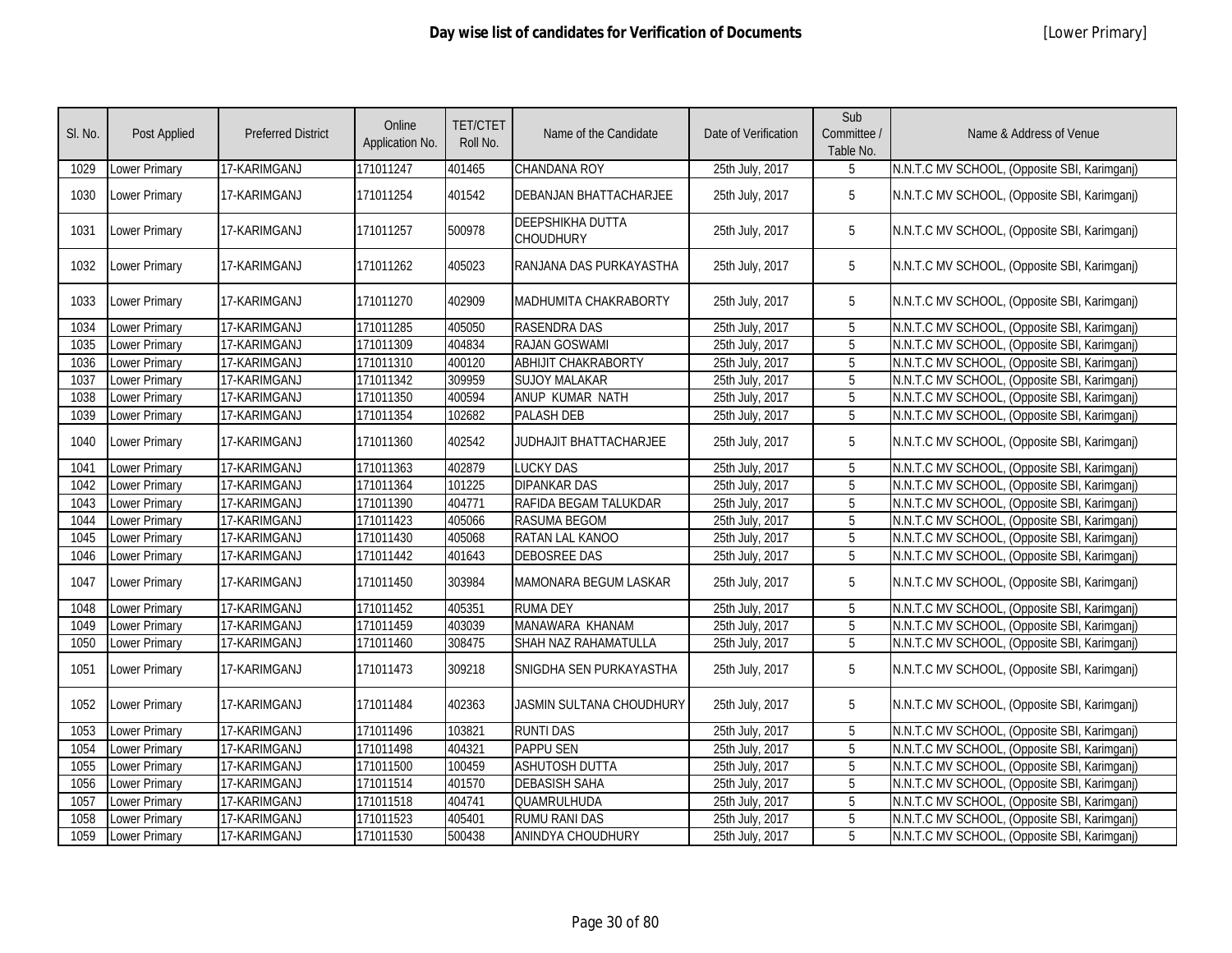# Day wise list of candidates for Verification of Documents

[Lower Primary]

| Sl. No. | Post Applied | Preferred District | Online Application No. | TET/CTET Roll No. | Name of the Candidate | Date of Verification | Sub Committee / Table No. | Name & Address of Venue |
|---|---|---|---|---|---|---|---|---|
| 1029 | Lower Primary | 17-KARIMGANJ | 171011247 | 401465 | CHANDANA ROY | 25th July, 2017 | 5 | N.N.T.C MV SCHOOL, (Opposite SBI, Karimganj) |
| 1030 | Lower Primary | 17-KARIMGANJ | 171011254 | 401542 | DEBANJAN BHATTACHARJEE | 25th July, 2017 | 5 | N.N.T.C MV SCHOOL, (Opposite SBI, Karimganj) |
| 1031 | Lower Primary | 17-KARIMGANJ | 171011257 | 500978 | DEEPSHIKHA DUTTA CHOUDHURY | 25th July, 2017 | 5 | N.N.T.C MV SCHOOL, (Opposite SBI, Karimganj) |
| 1032 | Lower Primary | 17-KARIMGANJ | 171011262 | 405023 | RANJANA DAS PURKAYASTHA | 25th July, 2017 | 5 | N.N.T.C MV SCHOOL, (Opposite SBI, Karimganj) |
| 1033 | Lower Primary | 17-KARIMGANJ | 171011270 | 402909 | MADHUMITA CHAKRABORTY | 25th July, 2017 | 5 | N.N.T.C MV SCHOOL, (Opposite SBI, Karimganj) |
| 1034 | Lower Primary | 17-KARIMGANJ | 171011285 | 405050 | RASENDRA DAS | 25th July, 2017 | 5 | N.N.T.C MV SCHOOL, (Opposite SBI, Karimganj) |
| 1035 | Lower Primary | 17-KARIMGANJ | 171011309 | 404834 | RAJAN GOSWAMI | 25th July, 2017 | 5 | N.N.T.C MV SCHOOL, (Opposite SBI, Karimganj) |
| 1036 | Lower Primary | 17-KARIMGANJ | 171011310 | 400120 | ABHIJIT CHAKRABORTY | 25th July, 2017 | 5 | N.N.T.C MV SCHOOL, (Opposite SBI, Karimganj) |
| 1037 | Lower Primary | 17-KARIMGANJ | 171011342 | 309959 | SUJOY MALAKAR | 25th July, 2017 | 5 | N.N.T.C MV SCHOOL, (Opposite SBI, Karimganj) |
| 1038 | Lower Primary | 17-KARIMGANJ | 171011350 | 400594 | ANUP KUMAR NATH | 25th July, 2017 | 5 | N.N.T.C MV SCHOOL, (Opposite SBI, Karimganj) |
| 1039 | Lower Primary | 17-KARIMGANJ | 171011354 | 102682 | PALASH DEB | 25th July, 2017 | 5 | N.N.T.C MV SCHOOL, (Opposite SBI, Karimganj) |
| 1040 | Lower Primary | 17-KARIMGANJ | 171011360 | 402542 | JUDHAJIT BHATTACHARJEE | 25th July, 2017 | 5 | N.N.T.C MV SCHOOL, (Opposite SBI, Karimganj) |
| 1041 | Lower Primary | 17-KARIMGANJ | 171011363 | 402879 | LUCKY DAS | 25th July, 2017 | 5 | N.N.T.C MV SCHOOL, (Opposite SBI, Karimganj) |
| 1042 | Lower Primary | 17-KARIMGANJ | 171011364 | 101225 | DIPANKAR DAS | 25th July, 2017 | 5 | N.N.T.C MV SCHOOL, (Opposite SBI, Karimganj) |
| 1043 | Lower Primary | 17-KARIMGANJ | 171011390 | 404771 | RAFIDA BEGAM TALUKDAR | 25th July, 2017 | 5 | N.N.T.C MV SCHOOL, (Opposite SBI, Karimganj) |
| 1044 | Lower Primary | 17-KARIMGANJ | 171011423 | 405066 | RASUMA BEGOM | 25th July, 2017 | 5 | N.N.T.C MV SCHOOL, (Opposite SBI, Karimganj) |
| 1045 | Lower Primary | 17-KARIMGANJ | 171011430 | 405068 | RATAN LAL KANOO | 25th July, 2017 | 5 | N.N.T.C MV SCHOOL, (Opposite SBI, Karimganj) |
| 1046 | Lower Primary | 17-KARIMGANJ | 171011442 | 401643 | DEBOSREE DAS | 25th July, 2017 | 5 | N.N.T.C MV SCHOOL, (Opposite SBI, Karimganj) |
| 1047 | Lower Primary | 17-KARIMGANJ | 171011450 | 303984 | MAMONARA BEGUM LASKAR | 25th July, 2017 | 5 | N.N.T.C MV SCHOOL, (Opposite SBI, Karimganj) |
| 1048 | Lower Primary | 17-KARIMGANJ | 171011452 | 405351 | RUMA DEY | 25th July, 2017 | 5 | N.N.T.C MV SCHOOL, (Opposite SBI, Karimganj) |
| 1049 | Lower Primary | 17-KARIMGANJ | 171011459 | 403039 | MANAWARA KHANAM | 25th July, 2017 | 5 | N.N.T.C MV SCHOOL, (Opposite SBI, Karimganj) |
| 1050 | Lower Primary | 17-KARIMGANJ | 171011460 | 308475 | SHAH NAZ RAHAMATULLA | 25th July, 2017 | 5 | N.N.T.C MV SCHOOL, (Opposite SBI, Karimganj) |
| 1051 | Lower Primary | 17-KARIMGANJ | 171011473 | 309218 | SNIGDHA SEN PURKAYASTHA | 25th July, 2017 | 5 | N.N.T.C MV SCHOOL, (Opposite SBI, Karimganj) |
| 1052 | Lower Primary | 17-KARIMGANJ | 171011484 | 402363 | JASMIN SULTANA CHOUDHURY | 25th July, 2017 | 5 | N.N.T.C MV SCHOOL, (Opposite SBI, Karimganj) |
| 1053 | Lower Primary | 17-KARIMGANJ | 171011496 | 103821 | RUNTI DAS | 25th July, 2017 | 5 | N.N.T.C MV SCHOOL, (Opposite SBI, Karimganj) |
| 1054 | Lower Primary | 17-KARIMGANJ | 171011498 | 404321 | PAPPU SEN | 25th July, 2017 | 5 | N.N.T.C MV SCHOOL, (Opposite SBI, Karimganj) |
| 1055 | Lower Primary | 17-KARIMGANJ | 171011500 | 100459 | ASHUTOSH DUTTA | 25th July, 2017 | 5 | N.N.T.C MV SCHOOL, (Opposite SBI, Karimganj) |
| 1056 | Lower Primary | 17-KARIMGANJ | 171011514 | 401570 | DEBASISH SAHA | 25th July, 2017 | 5 | N.N.T.C MV SCHOOL, (Opposite SBI, Karimganj) |
| 1057 | Lower Primary | 17-KARIMGANJ | 171011518 | 404741 | QUAMRULHUDA | 25th July, 2017 | 5 | N.N.T.C MV SCHOOL, (Opposite SBI, Karimganj) |
| 1058 | Lower Primary | 17-KARIMGANJ | 171011523 | 405401 | RUMU RANI DAS | 25th July, 2017 | 5 | N.N.T.C MV SCHOOL, (Opposite SBI, Karimganj) |
| 1059 | Lower Primary | 17-KARIMGANJ | 171011530 | 500438 | ANINDYA CHOUDHURY | 25th July, 2017 | 5 | N.N.T.C MV SCHOOL, (Opposite SBI, Karimganj) |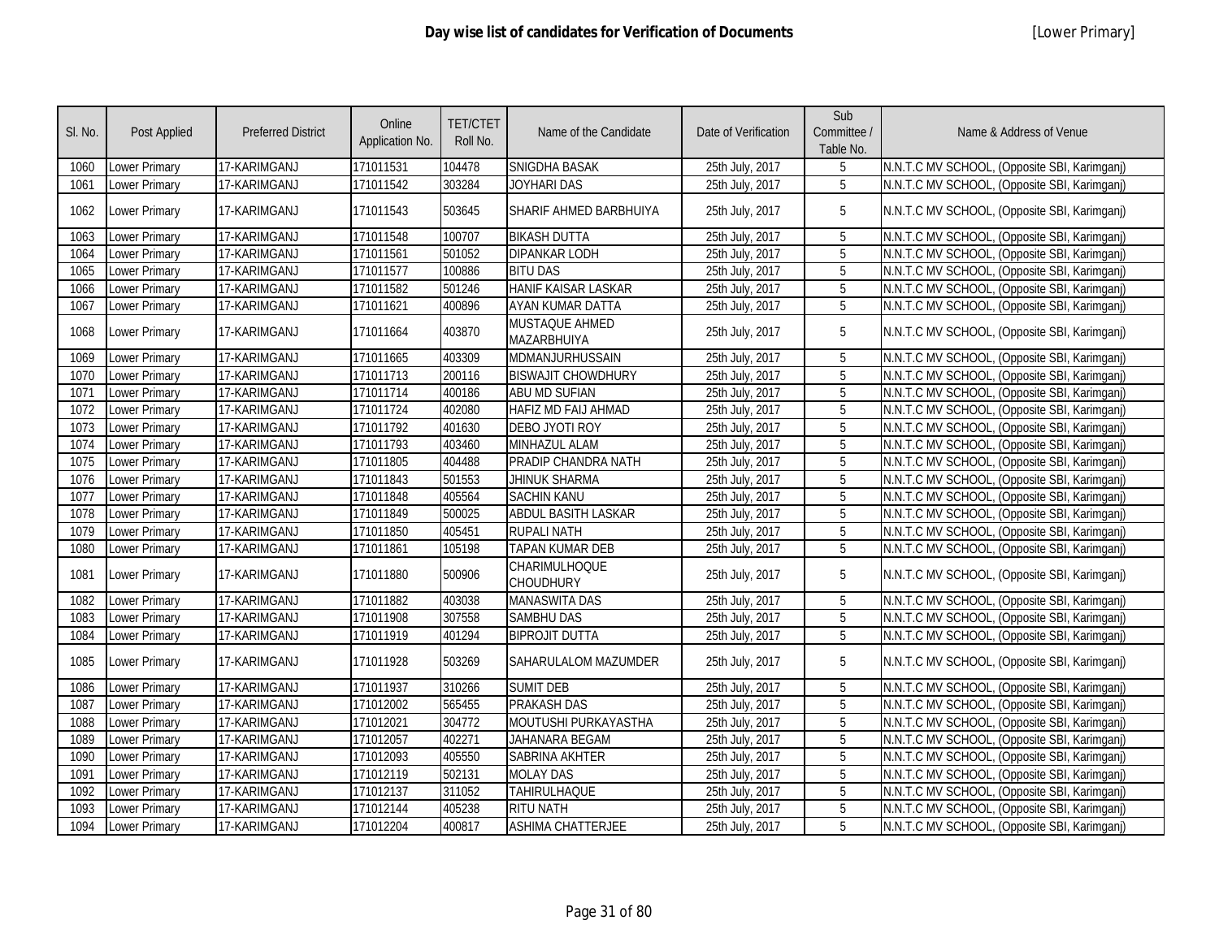# Day wise list of candidates for Verification of Documents

[Lower Primary]

| Sl. No. | Post Applied | Preferred District | Online Application No. | TET/CTET Roll No. | Name of the Candidate | Date of Verification | Sub Committee / Table No. | Name & Address of Venue |
|---|---|---|---|---|---|---|---|---|
| 1060 | Lower Primary | 17-KARIMGANJ | 171011531 | 104478 | SNIGDHA BASAK | 25th July, 2017 | 5 | N.N.T.C MV SCHOOL, (Opposite SBI, Karimganj) |
| 1061 | Lower Primary | 17-KARIMGANJ | 171011542 | 303284 | JOYHARI DAS | 25th July, 2017 | 5 | N.N.T.C MV SCHOOL, (Opposite SBI, Karimganj) |
| 1062 | Lower Primary | 17-KARIMGANJ | 171011543 | 503645 | SHARIF AHMED BARBHUIYA | 25th July, 2017 | 5 | N.N.T.C MV SCHOOL, (Opposite SBI, Karimganj) |
| 1063 | Lower Primary | 17-KARIMGANJ | 171011548 | 100707 | BIKASH DUTTA | 25th July, 2017 | 5 | N.N.T.C MV SCHOOL, (Opposite SBI, Karimganj) |
| 1064 | Lower Primary | 17-KARIMGANJ | 171011561 | 501052 | DIPANKAR LODH | 25th July, 2017 | 5 | N.N.T.C MV SCHOOL, (Opposite SBI, Karimganj) |
| 1065 | Lower Primary | 17-KARIMGANJ | 171011577 | 100886 | BITU DAS | 25th July, 2017 | 5 | N.N.T.C MV SCHOOL, (Opposite SBI, Karimganj) |
| 1066 | Lower Primary | 17-KARIMGANJ | 171011582 | 501246 | HANIF KAISAR LASKAR | 25th July, 2017 | 5 | N.N.T.C MV SCHOOL, (Opposite SBI, Karimganj) |
| 1067 | Lower Primary | 17-KARIMGANJ | 171011621 | 400896 | AYAN KUMAR DATTA | 25th July, 2017 | 5 | N.N.T.C MV SCHOOL, (Opposite SBI, Karimganj) |
| 1068 | Lower Primary | 17-KARIMGANJ | 171011664 | 403870 | MUSTAQUE AHMED MAZARBHUIYA | 25th July, 2017 | 5 | N.N.T.C MV SCHOOL, (Opposite SBI, Karimganj) |
| 1069 | Lower Primary | 17-KARIMGANJ | 171011665 | 403309 | MDMANJURHUSSAIN | 25th July, 2017 | 5 | N.N.T.C MV SCHOOL, (Opposite SBI, Karimganj) |
| 1070 | Lower Primary | 17-KARIMGANJ | 171011713 | 200116 | BISWAJIT CHOWDHURY | 25th July, 2017 | 5 | N.N.T.C MV SCHOOL, (Opposite SBI, Karimganj) |
| 1071 | Lower Primary | 17-KARIMGANJ | 171011714 | 400186 | ABU MD SUFIAN | 25th July, 2017 | 5 | N.N.T.C MV SCHOOL, (Opposite SBI, Karimganj) |
| 1072 | Lower Primary | 17-KARIMGANJ | 171011724 | 402080 | HAFIZ MD FAIJ AHMAD | 25th July, 2017 | 5 | N.N.T.C MV SCHOOL, (Opposite SBI, Karimganj) |
| 1073 | Lower Primary | 17-KARIMGANJ | 171011792 | 401630 | DEBO JYOTI ROY | 25th July, 2017 | 5 | N.N.T.C MV SCHOOL, (Opposite SBI, Karimganj) |
| 1074 | Lower Primary | 17-KARIMGANJ | 171011793 | 403460 | MINHAZUL ALAM | 25th July, 2017 | 5 | N.N.T.C MV SCHOOL, (Opposite SBI, Karimganj) |
| 1075 | Lower Primary | 17-KARIMGANJ | 171011805 | 404488 | PRADIP CHANDRA NATH | 25th July, 2017 | 5 | N.N.T.C MV SCHOOL, (Opposite SBI, Karimganj) |
| 1076 | Lower Primary | 17-KARIMGANJ | 171011843 | 501553 | JHINUK SHARMA | 25th July, 2017 | 5 | N.N.T.C MV SCHOOL, (Opposite SBI, Karimganj) |
| 1077 | Lower Primary | 17-KARIMGANJ | 171011848 | 405564 | SACHIN KANU | 25th July, 2017 | 5 | N.N.T.C MV SCHOOL, (Opposite SBI, Karimganj) |
| 1078 | Lower Primary | 17-KARIMGANJ | 171011849 | 500025 | ABDUL BASITH LASKAR | 25th July, 2017 | 5 | N.N.T.C MV SCHOOL, (Opposite SBI, Karimganj) |
| 1079 | Lower Primary | 17-KARIMGANJ | 171011850 | 405451 | RUPALI NATH | 25th July, 2017 | 5 | N.N.T.C MV SCHOOL, (Opposite SBI, Karimganj) |
| 1080 | Lower Primary | 17-KARIMGANJ | 171011861 | 105198 | TAPAN KUMAR DEB | 25th July, 2017 | 5 | N.N.T.C MV SCHOOL, (Opposite SBI, Karimganj) |
| 1081 | Lower Primary | 17-KARIMGANJ | 171011880 | 500906 | CHARIMULHOQUE CHOUDHURY | 25th July, 2017 | 5 | N.N.T.C MV SCHOOL, (Opposite SBI, Karimganj) |
| 1082 | Lower Primary | 17-KARIMGANJ | 171011882 | 403038 | MANASWITA DAS | 25th July, 2017 | 5 | N.N.T.C MV SCHOOL, (Opposite SBI, Karimganj) |
| 1083 | Lower Primary | 17-KARIMGANJ | 171011908 | 307558 | SAMBHU DAS | 25th July, 2017 | 5 | N.N.T.C MV SCHOOL, (Opposite SBI, Karimganj) |
| 1084 | Lower Primary | 17-KARIMGANJ | 171011919 | 401294 | BIPROJIT DUTTA | 25th July, 2017 | 5 | N.N.T.C MV SCHOOL, (Opposite SBI, Karimganj) |
| 1085 | Lower Primary | 17-KARIMGANJ | 171011928 | 503269 | SAHARULALOM MAZUMDER | 25th July, 2017 | 5 | N.N.T.C MV SCHOOL, (Opposite SBI, Karimganj) |
| 1086 | Lower Primary | 17-KARIMGANJ | 171011937 | 310266 | SUMIT DEB | 25th July, 2017 | 5 | N.N.T.C MV SCHOOL, (Opposite SBI, Karimganj) |
| 1087 | Lower Primary | 17-KARIMGANJ | 171012002 | 565455 | PRAKASH DAS | 25th July, 2017 | 5 | N.N.T.C MV SCHOOL, (Opposite SBI, Karimganj) |
| 1088 | Lower Primary | 17-KARIMGANJ | 171012021 | 304772 | MOUTUSHI PURKAYASTHA | 25th July, 2017 | 5 | N.N.T.C MV SCHOOL, (Opposite SBI, Karimganj) |
| 1089 | Lower Primary | 17-KARIMGANJ | 171012057 | 402271 | JAHANARA BEGAM | 25th July, 2017 | 5 | N.N.T.C MV SCHOOL, (Opposite SBI, Karimganj) |
| 1090 | Lower Primary | 17-KARIMGANJ | 171012093 | 405550 | SABRINA AKHTER | 25th July, 2017 | 5 | N.N.T.C MV SCHOOL, (Opposite SBI, Karimganj) |
| 1091 | Lower Primary | 17-KARIMGANJ | 171012119 | 502131 | MOLAY DAS | 25th July, 2017 | 5 | N.N.T.C MV SCHOOL, (Opposite SBI, Karimganj) |
| 1092 | Lower Primary | 17-KARIMGANJ | 171012137 | 311052 | TAHIRULHAQUE | 25th July, 2017 | 5 | N.N.T.C MV SCHOOL, (Opposite SBI, Karimganj) |
| 1093 | Lower Primary | 17-KARIMGANJ | 171012144 | 405238 | RITU NATH | 25th July, 2017 | 5 | N.N.T.C MV SCHOOL, (Opposite SBI, Karimganj) |
| 1094 | Lower Primary | 17-KARIMGANJ | 171012204 | 400817 | ASHIMA CHATTERJEE | 25th July, 2017 | 5 | N.N.T.C MV SCHOOL, (Opposite SBI, Karimganj) |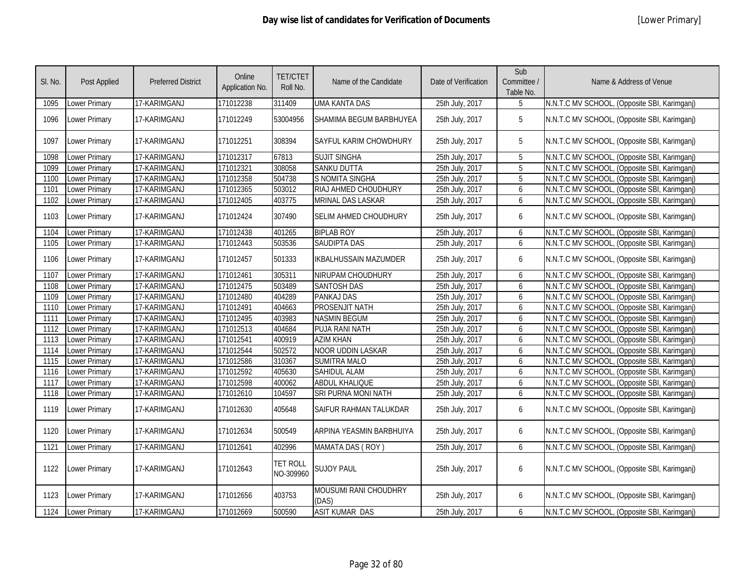# Day wise list of candidates for Verification of Documents

[Lower Primary]

| Sl. No. | Post Applied | Preferred District | Online Application No. | TET/CTET Roll No. | Name of the Candidate | Date of Verification | Sub Committee / Table No. | Name & Address of Venue |
|---|---|---|---|---|---|---|---|---|
| 1095 | Lower Primary | 17-KARIMGANJ | 171012238 | 311409 | UMA KANTA DAS | 25th July, 2017 | 5 | N.N.T.C MV SCHOOL, (Opposite SBI, Karimganj) |
| 1096 | Lower Primary | 17-KARIMGANJ | 171012249 | 53004956 | SHAMIMA BEGUM BARBHUYEA | 25th July, 2017 | 5 | N.N.T.C MV SCHOOL, (Opposite SBI, Karimganj) |
| 1097 | Lower Primary | 17-KARIMGANJ | 171012251 | 308394 | SAYFUL KARIM CHOWDHURY | 25th July, 2017 | 5 | N.N.T.C MV SCHOOL, (Opposite SBI, Karimganj) |
| 1098 | Lower Primary | 17-KARIMGANJ | 171012317 | 67813 | SUJIT SINGHA | 25th July, 2017 | 5 | N.N.T.C MV SCHOOL, (Opposite SBI, Karimganj) |
| 1099 | Lower Primary | 17-KARIMGANJ | 171012321 | 308058 | SANKU DUTTA | 25th July, 2017 | 5 | N.N.T.C MV SCHOOL, (Opposite SBI, Karimganj) |
| 1100 | Lower Primary | 17-KARIMGANJ | 171012358 | 504738 | S NOMITA SINGHA | 25th July, 2017 | 5 | N.N.T.C MV SCHOOL, (Opposite SBI, Karimganj) |
| 1101 | Lower Primary | 17-KARIMGANJ | 171012365 | 503012 | RIAJ AHMED CHOUDHURY | 25th July, 2017 | 6 | N.N.T.C MV SCHOOL, (Opposite SBI, Karimganj) |
| 1102 | Lower Primary | 17-KARIMGANJ | 171012405 | 403775 | MRINAL DAS LASKAR | 25th July, 2017 | 6 | N.N.T.C MV SCHOOL, (Opposite SBI, Karimganj) |
| 1103 | Lower Primary | 17-KARIMGANJ | 171012424 | 307490 | SELIM AHMED CHOUDHURY | 25th July, 2017 | 6 | N.N.T.C MV SCHOOL, (Opposite SBI, Karimganj) |
| 1104 | Lower Primary | 17-KARIMGANJ | 171012438 | 401265 | BIPLAB ROY | 25th July, 2017 | 6 | N.N.T.C MV SCHOOL, (Opposite SBI, Karimganj) |
| 1105 | Lower Primary | 17-KARIMGANJ | 171012443 | 503536 | SAUDIPTA DAS | 25th July, 2017 | 6 | N.N.T.C MV SCHOOL, (Opposite SBI, Karimganj) |
| 1106 | Lower Primary | 17-KARIMGANJ | 171012457 | 501333 | IKBALHUSSAIN MAZUMDER | 25th July, 2017 | 6 | N.N.T.C MV SCHOOL, (Opposite SBI, Karimganj) |
| 1107 | Lower Primary | 17-KARIMGANJ | 171012461 | 305311 | NIRUPAM CHOUDHURY | 25th July, 2017 | 6 | N.N.T.C MV SCHOOL, (Opposite SBI, Karimganj) |
| 1108 | Lower Primary | 17-KARIMGANJ | 171012475 | 503489 | SANTOSH DAS | 25th July, 2017 | 6 | N.N.T.C MV SCHOOL, (Opposite SBI, Karimganj) |
| 1109 | Lower Primary | 17-KARIMGANJ | 171012480 | 404289 | PANKAJ DAS | 25th July, 2017 | 6 | N.N.T.C MV SCHOOL, (Opposite SBI, Karimganj) |
| 1110 | Lower Primary | 17-KARIMGANJ | 171012491 | 404663 | PROSENJIT NATH | 25th July, 2017 | 6 | N.N.T.C MV SCHOOL, (Opposite SBI, Karimganj) |
| 1111 | Lower Primary | 17-KARIMGANJ | 171012495 | 403983 | NASMIN BEGUM | 25th July, 2017 | 6 | N.N.T.C MV SCHOOL, (Opposite SBI, Karimganj) |
| 1112 | Lower Primary | 17-KARIMGANJ | 171012513 | 404684 | PUJA RANI NATH | 25th July, 2017 | 6 | N.N.T.C MV SCHOOL, (Opposite SBI, Karimganj) |
| 1113 | Lower Primary | 17-KARIMGANJ | 171012541 | 400919 | AZIM KHAN | 25th July, 2017 | 6 | N.N.T.C MV SCHOOL, (Opposite SBI, Karimganj) |
| 1114 | Lower Primary | 17-KARIMGANJ | 171012544 | 502572 | NOOR UDDIN LASKAR | 25th July, 2017 | 6 | N.N.T.C MV SCHOOL, (Opposite SBI, Karimganj) |
| 1115 | Lower Primary | 17-KARIMGANJ | 171012586 | 310367 | SUMITRA MALO | 25th July, 2017 | 6 | N.N.T.C MV SCHOOL, (Opposite SBI, Karimganj) |
| 1116 | Lower Primary | 17-KARIMGANJ | 171012592 | 405630 | SAHIDUL ALAM | 25th July, 2017 | 6 | N.N.T.C MV SCHOOL, (Opposite SBI, Karimganj) |
| 1117 | Lower Primary | 17-KARIMGANJ | 171012598 | 400062 | ABDUL KHALIQUE | 25th July, 2017 | 6 | N.N.T.C MV SCHOOL, (Opposite SBI, Karimganj) |
| 1118 | Lower Primary | 17-KARIMGANJ | 171012610 | 104597 | SRI PURNA MONI NATH | 25th July, 2017 | 6 | N.N.T.C MV SCHOOL, (Opposite SBI, Karimganj) |
| 1119 | Lower Primary | 17-KARIMGANJ | 171012630 | 405648 | SAIFUR RAHMAN TALUKDAR | 25th July, 2017 | 6 | N.N.T.C MV SCHOOL, (Opposite SBI, Karimganj) |
| 1120 | Lower Primary | 17-KARIMGANJ | 171012634 | 500549 | ARPINA YEASMIN BARBHUIYA | 25th July, 2017 | 6 | N.N.T.C MV SCHOOL, (Opposite SBI, Karimganj) |
| 1121 | Lower Primary | 17-KARIMGANJ | 171012641 | 402996 | MAMATA DAS ( ROY ) | 25th July, 2017 | 6 | N.N.T.C MV SCHOOL, (Opposite SBI, Karimganj) |
| 1122 | Lower Primary | 17-KARIMGANJ | 171012643 | TET ROLL NO-309960 | SUJOY PAUL | 25th July, 2017 | 6 | N.N.T.C MV SCHOOL, (Opposite SBI, Karimganj) |
| 1123 | Lower Primary | 17-KARIMGANJ | 171012656 | 403753 | MOUSUMI RANI CHOUDHRY (DAS) | 25th July, 2017 | 6 | N.N.T.C MV SCHOOL, (Opposite SBI, Karimganj) |
| 1124 | Lower Primary | 17-KARIMGANJ | 171012669 | 500590 | ASIT KUMAR DAS | 25th July, 2017 | 6 | N.N.T.C MV SCHOOL, (Opposite SBI, Karimganj) |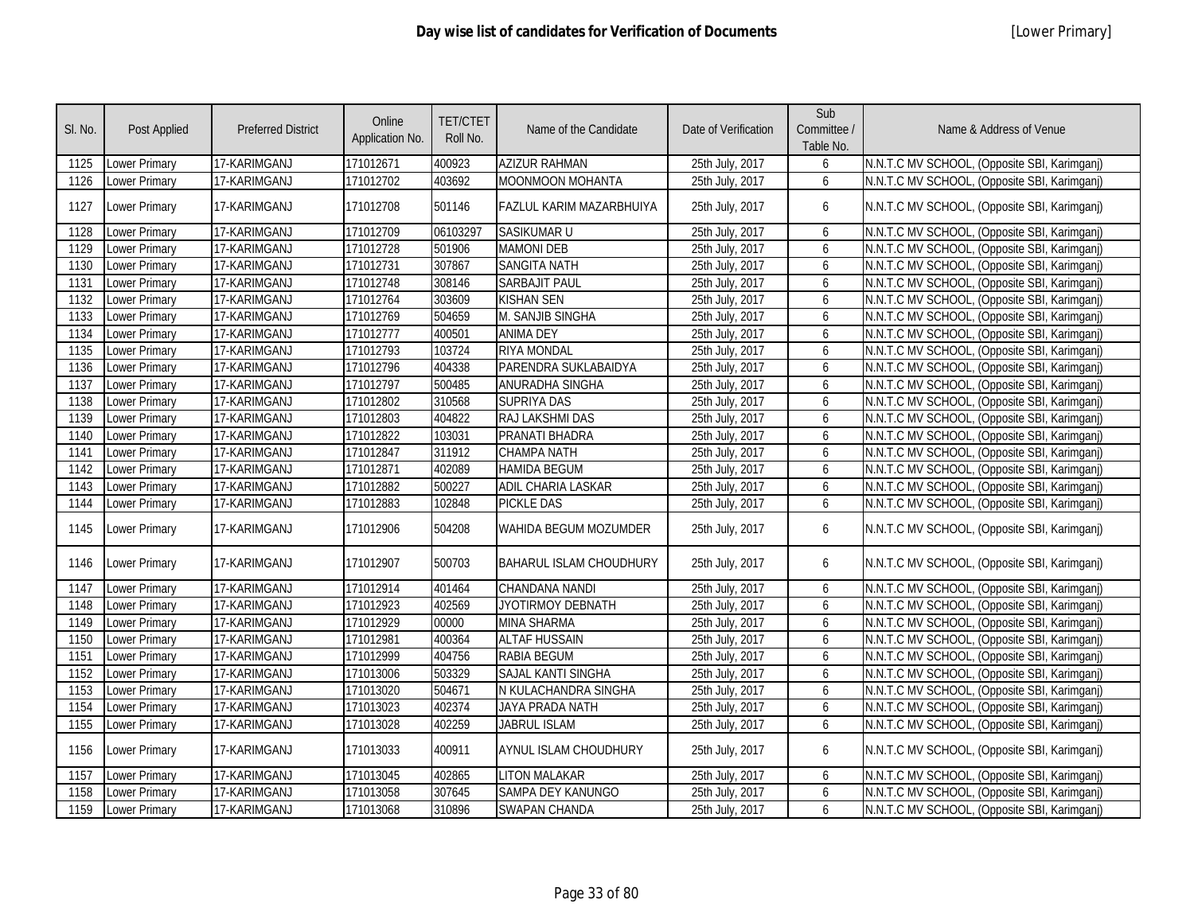# Day wise list of candidates for Verification of Documents

[Lower Primary]

| Sl. No. | Post Applied | Preferred District | Online Application No. | TET/CTET Roll No. | Name of the Candidate | Date of Verification | Sub Committee / Table No. | Name & Address of Venue |
|---|---|---|---|---|---|---|---|---|
| 1125 | Lower Primary | 17-KARIMGANJ | 171012671 | 400923 | AZIZUR RAHMAN | 25th July, 2017 | 6 | N.N.T.C MV SCHOOL, (Opposite SBI, Karimganj) |
| 1126 | Lower Primary | 17-KARIMGANJ | 171012702 | 403692 | MOONMOON MOHANTA | 25th July, 2017 | 6 | N.N.T.C MV SCHOOL, (Opposite SBI, Karimganj) |
| 1127 | Lower Primary | 17-KARIMGANJ | 171012708 | 501146 | FAZLUL KARIM MAZARBHUIYA | 25th July, 2017 | 6 | N.N.T.C MV SCHOOL, (Opposite SBI, Karimganj) |
| 1128 | Lower Primary | 17-KARIMGANJ | 171012709 | 06103297 | SASIKUMAR U | 25th July, 2017 | 6 | N.N.T.C MV SCHOOL, (Opposite SBI, Karimganj) |
| 1129 | Lower Primary | 17-KARIMGANJ | 171012728 | 501906 | MAMONI DEB | 25th July, 2017 | 6 | N.N.T.C MV SCHOOL, (Opposite SBI, Karimganj) |
| 1130 | Lower Primary | 17-KARIMGANJ | 171012731 | 307867 | SANGITA NATH | 25th July, 2017 | 6 | N.N.T.C MV SCHOOL, (Opposite SBI, Karimganj) |
| 1131 | Lower Primary | 17-KARIMGANJ | 171012748 | 308146 | SARBAJIT PAUL | 25th July, 2017 | 6 | N.N.T.C MV SCHOOL, (Opposite SBI, Karimganj) |
| 1132 | Lower Primary | 17-KARIMGANJ | 171012764 | 303609 | KISHAN SEN | 25th July, 2017 | 6 | N.N.T.C MV SCHOOL, (Opposite SBI, Karimganj) |
| 1133 | Lower Primary | 17-KARIMGANJ | 171012769 | 504659 | M. SANJIB SINGHA | 25th July, 2017 | 6 | N.N.T.C MV SCHOOL, (Opposite SBI, Karimganj) |
| 1134 | Lower Primary | 17-KARIMGANJ | 171012777 | 400501 | ANIMA DEY | 25th July, 2017 | 6 | N.N.T.C MV SCHOOL, (Opposite SBI, Karimganj) |
| 1135 | Lower Primary | 17-KARIMGANJ | 171012793 | 103724 | RIYA MONDAL | 25th July, 2017 | 6 | N.N.T.C MV SCHOOL, (Opposite SBI, Karimganj) |
| 1136 | Lower Primary | 17-KARIMGANJ | 171012796 | 404338 | PARENDRA SUKLABAIDYA | 25th July, 2017 | 6 | N.N.T.C MV SCHOOL, (Opposite SBI, Karimganj) |
| 1137 | Lower Primary | 17-KARIMGANJ | 171012797 | 500485 | ANURADHA SINGHA | 25th July, 2017 | 6 | N.N.T.C MV SCHOOL, (Opposite SBI, Karimganj) |
| 1138 | Lower Primary | 17-KARIMGANJ | 171012802 | 310568 | SUPRIYA DAS | 25th July, 2017 | 6 | N.N.T.C MV SCHOOL, (Opposite SBI, Karimganj) |
| 1139 | Lower Primary | 17-KARIMGANJ | 171012803 | 404822 | RAJ LAKSHMI DAS | 25th July, 2017 | 6 | N.N.T.C MV SCHOOL, (Opposite SBI, Karimganj) |
| 1140 | Lower Primary | 17-KARIMGANJ | 171012822 | 103031 | PRANATI BHADRA | 25th July, 2017 | 6 | N.N.T.C MV SCHOOL, (Opposite SBI, Karimganj) |
| 1141 | Lower Primary | 17-KARIMGANJ | 171012847 | 311912 | CHAMPA NATH | 25th July, 2017 | 6 | N.N.T.C MV SCHOOL, (Opposite SBI, Karimganj) |
| 1142 | Lower Primary | 17-KARIMGANJ | 171012871 | 402089 | HAMIDA BEGUM | 25th July, 2017 | 6 | N.N.T.C MV SCHOOL, (Opposite SBI, Karimganj) |
| 1143 | Lower Primary | 17-KARIMGANJ | 171012882 | 500227 | ADIL CHARIA LASKAR | 25th July, 2017 | 6 | N.N.T.C MV SCHOOL, (Opposite SBI, Karimganj) |
| 1144 | Lower Primary | 17-KARIMGANJ | 171012883 | 102848 | PICKLE DAS | 25th July, 2017 | 6 | N.N.T.C MV SCHOOL, (Opposite SBI, Karimganj) |
| 1145 | Lower Primary | 17-KARIMGANJ | 171012906 | 504208 | WAHIDA BEGUM MOZUMDER | 25th July, 2017 | 6 | N.N.T.C MV SCHOOL, (Opposite SBI, Karimganj) |
| 1146 | Lower Primary | 17-KARIMGANJ | 171012907 | 500703 | BAHARUL ISLAM CHOUDHURY | 25th July, 2017 | 6 | N.N.T.C MV SCHOOL, (Opposite SBI, Karimganj) |
| 1147 | Lower Primary | 17-KARIMGANJ | 171012914 | 401464 | CHANDANA NANDI | 25th July, 2017 | 6 | N.N.T.C MV SCHOOL, (Opposite SBI, Karimganj) |
| 1148 | Lower Primary | 17-KARIMGANJ | 171012923 | 402569 | JYOTIRMOY DEBNATH | 25th July, 2017 | 6 | N.N.T.C MV SCHOOL, (Opposite SBI, Karimganj) |
| 1149 | Lower Primary | 17-KARIMGANJ | 171012929 | 00000 | MINA SHARMA | 25th July, 2017 | 6 | N.N.T.C MV SCHOOL, (Opposite SBI, Karimganj) |
| 1150 | Lower Primary | 17-KARIMGANJ | 171012981 | 400364 | ALTAF HUSSAIN | 25th July, 2017 | 6 | N.N.T.C MV SCHOOL, (Opposite SBI, Karimganj) |
| 1151 | Lower Primary | 17-KARIMGANJ | 171012999 | 404756 | RABIA BEGUM | 25th July, 2017 | 6 | N.N.T.C MV SCHOOL, (Opposite SBI, Karimganj) |
| 1152 | Lower Primary | 17-KARIMGANJ | 171013006 | 503329 | SAJAL KANTI SINGHA | 25th July, 2017 | 6 | N.N.T.C MV SCHOOL, (Opposite SBI, Karimganj) |
| 1153 | Lower Primary | 17-KARIMGANJ | 171013020 | 504671 | N KULACHANDRA SINGHA | 25th July, 2017 | 6 | N.N.T.C MV SCHOOL, (Opposite SBI, Karimganj) |
| 1154 | Lower Primary | 17-KARIMGANJ | 171013023 | 402374 | JAYA PRADA NATH | 25th July, 2017 | 6 | N.N.T.C MV SCHOOL, (Opposite SBI, Karimganj) |
| 1155 | Lower Primary | 17-KARIMGANJ | 171013028 | 402259 | JABRUL ISLAM | 25th July, 2017 | 6 | N.N.T.C MV SCHOOL, (Opposite SBI, Karimganj) |
| 1156 | Lower Primary | 17-KARIMGANJ | 171013033 | 400911 | AYNUL ISLAM CHOUDHURY | 25th July, 2017 | 6 | N.N.T.C MV SCHOOL, (Opposite SBI, Karimganj) |
| 1157 | Lower Primary | 17-KARIMGANJ | 171013045 | 402865 | LITON MALAKAR | 25th July, 2017 | 6 | N.N.T.C MV SCHOOL, (Opposite SBI, Karimganj) |
| 1158 | Lower Primary | 17-KARIMGANJ | 171013058 | 307645 | SAMPA DEY KANUNGO | 25th July, 2017 | 6 | N.N.T.C MV SCHOOL, (Opposite SBI, Karimganj) |
| 1159 | Lower Primary | 17-KARIMGANJ | 171013068 | 310896 | SWAPAN CHANDA | 25th July, 2017 | 6 | N.N.T.C MV SCHOOL, (Opposite SBI, Karimganj) |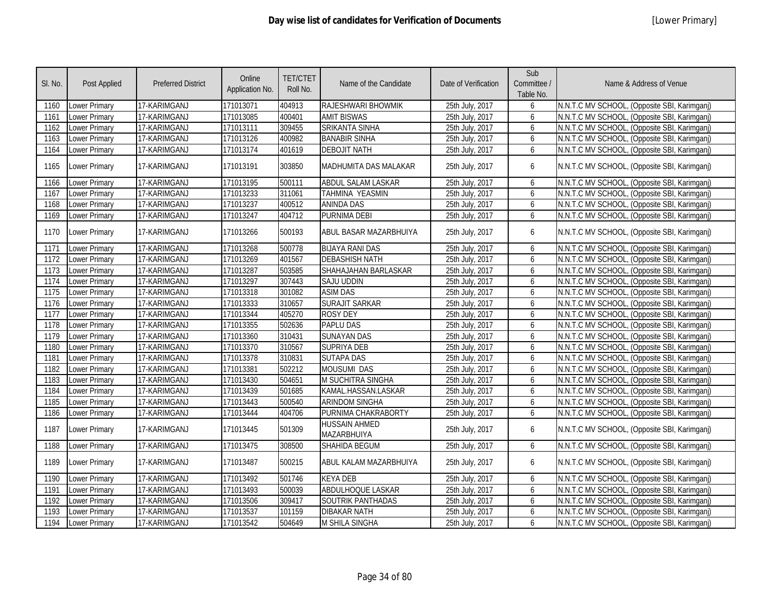# Day wise list of candidates for Verification of Documents

[Lower Primary]

| Sl. No. | Post Applied | Preferred District | Online Application No. | TET/CTET Roll No. | Name of the Candidate | Date of Verification | Sub Committee / Table No. | Name & Address of Venue |
|---|---|---|---|---|---|---|---|---|
| 1160 | Lower Primary | 17-KARIMGANJ | 171013071 | 404913 | RAJESHWARI BHOWMIK | 25th July, 2017 | 6 | N.N.T.C MV SCHOOL, (Opposite SBI, Karimganj) |
| 1161 | Lower Primary | 17-KARIMGANJ | 171013085 | 400401 | AMIT BISWAS | 25th July, 2017 | 6 | N.N.T.C MV SCHOOL, (Opposite SBI, Karimganj) |
| 1162 | Lower Primary | 17-KARIMGANJ | 171013111 | 309455 | SRIKANTA SINHA | 25th July, 2017 | 6 | N.N.T.C MV SCHOOL, (Opposite SBI, Karimganj) |
| 1163 | Lower Primary | 17-KARIMGANJ | 171013126 | 400982 | BANABIR SINHA | 25th July, 2017 | 6 | N.N.T.C MV SCHOOL, (Opposite SBI, Karimganj) |
| 1164 | Lower Primary | 17-KARIMGANJ | 171013174 | 401619 | DEBOJIT NATH | 25th July, 2017 | 6 | N.N.T.C MV SCHOOL, (Opposite SBI, Karimganj) |
| 1165 | Lower Primary | 17-KARIMGANJ | 171013191 | 303850 | MADHUMITA DAS MALAKAR | 25th July, 2017 | 6 | N.N.T.C MV SCHOOL, (Opposite SBI, Karimganj) |
| 1166 | Lower Primary | 17-KARIMGANJ | 171013195 | 500111 | ABDUL SALAM LASKAR | 25th July, 2017 | 6 | N.N.T.C MV SCHOOL, (Opposite SBI, Karimganj) |
| 1167 | Lower Primary | 17-KARIMGANJ | 171013233 | 311061 | TAHMINA YEASMIN | 25th July, 2017 | 6 | N.N.T.C MV SCHOOL, (Opposite SBI, Karimganj) |
| 1168 | Lower Primary | 17-KARIMGANJ | 171013237 | 400512 | ANINDA DAS | 25th July, 2017 | 6 | N.N.T.C MV SCHOOL, (Opposite SBI, Karimganj) |
| 1169 | Lower Primary | 17-KARIMGANJ | 171013247 | 404712 | PURNIMA DEBI | 25th July, 2017 | 6 | N.N.T.C MV SCHOOL, (Opposite SBI, Karimganj) |
| 1170 | Lower Primary | 17-KARIMGANJ | 171013266 | 500193 | ABUL BASAR MAZARBHUIYA | 25th July, 2017 | 6 | N.N.T.C MV SCHOOL, (Opposite SBI, Karimganj) |
| 1171 | Lower Primary | 17-KARIMGANJ | 171013268 | 500778 | BIJAYA RANI DAS | 25th July, 2017 | 6 | N.N.T.C MV SCHOOL, (Opposite SBI, Karimganj) |
| 1172 | Lower Primary | 17-KARIMGANJ | 171013269 | 401567 | DEBASHISH NATH | 25th July, 2017 | 6 | N.N.T.C MV SCHOOL, (Opposite SBI, Karimganj) |
| 1173 | Lower Primary | 17-KARIMGANJ | 171013287 | 503585 | SHAHAJAHAN BARLASKAR | 25th July, 2017 | 6 | N.N.T.C MV SCHOOL, (Opposite SBI, Karimganj) |
| 1174 | Lower Primary | 17-KARIMGANJ | 171013297 | 307443 | SAJU UDDIN | 25th July, 2017 | 6 | N.N.T.C MV SCHOOL, (Opposite SBI, Karimganj) |
| 1175 | Lower Primary | 17-KARIMGANJ | 171013318 | 301082 | ASIM DAS | 25th July, 2017 | 6 | N.N.T.C MV SCHOOL, (Opposite SBI, Karimganj) |
| 1176 | Lower Primary | 17-KARIMGANJ | 171013333 | 310657 | SURAJIT SARKAR | 25th July, 2017 | 6 | N.N.T.C MV SCHOOL, (Opposite SBI, Karimganj) |
| 1177 | Lower Primary | 17-KARIMGANJ | 171013344 | 405270 | ROSY DEY | 25th July, 2017 | 6 | N.N.T.C MV SCHOOL, (Opposite SBI, Karimganj) |
| 1178 | Lower Primary | 17-KARIMGANJ | 171013355 | 502636 | PAPLU DAS | 25th July, 2017 | 6 | N.N.T.C MV SCHOOL, (Opposite SBI, Karimganj) |
| 1179 | Lower Primary | 17-KARIMGANJ | 171013360 | 310431 | SUNAYAN DAS | 25th July, 2017 | 6 | N.N.T.C MV SCHOOL, (Opposite SBI, Karimganj) |
| 1180 | Lower Primary | 17-KARIMGANJ | 171013370 | 310567 | SUPRIYA DEB | 25th July, 2017 | 6 | N.N.T.C MV SCHOOL, (Opposite SBI, Karimganj) |
| 1181 | Lower Primary | 17-KARIMGANJ | 171013378 | 310831 | SUTAPA DAS | 25th July, 2017 | 6 | N.N.T.C MV SCHOOL, (Opposite SBI, Karimganj) |
| 1182 | Lower Primary | 17-KARIMGANJ | 171013381 | 502212 | MOUSUMI DAS | 25th July, 2017 | 6 | N.N.T.C MV SCHOOL, (Opposite SBI, Karimganj) |
| 1183 | Lower Primary | 17-KARIMGANJ | 171013430 | 504651 | M SUCHITRA SINGHA | 25th July, 2017 | 6 | N.N.T.C MV SCHOOL, (Opposite SBI, Karimganj) |
| 1184 | Lower Primary | 17-KARIMGANJ | 171013439 | 501685 | KAMAL.HASSAN.LASKAR | 25th July, 2017 | 6 | N.N.T.C MV SCHOOL, (Opposite SBI, Karimganj) |
| 1185 | Lower Primary | 17-KARIMGANJ | 171013443 | 500540 | ARINDOM SINGHA | 25th July, 2017 | 6 | N.N.T.C MV SCHOOL, (Opposite SBI, Karimganj) |
| 1186 | Lower Primary | 17-KARIMGANJ | 171013444 | 404706 | PURNIMA CHAKRABORTY | 25th July, 2017 | 6 | N.N.T.C MV SCHOOL, (Opposite SBI, Karimganj) |
| 1187 | Lower Primary | 17-KARIMGANJ | 171013445 | 501309 | HUSSAIN AHMED MAZARBHUIYA | 25th July, 2017 | 6 | N.N.T.C MV SCHOOL, (Opposite SBI, Karimganj) |
| 1188 | Lower Primary | 17-KARIMGANJ | 171013475 | 308500 | SHAHIDA BEGUM | 25th July, 2017 | 6 | N.N.T.C MV SCHOOL, (Opposite SBI, Karimganj) |
| 1189 | Lower Primary | 17-KARIMGANJ | 171013487 | 500215 | ABUL KALAM MAZARBHUIYA | 25th July, 2017 | 6 | N.N.T.C MV SCHOOL, (Opposite SBI, Karimganj) |
| 1190 | Lower Primary | 17-KARIMGANJ | 171013492 | 501746 | KEYA DEB | 25th July, 2017 | 6 | N.N.T.C MV SCHOOL, (Opposite SBI, Karimganj) |
| 1191 | Lower Primary | 17-KARIMGANJ | 171013493 | 500039 | ABDULHOQUE LASKAR | 25th July, 2017 | 6 | N.N.T.C MV SCHOOL, (Opposite SBI, Karimganj) |
| 1192 | Lower Primary | 17-KARIMGANJ | 171013506 | 309417 | SOUTRIK PANTHADAS | 25th July, 2017 | 6 | N.N.T.C MV SCHOOL, (Opposite SBI, Karimganj) |
| 1193 | Lower Primary | 17-KARIMGANJ | 171013537 | 101159 | DIBAKAR NATH | 25th July, 2017 | 6 | N.N.T.C MV SCHOOL, (Opposite SBI, Karimganj) |
| 1194 | Lower Primary | 17-KARIMGANJ | 171013542 | 504649 | M SHILA SINGHA | 25th July, 2017 | 6 | N.N.T.C MV SCHOOL, (Opposite SBI, Karimganj) |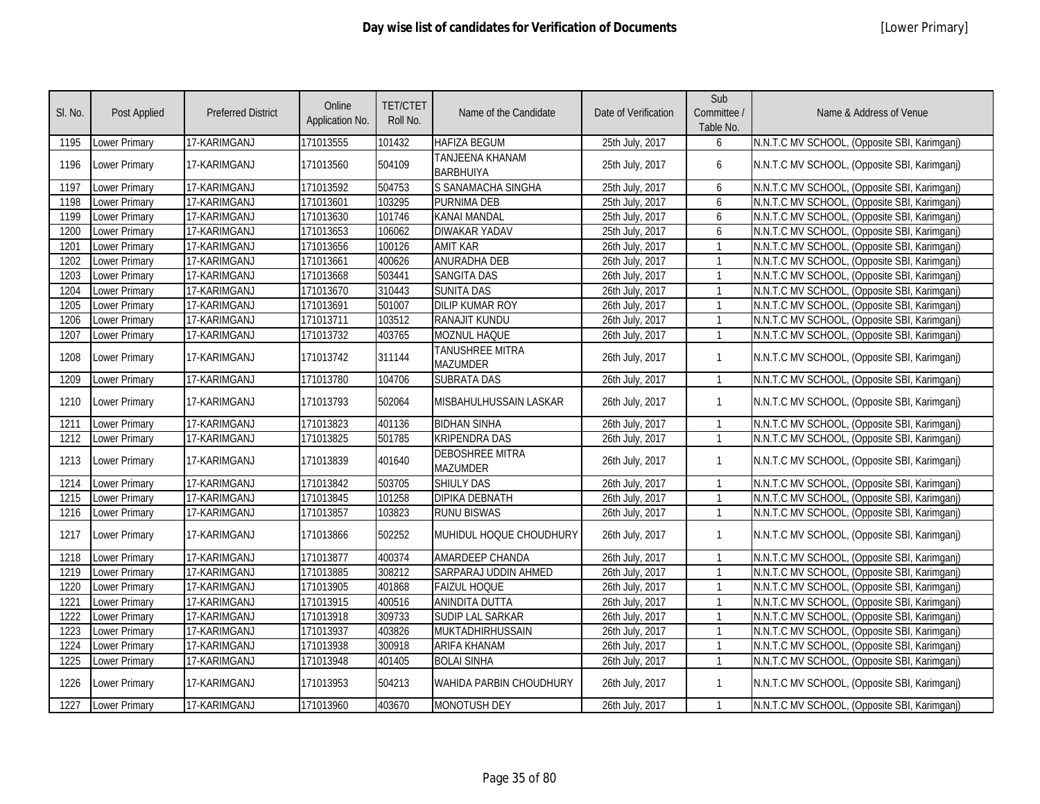# Day wise list of candidates for Verification of Documents

[Lower Primary]

| Sl. No. | Post Applied | Preferred District | Online Application No. | TET/CTET Roll No. | Name of the Candidate | Date of Verification | Sub Committee / Table No. | Name & Address of Venue |
|---|---|---|---|---|---|---|---|---|
| 1195 | Lower Primary | 17-KARIMGANJ | 171013555 | 101432 | HAFIZA BEGUM | 25th July, 2017 | 6 | N.N.T.C MV SCHOOL, (Opposite SBI, Karimganj) |
| 1196 | Lower Primary | 17-KARIMGANJ | 171013560 | 504109 | TANJEENA KHANAM BARBHUIYA | 25th July, 2017 | 6 | N.N.T.C MV SCHOOL, (Opposite SBI, Karimganj) |
| 1197 | Lower Primary | 17-KARIMGANJ | 171013592 | 504753 | S SANAMACHA SINGHA | 25th July, 2017 | 6 | N.N.T.C MV SCHOOL, (Opposite SBI, Karimganj) |
| 1198 | Lower Primary | 17-KARIMGANJ | 171013601 | 103295 | PURNIMA DEB | 25th July, 2017 | 6 | N.N.T.C MV SCHOOL, (Opposite SBI, Karimganj) |
| 1199 | Lower Primary | 17-KARIMGANJ | 171013630 | 101746 | KANAI MANDAL | 25th July, 2017 | 6 | N.N.T.C MV SCHOOL, (Opposite SBI, Karimganj) |
| 1200 | Lower Primary | 17-KARIMGANJ | 171013653 | 106062 | DIWAKAR YADAV | 25th July, 2017 | 6 | N.N.T.C MV SCHOOL, (Opposite SBI, Karimganj) |
| 1201 | Lower Primary | 17-KARIMGANJ | 171013656 | 100126 | AMIT KAR | 26th July, 2017 | 1 | N.N.T.C MV SCHOOL, (Opposite SBI, Karimganj) |
| 1202 | Lower Primary | 17-KARIMGANJ | 171013661 | 400626 | ANURADHA DEB | 26th July, 2017 | 1 | N.N.T.C MV SCHOOL, (Opposite SBI, Karimganj) |
| 1203 | Lower Primary | 17-KARIMGANJ | 171013668 | 503441 | SANGITA DAS | 26th July, 2017 | 1 | N.N.T.C MV SCHOOL, (Opposite SBI, Karimganj) |
| 1204 | Lower Primary | 17-KARIMGANJ | 171013670 | 310443 | SUNITA DAS | 26th July, 2017 | 1 | N.N.T.C MV SCHOOL, (Opposite SBI, Karimganj) |
| 1205 | Lower Primary | 17-KARIMGANJ | 171013691 | 501007 | DILIP KUMAR ROY | 26th July, 2017 | 1 | N.N.T.C MV SCHOOL, (Opposite SBI, Karimganj) |
| 1206 | Lower Primary | 17-KARIMGANJ | 171013711 | 103512 | RANAJIT KUNDU | 26th July, 2017 | 1 | N.N.T.C MV SCHOOL, (Opposite SBI, Karimganj) |
| 1207 | Lower Primary | 17-KARIMGANJ | 171013732 | 403765 | MOZNUL HAQUE | 26th July, 2017 | 1 | N.N.T.C MV SCHOOL, (Opposite SBI, Karimganj) |
| 1208 | Lower Primary | 17-KARIMGANJ | 171013742 | 311144 | TANUSHREE MITRA MAZUMDER | 26th July, 2017 | 1 | N.N.T.C MV SCHOOL, (Opposite SBI, Karimganj) |
| 1209 | Lower Primary | 17-KARIMGANJ | 171013780 | 104706 | SUBRATA DAS | 26th July, 2017 | 1 | N.N.T.C MV SCHOOL, (Opposite SBI, Karimganj) |
| 1210 | Lower Primary | 17-KARIMGANJ | 171013793 | 502064 | MISBAHULHUSSAIN LASKAR | 26th July, 2017 | 1 | N.N.T.C MV SCHOOL, (Opposite SBI, Karimganj) |
| 1211 | Lower Primary | 17-KARIMGANJ | 171013823 | 401136 | BIDHAN SINHA | 26th July, 2017 | 1 | N.N.T.C MV SCHOOL, (Opposite SBI, Karimganj) |
| 1212 | Lower Primary | 17-KARIMGANJ | 171013825 | 501785 | KRIPENDRA DAS | 26th July, 2017 | 1 | N.N.T.C MV SCHOOL, (Opposite SBI, Karimganj) |
| 1213 | Lower Primary | 17-KARIMGANJ | 171013839 | 401640 | DEBOSHREE MITRA MAZUMDER | 26th July, 2017 | 1 | N.N.T.C MV SCHOOL, (Opposite SBI, Karimganj) |
| 1214 | Lower Primary | 17-KARIMGANJ | 171013842 | 503705 | SHIULY DAS | 26th July, 2017 | 1 | N.N.T.C MV SCHOOL, (Opposite SBI, Karimganj) |
| 1215 | Lower Primary | 17-KARIMGANJ | 171013845 | 101258 | DIPIKA DEBNATH | 26th July, 2017 | 1 | N.N.T.C MV SCHOOL, (Opposite SBI, Karimganj) |
| 1216 | Lower Primary | 17-KARIMGANJ | 171013857 | 103823 | RUNU BISWAS | 26th July, 2017 | 1 | N.N.T.C MV SCHOOL, (Opposite SBI, Karimganj) |
| 1217 | Lower Primary | 17-KARIMGANJ | 171013866 | 502252 | MUHIDUL HOQUE CHOUDHURY | 26th July, 2017 | 1 | N.N.T.C MV SCHOOL, (Opposite SBI, Karimganj) |
| 1218 | Lower Primary | 17-KARIMGANJ | 171013877 | 400374 | AMARDEEP CHANDA | 26th July, 2017 | 1 | N.N.T.C MV SCHOOL, (Opposite SBI, Karimganj) |
| 1219 | Lower Primary | 17-KARIMGANJ | 171013885 | 308212 | SARPARAJ UDDIN AHMED | 26th July, 2017 | 1 | N.N.T.C MV SCHOOL, (Opposite SBI, Karimganj) |
| 1220 | Lower Primary | 17-KARIMGANJ | 171013905 | 401868 | FAIZUL HOQUE | 26th July, 2017 | 1 | N.N.T.C MV SCHOOL, (Opposite SBI, Karimganj) |
| 1221 | Lower Primary | 17-KARIMGANJ | 171013915 | 400516 | ANINDITA DUTTA | 26th July, 2017 | 1 | N.N.T.C MV SCHOOL, (Opposite SBI, Karimganj) |
| 1222 | Lower Primary | 17-KARIMGANJ | 171013918 | 309733 | SUDIP LAL SARKAR | 26th July, 2017 | 1 | N.N.T.C MV SCHOOL, (Opposite SBI, Karimganj) |
| 1223 | Lower Primary | 17-KARIMGANJ | 171013937 | 403826 | MUKTADHIRHUSSAIN | 26th July, 2017 | 1 | N.N.T.C MV SCHOOL, (Opposite SBI, Karimganj) |
| 1224 | Lower Primary | 17-KARIMGANJ | 171013938 | 300918 | ARIFA KHANAM | 26th July, 2017 | 1 | N.N.T.C MV SCHOOL, (Opposite SBI, Karimganj) |
| 1225 | Lower Primary | 17-KARIMGANJ | 171013948 | 401405 | BOLAI SINHA | 26th July, 2017 | 1 | N.N.T.C MV SCHOOL, (Opposite SBI, Karimganj) |
| 1226 | Lower Primary | 17-KARIMGANJ | 171013953 | 504213 | WAHIDA PARBIN CHOUDHURY | 26th July, 2017 | 1 | N.N.T.C MV SCHOOL, (Opposite SBI, Karimganj) |
| 1227 | Lower Primary | 17-KARIMGANJ | 171013960 | 403670 | MONOTUSH DEY | 26th July, 2017 | 1 | N.N.T.C MV SCHOOL, (Opposite SBI, Karimganj) |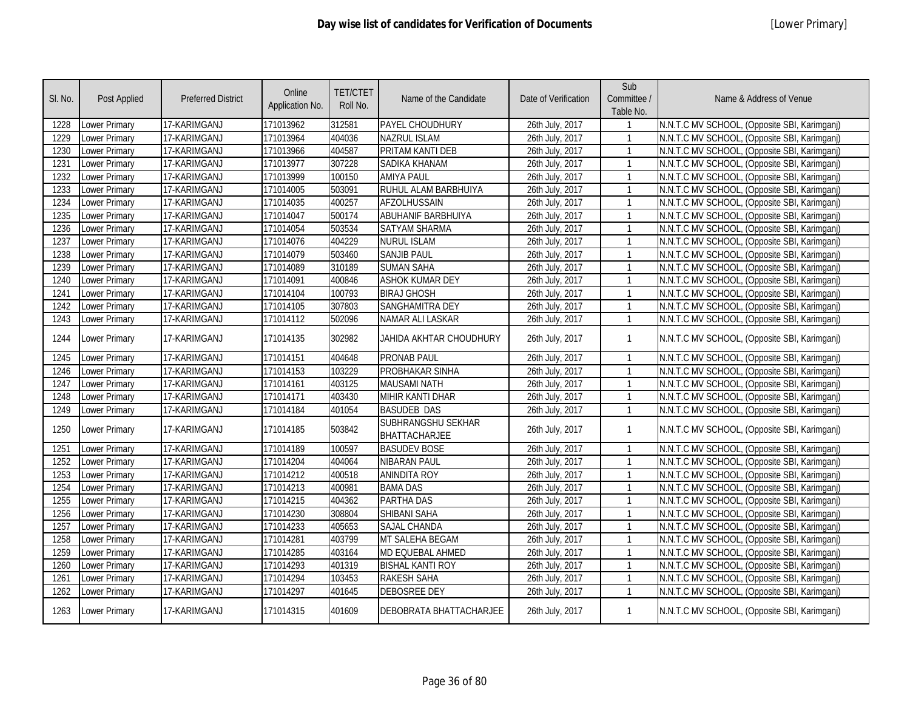# Day wise list of candidates for Verification of Documents

[Lower Primary]

| Sl. No. | Post Applied | Preferred District | Online Application No. | TET/CTET Roll No. | Name of the Candidate | Date of Verification | Sub Committee / Table No. | Name & Address of Venue |
|---|---|---|---|---|---|---|---|---|
| 1228 | Lower Primary | 17-KARIMGANJ | 171013962 | 312581 | PAYEL CHOUDHURY | 26th July, 2017 | 1 | N.N.T.C MV SCHOOL, (Opposite SBI, Karimganj) |
| 1229 | Lower Primary | 17-KARIMGANJ | 171013964 | 404036 | NAZRUL ISLAM | 26th July, 2017 | 1 | N.N.T.C MV SCHOOL, (Opposite SBI, Karimganj) |
| 1230 | Lower Primary | 17-KARIMGANJ | 171013966 | 404587 | PRITAM KANTI DEB | 26th July, 2017 | 1 | N.N.T.C MV SCHOOL, (Opposite SBI, Karimganj) |
| 1231 | Lower Primary | 17-KARIMGANJ | 171013977 | 307228 | SADIKA KHANAM | 26th July, 2017 | 1 | N.N.T.C MV SCHOOL, (Opposite SBI, Karimganj) |
| 1232 | Lower Primary | 17-KARIMGANJ | 171013999 | 100150 | AMIYA PAUL | 26th July, 2017 | 1 | N.N.T.C MV SCHOOL, (Opposite SBI, Karimganj) |
| 1233 | Lower Primary | 17-KARIMGANJ | 171014005 | 503091 | RUHUL ALAM BARBHUIYA | 26th July, 2017 | 1 | N.N.T.C MV SCHOOL, (Opposite SBI, Karimganj) |
| 1234 | Lower Primary | 17-KARIMGANJ | 171014035 | 400257 | AFZOLHUSSAIN | 26th July, 2017 | 1 | N.N.T.C MV SCHOOL, (Opposite SBI, Karimganj) |
| 1235 | Lower Primary | 17-KARIMGANJ | 171014047 | 500174 | ABUHANIF BARBHUIYA | 26th July, 2017 | 1 | N.N.T.C MV SCHOOL, (Opposite SBI, Karimganj) |
| 1236 | Lower Primary | 17-KARIMGANJ | 171014054 | 503534 | SATYAM SHARMA | 26th July, 2017 | 1 | N.N.T.C MV SCHOOL, (Opposite SBI, Karimganj) |
| 1237 | Lower Primary | 17-KARIMGANJ | 171014076 | 404229 | NURUL ISLAM | 26th July, 2017 | 1 | N.N.T.C MV SCHOOL, (Opposite SBI, Karimganj) |
| 1238 | Lower Primary | 17-KARIMGANJ | 171014079 | 503460 | SANJIB PAUL | 26th July, 2017 | 1 | N.N.T.C MV SCHOOL, (Opposite SBI, Karimganj) |
| 1239 | Lower Primary | 17-KARIMGANJ | 171014089 | 310189 | SUMAN SAHA | 26th July, 2017 | 1 | N.N.T.C MV SCHOOL, (Opposite SBI, Karimganj) |
| 1240 | Lower Primary | 17-KARIMGANJ | 171014091 | 400846 | ASHOK KUMAR DEY | 26th July, 2017 | 1 | N.N.T.C MV SCHOOL, (Opposite SBI, Karimganj) |
| 1241 | Lower Primary | 17-KARIMGANJ | 171014104 | 100793 | BIRAJ GHOSH | 26th July, 2017 | 1 | N.N.T.C MV SCHOOL, (Opposite SBI, Karimganj) |
| 1242 | Lower Primary | 17-KARIMGANJ | 171014105 | 307803 | SANGHAMITRA DEY | 26th July, 2017 | 1 | N.N.T.C MV SCHOOL, (Opposite SBI, Karimganj) |
| 1243 | Lower Primary | 17-KARIMGANJ | 171014112 | 502096 | NAMAR ALI LASKAR | 26th July, 2017 | 1 | N.N.T.C MV SCHOOL, (Opposite SBI, Karimganj) |
| 1244 | Lower Primary | 17-KARIMGANJ | 171014135 | 302982 | JAHIDA AKHTAR CHOUDHURY | 26th July, 2017 | 1 | N.N.T.C MV SCHOOL, (Opposite SBI, Karimganj) |
| 1245 | Lower Primary | 17-KARIMGANJ | 171014151 | 404648 | PRONAB PAUL | 26th July, 2017 | 1 | N.N.T.C MV SCHOOL, (Opposite SBI, Karimganj) |
| 1246 | Lower Primary | 17-KARIMGANJ | 171014153 | 103229 | PROBHAKAR SINHA | 26th July, 2017 | 1 | N.N.T.C MV SCHOOL, (Opposite SBI, Karimganj) |
| 1247 | Lower Primary | 17-KARIMGANJ | 171014161 | 403125 | MAUSAMI NATH | 26th July, 2017 | 1 | N.N.T.C MV SCHOOL, (Opposite SBI, Karimganj) |
| 1248 | Lower Primary | 17-KARIMGANJ | 171014171 | 403430 | MIHIR KANTI DHAR | 26th July, 2017 | 1 | N.N.T.C MV SCHOOL, (Opposite SBI, Karimganj) |
| 1249 | Lower Primary | 17-KARIMGANJ | 171014184 | 401054 | BASUDEB DAS | 26th July, 2017 | 1 | N.N.T.C MV SCHOOL, (Opposite SBI, Karimganj) |
| 1250 | Lower Primary | 17-KARIMGANJ | 171014185 | 503842 | SUBHRANGSHU SEKHAR BHATTACHARJEE | 26th July, 2017 | 1 | N.N.T.C MV SCHOOL, (Opposite SBI, Karimganj) |
| 1251 | Lower Primary | 17-KARIMGANJ | 171014189 | 100597 | BASUDEV BOSE | 26th July, 2017 | 1 | N.N.T.C MV SCHOOL, (Opposite SBI, Karimganj) |
| 1252 | Lower Primary | 17-KARIMGANJ | 171014204 | 404064 | NIBARAN PAUL | 26th July, 2017 | 1 | N.N.T.C MV SCHOOL, (Opposite SBI, Karimganj) |
| 1253 | Lower Primary | 17-KARIMGANJ | 171014212 | 400518 | ANINDITA ROY | 26th July, 2017 | 1 | N.N.T.C MV SCHOOL, (Opposite SBI, Karimganj) |
| 1254 | Lower Primary | 17-KARIMGANJ | 171014213 | 400981 | BAMA DAS | 26th July, 2017 | 1 | N.N.T.C MV SCHOOL, (Opposite SBI, Karimganj) |
| 1255 | Lower Primary | 17-KARIMGANJ | 171014215 | 404362 | PARTHA DAS | 26th July, 2017 | 1 | N.N.T.C MV SCHOOL, (Opposite SBI, Karimganj) |
| 1256 | Lower Primary | 17-KARIMGANJ | 171014230 | 308804 | SHIBANI SAHA | 26th July, 2017 | 1 | N.N.T.C MV SCHOOL, (Opposite SBI, Karimganj) |
| 1257 | Lower Primary | 17-KARIMGANJ | 171014233 | 405653 | SAJAL CHANDA | 26th July, 2017 | 1 | N.N.T.C MV SCHOOL, (Opposite SBI, Karimganj) |
| 1258 | Lower Primary | 17-KARIMGANJ | 171014281 | 403799 | MT SALEHA BEGAM | 26th July, 2017 | 1 | N.N.T.C MV SCHOOL, (Opposite SBI, Karimganj) |
| 1259 | Lower Primary | 17-KARIMGANJ | 171014285 | 403164 | MD EQUEBAL AHMED | 26th July, 2017 | 1 | N.N.T.C MV SCHOOL, (Opposite SBI, Karimganj) |
| 1260 | Lower Primary | 17-KARIMGANJ | 171014293 | 401319 | BISHAL KANTI ROY | 26th July, 2017 | 1 | N.N.T.C MV SCHOOL, (Opposite SBI, Karimganj) |
| 1261 | Lower Primary | 17-KARIMGANJ | 171014294 | 103453 | RAKESH SAHA | 26th July, 2017 | 1 | N.N.T.C MV SCHOOL, (Opposite SBI, Karimganj) |
| 1262 | Lower Primary | 17-KARIMGANJ | 171014297 | 401645 | DEBOSREE DEY | 26th July, 2017 | 1 | N.N.T.C MV SCHOOL, (Opposite SBI, Karimganj) |
| 1263 | Lower Primary | 17-KARIMGANJ | 171014315 | 401609 | DEBOBRATA BHATTACHARJEE | 26th July, 2017 | 1 | N.N.T.C MV SCHOOL, (Opposite SBI, Karimganj) |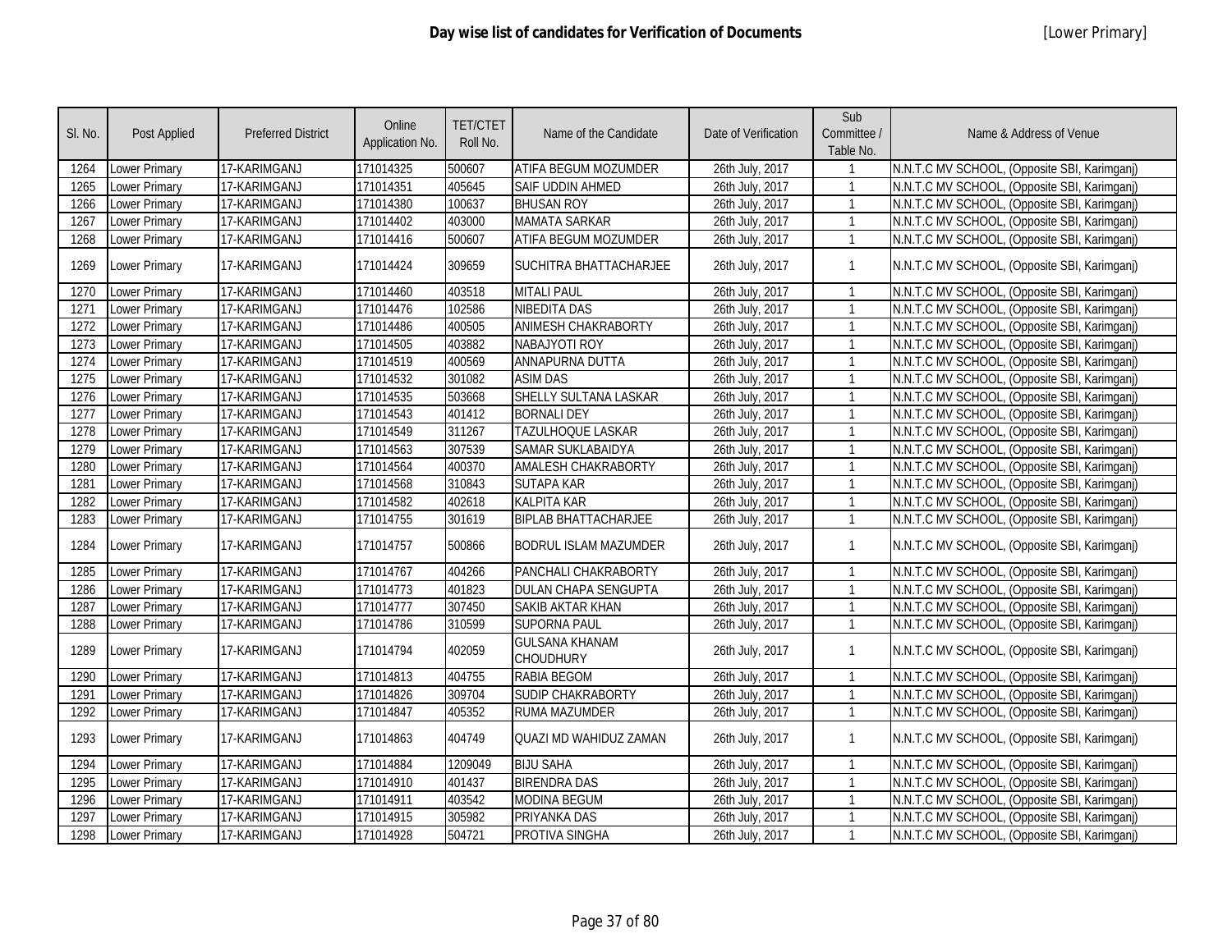# Day wise list of candidates for Verification of Documents

[Lower Primary]

| Sl. No. | Post Applied | Preferred District | Online Application No. | TET/CTET Roll No. | Name of the Candidate | Date of Verification | Sub Committee / Table No. | Name & Address of Venue |
|---|---|---|---|---|---|---|---|---|
| 1264 | Lower Primary | 17-KARIMGANJ | 171014325 | 500607 | ATIFA BEGUM MOZUMDER | 26th July, 2017 | 1 | N.N.T.C MV SCHOOL, (Opposite SBI, Karimganj) |
| 1265 | Lower Primary | 17-KARIMGANJ | 171014351 | 405645 | SAIF UDDIN AHMED | 26th July, 2017 | 1 | N.N.T.C MV SCHOOL, (Opposite SBI, Karimganj) |
| 1266 | Lower Primary | 17-KARIMGANJ | 171014380 | 100637 | BHUSAN ROY | 26th July, 2017 | 1 | N.N.T.C MV SCHOOL, (Opposite SBI, Karimganj) |
| 1267 | Lower Primary | 17-KARIMGANJ | 171014402 | 403000 | MAMATA SARKAR | 26th July, 2017 | 1 | N.N.T.C MV SCHOOL, (Opposite SBI, Karimganj) |
| 1268 | Lower Primary | 17-KARIMGANJ | 171014416 | 500607 | ATIFA BEGUM MOZUMDER | 26th July, 2017 | 1 | N.N.T.C MV SCHOOL, (Opposite SBI, Karimganj) |
| 1269 | Lower Primary | 17-KARIMGANJ | 171014424 | 309659 | SUCHITRA BHATTACHARJEE | 26th July, 2017 | 1 | N.N.T.C MV SCHOOL, (Opposite SBI, Karimganj) |
| 1270 | Lower Primary | 17-KARIMGANJ | 171014460 | 403518 | MITALI PAUL | 26th July, 2017 | 1 | N.N.T.C MV SCHOOL, (Opposite SBI, Karimganj) |
| 1271 | Lower Primary | 17-KARIMGANJ | 171014476 | 102586 | NIBEDITA DAS | 26th July, 2017 | 1 | N.N.T.C MV SCHOOL, (Opposite SBI, Karimganj) |
| 1272 | Lower Primary | 17-KARIMGANJ | 171014486 | 400505 | ANIMESH CHAKRABORTY | 26th July, 2017 | 1 | N.N.T.C MV SCHOOL, (Opposite SBI, Karimganj) |
| 1273 | Lower Primary | 17-KARIMGANJ | 171014505 | 403882 | NABAJYOTI ROY | 26th July, 2017 | 1 | N.N.T.C MV SCHOOL, (Opposite SBI, Karimganj) |
| 1274 | Lower Primary | 17-KARIMGANJ | 171014519 | 400569 | ANNAPURNA DUTTA | 26th July, 2017 | 1 | N.N.T.C MV SCHOOL, (Opposite SBI, Karimganj) |
| 1275 | Lower Primary | 17-KARIMGANJ | 171014532 | 301082 | ASIM DAS | 26th July, 2017 | 1 | N.N.T.C MV SCHOOL, (Opposite SBI, Karimganj) |
| 1276 | Lower Primary | 17-KARIMGANJ | 171014535 | 503668 | SHELLY SULTANA LASKAR | 26th July, 2017 | 1 | N.N.T.C MV SCHOOL, (Opposite SBI, Karimganj) |
| 1277 | Lower Primary | 17-KARIMGANJ | 171014543 | 401412 | BORNALI DEY | 26th July, 2017 | 1 | N.N.T.C MV SCHOOL, (Opposite SBI, Karimganj) |
| 1278 | Lower Primary | 17-KARIMGANJ | 171014549 | 311267 | TAZULHOQUE LASKAR | 26th July, 2017 | 1 | N.N.T.C MV SCHOOL, (Opposite SBI, Karimganj) |
| 1279 | Lower Primary | 17-KARIMGANJ | 171014563 | 307539 | SAMAR SUKLABAIDYA | 26th July, 2017 | 1 | N.N.T.C MV SCHOOL, (Opposite SBI, Karimganj) |
| 1280 | Lower Primary | 17-KARIMGANJ | 171014564 | 400370 | AMALESH CHAKRABORTY | 26th July, 2017 | 1 | N.N.T.C MV SCHOOL, (Opposite SBI, Karimganj) |
| 1281 | Lower Primary | 17-KARIMGANJ | 171014568 | 310843 | SUTAPA KAR | 26th July, 2017 | 1 | N.N.T.C MV SCHOOL, (Opposite SBI, Karimganj) |
| 1282 | Lower Primary | 17-KARIMGANJ | 171014582 | 402618 | KALPITA KAR | 26th July, 2017 | 1 | N.N.T.C MV SCHOOL, (Opposite SBI, Karimganj) |
| 1283 | Lower Primary | 17-KARIMGANJ | 171014755 | 301619 | BIPLAB BHATTACHARJEE | 26th July, 2017 | 1 | N.N.T.C MV SCHOOL, (Opposite SBI, Karimganj) |
| 1284 | Lower Primary | 17-KARIMGANJ | 171014757 | 500866 | BODRUL ISLAM MAZUMDER | 26th July, 2017 | 1 | N.N.T.C MV SCHOOL, (Opposite SBI, Karimganj) |
| 1285 | Lower Primary | 17-KARIMGANJ | 171014767 | 404266 | PANCHALI CHAKRABORTY | 26th July, 2017 | 1 | N.N.T.C MV SCHOOL, (Opposite SBI, Karimganj) |
| 1286 | Lower Primary | 17-KARIMGANJ | 171014773 | 401823 | DULAN CHAPA SENGUPTA | 26th July, 2017 | 1 | N.N.T.C MV SCHOOL, (Opposite SBI, Karimganj) |
| 1287 | Lower Primary | 17-KARIMGANJ | 171014777 | 307450 | SAKIB AKTAR KHAN | 26th July, 2017 | 1 | N.N.T.C MV SCHOOL, (Opposite SBI, Karimganj) |
| 1288 | Lower Primary | 17-KARIMGANJ | 171014786 | 310599 | SUPORNA PAUL | 26th July, 2017 | 1 | N.N.T.C MV SCHOOL, (Opposite SBI, Karimganj) |
| 1289 | Lower Primary | 17-KARIMGANJ | 171014794 | 402059 | GULSANA KHANAM CHOUDHURY | 26th July, 2017 | 1 | N.N.T.C MV SCHOOL, (Opposite SBI, Karimganj) |
| 1290 | Lower Primary | 17-KARIMGANJ | 171014813 | 404755 | RABIA BEGOM | 26th July, 2017 | 1 | N.N.T.C MV SCHOOL, (Opposite SBI, Karimganj) |
| 1291 | Lower Primary | 17-KARIMGANJ | 171014826 | 309704 | SUDIP CHAKRABORTY | 26th July, 2017 | 1 | N.N.T.C MV SCHOOL, (Opposite SBI, Karimganj) |
| 1292 | Lower Primary | 17-KARIMGANJ | 171014847 | 405352 | RUMA MAZUMDER | 26th July, 2017 | 1 | N.N.T.C MV SCHOOL, (Opposite SBI, Karimganj) |
| 1293 | Lower Primary | 17-KARIMGANJ | 171014863 | 404749 | QUAZI MD WAHIDUZ ZAMAN | 26th July, 2017 | 1 | N.N.T.C MV SCHOOL, (Opposite SBI, Karimganj) |
| 1294 | Lower Primary | 17-KARIMGANJ | 171014884 | 1209049 | BIJU SAHA | 26th July, 2017 | 1 | N.N.T.C MV SCHOOL, (Opposite SBI, Karimganj) |
| 1295 | Lower Primary | 17-KARIMGANJ | 171014910 | 401437 | BIRENDRA DAS | 26th July, 2017 | 1 | N.N.T.C MV SCHOOL, (Opposite SBI, Karimganj) |
| 1296 | Lower Primary | 17-KARIMGANJ | 171014911 | 403542 | MODINA BEGUM | 26th July, 2017 | 1 | N.N.T.C MV SCHOOL, (Opposite SBI, Karimganj) |
| 1297 | Lower Primary | 17-KARIMGANJ | 171014915 | 305982 | PRIYANKA DAS | 26th July, 2017 | 1 | N.N.T.C MV SCHOOL, (Opposite SBI, Karimganj) |
| 1298 | Lower Primary | 17-KARIMGANJ | 171014928 | 504721 | PROTIVA SINGHA | 26th July, 2017 | 1 | N.N.T.C MV SCHOOL, (Opposite SBI, Karimganj) |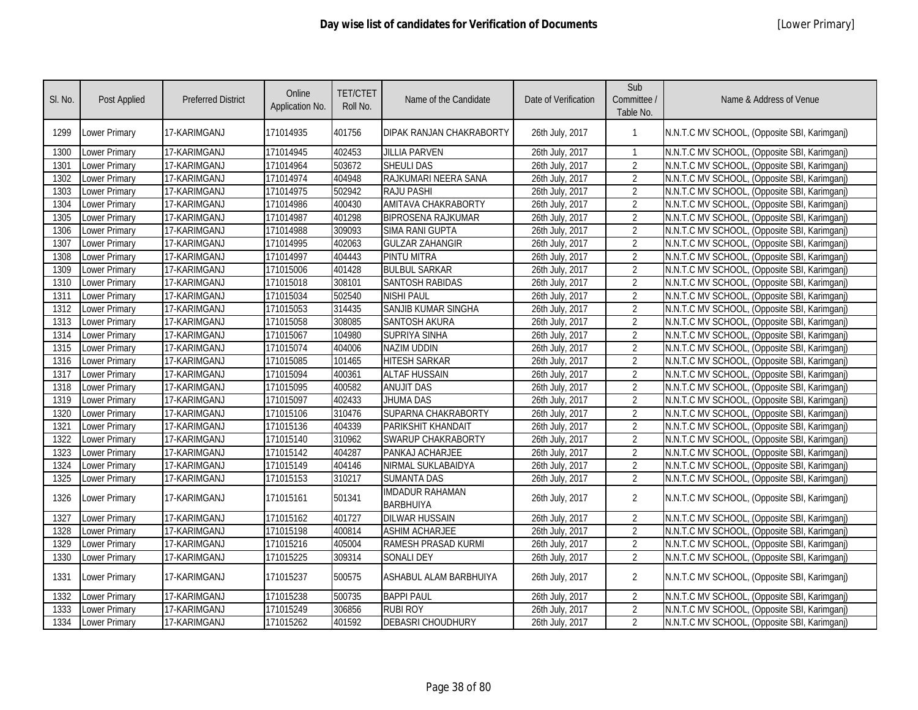# Day wise list of candidates for Verification of Documents

[Lower Primary]

| Sl. No. | Post Applied | Preferred District | Online Application No. | TET/CTET Roll No. | Name of the Candidate | Date of Verification | Sub Committee / Table No. | Name & Address of Venue |
|---|---|---|---|---|---|---|---|---|
| 1299 | Lower Primary | 17-KARIMGANJ | 171014935 | 401756 | DIPAK RANJAN CHAKRABORTY | 26th July, 2017 | 1 | N.N.T.C MV SCHOOL, (Opposite SBI, Karimganj) |
| 1300 | Lower Primary | 17-KARIMGANJ | 171014945 | 402453 | JILLIA PARVEN | 26th July, 2017 | 1 | N.N.T.C MV SCHOOL, (Opposite SBI, Karimganj) |
| 1301 | Lower Primary | 17-KARIMGANJ | 171014964 | 503672 | SHEULI DAS | 26th July, 2017 | 2 | N.N.T.C MV SCHOOL, (Opposite SBI, Karimganj) |
| 1302 | Lower Primary | 17-KARIMGANJ | 171014974 | 404948 | RAJKUMARI NEERA SANA | 26th July, 2017 | 2 | N.N.T.C MV SCHOOL, (Opposite SBI, Karimganj) |
| 1303 | Lower Primary | 17-KARIMGANJ | 171014975 | 502942 | RAJU PASHI | 26th July, 2017 | 2 | N.N.T.C MV SCHOOL, (Opposite SBI, Karimganj) |
| 1304 | Lower Primary | 17-KARIMGANJ | 171014986 | 400430 | AMITAVA CHAKRABORTY | 26th July, 2017 | 2 | N.N.T.C MV SCHOOL, (Opposite SBI, Karimganj) |
| 1305 | Lower Primary | 17-KARIMGANJ | 171014987 | 401298 | BIPROSENA RAJKUMAR | 26th July, 2017 | 2 | N.N.T.C MV SCHOOL, (Opposite SBI, Karimganj) |
| 1306 | Lower Primary | 17-KARIMGANJ | 171014988 | 309093 | SIMA RANI GUPTA | 26th July, 2017 | 2 | N.N.T.C MV SCHOOL, (Opposite SBI, Karimganj) |
| 1307 | Lower Primary | 17-KARIMGANJ | 171014995 | 402063 | GULZAR ZAHANGIR | 26th July, 2017 | 2 | N.N.T.C MV SCHOOL, (Opposite SBI, Karimganj) |
| 1308 | Lower Primary | 17-KARIMGANJ | 171014997 | 404443 | PINTU MITRA | 26th July, 2017 | 2 | N.N.T.C MV SCHOOL, (Opposite SBI, Karimganj) |
| 1309 | Lower Primary | 17-KARIMGANJ | 171015006 | 401428 | BULBUL SARKAR | 26th July, 2017 | 2 | N.N.T.C MV SCHOOL, (Opposite SBI, Karimganj) |
| 1310 | Lower Primary | 17-KARIMGANJ | 171015018 | 308101 | SANTOSH RABIDAS | 26th July, 2017 | 2 | N.N.T.C MV SCHOOL, (Opposite SBI, Karimganj) |
| 1311 | Lower Primary | 17-KARIMGANJ | 171015034 | 502540 | NISHI PAUL | 26th July, 2017 | 2 | N.N.T.C MV SCHOOL, (Opposite SBI, Karimganj) |
| 1312 | Lower Primary | 17-KARIMGANJ | 171015053 | 314435 | SANJIB KUMAR SINGHA | 26th July, 2017 | 2 | N.N.T.C MV SCHOOL, (Opposite SBI, Karimganj) |
| 1313 | Lower Primary | 17-KARIMGANJ | 171015058 | 308085 | SANTOSH AKURA | 26th July, 2017 | 2 | N.N.T.C MV SCHOOL, (Opposite SBI, Karimganj) |
| 1314 | Lower Primary | 17-KARIMGANJ | 171015067 | 104980 | SUPRIYA SINHA | 26th July, 2017 | 2 | N.N.T.C MV SCHOOL, (Opposite SBI, Karimganj) |
| 1315 | Lower Primary | 17-KARIMGANJ | 171015074 | 404006 | NAZIM UDDIN | 26th July, 2017 | 2 | N.N.T.C MV SCHOOL, (Opposite SBI, Karimganj) |
| 1316 | Lower Primary | 17-KARIMGANJ | 171015085 | 101465 | HITESH SARKAR | 26th July, 2017 | 2 | N.N.T.C MV SCHOOL, (Opposite SBI, Karimganj) |
| 1317 | Lower Primary | 17-KARIMGANJ | 171015094 | 400361 | ALTAF HUSSAIN | 26th July, 2017 | 2 | N.N.T.C MV SCHOOL, (Opposite SBI, Karimganj) |
| 1318 | Lower Primary | 17-KARIMGANJ | 171015095 | 400582 | ANUJIT DAS | 26th July, 2017 | 2 | N.N.T.C MV SCHOOL, (Opposite SBI, Karimganj) |
| 1319 | Lower Primary | 17-KARIMGANJ | 171015097 | 402433 | JHUMA DAS | 26th July, 2017 | 2 | N.N.T.C MV SCHOOL, (Opposite SBI, Karimganj) |
| 1320 | Lower Primary | 17-KARIMGANJ | 171015106 | 310476 | SUPARNA CHAKRABORTY | 26th July, 2017 | 2 | N.N.T.C MV SCHOOL, (Opposite SBI, Karimganj) |
| 1321 | Lower Primary | 17-KARIMGANJ | 171015136 | 404339 | PARIKSHIT KHANDAIT | 26th July, 2017 | 2 | N.N.T.C MV SCHOOL, (Opposite SBI, Karimganj) |
| 1322 | Lower Primary | 17-KARIMGANJ | 171015140 | 310962 | SWARUP CHAKRABORTY | 26th July, 2017 | 2 | N.N.T.C MV SCHOOL, (Opposite SBI, Karimganj) |
| 1323 | Lower Primary | 17-KARIMGANJ | 171015142 | 404287 | PANKAJ ACHARJEE | 26th July, 2017 | 2 | N.N.T.C MV SCHOOL, (Opposite SBI, Karimganj) |
| 1324 | Lower Primary | 17-KARIMGANJ | 171015149 | 404146 | NIRMAL SUKLABAIDYA | 26th July, 2017 | 2 | N.N.T.C MV SCHOOL, (Opposite SBI, Karimganj) |
| 1325 | Lower Primary | 17-KARIMGANJ | 171015153 | 310217 | SUMANTA DAS | 26th July, 2017 | 2 | N.N.T.C MV SCHOOL, (Opposite SBI, Karimganj) |
| 1326 | Lower Primary | 17-KARIMGANJ | 171015161 | 501341 | IMDADUR RAHAMAN BARBHUIYA | 26th July, 2017 | 2 | N.N.T.C MV SCHOOL, (Opposite SBI, Karimganj) |
| 1327 | Lower Primary | 17-KARIMGANJ | 171015162 | 401727 | DILWAR HUSSAIN | 26th July, 2017 | 2 | N.N.T.C MV SCHOOL, (Opposite SBI, Karimganj) |
| 1328 | Lower Primary | 17-KARIMGANJ | 171015198 | 400814 | ASHIM ACHARJEE | 26th July, 2017 | 2 | N.N.T.C MV SCHOOL, (Opposite SBI, Karimganj) |
| 1329 | Lower Primary | 17-KARIMGANJ | 171015216 | 405004 | RAMESH PRASAD KURMI | 26th July, 2017 | 2 | N.N.T.C MV SCHOOL, (Opposite SBI, Karimganj) |
| 1330 | Lower Primary | 17-KARIMGANJ | 171015225 | 309314 | SONALI DEY | 26th July, 2017 | 2 | N.N.T.C MV SCHOOL, (Opposite SBI, Karimganj) |
| 1331 | Lower Primary | 17-KARIMGANJ | 171015237 | 500575 | ASHABUL ALAM BARBHUIYA | 26th July, 2017 | 2 | N.N.T.C MV SCHOOL, (Opposite SBI, Karimganj) |
| 1332 | Lower Primary | 17-KARIMGANJ | 171015238 | 500735 | BAPPI PAUL | 26th July, 2017 | 2 | N.N.T.C MV SCHOOL, (Opposite SBI, Karimganj) |
| 1333 | Lower Primary | 17-KARIMGANJ | 171015249 | 306856 | RUBI ROY | 26th July, 2017 | 2 | N.N.T.C MV SCHOOL, (Opposite SBI, Karimganj) |
| 1334 | Lower Primary | 17-KARIMGANJ | 171015262 | 401592 | DEBASRI CHOUDHURY | 26th July, 2017 | 2 | N.N.T.C MV SCHOOL, (Opposite SBI, Karimganj) |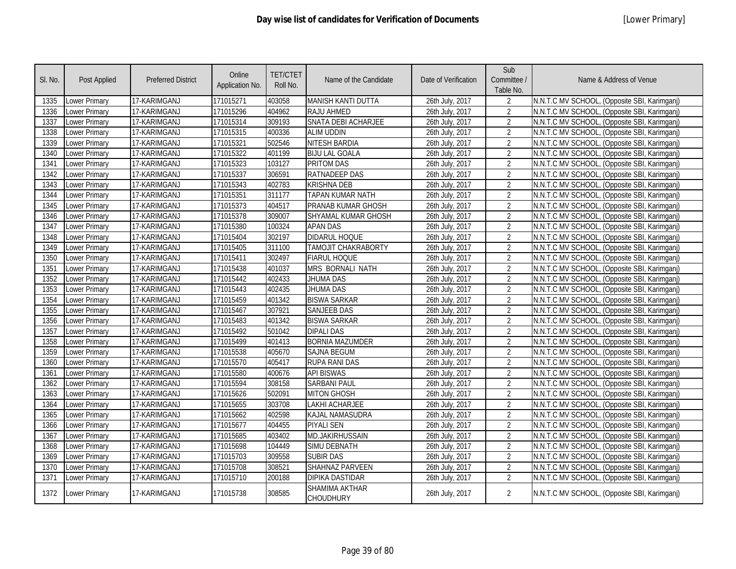# Day wise list of candidates for Verification of Documents

[Lower Primary]

| Sl. No. | Post Applied | Preferred District | Online Application No. | TET/CTET Roll No. | Name of the Candidate | Date of Verification | Sub Committee / Table No. | Name & Address of Venue |
|---|---|---|---|---|---|---|---|---|
| 1335 | Lower Primary | 17-KARIMGANJ | 171015271 | 403058 | MANISH KANTI DUTTA | 26th July, 2017 | 2 | N.N.T.C MV SCHOOL, (Opposite SBI, Karimganj) |
| 1336 | Lower Primary | 17-KARIMGANJ | 171015296 | 404962 | RAJU AHMED | 26th July, 2017 | 2 | N.N.T.C MV SCHOOL, (Opposite SBI, Karimganj) |
| 1337 | Lower Primary | 17-KARIMGANJ | 171015314 | 309193 | SNATA DEBI ACHARJEE | 26th July, 2017 | 2 | N.N.T.C MV SCHOOL, (Opposite SBI, Karimganj) |
| 1338 | Lower Primary | 17-KARIMGANJ | 171015315 | 400336 | ALIM UDDIN | 26th July, 2017 | 2 | N.N.T.C MV SCHOOL, (Opposite SBI, Karimganj) |
| 1339 | Lower Primary | 17-KARIMGANJ | 171015321 | 502546 | NITESH BARDIA | 26th July, 2017 | 2 | N.N.T.C MV SCHOOL, (Opposite SBI, Karimganj) |
| 1340 | Lower Primary | 17-KARIMGANJ | 171015322 | 401199 | BIJU LAL GOALA | 26th July, 2017 | 2 | N.N.T.C MV SCHOOL, (Opposite SBI, Karimganj) |
| 1341 | Lower Primary | 17-KARIMGANJ | 171015323 | 103127 | PRITOM DAS | 26th July, 2017 | 2 | N.N.T.C MV SCHOOL, (Opposite SBI, Karimganj) |
| 1342 | Lower Primary | 17-KARIMGANJ | 171015337 | 306591 | RATNADEEP DAS | 26th July, 2017 | 2 | N.N.T.C MV SCHOOL, (Opposite SBI, Karimganj) |
| 1343 | Lower Primary | 17-KARIMGANJ | 171015343 | 402783 | KRISHNA DEB | 26th July, 2017 | 2 | N.N.T.C MV SCHOOL, (Opposite SBI, Karimganj) |
| 1344 | Lower Primary | 17-KARIMGANJ | 171015351 | 311177 | TAPAN KUMAR NATH | 26th July, 2017 | 2 | N.N.T.C MV SCHOOL, (Opposite SBI, Karimganj) |
| 1345 | Lower Primary | 17-KARIMGANJ | 171015373 | 404517 | PRANAB KUMAR GHOSH | 26th July, 2017 | 2 | N.N.T.C MV SCHOOL, (Opposite SBI, Karimganj) |
| 1346 | Lower Primary | 17-KARIMGANJ | 171015378 | 309007 | SHYAMAL KUMAR GHOSH | 26th July, 2017 | 2 | N.N.T.C MV SCHOOL, (Opposite SBI, Karimganj) |
| 1347 | Lower Primary | 17-KARIMGANJ | 171015380 | 100324 | APAN DAS | 26th July, 2017 | 2 | N.N.T.C MV SCHOOL, (Opposite SBI, Karimganj) |
| 1348 | Lower Primary | 17-KARIMGANJ | 171015404 | 302197 | DIDARUL HOQUE | 26th July, 2017 | 2 | N.N.T.C MV SCHOOL, (Opposite SBI, Karimganj) |
| 1349 | Lower Primary | 17-KARIMGANJ | 171015405 | 311100 | TAMOJIT CHAKRABORTY | 26th July, 2017 | 2 | N.N.T.C MV SCHOOL, (Opposite SBI, Karimganj) |
| 1350 | Lower Primary | 17-KARIMGANJ | 171015411 | 302497 | FIARUL HOQUE | 26th July, 2017 | 2 | N.N.T.C MV SCHOOL, (Opposite SBI, Karimganj) |
| 1351 | Lower Primary | 17-KARIMGANJ | 171015438 | 401037 | MRS BORNALI NATH | 26th July, 2017 | 2 | N.N.T.C MV SCHOOL, (Opposite SBI, Karimganj) |
| 1352 | Lower Primary | 17-KARIMGANJ | 171015442 | 402433 | JHUMA DAS | 26th July, 2017 | 2 | N.N.T.C MV SCHOOL, (Opposite SBI, Karimganj) |
| 1353 | Lower Primary | 17-KARIMGANJ | 171015443 | 402435 | JHUMA DAS | 26th July, 2017 | 2 | N.N.T.C MV SCHOOL, (Opposite SBI, Karimganj) |
| 1354 | Lower Primary | 17-KARIMGANJ | 171015459 | 401342 | BISWA SARKAR | 26th July, 2017 | 2 | N.N.T.C MV SCHOOL, (Opposite SBI, Karimganj) |
| 1355 | Lower Primary | 17-KARIMGANJ | 171015467 | 307921 | SANJEEB DAS | 26th July, 2017 | 2 | N.N.T.C MV SCHOOL, (Opposite SBI, Karimganj) |
| 1356 | Lower Primary | 17-KARIMGANJ | 171015483 | 401342 | BISWA SARKAR | 26th July, 2017 | 2 | N.N.T.C MV SCHOOL, (Opposite SBI, Karimganj) |
| 1357 | Lower Primary | 17-KARIMGANJ | 171015492 | 501042 | DIPALI DAS | 26th July, 2017 | 2 | N.N.T.C MV SCHOOL, (Opposite SBI, Karimganj) |
| 1358 | Lower Primary | 17-KARIMGANJ | 171015499 | 401413 | BORNIA MAZUMDER | 26th July, 2017 | 2 | N.N.T.C MV SCHOOL, (Opposite SBI, Karimganj) |
| 1359 | Lower Primary | 17-KARIMGANJ | 171015538 | 405670 | SAJNA BEGUM | 26th July, 2017 | 2 | N.N.T.C MV SCHOOL, (Opposite SBI, Karimganj) |
| 1360 | Lower Primary | 17-KARIMGANJ | 171015570 | 405417 | RUPA RANI DAS | 26th July, 2017 | 2 | N.N.T.C MV SCHOOL, (Opposite SBI, Karimganj) |
| 1361 | Lower Primary | 17-KARIMGANJ | 171015580 | 400676 | API BISWAS | 26th July, 2017 | 2 | N.N.T.C MV SCHOOL, (Opposite SBI, Karimganj) |
| 1362 | Lower Primary | 17-KARIMGANJ | 171015594 | 308158 | SARBANI PAUL | 26th July, 2017 | 2 | N.N.T.C MV SCHOOL, (Opposite SBI, Karimganj) |
| 1363 | Lower Primary | 17-KARIMGANJ | 171015626 | 502091 | MITON GHOSH | 26th July, 2017 | 2 | N.N.T.C MV SCHOOL, (Opposite SBI, Karimganj) |
| 1364 | Lower Primary | 17-KARIMGANJ | 171015655 | 303708 | LAKHI ACHARJEE | 26th July, 2017 | 2 | N.N.T.C MV SCHOOL, (Opposite SBI, Karimganj) |
| 1365 | Lower Primary | 17-KARIMGANJ | 171015662 | 402598 | KAJAL NAMASUDRA | 26th July, 2017 | 2 | N.N.T.C MV SCHOOL, (Opposite SBI, Karimganj) |
| 1366 | Lower Primary | 17-KARIMGANJ | 171015677 | 404455 | PIYALI SEN | 26th July, 2017 | 2 | N.N.T.C MV SCHOOL, (Opposite SBI, Karimganj) |
| 1367 | Lower Primary | 17-KARIMGANJ | 171015685 | 403402 | MD.JAKIRHUSSAIN | 26th July, 2017 | 2 | N.N.T.C MV SCHOOL, (Opposite SBI, Karimganj) |
| 1368 | Lower Primary | 17-KARIMGANJ | 171015698 | 104449 | SIMU DEBNATH | 26th July, 2017 | 2 | N.N.T.C MV SCHOOL, (Opposite SBI, Karimganj) |
| 1369 | Lower Primary | 17-KARIMGANJ | 171015703 | 309558 | SUBIR DAS | 26th July, 2017 | 2 | N.N.T.C MV SCHOOL, (Opposite SBI, Karimganj) |
| 1370 | Lower Primary | 17-KARIMGANJ | 171015708 | 308521 | SHAHNAZ PARVEEN | 26th July, 2017 | 2 | N.N.T.C MV SCHOOL, (Opposite SBI, Karimganj) |
| 1371 | Lower Primary | 17-KARIMGANJ | 171015710 | 200188 | DIPIKA DASTIDAR | 26th July, 2017 | 2 | N.N.T.C MV SCHOOL, (Opposite SBI, Karimganj) |
| 1372 | Lower Primary | 17-KARIMGANJ | 171015738 | 308585 | SHAMIMA AKTHAR CHOUDHURY | 26th July, 2017 | 2 | N.N.T.C MV SCHOOL, (Opposite SBI, Karimganj) |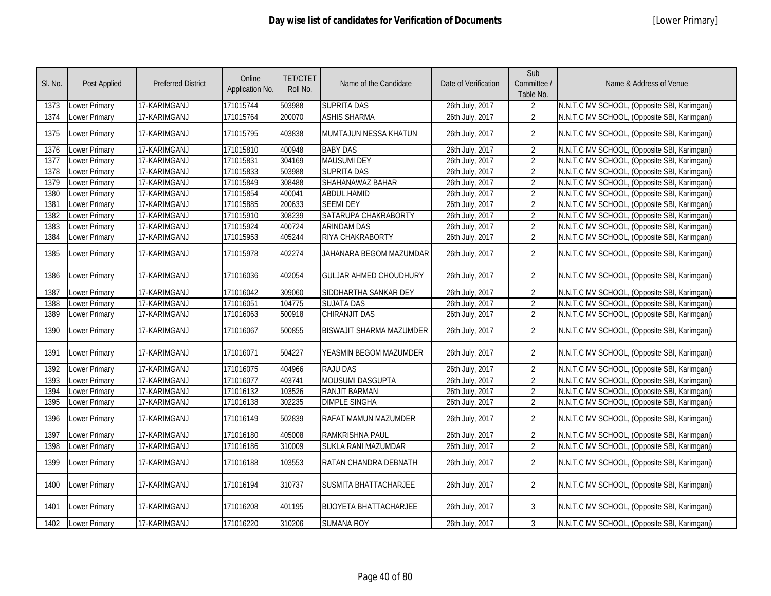# Day wise list of candidates for Verification of Documents

[Lower Primary]

| Sl. No. | Post Applied | Preferred District | Online Application No. | TET/CTET Roll No. | Name of the Candidate | Date of Verification | Sub Committee / Table No. | Name & Address of Venue |
|---|---|---|---|---|---|---|---|---|
| 1373 | Lower Primary | 17-KARIMGANJ | 171015744 | 503988 | SUPRITA DAS | 26th July, 2017 | 2 | N.N.T.C MV SCHOOL, (Opposite SBI, Karimganj) |
| 1374 | Lower Primary | 17-KARIMGANJ | 171015764 | 200070 | ASHIS SHARMA | 26th July, 2017 | 2 | N.N.T.C MV SCHOOL, (Opposite SBI, Karimganj) |
| 1375 | Lower Primary | 17-KARIMGANJ | 171015795 | 403838 | MUMTAJUN NESSA KHATUN | 26th July, 2017 | 2 | N.N.T.C MV SCHOOL, (Opposite SBI, Karimganj) |
| 1376 | Lower Primary | 17-KARIMGANJ | 171015810 | 400948 | BABY DAS | 26th July, 2017 | 2 | N.N.T.C MV SCHOOL, (Opposite SBI, Karimganj) |
| 1377 | Lower Primary | 17-KARIMGANJ | 171015831 | 304169 | MAUSUMI DEY | 26th July, 2017 | 2 | N.N.T.C MV SCHOOL, (Opposite SBI, Karimganj) |
| 1378 | Lower Primary | 17-KARIMGANJ | 171015833 | 503988 | SUPRITA DAS | 26th July, 2017 | 2 | N.N.T.C MV SCHOOL, (Opposite SBI, Karimganj) |
| 1379 | Lower Primary | 17-KARIMGANJ | 171015849 | 308488 | SHAHANAWAZ BAHAR | 26th July, 2017 | 2 | N.N.T.C MV SCHOOL, (Opposite SBI, Karimganj) |
| 1380 | Lower Primary | 17-KARIMGANJ | 171015854 | 400041 | ABDUL.HAMID | 26th July, 2017 | 2 | N.N.T.C MV SCHOOL, (Opposite SBI, Karimganj) |
| 1381 | Lower Primary | 17-KARIMGANJ | 171015885 | 200633 | SEEMI DEY | 26th July, 2017 | 2 | N.N.T.C MV SCHOOL, (Opposite SBI, Karimganj) |
| 1382 | Lower Primary | 17-KARIMGANJ | 171015910 | 308239 | SATARUPA CHAKRABORTY | 26th July, 2017 | 2 | N.N.T.C MV SCHOOL, (Opposite SBI, Karimganj) |
| 1383 | Lower Primary | 17-KARIMGANJ | 171015924 | 400724 | ARINDAM DAS | 26th July, 2017 | 2 | N.N.T.C MV SCHOOL, (Opposite SBI, Karimganj) |
| 1384 | Lower Primary | 17-KARIMGANJ | 171015953 | 405244 | RIYA CHAKRABORTY | 26th July, 2017 | 2 | N.N.T.C MV SCHOOL, (Opposite SBI, Karimganj) |
| 1385 | Lower Primary | 17-KARIMGANJ | 171015978 | 402274 | JAHANARA BEGOM MAZUMDAR | 26th July, 2017 | 2 | N.N.T.C MV SCHOOL, (Opposite SBI, Karimganj) |
| 1386 | Lower Primary | 17-KARIMGANJ | 171016036 | 402054 | GULJAR AHMED CHOUDHURY | 26th July, 2017 | 2 | N.N.T.C MV SCHOOL, (Opposite SBI, Karimganj) |
| 1387 | Lower Primary | 17-KARIMGANJ | 171016042 | 309060 | SIDDHARTHA SANKAR DEY | 26th July, 2017 | 2 | N.N.T.C MV SCHOOL, (Opposite SBI, Karimganj) |
| 1388 | Lower Primary | 17-KARIMGANJ | 171016051 | 104775 | SUJATA DAS | 26th July, 2017 | 2 | N.N.T.C MV SCHOOL, (Opposite SBI, Karimganj) |
| 1389 | Lower Primary | 17-KARIMGANJ | 171016063 | 500918 | CHIRANJIT DAS | 26th July, 2017 | 2 | N.N.T.C MV SCHOOL, (Opposite SBI, Karimganj) |
| 1390 | Lower Primary | 17-KARIMGANJ | 171016067 | 500855 | BISWAJIT SHARMA MAZUMDER | 26th July, 2017 | 2 | N.N.T.C MV SCHOOL, (Opposite SBI, Karimganj) |
| 1391 | Lower Primary | 17-KARIMGANJ | 171016071 | 504227 | YEASMIN BEGOM MAZUMDER | 26th July, 2017 | 2 | N.N.T.C MV SCHOOL, (Opposite SBI, Karimganj) |
| 1392 | Lower Primary | 17-KARIMGANJ | 171016075 | 404966 | RAJU DAS | 26th July, 2017 | 2 | N.N.T.C MV SCHOOL, (Opposite SBI, Karimganj) |
| 1393 | Lower Primary | 17-KARIMGANJ | 171016077 | 403741 | MOUSUMI DASGUPTA | 26th July, 2017 | 2 | N.N.T.C MV SCHOOL, (Opposite SBI, Karimganj) |
| 1394 | Lower Primary | 17-KARIMGANJ | 171016132 | 103526 | RANJIT BARMAN | 26th July, 2017 | 2 | N.N.T.C MV SCHOOL, (Opposite SBI, Karimganj) |
| 1395 | Lower Primary | 17-KARIMGANJ | 171016138 | 302235 | DIMPLE SINGHA | 26th July, 2017 | 2 | N.N.T.C MV SCHOOL, (Opposite SBI, Karimganj) |
| 1396 | Lower Primary | 17-KARIMGANJ | 171016149 | 502839 | RAFAT MAMUN MAZUMDER | 26th July, 2017 | 2 | N.N.T.C MV SCHOOL, (Opposite SBI, Karimganj) |
| 1397 | Lower Primary | 17-KARIMGANJ | 171016180 | 405008 | RAMKRISHNA PAUL | 26th July, 2017 | 2 | N.N.T.C MV SCHOOL, (Opposite SBI, Karimganj) |
| 1398 | Lower Primary | 17-KARIMGANJ | 171016186 | 310009 | SUKLA RANI MAZUMDAR | 26th July, 2017 | 2 | N.N.T.C MV SCHOOL, (Opposite SBI, Karimganj) |
| 1399 | Lower Primary | 17-KARIMGANJ | 171016188 | 103553 | RATAN CHANDRA DEBNATH | 26th July, 2017 | 2 | N.N.T.C MV SCHOOL, (Opposite SBI, Karimganj) |
| 1400 | Lower Primary | 17-KARIMGANJ | 171016194 | 310737 | SUSMITA BHATTACHARJEE | 26th July, 2017 | 2 | N.N.T.C MV SCHOOL, (Opposite SBI, Karimganj) |
| 1401 | Lower Primary | 17-KARIMGANJ | 171016208 | 401195 | BIJOYETA BHATTACHARJEE | 26th July, 2017 | 3 | N.N.T.C MV SCHOOL, (Opposite SBI, Karimganj) |
| 1402 | Lower Primary | 17-KARIMGANJ | 171016220 | 310206 | SUMANA ROY | 26th July, 2017 | 3 | N.N.T.C MV SCHOOL, (Opposite SBI, Karimganj) |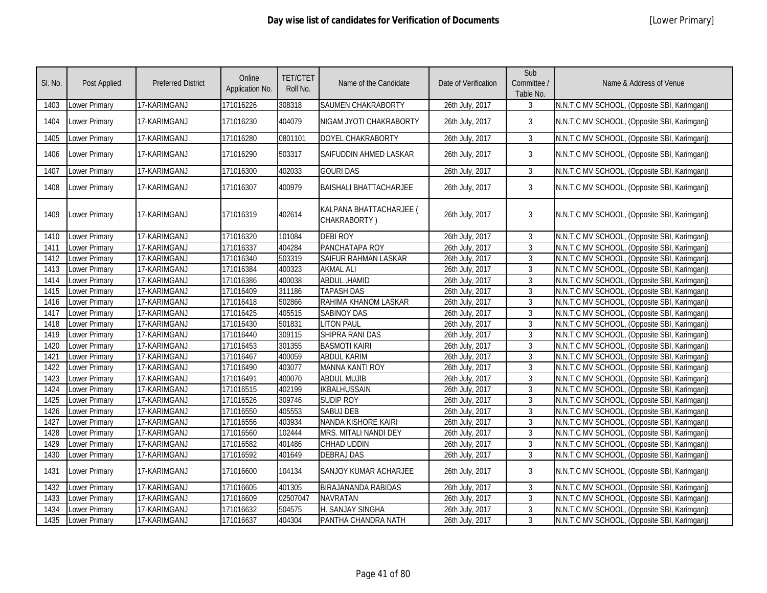# Day wise list of candidates for Verification of Documents

[Lower Primary]

| Sl. No. | Post Applied | Preferred District | Online Application No. | TET/CTET Roll No. | Name of the Candidate | Date of Verification | Sub Committee / Table No. | Name & Address of Venue |
|---|---|---|---|---|---|---|---|---|
| 1403 | Lower Primary | 17-KARIMGANJ | 171016226 | 308318 | SAUMEN CHAKRABORTY | 26th July, 2017 | 3 | N.N.T.C MV SCHOOL, (Opposite SBI, Karimganj) |
| 1404 | Lower Primary | 17-KARIMGANJ | 171016230 | 404079 | NIGAM JYOTI CHAKRABORTY | 26th July, 2017 | 3 | N.N.T.C MV SCHOOL, (Opposite SBI, Karimganj) |
| 1405 | Lower Primary | 17-KARIMGANJ | 171016280 | 0801101 | DOYEL CHAKRABORTY | 26th July, 2017 | 3 | N.N.T.C MV SCHOOL, (Opposite SBI, Karimganj) |
| 1406 | Lower Primary | 17-KARIMGANJ | 171016290 | 503317 | SAIFUDDIN AHMED LASKAR | 26th July, 2017 | 3 | N.N.T.C MV SCHOOL, (Opposite SBI, Karimganj) |
| 1407 | Lower Primary | 17-KARIMGANJ | 171016300 | 402033 | GOURI DAS | 26th July, 2017 | 3 | N.N.T.C MV SCHOOL, (Opposite SBI, Karimganj) |
| 1408 | Lower Primary | 17-KARIMGANJ | 171016307 | 400979 | BAISHALI BHATTACHARJEE | 26th July, 2017 | 3 | N.N.T.C MV SCHOOL, (Opposite SBI, Karimganj) |
| 1409 | Lower Primary | 17-KARIMGANJ | 171016319 | 402614 | KALPANA BHATTACHARJEE ( CHAKRABORTY ) | 26th July, 2017 | 3 | N.N.T.C MV SCHOOL, (Opposite SBI, Karimganj) |
| 1410 | Lower Primary | 17-KARIMGANJ | 171016320 | 101084 | DEBI ROY | 26th July, 2017 | 3 | N.N.T.C MV SCHOOL, (Opposite SBI, Karimganj) |
| 1411 | Lower Primary | 17-KARIMGANJ | 171016337 | 404284 | PANCHATAPA ROY | 26th July, 2017 | 3 | N.N.T.C MV SCHOOL, (Opposite SBI, Karimganj) |
| 1412 | Lower Primary | 17-KARIMGANJ | 171016340 | 503319 | SAIFUR RAHMAN LASKAR | 26th July, 2017 | 3 | N.N.T.C MV SCHOOL, (Opposite SBI, Karimganj) |
| 1413 | Lower Primary | 17-KARIMGANJ | 171016384 | 400323 | AKMAL ALI | 26th July, 2017 | 3 | N.N.T.C MV SCHOOL, (Opposite SBI, Karimganj) |
| 1414 | Lower Primary | 17-KARIMGANJ | 171016386 | 400038 | ABDUL .HAMID | 26th July, 2017 | 3 | N.N.T.C MV SCHOOL, (Opposite SBI, Karimganj) |
| 1415 | Lower Primary | 17-KARIMGANJ | 171016409 | 311186 | TAPASH DAS | 26th July, 2017 | 3 | N.N.T.C MV SCHOOL, (Opposite SBI, Karimganj) |
| 1416 | Lower Primary | 17-KARIMGANJ | 171016418 | 502866 | RAHIMA KHANOM LASKAR | 26th July, 2017 | 3 | N.N.T.C MV SCHOOL, (Opposite SBI, Karimganj) |
| 1417 | Lower Primary | 17-KARIMGANJ | 171016425 | 405515 | SABINOY DAS | 26th July, 2017 | 3 | N.N.T.C MV SCHOOL, (Opposite SBI, Karimganj) |
| 1418 | Lower Primary | 17-KARIMGANJ | 171016430 | 501831 | LITON PAUL | 26th July, 2017 | 3 | N.N.T.C MV SCHOOL, (Opposite SBI, Karimganj) |
| 1419 | Lower Primary | 17-KARIMGANJ | 171016440 | 309115 | SHIPRA RANI DAS | 26th July, 2017 | 3 | N.N.T.C MV SCHOOL, (Opposite SBI, Karimganj) |
| 1420 | Lower Primary | 17-KARIMGANJ | 171016453 | 301355 | BASMOTI KAIRI | 26th July, 2017 | 3 | N.N.T.C MV SCHOOL, (Opposite SBI, Karimganj) |
| 1421 | Lower Primary | 17-KARIMGANJ | 171016467 | 400059 | ABDUL KARIM | 26th July, 2017 | 3 | N.N.T.C MV SCHOOL, (Opposite SBI, Karimganj) |
| 1422 | Lower Primary | 17-KARIMGANJ | 171016490 | 403077 | MANNA KANTI ROY | 26th July, 2017 | 3 | N.N.T.C MV SCHOOL, (Opposite SBI, Karimganj) |
| 1423 | Lower Primary | 17-KARIMGANJ | 171016491 | 400070 | ABDUL MUJIB | 26th July, 2017 | 3 | N.N.T.C MV SCHOOL, (Opposite SBI, Karimganj) |
| 1424 | Lower Primary | 17-KARIMGANJ | 171016515 | 402199 | IKBALHUSSAIN | 26th July, 2017 | 3 | N.N.T.C MV SCHOOL, (Opposite SBI, Karimganj) |
| 1425 | Lower Primary | 17-KARIMGANJ | 171016526 | 309746 | SUDIP ROY | 26th July, 2017 | 3 | N.N.T.C MV SCHOOL, (Opposite SBI, Karimganj) |
| 1426 | Lower Primary | 17-KARIMGANJ | 171016550 | 405553 | SABUJ DEB | 26th July, 2017 | 3 | N.N.T.C MV SCHOOL, (Opposite SBI, Karimganj) |
| 1427 | Lower Primary | 17-KARIMGANJ | 171016556 | 403934 | NANDA KISHORE KAIRI | 26th July, 2017 | 3 | N.N.T.C MV SCHOOL, (Opposite SBI, Karimganj) |
| 1428 | Lower Primary | 17-KARIMGANJ | 171016560 | 102444 | MRS. MITALI NANDI DEY | 26th July, 2017 | 3 | N.N.T.C MV SCHOOL, (Opposite SBI, Karimganj) |
| 1429 | Lower Primary | 17-KARIMGANJ | 171016582 | 401486 | CHHAD UDDIN | 26th July, 2017 | 3 | N.N.T.C MV SCHOOL, (Opposite SBI, Karimganj) |
| 1430 | Lower Primary | 17-KARIMGANJ | 171016592 | 401649 | DEBRAJ DAS | 26th July, 2017 | 3 | N.N.T.C MV SCHOOL, (Opposite SBI, Karimganj) |
| 1431 | Lower Primary | 17-KARIMGANJ | 171016600 | 104134 | SANJOY KUMAR ACHARJEE | 26th July, 2017 | 3 | N.N.T.C MV SCHOOL, (Opposite SBI, Karimganj) |
| 1432 | Lower Primary | 17-KARIMGANJ | 171016605 | 401305 | BIRAJANANDA RABIDAS | 26th July, 2017 | 3 | N.N.T.C MV SCHOOL, (Opposite SBI, Karimganj) |
| 1433 | Lower Primary | 17-KARIMGANJ | 171016609 | 02507047 | NAVRATAN | 26th July, 2017 | 3 | N.N.T.C MV SCHOOL, (Opposite SBI, Karimganj) |
| 1434 | Lower Primary | 17-KARIMGANJ | 171016632 | 504575 | H. SANJAY SINGHA | 26th July, 2017 | 3 | N.N.T.C MV SCHOOL, (Opposite SBI, Karimganj) |
| 1435 | Lower Primary | 17-KARIMGANJ | 171016637 | 404304 | PANTHA CHANDRA NATH | 26th July, 2017 | 3 | N.N.T.C MV SCHOOL, (Opposite SBI, Karimganj) |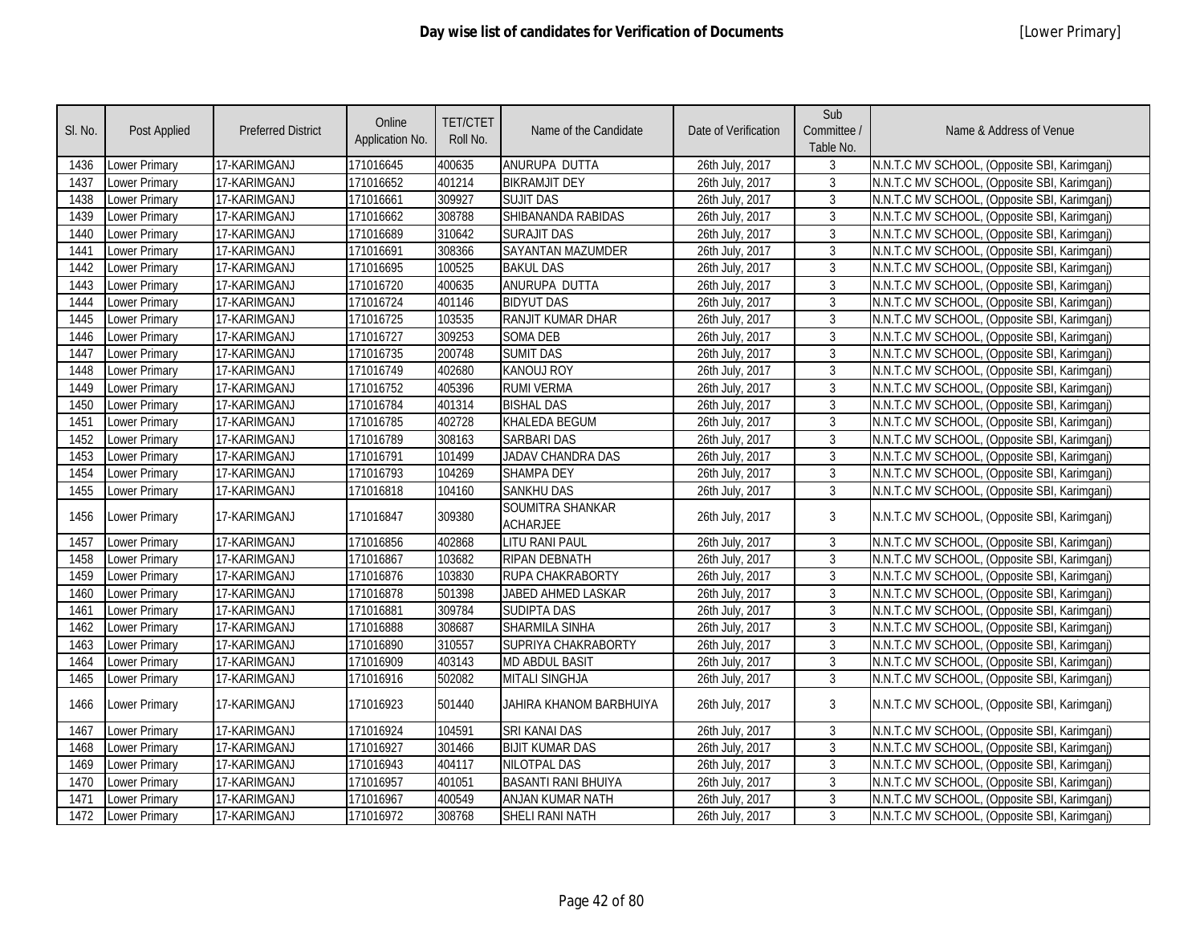# Day wise list of candidates for Verification of Documents

[Lower Primary]

| Sl. No. | Post Applied | Preferred District | Online Application No. | TET/CTET Roll No. | Name of the Candidate | Date of Verification | Sub Committee / Table No. | Name & Address of Venue |
|---|---|---|---|---|---|---|---|---|
| 1436 | Lower Primary | 17-KARIMGANJ | 171016645 | 400635 | ANURUPA DUTTA | 26th July, 2017 | 3 | N.N.T.C MV SCHOOL, (Opposite SBI, Karimganj) |
| 1437 | Lower Primary | 17-KARIMGANJ | 171016652 | 401214 | BIKRAMJIT DEY | 26th July, 2017 | 3 | N.N.T.C MV SCHOOL, (Opposite SBI, Karimganj) |
| 1438 | Lower Primary | 17-KARIMGANJ | 171016661 | 309927 | SUJIT DAS | 26th July, 2017 | 3 | N.N.T.C MV SCHOOL, (Opposite SBI, Karimganj) |
| 1439 | Lower Primary | 17-KARIMGANJ | 171016662 | 308788 | SHIBANANDA RABIDAS | 26th July, 2017 | 3 | N.N.T.C MV SCHOOL, (Opposite SBI, Karimganj) |
| 1440 | Lower Primary | 17-KARIMGANJ | 171016689 | 310642 | SURAJIT DAS | 26th July, 2017 | 3 | N.N.T.C MV SCHOOL, (Opposite SBI, Karimganj) |
| 1441 | Lower Primary | 17-KARIMGANJ | 171016691 | 308366 | SAYANTAN MAZUMDER | 26th July, 2017 | 3 | N.N.T.C MV SCHOOL, (Opposite SBI, Karimganj) |
| 1442 | Lower Primary | 17-KARIMGANJ | 171016695 | 100525 | BAKUL DAS | 26th July, 2017 | 3 | N.N.T.C MV SCHOOL, (Opposite SBI, Karimganj) |
| 1443 | Lower Primary | 17-KARIMGANJ | 171016720 | 400635 | ANURUPA DUTTA | 26th July, 2017 | 3 | N.N.T.C MV SCHOOL, (Opposite SBI, Karimganj) |
| 1444 | Lower Primary | 17-KARIMGANJ | 171016724 | 401146 | BIDYUT DAS | 26th July, 2017 | 3 | N.N.T.C MV SCHOOL, (Opposite SBI, Karimganj) |
| 1445 | Lower Primary | 17-KARIMGANJ | 171016725 | 103535 | RANJIT KUMAR DHAR | 26th July, 2017 | 3 | N.N.T.C MV SCHOOL, (Opposite SBI, Karimganj) |
| 1446 | Lower Primary | 17-KARIMGANJ | 171016727 | 309253 | SOMA DEB | 26th July, 2017 | 3 | N.N.T.C MV SCHOOL, (Opposite SBI, Karimganj) |
| 1447 | Lower Primary | 17-KARIMGANJ | 171016735 | 200748 | SUMIT DAS | 26th July, 2017 | 3 | N.N.T.C MV SCHOOL, (Opposite SBI, Karimganj) |
| 1448 | Lower Primary | 17-KARIMGANJ | 171016749 | 402680 | KANOUJ ROY | 26th July, 2017 | 3 | N.N.T.C MV SCHOOL, (Opposite SBI, Karimganj) |
| 1449 | Lower Primary | 17-KARIMGANJ | 171016752 | 405396 | RUMI VERMA | 26th July, 2017 | 3 | N.N.T.C MV SCHOOL, (Opposite SBI, Karimganj) |
| 1450 | Lower Primary | 17-KARIMGANJ | 171016784 | 401314 | BISHAL DAS | 26th July, 2017 | 3 | N.N.T.C MV SCHOOL, (Opposite SBI, Karimganj) |
| 1451 | Lower Primary | 17-KARIMGANJ | 171016785 | 402728 | KHALEDA BEGUM | 26th July, 2017 | 3 | N.N.T.C MV SCHOOL, (Opposite SBI, Karimganj) |
| 1452 | Lower Primary | 17-KARIMGANJ | 171016789 | 308163 | SARBARI DAS | 26th July, 2017 | 3 | N.N.T.C MV SCHOOL, (Opposite SBI, Karimganj) |
| 1453 | Lower Primary | 17-KARIMGANJ | 171016791 | 101499 | JADAV CHANDRA DAS | 26th July, 2017 | 3 | N.N.T.C MV SCHOOL, (Opposite SBI, Karimganj) |
| 1454 | Lower Primary | 17-KARIMGANJ | 171016793 | 104269 | SHAMPA DEY | 26th July, 2017 | 3 | N.N.T.C MV SCHOOL, (Opposite SBI, Karimganj) |
| 1455 | Lower Primary | 17-KARIMGANJ | 171016818 | 104160 | SANKHU DAS | 26th July, 2017 | 3 | N.N.T.C MV SCHOOL, (Opposite SBI, Karimganj) |
| 1456 | Lower Primary | 17-KARIMGANJ | 171016847 | 309380 | SOUMITRA SHANKAR ACHARJEE | 26th July, 2017 | 3 | N.N.T.C MV SCHOOL, (Opposite SBI, Karimganj) |
| 1457 | Lower Primary | 17-KARIMGANJ | 171016856 | 402868 | LITU RANI PAUL | 26th July, 2017 | 3 | N.N.T.C MV SCHOOL, (Opposite SBI, Karimganj) |
| 1458 | Lower Primary | 17-KARIMGANJ | 171016867 | 103682 | RIPAN DEBNATH | 26th July, 2017 | 3 | N.N.T.C MV SCHOOL, (Opposite SBI, Karimganj) |
| 1459 | Lower Primary | 17-KARIMGANJ | 171016876 | 103830 | RUPA CHAKRABORTY | 26th July, 2017 | 3 | N.N.T.C MV SCHOOL, (Opposite SBI, Karimganj) |
| 1460 | Lower Primary | 17-KARIMGANJ | 171016878 | 501398 | JABED AHMED LASKAR | 26th July, 2017 | 3 | N.N.T.C MV SCHOOL, (Opposite SBI, Karimganj) |
| 1461 | Lower Primary | 17-KARIMGANJ | 171016881 | 309784 | SUDIPTA DAS | 26th July, 2017 | 3 | N.N.T.C MV SCHOOL, (Opposite SBI, Karimganj) |
| 1462 | Lower Primary | 17-KARIMGANJ | 171016888 | 308687 | SHARMILA SINHA | 26th July, 2017 | 3 | N.N.T.C MV SCHOOL, (Opposite SBI, Karimganj) |
| 1463 | Lower Primary | 17-KARIMGANJ | 171016890 | 310557 | SUPRIYA CHAKRABORTY | 26th July, 2017 | 3 | N.N.T.C MV SCHOOL, (Opposite SBI, Karimganj) |
| 1464 | Lower Primary | 17-KARIMGANJ | 171016909 | 403143 | MD ABDUL BASIT | 26th July, 2017 | 3 | N.N.T.C MV SCHOOL, (Opposite SBI, Karimganj) |
| 1465 | Lower Primary | 17-KARIMGANJ | 171016916 | 502082 | MITALI SINGHJA | 26th July, 2017 | 3 | N.N.T.C MV SCHOOL, (Opposite SBI, Karimganj) |
| 1466 | Lower Primary | 17-KARIMGANJ | 171016923 | 501440 | JAHIRA KHANOM BARBHUIYA | 26th July, 2017 | 3 | N.N.T.C MV SCHOOL, (Opposite SBI, Karimganj) |
| 1467 | Lower Primary | 17-KARIMGANJ | 171016924 | 104591 | SRI KANAI DAS | 26th July, 2017 | 3 | N.N.T.C MV SCHOOL, (Opposite SBI, Karimganj) |
| 1468 | Lower Primary | 17-KARIMGANJ | 171016927 | 301466 | BIJIT KUMAR DAS | 26th July, 2017 | 3 | N.N.T.C MV SCHOOL, (Opposite SBI, Karimganj) |
| 1469 | Lower Primary | 17-KARIMGANJ | 171016943 | 404117 | NILOTPAL DAS | 26th July, 2017 | 3 | N.N.T.C MV SCHOOL, (Opposite SBI, Karimganj) |
| 1470 | Lower Primary | 17-KARIMGANJ | 171016957 | 401051 | BASANTI RANI BHUIYA | 26th July, 2017 | 3 | N.N.T.C MV SCHOOL, (Opposite SBI, Karimganj) |
| 1471 | Lower Primary | 17-KARIMGANJ | 171016967 | 400549 | ANJAN KUMAR NATH | 26th July, 2017 | 3 | N.N.T.C MV SCHOOL, (Opposite SBI, Karimganj) |
| 1472 | Lower Primary | 17-KARIMGANJ | 171016972 | 308768 | SHELI RANI NATH | 26th July, 2017 | 3 | N.N.T.C MV SCHOOL, (Opposite SBI, Karimganj) |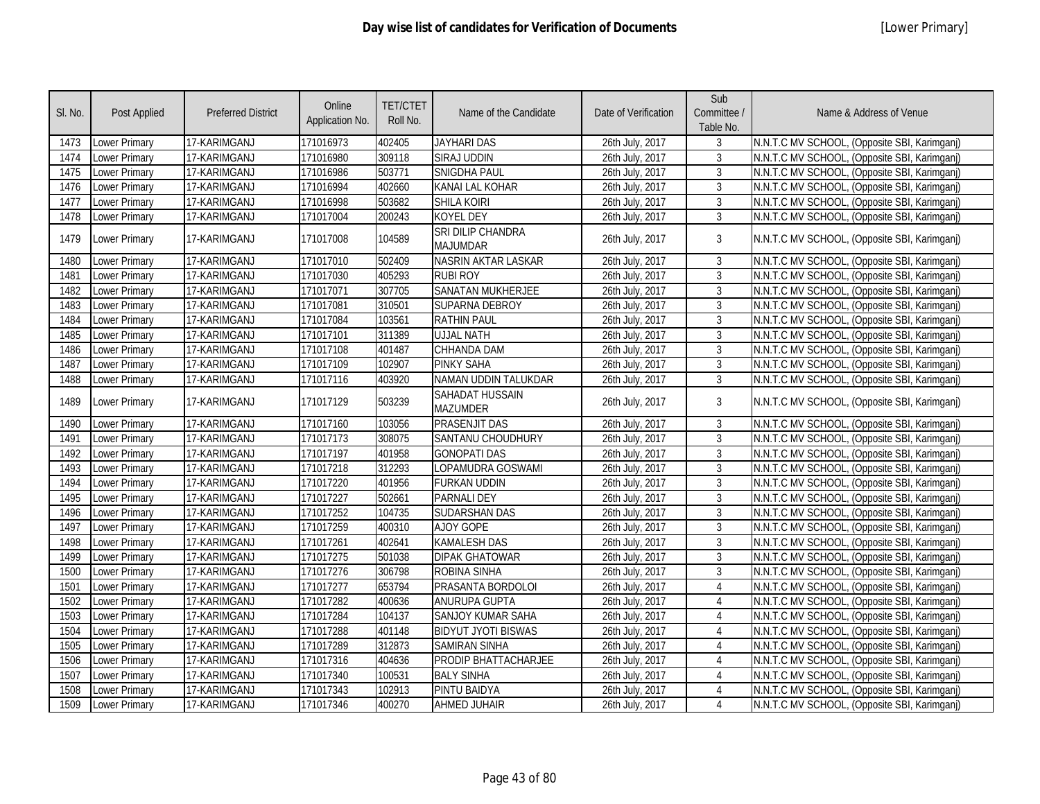# Day wise list of candidates for Verification of Documents

[Lower Primary]

| Sl. No. | Post Applied | Preferred District | Online Application No. | TET/CTET Roll No. | Name of the Candidate | Date of Verification | Sub Committee / Table No. | Name & Address of Venue |
|---|---|---|---|---|---|---|---|---|
| 1473 | Lower Primary | 17-KARIMGANJ | 171016973 | 402405 | JAYHARI DAS | 26th July, 2017 | 3 | N.N.T.C MV SCHOOL, (Opposite SBI, Karimganj) |
| 1474 | Lower Primary | 17-KARIMGANJ | 171016980 | 309118 | SIRAJ UDDIN | 26th July, 2017 | 3 | N.N.T.C MV SCHOOL, (Opposite SBI, Karimganj) |
| 1475 | Lower Primary | 17-KARIMGANJ | 171016986 | 503771 | SNIGDHA PAUL | 26th July, 2017 | 3 | N.N.T.C MV SCHOOL, (Opposite SBI, Karimganj) |
| 1476 | Lower Primary | 17-KARIMGANJ | 171016994 | 402660 | KANAI LAL KOHAR | 26th July, 2017 | 3 | N.N.T.C MV SCHOOL, (Opposite SBI, Karimganj) |
| 1477 | Lower Primary | 17-KARIMGANJ | 171016998 | 503682 | SHILA KOIRI | 26th July, 2017 | 3 | N.N.T.C MV SCHOOL, (Opposite SBI, Karimganj) |
| 1478 | Lower Primary | 17-KARIMGANJ | 171017004 | 200243 | KOYEL DEY | 26th July, 2017 | 3 | N.N.T.C MV SCHOOL, (Opposite SBI, Karimganj) |
| 1479 | Lower Primary | 17-KARIMGANJ | 171017008 | 104589 | SRI DILIP CHANDRA MAJUMDAR | 26th July, 2017 | 3 | N.N.T.C MV SCHOOL, (Opposite SBI, Karimganj) |
| 1480 | Lower Primary | 17-KARIMGANJ | 171017010 | 502409 | NASRIN AKTAR LASKAR | 26th July, 2017 | 3 | N.N.T.C MV SCHOOL, (Opposite SBI, Karimganj) |
| 1481 | Lower Primary | 17-KARIMGANJ | 171017030 | 405293 | RUBI ROY | 26th July, 2017 | 3 | N.N.T.C MV SCHOOL, (Opposite SBI, Karimganj) |
| 1482 | Lower Primary | 17-KARIMGANJ | 171017071 | 307705 | SANATAN MUKHERJEE | 26th July, 2017 | 3 | N.N.T.C MV SCHOOL, (Opposite SBI, Karimganj) |
| 1483 | Lower Primary | 17-KARIMGANJ | 171017081 | 310501 | SUPARNA DEBROY | 26th July, 2017 | 3 | N.N.T.C MV SCHOOL, (Opposite SBI, Karimganj) |
| 1484 | Lower Primary | 17-KARIMGANJ | 171017084 | 103561 | RATHIN PAUL | 26th July, 2017 | 3 | N.N.T.C MV SCHOOL, (Opposite SBI, Karimganj) |
| 1485 | Lower Primary | 17-KARIMGANJ | 171017101 | 311389 | UJJAL NATH | 26th July, 2017 | 3 | N.N.T.C MV SCHOOL, (Opposite SBI, Karimganj) |
| 1486 | Lower Primary | 17-KARIMGANJ | 171017108 | 401487 | CHHANDA DAM | 26th July, 2017 | 3 | N.N.T.C MV SCHOOL, (Opposite SBI, Karimganj) |
| 1487 | Lower Primary | 17-KARIMGANJ | 171017109 | 102907 | PINKY SAHA | 26th July, 2017 | 3 | N.N.T.C MV SCHOOL, (Opposite SBI, Karimganj) |
| 1488 | Lower Primary | 17-KARIMGANJ | 171017116 | 403920 | NAMAN UDDIN TALUKDAR | 26th July, 2017 | 3 | N.N.T.C MV SCHOOL, (Opposite SBI, Karimganj) |
| 1489 | Lower Primary | 17-KARIMGANJ | 171017129 | 503239 | SAHADAT HUSSAIN MAZUMDER | 26th July, 2017 | 3 | N.N.T.C MV SCHOOL, (Opposite SBI, Karimganj) |
| 1490 | Lower Primary | 17-KARIMGANJ | 171017160 | 103056 | PRASENJIT DAS | 26th July, 2017 | 3 | N.N.T.C MV SCHOOL, (Opposite SBI, Karimganj) |
| 1491 | Lower Primary | 17-KARIMGANJ | 171017173 | 308075 | SANTANU CHOUDHURY | 26th July, 2017 | 3 | N.N.T.C MV SCHOOL, (Opposite SBI, Karimganj) |
| 1492 | Lower Primary | 17-KARIMGANJ | 171017197 | 401958 | GONOPATI DAS | 26th July, 2017 | 3 | N.N.T.C MV SCHOOL, (Opposite SBI, Karimganj) |
| 1493 | Lower Primary | 17-KARIMGANJ | 171017218 | 312293 | LOPAMUDRA GOSWAMI | 26th July, 2017 | 3 | N.N.T.C MV SCHOOL, (Opposite SBI, Karimganj) |
| 1494 | Lower Primary | 17-KARIMGANJ | 171017220 | 401956 | FURKAN UDDIN | 26th July, 2017 | 3 | N.N.T.C MV SCHOOL, (Opposite SBI, Karimganj) |
| 1495 | Lower Primary | 17-KARIMGANJ | 171017227 | 502661 | PARNALI DEY | 26th July, 2017 | 3 | N.N.T.C MV SCHOOL, (Opposite SBI, Karimganj) |
| 1496 | Lower Primary | 17-KARIMGANJ | 171017252 | 104735 | SUDARSHAN DAS | 26th July, 2017 | 3 | N.N.T.C MV SCHOOL, (Opposite SBI, Karimganj) |
| 1497 | Lower Primary | 17-KARIMGANJ | 171017259 | 400310 | AJOY GOPE | 26th July, 2017 | 3 | N.N.T.C MV SCHOOL, (Opposite SBI, Karimganj) |
| 1498 | Lower Primary | 17-KARIMGANJ | 171017261 | 402641 | KAMALESH DAS | 26th July, 2017 | 3 | N.N.T.C MV SCHOOL, (Opposite SBI, Karimganj) |
| 1499 | Lower Primary | 17-KARIMGANJ | 171017275 | 501038 | DIPAK GHATOWAR | 26th July, 2017 | 3 | N.N.T.C MV SCHOOL, (Opposite SBI, Karimganj) |
| 1500 | Lower Primary | 17-KARIMGANJ | 171017276 | 306798 | ROBINA SINHA | 26th July, 2017 | 3 | N.N.T.C MV SCHOOL, (Opposite SBI, Karimganj) |
| 1501 | Lower Primary | 17-KARIMGANJ | 171017277 | 653794 | PRASANTA BORDOLOI | 26th July, 2017 | 4 | N.N.T.C MV SCHOOL, (Opposite SBI, Karimganj) |
| 1502 | Lower Primary | 17-KARIMGANJ | 171017282 | 400636 | ANURUPA GUPTA | 26th July, 2017 | 4 | N.N.T.C MV SCHOOL, (Opposite SBI, Karimganj) |
| 1503 | Lower Primary | 17-KARIMGANJ | 171017284 | 104137 | SANJOY KUMAR SAHA | 26th July, 2017 | 4 | N.N.T.C MV SCHOOL, (Opposite SBI, Karimganj) |
| 1504 | Lower Primary | 17-KARIMGANJ | 171017288 | 401148 | BIDYUT JYOTI BISWAS | 26th July, 2017 | 4 | N.N.T.C MV SCHOOL, (Opposite SBI, Karimganj) |
| 1505 | Lower Primary | 17-KARIMGANJ | 171017289 | 312873 | SAMIRAN SINHA | 26th July, 2017 | 4 | N.N.T.C MV SCHOOL, (Opposite SBI, Karimganj) |
| 1506 | Lower Primary | 17-KARIMGANJ | 171017316 | 404636 | PRODIP BHATTACHARJEE | 26th July, 2017 | 4 | N.N.T.C MV SCHOOL, (Opposite SBI, Karimganj) |
| 1507 | Lower Primary | 17-KARIMGANJ | 171017340 | 100531 | BALY SINHA | 26th July, 2017 | 4 | N.N.T.C MV SCHOOL, (Opposite SBI, Karimganj) |
| 1508 | Lower Primary | 17-KARIMGANJ | 171017343 | 102913 | PINTU BAIDYA | 26th July, 2017 | 4 | N.N.T.C MV SCHOOL, (Opposite SBI, Karimganj) |
| 1509 | Lower Primary | 17-KARIMGANJ | 171017346 | 400270 | AHMED JUHAIR | 26th July, 2017 | 4 | N.N.T.C MV SCHOOL, (Opposite SBI, Karimganj) |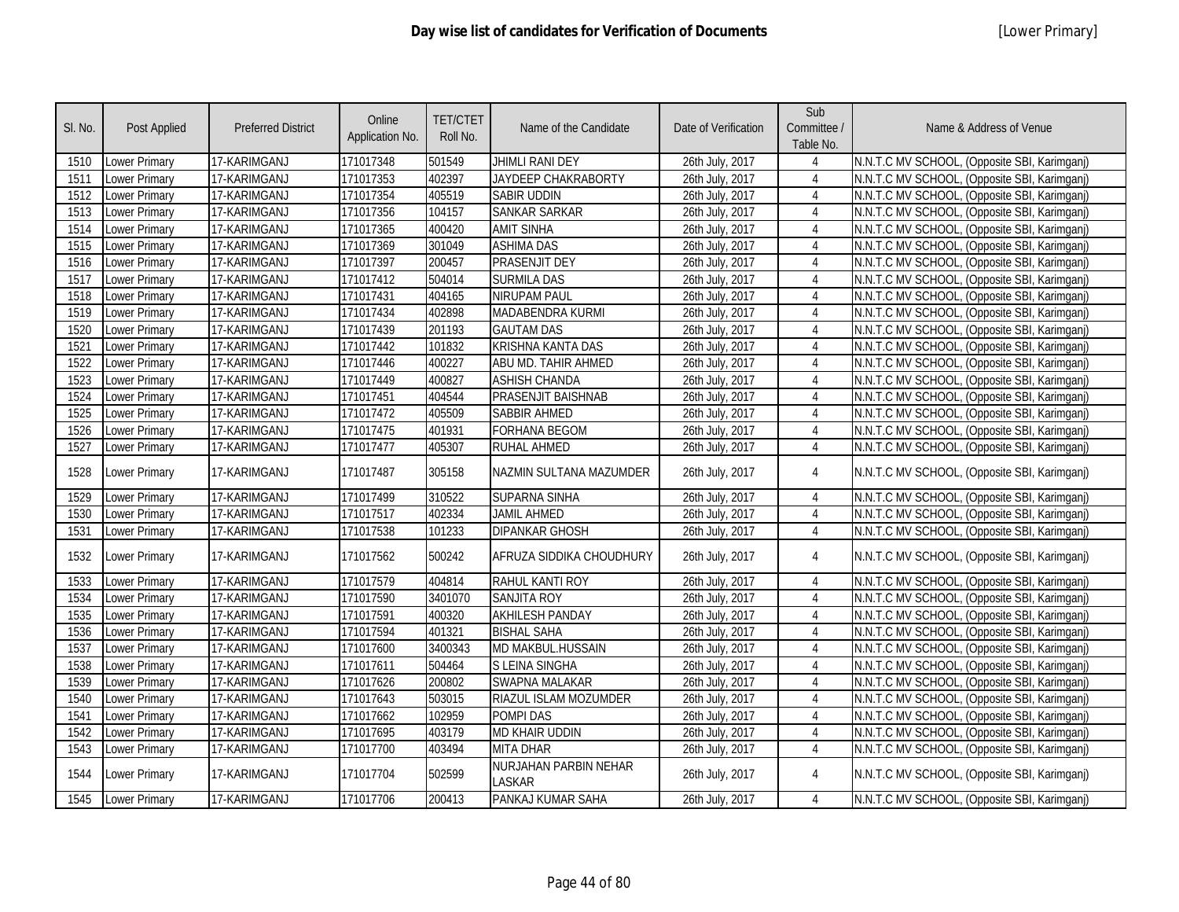# Day wise list of candidates for Verification of Documents

[Lower Primary]

| Sl. No. | Post Applied | Preferred District | Online Application No. | TET/CTET Roll No. | Name of the Candidate | Date of Verification | Sub Committee / Table No. | Name & Address of Venue |
|---|---|---|---|---|---|---|---|---|
| 1510 | Lower Primary | 17-KARIMGANJ | 171017348 | 501549 | JHIMLI RANI DEY | 26th July, 2017 | 4 | N.N.T.C MV SCHOOL, (Opposite SBI, Karimganj) |
| 1511 | Lower Primary | 17-KARIMGANJ | 171017353 | 402397 | JAYDEEP CHAKRABORTY | 26th July, 2017 | 4 | N.N.T.C MV SCHOOL, (Opposite SBI, Karimganj) |
| 1512 | Lower Primary | 17-KARIMGANJ | 171017354 | 405519 | SABIR UDDIN | 26th July, 2017 | 4 | N.N.T.C MV SCHOOL, (Opposite SBI, Karimganj) |
| 1513 | Lower Primary | 17-KARIMGANJ | 171017356 | 104157 | SANKAR SARKAR | 26th July, 2017 | 4 | N.N.T.C MV SCHOOL, (Opposite SBI, Karimganj) |
| 1514 | Lower Primary | 17-KARIMGANJ | 171017365 | 400420 | AMIT SINHA | 26th July, 2017 | 4 | N.N.T.C MV SCHOOL, (Opposite SBI, Karimganj) |
| 1515 | Lower Primary | 17-KARIMGANJ | 171017369 | 301049 | ASHIMA DAS | 26th July, 2017 | 4 | N.N.T.C MV SCHOOL, (Opposite SBI, Karimganj) |
| 1516 | Lower Primary | 17-KARIMGANJ | 171017397 | 200457 | PRASENJIT DEY | 26th July, 2017 | 4 | N.N.T.C MV SCHOOL, (Opposite SBI, Karimganj) |
| 1517 | Lower Primary | 17-KARIMGANJ | 171017412 | 504014 | SURMILA DAS | 26th July, 2017 | 4 | N.N.T.C MV SCHOOL, (Opposite SBI, Karimganj) |
| 1518 | Lower Primary | 17-KARIMGANJ | 171017431 | 404165 | NIRUPAM PAUL | 26th July, 2017 | 4 | N.N.T.C MV SCHOOL, (Opposite SBI, Karimganj) |
| 1519 | Lower Primary | 17-KARIMGANJ | 171017434 | 402898 | MADABENDRA KURMI | 26th July, 2017 | 4 | N.N.T.C MV SCHOOL, (Opposite SBI, Karimganj) |
| 1520 | Lower Primary | 17-KARIMGANJ | 171017439 | 201193 | GAUTAM DAS | 26th July, 2017 | 4 | N.N.T.C MV SCHOOL, (Opposite SBI, Karimganj) |
| 1521 | Lower Primary | 17-KARIMGANJ | 171017442 | 101832 | KRISHNA KANTA DAS | 26th July, 2017 | 4 | N.N.T.C MV SCHOOL, (Opposite SBI, Karimganj) |
| 1522 | Lower Primary | 17-KARIMGANJ | 171017446 | 400227 | ABU MD. TAHIR AHMED | 26th July, 2017 | 4 | N.N.T.C MV SCHOOL, (Opposite SBI, Karimganj) |
| 1523 | Lower Primary | 17-KARIMGANJ | 171017449 | 400827 | ASHISH CHANDA | 26th July, 2017 | 4 | N.N.T.C MV SCHOOL, (Opposite SBI, Karimganj) |
| 1524 | Lower Primary | 17-KARIMGANJ | 171017451 | 404544 | PRASENJIT BAISHNAB | 26th July, 2017 | 4 | N.N.T.C MV SCHOOL, (Opposite SBI, Karimganj) |
| 1525 | Lower Primary | 17-KARIMGANJ | 171017472 | 405509 | SABBIR AHMED | 26th July, 2017 | 4 | N.N.T.C MV SCHOOL, (Opposite SBI, Karimganj) |
| 1526 | Lower Primary | 17-KARIMGANJ | 171017475 | 401931 | FORHANA BEGOM | 26th July, 2017 | 4 | N.N.T.C MV SCHOOL, (Opposite SBI, Karimganj) |
| 1527 | Lower Primary | 17-KARIMGANJ | 171017477 | 405307 | RUHAL AHMED | 26th July, 2017 | 4 | N.N.T.C MV SCHOOL, (Opposite SBI, Karimganj) |
| 1528 | Lower Primary | 17-KARIMGANJ | 171017487 | 305158 | NAZMIN SULTANA MAZUMDER | 26th July, 2017 | 4 | N.N.T.C MV SCHOOL, (Opposite SBI, Karimganj) |
| 1529 | Lower Primary | 17-KARIMGANJ | 171017499 | 310522 | SUPARNA SINHA | 26th July, 2017 | 4 | N.N.T.C MV SCHOOL, (Opposite SBI, Karimganj) |
| 1530 | Lower Primary | 17-KARIMGANJ | 171017517 | 402334 | JAMIL AHMED | 26th July, 2017 | 4 | N.N.T.C MV SCHOOL, (Opposite SBI, Karimganj) |
| 1531 | Lower Primary | 17-KARIMGANJ | 171017538 | 101233 | DIPANKAR GHOSH | 26th July, 2017 | 4 | N.N.T.C MV SCHOOL, (Opposite SBI, Karimganj) |
| 1532 | Lower Primary | 17-KARIMGANJ | 171017562 | 500242 | AFRUZA SIDDIKA CHOUDHURY | 26th July, 2017 | 4 | N.N.T.C MV SCHOOL, (Opposite SBI, Karimganj) |
| 1533 | Lower Primary | 17-KARIMGANJ | 171017579 | 404814 | RAHUL KANTI ROY | 26th July, 2017 | 4 | N.N.T.C MV SCHOOL, (Opposite SBI, Karimganj) |
| 1534 | Lower Primary | 17-KARIMGANJ | 171017590 | 3401070 | SANJITA ROY | 26th July, 2017 | 4 | N.N.T.C MV SCHOOL, (Opposite SBI, Karimganj) |
| 1535 | Lower Primary | 17-KARIMGANJ | 171017591 | 400320 | AKHILESH PANDAY | 26th July, 2017 | 4 | N.N.T.C MV SCHOOL, (Opposite SBI, Karimganj) |
| 1536 | Lower Primary | 17-KARIMGANJ | 171017594 | 401321 | BISHAL SAHA | 26th July, 2017 | 4 | N.N.T.C MV SCHOOL, (Opposite SBI, Karimganj) |
| 1537 | Lower Primary | 17-KARIMGANJ | 171017600 | 3400343 | MD MAKBUL.HUSSAIN | 26th July, 2017 | 4 | N.N.T.C MV SCHOOL, (Opposite SBI, Karimganj) |
| 1538 | Lower Primary | 17-KARIMGANJ | 171017611 | 504464 | S LEINA SINGHA | 26th July, 2017 | 4 | N.N.T.C MV SCHOOL, (Opposite SBI, Karimganj) |
| 1539 | Lower Primary | 17-KARIMGANJ | 171017626 | 200802 | SWAPNA MALAKAR | 26th July, 2017 | 4 | N.N.T.C MV SCHOOL, (Opposite SBI, Karimganj) |
| 1540 | Lower Primary | 17-KARIMGANJ | 171017643 | 503015 | RIAZUL ISLAM MOZUMDER | 26th July, 2017 | 4 | N.N.T.C MV SCHOOL, (Opposite SBI, Karimganj) |
| 1541 | Lower Primary | 17-KARIMGANJ | 171017662 | 102959 | POMPI DAS | 26th July, 2017 | 4 | N.N.T.C MV SCHOOL, (Opposite SBI, Karimganj) |
| 1542 | Lower Primary | 17-KARIMGANJ | 171017695 | 403179 | MD KHAIR UDDIN | 26th July, 2017 | 4 | N.N.T.C MV SCHOOL, (Opposite SBI, Karimganj) |
| 1543 | Lower Primary | 17-KARIMGANJ | 171017700 | 403494 | MITA DHAR | 26th July, 2017 | 4 | N.N.T.C MV SCHOOL, (Opposite SBI, Karimganj) |
| 1544 | Lower Primary | 17-KARIMGANJ | 171017704 | 502599 | NURJAHAN PARBIN NEHAR LASKAR | 26th July, 2017 | 4 | N.N.T.C MV SCHOOL, (Opposite SBI, Karimganj) |
| 1545 | Lower Primary | 17-KARIMGANJ | 171017706 | 200413 | PANKAJ KUMAR SAHA | 26th July, 2017 | 4 | N.N.T.C MV SCHOOL, (Opposite SBI, Karimganj) |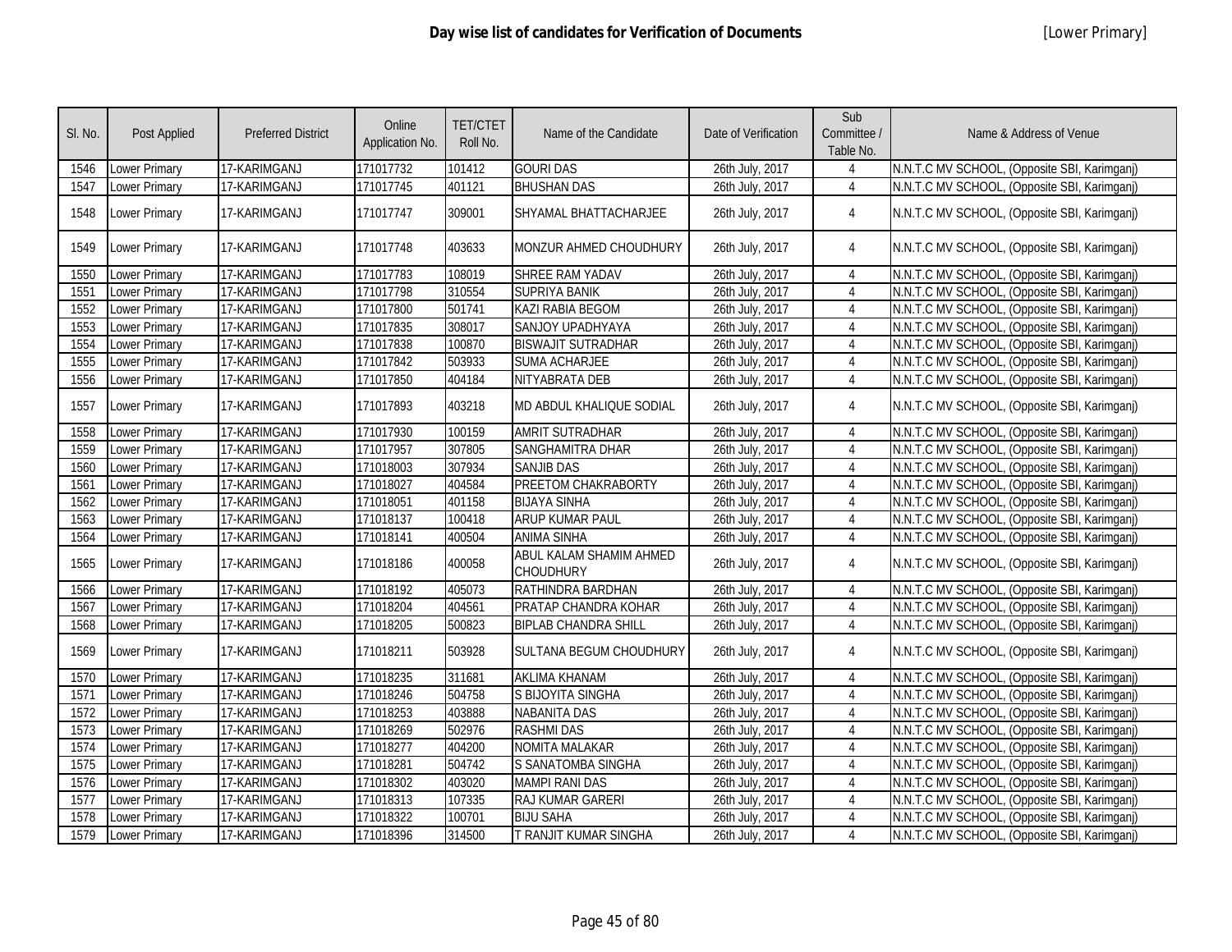# Day wise list of candidates for Verification of Documents

[Lower Primary]

| Sl. No. | Post Applied | Preferred District | Online Application No. | TET/CTET Roll No. | Name of the Candidate | Date of Verification | Sub Committee / Table No. | Name & Address of Venue |
|---|---|---|---|---|---|---|---|---|
| 1546 | Lower Primary | 17-KARIMGANJ | 171017732 | 101412 | GOURI DAS | 26th July, 2017 | 4 | N.N.T.C MV SCHOOL, (Opposite SBI, Karimganj) |
| 1547 | Lower Primary | 17-KARIMGANJ | 171017745 | 401121 | BHUSHAN DAS | 26th July, 2017 | 4 | N.N.T.C MV SCHOOL, (Opposite SBI, Karimganj) |
| 1548 | Lower Primary | 17-KARIMGANJ | 171017747 | 309001 | SHYAMAL BHATTACHARJEE | 26th July, 2017 | 4 | N.N.T.C MV SCHOOL, (Opposite SBI, Karimganj) |
| 1549 | Lower Primary | 17-KARIMGANJ | 171017748 | 403633 | MONZUR AHMED CHOUDHURY | 26th July, 2017 | 4 | N.N.T.C MV SCHOOL, (Opposite SBI, Karimganj) |
| 1550 | Lower Primary | 17-KARIMGANJ | 171017783 | 108019 | SHREE RAM YADAV | 26th July, 2017 | 4 | N.N.T.C MV SCHOOL, (Opposite SBI, Karimganj) |
| 1551 | Lower Primary | 17-KARIMGANJ | 171017798 | 310554 | SUPRIYA BANIK | 26th July, 2017 | 4 | N.N.T.C MV SCHOOL, (Opposite SBI, Karimganj) |
| 1552 | Lower Primary | 17-KARIMGANJ | 171017800 | 501741 | KAZI RABIA BEGOM | 26th July, 2017 | 4 | N.N.T.C MV SCHOOL, (Opposite SBI, Karimganj) |
| 1553 | Lower Primary | 17-KARIMGANJ | 171017835 | 308017 | SANJOY UPADHYAYA | 26th July, 2017 | 4 | N.N.T.C MV SCHOOL, (Opposite SBI, Karimganj) |
| 1554 | Lower Primary | 17-KARIMGANJ | 171017838 | 100870 | BISWAJIT SUTRADHAR | 26th July, 2017 | 4 | N.N.T.C MV SCHOOL, (Opposite SBI, Karimganj) |
| 1555 | Lower Primary | 17-KARIMGANJ | 171017842 | 503933 | SUMA ACHARJEE | 26th July, 2017 | 4 | N.N.T.C MV SCHOOL, (Opposite SBI, Karimganj) |
| 1556 | Lower Primary | 17-KARIMGANJ | 171017850 | 404184 | NITYABRATA DEB | 26th July, 2017 | 4 | N.N.T.C MV SCHOOL, (Opposite SBI, Karimganj) |
| 1557 | Lower Primary | 17-KARIMGANJ | 171017893 | 403218 | MD ABDUL KHALIQUE SODIAL | 26th July, 2017 | 4 | N.N.T.C MV SCHOOL, (Opposite SBI, Karimganj) |
| 1558 | Lower Primary | 17-KARIMGANJ | 171017930 | 100159 | AMRIT SUTRADHAR | 26th July, 2017 | 4 | N.N.T.C MV SCHOOL, (Opposite SBI, Karimganj) |
| 1559 | Lower Primary | 17-KARIMGANJ | 171017957 | 307805 | SANGHAMITRA DHAR | 26th July, 2017 | 4 | N.N.T.C MV SCHOOL, (Opposite SBI, Karimganj) |
| 1560 | Lower Primary | 17-KARIMGANJ | 171018003 | 307934 | SANJIB DAS | 26th July, 2017 | 4 | N.N.T.C MV SCHOOL, (Opposite SBI, Karimganj) |
| 1561 | Lower Primary | 17-KARIMGANJ | 171018027 | 404584 | PREETOM CHAKRABORTY | 26th July, 2017 | 4 | N.N.T.C MV SCHOOL, (Opposite SBI, Karimganj) |
| 1562 | Lower Primary | 17-KARIMGANJ | 171018051 | 401158 | BIJAYA SINHA | 26th July, 2017 | 4 | N.N.T.C MV SCHOOL, (Opposite SBI, Karimganj) |
| 1563 | Lower Primary | 17-KARIMGANJ | 171018137 | 100418 | ARUP KUMAR PAUL | 26th July, 2017 | 4 | N.N.T.C MV SCHOOL, (Opposite SBI, Karimganj) |
| 1564 | Lower Primary | 17-KARIMGANJ | 171018141 | 400504 | ANIMA SINHA | 26th July, 2017 | 4 | N.N.T.C MV SCHOOL, (Opposite SBI, Karimganj) |
| 1565 | Lower Primary | 17-KARIMGANJ | 171018186 | 400058 | ABUL KALAM SHAMIM AHMED CHOUDHURY | 26th July, 2017 | 4 | N.N.T.C MV SCHOOL, (Opposite SBI, Karimganj) |
| 1566 | Lower Primary | 17-KARIMGANJ | 171018192 | 405073 | RATHINDRA BARDHAN | 26th July, 2017 | 4 | N.N.T.C MV SCHOOL, (Opposite SBI, Karimganj) |
| 1567 | Lower Primary | 17-KARIMGANJ | 171018204 | 404561 | PRATAP CHANDRA KOHAR | 26th July, 2017 | 4 | N.N.T.C MV SCHOOL, (Opposite SBI, Karimganj) |
| 1568 | Lower Primary | 17-KARIMGANJ | 171018205 | 500823 | BIPLAB CHANDRA SHILL | 26th July, 2017 | 4 | N.N.T.C MV SCHOOL, (Opposite SBI, Karimganj) |
| 1569 | Lower Primary | 17-KARIMGANJ | 171018211 | 503928 | SULTANA BEGUM CHOUDHURY | 26th July, 2017 | 4 | N.N.T.C MV SCHOOL, (Opposite SBI, Karimganj) |
| 1570 | Lower Primary | 17-KARIMGANJ | 171018235 | 311681 | AKLIMA KHANAM | 26th July, 2017 | 4 | N.N.T.C MV SCHOOL, (Opposite SBI, Karimganj) |
| 1571 | Lower Primary | 17-KARIMGANJ | 171018246 | 504758 | S BIJOYITA SINGHA | 26th July, 2017 | 4 | N.N.T.C MV SCHOOL, (Opposite SBI, Karimganj) |
| 1572 | Lower Primary | 17-KARIMGANJ | 171018253 | 403888 | NABANITA DAS | 26th July, 2017 | 4 | N.N.T.C MV SCHOOL, (Opposite SBI, Karimganj) |
| 1573 | Lower Primary | 17-KARIMGANJ | 171018269 | 502976 | RASHMI DAS | 26th July, 2017 | 4 | N.N.T.C MV SCHOOL, (Opposite SBI, Karimganj) |
| 1574 | Lower Primary | 17-KARIMGANJ | 171018277 | 404200 | NOMITA MALAKAR | 26th July, 2017 | 4 | N.N.T.C MV SCHOOL, (Opposite SBI, Karimganj) |
| 1575 | Lower Primary | 17-KARIMGANJ | 171018281 | 504742 | S SANATOMBA SINGHA | 26th July, 2017 | 4 | N.N.T.C MV SCHOOL, (Opposite SBI, Karimganj) |
| 1576 | Lower Primary | 17-KARIMGANJ | 171018302 | 403020 | MAMPI RANI DAS | 26th July, 2017 | 4 | N.N.T.C MV SCHOOL, (Opposite SBI, Karimganj) |
| 1577 | Lower Primary | 17-KARIMGANJ | 171018313 | 107335 | RAJ KUMAR GARERI | 26th July, 2017 | 4 | N.N.T.C MV SCHOOL, (Opposite SBI, Karimganj) |
| 1578 | Lower Primary | 17-KARIMGANJ | 171018322 | 100701 | BIJU SAHA | 26th July, 2017 | 4 | N.N.T.C MV SCHOOL, (Opposite SBI, Karimganj) |
| 1579 | Lower Primary | 17-KARIMGANJ | 171018396 | 314500 | T RANJIT KUMAR SINGHA | 26th July, 2017 | 4 | N.N.T.C MV SCHOOL, (Opposite SBI, Karimganj) |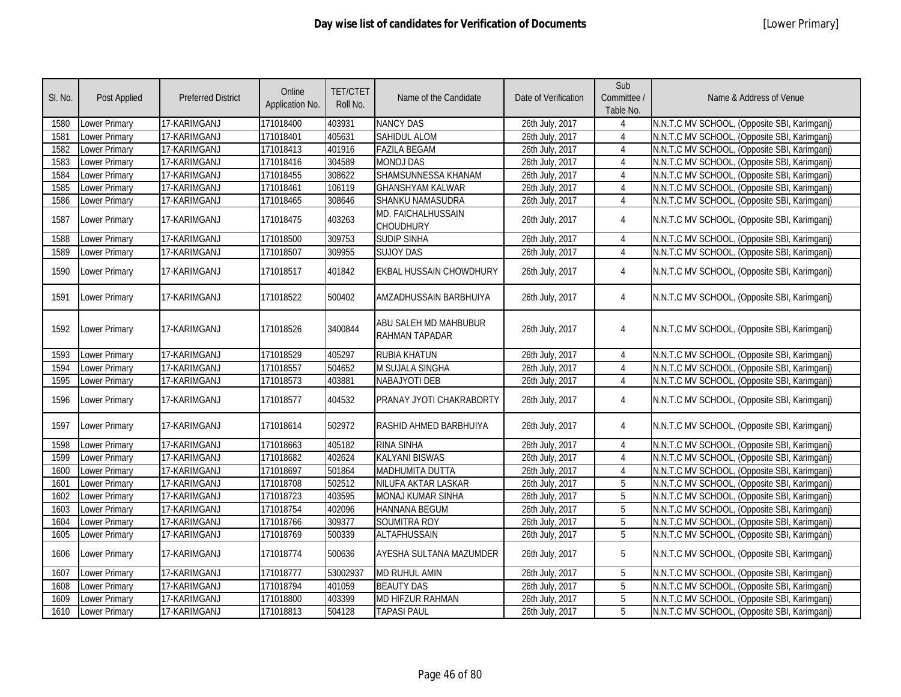# Day wise list of candidates for Verification of Documents

[Lower Primary]

| Sl. No. | Post Applied | Preferred District | Online Application No. | TET/CTET Roll No. | Name of the Candidate | Date of Verification | Sub Committee / Table No. | Name & Address of Venue |
|---|---|---|---|---|---|---|---|---|
| 1580 | Lower Primary | 17-KARIMGANJ | 171018400 | 403931 | NANCY DAS | 26th July, 2017 | 4 | N.N.T.C MV SCHOOL, (Opposite SBI, Karimganj) |
| 1581 | Lower Primary | 17-KARIMGANJ | 171018401 | 405631 | SAHIDUL ALOM | 26th July, 2017 | 4 | N.N.T.C MV SCHOOL, (Opposite SBI, Karimganj) |
| 1582 | Lower Primary | 17-KARIMGANJ | 171018413 | 401916 | FAZILA BEGAM | 26th July, 2017 | 4 | N.N.T.C MV SCHOOL, (Opposite SBI, Karimganj) |
| 1583 | Lower Primary | 17-KARIMGANJ | 171018416 | 304589 | MONOJ DAS | 26th July, 2017 | 4 | N.N.T.C MV SCHOOL, (Opposite SBI, Karimganj) |
| 1584 | Lower Primary | 17-KARIMGANJ | 171018455 | 308622 | SHAMSUNNESSA KHANAM | 26th July, 2017 | 4 | N.N.T.C MV SCHOOL, (Opposite SBI, Karimganj) |
| 1585 | Lower Primary | 17-KARIMGANJ | 171018461 | 106119 | GHANSHYAM KALWAR | 26th July, 2017 | 4 | N.N.T.C MV SCHOOL, (Opposite SBI, Karimganj) |
| 1586 | Lower Primary | 17-KARIMGANJ | 171018465 | 308646 | SHANKU NAMASUDRA | 26th July, 2017 | 4 | N.N.T.C MV SCHOOL, (Opposite SBI, Karimganj) |
| 1587 | Lower Primary | 17-KARIMGANJ | 171018475 | 403263 | MD. FAICHALHUSSAIN CHOUDHURY | 26th July, 2017 | 4 | N.N.T.C MV SCHOOL, (Opposite SBI, Karimganj) |
| 1588 | Lower Primary | 17-KARIMGANJ | 171018500 | 309753 | SUDIP SINHA | 26th July, 2017 | 4 | N.N.T.C MV SCHOOL, (Opposite SBI, Karimganj) |
| 1589 | Lower Primary | 17-KARIMGANJ | 171018507 | 309955 | SUJOY DAS | 26th July, 2017 | 4 | N.N.T.C MV SCHOOL, (Opposite SBI, Karimganj) |
| 1590 | Lower Primary | 17-KARIMGANJ | 171018517 | 401842 | EKBAL HUSSAIN CHOWDHURY | 26th July, 2017 | 4 | N.N.T.C MV SCHOOL, (Opposite SBI, Karimganj) |
| 1591 | Lower Primary | 17-KARIMGANJ | 171018522 | 500402 | AMZADHUSSAIN BARBHUIYA | 26th July, 2017 | 4 | N.N.T.C MV SCHOOL, (Opposite SBI, Karimganj) |
| 1592 | Lower Primary | 17-KARIMGANJ | 171018526 | 3400844 | ABU SALEH MD MAHBUBUR RAHMAN TAPADAR | 26th July, 2017 | 4 | N.N.T.C MV SCHOOL, (Opposite SBI, Karimganj) |
| 1593 | Lower Primary | 17-KARIMGANJ | 171018529 | 405297 | RUBIA KHATUN | 26th July, 2017 | 4 | N.N.T.C MV SCHOOL, (Opposite SBI, Karimganj) |
| 1594 | Lower Primary | 17-KARIMGANJ | 171018557 | 504652 | M SUJALA SINGHA | 26th July, 2017 | 4 | N.N.T.C MV SCHOOL, (Opposite SBI, Karimganj) |
| 1595 | Lower Primary | 17-KARIMGANJ | 171018573 | 403881 | NABAJYOTI DEB | 26th July, 2017 | 4 | N.N.T.C MV SCHOOL, (Opposite SBI, Karimganj) |
| 1596 | Lower Primary | 17-KARIMGANJ | 171018577 | 404532 | PRANAY JYOTI CHAKRABORTY | 26th July, 2017 | 4 | N.N.T.C MV SCHOOL, (Opposite SBI, Karimganj) |
| 1597 | Lower Primary | 17-KARIMGANJ | 171018614 | 502972 | RASHID AHMED BARBHUIYA | 26th July, 2017 | 4 | N.N.T.C MV SCHOOL, (Opposite SBI, Karimganj) |
| 1598 | Lower Primary | 17-KARIMGANJ | 171018663 | 405182 | RINA SINHA | 26th July, 2017 | 4 | N.N.T.C MV SCHOOL, (Opposite SBI, Karimganj) |
| 1599 | Lower Primary | 17-KARIMGANJ | 171018682 | 402624 | KALYANI BISWAS | 26th July, 2017 | 4 | N.N.T.C MV SCHOOL, (Opposite SBI, Karimganj) |
| 1600 | Lower Primary | 17-KARIMGANJ | 171018697 | 501864 | MADHUMITA DUTTA | 26th July, 2017 | 4 | N.N.T.C MV SCHOOL, (Opposite SBI, Karimganj) |
| 1601 | Lower Primary | 17-KARIMGANJ | 171018708 | 502512 | NILUFA AKTAR LASKAR | 26th July, 2017 | 5 | N.N.T.C MV SCHOOL, (Opposite SBI, Karimganj) |
| 1602 | Lower Primary | 17-KARIMGANJ | 171018723 | 403595 | MONAJ KUMAR SINHA | 26th July, 2017 | 5 | N.N.T.C MV SCHOOL, (Opposite SBI, Karimganj) |
| 1603 | Lower Primary | 17-KARIMGANJ | 171018754 | 402096 | HANNANA BEGUM | 26th July, 2017 | 5 | N.N.T.C MV SCHOOL, (Opposite SBI, Karimganj) |
| 1604 | Lower Primary | 17-KARIMGANJ | 171018766 | 309377 | SOUMITRA ROY | 26th July, 2017 | 5 | N.N.T.C MV SCHOOL, (Opposite SBI, Karimganj) |
| 1605 | Lower Primary | 17-KARIMGANJ | 171018769 | 500339 | ALTAFHUSSAIN | 26th July, 2017 | 5 | N.N.T.C MV SCHOOL, (Opposite SBI, Karimganj) |
| 1606 | Lower Primary | 17-KARIMGANJ | 171018774 | 500636 | AYESHA SULTANA MAZUMDER | 26th July, 2017 | 5 | N.N.T.C MV SCHOOL, (Opposite SBI, Karimganj) |
| 1607 | Lower Primary | 17-KARIMGANJ | 171018777 | 53002937 | MD RUHUL AMIN | 26th July, 2017 | 5 | N.N.T.C MV SCHOOL, (Opposite SBI, Karimganj) |
| 1608 | Lower Primary | 17-KARIMGANJ | 171018794 | 401059 | BEAUTY DAS | 26th July, 2017 | 5 | N.N.T.C MV SCHOOL, (Opposite SBI, Karimganj) |
| 1609 | Lower Primary | 17-KARIMGANJ | 171018800 | 403399 | MD HIFZUR RAHMAN | 26th July, 2017 | 5 | N.N.T.C MV SCHOOL, (Opposite SBI, Karimganj) |
| 1610 | Lower Primary | 17-KARIMGANJ | 171018813 | 504128 | TAPASI PAUL | 26th July, 2017 | 5 | N.N.T.C MV SCHOOL, (Opposite SBI, Karimganj) |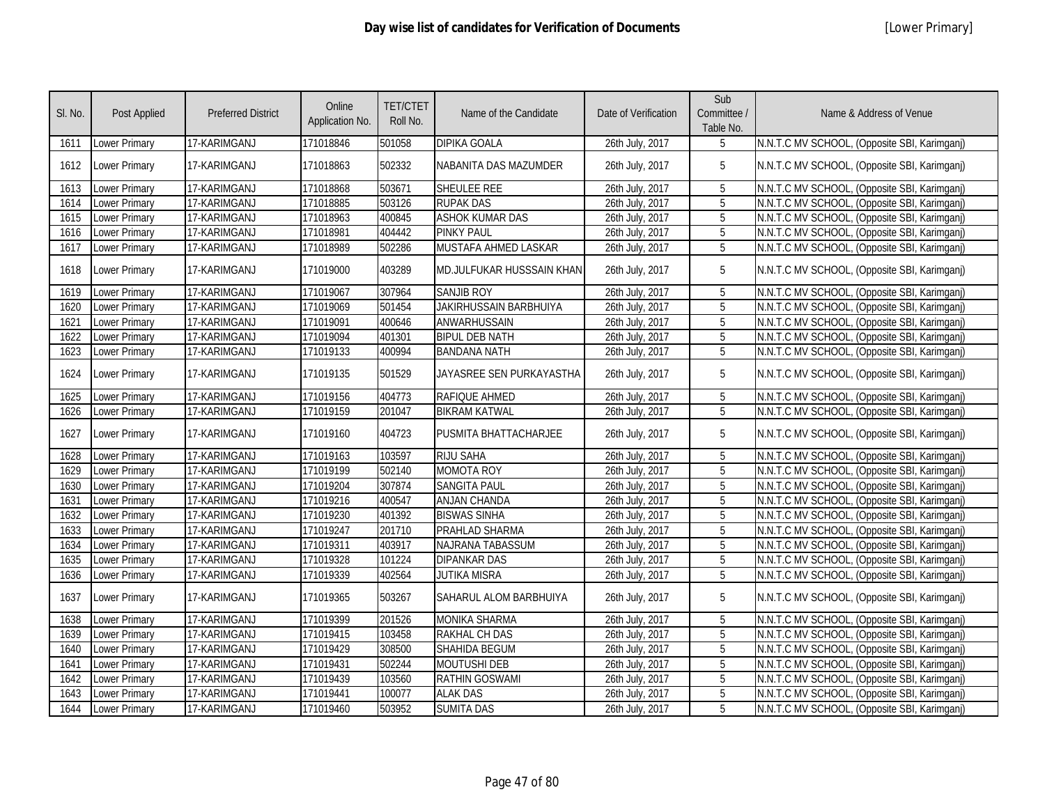# Day wise list of candidates for Verification of Documents

[Lower Primary]

| Sl. No. | Post Applied | Preferred District | Online Application No. | TET/CTET Roll No. | Name of the Candidate | Date of Verification | Sub Committee / Table No. | Name & Address of Venue |
|---|---|---|---|---|---|---|---|---|
| 1611 | Lower Primary | 17-KARIMGANJ | 171018846 | 501058 | DIPIKA GOALA | 26th July, 2017 | 5 | N.N.T.C MV SCHOOL, (Opposite SBI, Karimganj) |
| 1612 | Lower Primary | 17-KARIMGANJ | 171018863 | 502332 | NABANITA DAS MAZUMDER | 26th July, 2017 | 5 | N.N.T.C MV SCHOOL, (Opposite SBI, Karimganj) |
| 1613 | Lower Primary | 17-KARIMGANJ | 171018868 | 503671 | SHEULEE REE | 26th July, 2017 | 5 | N.N.T.C MV SCHOOL, (Opposite SBI, Karimganj) |
| 1614 | Lower Primary | 17-KARIMGANJ | 171018885 | 503126 | RUPAK DAS | 26th July, 2017 | 5 | N.N.T.C MV SCHOOL, (Opposite SBI, Karimganj) |
| 1615 | Lower Primary | 17-KARIMGANJ | 171018963 | 400845 | ASHOK KUMAR DAS | 26th July, 2017 | 5 | N.N.T.C MV SCHOOL, (Opposite SBI, Karimganj) |
| 1616 | Lower Primary | 17-KARIMGANJ | 171018981 | 404442 | PINKY PAUL | 26th July, 2017 | 5 | N.N.T.C MV SCHOOL, (Opposite SBI, Karimganj) |
| 1617 | Lower Primary | 17-KARIMGANJ | 171018989 | 502286 | MUSTAFA AHMED LASKAR | 26th July, 2017 | 5 | N.N.T.C MV SCHOOL, (Opposite SBI, Karimganj) |
| 1618 | Lower Primary | 17-KARIMGANJ | 171019000 | 403289 | MD.JULFUKAR HUSSSAIN KHAN | 26th July, 2017 | 5 | N.N.T.C MV SCHOOL, (Opposite SBI, Karimganj) |
| 1619 | Lower Primary | 17-KARIMGANJ | 171019067 | 307964 | SANJIB ROY | 26th July, 2017 | 5 | N.N.T.C MV SCHOOL, (Opposite SBI, Karimganj) |
| 1620 | Lower Primary | 17-KARIMGANJ | 171019069 | 501454 | JAKIRHUSSAIN BARBHUIYA | 26th July, 2017 | 5 | N.N.T.C MV SCHOOL, (Opposite SBI, Karimganj) |
| 1621 | Lower Primary | 17-KARIMGANJ | 171019091 | 400646 | ANWARHUSSAIN | 26th July, 2017 | 5 | N.N.T.C MV SCHOOL, (Opposite SBI, Karimganj) |
| 1622 | Lower Primary | 17-KARIMGANJ | 171019094 | 401301 | BIPUL DEB NATH | 26th July, 2017 | 5 | N.N.T.C MV SCHOOL, (Opposite SBI, Karimganj) |
| 1623 | Lower Primary | 17-KARIMGANJ | 171019133 | 400994 | BANDANA NATH | 26th July, 2017 | 5 | N.N.T.C MV SCHOOL, (Opposite SBI, Karimganj) |
| 1624 | Lower Primary | 17-KARIMGANJ | 171019135 | 501529 | JAYASREE SEN PURKAYASTHA | 26th July, 2017 | 5 | N.N.T.C MV SCHOOL, (Opposite SBI, Karimganj) |
| 1625 | Lower Primary | 17-KARIMGANJ | 171019156 | 404773 | RAFIQUE AHMED | 26th July, 2017 | 5 | N.N.T.C MV SCHOOL, (Opposite SBI, Karimganj) |
| 1626 | Lower Primary | 17-KARIMGANJ | 171019159 | 201047 | BIKRAM KATWAL | 26th July, 2017 | 5 | N.N.T.C MV SCHOOL, (Opposite SBI, Karimganj) |
| 1627 | Lower Primary | 17-KARIMGANJ | 171019160 | 404723 | PUSMITA BHATTACHARJEE | 26th July, 2017 | 5 | N.N.T.C MV SCHOOL, (Opposite SBI, Karimganj) |
| 1628 | Lower Primary | 17-KARIMGANJ | 171019163 | 103597 | RIJU SAHA | 26th July, 2017 | 5 | N.N.T.C MV SCHOOL, (Opposite SBI, Karimganj) |
| 1629 | Lower Primary | 17-KARIMGANJ | 171019199 | 502140 | MOMOTA ROY | 26th July, 2017 | 5 | N.N.T.C MV SCHOOL, (Opposite SBI, Karimganj) |
| 1630 | Lower Primary | 17-KARIMGANJ | 171019204 | 307874 | SANGITA PAUL | 26th July, 2017 | 5 | N.N.T.C MV SCHOOL, (Opposite SBI, Karimganj) |
| 1631 | Lower Primary | 17-KARIMGANJ | 171019216 | 400547 | ANJAN CHANDA | 26th July, 2017 | 5 | N.N.T.C MV SCHOOL, (Opposite SBI, Karimganj) |
| 1632 | Lower Primary | 17-KARIMGANJ | 171019230 | 401392 | BISWAS SINHA | 26th July, 2017 | 5 | N.N.T.C MV SCHOOL, (Opposite SBI, Karimganj) |
| 1633 | Lower Primary | 17-KARIMGANJ | 171019247 | 201710 | PRAHLAD SHARMA | 26th July, 2017 | 5 | N.N.T.C MV SCHOOL, (Opposite SBI, Karimganj) |
| 1634 | Lower Primary | 17-KARIMGANJ | 171019311 | 403917 | NAJRANA TABASSUM | 26th July, 2017 | 5 | N.N.T.C MV SCHOOL, (Opposite SBI, Karimganj) |
| 1635 | Lower Primary | 17-KARIMGANJ | 171019328 | 101224 | DIPANKAR DAS | 26th July, 2017 | 5 | N.N.T.C MV SCHOOL, (Opposite SBI, Karimganj) |
| 1636 | Lower Primary | 17-KARIMGANJ | 171019339 | 402564 | JUTIKA MISRA | 26th July, 2017 | 5 | N.N.T.C MV SCHOOL, (Opposite SBI, Karimganj) |
| 1637 | Lower Primary | 17-KARIMGANJ | 171019365 | 503267 | SAHARUL ALOM BARBHUIYA | 26th July, 2017 | 5 | N.N.T.C MV SCHOOL, (Opposite SBI, Karimganj) |
| 1638 | Lower Primary | 17-KARIMGANJ | 171019399 | 201526 | MONIKA SHARMA | 26th July, 2017 | 5 | N.N.T.C MV SCHOOL, (Opposite SBI, Karimganj) |
| 1639 | Lower Primary | 17-KARIMGANJ | 171019415 | 103458 | RAKHAL CH DAS | 26th July, 2017 | 5 | N.N.T.C MV SCHOOL, (Opposite SBI, Karimganj) |
| 1640 | Lower Primary | 17-KARIMGANJ | 171019429 | 308500 | SHAHIDA BEGUM | 26th July, 2017 | 5 | N.N.T.C MV SCHOOL, (Opposite SBI, Karimganj) |
| 1641 | Lower Primary | 17-KARIMGANJ | 171019431 | 502244 | MOUTUSHI DEB | 26th July, 2017 | 5 | N.N.T.C MV SCHOOL, (Opposite SBI, Karimganj) |
| 1642 | Lower Primary | 17-KARIMGANJ | 171019439 | 103560 | RATHIN GOSWAMI | 26th July, 2017 | 5 | N.N.T.C MV SCHOOL, (Opposite SBI, Karimganj) |
| 1643 | Lower Primary | 17-KARIMGANJ | 171019441 | 100077 | ALAK DAS | 26th July, 2017 | 5 | N.N.T.C MV SCHOOL, (Opposite SBI, Karimganj) |
| 1644 | Lower Primary | 17-KARIMGANJ | 171019460 | 503952 | SUMITA DAS | 26th July, 2017 | 5 | N.N.T.C MV SCHOOL, (Opposite SBI, Karimganj) |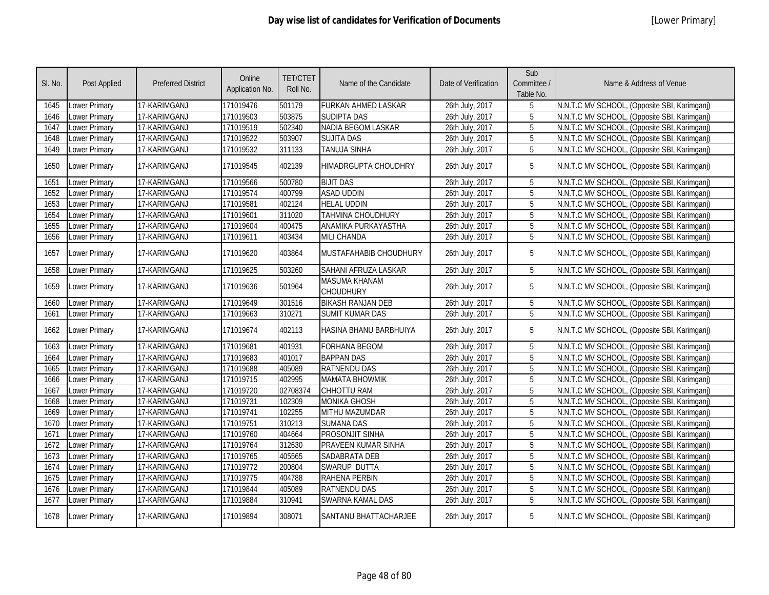# Day wise list of candidates for Verification of Documents

[Lower Primary]

| Sl. No. | Post Applied | Preferred District | Online Application No. | TET/CTET Roll No. | Name of the Candidate | Date of Verification | Sub Committee / Table No. | Name & Address of Venue |
|---|---|---|---|---|---|---|---|---|
| 1645 | Lower Primary | 17-KARIMGANJ | 171019476 | 501179 | FURKAN AHMED LASKAR | 26th July, 2017 | 5 | N.N.T.C MV SCHOOL, (Opposite SBI, Karimganj) |
| 1646 | Lower Primary | 17-KARIMGANJ | 171019503 | 503875 | SUDIPTA DAS | 26th July, 2017 | 5 | N.N.T.C MV SCHOOL, (Opposite SBI, Karimganj) |
| 1647 | Lower Primary | 17-KARIMGANJ | 171019519 | 502340 | NADIA BEGOM LASKAR | 26th July, 2017 | 5 | N.N.T.C MV SCHOOL, (Opposite SBI, Karimganj) |
| 1648 | Lower Primary | 17-KARIMGANJ | 171019522 | 503907 | SUJITA DAS | 26th July, 2017 | 5 | N.N.T.C MV SCHOOL, (Opposite SBI, Karimganj) |
| 1649 | Lower Primary | 17-KARIMGANJ | 171019532 | 311133 | TANUJA SINHA | 26th July, 2017 | 5 | N.N.T.C MV SCHOOL, (Opposite SBI, Karimganj) |
| 1650 | Lower Primary | 17-KARIMGANJ | 171019545 | 402139 | HIMADRGUPTA CHOUDHRY | 26th July, 2017 | 5 | N.N.T.C MV SCHOOL, (Opposite SBI, Karimganj) |
| 1651 | Lower Primary | 17-KARIMGANJ | 171019566 | 500780 | BIJIT DAS | 26th July, 2017 | 5 | N.N.T.C MV SCHOOL, (Opposite SBI, Karimganj) |
| 1652 | Lower Primary | 17-KARIMGANJ | 171019574 | 400799 | ASAD UDDIN | 26th July, 2017 | 5 | N.N.T.C MV SCHOOL, (Opposite SBI, Karimganj) |
| 1653 | Lower Primary | 17-KARIMGANJ | 171019581 | 402124 | HELAL UDDIN | 26th July, 2017 | 5 | N.N.T.C MV SCHOOL, (Opposite SBI, Karimganj) |
| 1654 | Lower Primary | 17-KARIMGANJ | 171019601 | 311020 | TAHMINA CHOUDHURY | 26th July, 2017 | 5 | N.N.T.C MV SCHOOL, (Opposite SBI, Karimganj) |
| 1655 | Lower Primary | 17-KARIMGANJ | 171019604 | 400475 | ANAMIKA PURKAYASTHA | 26th July, 2017 | 5 | N.N.T.C MV SCHOOL, (Opposite SBI, Karimganj) |
| 1656 | Lower Primary | 17-KARIMGANJ | 171019611 | 403434 | MILI CHANDA | 26th July, 2017 | 5 | N.N.T.C MV SCHOOL, (Opposite SBI, Karimganj) |
| 1657 | Lower Primary | 17-KARIMGANJ | 171019620 | 403864 | MUSTAFAHABIB CHOUDHURY | 26th July, 2017 | 5 | N.N.T.C MV SCHOOL, (Opposite SBI, Karimganj) |
| 1658 | Lower Primary | 17-KARIMGANJ | 171019625 | 503260 | SAHANI AFRUZA LASKAR | 26th July, 2017 | 5 | N.N.T.C MV SCHOOL, (Opposite SBI, Karimganj) |
| 1659 | Lower Primary | 17-KARIMGANJ | 171019636 | 501964 | MASUMA KHANAM CHOUDHURY | 26th July, 2017 | 5 | N.N.T.C MV SCHOOL, (Opposite SBI, Karimganj) |
| 1660 | Lower Primary | 17-KARIMGANJ | 171019649 | 301516 | BIKASH RANJAN DEB | 26th July, 2017 | 5 | N.N.T.C MV SCHOOL, (Opposite SBI, Karimganj) |
| 1661 | Lower Primary | 17-KARIMGANJ | 171019663 | 310271 | SUMIT KUMAR DAS | 26th July, 2017 | 5 | N.N.T.C MV SCHOOL, (Opposite SBI, Karimganj) |
| 1662 | Lower Primary | 17-KARIMGANJ | 171019674 | 402113 | HASINA BHANU BARBHUIYA | 26th July, 2017 | 5 | N.N.T.C MV SCHOOL, (Opposite SBI, Karimganj) |
| 1663 | Lower Primary | 17-KARIMGANJ | 171019681 | 401931 | FORHANA BEGOM | 26th July, 2017 | 5 | N.N.T.C MV SCHOOL, (Opposite SBI, Karimganj) |
| 1664 | Lower Primary | 17-KARIMGANJ | 171019683 | 401017 | BAPPAN DAS | 26th July, 2017 | 5 | N.N.T.C MV SCHOOL, (Opposite SBI, Karimganj) |
| 1665 | Lower Primary | 17-KARIMGANJ | 171019688 | 405089 | RATNENDU DAS | 26th July, 2017 | 5 | N.N.T.C MV SCHOOL, (Opposite SBI, Karimganj) |
| 1666 | Lower Primary | 17-KARIMGANJ | 171019715 | 402995 | MAMATA BHOWMIK | 26th July, 2017 | 5 | N.N.T.C MV SCHOOL, (Opposite SBI, Karimganj) |
| 1667 | Lower Primary | 17-KARIMGANJ | 171019720 | 02708374 | CHHOTTU RAM | 26th July, 2017 | 5 | N.N.T.C MV SCHOOL, (Opposite SBI, Karimganj) |
| 1668 | Lower Primary | 17-KARIMGANJ | 171019731 | 102309 | MONIKA GHOSH | 26th July, 2017 | 5 | N.N.T.C MV SCHOOL, (Opposite SBI, Karimganj) |
| 1669 | Lower Primary | 17-KARIMGANJ | 171019741 | 102255 | MITHU MAZUMDAR | 26th July, 2017 | 5 | N.N.T.C MV SCHOOL, (Opposite SBI, Karimganj) |
| 1670 | Lower Primary | 17-KARIMGANJ | 171019751 | 310213 | SUMANA DAS | 26th July, 2017 | 5 | N.N.T.C MV SCHOOL, (Opposite SBI, Karimganj) |
| 1671 | Lower Primary | 17-KARIMGANJ | 171019760 | 404664 | PROSONJIT SINHA | 26th July, 2017 | 5 | N.N.T.C MV SCHOOL, (Opposite SBI, Karimganj) |
| 1672 | Lower Primary | 17-KARIMGANJ | 171019764 | 312630 | PRAVEEN KUMAR SINHA | 26th July, 2017 | 5 | N.N.T.C MV SCHOOL, (Opposite SBI, Karimganj) |
| 1673 | Lower Primary | 17-KARIMGANJ | 171019765 | 405565 | SADABRATA DEB | 26th July, 2017 | 5 | N.N.T.C MV SCHOOL, (Opposite SBI, Karimganj) |
| 1674 | Lower Primary | 17-KARIMGANJ | 171019772 | 200804 | SWARUP DUTTA | 26th July, 2017 | 5 | N.N.T.C MV SCHOOL, (Opposite SBI, Karimganj) |
| 1675 | Lower Primary | 17-KARIMGANJ | 171019775 | 404788 | RAHENA PERBIN | 26th July, 2017 | 5 | N.N.T.C MV SCHOOL, (Opposite SBI, Karimganj) |
| 1676 | Lower Primary | 17-KARIMGANJ | 171019844 | 405089 | RATNENDU DAS | 26th July, 2017 | 5 | N.N.T.C MV SCHOOL, (Opposite SBI, Karimganj) |
| 1677 | Lower Primary | 17-KARIMGANJ | 171019884 | 310941 | SWARNA KAMAL DAS | 26th July, 2017 | 5 | N.N.T.C MV SCHOOL, (Opposite SBI, Karimganj) |
| 1678 | Lower Primary | 17-KARIMGANJ | 171019894 | 308071 | SANTANU BHATTACHARJEE | 26th July, 2017 | 5 | N.N.T.C MV SCHOOL, (Opposite SBI, Karimganj) |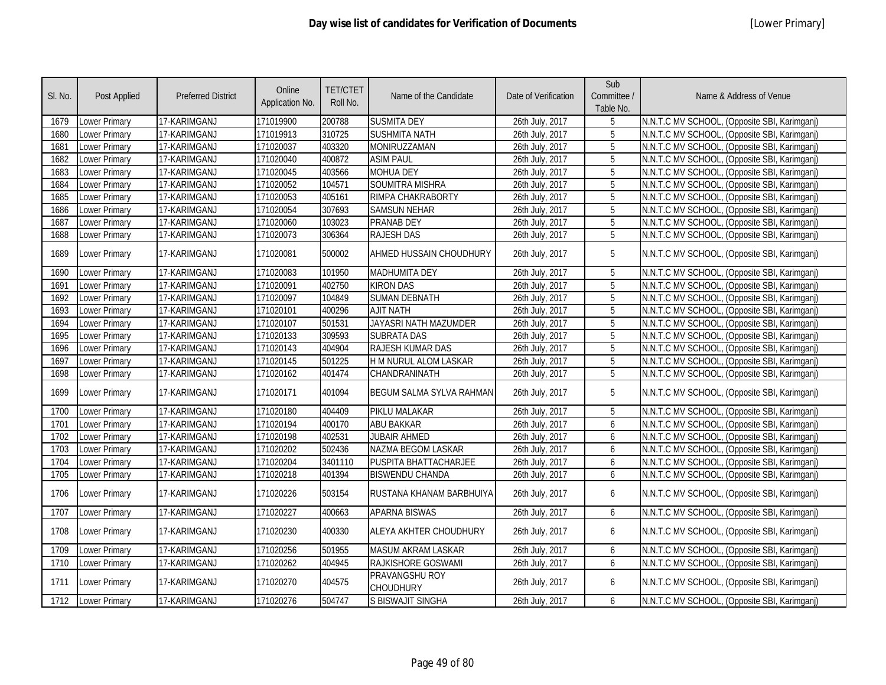# Day wise list of candidates for Verification of Documents

[Lower Primary]

| Sl. No. | Post Applied | Preferred District | Online Application No. | TET/CTET Roll No. | Name of the Candidate | Date of Verification | Sub Committee / Table No. | Name & Address of Venue |
|---|---|---|---|---|---|---|---|---|
| 1679 | Lower Primary | 17-KARIMGANJ | 171019900 | 200788 | SUSMITA DEY | 26th July, 2017 | 5 | N.N.T.C MV SCHOOL, (Opposite SBI, Karimganj) |
| 1680 | Lower Primary | 17-KARIMGANJ | 171019913 | 310725 | SUSHMITA NATH | 26th July, 2017 | 5 | N.N.T.C MV SCHOOL, (Opposite SBI, Karimganj) |
| 1681 | Lower Primary | 17-KARIMGANJ | 171020037 | 403320 | MONIRUZZAMAN | 26th July, 2017 | 5 | N.N.T.C MV SCHOOL, (Opposite SBI, Karimganj) |
| 1682 | Lower Primary | 17-KARIMGANJ | 171020040 | 400872 | ASIM PAUL | 26th July, 2017 | 5 | N.N.T.C MV SCHOOL, (Opposite SBI, Karimganj) |
| 1683 | Lower Primary | 17-KARIMGANJ | 171020045 | 403566 | MOHUA DEY | 26th July, 2017 | 5 | N.N.T.C MV SCHOOL, (Opposite SBI, Karimganj) |
| 1684 | Lower Primary | 17-KARIMGANJ | 171020052 | 104571 | SOUMITRA MISHRA | 26th July, 2017 | 5 | N.N.T.C MV SCHOOL, (Opposite SBI, Karimganj) |
| 1685 | Lower Primary | 17-KARIMGANJ | 171020053 | 405161 | RIMPA CHAKRABORTY | 26th July, 2017 | 5 | N.N.T.C MV SCHOOL, (Opposite SBI, Karimganj) |
| 1686 | Lower Primary | 17-KARIMGANJ | 171020054 | 307693 | SAMSUN NEHAR | 26th July, 2017 | 5 | N.N.T.C MV SCHOOL, (Opposite SBI, Karimganj) |
| 1687 | Lower Primary | 17-KARIMGANJ | 171020060 | 103023 | PRANAB DEY | 26th July, 2017 | 5 | N.N.T.C MV SCHOOL, (Opposite SBI, Karimganj) |
| 1688 | Lower Primary | 17-KARIMGANJ | 171020073 | 306364 | RAJESH DAS | 26th July, 2017 | 5 | N.N.T.C MV SCHOOL, (Opposite SBI, Karimganj) |
| 1689 | Lower Primary | 17-KARIMGANJ | 171020081 | 500002 | AHMED HUSSAIN CHOUDHURY | 26th July, 2017 | 5 | N.N.T.C MV SCHOOL, (Opposite SBI, Karimganj) |
| 1690 | Lower Primary | 17-KARIMGANJ | 171020083 | 101950 | MADHUMITA DEY | 26th July, 2017 | 5 | N.N.T.C MV SCHOOL, (Opposite SBI, Karimganj) |
| 1691 | Lower Primary | 17-KARIMGANJ | 171020091 | 402750 | KIRON DAS | 26th July, 2017 | 5 | N.N.T.C MV SCHOOL, (Opposite SBI, Karimganj) |
| 1692 | Lower Primary | 17-KARIMGANJ | 171020097 | 104849 | SUMAN DEBNATH | 26th July, 2017 | 5 | N.N.T.C MV SCHOOL, (Opposite SBI, Karimganj) |
| 1693 | Lower Primary | 17-KARIMGANJ | 171020101 | 400296 | AJIT NATH | 26th July, 2017 | 5 | N.N.T.C MV SCHOOL, (Opposite SBI, Karimganj) |
| 1694 | Lower Primary | 17-KARIMGANJ | 171020107 | 501531 | JAYASRI NATH MAZUMDER | 26th July, 2017 | 5 | N.N.T.C MV SCHOOL, (Opposite SBI, Karimganj) |
| 1695 | Lower Primary | 17-KARIMGANJ | 171020133 | 309593 | SUBRATA DAS | 26th July, 2017 | 5 | N.N.T.C MV SCHOOL, (Opposite SBI, Karimganj) |
| 1696 | Lower Primary | 17-KARIMGANJ | 171020143 | 404904 | RAJESH KUMAR DAS | 26th July, 2017 | 5 | N.N.T.C MV SCHOOL, (Opposite SBI, Karimganj) |
| 1697 | Lower Primary | 17-KARIMGANJ | 171020145 | 501225 | H M NURUL ALOM LASKAR | 26th July, 2017 | 5 | N.N.T.C MV SCHOOL, (Opposite SBI, Karimganj) |
| 1698 | Lower Primary | 17-KARIMGANJ | 171020162 | 401474 | CHANDRANINATH | 26th July, 2017 | 5 | N.N.T.C MV SCHOOL, (Opposite SBI, Karimganj) |
| 1699 | Lower Primary | 17-KARIMGANJ | 171020171 | 401094 | BEGUM SALMA SYLVA RAHMAN | 26th July, 2017 | 5 | N.N.T.C MV SCHOOL, (Opposite SBI, Karimganj) |
| 1700 | Lower Primary | 17-KARIMGANJ | 171020180 | 404409 | PIKLU MALAKAR | 26th July, 2017 | 5 | N.N.T.C MV SCHOOL, (Opposite SBI, Karimganj) |
| 1701 | Lower Primary | 17-KARIMGANJ | 171020194 | 400170 | ABU BAKKAR | 26th July, 2017 | 6 | N.N.T.C MV SCHOOL, (Opposite SBI, Karimganj) |
| 1702 | Lower Primary | 17-KARIMGANJ | 171020198 | 402531 | JUBAIR AHMED | 26th July, 2017 | 6 | N.N.T.C MV SCHOOL, (Opposite SBI, Karimganj) |
| 1703 | Lower Primary | 17-KARIMGANJ | 171020202 | 502436 | NAZMA BEGOM LASKAR | 26th July, 2017 | 6 | N.N.T.C MV SCHOOL, (Opposite SBI, Karimganj) |
| 1704 | Lower Primary | 17-KARIMGANJ | 171020204 | 3401110 | PUSPITA BHATTACHARJEE | 26th July, 2017 | 6 | N.N.T.C MV SCHOOL, (Opposite SBI, Karimganj) |
| 1705 | Lower Primary | 17-KARIMGANJ | 171020218 | 401394 | BISWENDU CHANDA | 26th July, 2017 | 6 | N.N.T.C MV SCHOOL, (Opposite SBI, Karimganj) |
| 1706 | Lower Primary | 17-KARIMGANJ | 171020226 | 503154 | RUSTANA KHANAM BARBHUIYA | 26th July, 2017 | 6 | N.N.T.C MV SCHOOL, (Opposite SBI, Karimganj) |
| 1707 | Lower Primary | 17-KARIMGANJ | 171020227 | 400663 | APARNA BISWAS | 26th July, 2017 | 6 | N.N.T.C MV SCHOOL, (Opposite SBI, Karimganj) |
| 1708 | Lower Primary | 17-KARIMGANJ | 171020230 | 400330 | ALEYA AKHTER CHOUDHURY | 26th July, 2017 | 6 | N.N.T.C MV SCHOOL, (Opposite SBI, Karimganj) |
| 1709 | Lower Primary | 17-KARIMGANJ | 171020256 | 501955 | MASUM AKRAM LASKAR | 26th July, 2017 | 6 | N.N.T.C MV SCHOOL, (Opposite SBI, Karimganj) |
| 1710 | Lower Primary | 17-KARIMGANJ | 171020262 | 404945 | RAJKISHORE GOSWAMI | 26th July, 2017 | 6 | N.N.T.C MV SCHOOL, (Opposite SBI, Karimganj) |
| 1711 | Lower Primary | 17-KARIMGANJ | 171020270 | 404575 | PRAVANGSHU ROY CHOUDHURY | 26th July, 2017 | 6 | N.N.T.C MV SCHOOL, (Opposite SBI, Karimganj) |
| 1712 | Lower Primary | 17-KARIMGANJ | 171020276 | 504747 | S BISWAJIT SINGHA | 26th July, 2017 | 6 | N.N.T.C MV SCHOOL, (Opposite SBI, Karimganj) |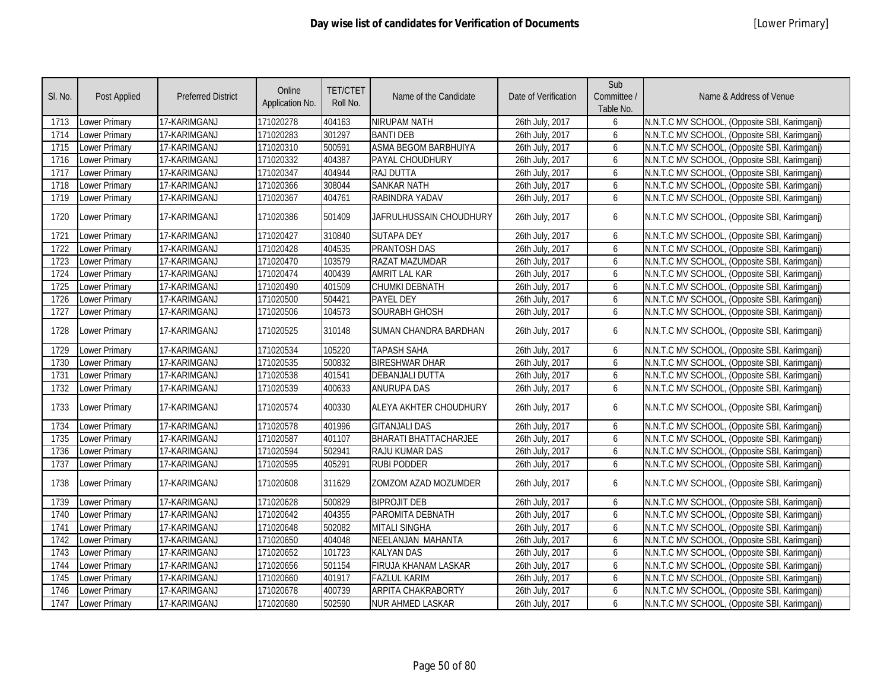# Day wise list of candidates for Verification of Documents

[Lower Primary]

| Sl. No. | Post Applied | Preferred District | Online Application No. | TET/CTET Roll No. | Name of the Candidate | Date of Verification | Sub Committee / Table No. | Name & Address of Venue |
|---|---|---|---|---|---|---|---|---|
| 1713 | Lower Primary | 17-KARIMGANJ | 171020278 | 404163 | NIRUPAM NATH | 26th July, 2017 | 6 | N.N.T.C MV SCHOOL, (Opposite SBI, Karimganj) |
| 1714 | Lower Primary | 17-KARIMGANJ | 171020283 | 301297 | BANTI DEB | 26th July, 2017 | 6 | N.N.T.C MV SCHOOL, (Opposite SBI, Karimganj) |
| 1715 | Lower Primary | 17-KARIMGANJ | 171020310 | 500591 | ASMA BEGOM BARBHUIYA | 26th July, 2017 | 6 | N.N.T.C MV SCHOOL, (Opposite SBI, Karimganj) |
| 1716 | Lower Primary | 17-KARIMGANJ | 171020332 | 404387 | PAYAL CHOUDHURY | 26th July, 2017 | 6 | N.N.T.C MV SCHOOL, (Opposite SBI, Karimganj) |
| 1717 | Lower Primary | 17-KARIMGANJ | 171020347 | 404944 | RAJ DUTTA | 26th July, 2017 | 6 | N.N.T.C MV SCHOOL, (Opposite SBI, Karimganj) |
| 1718 | Lower Primary | 17-KARIMGANJ | 171020366 | 308044 | SANKAR NATH | 26th July, 2017 | 6 | N.N.T.C MV SCHOOL, (Opposite SBI, Karimganj) |
| 1719 | Lower Primary | 17-KARIMGANJ | 171020367 | 404761 | RABINDRA YADAV | 26th July, 2017 | 6 | N.N.T.C MV SCHOOL, (Opposite SBI, Karimganj) |
| 1720 | Lower Primary | 17-KARIMGANJ | 171020386 | 501409 | JAFRULHUSSAIN CHOUDHURY | 26th July, 2017 | 6 | N.N.T.C MV SCHOOL, (Opposite SBI, Karimganj) |
| 1721 | Lower Primary | 17-KARIMGANJ | 171020427 | 310840 | SUTAPA DEY | 26th July, 2017 | 6 | N.N.T.C MV SCHOOL, (Opposite SBI, Karimganj) |
| 1722 | Lower Primary | 17-KARIMGANJ | 171020428 | 404535 | PRANTOSH DAS | 26th July, 2017 | 6 | N.N.T.C MV SCHOOL, (Opposite SBI, Karimganj) |
| 1723 | Lower Primary | 17-KARIMGANJ | 171020470 | 103579 | RAZAT MAZUMDAR | 26th July, 2017 | 6 | N.N.T.C MV SCHOOL, (Opposite SBI, Karimganj) |
| 1724 | Lower Primary | 17-KARIMGANJ | 171020474 | 400439 | AMRIT LAL KAR | 26th July, 2017 | 6 | N.N.T.C MV SCHOOL, (Opposite SBI, Karimganj) |
| 1725 | Lower Primary | 17-KARIMGANJ | 171020490 | 401509 | CHUMKI DEBNATH | 26th July, 2017 | 6 | N.N.T.C MV SCHOOL, (Opposite SBI, Karimganj) |
| 1726 | Lower Primary | 17-KARIMGANJ | 171020500 | 504421 | PAYEL DEY | 26th July, 2017 | 6 | N.N.T.C MV SCHOOL, (Opposite SBI, Karimganj) |
| 1727 | Lower Primary | 17-KARIMGANJ | 171020506 | 104573 | SOURABH GHOSH | 26th July, 2017 | 6 | N.N.T.C MV SCHOOL, (Opposite SBI, Karimganj) |
| 1728 | Lower Primary | 17-KARIMGANJ | 171020525 | 310148 | SUMAN CHANDRA BARDHAN | 26th July, 2017 | 6 | N.N.T.C MV SCHOOL, (Opposite SBI, Karimganj) |
| 1729 | Lower Primary | 17-KARIMGANJ | 171020534 | 105220 | TAPASH SAHA | 26th July, 2017 | 6 | N.N.T.C MV SCHOOL, (Opposite SBI, Karimganj) |
| 1730 | Lower Primary | 17-KARIMGANJ | 171020535 | 500832 | BIRESHWAR DHAR | 26th July, 2017 | 6 | N.N.T.C MV SCHOOL, (Opposite SBI, Karimganj) |
| 1731 | Lower Primary | 17-KARIMGANJ | 171020538 | 401541 | DEBANJALI DUTTA | 26th July, 2017 | 6 | N.N.T.C MV SCHOOL, (Opposite SBI, Karimganj) |
| 1732 | Lower Primary | 17-KARIMGANJ | 171020539 | 400633 | ANURUPA DAS | 26th July, 2017 | 6 | N.N.T.C MV SCHOOL, (Opposite SBI, Karimganj) |
| 1733 | Lower Primary | 17-KARIMGANJ | 171020574 | 400330 | ALEYA AKHTER CHOUDHURY | 26th July, 2017 | 6 | N.N.T.C MV SCHOOL, (Opposite SBI, Karimganj) |
| 1734 | Lower Primary | 17-KARIMGANJ | 171020578 | 401996 | GITANJALI DAS | 26th July, 2017 | 6 | N.N.T.C MV SCHOOL, (Opposite SBI, Karimganj) |
| 1735 | Lower Primary | 17-KARIMGANJ | 171020587 | 401107 | BHARATI BHATTACHARJEE | 26th July, 2017 | 6 | N.N.T.C MV SCHOOL, (Opposite SBI, Karimganj) |
| 1736 | Lower Primary | 17-KARIMGANJ | 171020594 | 502941 | RAJU KUMAR DAS | 26th July, 2017 | 6 | N.N.T.C MV SCHOOL, (Opposite SBI, Karimganj) |
| 1737 | Lower Primary | 17-KARIMGANJ | 171020595 | 405291 | RUBI PODDER | 26th July, 2017 | 6 | N.N.T.C MV SCHOOL, (Opposite SBI, Karimganj) |
| 1738 | Lower Primary | 17-KARIMGANJ | 171020608 | 311629 | ZOMZOM AZAD MOZUMDER | 26th July, 2017 | 6 | N.N.T.C MV SCHOOL, (Opposite SBI, Karimganj) |
| 1739 | Lower Primary | 17-KARIMGANJ | 171020628 | 500829 | BIPROJIT DEB | 26th July, 2017 | 6 | N.N.T.C MV SCHOOL, (Opposite SBI, Karimganj) |
| 1740 | Lower Primary | 17-KARIMGANJ | 171020642 | 404355 | PAROMITA DEBNATH | 26th July, 2017 | 6 | N.N.T.C MV SCHOOL, (Opposite SBI, Karimganj) |
| 1741 | Lower Primary | 17-KARIMGANJ | 171020648 | 502082 | MITALI SINGHA | 26th July, 2017 | 6 | N.N.T.C MV SCHOOL, (Opposite SBI, Karimganj) |
| 1742 | Lower Primary | 17-KARIMGANJ | 171020650 | 404048 | NEELANJAN MAHANTA | 26th July, 2017 | 6 | N.N.T.C MV SCHOOL, (Opposite SBI, Karimganj) |
| 1743 | Lower Primary | 17-KARIMGANJ | 171020652 | 101723 | KALYAN DAS | 26th July, 2017 | 6 | N.N.T.C MV SCHOOL, (Opposite SBI, Karimganj) |
| 1744 | Lower Primary | 17-KARIMGANJ | 171020656 | 501154 | FIRUJA KHANAM LASKAR | 26th July, 2017 | 6 | N.N.T.C MV SCHOOL, (Opposite SBI, Karimganj) |
| 1745 | Lower Primary | 17-KARIMGANJ | 171020660 | 401917 | FAZLUL KARIM | 26th July, 2017 | 6 | N.N.T.C MV SCHOOL, (Opposite SBI, Karimganj) |
| 1746 | Lower Primary | 17-KARIMGANJ | 171020678 | 400739 | ARPITA CHAKRABORTY | 26th July, 2017 | 6 | N.N.T.C MV SCHOOL, (Opposite SBI, Karimganj) |
| 1747 | Lower Primary | 17-KARIMGANJ | 171020680 | 502590 | NUR AHMED LASKAR | 26th July, 2017 | 6 | N.N.T.C MV SCHOOL, (Opposite SBI, Karimganj) |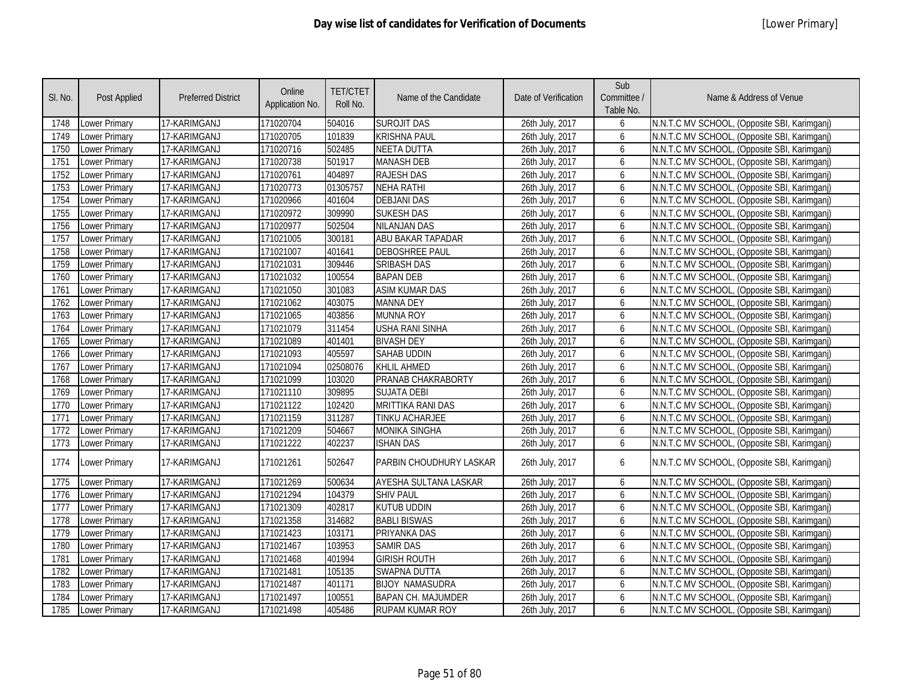# Day wise list of candidates for Verification of Documents

[Lower Primary]

| Sl. No. | Post Applied | Preferred District | Online Application No. | TET/CTET Roll No. | Name of the Candidate | Date of Verification | Sub Committee / Table No. | Name & Address of Venue |
|---|---|---|---|---|---|---|---|---|
| 1748 | Lower Primary | 17-KARIMGANJ | 171020704 | 504016 | SUROJIT DAS | 26th July, 2017 | 6 | N.N.T.C MV SCHOOL, (Opposite SBI, Karimganj) |
| 1749 | Lower Primary | 17-KARIMGANJ | 171020705 | 101839 | KRISHNA PAUL | 26th July, 2017 | 6 | N.N.T.C MV SCHOOL, (Opposite SBI, Karimganj) |
| 1750 | Lower Primary | 17-KARIMGANJ | 171020716 | 502485 | NEETA DUTTA | 26th July, 2017 | 6 | N.N.T.C MV SCHOOL, (Opposite SBI, Karimganj) |
| 1751 | Lower Primary | 17-KARIMGANJ | 171020738 | 501917 | MANASH DEB | 26th July, 2017 | 6 | N.N.T.C MV SCHOOL, (Opposite SBI, Karimganj) |
| 1752 | Lower Primary | 17-KARIMGANJ | 171020761 | 404897 | RAJESH DAS | 26th July, 2017 | 6 | N.N.T.C MV SCHOOL, (Opposite SBI, Karimganj) |
| 1753 | Lower Primary | 17-KARIMGANJ | 171020773 | 01305757 | NEHA RATHI | 26th July, 2017 | 6 | N.N.T.C MV SCHOOL, (Opposite SBI, Karimganj) |
| 1754 | Lower Primary | 17-KARIMGANJ | 171020966 | 401604 | DEBJANI DAS | 26th July, 2017 | 6 | N.N.T.C MV SCHOOL, (Opposite SBI, Karimganj) |
| 1755 | Lower Primary | 17-KARIMGANJ | 171020972 | 309990 | SUKESH DAS | 26th July, 2017 | 6 | N.N.T.C MV SCHOOL, (Opposite SBI, Karimganj) |
| 1756 | Lower Primary | 17-KARIMGANJ | 171020977 | 502504 | NILANJAN DAS | 26th July, 2017 | 6 | N.N.T.C MV SCHOOL, (Opposite SBI, Karimganj) |
| 1757 | Lower Primary | 17-KARIMGANJ | 171021005 | 300181 | ABU BAKAR TAPADAR | 26th July, 2017 | 6 | N.N.T.C MV SCHOOL, (Opposite SBI, Karimganj) |
| 1758 | Lower Primary | 17-KARIMGANJ | 171021007 | 401641 | DEBOSHREE PAUL | 26th July, 2017 | 6 | N.N.T.C MV SCHOOL, (Opposite SBI, Karimganj) |
| 1759 | Lower Primary | 17-KARIMGANJ | 171021031 | 309446 | SRIBASH DAS | 26th July, 2017 | 6 | N.N.T.C MV SCHOOL, (Opposite SBI, Karimganj) |
| 1760 | Lower Primary | 17-KARIMGANJ | 171021032 | 100554 | BAPAN DEB | 26th July, 2017 | 6 | N.N.T.C MV SCHOOL, (Opposite SBI, Karimganj) |
| 1761 | Lower Primary | 17-KARIMGANJ | 171021050 | 301083 | ASIM KUMAR DAS | 26th July, 2017 | 6 | N.N.T.C MV SCHOOL, (Opposite SBI, Karimganj) |
| 1762 | Lower Primary | 17-KARIMGANJ | 171021062 | 403075 | MANNA DEY | 26th July, 2017 | 6 | N.N.T.C MV SCHOOL, (Opposite SBI, Karimganj) |
| 1763 | Lower Primary | 17-KARIMGANJ | 171021065 | 403856 | MUNNA ROY | 26th July, 2017 | 6 | N.N.T.C MV SCHOOL, (Opposite SBI, Karimganj) |
| 1764 | Lower Primary | 17-KARIMGANJ | 171021079 | 311454 | USHA RANI SINHA | 26th July, 2017 | 6 | N.N.T.C MV SCHOOL, (Opposite SBI, Karimganj) |
| 1765 | Lower Primary | 17-KARIMGANJ | 171021089 | 401401 | BIVASH DEY | 26th July, 2017 | 6 | N.N.T.C MV SCHOOL, (Opposite SBI, Karimganj) |
| 1766 | Lower Primary | 17-KARIMGANJ | 171021093 | 405597 | SAHAB UDDIN | 26th July, 2017 | 6 | N.N.T.C MV SCHOOL, (Opposite SBI, Karimganj) |
| 1767 | Lower Primary | 17-KARIMGANJ | 171021094 | 02508076 | KHLIL AHMED | 26th July, 2017 | 6 | N.N.T.C MV SCHOOL, (Opposite SBI, Karimganj) |
| 1768 | Lower Primary | 17-KARIMGANJ | 171021099 | 103020 | PRANAB CHAKRABORTY | 26th July, 2017 | 6 | N.N.T.C MV SCHOOL, (Opposite SBI, Karimganj) |
| 1769 | Lower Primary | 17-KARIMGANJ | 171021110 | 309895 | SUJATA DEBI | 26th July, 2017 | 6 | N.N.T.C MV SCHOOL, (Opposite SBI, Karimganj) |
| 1770 | Lower Primary | 17-KARIMGANJ | 171021122 | 102420 | MRITTIKA RANI DAS | 26th July, 2017 | 6 | N.N.T.C MV SCHOOL, (Opposite SBI, Karimganj) |
| 1771 | Lower Primary | 17-KARIMGANJ | 171021159 | 311287 | TINKU ACHARJEE | 26th July, 2017 | 6 | N.N.T.C MV SCHOOL, (Opposite SBI, Karimganj) |
| 1772 | Lower Primary | 17-KARIMGANJ | 171021209 | 504667 | MONIKA SINGHA | 26th July, 2017 | 6 | N.N.T.C MV SCHOOL, (Opposite SBI, Karimganj) |
| 1773 | Lower Primary | 17-KARIMGANJ | 171021222 | 402237 | ISHAN DAS | 26th July, 2017 | 6 | N.N.T.C MV SCHOOL, (Opposite SBI, Karimganj) |
| 1774 | Lower Primary | 17-KARIMGANJ | 171021261 | 502647 | PARBIN CHOUDHURY LASKAR | 26th July, 2017 | 6 | N.N.T.C MV SCHOOL, (Opposite SBI, Karimganj) |
| 1775 | Lower Primary | 17-KARIMGANJ | 171021269 | 500634 | AYESHA SULTANA LASKAR | 26th July, 2017 | 6 | N.N.T.C MV SCHOOL, (Opposite SBI, Karimganj) |
| 1776 | Lower Primary | 17-KARIMGANJ | 171021294 | 104379 | SHIV PAUL | 26th July, 2017 | 6 | N.N.T.C MV SCHOOL, (Opposite SBI, Karimganj) |
| 1777 | Lower Primary | 17-KARIMGANJ | 171021309 | 402817 | KUTUB UDDIN | 26th July, 2017 | 6 | N.N.T.C MV SCHOOL, (Opposite SBI, Karimganj) |
| 1778 | Lower Primary | 17-KARIMGANJ | 171021358 | 314682 | BABLI BISWAS | 26th July, 2017 | 6 | N.N.T.C MV SCHOOL, (Opposite SBI, Karimganj) |
| 1779 | Lower Primary | 17-KARIMGANJ | 171021423 | 103171 | PRIYANKA DAS | 26th July, 2017 | 6 | N.N.T.C MV SCHOOL, (Opposite SBI, Karimganj) |
| 1780 | Lower Primary | 17-KARIMGANJ | 171021467 | 103953 | SAMIR DAS | 26th July, 2017 | 6 | N.N.T.C MV SCHOOL, (Opposite SBI, Karimganj) |
| 1781 | Lower Primary | 17-KARIMGANJ | 171021468 | 401994 | GIRISH ROUTH | 26th July, 2017 | 6 | N.N.T.C MV SCHOOL, (Opposite SBI, Karimganj) |
| 1782 | Lower Primary | 17-KARIMGANJ | 171021481 | 105135 | SWAPNA DUTTA | 26th July, 2017 | 6 | N.N.T.C MV SCHOOL, (Opposite SBI, Karimganj) |
| 1783 | Lower Primary | 17-KARIMGANJ | 171021487 | 401171 | BIJOY NAMASUDRA | 26th July, 2017 | 6 | N.N.T.C MV SCHOOL, (Opposite SBI, Karimganj) |
| 1784 | Lower Primary | 17-KARIMGANJ | 171021497 | 100551 | BAPAN CH. MAJUMDER | 26th July, 2017 | 6 | N.N.T.C MV SCHOOL, (Opposite SBI, Karimganj) |
| 1785 | Lower Primary | 17-KARIMGANJ | 171021498 | 405486 | RUPAM KUMAR ROY | 26th July, 2017 | 6 | N.N.T.C MV SCHOOL, (Opposite SBI, Karimganj) |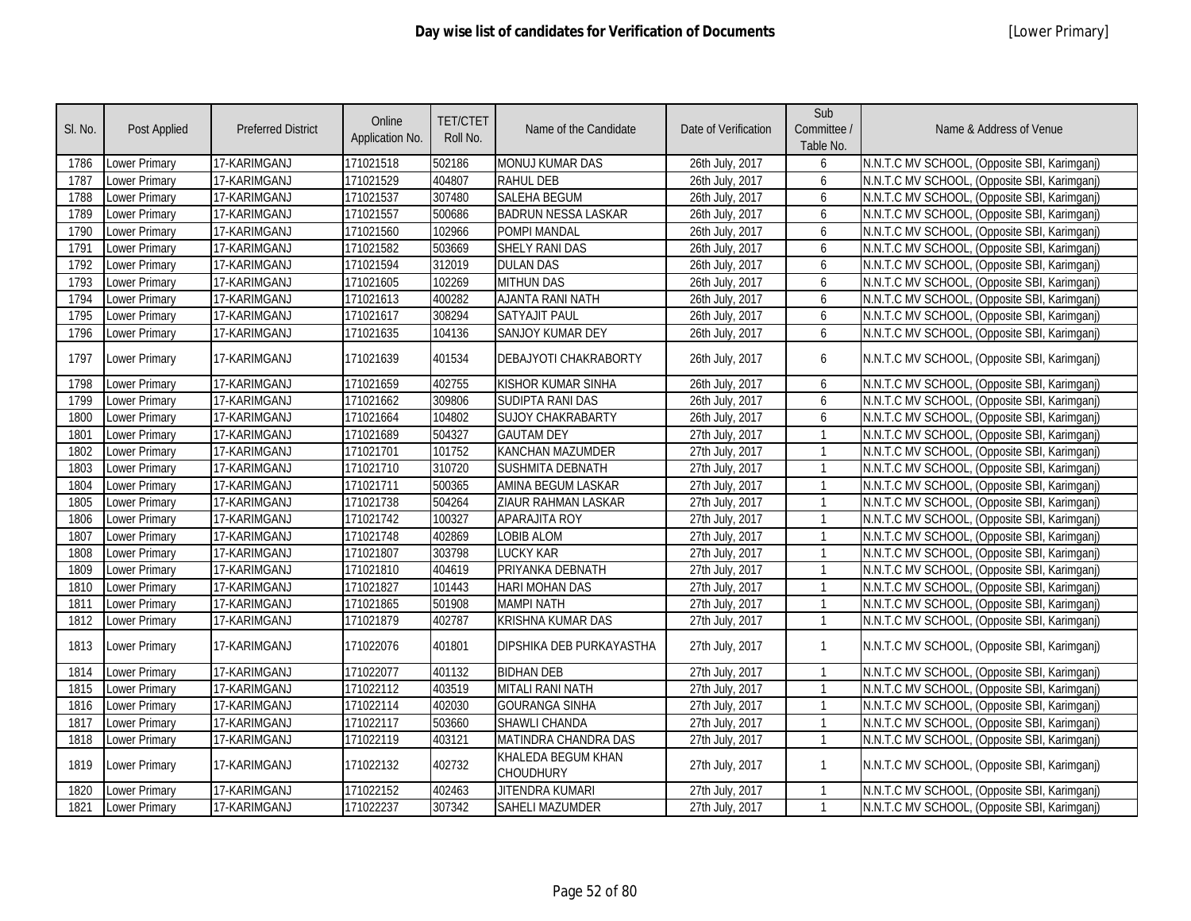# Day wise list of candidates for Verification of Documents

[Lower Primary]

| Sl. No. | Post Applied | Preferred District | Online Application No. | TET/CTET Roll No. | Name of the Candidate | Date of Verification | Sub Committee / Table No. | Name & Address of Venue |
|---|---|---|---|---|---|---|---|---|
| 1786 | Lower Primary | 17-KARIMGANJ | 171021518 | 502186 | MONUJ KUMAR DAS | 26th July, 2017 | 6 | N.N.T.C MV SCHOOL, (Opposite SBI, Karimganj) |
| 1787 | Lower Primary | 17-KARIMGANJ | 171021529 | 404807 | RAHUL DEB | 26th July, 2017 | 6 | N.N.T.C MV SCHOOL, (Opposite SBI, Karimganj) |
| 1788 | Lower Primary | 17-KARIMGANJ | 171021537 | 307480 | SALEHA BEGUM | 26th July, 2017 | 6 | N.N.T.C MV SCHOOL, (Opposite SBI, Karimganj) |
| 1789 | Lower Primary | 17-KARIMGANJ | 171021557 | 500686 | BADRUN NESSA LASKAR | 26th July, 2017 | 6 | N.N.T.C MV SCHOOL, (Opposite SBI, Karimganj) |
| 1790 | Lower Primary | 17-KARIMGANJ | 171021560 | 102966 | POMPI MANDAL | 26th July, 2017 | 6 | N.N.T.C MV SCHOOL, (Opposite SBI, Karimganj) |
| 1791 | Lower Primary | 17-KARIMGANJ | 171021582 | 503669 | SHELY RANI DAS | 26th July, 2017 | 6 | N.N.T.C MV SCHOOL, (Opposite SBI, Karimganj) |
| 1792 | Lower Primary | 17-KARIMGANJ | 171021594 | 312019 | DULAN DAS | 26th July, 2017 | 6 | N.N.T.C MV SCHOOL, (Opposite SBI, Karimganj) |
| 1793 | Lower Primary | 17-KARIMGANJ | 171021605 | 102269 | MITHUN DAS | 26th July, 2017 | 6 | N.N.T.C MV SCHOOL, (Opposite SBI, Karimganj) |
| 1794 | Lower Primary | 17-KARIMGANJ | 171021613 | 400282 | AJANTA RANI NATH | 26th July, 2017 | 6 | N.N.T.C MV SCHOOL, (Opposite SBI, Karimganj) |
| 1795 | Lower Primary | 17-KARIMGANJ | 171021617 | 308294 | SATYAJIT PAUL | 26th July, 2017 | 6 | N.N.T.C MV SCHOOL, (Opposite SBI, Karimganj) |
| 1796 | Lower Primary | 17-KARIMGANJ | 171021635 | 104136 | SANJOY KUMAR DEY | 26th July, 2017 | 6 | N.N.T.C MV SCHOOL, (Opposite SBI, Karimganj) |
| 1797 | Lower Primary | 17-KARIMGANJ | 171021639 | 401534 | DEBAJYOTI CHAKRABORTY | 26th July, 2017 | 6 | N.N.T.C MV SCHOOL, (Opposite SBI, Karimganj) |
| 1798 | Lower Primary | 17-KARIMGANJ | 171021659 | 402755 | KISHOR KUMAR SINHA | 26th July, 2017 | 6 | N.N.T.C MV SCHOOL, (Opposite SBI, Karimganj) |
| 1799 | Lower Primary | 17-KARIMGANJ | 171021662 | 309806 | SUDIPTA RANI DAS | 26th July, 2017 | 6 | N.N.T.C MV SCHOOL, (Opposite SBI, Karimganj) |
| 1800 | Lower Primary | 17-KARIMGANJ | 171021664 | 104802 | SUJOY CHAKRABARTY | 26th July, 2017 | 6 | N.N.T.C MV SCHOOL, (Opposite SBI, Karimganj) |
| 1801 | Lower Primary | 17-KARIMGANJ | 171021689 | 504327 | GAUTAM DEY | 27th July, 2017 | 1 | N.N.T.C MV SCHOOL, (Opposite SBI, Karimganj) |
| 1802 | Lower Primary | 17-KARIMGANJ | 171021701 | 101752 | KANCHAN MAZUMDER | 27th July, 2017 | 1 | N.N.T.C MV SCHOOL, (Opposite SBI, Karimganj) |
| 1803 | Lower Primary | 17-KARIMGANJ | 171021710 | 310720 | SUSHMITA DEBNATH | 27th July, 2017 | 1 | N.N.T.C MV SCHOOL, (Opposite SBI, Karimganj) |
| 1804 | Lower Primary | 17-KARIMGANJ | 171021711 | 500365 | AMINA BEGUM LASKAR | 27th July, 2017 | 1 | N.N.T.C MV SCHOOL, (Opposite SBI, Karimganj) |
| 1805 | Lower Primary | 17-KARIMGANJ | 171021738 | 504264 | ZIAUR RAHMAN LASKAR | 27th July, 2017 | 1 | N.N.T.C MV SCHOOL, (Opposite SBI, Karimganj) |
| 1806 | Lower Primary | 17-KARIMGANJ | 171021742 | 100327 | APARAJITA ROY | 27th July, 2017 | 1 | N.N.T.C MV SCHOOL, (Opposite SBI, Karimganj) |
| 1807 | Lower Primary | 17-KARIMGANJ | 171021748 | 402869 | LOBIB ALOM | 27th July, 2017 | 1 | N.N.T.C MV SCHOOL, (Opposite SBI, Karimganj) |
| 1808 | Lower Primary | 17-KARIMGANJ | 171021807 | 303798 | LUCKY KAR | 27th July, 2017 | 1 | N.N.T.C MV SCHOOL, (Opposite SBI, Karimganj) |
| 1809 | Lower Primary | 17-KARIMGANJ | 171021810 | 404619 | PRIYANKA DEBNATH | 27th July, 2017 | 1 | N.N.T.C MV SCHOOL, (Opposite SBI, Karimganj) |
| 1810 | Lower Primary | 17-KARIMGANJ | 171021827 | 101443 | HARI MOHAN DAS | 27th July, 2017 | 1 | N.N.T.C MV SCHOOL, (Opposite SBI, Karimganj) |
| 1811 | Lower Primary | 17-KARIMGANJ | 171021865 | 501908 | MAMPI NATH | 27th July, 2017 | 1 | N.N.T.C MV SCHOOL, (Opposite SBI, Karimganj) |
| 1812 | Lower Primary | 17-KARIMGANJ | 171021879 | 402787 | KRISHNA KUMAR DAS | 27th July, 2017 | 1 | N.N.T.C MV SCHOOL, (Opposite SBI, Karimganj) |
| 1813 | Lower Primary | 17-KARIMGANJ | 171022076 | 401801 | DIPSHIKA DEB PURKAYASTHA | 27th July, 2017 | 1 | N.N.T.C MV SCHOOL, (Opposite SBI, Karimganj) |
| 1814 | Lower Primary | 17-KARIMGANJ | 171022077 | 401132 | BIDHAN DEB | 27th July, 2017 | 1 | N.N.T.C MV SCHOOL, (Opposite SBI, Karimganj) |
| 1815 | Lower Primary | 17-KARIMGANJ | 171022112 | 403519 | MITALI RANI NATH | 27th July, 2017 | 1 | N.N.T.C MV SCHOOL, (Opposite SBI, Karimganj) |
| 1816 | Lower Primary | 17-KARIMGANJ | 171022114 | 402030 | GOURANGA SINHA | 27th July, 2017 | 1 | N.N.T.C MV SCHOOL, (Opposite SBI, Karimganj) |
| 1817 | Lower Primary | 17-KARIMGANJ | 171022117 | 503660 | SHAWLI CHANDA | 27th July, 2017 | 1 | N.N.T.C MV SCHOOL, (Opposite SBI, Karimganj) |
| 1818 | Lower Primary | 17-KARIMGANJ | 171022119 | 403121 | MATINDRA CHANDRA DAS | 27th July, 2017 | 1 | N.N.T.C MV SCHOOL, (Opposite SBI, Karimganj) |
| 1819 | Lower Primary | 17-KARIMGANJ | 171022132 | 402732 | KHALEDA BEGUM KHAN CHOUDHURY | 27th July, 2017 | 1 | N.N.T.C MV SCHOOL, (Opposite SBI, Karimganj) |
| 1820 | Lower Primary | 17-KARIMGANJ | 171022152 | 402463 | JITENDRA KUMARI | 27th July, 2017 | 1 | N.N.T.C MV SCHOOL, (Opposite SBI, Karimganj) |
| 1821 | Lower Primary | 17-KARIMGANJ | 171022237 | 307342 | SAHELI MAZUMDER | 27th July, 2017 | 1 | N.N.T.C MV SCHOOL, (Opposite SBI, Karimganj) |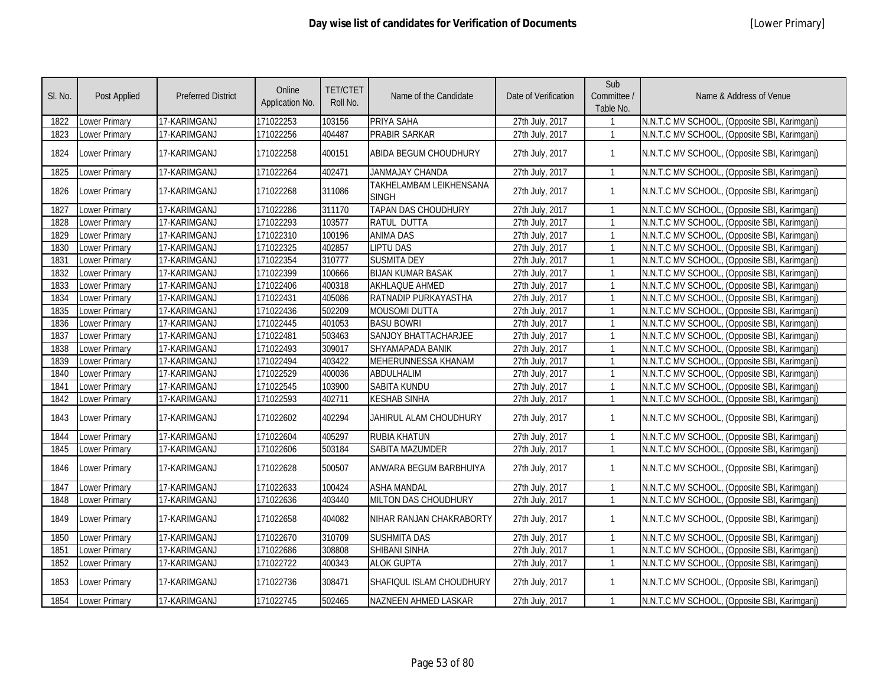# Day wise list of candidates for Verification of Documents

[Lower Primary]

| Sl. No. | Post Applied | Preferred District | Online Application No. | TET/CTET Roll No. | Name of the Candidate | Date of Verification | Sub Committee / Table No. | Name & Address of Venue |
|---|---|---|---|---|---|---|---|---|
| 1822 | Lower Primary | 17-KARIMGANJ | 171022253 | 103156 | PRIYA SAHA | 27th July, 2017 | 1 | N.N.T.C MV SCHOOL, (Opposite SBI, Karimganj) |
| 1823 | Lower Primary | 17-KARIMGANJ | 171022256 | 404487 | PRABIR SARKAR | 27th July, 2017 | 1 | N.N.T.C MV SCHOOL, (Opposite SBI, Karimganj) |
| 1824 | Lower Primary | 17-KARIMGANJ | 171022258 | 400151 | ABIDA BEGUM CHOUDHURY | 27th July, 2017 | 1 | N.N.T.C MV SCHOOL, (Opposite SBI, Karimganj) |
| 1825 | Lower Primary | 17-KARIMGANJ | 171022264 | 402471 | JANMAJAY CHANDA | 27th July, 2017 | 1 | N.N.T.C MV SCHOOL, (Opposite SBI, Karimganj) |
| 1826 | Lower Primary | 17-KARIMGANJ | 171022268 | 311086 | TAKHELAMBAM LEIKHENSANA SINGH | 27th July, 2017 | 1 | N.N.T.C MV SCHOOL, (Opposite SBI, Karimganj) |
| 1827 | Lower Primary | 17-KARIMGANJ | 171022286 | 311170 | TAPAN DAS CHOUDHURY | 27th July, 2017 | 1 | N.N.T.C MV SCHOOL, (Opposite SBI, Karimganj) |
| 1828 | Lower Primary | 17-KARIMGANJ | 171022293 | 103577 | RATUL DUTTA | 27th July, 2017 | 1 | N.N.T.C MV SCHOOL, (Opposite SBI, Karimganj) |
| 1829 | Lower Primary | 17-KARIMGANJ | 171022310 | 100196 | ANIMA DAS | 27th July, 2017 | 1 | N.N.T.C MV SCHOOL, (Opposite SBI, Karimganj) |
| 1830 | Lower Primary | 17-KARIMGANJ | 171022325 | 402857 | LIPTU DAS | 27th July, 2017 | 1 | N.N.T.C MV SCHOOL, (Opposite SBI, Karimganj) |
| 1831 | Lower Primary | 17-KARIMGANJ | 171022354 | 310777 | SUSMITA DEY | 27th July, 2017 | 1 | N.N.T.C MV SCHOOL, (Opposite SBI, Karimganj) |
| 1832 | Lower Primary | 17-KARIMGANJ | 171022399 | 100666 | BIJAN KUMAR BASAK | 27th July, 2017 | 1 | N.N.T.C MV SCHOOL, (Opposite SBI, Karimganj) |
| 1833 | Lower Primary | 17-KARIMGANJ | 171022406 | 400318 | AKHLAQUE AHMED | 27th July, 2017 | 1 | N.N.T.C MV SCHOOL, (Opposite SBI, Karimganj) |
| 1834 | Lower Primary | 17-KARIMGANJ | 171022431 | 405086 | RATNADIP PURKAYASTHA | 27th July, 2017 | 1 | N.N.T.C MV SCHOOL, (Opposite SBI, Karimganj) |
| 1835 | Lower Primary | 17-KARIMGANJ | 171022436 | 502209 | MOUSOMI DUTTA | 27th July, 2017 | 1 | N.N.T.C MV SCHOOL, (Opposite SBI, Karimganj) |
| 1836 | Lower Primary | 17-KARIMGANJ | 171022445 | 401053 | BASU BOWRI | 27th July, 2017 | 1 | N.N.T.C MV SCHOOL, (Opposite SBI, Karimganj) |
| 1837 | Lower Primary | 17-KARIMGANJ | 171022481 | 503463 | SANJOY BHATTACHARJEE | 27th July, 2017 | 1 | N.N.T.C MV SCHOOL, (Opposite SBI, Karimganj) |
| 1838 | Lower Primary | 17-KARIMGANJ | 171022493 | 309017 | SHYAMAPADA BANIK | 27th July, 2017 | 1 | N.N.T.C MV SCHOOL, (Opposite SBI, Karimganj) |
| 1839 | Lower Primary | 17-KARIMGANJ | 171022494 | 403422 | MEHERUNNESSA KHANAM | 27th July, 2017 | 1 | N.N.T.C MV SCHOOL, (Opposite SBI, Karimganj) |
| 1840 | Lower Primary | 17-KARIMGANJ | 171022529 | 400036 | ABDULHALIM | 27th July, 2017 | 1 | N.N.T.C MV SCHOOL, (Opposite SBI, Karimganj) |
| 1841 | Lower Primary | 17-KARIMGANJ | 171022545 | 103900 | SABITA KUNDU | 27th July, 2017 | 1 | N.N.T.C MV SCHOOL, (Opposite SBI, Karimganj) |
| 1842 | Lower Primary | 17-KARIMGANJ | 171022593 | 402711 | KESHAB SINHA | 27th July, 2017 | 1 | N.N.T.C MV SCHOOL, (Opposite SBI, Karimganj) |
| 1843 | Lower Primary | 17-KARIMGANJ | 171022602 | 402294 | JAHIRUL ALAM CHOUDHURY | 27th July, 2017 | 1 | N.N.T.C MV SCHOOL, (Opposite SBI, Karimganj) |
| 1844 | Lower Primary | 17-KARIMGANJ | 171022604 | 405297 | RUBIA KHATUN | 27th July, 2017 | 1 | N.N.T.C MV SCHOOL, (Opposite SBI, Karimganj) |
| 1845 | Lower Primary | 17-KARIMGANJ | 171022606 | 503184 | SABITA MAZUMDER | 27th July, 2017 | 1 | N.N.T.C MV SCHOOL, (Opposite SBI, Karimganj) |
| 1846 | Lower Primary | 17-KARIMGANJ | 171022628 | 500507 | ANWARA BEGUM BARBHUIYA | 27th July, 2017 | 1 | N.N.T.C MV SCHOOL, (Opposite SBI, Karimganj) |
| 1847 | Lower Primary | 17-KARIMGANJ | 171022633 | 100424 | ASHA MANDAL | 27th July, 2017 | 1 | N.N.T.C MV SCHOOL, (Opposite SBI, Karimganj) |
| 1848 | Lower Primary | 17-KARIMGANJ | 171022636 | 403440 | MILTON DAS CHOUDHURY | 27th July, 2017 | 1 | N.N.T.C MV SCHOOL, (Opposite SBI, Karimganj) |
| 1849 | Lower Primary | 17-KARIMGANJ | 171022658 | 404082 | NIHAR RANJAN CHAKRABORTY | 27th July, 2017 | 1 | N.N.T.C MV SCHOOL, (Opposite SBI, Karimganj) |
| 1850 | Lower Primary | 17-KARIMGANJ | 171022670 | 310709 | SUSHMITA DAS | 27th July, 2017 | 1 | N.N.T.C MV SCHOOL, (Opposite SBI, Karimganj) |
| 1851 | Lower Primary | 17-KARIMGANJ | 171022686 | 308808 | SHIBANI SINHA | 27th July, 2017 | 1 | N.N.T.C MV SCHOOL, (Opposite SBI, Karimganj) |
| 1852 | Lower Primary | 17-KARIMGANJ | 171022722 | 400343 | ALOK GUPTA | 27th July, 2017 | 1 | N.N.T.C MV SCHOOL, (Opposite SBI, Karimganj) |
| 1853 | Lower Primary | 17-KARIMGANJ | 171022736 | 308471 | SHAFIQUL ISLAM CHOUDHURY | 27th July, 2017 | 1 | N.N.T.C MV SCHOOL, (Opposite SBI, Karimganj) |
| 1854 | Lower Primary | 17-KARIMGANJ | 171022745 | 502465 | NAZNEEN AHMED LASKAR | 27th July, 2017 | 1 | N.N.T.C MV SCHOOL, (Opposite SBI, Karimganj) |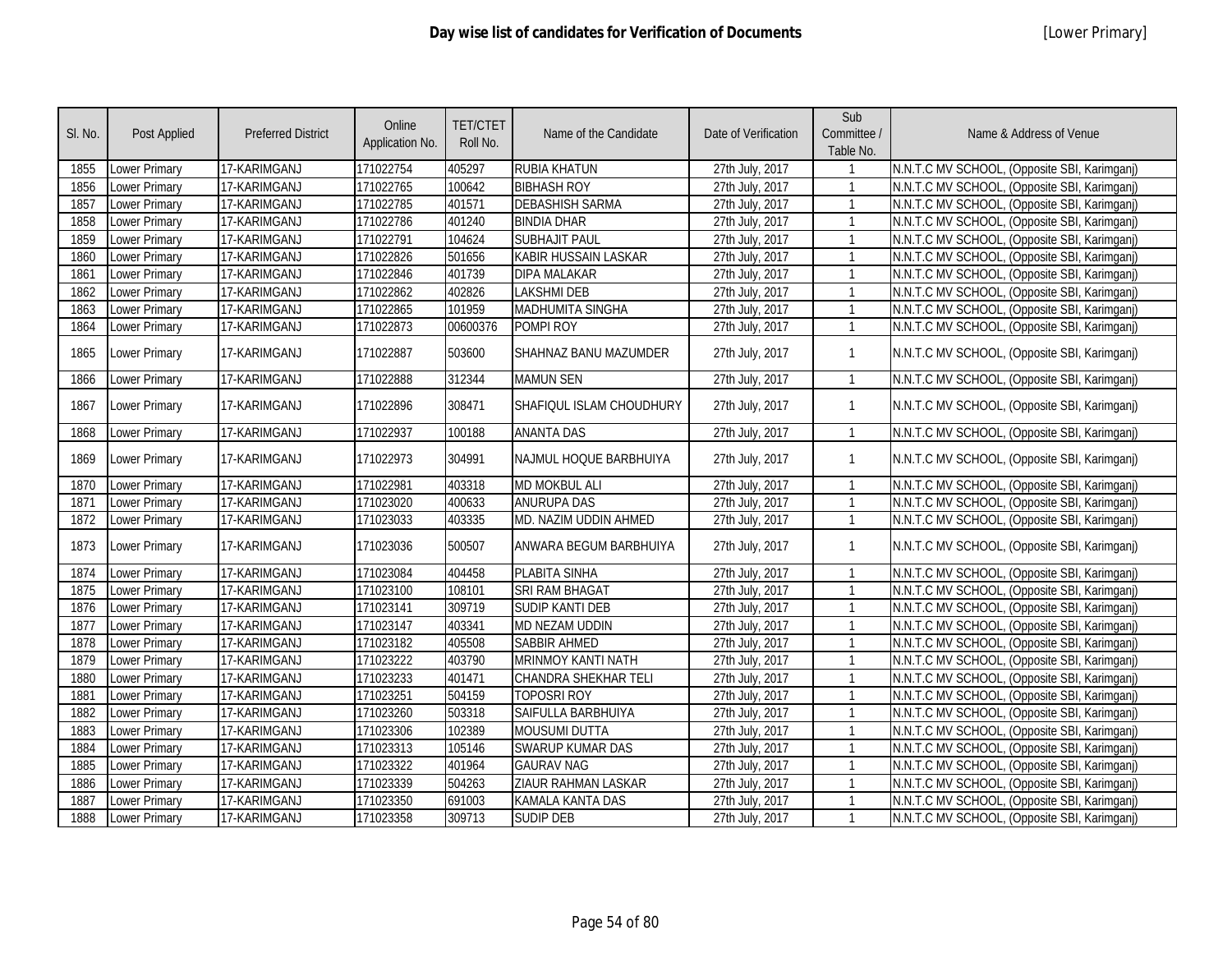# Day wise list of candidates for Verification of Documents

[Lower Primary]

| Sl. No. | Post Applied | Preferred District | Online Application No. | TET/CTET Roll No. | Name of the Candidate | Date of Verification | Sub Committee / Table No. | Name & Address of Venue |
|---|---|---|---|---|---|---|---|---|
| 1855 | Lower Primary | 17-KARIMGANJ | 171022754 | 405297 | RUBIA KHATUN | 27th July, 2017 | 1 | N.N.T.C MV SCHOOL, (Opposite SBI, Karimganj) |
| 1856 | Lower Primary | 17-KARIMGANJ | 171022765 | 100642 | BIBHASH ROY | 27th July, 2017 | 1 | N.N.T.C MV SCHOOL, (Opposite SBI, Karimganj) |
| 1857 | Lower Primary | 17-KARIMGANJ | 171022785 | 401571 | DEBASHISH SARMA | 27th July, 2017 | 1 | N.N.T.C MV SCHOOL, (Opposite SBI, Karimganj) |
| 1858 | Lower Primary | 17-KARIMGANJ | 171022786 | 401240 | BINDIA DHAR | 27th July, 2017 | 1 | N.N.T.C MV SCHOOL, (Opposite SBI, Karimganj) |
| 1859 | Lower Primary | 17-KARIMGANJ | 171022791 | 104624 | SUBHAJIT PAUL | 27th July, 2017 | 1 | N.N.T.C MV SCHOOL, (Opposite SBI, Karimganj) |
| 1860 | Lower Primary | 17-KARIMGANJ | 171022826 | 501656 | KABIR HUSSAIN LASKAR | 27th July, 2017 | 1 | N.N.T.C MV SCHOOL, (Opposite SBI, Karimganj) |
| 1861 | Lower Primary | 17-KARIMGANJ | 171022846 | 401739 | DIPA MALAKAR | 27th July, 2017 | 1 | N.N.T.C MV SCHOOL, (Opposite SBI, Karimganj) |
| 1862 | Lower Primary | 17-KARIMGANJ | 171022862 | 402826 | LAKSHMI DEB | 27th July, 2017 | 1 | N.N.T.C MV SCHOOL, (Opposite SBI, Karimganj) |
| 1863 | Lower Primary | 17-KARIMGANJ | 171022865 | 101959 | MADHUMITA SINGHA | 27th July, 2017 | 1 | N.N.T.C MV SCHOOL, (Opposite SBI, Karimganj) |
| 1864 | Lower Primary | 17-KARIMGANJ | 171022873 | 00600376 | POMPI ROY | 27th July, 2017 | 1 | N.N.T.C MV SCHOOL, (Opposite SBI, Karimganj) |
| 1865 | Lower Primary | 17-KARIMGANJ | 171022887 | 503600 | SHAHNAZ BANU MAZUMDER | 27th July, 2017 | 1 | N.N.T.C MV SCHOOL, (Opposite SBI, Karimganj) |
| 1866 | Lower Primary | 17-KARIMGANJ | 171022888 | 312344 | MAMUN SEN | 27th July, 2017 | 1 | N.N.T.C MV SCHOOL, (Opposite SBI, Karimganj) |
| 1867 | Lower Primary | 17-KARIMGANJ | 171022896 | 308471 | SHAFIQUL ISLAM CHOUDHURY | 27th July, 2017 | 1 | N.N.T.C MV SCHOOL, (Opposite SBI, Karimganj) |
| 1868 | Lower Primary | 17-KARIMGANJ | 171022937 | 100188 | ANANTA DAS | 27th July, 2017 | 1 | N.N.T.C MV SCHOOL, (Opposite SBI, Karimganj) |
| 1869 | Lower Primary | 17-KARIMGANJ | 171022973 | 304991 | NAJMUL HOQUE BARBHUIYA | 27th July, 2017 | 1 | N.N.T.C MV SCHOOL, (Opposite SBI, Karimganj) |
| 1870 | Lower Primary | 17-KARIMGANJ | 171022981 | 403318 | MD MOKBUL ALI | 27th July, 2017 | 1 | N.N.T.C MV SCHOOL, (Opposite SBI, Karimganj) |
| 1871 | Lower Primary | 17-KARIMGANJ | 171023020 | 400633 | ANURUPA DAS | 27th July, 2017 | 1 | N.N.T.C MV SCHOOL, (Opposite SBI, Karimganj) |
| 1872 | Lower Primary | 17-KARIMGANJ | 171023033 | 403335 | MD. NAZIM UDDIN AHMED | 27th July, 2017 | 1 | N.N.T.C MV SCHOOL, (Opposite SBI, Karimganj) |
| 1873 | Lower Primary | 17-KARIMGANJ | 171023036 | 500507 | ANWARA BEGUM BARBHUIYA | 27th July, 2017 | 1 | N.N.T.C MV SCHOOL, (Opposite SBI, Karimganj) |
| 1874 | Lower Primary | 17-KARIMGANJ | 171023084 | 404458 | PLABITA SINHA | 27th July, 2017 | 1 | N.N.T.C MV SCHOOL, (Opposite SBI, Karimganj) |
| 1875 | Lower Primary | 17-KARIMGANJ | 171023100 | 108101 | SRI RAM BHAGAT | 27th July, 2017 | 1 | N.N.T.C MV SCHOOL, (Opposite SBI, Karimganj) |
| 1876 | Lower Primary | 17-KARIMGANJ | 171023141 | 309719 | SUDIP KANTI DEB | 27th July, 2017 | 1 | N.N.T.C MV SCHOOL, (Opposite SBI, Karimganj) |
| 1877 | Lower Primary | 17-KARIMGANJ | 171023147 | 403341 | MD NEZAM UDDIN | 27th July, 2017 | 1 | N.N.T.C MV SCHOOL, (Opposite SBI, Karimganj) |
| 1878 | Lower Primary | 17-KARIMGANJ | 171023182 | 405508 | SABBIR AHMED | 27th July, 2017 | 1 | N.N.T.C MV SCHOOL, (Opposite SBI, Karimganj) |
| 1879 | Lower Primary | 17-KARIMGANJ | 171023222 | 403790 | MRINMOY KANTI NATH | 27th July, 2017 | 1 | N.N.T.C MV SCHOOL, (Opposite SBI, Karimganj) |
| 1880 | Lower Primary | 17-KARIMGANJ | 171023233 | 401471 | CHANDRA SHEKHAR TELI | 27th July, 2017 | 1 | N.N.T.C MV SCHOOL, (Opposite SBI, Karimganj) |
| 1881 | Lower Primary | 17-KARIMGANJ | 171023251 | 504159 | TOPOSRI ROY | 27th July, 2017 | 1 | N.N.T.C MV SCHOOL, (Opposite SBI, Karimganj) |
| 1882 | Lower Primary | 17-KARIMGANJ | 171023260 | 503318 | SAIFULLA BARBHUIYA | 27th July, 2017 | 1 | N.N.T.C MV SCHOOL, (Opposite SBI, Karimganj) |
| 1883 | Lower Primary | 17-KARIMGANJ | 171023306 | 102389 | MOUSUMI DUTTA | 27th July, 2017 | 1 | N.N.T.C MV SCHOOL, (Opposite SBI, Karimganj) |
| 1884 | Lower Primary | 17-KARIMGANJ | 171023313 | 105146 | SWARUP KUMAR DAS | 27th July, 2017 | 1 | N.N.T.C MV SCHOOL, (Opposite SBI, Karimganj) |
| 1885 | Lower Primary | 17-KARIMGANJ | 171023322 | 401964 | GAURAV NAG | 27th July, 2017 | 1 | N.N.T.C MV SCHOOL, (Opposite SBI, Karimganj) |
| 1886 | Lower Primary | 17-KARIMGANJ | 171023339 | 504263 | ZIAUR RAHMAN LASKAR | 27th July, 2017 | 1 | N.N.T.C MV SCHOOL, (Opposite SBI, Karimganj) |
| 1887 | Lower Primary | 17-KARIMGANJ | 171023350 | 691003 | KAMALA KANTA DAS | 27th July, 2017 | 1 | N.N.T.C MV SCHOOL, (Opposite SBI, Karimganj) |
| 1888 | Lower Primary | 17-KARIMGANJ | 171023358 | 309713 | SUDIP DEB | 27th July, 2017 | 1 | N.N.T.C MV SCHOOL, (Opposite SBI, Karimganj) |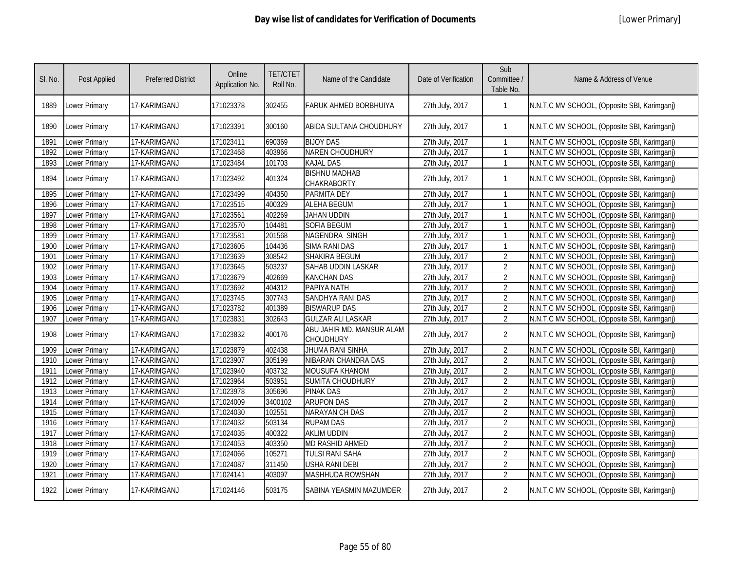# Day wise list of candidates for Verification of Documents

[Lower Primary]

| Sl. No. | Post Applied | Preferred District | Online Application No. | TET/CTET Roll No. | Name of the Candidate | Date of Verification | Sub Committee / Table No. | Name & Address of Venue |
|---|---|---|---|---|---|---|---|---|
| 1889 | Lower Primary | 17-KARIMGANJ | 171023378 | 302455 | FARUK AHMED BORBHUIYA | 27th July, 2017 | 1 | N.N.T.C MV SCHOOL, (Opposite SBI, Karimganj) |
| 1890 | Lower Primary | 17-KARIMGANJ | 171023391 | 300160 | ABIDA SULTANA CHOUDHURY | 27th July, 2017 | 1 | N.N.T.C MV SCHOOL, (Opposite SBI, Karimganj) |
| 1891 | Lower Primary | 17-KARIMGANJ | 171023411 | 690369 | BIJOY DAS | 27th July, 2017 | 1 | N.N.T.C MV SCHOOL, (Opposite SBI, Karimganj) |
| 1892 | Lower Primary | 17-KARIMGANJ | 171023468 | 403966 | NAREN CHOUDHURY | 27th July, 2017 | 1 | N.N.T.C MV SCHOOL, (Opposite SBI, Karimganj) |
| 1893 | Lower Primary | 17-KARIMGANJ | 171023484 | 101703 | KAJAL DAS | 27th July, 2017 | 1 | N.N.T.C MV SCHOOL, (Opposite SBI, Karimganj) |
| 1894 | Lower Primary | 17-KARIMGANJ | 171023492 | 401324 | BISHNU MADHAB CHAKRABORTY | 27th July, 2017 | 1 | N.N.T.C MV SCHOOL, (Opposite SBI, Karimganj) |
| 1895 | Lower Primary | 17-KARIMGANJ | 171023499 | 404350 | PARMITA DEY | 27th July, 2017 | 1 | N.N.T.C MV SCHOOL, (Opposite SBI, Karimganj) |
| 1896 | Lower Primary | 17-KARIMGANJ | 171023515 | 400329 | ALEHA BEGUM | 27th July, 2017 | 1 | N.N.T.C MV SCHOOL, (Opposite SBI, Karimganj) |
| 1897 | Lower Primary | 17-KARIMGANJ | 171023561 | 402269 | JAHAN UDDIN | 27th July, 2017 | 1 | N.N.T.C MV SCHOOL, (Opposite SBI, Karimganj) |
| 1898 | Lower Primary | 17-KARIMGANJ | 171023570 | 104481 | SOFIA BEGUM | 27th July, 2017 | 1 | N.N.T.C MV SCHOOL, (Opposite SBI, Karimganj) |
| 1899 | Lower Primary | 17-KARIMGANJ | 171023581 | 201568 | NAGENDRA SINGH | 27th July, 2017 | 1 | N.N.T.C MV SCHOOL, (Opposite SBI, Karimganj) |
| 1900 | Lower Primary | 17-KARIMGANJ | 171023605 | 104436 | SIMA RANI DAS | 27th July, 2017 | 1 | N.N.T.C MV SCHOOL, (Opposite SBI, Karimganj) |
| 1901 | Lower Primary | 17-KARIMGANJ | 171023639 | 308542 | SHAKIRA BEGUM | 27th July, 2017 | 2 | N.N.T.C MV SCHOOL, (Opposite SBI, Karimganj) |
| 1902 | Lower Primary | 17-KARIMGANJ | 171023645 | 503237 | SAHAB UDDIN LASKAR | 27th July, 2017 | 2 | N.N.T.C MV SCHOOL, (Opposite SBI, Karimganj) |
| 1903 | Lower Primary | 17-KARIMGANJ | 171023679 | 402669 | KANCHAN DAS | 27th July, 2017 | 2 | N.N.T.C MV SCHOOL, (Opposite SBI, Karimganj) |
| 1904 | Lower Primary | 17-KARIMGANJ | 171023692 | 404312 | PAPIYA NATH | 27th July, 2017 | 2 | N.N.T.C MV SCHOOL, (Opposite SBI, Karimganj) |
| 1905 | Lower Primary | 17-KARIMGANJ | 171023745 | 307743 | SANDHYA RANI DAS | 27th July, 2017 | 2 | N.N.T.C MV SCHOOL, (Opposite SBI, Karimganj) |
| 1906 | Lower Primary | 17-KARIMGANJ | 171023782 | 401389 | BISWARUP DAS | 27th July, 2017 | 2 | N.N.T.C MV SCHOOL, (Opposite SBI, Karimganj) |
| 1907 | Lower Primary | 17-KARIMGANJ | 171023831 | 302643 | GULZAR ALI LASKAR | 27th July, 2017 | 2 | N.N.T.C MV SCHOOL, (Opposite SBI, Karimganj) |
| 1908 | Lower Primary | 17-KARIMGANJ | 171023832 | 400176 | ABU JAHIR MD. MANSUR ALAM CHOUDHURY | 27th July, 2017 | 2 | N.N.T.C MV SCHOOL, (Opposite SBI, Karimganj) |
| 1909 | Lower Primary | 17-KARIMGANJ | 171023879 | 402438 | JHUMA RANI SINHA | 27th July, 2017 | 2 | N.N.T.C MV SCHOOL, (Opposite SBI, Karimganj) |
| 1910 | Lower Primary | 17-KARIMGANJ | 171023907 | 305199 | NIBARAN CHANDRA DAS | 27th July, 2017 | 2 | N.N.T.C MV SCHOOL, (Opposite SBI, Karimganj) |
| 1911 | Lower Primary | 17-KARIMGANJ | 171023940 | 403732 | MOUSUFA KHANOM | 27th July, 2017 | 2 | N.N.T.C MV SCHOOL, (Opposite SBI, Karimganj) |
| 1912 | Lower Primary | 17-KARIMGANJ | 171023964 | 503951 | SUMITA CHOUDHURY | 27th July, 2017 | 2 | N.N.T.C MV SCHOOL, (Opposite SBI, Karimganj) |
| 1913 | Lower Primary | 17-KARIMGANJ | 171023978 | 305696 | PINAK DAS | 27th July, 2017 | 2 | N.N.T.C MV SCHOOL, (Opposite SBI, Karimganj) |
| 1914 | Lower Primary | 17-KARIMGANJ | 171024009 | 3400102 | ARUPON DAS | 27th July, 2017 | 2 | N.N.T.C MV SCHOOL, (Opposite SBI, Karimganj) |
| 1915 | Lower Primary | 17-KARIMGANJ | 171024030 | 102551 | NARAYAN CH DAS | 27th July, 2017 | 2 | N.N.T.C MV SCHOOL, (Opposite SBI, Karimganj) |
| 1916 | Lower Primary | 17-KARIMGANJ | 171024032 | 503134 | RUPAM DAS | 27th July, 2017 | 2 | N.N.T.C MV SCHOOL, (Opposite SBI, Karimganj) |
| 1917 | Lower Primary | 17-KARIMGANJ | 171024035 | 400322 | AKLIM UDDIN | 27th July, 2017 | 2 | N.N.T.C MV SCHOOL, (Opposite SBI, Karimganj) |
| 1918 | Lower Primary | 17-KARIMGANJ | 171024053 | 403350 | MD RASHID AHMED | 27th July, 2017 | 2 | N.N.T.C MV SCHOOL, (Opposite SBI, Karimganj) |
| 1919 | Lower Primary | 17-KARIMGANJ | 171024066 | 105271 | TULSI RANI SAHA | 27th July, 2017 | 2 | N.N.T.C MV SCHOOL, (Opposite SBI, Karimganj) |
| 1920 | Lower Primary | 17-KARIMGANJ | 171024087 | 311450 | USHA RANI DEBI | 27th July, 2017 | 2 | N.N.T.C MV SCHOOL, (Opposite SBI, Karimganj) |
| 1921 | Lower Primary | 17-KARIMGANJ | 171024141 | 403097 | MASHHUDA ROWSHAN | 27th July, 2017 | 2 | N.N.T.C MV SCHOOL, (Opposite SBI, Karimganj) |
| 1922 | Lower Primary | 17-KARIMGANJ | 171024146 | 503175 | SABINA YEASMIN MAZUMDER | 27th July, 2017 | 2 | N.N.T.C MV SCHOOL, (Opposite SBI, Karimganj) |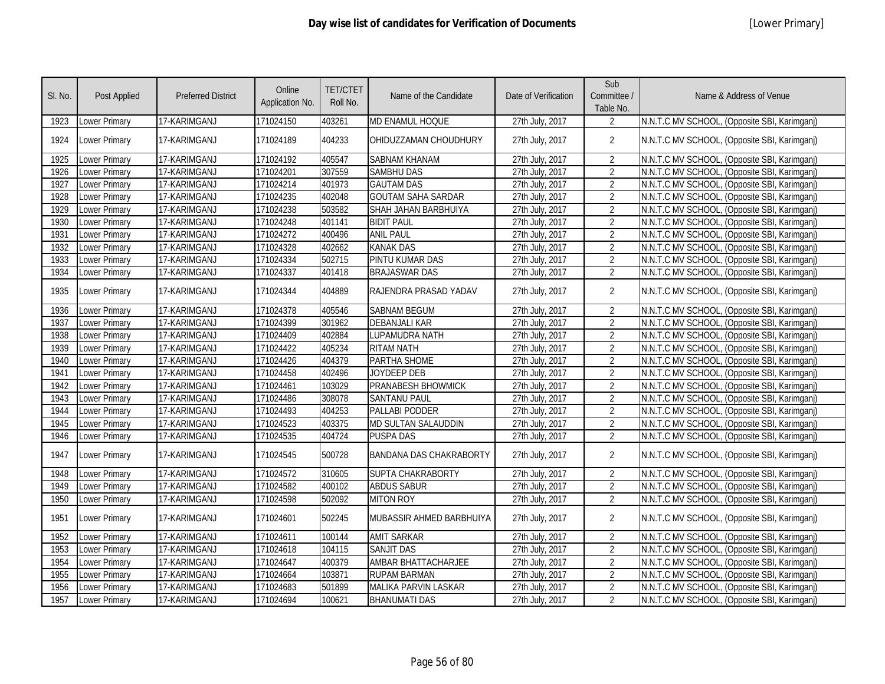# Day wise list of candidates for Verification of Documents

[Lower Primary]

| Sl. No. | Post Applied | Preferred District | Online Application No. | TET/CTET Roll No. | Name of the Candidate | Date of Verification | Sub Committee / Table No. | Name & Address of Venue |
|---|---|---|---|---|---|---|---|---|
| 1923 | Lower Primary | 17-KARIMGANJ | 171024150 | 403261 | MD ENAMUL HOQUE | 27th July, 2017 | 2 | N.N.T.C MV SCHOOL, (Opposite SBI, Karimganj) |
| 1924 | Lower Primary | 17-KARIMGANJ | 171024189 | 404233 | OHIDUZZAMAN CHOUDHURY | 27th July, 2017 | 2 | N.N.T.C MV SCHOOL, (Opposite SBI, Karimganj) |
| 1925 | Lower Primary | 17-KARIMGANJ | 171024192 | 405547 | SABNAM KHANAM | 27th July, 2017 | 2 | N.N.T.C MV SCHOOL, (Opposite SBI, Karimganj) |
| 1926 | Lower Primary | 17-KARIMGANJ | 171024201 | 307559 | SAMBHU DAS | 27th July, 2017 | 2 | N.N.T.C MV SCHOOL, (Opposite SBI, Karimganj) |
| 1927 | Lower Primary | 17-KARIMGANJ | 171024214 | 401973 | GAUTAM DAS | 27th July, 2017 | 2 | N.N.T.C MV SCHOOL, (Opposite SBI, Karimganj) |
| 1928 | Lower Primary | 17-KARIMGANJ | 171024235 | 402048 | GOUTAM SAHA SARDAR | 27th July, 2017 | 2 | N.N.T.C MV SCHOOL, (Opposite SBI, Karimganj) |
| 1929 | Lower Primary | 17-KARIMGANJ | 171024238 | 503582 | SHAH JAHAN BARBHUIYA | 27th July, 2017 | 2 | N.N.T.C MV SCHOOL, (Opposite SBI, Karimganj) |
| 1930 | Lower Primary | 17-KARIMGANJ | 171024248 | 401141 | BIDIT PAUL | 27th July, 2017 | 2 | N.N.T.C MV SCHOOL, (Opposite SBI, Karimganj) |
| 1931 | Lower Primary | 17-KARIMGANJ | 171024272 | 400496 | ANIL PAUL | 27th July, 2017 | 2 | N.N.T.C MV SCHOOL, (Opposite SBI, Karimganj) |
| 1932 | Lower Primary | 17-KARIMGANJ | 171024328 | 402662 | KANAK DAS | 27th July, 2017 | 2 | N.N.T.C MV SCHOOL, (Opposite SBI, Karimganj) |
| 1933 | Lower Primary | 17-KARIMGANJ | 171024334 | 502715 | PINTU KUMAR DAS | 27th July, 2017 | 2 | N.N.T.C MV SCHOOL, (Opposite SBI, Karimganj) |
| 1934 | Lower Primary | 17-KARIMGANJ | 171024337 | 401418 | BRAJASWAR DAS | 27th July, 2017 | 2 | N.N.T.C MV SCHOOL, (Opposite SBI, Karimganj) |
| 1935 | Lower Primary | 17-KARIMGANJ | 171024344 | 404889 | RAJENDRA PRASAD YADAV | 27th July, 2017 | 2 | N.N.T.C MV SCHOOL, (Opposite SBI, Karimganj) |
| 1936 | Lower Primary | 17-KARIMGANJ | 171024378 | 405546 | SABNAM BEGUM | 27th July, 2017 | 2 | N.N.T.C MV SCHOOL, (Opposite SBI, Karimganj) |
| 1937 | Lower Primary | 17-KARIMGANJ | 171024399 | 301962 | DEBANJALI KAR | 27th July, 2017 | 2 | N.N.T.C MV SCHOOL, (Opposite SBI, Karimganj) |
| 1938 | Lower Primary | 17-KARIMGANJ | 171024409 | 402884 | LUPAMUDRA NATH | 27th July, 2017 | 2 | N.N.T.C MV SCHOOL, (Opposite SBI, Karimganj) |
| 1939 | Lower Primary | 17-KARIMGANJ | 171024422 | 405234 | RITAM NATH | 27th July, 2017 | 2 | N.N.T.C MV SCHOOL, (Opposite SBI, Karimganj) |
| 1940 | Lower Primary | 17-KARIMGANJ | 171024426 | 404379 | PARTHA SHOME | 27th July, 2017 | 2 | N.N.T.C MV SCHOOL, (Opposite SBI, Karimganj) |
| 1941 | Lower Primary | 17-KARIMGANJ | 171024458 | 402496 | JOYDEEP DEB | 27th July, 2017 | 2 | N.N.T.C MV SCHOOL, (Opposite SBI, Karimganj) |
| 1942 | Lower Primary | 17-KARIMGANJ | 171024461 | 103029 | PRANABESH BHOWMICK | 27th July, 2017 | 2 | N.N.T.C MV SCHOOL, (Opposite SBI, Karimganj) |
| 1943 | Lower Primary | 17-KARIMGANJ | 171024486 | 308078 | SANTANU PAUL | 27th July, 2017 | 2 | N.N.T.C MV SCHOOL, (Opposite SBI, Karimganj) |
| 1944 | Lower Primary | 17-KARIMGANJ | 171024493 | 404253 | PALLABI PODDER | 27th July, 2017 | 2 | N.N.T.C MV SCHOOL, (Opposite SBI, Karimganj) |
| 1945 | Lower Primary | 17-KARIMGANJ | 171024523 | 403375 | MD SULTAN SALAUDDIN | 27th July, 2017 | 2 | N.N.T.C MV SCHOOL, (Opposite SBI, Karimganj) |
| 1946 | Lower Primary | 17-KARIMGANJ | 171024535 | 404724 | PUSPA DAS | 27th July, 2017 | 2 | N.N.T.C MV SCHOOL, (Opposite SBI, Karimganj) |
| 1947 | Lower Primary | 17-KARIMGANJ | 171024545 | 500728 | BANDANA DAS CHAKRABORTY | 27th July, 2017 | 2 | N.N.T.C MV SCHOOL, (Opposite SBI, Karimganj) |
| 1948 | Lower Primary | 17-KARIMGANJ | 171024572 | 310605 | SUPTA CHAKRABORTY | 27th July, 2017 | 2 | N.N.T.C MV SCHOOL, (Opposite SBI, Karimganj) |
| 1949 | Lower Primary | 17-KARIMGANJ | 171024582 | 400102 | ABDUS SABUR | 27th July, 2017 | 2 | N.N.T.C MV SCHOOL, (Opposite SBI, Karimganj) |
| 1950 | Lower Primary | 17-KARIMGANJ | 171024598 | 502092 | MITON ROY | 27th July, 2017 | 2 | N.N.T.C MV SCHOOL, (Opposite SBI, Karimganj) |
| 1951 | Lower Primary | 17-KARIMGANJ | 171024601 | 502245 | MUBASSIR AHMED BARBHUIYA | 27th July, 2017 | 2 | N.N.T.C MV SCHOOL, (Opposite SBI, Karimganj) |
| 1952 | Lower Primary | 17-KARIMGANJ | 171024611 | 100144 | AMIT SARKAR | 27th July, 2017 | 2 | N.N.T.C MV SCHOOL, (Opposite SBI, Karimganj) |
| 1953 | Lower Primary | 17-KARIMGANJ | 171024618 | 104115 | SANJIT DAS | 27th July, 2017 | 2 | N.N.T.C MV SCHOOL, (Opposite SBI, Karimganj) |
| 1954 | Lower Primary | 17-KARIMGANJ | 171024647 | 400379 | AMBAR BHATTACHARJEE | 27th July, 2017 | 2 | N.N.T.C MV SCHOOL, (Opposite SBI, Karimganj) |
| 1955 | Lower Primary | 17-KARIMGANJ | 171024664 | 103871 | RUPAM BARMAN | 27th July, 2017 | 2 | N.N.T.C MV SCHOOL, (Opposite SBI, Karimganj) |
| 1956 | Lower Primary | 17-KARIMGANJ | 171024683 | 501899 | MALIKA PARVIN LASKAR | 27th July, 2017 | 2 | N.N.T.C MV SCHOOL, (Opposite SBI, Karimganj) |
| 1957 | Lower Primary | 17-KARIMGANJ | 171024694 | 100621 | BHANUMATI DAS | 27th July, 2017 | 2 | N.N.T.C MV SCHOOL, (Opposite SBI, Karimganj) |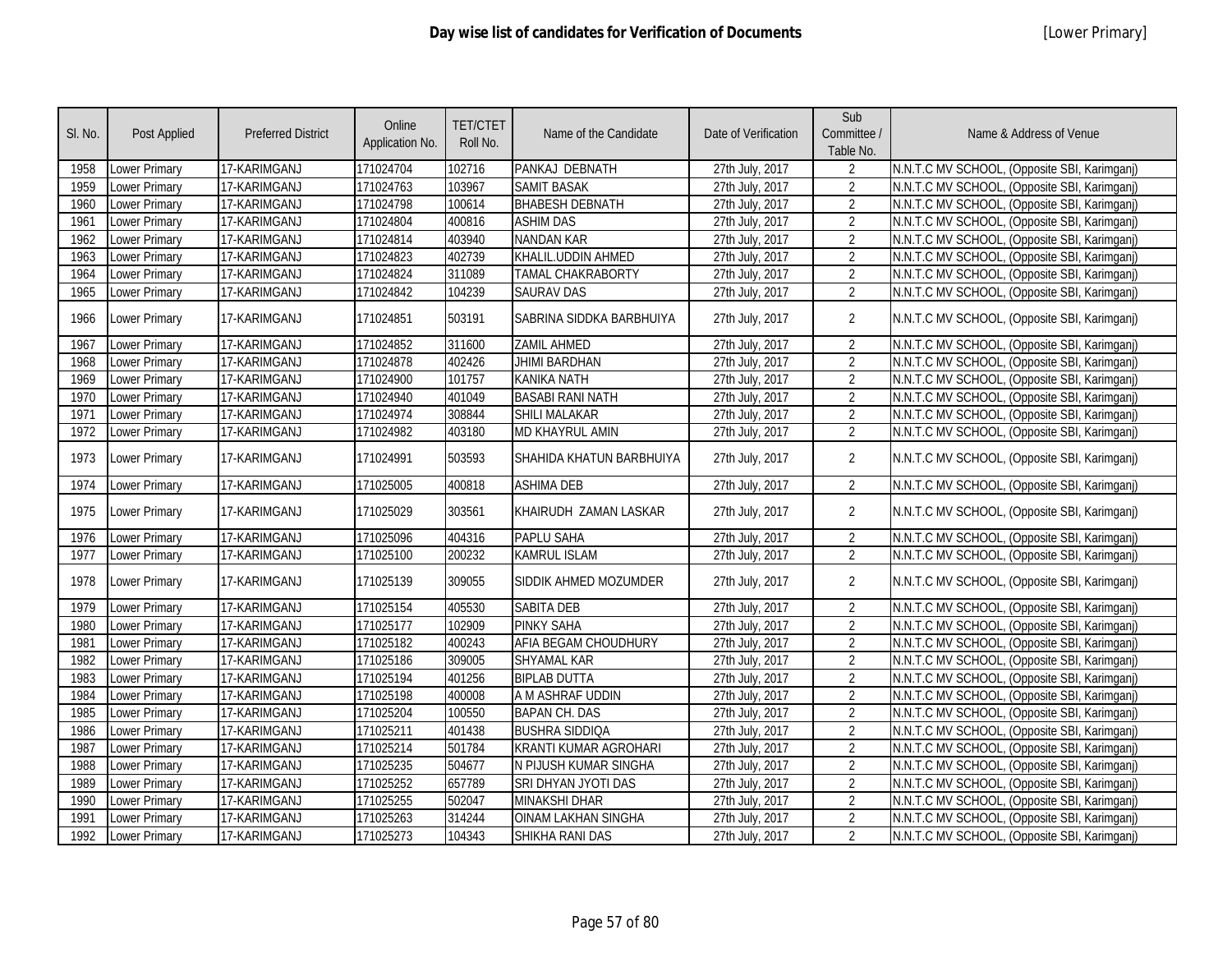# Day wise list of candidates for Verification of Documents

[Lower Primary]

| Sl. No. | Post Applied | Preferred District | Online Application No. | TET/CTET Roll No. | Name of the Candidate | Date of Verification | Sub Committee / Table No. | Name & Address of Venue |
|---|---|---|---|---|---|---|---|---|
| 1958 | Lower Primary | 17-KARIMGANJ | 171024704 | 102716 | PANKAJ DEBNATH | 27th July, 2017 | 2 | N.N.T.C MV SCHOOL, (Opposite SBI, Karimganj) |
| 1959 | Lower Primary | 17-KARIMGANJ | 171024763 | 103967 | SAMIT BASAK | 27th July, 2017 | 2 | N.N.T.C MV SCHOOL, (Opposite SBI, Karimganj) |
| 1960 | Lower Primary | 17-KARIMGANJ | 171024798 | 100614 | BHABESH DEBNATH | 27th July, 2017 | 2 | N.N.T.C MV SCHOOL, (Opposite SBI, Karimganj) |
| 1961 | Lower Primary | 17-KARIMGANJ | 171024804 | 400816 | ASHIM DAS | 27th July, 2017 | 2 | N.N.T.C MV SCHOOL, (Opposite SBI, Karimganj) |
| 1962 | Lower Primary | 17-KARIMGANJ | 171024814 | 403940 | NANDAN KAR | 27th July, 2017 | 2 | N.N.T.C MV SCHOOL, (Opposite SBI, Karimganj) |
| 1963 | Lower Primary | 17-KARIMGANJ | 171024823 | 402739 | KHALIL.UDDIN AHMED | 27th July, 2017 | 2 | N.N.T.C MV SCHOOL, (Opposite SBI, Karimganj) |
| 1964 | Lower Primary | 17-KARIMGANJ | 171024824 | 311089 | TAMAL CHAKRABORTY | 27th July, 2017 | 2 | N.N.T.C MV SCHOOL, (Opposite SBI, Karimganj) |
| 1965 | Lower Primary | 17-KARIMGANJ | 171024842 | 104239 | SAURAV DAS | 27th July, 2017 | 2 | N.N.T.C MV SCHOOL, (Opposite SBI, Karimganj) |
| 1966 | Lower Primary | 17-KARIMGANJ | 171024851 | 503191 | SABRINA SIDDKA BARBHUIYA | 27th July, 2017 | 2 | N.N.T.C MV SCHOOL, (Opposite SBI, Karimganj) |
| 1967 | Lower Primary | 17-KARIMGANJ | 171024852 | 311600 | ZAMIL AHMED | 27th July, 2017 | 2 | N.N.T.C MV SCHOOL, (Opposite SBI, Karimganj) |
| 1968 | Lower Primary | 17-KARIMGANJ | 171024878 | 402426 | JHIMI BARDHAN | 27th July, 2017 | 2 | N.N.T.C MV SCHOOL, (Opposite SBI, Karimganj) |
| 1969 | Lower Primary | 17-KARIMGANJ | 171024900 | 101757 | KANIKA NATH | 27th July, 2017 | 2 | N.N.T.C MV SCHOOL, (Opposite SBI, Karimganj) |
| 1970 | Lower Primary | 17-KARIMGANJ | 171024940 | 401049 | BASABI RANI NATH | 27th July, 2017 | 2 | N.N.T.C MV SCHOOL, (Opposite SBI, Karimganj) |
| 1971 | Lower Primary | 17-KARIMGANJ | 171024974 | 308844 | SHILI MALAKAR | 27th July, 2017 | 2 | N.N.T.C MV SCHOOL, (Opposite SBI, Karimganj) |
| 1972 | Lower Primary | 17-KARIMGANJ | 171024982 | 403180 | MD KHAYRUL AMIN | 27th July, 2017 | 2 | N.N.T.C MV SCHOOL, (Opposite SBI, Karimganj) |
| 1973 | Lower Primary | 17-KARIMGANJ | 171024991 | 503593 | SHAHIDA KHATUN BARBHUIYA | 27th July, 2017 | 2 | N.N.T.C MV SCHOOL, (Opposite SBI, Karimganj) |
| 1974 | Lower Primary | 17-KARIMGANJ | 171025005 | 400818 | ASHIMA DEB | 27th July, 2017 | 2 | N.N.T.C MV SCHOOL, (Opposite SBI, Karimganj) |
| 1975 | Lower Primary | 17-KARIMGANJ | 171025029 | 303561 | KHAIRUDH ZAMAN LASKAR | 27th July, 2017 | 2 | N.N.T.C MV SCHOOL, (Opposite SBI, Karimganj) |
| 1976 | Lower Primary | 17-KARIMGANJ | 171025096 | 404316 | PAPLU SAHA | 27th July, 2017 | 2 | N.N.T.C MV SCHOOL, (Opposite SBI, Karimganj) |
| 1977 | Lower Primary | 17-KARIMGANJ | 171025100 | 200232 | KAMRUL ISLAM | 27th July, 2017 | 2 | N.N.T.C MV SCHOOL, (Opposite SBI, Karimganj) |
| 1978 | Lower Primary | 17-KARIMGANJ | 171025139 | 309055 | SIDDIK AHMED MOZUMDER | 27th July, 2017 | 2 | N.N.T.C MV SCHOOL, (Opposite SBI, Karimganj) |
| 1979 | Lower Primary | 17-KARIMGANJ | 171025154 | 405530 | SABITA DEB | 27th July, 2017 | 2 | N.N.T.C MV SCHOOL, (Opposite SBI, Karimganj) |
| 1980 | Lower Primary | 17-KARIMGANJ | 171025177 | 102909 | PINKY SAHA | 27th July, 2017 | 2 | N.N.T.C MV SCHOOL, (Opposite SBI, Karimganj) |
| 1981 | Lower Primary | 17-KARIMGANJ | 171025182 | 400243 | AFIA BEGAM CHOUDHURY | 27th July, 2017 | 2 | N.N.T.C MV SCHOOL, (Opposite SBI, Karimganj) |
| 1982 | Lower Primary | 17-KARIMGANJ | 171025186 | 309005 | SHYAMAL KAR | 27th July, 2017 | 2 | N.N.T.C MV SCHOOL, (Opposite SBI, Karimganj) |
| 1983 | Lower Primary | 17-KARIMGANJ | 171025194 | 401256 | BIPLAB DUTTA | 27th July, 2017 | 2 | N.N.T.C MV SCHOOL, (Opposite SBI, Karimganj) |
| 1984 | Lower Primary | 17-KARIMGANJ | 171025198 | 400008 | A M ASHRAF UDDIN | 27th July, 2017 | 2 | N.N.T.C MV SCHOOL, (Opposite SBI, Karimganj) |
| 1985 | Lower Primary | 17-KARIMGANJ | 171025204 | 100550 | BAPAN CH. DAS | 27th July, 2017 | 2 | N.N.T.C MV SCHOOL, (Opposite SBI, Karimganj) |
| 1986 | Lower Primary | 17-KARIMGANJ | 171025211 | 401438 | BUSHRA SIDDIQA | 27th July, 2017 | 2 | N.N.T.C MV SCHOOL, (Opposite SBI, Karimganj) |
| 1987 | Lower Primary | 17-KARIMGANJ | 171025214 | 501784 | KRANTI KUMAR AGROHARI | 27th July, 2017 | 2 | N.N.T.C MV SCHOOL, (Opposite SBI, Karimganj) |
| 1988 | Lower Primary | 17-KARIMGANJ | 171025235 | 504677 | N PIJUSH KUMAR SINGHA | 27th July, 2017 | 2 | N.N.T.C MV SCHOOL, (Opposite SBI, Karimganj) |
| 1989 | Lower Primary | 17-KARIMGANJ | 171025252 | 657789 | SRI DHYAN JYOTI DAS | 27th July, 2017 | 2 | N.N.T.C MV SCHOOL, (Opposite SBI, Karimganj) |
| 1990 | Lower Primary | 17-KARIMGANJ | 171025255 | 502047 | MINAKSHI DHAR | 27th July, 2017 | 2 | N.N.T.C MV SCHOOL, (Opposite SBI, Karimganj) |
| 1991 | Lower Primary | 17-KARIMGANJ | 171025263 | 314244 | OINAM LAKHAN SINGHA | 27th July, 2017 | 2 | N.N.T.C MV SCHOOL, (Opposite SBI, Karimganj) |
| 1992 | Lower Primary | 17-KARIMGANJ | 171025273 | 104343 | SHIKHA RANI DAS | 27th July, 2017 | 2 | N.N.T.C MV SCHOOL, (Opposite SBI, Karimganj) |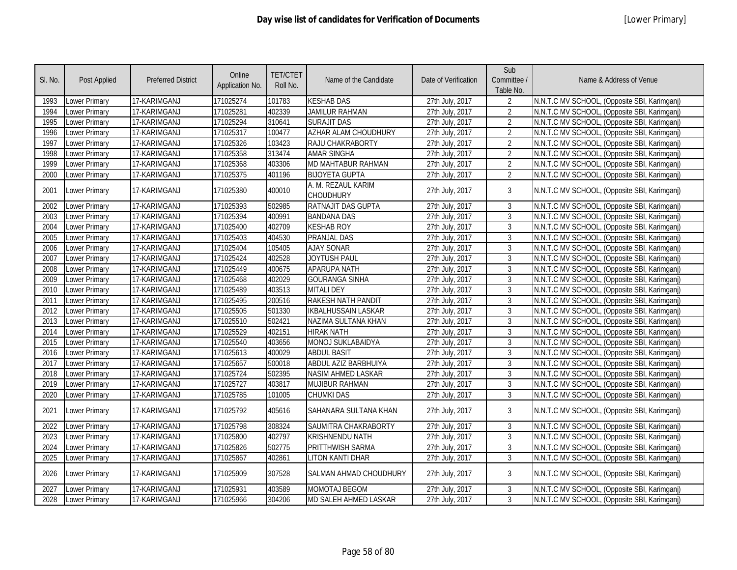# Day wise list of candidates for Verification of Documents

[Lower Primary]

| Sl. No. | Post Applied | Preferred District | Online Application No. | TET/CTET Roll No. | Name of the Candidate | Date of Verification | Sub Committee / Table No. | Name & Address of Venue |
|---|---|---|---|---|---|---|---|---|
| 1993 | Lower Primary | 17-KARIMGANJ | 171025274 | 101783 | KESHAB DAS | 27th July, 2017 | 2 | N.N.T.C MV SCHOOL, (Opposite SBI, Karimganj) |
| 1994 | Lower Primary | 17-KARIMGANJ | 171025281 | 402339 | JAMILUR RAHMAN | 27th July, 2017 | 2 | N.N.T.C MV SCHOOL, (Opposite SBI, Karimganj) |
| 1995 | Lower Primary | 17-KARIMGANJ | 171025294 | 310641 | SURAJIT DAS | 27th July, 2017 | 2 | N.N.T.C MV SCHOOL, (Opposite SBI, Karimganj) |
| 1996 | Lower Primary | 17-KARIMGANJ | 171025317 | 100477 | AZHAR ALAM CHOUDHURY | 27th July, 2017 | 2 | N.N.T.C MV SCHOOL, (Opposite SBI, Karimganj) |
| 1997 | Lower Primary | 17-KARIMGANJ | 171025326 | 103423 | RAJU CHAKRABORTY | 27th July, 2017 | 2 | N.N.T.C MV SCHOOL, (Opposite SBI, Karimganj) |
| 1998 | Lower Primary | 17-KARIMGANJ | 171025358 | 313474 | AMAR SINGHA | 27th July, 2017 | 2 | N.N.T.C MV SCHOOL, (Opposite SBI, Karimganj) |
| 1999 | Lower Primary | 17-KARIMGANJ | 171025368 | 403306 | MD MAHTABUR RAHMAN | 27th July, 2017 | 2 | N.N.T.C MV SCHOOL, (Opposite SBI, Karimganj) |
| 2000 | Lower Primary | 17-KARIMGANJ | 171025375 | 401196 | BIJOYETA GUPTA | 27th July, 2017 | 2 | N.N.T.C MV SCHOOL, (Opposite SBI, Karimganj) |
| 2001 | Lower Primary | 17-KARIMGANJ | 171025380 | 400010 | A. M. REZAUL KARIM CHOUDHURY | 27th July, 2017 | 3 | N.N.T.C MV SCHOOL, (Opposite SBI, Karimganj) |
| 2002 | Lower Primary | 17-KARIMGANJ | 171025393 | 502985 | RATNAJIT DAS GUPTA | 27th July, 2017 | 3 | N.N.T.C MV SCHOOL, (Opposite SBI, Karimganj) |
| 2003 | Lower Primary | 17-KARIMGANJ | 171025394 | 400991 | BANDANA DAS | 27th July, 2017 | 3 | N.N.T.C MV SCHOOL, (Opposite SBI, Karimganj) |
| 2004 | Lower Primary | 17-KARIMGANJ | 171025400 | 402709 | KESHAB ROY | 27th July, 2017 | 3 | N.N.T.C MV SCHOOL, (Opposite SBI, Karimganj) |
| 2005 | Lower Primary | 17-KARIMGANJ | 171025403 | 404530 | PRANJAL DAS | 27th July, 2017 | 3 | N.N.T.C MV SCHOOL, (Opposite SBI, Karimganj) |
| 2006 | Lower Primary | 17-KARIMGANJ | 171025404 | 105405 | AJAY SONAR | 27th July, 2017 | 3 | N.N.T.C MV SCHOOL, (Opposite SBI, Karimganj) |
| 2007 | Lower Primary | 17-KARIMGANJ | 171025424 | 402528 | JOYTUSH PAUL | 27th July, 2017 | 3 | N.N.T.C MV SCHOOL, (Opposite SBI, Karimganj) |
| 2008 | Lower Primary | 17-KARIMGANJ | 171025449 | 400675 | APARUPA NATH | 27th July, 2017 | 3 | N.N.T.C MV SCHOOL, (Opposite SBI, Karimganj) |
| 2009 | Lower Primary | 17-KARIMGANJ | 171025468 | 402029 | GOURANGA SINHA | 27th July, 2017 | 3 | N.N.T.C MV SCHOOL, (Opposite SBI, Karimganj) |
| 2010 | Lower Primary | 17-KARIMGANJ | 171025489 | 403513 | MITALI DEY | 27th July, 2017 | 3 | N.N.T.C MV SCHOOL, (Opposite SBI, Karimganj) |
| 2011 | Lower Primary | 17-KARIMGANJ | 171025495 | 200516 | RAKESH NATH PANDIT | 27th July, 2017 | 3 | N.N.T.C MV SCHOOL, (Opposite SBI, Karimganj) |
| 2012 | Lower Primary | 17-KARIMGANJ | 171025505 | 501330 | IKBALHUSSAIN LASKAR | 27th July, 2017 | 3 | N.N.T.C MV SCHOOL, (Opposite SBI, Karimganj) |
| 2013 | Lower Primary | 17-KARIMGANJ | 171025510 | 502421 | NAZIMA SULTANA KHAN | 27th July, 2017 | 3 | N.N.T.C MV SCHOOL, (Opposite SBI, Karimganj) |
| 2014 | Lower Primary | 17-KARIMGANJ | 171025529 | 402151 | HIRAK NATH | 27th July, 2017 | 3 | N.N.T.C MV SCHOOL, (Opposite SBI, Karimganj) |
| 2015 | Lower Primary | 17-KARIMGANJ | 171025540 | 403656 | MONOJ SUKLABAIDYA | 27th July, 2017 | 3 | N.N.T.C MV SCHOOL, (Opposite SBI, Karimganj) |
| 2016 | Lower Primary | 17-KARIMGANJ | 171025613 | 400029 | ABDUL BASIT | 27th July, 2017 | 3 | N.N.T.C MV SCHOOL, (Opposite SBI, Karimganj) |
| 2017 | Lower Primary | 17-KARIMGANJ | 171025657 | 500018 | ABDUL AZIZ BARBHUIYA | 27th July, 2017 | 3 | N.N.T.C MV SCHOOL, (Opposite SBI, Karimganj) |
| 2018 | Lower Primary | 17-KARIMGANJ | 171025724 | 502395 | NASIM AHMED LASKAR | 27th July, 2017 | 3 | N.N.T.C MV SCHOOL, (Opposite SBI, Karimganj) |
| 2019 | Lower Primary | 17-KARIMGANJ | 171025727 | 403817 | MUJIBUR RAHMAN | 27th July, 2017 | 3 | N.N.T.C MV SCHOOL, (Opposite SBI, Karimganj) |
| 2020 | Lower Primary | 17-KARIMGANJ | 171025785 | 101005 | CHUMKI DAS | 27th July, 2017 | 3 | N.N.T.C MV SCHOOL, (Opposite SBI, Karimganj) |
| 2021 | Lower Primary | 17-KARIMGANJ | 171025792 | 405616 | SAHANARA SULTANA KHAN | 27th July, 2017 | 3 | N.N.T.C MV SCHOOL, (Opposite SBI, Karimganj) |
| 2022 | Lower Primary | 17-KARIMGANJ | 171025798 | 308324 | SAUMITRA CHAKRABORTY | 27th July, 2017 | 3 | N.N.T.C MV SCHOOL, (Opposite SBI, Karimganj) |
| 2023 | Lower Primary | 17-KARIMGANJ | 171025800 | 402797 | KRISHNENDU NATH | 27th July, 2017 | 3 | N.N.T.C MV SCHOOL, (Opposite SBI, Karimganj) |
| 2024 | Lower Primary | 17-KARIMGANJ | 171025826 | 502775 | PRITTHWISH SARMA | 27th July, 2017 | 3 | N.N.T.C MV SCHOOL, (Opposite SBI, Karimganj) |
| 2025 | Lower Primary | 17-KARIMGANJ | 171025867 | 402861 | LITON KANTI DHAR | 27th July, 2017 | 3 | N.N.T.C MV SCHOOL, (Opposite SBI, Karimganj) |
| 2026 | Lower Primary | 17-KARIMGANJ | 171025909 | 307528 | SALMAN AHMAD CHOUDHURY | 27th July, 2017 | 3 | N.N.T.C MV SCHOOL, (Opposite SBI, Karimganj) |
| 2027 | Lower Primary | 17-KARIMGANJ | 171025931 | 403589 | MOMOTAJ BEGOM | 27th July, 2017 | 3 | N.N.T.C MV SCHOOL, (Opposite SBI, Karimganj) |
| 2028 | Lower Primary | 17-KARIMGANJ | 171025966 | 304206 | MD SALEH AHMED LASKAR | 27th July, 2017 | 3 | N.N.T.C MV SCHOOL, (Opposite SBI, Karimganj) |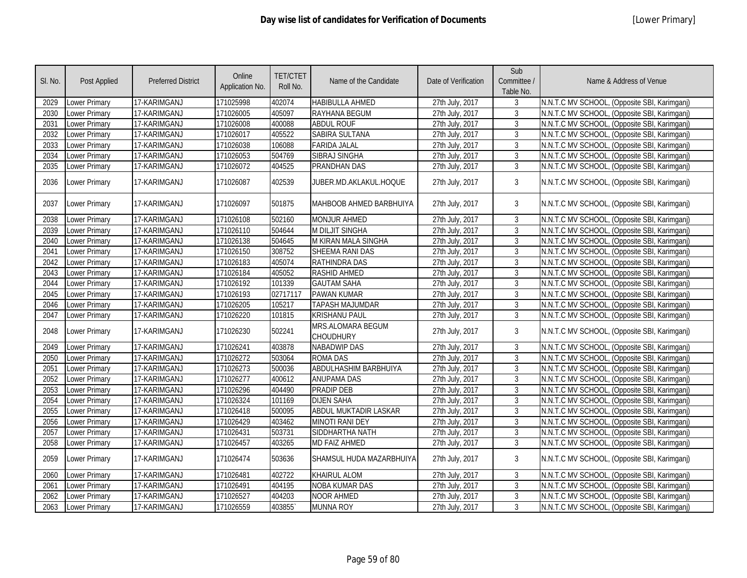# Day wise list of candidates for Verification of Documents

[Lower Primary]

| Sl. No. | Post Applied | Preferred District | Online Application No. | TET/CTET Roll No. | Name of the Candidate | Date of Verification | Sub Committee / Table No. | Name & Address of Venue |
|---|---|---|---|---|---|---|---|---|
| 2029 | Lower Primary | 17-KARIMGANJ | 171025998 | 402074 | HABIBULLA AHMED | 27th July, 2017 | 3 | N.N.T.C MV SCHOOL, (Opposite SBI, Karimganj) |
| 2030 | Lower Primary | 17-KARIMGANJ | 171026005 | 405097 | RAYHANA BEGUM | 27th July, 2017 | 3 | N.N.T.C MV SCHOOL, (Opposite SBI, Karimganj) |
| 2031 | Lower Primary | 17-KARIMGANJ | 171026008 | 400088 | ABDUL ROUF | 27th July, 2017 | 3 | N.N.T.C MV SCHOOL, (Opposite SBI, Karimganj) |
| 2032 | Lower Primary | 17-KARIMGANJ | 171026017 | 405522 | SABIRA SULTANA | 27th July, 2017 | 3 | N.N.T.C MV SCHOOL, (Opposite SBI, Karimganj) |
| 2033 | Lower Primary | 17-KARIMGANJ | 171026038 | 106088 | FARIDA JALAL | 27th July, 2017 | 3 | N.N.T.C MV SCHOOL, (Opposite SBI, Karimganj) |
| 2034 | Lower Primary | 17-KARIMGANJ | 171026053 | 504769 | SIBRAJ SINGHA | 27th July, 2017 | 3 | N.N.T.C MV SCHOOL, (Opposite SBI, Karimganj) |
| 2035 | Lower Primary | 17-KARIMGANJ | 171026072 | 404525 | PRANDHAN DAS | 27th July, 2017 | 3 | N.N.T.C MV SCHOOL, (Opposite SBI, Karimganj) |
| 2036 | Lower Primary | 17-KARIMGANJ | 171026087 | 402539 | JUBER.MD.AKLAKUL.HOQUE | 27th July, 2017 | 3 | N.N.T.C MV SCHOOL, (Opposite SBI, Karimganj) |
| 2037 | Lower Primary | 17-KARIMGANJ | 171026097 | 501875 | MAHBOOB AHMED BARBHUIYA | 27th July, 2017 | 3 | N.N.T.C MV SCHOOL, (Opposite SBI, Karimganj) |
| 2038 | Lower Primary | 17-KARIMGANJ | 171026108 | 502160 | MONJUR AHMED | 27th July, 2017 | 3 | N.N.T.C MV SCHOOL, (Opposite SBI, Karimganj) |
| 2039 | Lower Primary | 17-KARIMGANJ | 171026110 | 504644 | M DILJIT SINGHA | 27th July, 2017 | 3 | N.N.T.C MV SCHOOL, (Opposite SBI, Karimganj) |
| 2040 | Lower Primary | 17-KARIMGANJ | 171026138 | 504645 | M KIRAN MALA SINGHA | 27th July, 2017 | 3 | N.N.T.C MV SCHOOL, (Opposite SBI, Karimganj) |
| 2041 | Lower Primary | 17-KARIMGANJ | 171026150 | 308752 | SHEEMA RANI DAS | 27th July, 2017 | 3 | N.N.T.C MV SCHOOL, (Opposite SBI, Karimganj) |
| 2042 | Lower Primary | 17-KARIMGANJ | 171026183 | 405074 | RATHINDRA DAS | 27th July, 2017 | 3 | N.N.T.C MV SCHOOL, (Opposite SBI, Karimganj) |
| 2043 | Lower Primary | 17-KARIMGANJ | 171026184 | 405052 | RASHID AHMED | 27th July, 2017 | 3 | N.N.T.C MV SCHOOL, (Opposite SBI, Karimganj) |
| 2044 | Lower Primary | 17-KARIMGANJ | 171026192 | 101339 | GAUTAM SAHA | 27th July, 2017 | 3 | N.N.T.C MV SCHOOL, (Opposite SBI, Karimganj) |
| 2045 | Lower Primary | 17-KARIMGANJ | 171026193 | 02717117 | PAWAN KUMAR | 27th July, 2017 | 3 | N.N.T.C MV SCHOOL, (Opposite SBI, Karimganj) |
| 2046 | Lower Primary | 17-KARIMGANJ | 171026205 | 105217 | TAPASH MAJUMDAR | 27th July, 2017 | 3 | N.N.T.C MV SCHOOL, (Opposite SBI, Karimganj) |
| 2047 | Lower Primary | 17-KARIMGANJ | 171026220 | 101815 | KRISHANU PAUL | 27th July, 2017 | 3 | N.N.T.C MV SCHOOL, (Opposite SBI, Karimganj) |
| 2048 | Lower Primary | 17-KARIMGANJ | 171026230 | 502241 | MRS.ALOMARA BEGUM CHOUDHURY | 27th July, 2017 | 3 | N.N.T.C MV SCHOOL, (Opposite SBI, Karimganj) |
| 2049 | Lower Primary | 17-KARIMGANJ | 171026241 | 403878 | NABADWIP DAS | 27th July, 2017 | 3 | N.N.T.C MV SCHOOL, (Opposite SBI, Karimganj) |
| 2050 | Lower Primary | 17-KARIMGANJ | 171026272 | 503064 | ROMA DAS | 27th July, 2017 | 3 | N.N.T.C MV SCHOOL, (Opposite SBI, Karimganj) |
| 2051 | Lower Primary | 17-KARIMGANJ | 171026273 | 500036 | ABDULHASHIM BARBHUIYA | 27th July, 2017 | 3 | N.N.T.C MV SCHOOL, (Opposite SBI, Karimganj) |
| 2052 | Lower Primary | 17-KARIMGANJ | 171026277 | 400612 | ANUPAMA DAS | 27th July, 2017 | 3 | N.N.T.C MV SCHOOL, (Opposite SBI, Karimganj) |
| 2053 | Lower Primary | 17-KARIMGANJ | 171026296 | 404490 | PRADIP DEB | 27th July, 2017 | 3 | N.N.T.C MV SCHOOL, (Opposite SBI, Karimganj) |
| 2054 | Lower Primary | 17-KARIMGANJ | 171026324 | 101169 | DIJEN SAHA | 27th July, 2017 | 3 | N.N.T.C MV SCHOOL, (Opposite SBI, Karimganj) |
| 2055 | Lower Primary | 17-KARIMGANJ | 171026418 | 500095 | ABDUL MUKTADIR LASKAR | 27th July, 2017 | 3 | N.N.T.C MV SCHOOL, (Opposite SBI, Karimganj) |
| 2056 | Lower Primary | 17-KARIMGANJ | 171026429 | 403462 | MINOTI RANI DEY | 27th July, 2017 | 3 | N.N.T.C MV SCHOOL, (Opposite SBI, Karimganj) |
| 2057 | Lower Primary | 17-KARIMGANJ | 171026431 | 503731 | SIDDHARTHA NATH | 27th July, 2017 | 3 | N.N.T.C MV SCHOOL, (Opposite SBI, Karimganj) |
| 2058 | Lower Primary | 17-KARIMGANJ | 171026457 | 403265 | MD FAIZ AHMED | 27th July, 2017 | 3 | N.N.T.C MV SCHOOL, (Opposite SBI, Karimganj) |
| 2059 | Lower Primary | 17-KARIMGANJ | 171026474 | 503636 | SHAMSUL HUDA MAZARBHUIYA | 27th July, 2017 | 3 | N.N.T.C MV SCHOOL, (Opposite SBI, Karimganj) |
| 2060 | Lower Primary | 17-KARIMGANJ | 171026481 | 402722 | KHAIRUL ALOM | 27th July, 2017 | 3 | N.N.T.C MV SCHOOL, (Opposite SBI, Karimganj) |
| 2061 | Lower Primary | 17-KARIMGANJ | 171026491 | 404195 | NOBA KUMAR DAS | 27th July, 2017 | 3 | N.N.T.C MV SCHOOL, (Opposite SBI, Karimganj) |
| 2062 | Lower Primary | 17-KARIMGANJ | 171026527 | 404203 | NOOR AHMED | 27th July, 2017 | 3 | N.N.T.C MV SCHOOL, (Opposite SBI, Karimganj) |
| 2063 | Lower Primary | 17-KARIMGANJ | 171026559 | 403855` | MUNNA ROY | 27th July, 2017 | 3 | N.N.T.C MV SCHOOL, (Opposite SBI, Karimganj) |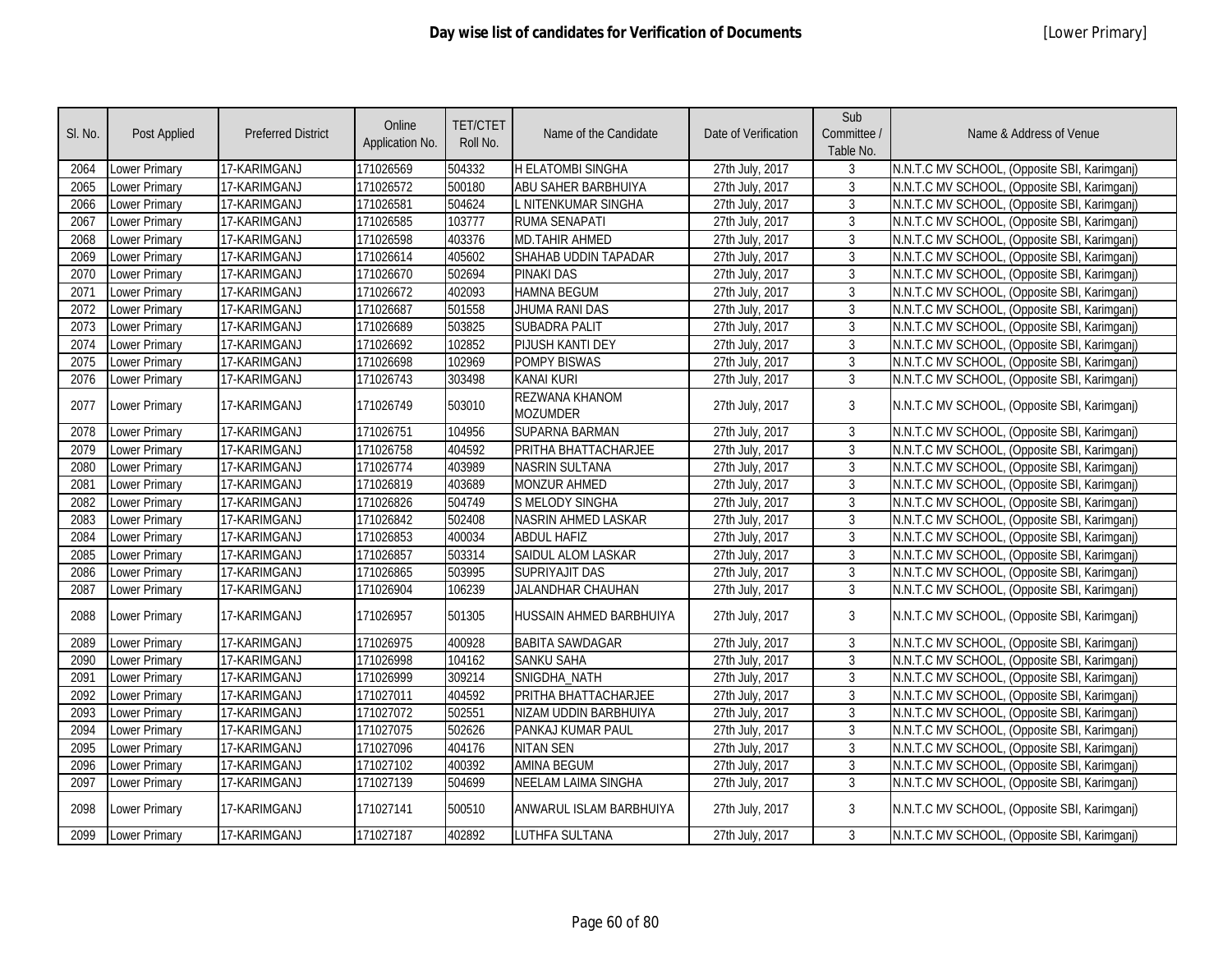# Day wise list of candidates for Verification of Documents

[Lower Primary]

| Sl. No. | Post Applied | Preferred District | Online Application No. | TET/CTET Roll No. | Name of the Candidate | Date of Verification | Sub Committee / Table No. | Name & Address of Venue |
|---|---|---|---|---|---|---|---|---|
| 2064 | Lower Primary | 17-KARIMGANJ | 171026569 | 504332 | H ELATOMBI SINGHA | 27th July, 2017 | 3 | N.N.T.C MV SCHOOL, (Opposite SBI, Karimganj) |
| 2065 | Lower Primary | 17-KARIMGANJ | 171026572 | 500180 | ABU SAHER BARBHUIYA | 27th July, 2017 | 3 | N.N.T.C MV SCHOOL, (Opposite SBI, Karimganj) |
| 2066 | Lower Primary | 17-KARIMGANJ | 171026581 | 504624 | L NITENKUMAR SINGHA | 27th July, 2017 | 3 | N.N.T.C MV SCHOOL, (Opposite SBI, Karimganj) |
| 2067 | Lower Primary | 17-KARIMGANJ | 171026585 | 103777 | RUMA SENAPATI | 27th July, 2017 | 3 | N.N.T.C MV SCHOOL, (Opposite SBI, Karimganj) |
| 2068 | Lower Primary | 17-KARIMGANJ | 171026598 | 403376 | MD.TAHIR AHMED | 27th July, 2017 | 3 | N.N.T.C MV SCHOOL, (Opposite SBI, Karimganj) |
| 2069 | Lower Primary | 17-KARIMGANJ | 171026614 | 405602 | SHAHAB UDDIN TAPADAR | 27th July, 2017 | 3 | N.N.T.C MV SCHOOL, (Opposite SBI, Karimganj) |
| 2070 | Lower Primary | 17-KARIMGANJ | 171026670 | 502694 | PINAKI DAS | 27th July, 2017 | 3 | N.N.T.C MV SCHOOL, (Opposite SBI, Karimganj) |
| 2071 | Lower Primary | 17-KARIMGANJ | 171026672 | 402093 | HAMNA BEGUM | 27th July, 2017 | 3 | N.N.T.C MV SCHOOL, (Opposite SBI, Karimganj) |
| 2072 | Lower Primary | 17-KARIMGANJ | 171026687 | 501558 | JHUMA RANI DAS | 27th July, 2017 | 3 | N.N.T.C MV SCHOOL, (Opposite SBI, Karimganj) |
| 2073 | Lower Primary | 17-KARIMGANJ | 171026689 | 503825 | SUBADRA PALIT | 27th July, 2017 | 3 | N.N.T.C MV SCHOOL, (Opposite SBI, Karimganj) |
| 2074 | Lower Primary | 17-KARIMGANJ | 171026692 | 102852 | PIJUSH KANTI DEY | 27th July, 2017 | 3 | N.N.T.C MV SCHOOL, (Opposite SBI, Karimganj) |
| 2075 | Lower Primary | 17-KARIMGANJ | 171026698 | 102969 | POMPY BISWAS | 27th July, 2017 | 3 | N.N.T.C MV SCHOOL, (Opposite SBI, Karimganj) |
| 2076 | Lower Primary | 17-KARIMGANJ | 171026743 | 303498 | KANAI KURI | 27th July, 2017 | 3 | N.N.T.C MV SCHOOL, (Opposite SBI, Karimganj) |
| 2077 | Lower Primary | 17-KARIMGANJ | 171026749 | 503010 | REZWANA KHANOM MOZUMDER | 27th July, 2017 | 3 | N.N.T.C MV SCHOOL, (Opposite SBI, Karimganj) |
| 2078 | Lower Primary | 17-KARIMGANJ | 171026751 | 104956 | SUPARNA BARMAN | 27th July, 2017 | 3 | N.N.T.C MV SCHOOL, (Opposite SBI, Karimganj) |
| 2079 | Lower Primary | 17-KARIMGANJ | 171026758 | 404592 | PRITHA BHATTACHARJEE | 27th July, 2017 | 3 | N.N.T.C MV SCHOOL, (Opposite SBI, Karimganj) |
| 2080 | Lower Primary | 17-KARIMGANJ | 171026774 | 403989 | NASRIN SULTANA | 27th July, 2017 | 3 | N.N.T.C MV SCHOOL, (Opposite SBI, Karimganj) |
| 2081 | Lower Primary | 17-KARIMGANJ | 171026819 | 403689 | MONZUR AHMED | 27th July, 2017 | 3 | N.N.T.C MV SCHOOL, (Opposite SBI, Karimganj) |
| 2082 | Lower Primary | 17-KARIMGANJ | 171026826 | 504749 | S MELODY SINGHA | 27th July, 2017 | 3 | N.N.T.C MV SCHOOL, (Opposite SBI, Karimganj) |
| 2083 | Lower Primary | 17-KARIMGANJ | 171026842 | 502408 | NASRIN AHMED LASKAR | 27th July, 2017 | 3 | N.N.T.C MV SCHOOL, (Opposite SBI, Karimganj) |
| 2084 | Lower Primary | 17-KARIMGANJ | 171026853 | 400034 | ABDUL HAFIZ | 27th July, 2017 | 3 | N.N.T.C MV SCHOOL, (Opposite SBI, Karimganj) |
| 2085 | Lower Primary | 17-KARIMGANJ | 171026857 | 503314 | SAIDUL ALOM LASKAR | 27th July, 2017 | 3 | N.N.T.C MV SCHOOL, (Opposite SBI, Karimganj) |
| 2086 | Lower Primary | 17-KARIMGANJ | 171026865 | 503995 | SUPRIYAJIT DAS | 27th July, 2017 | 3 | N.N.T.C MV SCHOOL, (Opposite SBI, Karimganj) |
| 2087 | Lower Primary | 17-KARIMGANJ | 171026904 | 106239 | JALANDHAR CHAUHAN | 27th July, 2017 | 3 | N.N.T.C MV SCHOOL, (Opposite SBI, Karimganj) |
| 2088 | Lower Primary | 17-KARIMGANJ | 171026957 | 501305 | HUSSAIN AHMED BARBHUIYA | 27th July, 2017 | 3 | N.N.T.C MV SCHOOL, (Opposite SBI, Karimganj) |
| 2089 | Lower Primary | 17-KARIMGANJ | 171026975 | 400928 | BABITA SAWDAGAR | 27th July, 2017 | 3 | N.N.T.C MV SCHOOL, (Opposite SBI, Karimganj) |
| 2090 | Lower Primary | 17-KARIMGANJ | 171026998 | 104162 | SANKU SAHA | 27th July, 2017 | 3 | N.N.T.C MV SCHOOL, (Opposite SBI, Karimganj) |
| 2091 | Lower Primary | 17-KARIMGANJ | 171026999 | 309214 | SNIGDHA_NATH | 27th July, 2017 | 3 | N.N.T.C MV SCHOOL, (Opposite SBI, Karimganj) |
| 2092 | Lower Primary | 17-KARIMGANJ | 171027011 | 404592 | PRITHA BHATTACHARJEE | 27th July, 2017 | 3 | N.N.T.C MV SCHOOL, (Opposite SBI, Karimganj) |
| 2093 | Lower Primary | 17-KARIMGANJ | 171027072 | 502551 | NIZAM UDDIN BARBHUIYA | 27th July, 2017 | 3 | N.N.T.C MV SCHOOL, (Opposite SBI, Karimganj) |
| 2094 | Lower Primary | 17-KARIMGANJ | 171027075 | 502626 | PANKAJ KUMAR PAUL | 27th July, 2017 | 3 | N.N.T.C MV SCHOOL, (Opposite SBI, Karimganj) |
| 2095 | Lower Primary | 17-KARIMGANJ | 171027096 | 404176 | NITAN SEN | 27th July, 2017 | 3 | N.N.T.C MV SCHOOL, (Opposite SBI, Karimganj) |
| 2096 | Lower Primary | 17-KARIMGANJ | 171027102 | 400392 | AMINA BEGUM | 27th July, 2017 | 3 | N.N.T.C MV SCHOOL, (Opposite SBI, Karimganj) |
| 2097 | Lower Primary | 17-KARIMGANJ | 171027139 | 504699 | NEELAM LAIMA SINGHA | 27th July, 2017 | 3 | N.N.T.C MV SCHOOL, (Opposite SBI, Karimganj) |
| 2098 | Lower Primary | 17-KARIMGANJ | 171027141 | 500510 | ANWARUL ISLAM BARBHUIYA | 27th July, 2017 | 3 | N.N.T.C MV SCHOOL, (Opposite SBI, Karimganj) |
| 2099 | Lower Primary | 17-KARIMGANJ | 171027187 | 402892 | LUTHFA SULTANA | 27th July, 2017 | 3 | N.N.T.C MV SCHOOL, (Opposite SBI, Karimganj) |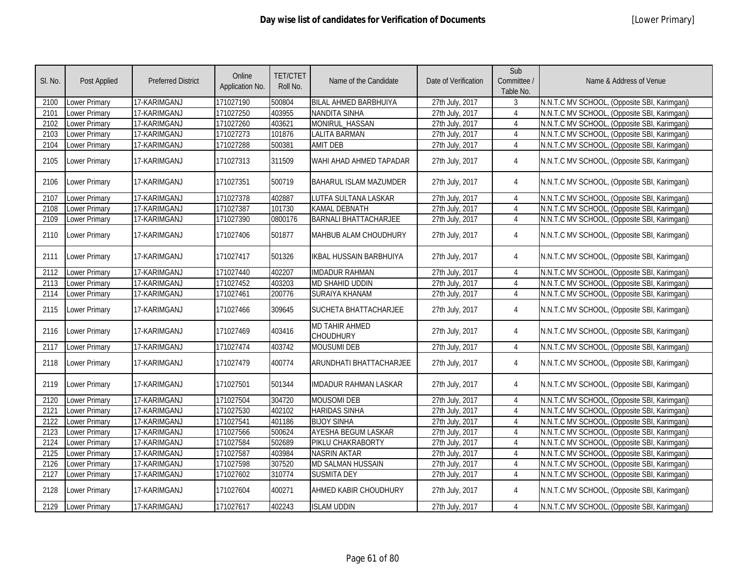# Day wise list of candidates for Verification of Documents

[Lower Primary]

| Sl. No. | Post Applied | Preferred District | Online Application No. | TET/CTET Roll No. | Name of the Candidate | Date of Verification | Sub Committee / Table No. | Name & Address of Venue |
|---|---|---|---|---|---|---|---|---|
| 2100 | Lower Primary | 17-KARIMGANJ | 171027190 | 500804 | BILAL AHMED BARBHUIYA | 27th July, 2017 | 3 | N.N.T.C MV SCHOOL, (Opposite SBI, Karimganj) |
| 2101 | Lower Primary | 17-KARIMGANJ | 171027250 | 403955 | NANDITA SINHA | 27th July, 2017 | 4 | N.N.T.C MV SCHOOL, (Opposite SBI, Karimganj) |
| 2102 | Lower Primary | 17-KARIMGANJ | 171027260 | 403621 | MONIRUL_HASSAN | 27th July, 2017 | 4 | N.N.T.C MV SCHOOL, (Opposite SBI, Karimganj) |
| 2103 | Lower Primary | 17-KARIMGANJ | 171027273 | 101876 | LALITA BARMAN | 27th July, 2017 | 4 | N.N.T.C MV SCHOOL, (Opposite SBI, Karimganj) |
| 2104 | Lower Primary | 17-KARIMGANJ | 171027288 | 500381 | AMIT DEB | 27th July, 2017 | 4 | N.N.T.C MV SCHOOL, (Opposite SBI, Karimganj) |
| 2105 | Lower Primary | 17-KARIMGANJ | 171027313 | 311509 | WAHI AHAD AHMED TAPADAR | 27th July, 2017 | 4 | N.N.T.C MV SCHOOL, (Opposite SBI, Karimganj) |
| 2106 | Lower Primary | 17-KARIMGANJ | 171027351 | 500719 | BAHARUL ISLAM MAZUMDER | 27th July, 2017 | 4 | N.N.T.C MV SCHOOL, (Opposite SBI, Karimganj) |
| 2107 | Lower Primary | 17-KARIMGANJ | 171027378 | 402887 | LUTFA SULTANA LASKAR | 27th July, 2017 | 4 | N.N.T.C MV SCHOOL, (Opposite SBI, Karimganj) |
| 2108 | Lower Primary | 17-KARIMGANJ | 171027387 | 101730 | KAMAL DEBNATH | 27th July, 2017 | 4 | N.N.T.C MV SCHOOL, (Opposite SBI, Karimganj) |
| 2109 | Lower Primary | 17-KARIMGANJ | 171027390 | 0800176 | BARNALI BHATTACHARJEE | 27th July, 2017 | 4 | N.N.T.C MV SCHOOL, (Opposite SBI, Karimganj) |
| 2110 | Lower Primary | 17-KARIMGANJ | 171027406 | 501877 | MAHBUB ALAM CHOUDHURY | 27th July, 2017 | 4 | N.N.T.C MV SCHOOL, (Opposite SBI, Karimganj) |
| 2111 | Lower Primary | 17-KARIMGANJ | 171027417 | 501326 | IKBAL HUSSAIN BARBHUIYA | 27th July, 2017 | 4 | N.N.T.C MV SCHOOL, (Opposite SBI, Karimganj) |
| 2112 | Lower Primary | 17-KARIMGANJ | 171027440 | 402207 | IMDADUR RAHMAN | 27th July, 2017 | 4 | N.N.T.C MV SCHOOL, (Opposite SBI, Karimganj) |
| 2113 | Lower Primary | 17-KARIMGANJ | 171027452 | 403203 | MD SHAHID UDDIN | 27th July, 2017 | 4 | N.N.T.C MV SCHOOL, (Opposite SBI, Karimganj) |
| 2114 | Lower Primary | 17-KARIMGANJ | 171027461 | 200776 | SURAIYA KHANAM | 27th July, 2017 | 4 | N.N.T.C MV SCHOOL, (Opposite SBI, Karimganj) |
| 2115 | Lower Primary | 17-KARIMGANJ | 171027466 | 309645 | SUCHETA BHATTACHARJEE | 27th July, 2017 | 4 | N.N.T.C MV SCHOOL, (Opposite SBI, Karimganj) |
| 2116 | Lower Primary | 17-KARIMGANJ | 171027469 | 403416 | MD TAHIR AHMED CHOUDHURY | 27th July, 2017 | 4 | N.N.T.C MV SCHOOL, (Opposite SBI, Karimganj) |
| 2117 | Lower Primary | 17-KARIMGANJ | 171027474 | 403742 | MOUSUMI DEB | 27th July, 2017 | 4 | N.N.T.C MV SCHOOL, (Opposite SBI, Karimganj) |
| 2118 | Lower Primary | 17-KARIMGANJ | 171027479 | 400774 | ARUNDHATI BHATTACHARJEE | 27th July, 2017 | 4 | N.N.T.C MV SCHOOL, (Opposite SBI, Karimganj) |
| 2119 | Lower Primary | 17-KARIMGANJ | 171027501 | 501344 | IMDADUR RAHMAN LASKAR | 27th July, 2017 | 4 | N.N.T.C MV SCHOOL, (Opposite SBI, Karimganj) |
| 2120 | Lower Primary | 17-KARIMGANJ | 171027504 | 304720 | MOUSOMI DEB | 27th July, 2017 | 4 | N.N.T.C MV SCHOOL, (Opposite SBI, Karimganj) |
| 2121 | Lower Primary | 17-KARIMGANJ | 171027530 | 402102 | HARIDAS SINHA | 27th July, 2017 | 4 | N.N.T.C MV SCHOOL, (Opposite SBI, Karimganj) |
| 2122 | Lower Primary | 17-KARIMGANJ | 171027541 | 401186 | BIJOY SINHA | 27th July, 2017 | 4 | N.N.T.C MV SCHOOL, (Opposite SBI, Karimganj) |
| 2123 | Lower Primary | 17-KARIMGANJ | 171027566 | 500624 | AYESHA BEGUM LASKAR | 27th July, 2017 | 4 | N.N.T.C MV SCHOOL, (Opposite SBI, Karimganj) |
| 2124 | Lower Primary | 17-KARIMGANJ | 171027584 | 502689 | PIKLU CHAKRABORTY | 27th July, 2017 | 4 | N.N.T.C MV SCHOOL, (Opposite SBI, Karimganj) |
| 2125 | Lower Primary | 17-KARIMGANJ | 171027587 | 403984 | NASRIN AKTAR | 27th July, 2017 | 4 | N.N.T.C MV SCHOOL, (Opposite SBI, Karimganj) |
| 2126 | Lower Primary | 17-KARIMGANJ | 171027598 | 307520 | MD SALMAN HUSSAIN | 27th July, 2017 | 4 | N.N.T.C MV SCHOOL, (Opposite SBI, Karimganj) |
| 2127 | Lower Primary | 17-KARIMGANJ | 171027602 | 310774 | SUSMITA DEY | 27th July, 2017 | 4 | N.N.T.C MV SCHOOL, (Opposite SBI, Karimganj) |
| 2128 | Lower Primary | 17-KARIMGANJ | 171027604 | 400271 | AHMED KABIR CHOUDHURY | 27th July, 2017 | 4 | N.N.T.C MV SCHOOL, (Opposite SBI, Karimganj) |
| 2129 | Lower Primary | 17-KARIMGANJ | 171027617 | 402243 | ISLAM UDDIN | 27th July, 2017 | 4 | N.N.T.C MV SCHOOL, (Opposite SBI, Karimganj) |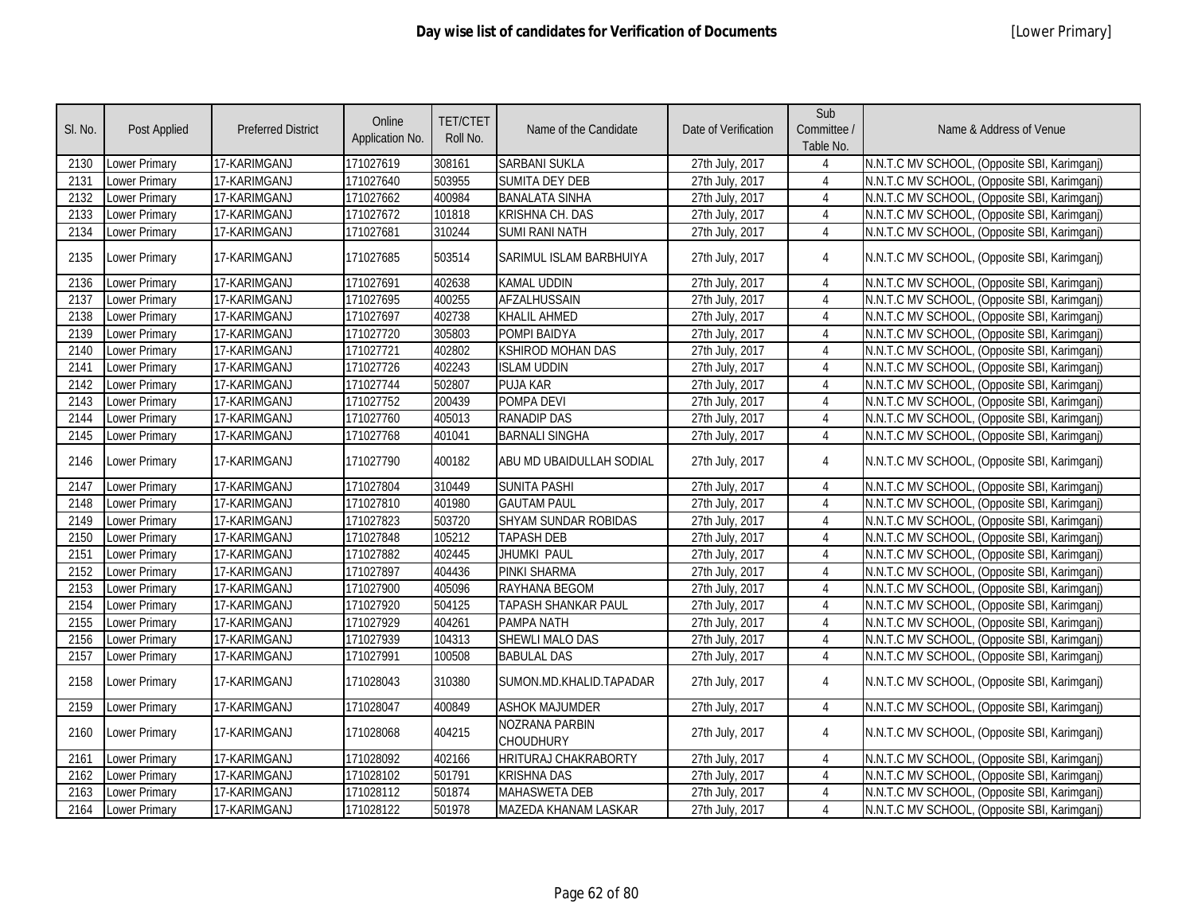# Day wise list of candidates for Verification of Documents

[Lower Primary]

| Sl. No. | Post Applied | Preferred District | Online Application No. | TET/CTET Roll No. | Name of the Candidate | Date of Verification | Sub Committee / Table No. | Name & Address of Venue |
|---|---|---|---|---|---|---|---|---|
| 2130 | Lower Primary | 17-KARIMGANJ | 171027619 | 308161 | SARBANI SUKLA | 27th July, 2017 | 4 | N.N.T.C MV SCHOOL, (Opposite SBI, Karimganj) |
| 2131 | Lower Primary | 17-KARIMGANJ | 171027640 | 503955 | SUMITA DEY DEB | 27th July, 2017 | 4 | N.N.T.C MV SCHOOL, (Opposite SBI, Karimganj) |
| 2132 | Lower Primary | 17-KARIMGANJ | 171027662 | 400984 | BANALATA SINHA | 27th July, 2017 | 4 | N.N.T.C MV SCHOOL, (Opposite SBI, Karimganj) |
| 2133 | Lower Primary | 17-KARIMGANJ | 171027672 | 101818 | KRISHNA CH. DAS | 27th July, 2017 | 4 | N.N.T.C MV SCHOOL, (Opposite SBI, Karimganj) |
| 2134 | Lower Primary | 17-KARIMGANJ | 171027681 | 310244 | SUMI RANI NATH | 27th July, 2017 | 4 | N.N.T.C MV SCHOOL, (Opposite SBI, Karimganj) |
| 2135 | Lower Primary | 17-KARIMGANJ | 171027685 | 503514 | SARIMUL ISLAM BARBHUIYA | 27th July, 2017 | 4 | N.N.T.C MV SCHOOL, (Opposite SBI, Karimganj) |
| 2136 | Lower Primary | 17-KARIMGANJ | 171027691 | 402638 | KAMAL UDDIN | 27th July, 2017 | 4 | N.N.T.C MV SCHOOL, (Opposite SBI, Karimganj) |
| 2137 | Lower Primary | 17-KARIMGANJ | 171027695 | 400255 | AFZALHUSSAIN | 27th July, 2017 | 4 | N.N.T.C MV SCHOOL, (Opposite SBI, Karimganj) |
| 2138 | Lower Primary | 17-KARIMGANJ | 171027697 | 402738 | KHALIL AHMED | 27th July, 2017 | 4 | N.N.T.C MV SCHOOL, (Opposite SBI, Karimganj) |
| 2139 | Lower Primary | 17-KARIMGANJ | 171027720 | 305803 | POMPI BAIDYA | 27th July, 2017 | 4 | N.N.T.C MV SCHOOL, (Opposite SBI, Karimganj) |
| 2140 | Lower Primary | 17-KARIMGANJ | 171027721 | 402802 | KSHIROD MOHAN DAS | 27th July, 2017 | 4 | N.N.T.C MV SCHOOL, (Opposite SBI, Karimganj) |
| 2141 | Lower Primary | 17-KARIMGANJ | 171027726 | 402243 | ISLAM UDDIN | 27th July, 2017 | 4 | N.N.T.C MV SCHOOL, (Opposite SBI, Karimganj) |
| 2142 | Lower Primary | 17-KARIMGANJ | 171027744 | 502807 | PUJA KAR | 27th July, 2017 | 4 | N.N.T.C MV SCHOOL, (Opposite SBI, Karimganj) |
| 2143 | Lower Primary | 17-KARIMGANJ | 171027752 | 200439 | POMPA DEVI | 27th July, 2017 | 4 | N.N.T.C MV SCHOOL, (Opposite SBI, Karimganj) |
| 2144 | Lower Primary | 17-KARIMGANJ | 171027760 | 405013 | RANADIP DAS | 27th July, 2017 | 4 | N.N.T.C MV SCHOOL, (Opposite SBI, Karimganj) |
| 2145 | Lower Primary | 17-KARIMGANJ | 171027768 | 401041 | BARNALI SINGHA | 27th July, 2017 | 4 | N.N.T.C MV SCHOOL, (Opposite SBI, Karimganj) |
| 2146 | Lower Primary | 17-KARIMGANJ | 171027790 | 400182 | ABU MD UBAIDULLAH SODIAL | 27th July, 2017 | 4 | N.N.T.C MV SCHOOL, (Opposite SBI, Karimganj) |
| 2147 | Lower Primary | 17-KARIMGANJ | 171027804 | 310449 | SUNITA PASHI | 27th July, 2017 | 4 | N.N.T.C MV SCHOOL, (Opposite SBI, Karimganj) |
| 2148 | Lower Primary | 17-KARIMGANJ | 171027810 | 401980 | GAUTAM PAUL | 27th July, 2017 | 4 | N.N.T.C MV SCHOOL, (Opposite SBI, Karimganj) |
| 2149 | Lower Primary | 17-KARIMGANJ | 171027823 | 503720 | SHYAM SUNDAR ROBIDAS | 27th July, 2017 | 4 | N.N.T.C MV SCHOOL, (Opposite SBI, Karimganj) |
| 2150 | Lower Primary | 17-KARIMGANJ | 171027848 | 105212 | TAPASH DEB | 27th July, 2017 | 4 | N.N.T.C MV SCHOOL, (Opposite SBI, Karimganj) |
| 2151 | Lower Primary | 17-KARIMGANJ | 171027882 | 402445 | JHUMKI PAUL | 27th July, 2017 | 4 | N.N.T.C MV SCHOOL, (Opposite SBI, Karimganj) |
| 2152 | Lower Primary | 17-KARIMGANJ | 171027897 | 404436 | PINKI SHARMA | 27th July, 2017 | 4 | N.N.T.C MV SCHOOL, (Opposite SBI, Karimganj) |
| 2153 | Lower Primary | 17-KARIMGANJ | 171027900 | 405096 | RAYHANA BEGOM | 27th July, 2017 | 4 | N.N.T.C MV SCHOOL, (Opposite SBI, Karimganj) |
| 2154 | Lower Primary | 17-KARIMGANJ | 171027920 | 504125 | TAPASH SHANKAR PAUL | 27th July, 2017 | 4 | N.N.T.C MV SCHOOL, (Opposite SBI, Karimganj) |
| 2155 | Lower Primary | 17-KARIMGANJ | 171027929 | 404261 | PAMPA NATH | 27th July, 2017 | 4 | N.N.T.C MV SCHOOL, (Opposite SBI, Karimganj) |
| 2156 | Lower Primary | 17-KARIMGANJ | 171027939 | 104313 | SHEWLI MALO DAS | 27th July, 2017 | 4 | N.N.T.C MV SCHOOL, (Opposite SBI, Karimganj) |
| 2157 | Lower Primary | 17-KARIMGANJ | 171027991 | 100508 | BABULAL DAS | 27th July, 2017 | 4 | N.N.T.C MV SCHOOL, (Opposite SBI, Karimganj) |
| 2158 | Lower Primary | 17-KARIMGANJ | 171028043 | 310380 | SUMON.MD.KHALID.TAPADAR | 27th July, 2017 | 4 | N.N.T.C MV SCHOOL, (Opposite SBI, Karimganj) |
| 2159 | Lower Primary | 17-KARIMGANJ | 171028047 | 400849 | ASHOK MAJUMDER | 27th July, 2017 | 4 | N.N.T.C MV SCHOOL, (Opposite SBI, Karimganj) |
| 2160 | Lower Primary | 17-KARIMGANJ | 171028068 | 404215 | NOZRANA PARBIN CHOUDHURY | 27th July, 2017 | 4 | N.N.T.C MV SCHOOL, (Opposite SBI, Karimganj) |
| 2161 | Lower Primary | 17-KARIMGANJ | 171028092 | 402166 | HRITURAJ CHAKRABORTY | 27th July, 2017 | 4 | N.N.T.C MV SCHOOL, (Opposite SBI, Karimganj) |
| 2162 | Lower Primary | 17-KARIMGANJ | 171028102 | 501791 | KRISHNA DAS | 27th July, 2017 | 4 | N.N.T.C MV SCHOOL, (Opposite SBI, Karimganj) |
| 2163 | Lower Primary | 17-KARIMGANJ | 171028112 | 501874 | MAHASWETA DEB | 27th July, 2017 | 4 | N.N.T.C MV SCHOOL, (Opposite SBI, Karimganj) |
| 2164 | Lower Primary | 17-KARIMGANJ | 171028122 | 501978 | MAZEDA KHANAM LASKAR | 27th July, 2017 | 4 | N.N.T.C MV SCHOOL, (Opposite SBI, Karimganj) |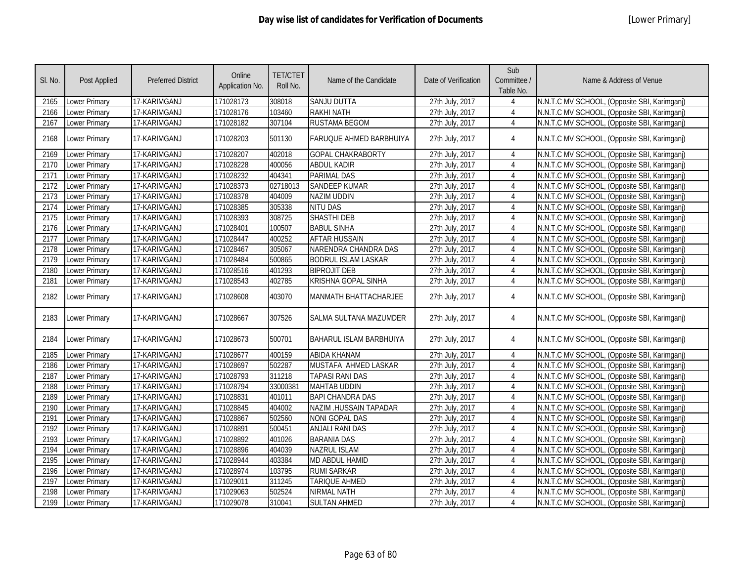# Day wise list of candidates for Verification of Documents

[Lower Primary]

| Sl. No. | Post Applied | Preferred District | Online Application No. | TET/CTET Roll No. | Name of the Candidate | Date of Verification | Sub Committee / Table No. | Name & Address of Venue |
|---|---|---|---|---|---|---|---|---|
| 2165 | Lower Primary | 17-KARIMGANJ | 171028173 | 308018 | SANJU DUTTA | 27th July, 2017 | 4 | N.N.T.C MV SCHOOL, (Opposite SBI, Karimganj) |
| 2166 | Lower Primary | 17-KARIMGANJ | 171028176 | 103460 | RAKHI NATH | 27th July, 2017 | 4 | N.N.T.C MV SCHOOL, (Opposite SBI, Karimganj) |
| 2167 | Lower Primary | 17-KARIMGANJ | 171028182 | 307104 | RUSTAMA BEGOM | 27th July, 2017 | 4 | N.N.T.C MV SCHOOL, (Opposite SBI, Karimganj) |
| 2168 | Lower Primary | 17-KARIMGANJ | 171028203 | 501130 | FARUQUE AHMED BARBHUIYA | 27th July, 2017 | 4 | N.N.T.C MV SCHOOL, (Opposite SBI, Karimganj) |
| 2169 | Lower Primary | 17-KARIMGANJ | 171028207 | 402018 | GOPAL CHAKRABORTY | 27th July, 2017 | 4 | N.N.T.C MV SCHOOL, (Opposite SBI, Karimganj) |
| 2170 | Lower Primary | 17-KARIMGANJ | 171028228 | 400056 | ABDUL KADIR | 27th July, 2017 | 4 | N.N.T.C MV SCHOOL, (Opposite SBI, Karimganj) |
| 2171 | Lower Primary | 17-KARIMGANJ | 171028232 | 404341 | PARIMAL DAS | 27th July, 2017 | 4 | N.N.T.C MV SCHOOL, (Opposite SBI, Karimganj) |
| 2172 | Lower Primary | 17-KARIMGANJ | 171028373 | 02718013 | SANDEEP KUMAR | 27th July, 2017 | 4 | N.N.T.C MV SCHOOL, (Opposite SBI, Karimganj) |
| 2173 | Lower Primary | 17-KARIMGANJ | 171028378 | 404009 | NAZIM UDDIN | 27th July, 2017 | 4 | N.N.T.C MV SCHOOL, (Opposite SBI, Karimganj) |
| 2174 | Lower Primary | 17-KARIMGANJ | 171028385 | 305338 | NITU DAS | 27th July, 2017 | 4 | N.N.T.C MV SCHOOL, (Opposite SBI, Karimganj) |
| 2175 | Lower Primary | 17-KARIMGANJ | 171028393 | 308725 | SHASTHI DEB | 27th July, 2017 | 4 | N.N.T.C MV SCHOOL, (Opposite SBI, Karimganj) |
| 2176 | Lower Primary | 17-KARIMGANJ | 171028401 | 100507 | BABUL SINHA | 27th July, 2017 | 4 | N.N.T.C MV SCHOOL, (Opposite SBI, Karimganj) |
| 2177 | Lower Primary | 17-KARIMGANJ | 171028447 | 400252 | AFTAR HUSSAIN | 27th July, 2017 | 4 | N.N.T.C MV SCHOOL, (Opposite SBI, Karimganj) |
| 2178 | Lower Primary | 17-KARIMGANJ | 171028467 | 305067 | NARENDRA CHANDRA DAS | 27th July, 2017 | 4 | N.N.T.C MV SCHOOL, (Opposite SBI, Karimganj) |
| 2179 | Lower Primary | 17-KARIMGANJ | 171028484 | 500865 | BODRUL ISLAM LASKAR | 27th July, 2017 | 4 | N.N.T.C MV SCHOOL, (Opposite SBI, Karimganj) |
| 2180 | Lower Primary | 17-KARIMGANJ | 171028516 | 401293 | BIPROJIT DEB | 27th July, 2017 | 4 | N.N.T.C MV SCHOOL, (Opposite SBI, Karimganj) |
| 2181 | Lower Primary | 17-KARIMGANJ | 171028543 | 402785 | KRISHNA GOPAL SINHA | 27th July, 2017 | 4 | N.N.T.C MV SCHOOL, (Opposite SBI, Karimganj) |
| 2182 | Lower Primary | 17-KARIMGANJ | 171028608 | 403070 | MANMATH BHATTACHARJEE | 27th July, 2017 | 4 | N.N.T.C MV SCHOOL, (Opposite SBI, Karimganj) |
| 2183 | Lower Primary | 17-KARIMGANJ | 171028667 | 307526 | SALMA SULTANA MAZUMDER | 27th July, 2017 | 4 | N.N.T.C MV SCHOOL, (Opposite SBI, Karimganj) |
| 2184 | Lower Primary | 17-KARIMGANJ | 171028673 | 500701 | BAHARUL ISLAM BARBHUIYA | 27th July, 2017 | 4 | N.N.T.C MV SCHOOL, (Opposite SBI, Karimganj) |
| 2185 | Lower Primary | 17-KARIMGANJ | 171028677 | 400159 | ABIDA KHANAM | 27th July, 2017 | 4 | N.N.T.C MV SCHOOL, (Opposite SBI, Karimganj) |
| 2186 | Lower Primary | 17-KARIMGANJ | 171028697 | 502287 | MUSTAFA AHMED LASKAR | 27th July, 2017 | 4 | N.N.T.C MV SCHOOL, (Opposite SBI, Karimganj) |
| 2187 | Lower Primary | 17-KARIMGANJ | 171028793 | 311218 | TAPASI RANI DAS | 27th July, 2017 | 4 | N.N.T.C MV SCHOOL, (Opposite SBI, Karimganj) |
| 2188 | Lower Primary | 17-KARIMGANJ | 171028794 | 33000381 | MAHTAB UDDIN | 27th July, 2017 | 4 | N.N.T.C MV SCHOOL, (Opposite SBI, Karimganj) |
| 2189 | Lower Primary | 17-KARIMGANJ | 171028831 | 401011 | BAPI CHANDRA DAS | 27th July, 2017 | 4 | N.N.T.C MV SCHOOL, (Opposite SBI, Karimganj) |
| 2190 | Lower Primary | 17-KARIMGANJ | 171028845 | 404002 | NAZIM .HUSSAIN TAPADAR | 27th July, 2017 | 4 | N.N.T.C MV SCHOOL, (Opposite SBI, Karimganj) |
| 2191 | Lower Primary | 17-KARIMGANJ | 171028867 | 502560 | NONI GOPAL DAS | 27th July, 2017 | 4 | N.N.T.C MV SCHOOL, (Opposite SBI, Karimganj) |
| 2192 | Lower Primary | 17-KARIMGANJ | 171028891 | 500451 | ANJALI RANI DAS | 27th July, 2017 | 4 | N.N.T.C MV SCHOOL, (Opposite SBI, Karimganj) |
| 2193 | Lower Primary | 17-KARIMGANJ | 171028892 | 401026 | BARANIA DAS | 27th July, 2017 | 4 | N.N.T.C MV SCHOOL, (Opposite SBI, Karimganj) |
| 2194 | Lower Primary | 17-KARIMGANJ | 171028896 | 404039 | NAZRUL ISLAM | 27th July, 2017 | 4 | N.N.T.C MV SCHOOL, (Opposite SBI, Karimganj) |
| 2195 | Lower Primary | 17-KARIMGANJ | 171028944 | 403384 | MD ABDUL HAMID | 27th July, 2017 | 4 | N.N.T.C MV SCHOOL, (Opposite SBI, Karimganj) |
| 2196 | Lower Primary | 17-KARIMGANJ | 171028974 | 103795 | RUMI SARKAR | 27th July, 2017 | 4 | N.N.T.C MV SCHOOL, (Opposite SBI, Karimganj) |
| 2197 | Lower Primary | 17-KARIMGANJ | 171029011 | 311245 | TARIQUE AHMED | 27th July, 2017 | 4 | N.N.T.C MV SCHOOL, (Opposite SBI, Karimganj) |
| 2198 | Lower Primary | 17-KARIMGANJ | 171029063 | 502524 | NIRMAL NATH | 27th July, 2017 | 4 | N.N.T.C MV SCHOOL, (Opposite SBI, Karimganj) |
| 2199 | Lower Primary | 17-KARIMGANJ | 171029078 | 310041 | SULTAN AHMED | 27th July, 2017 | 4 | N.N.T.C MV SCHOOL, (Opposite SBI, Karimganj) |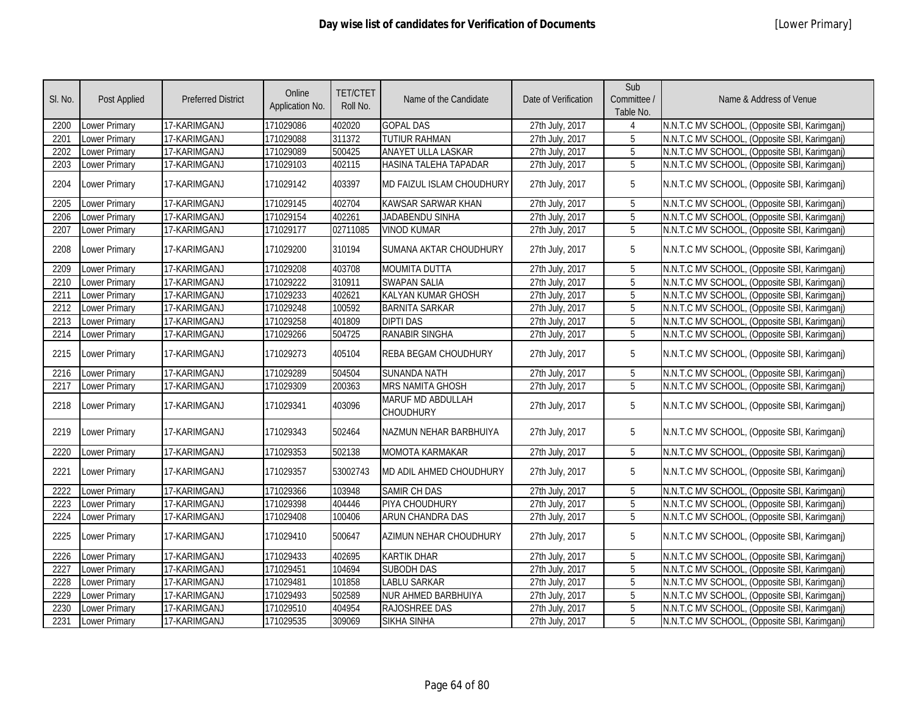# Day wise list of candidates for Verification of Documents

[Lower Primary]

| Sl. No. | Post Applied | Preferred District | Online Application No. | TET/CTET Roll No. | Name of the Candidate | Date of Verification | Sub Committee / Table No. | Name & Address of Venue |
|---|---|---|---|---|---|---|---|---|
| 2200 | Lower Primary | 17-KARIMGANJ | 171029086 | 402020 | GOPAL DAS | 27th July, 2017 | 4 | N.N.T.C MV SCHOOL, (Opposite SBI, Karimganj) |
| 2201 | Lower Primary | 17-KARIMGANJ | 171029088 | 311372 | TUTIUR RAHMAN | 27th July, 2017 | 5 | N.N.T.C MV SCHOOL, (Opposite SBI, Karimganj) |
| 2202 | Lower Primary | 17-KARIMGANJ | 171029089 | 500425 | ANAYET ULLA LASKAR | 27th July, 2017 | 5 | N.N.T.C MV SCHOOL, (Opposite SBI, Karimganj) |
| 2203 | Lower Primary | 17-KARIMGANJ | 171029103 | 402115 | HASINA TALEHA TAPADAR | 27th July, 2017 | 5 | N.N.T.C MV SCHOOL, (Opposite SBI, Karimganj) |
| 2204 | Lower Primary | 17-KARIMGANJ | 171029142 | 403397 | MD FAIZUL ISLAM CHOUDHURY | 27th July, 2017 | 5 | N.N.T.C MV SCHOOL, (Opposite SBI, Karimganj) |
| 2205 | Lower Primary | 17-KARIMGANJ | 171029145 | 402704 | KAWSAR SARWAR KHAN | 27th July, 2017 | 5 | N.N.T.C MV SCHOOL, (Opposite SBI, Karimganj) |
| 2206 | Lower Primary | 17-KARIMGANJ | 171029154 | 402261 | JADABENDU SINHA | 27th July, 2017 | 5 | N.N.T.C MV SCHOOL, (Opposite SBI, Karimganj) |
| 2207 | Lower Primary | 17-KARIMGANJ | 171029177 | 02711085 | VINOD KUMAR | 27th July, 2017 | 5 | N.N.T.C MV SCHOOL, (Opposite SBI, Karimganj) |
| 2208 | Lower Primary | 17-KARIMGANJ | 171029200 | 310194 | SUMANA AKTAR CHOUDHURY | 27th July, 2017 | 5 | N.N.T.C MV SCHOOL, (Opposite SBI, Karimganj) |
| 2209 | Lower Primary | 17-KARIMGANJ | 171029208 | 403708 | MOUMITA DUTTA | 27th July, 2017 | 5 | N.N.T.C MV SCHOOL, (Opposite SBI, Karimganj) |
| 2210 | Lower Primary | 17-KARIMGANJ | 171029222 | 310911 | SWAPAN SALIA | 27th July, 2017 | 5 | N.N.T.C MV SCHOOL, (Opposite SBI, Karimganj) |
| 2211 | Lower Primary | 17-KARIMGANJ | 171029233 | 402621 | KALYAN KUMAR GHOSH | 27th July, 2017 | 5 | N.N.T.C MV SCHOOL, (Opposite SBI, Karimganj) |
| 2212 | Lower Primary | 17-KARIMGANJ | 171029248 | 100592 | BARNITA SARKAR | 27th July, 2017 | 5 | N.N.T.C MV SCHOOL, (Opposite SBI, Karimganj) |
| 2213 | Lower Primary | 17-KARIMGANJ | 171029258 | 401809 | DIPTI DAS | 27th July, 2017 | 5 | N.N.T.C MV SCHOOL, (Opposite SBI, Karimganj) |
| 2214 | Lower Primary | 17-KARIMGANJ | 171029266 | 504725 | RANABIR SINGHA | 27th July, 2017 | 5 | N.N.T.C MV SCHOOL, (Opposite SBI, Karimganj) |
| 2215 | Lower Primary | 17-KARIMGANJ | 171029273 | 405104 | REBA BEGAM CHOUDHURY | 27th July, 2017 | 5 | N.N.T.C MV SCHOOL, (Opposite SBI, Karimganj) |
| 2216 | Lower Primary | 17-KARIMGANJ | 171029289 | 504504 | SUNANDA NATH | 27th July, 2017 | 5 | N.N.T.C MV SCHOOL, (Opposite SBI, Karimganj) |
| 2217 | Lower Primary | 17-KARIMGANJ | 171029309 | 200363 | MRS NAMITA GHOSH | 27th July, 2017 | 5 | N.N.T.C MV SCHOOL, (Opposite SBI, Karimganj) |
| 2218 | Lower Primary | 17-KARIMGANJ | 171029341 | 403096 | MARUF MD ABDULLAH CHOUDHURY | 27th July, 2017 | 5 | N.N.T.C MV SCHOOL, (Opposite SBI, Karimganj) |
| 2219 | Lower Primary | 17-KARIMGANJ | 171029343 | 502464 | NAZMUN NEHAR BARBHUIYA | 27th July, 2017 | 5 | N.N.T.C MV SCHOOL, (Opposite SBI, Karimganj) |
| 2220 | Lower Primary | 17-KARIMGANJ | 171029353 | 502138 | MOMOTA KARMAKAR | 27th July, 2017 | 5 | N.N.T.C MV SCHOOL, (Opposite SBI, Karimganj) |
| 2221 | Lower Primary | 17-KARIMGANJ | 171029357 | 53002743 | MD ADIL AHMED CHOUDHURY | 27th July, 2017 | 5 | N.N.T.C MV SCHOOL, (Opposite SBI, Karimganj) |
| 2222 | Lower Primary | 17-KARIMGANJ | 171029366 | 103948 | SAMIR CH DAS | 27th July, 2017 | 5 | N.N.T.C MV SCHOOL, (Opposite SBI, Karimganj) |
| 2223 | Lower Primary | 17-KARIMGANJ | 171029398 | 404446 | PIYA CHOUDHURY | 27th July, 2017 | 5 | N.N.T.C MV SCHOOL, (Opposite SBI, Karimganj) |
| 2224 | Lower Primary | 17-KARIMGANJ | 171029408 | 100406 | ARUN CHANDRA DAS | 27th July, 2017 | 5 | N.N.T.C MV SCHOOL, (Opposite SBI, Karimganj) |
| 2225 | Lower Primary | 17-KARIMGANJ | 171029410 | 500647 | AZIMUN NEHAR CHOUDHURY | 27th July, 2017 | 5 | N.N.T.C MV SCHOOL, (Opposite SBI, Karimganj) |
| 2226 | Lower Primary | 17-KARIMGANJ | 171029433 | 402695 | KARTIK DHAR | 27th July, 2017 | 5 | N.N.T.C MV SCHOOL, (Opposite SBI, Karimganj) |
| 2227 | Lower Primary | 17-KARIMGANJ | 171029451 | 104694 | SUBODH DAS | 27th July, 2017 | 5 | N.N.T.C MV SCHOOL, (Opposite SBI, Karimganj) |
| 2228 | Lower Primary | 17-KARIMGANJ | 171029481 | 101858 | LABLU SARKAR | 27th July, 2017 | 5 | N.N.T.C MV SCHOOL, (Opposite SBI, Karimganj) |
| 2229 | Lower Primary | 17-KARIMGANJ | 171029493 | 502589 | NUR AHMED BARBHUIYA | 27th July, 2017 | 5 | N.N.T.C MV SCHOOL, (Opposite SBI, Karimganj) |
| 2230 | Lower Primary | 17-KARIMGANJ | 171029510 | 404954 | RAJOSHREE DAS | 27th July, 2017 | 5 | N.N.T.C MV SCHOOL, (Opposite SBI, Karimganj) |
| 2231 | Lower Primary | 17-KARIMGANJ | 171029535 | 309069 | SIKHA SINHA | 27th July, 2017 | 5 | N.N.T.C MV SCHOOL, (Opposite SBI, Karimganj) |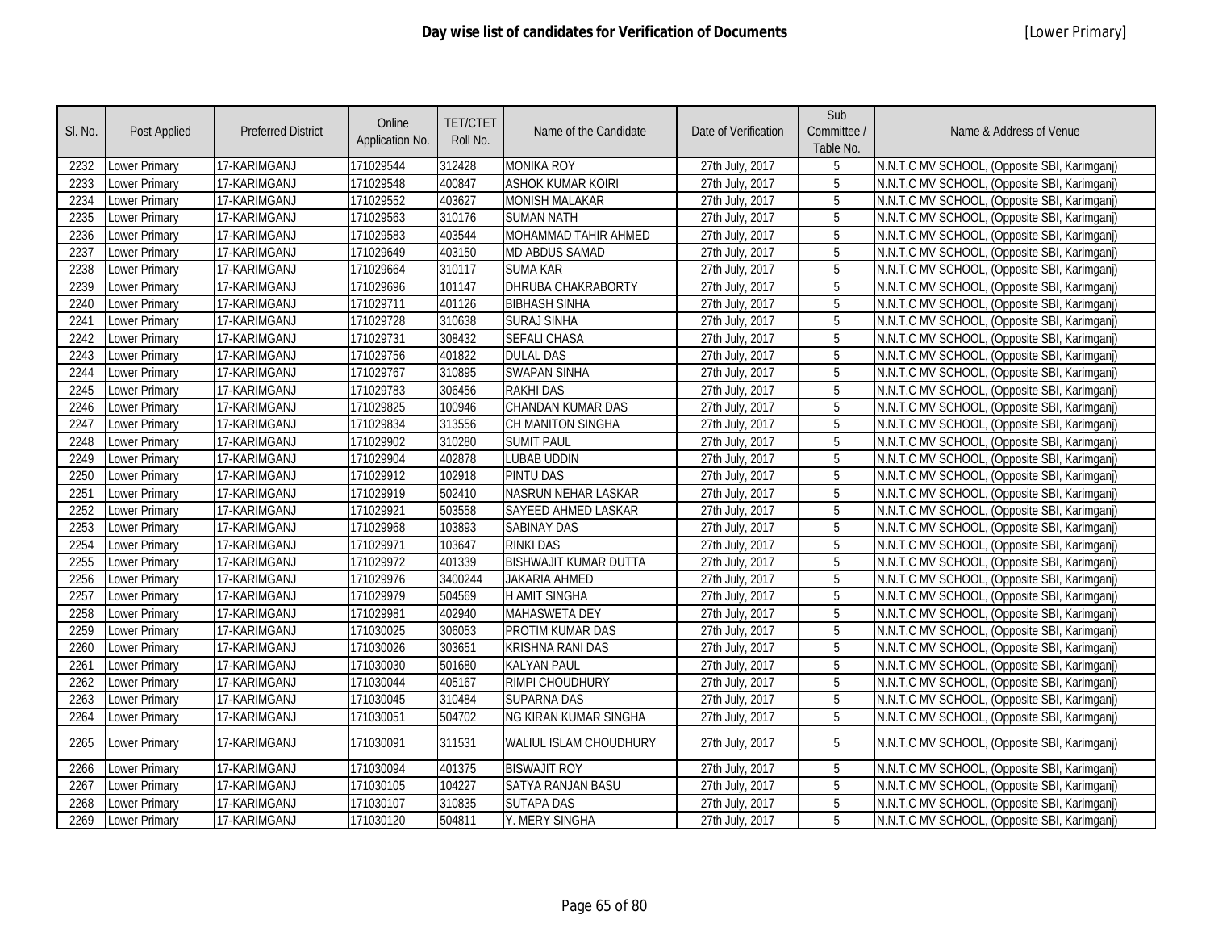# Day wise list of candidates for Verification of Documents

[Lower Primary]

| Sl. No. | Post Applied | Preferred District | Online Application No. | TET/CTET Roll No. | Name of the Candidate | Date of Verification | Sub Committee / Table No. | Name & Address of Venue |
|---|---|---|---|---|---|---|---|---|
| 2232 | Lower Primary | 17-KARIMGANJ | 171029544 | 312428 | MONIKA ROY | 27th July, 2017 | 5 | N.N.T.C MV SCHOOL, (Opposite SBI, Karimganj) |
| 2233 | Lower Primary | 17-KARIMGANJ | 171029548 | 400847 | ASHOK KUMAR KOIRI | 27th July, 2017 | 5 | N.N.T.C MV SCHOOL, (Opposite SBI, Karimganj) |
| 2234 | Lower Primary | 17-KARIMGANJ | 171029552 | 403627 | MONISH MALAKAR | 27th July, 2017 | 5 | N.N.T.C MV SCHOOL, (Opposite SBI, Karimganj) |
| 2235 | Lower Primary | 17-KARIMGANJ | 171029563 | 310176 | SUMAN NATH | 27th July, 2017 | 5 | N.N.T.C MV SCHOOL, (Opposite SBI, Karimganj) |
| 2236 | Lower Primary | 17-KARIMGANJ | 171029583 | 403544 | MOHAMMAD TAHIR AHMED | 27th July, 2017 | 5 | N.N.T.C MV SCHOOL, (Opposite SBI, Karimganj) |
| 2237 | Lower Primary | 17-KARIMGANJ | 171029649 | 403150 | MD ABDUS SAMAD | 27th July, 2017 | 5 | N.N.T.C MV SCHOOL, (Opposite SBI, Karimganj) |
| 2238 | Lower Primary | 17-KARIMGANJ | 171029664 | 310117 | SUMA KAR | 27th July, 2017 | 5 | N.N.T.C MV SCHOOL, (Opposite SBI, Karimganj) |
| 2239 | Lower Primary | 17-KARIMGANJ | 171029696 | 101147 | DHRUBA CHAKRABORTY | 27th July, 2017 | 5 | N.N.T.C MV SCHOOL, (Opposite SBI, Karimganj) |
| 2240 | Lower Primary | 17-KARIMGANJ | 171029711 | 401126 | BIBHASH SINHA | 27th July, 2017 | 5 | N.N.T.C MV SCHOOL, (Opposite SBI, Karimganj) |
| 2241 | Lower Primary | 17-KARIMGANJ | 171029728 | 310638 | SURAJ SINHA | 27th July, 2017 | 5 | N.N.T.C MV SCHOOL, (Opposite SBI, Karimganj) |
| 2242 | Lower Primary | 17-KARIMGANJ | 171029731 | 308432 | SEFALI CHASA | 27th July, 2017 | 5 | N.N.T.C MV SCHOOL, (Opposite SBI, Karimganj) |
| 2243 | Lower Primary | 17-KARIMGANJ | 171029756 | 401822 | DULAL DAS | 27th July, 2017 | 5 | N.N.T.C MV SCHOOL, (Opposite SBI, Karimganj) |
| 2244 | Lower Primary | 17-KARIMGANJ | 171029767 | 310895 | SWAPAN SINHA | 27th July, 2017 | 5 | N.N.T.C MV SCHOOL, (Opposite SBI, Karimganj) |
| 2245 | Lower Primary | 17-KARIMGANJ | 171029783 | 306456 | RAKHI DAS | 27th July, 2017 | 5 | N.N.T.C MV SCHOOL, (Opposite SBI, Karimganj) |
| 2246 | Lower Primary | 17-KARIMGANJ | 171029825 | 100946 | CHANDAN KUMAR DAS | 27th July, 2017 | 5 | N.N.T.C MV SCHOOL, (Opposite SBI, Karimganj) |
| 2247 | Lower Primary | 17-KARIMGANJ | 171029834 | 313556 | CH MANITON SINGHA | 27th July, 2017 | 5 | N.N.T.C MV SCHOOL, (Opposite SBI, Karimganj) |
| 2248 | Lower Primary | 17-KARIMGANJ | 171029902 | 310280 | SUMIT PAUL | 27th July, 2017 | 5 | N.N.T.C MV SCHOOL, (Opposite SBI, Karimganj) |
| 2249 | Lower Primary | 17-KARIMGANJ | 171029904 | 402878 | LUBAB UDDIN | 27th July, 2017 | 5 | N.N.T.C MV SCHOOL, (Opposite SBI, Karimganj) |
| 2250 | Lower Primary | 17-KARIMGANJ | 171029912 | 102918 | PINTU DAS | 27th July, 2017 | 5 | N.N.T.C MV SCHOOL, (Opposite SBI, Karimganj) |
| 2251 | Lower Primary | 17-KARIMGANJ | 171029919 | 502410 | NASRUN NEHAR LASKAR | 27th July, 2017 | 5 | N.N.T.C MV SCHOOL, (Opposite SBI, Karimganj) |
| 2252 | Lower Primary | 17-KARIMGANJ | 171029921 | 503558 | SAYEED AHMED LASKAR | 27th July, 2017 | 5 | N.N.T.C MV SCHOOL, (Opposite SBI, Karimganj) |
| 2253 | Lower Primary | 17-KARIMGANJ | 171029968 | 103893 | SABINAY DAS | 27th July, 2017 | 5 | N.N.T.C MV SCHOOL, (Opposite SBI, Karimganj) |
| 2254 | Lower Primary | 17-KARIMGANJ | 171029971 | 103647 | RINKI DAS | 27th July, 2017 | 5 | N.N.T.C MV SCHOOL, (Opposite SBI, Karimganj) |
| 2255 | Lower Primary | 17-KARIMGANJ | 171029972 | 401339 | BISHWAJIT KUMAR DUTTA | 27th July, 2017 | 5 | N.N.T.C MV SCHOOL, (Opposite SBI, Karimganj) |
| 2256 | Lower Primary | 17-KARIMGANJ | 171029976 | 3400244 | JAKARIA AHMED | 27th July, 2017 | 5 | N.N.T.C MV SCHOOL, (Opposite SBI, Karimganj) |
| 2257 | Lower Primary | 17-KARIMGANJ | 171029979 | 504569 | H AMIT SINGHA | 27th July, 2017 | 5 | N.N.T.C MV SCHOOL, (Opposite SBI, Karimganj) |
| 2258 | Lower Primary | 17-KARIMGANJ | 171029981 | 402940 | MAHASWETA DEY | 27th July, 2017 | 5 | N.N.T.C MV SCHOOL, (Opposite SBI, Karimganj) |
| 2259 | Lower Primary | 17-KARIMGANJ | 171030025 | 306053 | PROTIM KUMAR DAS | 27th July, 2017 | 5 | N.N.T.C MV SCHOOL, (Opposite SBI, Karimganj) |
| 2260 | Lower Primary | 17-KARIMGANJ | 171030026 | 303651 | KRISHNA RANI DAS | 27th July, 2017 | 5 | N.N.T.C MV SCHOOL, (Opposite SBI, Karimganj) |
| 2261 | Lower Primary | 17-KARIMGANJ | 171030030 | 501680 | KALYAN PAUL | 27th July, 2017 | 5 | N.N.T.C MV SCHOOL, (Opposite SBI, Karimganj) |
| 2262 | Lower Primary | 17-KARIMGANJ | 171030044 | 405167 | RIMPI CHOUDHURY | 27th July, 2017 | 5 | N.N.T.C MV SCHOOL, (Opposite SBI, Karimganj) |
| 2263 | Lower Primary | 17-KARIMGANJ | 171030045 | 310484 | SUPARNA DAS | 27th July, 2017 | 5 | N.N.T.C MV SCHOOL, (Opposite SBI, Karimganj) |
| 2264 | Lower Primary | 17-KARIMGANJ | 171030051 | 504702 | NG KIRAN KUMAR SINGHA | 27th July, 2017 | 5 | N.N.T.C MV SCHOOL, (Opposite SBI, Karimganj) |
| 2265 | Lower Primary | 17-KARIMGANJ | 171030091 | 311531 | WALIUL ISLAM CHOUDHURY | 27th July, 2017 | 5 | N.N.T.C MV SCHOOL, (Opposite SBI, Karimganj) |
| 2266 | Lower Primary | 17-KARIMGANJ | 171030094 | 401375 | BISWAJIT ROY | 27th July, 2017 | 5 | N.N.T.C MV SCHOOL, (Opposite SBI, Karimganj) |
| 2267 | Lower Primary | 17-KARIMGANJ | 171030105 | 104227 | SATYA RANJAN BASU | 27th July, 2017 | 5 | N.N.T.C MV SCHOOL, (Opposite SBI, Karimganj) |
| 2268 | Lower Primary | 17-KARIMGANJ | 171030107 | 310835 | SUTAPA DAS | 27th July, 2017 | 5 | N.N.T.C MV SCHOOL, (Opposite SBI, Karimganj) |
| 2269 | Lower Primary | 17-KARIMGANJ | 171030120 | 504811 | Y. MERY SINGHA | 27th July, 2017 | 5 | N.N.T.C MV SCHOOL, (Opposite SBI, Karimganj) |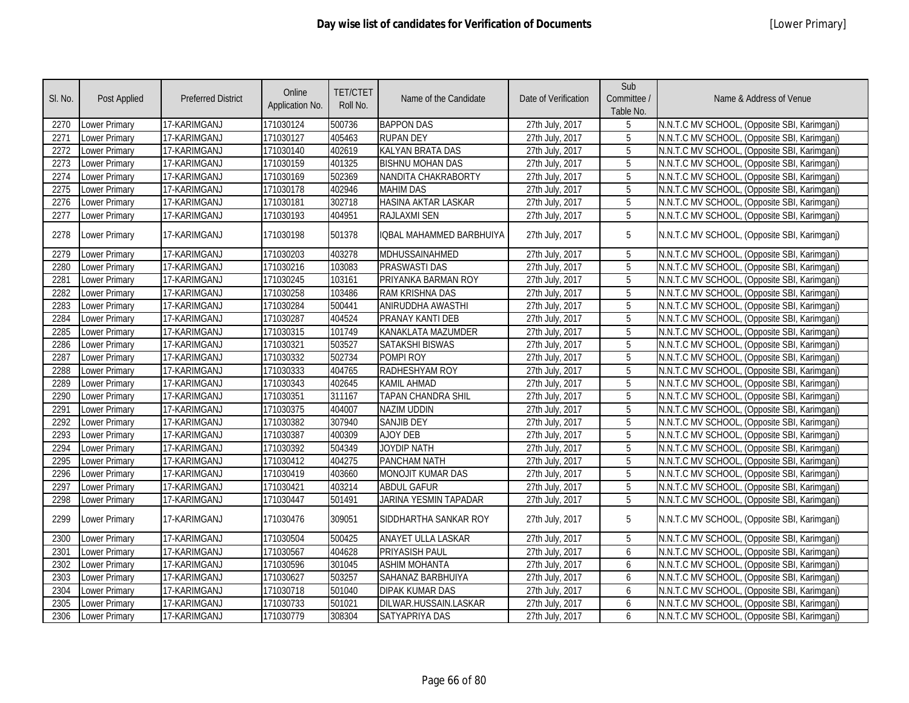# Day wise list of candidates for Verification of Documents

[Lower Primary]

| Sl. No. | Post Applied | Preferred District | Online Application No. | TET/CTET Roll No. | Name of the Candidate | Date of Verification | Sub Committee / Table No. | Name & Address of Venue |
|---|---|---|---|---|---|---|---|---|
| 2270 | Lower Primary | 17-KARIMGANJ | 171030124 | 500736 | BAPPON DAS | 27th July, 2017 | 5 | N.N.T.C MV SCHOOL, (Opposite SBI, Karimganj) |
| 2271 | Lower Primary | 17-KARIMGANJ | 171030127 | 405463 | RUPAN DEY | 27th July, 2017 | 5 | N.N.T.C MV SCHOOL, (Opposite SBI, Karimganj) |
| 2272 | Lower Primary | 17-KARIMGANJ | 171030140 | 402619 | KALYAN BRATA DAS | 27th July, 2017 | 5 | N.N.T.C MV SCHOOL, (Opposite SBI, Karimganj) |
| 2273 | Lower Primary | 17-KARIMGANJ | 171030159 | 401325 | BISHNU MOHAN DAS | 27th July, 2017 | 5 | N.N.T.C MV SCHOOL, (Opposite SBI, Karimganj) |
| 2274 | Lower Primary | 17-KARIMGANJ | 171030169 | 502369 | NANDITA CHAKRABORTY | 27th July, 2017 | 5 | N.N.T.C MV SCHOOL, (Opposite SBI, Karimganj) |
| 2275 | Lower Primary | 17-KARIMGANJ | 171030178 | 402946 | MAHIM DAS | 27th July, 2017 | 5 | N.N.T.C MV SCHOOL, (Opposite SBI, Karimganj) |
| 2276 | Lower Primary | 17-KARIMGANJ | 171030181 | 302718 | HASINA AKTAR LASKAR | 27th July, 2017 | 5 | N.N.T.C MV SCHOOL, (Opposite SBI, Karimganj) |
| 2277 | Lower Primary | 17-KARIMGANJ | 171030193 | 404951 | RAJLAXMI SEN | 27th July, 2017 | 5 | N.N.T.C MV SCHOOL, (Opposite SBI, Karimganj) |
| 2278 | Lower Primary | 17-KARIMGANJ | 171030198 | 501378 | IQBAL MAHAMMED BARBHUIYA | 27th July, 2017 | 5 | N.N.T.C MV SCHOOL, (Opposite SBI, Karimganj) |
| 2279 | Lower Primary | 17-KARIMGANJ | 171030203 | 403278 | MDHUSSAINAHMED | 27th July, 2017 | 5 | N.N.T.C MV SCHOOL, (Opposite SBI, Karimganj) |
| 2280 | Lower Primary | 17-KARIMGANJ | 171030216 | 103083 | PRASWASTI DAS | 27th July, 2017 | 5 | N.N.T.C MV SCHOOL, (Opposite SBI, Karimganj) |
| 2281 | Lower Primary | 17-KARIMGANJ | 171030245 | 103161 | PRIYANKA BARMAN ROY | 27th July, 2017 | 5 | N.N.T.C MV SCHOOL, (Opposite SBI, Karimganj) |
| 2282 | Lower Primary | 17-KARIMGANJ | 171030258 | 103486 | RAM KRISHNA DAS | 27th July, 2017 | 5 | N.N.T.C MV SCHOOL, (Opposite SBI, Karimganj) |
| 2283 | Lower Primary | 17-KARIMGANJ | 171030284 | 500441 | ANIRUDDHA AWASTHI | 27th July, 2017 | 5 | N.N.T.C MV SCHOOL, (Opposite SBI, Karimganj) |
| 2284 | Lower Primary | 17-KARIMGANJ | 171030287 | 404524 | PRANAY KANTI DEB | 27th July, 2017 | 5 | N.N.T.C MV SCHOOL, (Opposite SBI, Karimganj) |
| 2285 | Lower Primary | 17-KARIMGANJ | 171030315 | 101749 | KANAKLATA MAZUMDER | 27th July, 2017 | 5 | N.N.T.C MV SCHOOL, (Opposite SBI, Karimganj) |
| 2286 | Lower Primary | 17-KARIMGANJ | 171030321 | 503527 | SATAKSHI BISWAS | 27th July, 2017 | 5 | N.N.T.C MV SCHOOL, (Opposite SBI, Karimganj) |
| 2287 | Lower Primary | 17-KARIMGANJ | 171030332 | 502734 | POMPI ROY | 27th July, 2017 | 5 | N.N.T.C MV SCHOOL, (Opposite SBI, Karimganj) |
| 2288 | Lower Primary | 17-KARIMGANJ | 171030333 | 404765 | RADHESHYAM ROY | 27th July, 2017 | 5 | N.N.T.C MV SCHOOL, (Opposite SBI, Karimganj) |
| 2289 | Lower Primary | 17-KARIMGANJ | 171030343 | 402645 | KAMIL AHMAD | 27th July, 2017 | 5 | N.N.T.C MV SCHOOL, (Opposite SBI, Karimganj) |
| 2290 | Lower Primary | 17-KARIMGANJ | 171030351 | 311167 | TAPAN CHANDRA SHIL | 27th July, 2017 | 5 | N.N.T.C MV SCHOOL, (Opposite SBI, Karimganj) |
| 2291 | Lower Primary | 17-KARIMGANJ | 171030375 | 404007 | NAZIM UDDIN | 27th July, 2017 | 5 | N.N.T.C MV SCHOOL, (Opposite SBI, Karimganj) |
| 2292 | Lower Primary | 17-KARIMGANJ | 171030382 | 307940 | SANJIB DEY | 27th July, 2017 | 5 | N.N.T.C MV SCHOOL, (Opposite SBI, Karimganj) |
| 2293 | Lower Primary | 17-KARIMGANJ | 171030387 | 400309 | AJOY DEB | 27th July, 2017 | 5 | N.N.T.C MV SCHOOL, (Opposite SBI, Karimganj) |
| 2294 | Lower Primary | 17-KARIMGANJ | 171030392 | 504349 | JOYDIP NATH | 27th July, 2017 | 5 | N.N.T.C MV SCHOOL, (Opposite SBI, Karimganj) |
| 2295 | Lower Primary | 17-KARIMGANJ | 171030412 | 404275 | PANCHAM NATH | 27th July, 2017 | 5 | N.N.T.C MV SCHOOL, (Opposite SBI, Karimganj) |
| 2296 | Lower Primary | 17-KARIMGANJ | 171030419 | 403660 | MONOJIT KUMAR DAS | 27th July, 2017 | 5 | N.N.T.C MV SCHOOL, (Opposite SBI, Karimganj) |
| 2297 | Lower Primary | 17-KARIMGANJ | 171030421 | 403214 | ABDUL GAFUR | 27th July, 2017 | 5 | N.N.T.C MV SCHOOL, (Opposite SBI, Karimganj) |
| 2298 | Lower Primary | 17-KARIMGANJ | 171030447 | 501491 | JARINA YESMIN TAPADAR | 27th July, 2017 | 5 | N.N.T.C MV SCHOOL, (Opposite SBI, Karimganj) |
| 2299 | Lower Primary | 17-KARIMGANJ | 171030476 | 309051 | SIDDHARTHA SANKAR ROY | 27th July, 2017 | 5 | N.N.T.C MV SCHOOL, (Opposite SBI, Karimganj) |
| 2300 | Lower Primary | 17-KARIMGANJ | 171030504 | 500425 | ANAYET ULLA LASKAR | 27th July, 2017 | 5 | N.N.T.C MV SCHOOL, (Opposite SBI, Karimganj) |
| 2301 | Lower Primary | 17-KARIMGANJ | 171030567 | 404628 | PRIYASISH PAUL | 27th July, 2017 | 6 | N.N.T.C MV SCHOOL, (Opposite SBI, Karimganj) |
| 2302 | Lower Primary | 17-KARIMGANJ | 171030596 | 301045 | ASHIM MOHANTA | 27th July, 2017 | 6 | N.N.T.C MV SCHOOL, (Opposite SBI, Karimganj) |
| 2303 | Lower Primary | 17-KARIMGANJ | 171030627 | 503257 | SAHANAZ BARBHUIYA | 27th July, 2017 | 6 | N.N.T.C MV SCHOOL, (Opposite SBI, Karimganj) |
| 2304 | Lower Primary | 17-KARIMGANJ | 171030718 | 501040 | DIPAK KUMAR DAS | 27th July, 2017 | 6 | N.N.T.C MV SCHOOL, (Opposite SBI, Karimganj) |
| 2305 | Lower Primary | 17-KARIMGANJ | 171030733 | 501021 | DILWAR.HUSSAIN.LASKAR | 27th July, 2017 | 6 | N.N.T.C MV SCHOOL, (Opposite SBI, Karimganj) |
| 2306 | Lower Primary | 17-KARIMGANJ | 171030779 | 308304 | SATYAPRIYA DAS | 27th July, 2017 | 6 | N.N.T.C MV SCHOOL, (Opposite SBI, Karimganj) |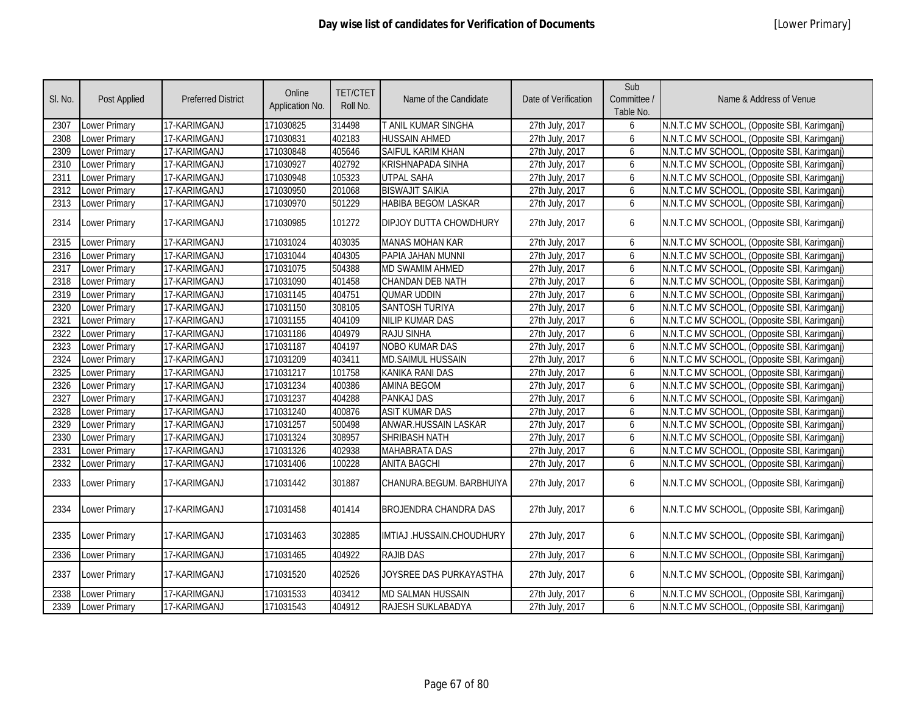# Day wise list of candidates for Verification of Documents

[Lower Primary]

| Sl. No. | Post Applied | Preferred District | Online Application No. | TET/CTET Roll No. | Name of the Candidate | Date of Verification | Sub Committee / Table No. | Name & Address of Venue |
|---|---|---|---|---|---|---|---|---|
| 2307 | Lower Primary | 17-KARIMGANJ | 171030825 | 314498 | T ANIL KUMAR SINGHA | 27th July, 2017 | 6 | N.N.T.C MV SCHOOL, (Opposite SBI, Karimganj) |
| 2308 | Lower Primary | 17-KARIMGANJ | 171030831 | 402183 | HUSSAIN AHMED | 27th July, 2017 | 6 | N.N.T.C MV SCHOOL, (Opposite SBI, Karimganj) |
| 2309 | Lower Primary | 17-KARIMGANJ | 171030848 | 405646 | SAIFUL KARIM KHAN | 27th July, 2017 | 6 | N.N.T.C MV SCHOOL, (Opposite SBI, Karimganj) |
| 2310 | Lower Primary | 17-KARIMGANJ | 171030927 | 402792 | KRISHNAPADA SINHA | 27th July, 2017 | 6 | N.N.T.C MV SCHOOL, (Opposite SBI, Karimganj) |
| 2311 | Lower Primary | 17-KARIMGANJ | 171030948 | 105323 | UTPAL SAHA | 27th July, 2017 | 6 | N.N.T.C MV SCHOOL, (Opposite SBI, Karimganj) |
| 2312 | Lower Primary | 17-KARIMGANJ | 171030950 | 201068 | BISWAJIT SAIKIA | 27th July, 2017 | 6 | N.N.T.C MV SCHOOL, (Opposite SBI, Karimganj) |
| 2313 | Lower Primary | 17-KARIMGANJ | 171030970 | 501229 | HABIBA BEGOM LASKAR | 27th July, 2017 | 6 | N.N.T.C MV SCHOOL, (Opposite SBI, Karimganj) |
| 2314 | Lower Primary | 17-KARIMGANJ | 171030985 | 101272 | DIPJOY DUTTA CHOWDHURY | 27th July, 2017 | 6 | N.N.T.C MV SCHOOL, (Opposite SBI, Karimganj) |
| 2315 | Lower Primary | 17-KARIMGANJ | 171031024 | 403035 | MANAS MOHAN KAR | 27th July, 2017 | 6 | N.N.T.C MV SCHOOL, (Opposite SBI, Karimganj) |
| 2316 | Lower Primary | 17-KARIMGANJ | 171031044 | 404305 | PAPIA JAHAN MUNNI | 27th July, 2017 | 6 | N.N.T.C MV SCHOOL, (Opposite SBI, Karimganj) |
| 2317 | Lower Primary | 17-KARIMGANJ | 171031075 | 504388 | MD SWAMIM AHMED | 27th July, 2017 | 6 | N.N.T.C MV SCHOOL, (Opposite SBI, Karimganj) |
| 2318 | Lower Primary | 17-KARIMGANJ | 171031090 | 401458 | CHANDAN DEB NATH | 27th July, 2017 | 6 | N.N.T.C MV SCHOOL, (Opposite SBI, Karimganj) |
| 2319 | Lower Primary | 17-KARIMGANJ | 171031145 | 404751 | QUMAR UDDIN | 27th July, 2017 | 6 | N.N.T.C MV SCHOOL, (Opposite SBI, Karimganj) |
| 2320 | Lower Primary | 17-KARIMGANJ | 171031150 | 308105 | SANTOSH TURIYA | 27th July, 2017 | 6 | N.N.T.C MV SCHOOL, (Opposite SBI, Karimganj) |
| 2321 | Lower Primary | 17-KARIMGANJ | 171031155 | 404109 | NILIP KUMAR DAS | 27th July, 2017 | 6 | N.N.T.C MV SCHOOL, (Opposite SBI, Karimganj) |
| 2322 | Lower Primary | 17-KARIMGANJ | 171031186 | 404979 | RAJU SINHA | 27th July, 2017 | 6 | N.N.T.C MV SCHOOL, (Opposite SBI, Karimganj) |
| 2323 | Lower Primary | 17-KARIMGANJ | 171031187 | 404197 | NOBO KUMAR DAS | 27th July, 2017 | 6 | N.N.T.C MV SCHOOL, (Opposite SBI, Karimganj) |
| 2324 | Lower Primary | 17-KARIMGANJ | 171031209 | 403411 | MD.SAIMUL HUSSAIN | 27th July, 2017 | 6 | N.N.T.C MV SCHOOL, (Opposite SBI, Karimganj) |
| 2325 | Lower Primary | 17-KARIMGANJ | 171031217 | 101758 | KANIKA RANI DAS | 27th July, 2017 | 6 | N.N.T.C MV SCHOOL, (Opposite SBI, Karimganj) |
| 2326 | Lower Primary | 17-KARIMGANJ | 171031234 | 400386 | AMINA BEGOM | 27th July, 2017 | 6 | N.N.T.C MV SCHOOL, (Opposite SBI, Karimganj) |
| 2327 | Lower Primary | 17-KARIMGANJ | 171031237 | 404288 | PANKAJ DAS | 27th July, 2017 | 6 | N.N.T.C MV SCHOOL, (Opposite SBI, Karimganj) |
| 2328 | Lower Primary | 17-KARIMGANJ | 171031240 | 400876 | ASIT KUMAR DAS | 27th July, 2017 | 6 | N.N.T.C MV SCHOOL, (Opposite SBI, Karimganj) |
| 2329 | Lower Primary | 17-KARIMGANJ | 171031257 | 500498 | ANWAR.HUSSAIN LASKAR | 27th July, 2017 | 6 | N.N.T.C MV SCHOOL, (Opposite SBI, Karimganj) |
| 2330 | Lower Primary | 17-KARIMGANJ | 171031324 | 308957 | SHRIBASH NATH | 27th July, 2017 | 6 | N.N.T.C MV SCHOOL, (Opposite SBI, Karimganj) |
| 2331 | Lower Primary | 17-KARIMGANJ | 171031326 | 402938 | MAHABRATA DAS | 27th July, 2017 | 6 | N.N.T.C MV SCHOOL, (Opposite SBI, Karimganj) |
| 2332 | Lower Primary | 17-KARIMGANJ | 171031406 | 100228 | ANITA BAGCHI | 27th July, 2017 | 6 | N.N.T.C MV SCHOOL, (Opposite SBI, Karimganj) |
| 2333 | Lower Primary | 17-KARIMGANJ | 171031442 | 301887 | CHANURA.BEGUM. BARBHUIYA | 27th July, 2017 | 6 | N.N.T.C MV SCHOOL, (Opposite SBI, Karimganj) |
| 2334 | Lower Primary | 17-KARIMGANJ | 171031458 | 401414 | BROJENDRA CHANDRA DAS | 27th July, 2017 | 6 | N.N.T.C MV SCHOOL, (Opposite SBI, Karimganj) |
| 2335 | Lower Primary | 17-KARIMGANJ | 171031463 | 302885 | IMTIAJ .HUSSAIN.CHOUDHURY | 27th July, 2017 | 6 | N.N.T.C MV SCHOOL, (Opposite SBI, Karimganj) |
| 2336 | Lower Primary | 17-KARIMGANJ | 171031465 | 404922 | RAJIB DAS | 27th July, 2017 | 6 | N.N.T.C MV SCHOOL, (Opposite SBI, Karimganj) |
| 2337 | Lower Primary | 17-KARIMGANJ | 171031520 | 402526 | JOYSREE DAS PURKAYASTHA | 27th July, 2017 | 6 | N.N.T.C MV SCHOOL, (Opposite SBI, Karimganj) |
| 2338 | Lower Primary | 17-KARIMGANJ | 171031533 | 403412 | MD SALMAN HUSSAIN | 27th July, 2017 | 6 | N.N.T.C MV SCHOOL, (Opposite SBI, Karimganj) |
| 2339 | Lower Primary | 17-KARIMGANJ | 171031543 | 404912 | RAJESH SUKLABADYA | 27th July, 2017 | 6 | N.N.T.C MV SCHOOL, (Opposite SBI, Karimganj) |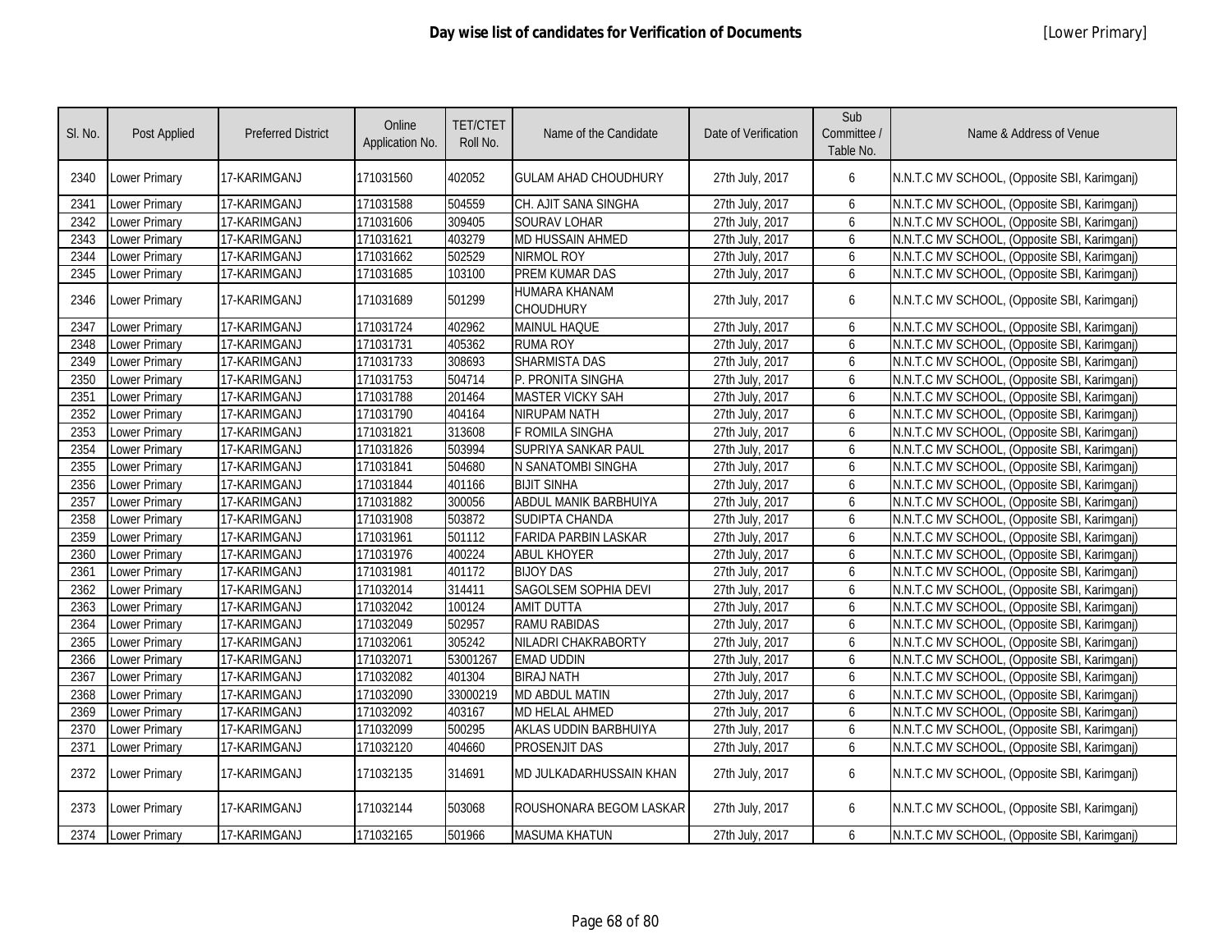# Day wise list of candidates for Verification of Documents

[Lower Primary]

| Sl. No. | Post Applied | Preferred District | Online Application No. | TET/CTET Roll No. | Name of the Candidate | Date of Verification | Sub Committee / Table No. | Name & Address of Venue |
|---|---|---|---|---|---|---|---|---|
| 2340 | Lower Primary | 17-KARIMGANJ | 171031560 | 402052 | GULAM AHAD CHOUDHURY | 27th July, 2017 | 6 | N.N.T.C MV SCHOOL, (Opposite SBI, Karimganj) |
| 2341 | Lower Primary | 17-KARIMGANJ | 171031588 | 504559 | CH. AJIT SANA SINGHA | 27th July, 2017 | 6 | N.N.T.C MV SCHOOL, (Opposite SBI, Karimganj) |
| 2342 | Lower Primary | 17-KARIMGANJ | 171031606 | 309405 | SOURAV LOHAR | 27th July, 2017 | 6 | N.N.T.C MV SCHOOL, (Opposite SBI, Karimganj) |
| 2343 | Lower Primary | 17-KARIMGANJ | 171031621 | 403279 | MD HUSSAIN AHMED | 27th July, 2017 | 6 | N.N.T.C MV SCHOOL, (Opposite SBI, Karimganj) |
| 2344 | Lower Primary | 17-KARIMGANJ | 171031662 | 502529 | NIRMOL ROY | 27th July, 2017 | 6 | N.N.T.C MV SCHOOL, (Opposite SBI, Karimganj) |
| 2345 | Lower Primary | 17-KARIMGANJ | 171031685 | 103100 | PREM KUMAR DAS | 27th July, 2017 | 6 | N.N.T.C MV SCHOOL, (Opposite SBI, Karimganj) |
| 2346 | Lower Primary | 17-KARIMGANJ | 171031689 | 501299 | HUMARA KHANAM CHOUDHURY | 27th July, 2017 | 6 | N.N.T.C MV SCHOOL, (Opposite SBI, Karimganj) |
| 2347 | Lower Primary | 17-KARIMGANJ | 171031724 | 402962 | MAINUL HAQUE | 27th July, 2017 | 6 | N.N.T.C MV SCHOOL, (Opposite SBI, Karimganj) |
| 2348 | Lower Primary | 17-KARIMGANJ | 171031731 | 405362 | RUMA ROY | 27th July, 2017 | 6 | N.N.T.C MV SCHOOL, (Opposite SBI, Karimganj) |
| 2349 | Lower Primary | 17-KARIMGANJ | 171031733 | 308693 | SHARMISTA DAS | 27th July, 2017 | 6 | N.N.T.C MV SCHOOL, (Opposite SBI, Karimganj) |
| 2350 | Lower Primary | 17-KARIMGANJ | 171031753 | 504714 | P. PRONITA SINGHA | 27th July, 2017 | 6 | N.N.T.C MV SCHOOL, (Opposite SBI, Karimganj) |
| 2351 | Lower Primary | 17-KARIMGANJ | 171031788 | 201464 | MASTER VICKY SAH | 27th July, 2017 | 6 | N.N.T.C MV SCHOOL, (Opposite SBI, Karimganj) |
| 2352 | Lower Primary | 17-KARIMGANJ | 171031790 | 404164 | NIRUPAM NATH | 27th July, 2017 | 6 | N.N.T.C MV SCHOOL, (Opposite SBI, Karimganj) |
| 2353 | Lower Primary | 17-KARIMGANJ | 171031821 | 313608 | F ROMILA SINGHA | 27th July, 2017 | 6 | N.N.T.C MV SCHOOL, (Opposite SBI, Karimganj) |
| 2354 | Lower Primary | 17-KARIMGANJ | 171031826 | 503994 | SUPRIYA SANKAR PAUL | 27th July, 2017 | 6 | N.N.T.C MV SCHOOL, (Opposite SBI, Karimganj) |
| 2355 | Lower Primary | 17-KARIMGANJ | 171031841 | 504680 | N SANATOMBI SINGHA | 27th July, 2017 | 6 | N.N.T.C MV SCHOOL, (Opposite SBI, Karimganj) |
| 2356 | Lower Primary | 17-KARIMGANJ | 171031844 | 401166 | BIJIT SINHA | 27th July, 2017 | 6 | N.N.T.C MV SCHOOL, (Opposite SBI, Karimganj) |
| 2357 | Lower Primary | 17-KARIMGANJ | 171031882 | 300056 | ABDUL MANIK BARBHUIYA | 27th July, 2017 | 6 | N.N.T.C MV SCHOOL, (Opposite SBI, Karimganj) |
| 2358 | Lower Primary | 17-KARIMGANJ | 171031908 | 503872 | SUDIPTA CHANDA | 27th July, 2017 | 6 | N.N.T.C MV SCHOOL, (Opposite SBI, Karimganj) |
| 2359 | Lower Primary | 17-KARIMGANJ | 171031961 | 501112 | FARIDA PARBIN LASKAR | 27th July, 2017 | 6 | N.N.T.C MV SCHOOL, (Opposite SBI, Karimganj) |
| 2360 | Lower Primary | 17-KARIMGANJ | 171031976 | 400224 | ABUL KHOYER | 27th July, 2017 | 6 | N.N.T.C MV SCHOOL, (Opposite SBI, Karimganj) |
| 2361 | Lower Primary | 17-KARIMGANJ | 171031981 | 401172 | BIJOY DAS | 27th July, 2017 | 6 | N.N.T.C MV SCHOOL, (Opposite SBI, Karimganj) |
| 2362 | Lower Primary | 17-KARIMGANJ | 171032014 | 314411 | SAGOLSEM SOPHIA DEVI | 27th July, 2017 | 6 | N.N.T.C MV SCHOOL, (Opposite SBI, Karimganj) |
| 2363 | Lower Primary | 17-KARIMGANJ | 171032042 | 100124 | AMIT DUTTA | 27th July, 2017 | 6 | N.N.T.C MV SCHOOL, (Opposite SBI, Karimganj) |
| 2364 | Lower Primary | 17-KARIMGANJ | 171032049 | 502957 | RAMU RABIDAS | 27th July, 2017 | 6 | N.N.T.C MV SCHOOL, (Opposite SBI, Karimganj) |
| 2365 | Lower Primary | 17-KARIMGANJ | 171032061 | 305242 | NILADRI CHAKRABORTY | 27th July, 2017 | 6 | N.N.T.C MV SCHOOL, (Opposite SBI, Karimganj) |
| 2366 | Lower Primary | 17-KARIMGANJ | 171032071 | 53001267 | EMAD UDDIN | 27th July, 2017 | 6 | N.N.T.C MV SCHOOL, (Opposite SBI, Karimganj) |
| 2367 | Lower Primary | 17-KARIMGANJ | 171032082 | 401304 | BIRAJ NATH | 27th July, 2017 | 6 | N.N.T.C MV SCHOOL, (Opposite SBI, Karimganj) |
| 2368 | Lower Primary | 17-KARIMGANJ | 171032090 | 33000219 | MD ABDUL MATIN | 27th July, 2017 | 6 | N.N.T.C MV SCHOOL, (Opposite SBI, Karimganj) |
| 2369 | Lower Primary | 17-KARIMGANJ | 171032092 | 403167 | MD HELAL AHMED | 27th July, 2017 | 6 | N.N.T.C MV SCHOOL, (Opposite SBI, Karimganj) |
| 2370 | Lower Primary | 17-KARIMGANJ | 171032099 | 500295 | AKLAS UDDIN BARBHUIYA | 27th July, 2017 | 6 | N.N.T.C MV SCHOOL, (Opposite SBI, Karimganj) |
| 2371 | Lower Primary | 17-KARIMGANJ | 171032120 | 404660 | PROSENJIT DAS | 27th July, 2017 | 6 | N.N.T.C MV SCHOOL, (Opposite SBI, Karimganj) |
| 2372 | Lower Primary | 17-KARIMGANJ | 171032135 | 314691 | MD JULKADARHUSSAIN KHAN | 27th July, 2017 | 6 | N.N.T.C MV SCHOOL, (Opposite SBI, Karimganj) |
| 2373 | Lower Primary | 17-KARIMGANJ | 171032144 | 503068 | ROUSHONARA BEGOM LASKAR | 27th July, 2017 | 6 | N.N.T.C MV SCHOOL, (Opposite SBI, Karimganj) |
| 2374 | Lower Primary | 17-KARIMGANJ | 171032165 | 501966 | MASUMA KHATUN | 27th July, 2017 | 6 | N.N.T.C MV SCHOOL, (Opposite SBI, Karimganj) |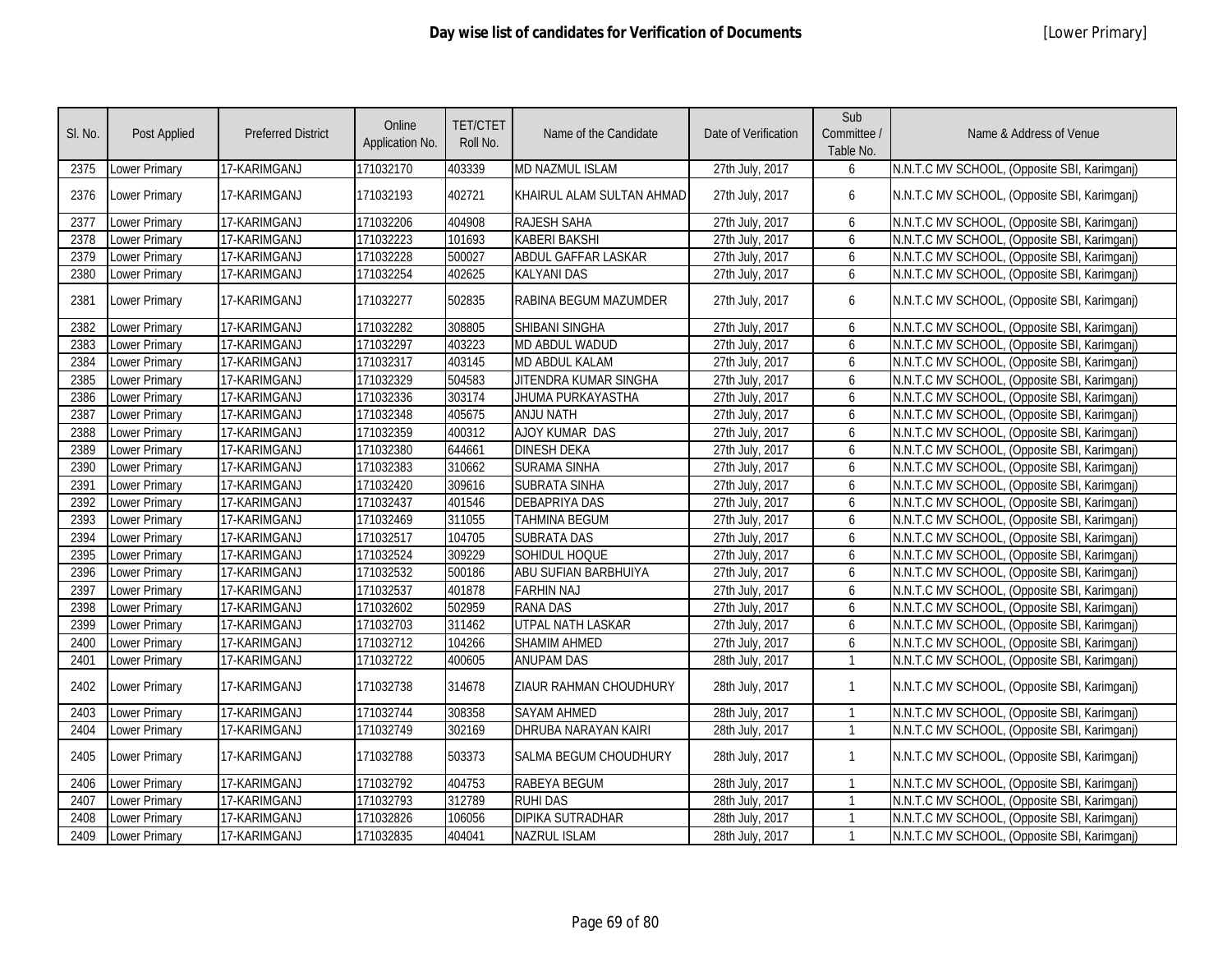# Day wise list of candidates for Verification of Documents

[Lower Primary]

| Sl. No. | Post Applied | Preferred District | Online Application No. | TET/CTET Roll No. | Name of the Candidate | Date of Verification | Sub Committee / Table No. | Name & Address of Venue |
|---|---|---|---|---|---|---|---|---|
| 2375 | Lower Primary | 17-KARIMGANJ | 171032170 | 403339 | MD NAZMUL ISLAM | 27th July, 2017 | 6 | N.N.T.C MV SCHOOL, (Opposite SBI, Karimganj) |
| 2376 | Lower Primary | 17-KARIMGANJ | 171032193 | 402721 | KHAIRUL ALAM SULTAN AHMAD | 27th July, 2017 | 6 | N.N.T.C MV SCHOOL, (Opposite SBI, Karimganj) |
| 2377 | Lower Primary | 17-KARIMGANJ | 171032206 | 404908 | RAJESH SAHA | 27th July, 2017 | 6 | N.N.T.C MV SCHOOL, (Opposite SBI, Karimganj) |
| 2378 | Lower Primary | 17-KARIMGANJ | 171032223 | 101693 | KABERI BAKSHI | 27th July, 2017 | 6 | N.N.T.C MV SCHOOL, (Opposite SBI, Karimganj) |
| 2379 | Lower Primary | 17-KARIMGANJ | 171032228 | 500027 | ABDUL GAFFAR LASKAR | 27th July, 2017 | 6 | N.N.T.C MV SCHOOL, (Opposite SBI, Karimganj) |
| 2380 | Lower Primary | 17-KARIMGANJ | 171032254 | 402625 | KALYANI DAS | 27th July, 2017 | 6 | N.N.T.C MV SCHOOL, (Opposite SBI, Karimganj) |
| 2381 | Lower Primary | 17-KARIMGANJ | 171032277 | 502835 | RABINA BEGUM MAZUMDER | 27th July, 2017 | 6 | N.N.T.C MV SCHOOL, (Opposite SBI, Karimganj) |
| 2382 | Lower Primary | 17-KARIMGANJ | 171032282 | 308805 | SHIBANI SINGHA | 27th July, 2017 | 6 | N.N.T.C MV SCHOOL, (Opposite SBI, Karimganj) |
| 2383 | Lower Primary | 17-KARIMGANJ | 171032297 | 403223 | MD ABDUL WADUD | 27th July, 2017 | 6 | N.N.T.C MV SCHOOL, (Opposite SBI, Karimganj) |
| 2384 | Lower Primary | 17-KARIMGANJ | 171032317 | 403145 | MD ABDUL KALAM | 27th July, 2017 | 6 | N.N.T.C MV SCHOOL, (Opposite SBI, Karimganj) |
| 2385 | Lower Primary | 17-KARIMGANJ | 171032329 | 504583 | JITENDRA KUMAR SINGHA | 27th July, 2017 | 6 | N.N.T.C MV SCHOOL, (Opposite SBI, Karimganj) |
| 2386 | Lower Primary | 17-KARIMGANJ | 171032336 | 303174 | JHUMA PURKAYASTHA | 27th July, 2017 | 6 | N.N.T.C MV SCHOOL, (Opposite SBI, Karimganj) |
| 2387 | Lower Primary | 17-KARIMGANJ | 171032348 | 405675 | ANJU NATH | 27th July, 2017 | 6 | N.N.T.C MV SCHOOL, (Opposite SBI, Karimganj) |
| 2388 | Lower Primary | 17-KARIMGANJ | 171032359 | 400312 | AJOY KUMAR DAS | 27th July, 2017 | 6 | N.N.T.C MV SCHOOL, (Opposite SBI, Karimganj) |
| 2389 | Lower Primary | 17-KARIMGANJ | 171032380 | 644661 | DINESH DEKA | 27th July, 2017 | 6 | N.N.T.C MV SCHOOL, (Opposite SBI, Karimganj) |
| 2390 | Lower Primary | 17-KARIMGANJ | 171032383 | 310662 | SURAMA SINHA | 27th July, 2017 | 6 | N.N.T.C MV SCHOOL, (Opposite SBI, Karimganj) |
| 2391 | Lower Primary | 17-KARIMGANJ | 171032420 | 309616 | SUBRATA SINHA | 27th July, 2017 | 6 | N.N.T.C MV SCHOOL, (Opposite SBI, Karimganj) |
| 2392 | Lower Primary | 17-KARIMGANJ | 171032437 | 401546 | DEBAPRIYA DAS | 27th July, 2017 | 6 | N.N.T.C MV SCHOOL, (Opposite SBI, Karimganj) |
| 2393 | Lower Primary | 17-KARIMGANJ | 171032469 | 311055 | TAHMINA BEGUM | 27th July, 2017 | 6 | N.N.T.C MV SCHOOL, (Opposite SBI, Karimganj) |
| 2394 | Lower Primary | 17-KARIMGANJ | 171032517 | 104705 | SUBRATA DAS | 27th July, 2017 | 6 | N.N.T.C MV SCHOOL, (Opposite SBI, Karimganj) |
| 2395 | Lower Primary | 17-KARIMGANJ | 171032524 | 309229 | SOHIDUL HOQUE | 27th July, 2017 | 6 | N.N.T.C MV SCHOOL, (Opposite SBI, Karimganj) |
| 2396 | Lower Primary | 17-KARIMGANJ | 171032532 | 500186 | ABU SUFIAN BARBHUIYA | 27th July, 2017 | 6 | N.N.T.C MV SCHOOL, (Opposite SBI, Karimganj) |
| 2397 | Lower Primary | 17-KARIMGANJ | 171032537 | 401878 | FARHIN NAJ | 27th July, 2017 | 6 | N.N.T.C MV SCHOOL, (Opposite SBI, Karimganj) |
| 2398 | Lower Primary | 17-KARIMGANJ | 171032602 | 502959 | RANA DAS | 27th July, 2017 | 6 | N.N.T.C MV SCHOOL, (Opposite SBI, Karimganj) |
| 2399 | Lower Primary | 17-KARIMGANJ | 171032703 | 311462 | UTPAL NATH LASKAR | 27th July, 2017 | 6 | N.N.T.C MV SCHOOL, (Opposite SBI, Karimganj) |
| 2400 | Lower Primary | 17-KARIMGANJ | 171032712 | 104266 | SHAMIM AHMED | 27th July, 2017 | 6 | N.N.T.C MV SCHOOL, (Opposite SBI, Karimganj) |
| 2401 | Lower Primary | 17-KARIMGANJ | 171032722 | 400605 | ANUPAM DAS | 28th July, 2017 | 1 | N.N.T.C MV SCHOOL, (Opposite SBI, Karimganj) |
| 2402 | Lower Primary | 17-KARIMGANJ | 171032738 | 314678 | ZIAUR RAHMAN CHOUDHURY | 28th July, 2017 | 1 | N.N.T.C MV SCHOOL, (Opposite SBI, Karimganj) |
| 2403 | Lower Primary | 17-KARIMGANJ | 171032744 | 308358 | SAYAM AHMED | 28th July, 2017 | 1 | N.N.T.C MV SCHOOL, (Opposite SBI, Karimganj) |
| 2404 | Lower Primary | 17-KARIMGANJ | 171032749 | 302169 | DHRUBA NARAYAN KAIRI | 28th July, 2017 | 1 | N.N.T.C MV SCHOOL, (Opposite SBI, Karimganj) |
| 2405 | Lower Primary | 17-KARIMGANJ | 171032788 | 503373 | SALMA BEGUM CHOUDHURY | 28th July, 2017 | 1 | N.N.T.C MV SCHOOL, (Opposite SBI, Karimganj) |
| 2406 | Lower Primary | 17-KARIMGANJ | 171032792 | 404753 | RABEYA BEGUM | 28th July, 2017 | 1 | N.N.T.C MV SCHOOL, (Opposite SBI, Karimganj) |
| 2407 | Lower Primary | 17-KARIMGANJ | 171032793 | 312789 | RUHI DAS | 28th July, 2017 | 1 | N.N.T.C MV SCHOOL, (Opposite SBI, Karimganj) |
| 2408 | Lower Primary | 17-KARIMGANJ | 171032826 | 106056 | DIPIKA SUTRADHAR | 28th July, 2017 | 1 | N.N.T.C MV SCHOOL, (Opposite SBI, Karimganj) |
| 2409 | Lower Primary | 17-KARIMGANJ | 171032835 | 404041 | NAZRUL ISLAM | 28th July, 2017 | 1 | N.N.T.C MV SCHOOL, (Opposite SBI, Karimganj) |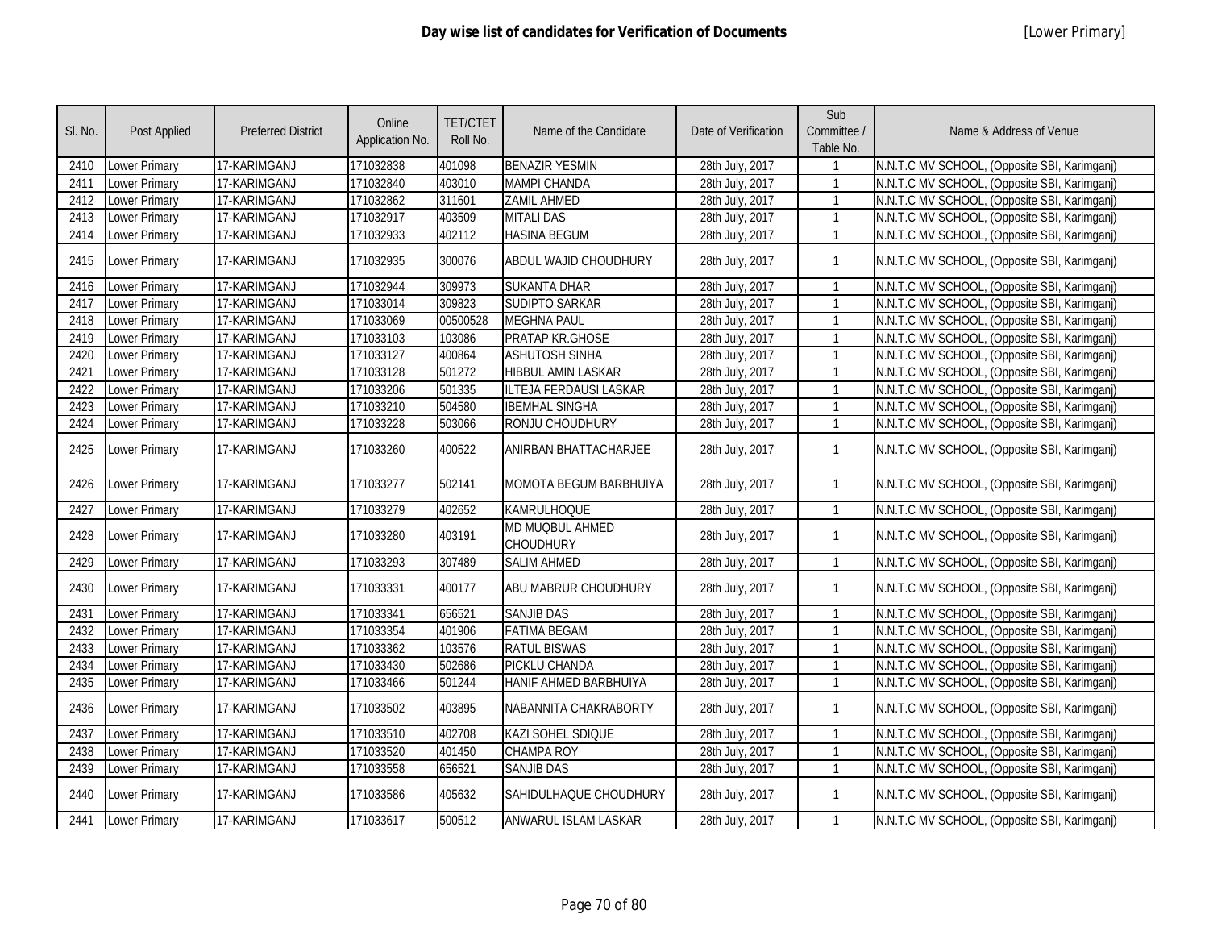# Day wise list of candidates for Verification of Documents

[Lower Primary]

| Sl. No. | Post Applied | Preferred District | Online Application No. | TET/CTET Roll No. | Name of the Candidate | Date of Verification | Sub Committee / Table No. | Name & Address of Venue |
|---|---|---|---|---|---|---|---|---|
| 2410 | Lower Primary | 17-KARIMGANJ | 171032838 | 401098 | BENAZIR YESMIN | 28th July, 2017 | 1 | N.N.T.C MV SCHOOL, (Opposite SBI, Karimganj) |
| 2411 | Lower Primary | 17-KARIMGANJ | 171032840 | 403010 | MAMPI CHANDA | 28th July, 2017 | 1 | N.N.T.C MV SCHOOL, (Opposite SBI, Karimganj) |
| 2412 | Lower Primary | 17-KARIMGANJ | 171032862 | 311601 | ZAMIL AHMED | 28th July, 2017 | 1 | N.N.T.C MV SCHOOL, (Opposite SBI, Karimganj) |
| 2413 | Lower Primary | 17-KARIMGANJ | 171032917 | 403509 | MITALI DAS | 28th July, 2017 | 1 | N.N.T.C MV SCHOOL, (Opposite SBI, Karimganj) |
| 2414 | Lower Primary | 17-KARIMGANJ | 171032933 | 402112 | HASINA BEGUM | 28th July, 2017 | 1 | N.N.T.C MV SCHOOL, (Opposite SBI, Karimganj) |
| 2415 | Lower Primary | 17-KARIMGANJ | 171032935 | 300076 | ABDUL WAJID CHOUDHURY | 28th July, 2017 | 1 | N.N.T.C MV SCHOOL, (Opposite SBI, Karimganj) |
| 2416 | Lower Primary | 17-KARIMGANJ | 171032944 | 309973 | SUKANTA DHAR | 28th July, 2017 | 1 | N.N.T.C MV SCHOOL, (Opposite SBI, Karimganj) |
| 2417 | Lower Primary | 17-KARIMGANJ | 171033014 | 309823 | SUDIPTO SARKAR | 28th July, 2017 | 1 | N.N.T.C MV SCHOOL, (Opposite SBI, Karimganj) |
| 2418 | Lower Primary | 17-KARIMGANJ | 171033069 | 00500528 | MEGHNA PAUL | 28th July, 2017 | 1 | N.N.T.C MV SCHOOL, (Opposite SBI, Karimganj) |
| 2419 | Lower Primary | 17-KARIMGANJ | 171033103 | 103086 | PRATAP KR.GHOSE | 28th July, 2017 | 1 | N.N.T.C MV SCHOOL, (Opposite SBI, Karimganj) |
| 2420 | Lower Primary | 17-KARIMGANJ | 171033127 | 400864 | ASHUTOSH SINHA | 28th July, 2017 | 1 | N.N.T.C MV SCHOOL, (Opposite SBI, Karimganj) |
| 2421 | Lower Primary | 17-KARIMGANJ | 171033128 | 501272 | HIBBUL AMIN LASKAR | 28th July, 2017 | 1 | N.N.T.C MV SCHOOL, (Opposite SBI, Karimganj) |
| 2422 | Lower Primary | 17-KARIMGANJ | 171033206 | 501335 | ILTEJA FERDAUSI LASKAR | 28th July, 2017 | 1 | N.N.T.C MV SCHOOL, (Opposite SBI, Karimganj) |
| 2423 | Lower Primary | 17-KARIMGANJ | 171033210 | 504580 | IBEMHAL SINGHA | 28th July, 2017 | 1 | N.N.T.C MV SCHOOL, (Opposite SBI, Karimganj) |
| 2424 | Lower Primary | 17-KARIMGANJ | 171033228 | 503066 | RONJU CHOUDHURY | 28th July, 2017 | 1 | N.N.T.C MV SCHOOL, (Opposite SBI, Karimganj) |
| 2425 | Lower Primary | 17-KARIMGANJ | 171033260 | 400522 | ANIRBAN BHATTACHARJEE | 28th July, 2017 | 1 | N.N.T.C MV SCHOOL, (Opposite SBI, Karimganj) |
| 2426 | Lower Primary | 17-KARIMGANJ | 171033277 | 502141 | MOMOTA BEGUM BARBHUIYA | 28th July, 2017 | 1 | N.N.T.C MV SCHOOL, (Opposite SBI, Karimganj) |
| 2427 | Lower Primary | 17-KARIMGANJ | 171033279 | 402652 | KAMRULHOQUE | 28th July, 2017 | 1 | N.N.T.C MV SCHOOL, (Opposite SBI, Karimganj) |
| 2428 | Lower Primary | 17-KARIMGANJ | 171033280 | 403191 | MD MUQBUL AHMED CHOUDHURY | 28th July, 2017 | 1 | N.N.T.C MV SCHOOL, (Opposite SBI, Karimganj) |
| 2429 | Lower Primary | 17-KARIMGANJ | 171033293 | 307489 | SALIM AHMED | 28th July, 2017 | 1 | N.N.T.C MV SCHOOL, (Opposite SBI, Karimganj) |
| 2430 | Lower Primary | 17-KARIMGANJ | 171033331 | 400177 | ABU MABRUR CHOUDHURY | 28th July, 2017 | 1 | N.N.T.C MV SCHOOL, (Opposite SBI, Karimganj) |
| 2431 | Lower Primary | 17-KARIMGANJ | 171033341 | 656521 | SANJIB DAS | 28th July, 2017 | 1 | N.N.T.C MV SCHOOL, (Opposite SBI, Karimganj) |
| 2432 | Lower Primary | 17-KARIMGANJ | 171033354 | 401906 | FATIMA BEGAM | 28th July, 2017 | 1 | N.N.T.C MV SCHOOL, (Opposite SBI, Karimganj) |
| 2433 | Lower Primary | 17-KARIMGANJ | 171033362 | 103576 | RATUL BISWAS | 28th July, 2017 | 1 | N.N.T.C MV SCHOOL, (Opposite SBI, Karimganj) |
| 2434 | Lower Primary | 17-KARIMGANJ | 171033430 | 502686 | PICKLU CHANDA | 28th July, 2017 | 1 | N.N.T.C MV SCHOOL, (Opposite SBI, Karimganj) |
| 2435 | Lower Primary | 17-KARIMGANJ | 171033466 | 501244 | HANIF AHMED BARBHUIYA | 28th July, 2017 | 1 | N.N.T.C MV SCHOOL, (Opposite SBI, Karimganj) |
| 2436 | Lower Primary | 17-KARIMGANJ | 171033502 | 403895 | NABANNITA CHAKRABORTY | 28th July, 2017 | 1 | N.N.T.C MV SCHOOL, (Opposite SBI, Karimganj) |
| 2437 | Lower Primary | 17-KARIMGANJ | 171033510 | 402708 | KAZI SOHEL SDIQUE | 28th July, 2017 | 1 | N.N.T.C MV SCHOOL, (Opposite SBI, Karimganj) |
| 2438 | Lower Primary | 17-KARIMGANJ | 171033520 | 401450 | CHAMPA ROY | 28th July, 2017 | 1 | N.N.T.C MV SCHOOL, (Opposite SBI, Karimganj) |
| 2439 | Lower Primary | 17-KARIMGANJ | 171033558 | 656521 | SANJIB DAS | 28th July, 2017 | 1 | N.N.T.C MV SCHOOL, (Opposite SBI, Karimganj) |
| 2440 | Lower Primary | 17-KARIMGANJ | 171033586 | 405632 | SAHIDULHAQUE CHOUDHURY | 28th July, 2017 | 1 | N.N.T.C MV SCHOOL, (Opposite SBI, Karimganj) |
| 2441 | Lower Primary | 17-KARIMGANJ | 171033617 | 500512 | ANWARUL ISLAM LASKAR | 28th July, 2017 | 1 | N.N.T.C MV SCHOOL, (Opposite SBI, Karimganj) |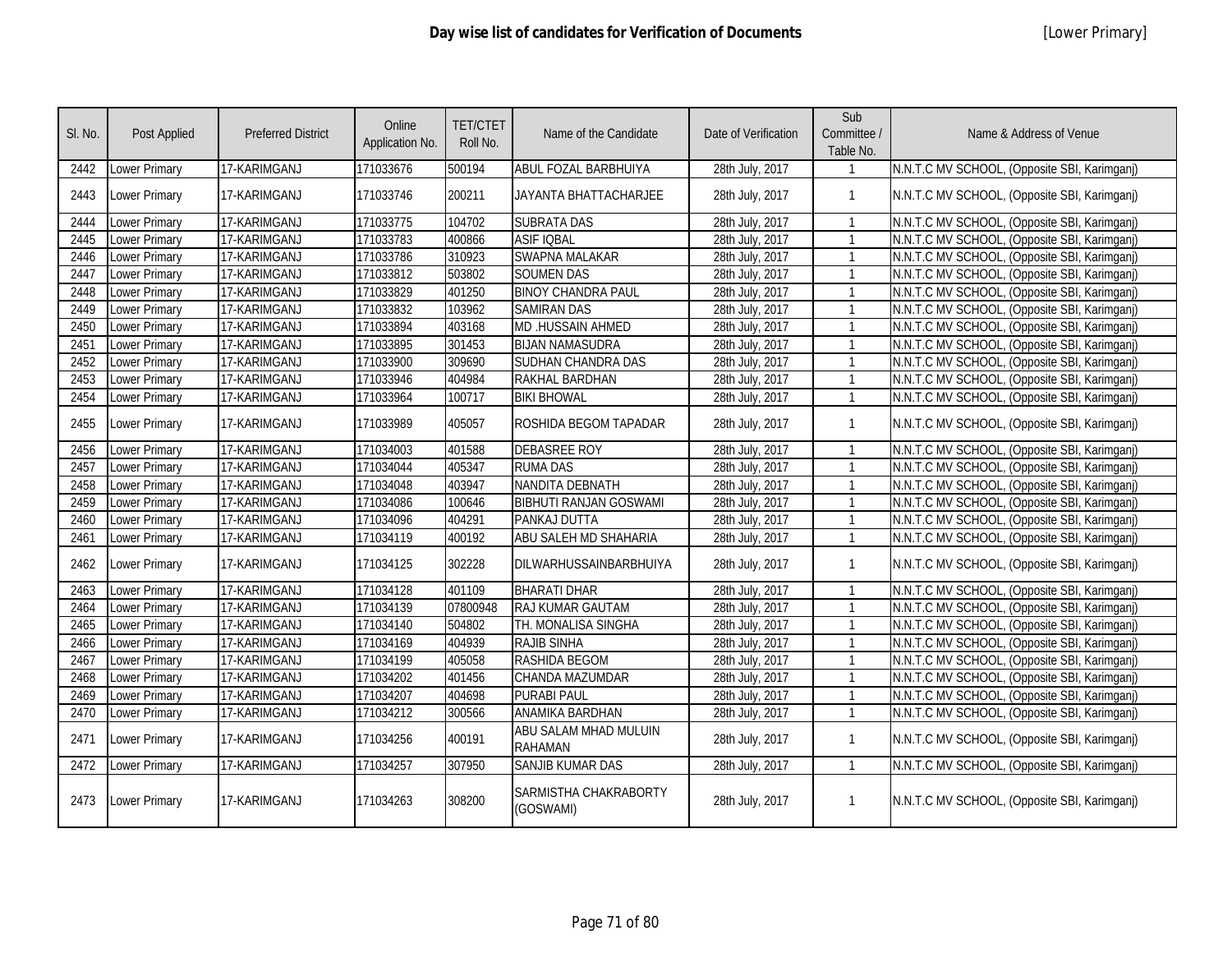# Day wise list of candidates for Verification of Documents

[Lower Primary]

| Sl. No. | Post Applied | Preferred District | Online Application No. | TET/CTET Roll No. | Name of the Candidate | Date of Verification | Sub Committee / Table No. | Name & Address of Venue |
|---|---|---|---|---|---|---|---|---|
| 2442 | Lower Primary | 17-KARIMGANJ | 171033676 | 500194 | ABUL FOZAL BARBHUIYA | 28th July, 2017 | 1 | N.N.T.C MV SCHOOL, (Opposite SBI, Karimganj) |
| 2443 | Lower Primary | 17-KARIMGANJ | 171033746 | 200211 | JAYANTA BHATTACHARJEE | 28th July, 2017 | 1 | N.N.T.C MV SCHOOL, (Opposite SBI, Karimganj) |
| 2444 | Lower Primary | 17-KARIMGANJ | 171033775 | 104702 | SUBRATA DAS | 28th July, 2017 | 1 | N.N.T.C MV SCHOOL, (Opposite SBI, Karimganj) |
| 2445 | Lower Primary | 17-KARIMGANJ | 171033783 | 400866 | ASIF IQBAL | 28th July, 2017 | 1 | N.N.T.C MV SCHOOL, (Opposite SBI, Karimganj) |
| 2446 | Lower Primary | 17-KARIMGANJ | 171033786 | 310923 | SWAPNA MALAKAR | 28th July, 2017 | 1 | N.N.T.C MV SCHOOL, (Opposite SBI, Karimganj) |
| 2447 | Lower Primary | 17-KARIMGANJ | 171033812 | 503802 | SOUMEN DAS | 28th July, 2017 | 1 | N.N.T.C MV SCHOOL, (Opposite SBI, Karimganj) |
| 2448 | Lower Primary | 17-KARIMGANJ | 171033829 | 401250 | BINOY CHANDRA PAUL | 28th July, 2017 | 1 | N.N.T.C MV SCHOOL, (Opposite SBI, Karimganj) |
| 2449 | Lower Primary | 17-KARIMGANJ | 171033832 | 103962 | SAMIRAN DAS | 28th July, 2017 | 1 | N.N.T.C MV SCHOOL, (Opposite SBI, Karimganj) |
| 2450 | Lower Primary | 17-KARIMGANJ | 171033894 | 403168 | MD .HUSSAIN AHMED | 28th July, 2017 | 1 | N.N.T.C MV SCHOOL, (Opposite SBI, Karimganj) |
| 2451 | Lower Primary | 17-KARIMGANJ | 171033895 | 301453 | BIJAN NAMASUDRA | 28th July, 2017 | 1 | N.N.T.C MV SCHOOL, (Opposite SBI, Karimganj) |
| 2452 | Lower Primary | 17-KARIMGANJ | 171033900 | 309690 | SUDHAN CHANDRA DAS | 28th July, 2017 | 1 | N.N.T.C MV SCHOOL, (Opposite SBI, Karimganj) |
| 2453 | Lower Primary | 17-KARIMGANJ | 171033946 | 404984 | RAKHAL BARDHAN | 28th July, 2017 | 1 | N.N.T.C MV SCHOOL, (Opposite SBI, Karimganj) |
| 2454 | Lower Primary | 17-KARIMGANJ | 171033964 | 100717 | BIKI BHOWAL | 28th July, 2017 | 1 | N.N.T.C MV SCHOOL, (Opposite SBI, Karimganj) |
| 2455 | Lower Primary | 17-KARIMGANJ | 171033989 | 405057 | ROSHIDA BEGOM TAPADAR | 28th July, 2017 | 1 | N.N.T.C MV SCHOOL, (Opposite SBI, Karimganj) |
| 2456 | Lower Primary | 17-KARIMGANJ | 171034003 | 401588 | DEBASREE ROY | 28th July, 2017 | 1 | N.N.T.C MV SCHOOL, (Opposite SBI, Karimganj) |
| 2457 | Lower Primary | 17-KARIMGANJ | 171034044 | 405347 | RUMA DAS | 28th July, 2017 | 1 | N.N.T.C MV SCHOOL, (Opposite SBI, Karimganj) |
| 2458 | Lower Primary | 17-KARIMGANJ | 171034048 | 403947 | NANDITA DEBNATH | 28th July, 2017 | 1 | N.N.T.C MV SCHOOL, (Opposite SBI, Karimganj) |
| 2459 | Lower Primary | 17-KARIMGANJ | 171034086 | 100646 | BIBHUTI RANJAN GOSWAMI | 28th July, 2017 | 1 | N.N.T.C MV SCHOOL, (Opposite SBI, Karimganj) |
| 2460 | Lower Primary | 17-KARIMGANJ | 171034096 | 404291 | PANKAJ DUTTA | 28th July, 2017 | 1 | N.N.T.C MV SCHOOL, (Opposite SBI, Karimganj) |
| 2461 | Lower Primary | 17-KARIMGANJ | 171034119 | 400192 | ABU SALEH MD SHAHARIA | 28th July, 2017 | 1 | N.N.T.C MV SCHOOL, (Opposite SBI, Karimganj) |
| 2462 | Lower Primary | 17-KARIMGANJ | 171034125 | 302228 | DILWARHUSSAINBARBHUIYA | 28th July, 2017 | 1 | N.N.T.C MV SCHOOL, (Opposite SBI, Karimganj) |
| 2463 | Lower Primary | 17-KARIMGANJ | 171034128 | 401109 | BHARATI DHAR | 28th July, 2017 | 1 | N.N.T.C MV SCHOOL, (Opposite SBI, Karimganj) |
| 2464 | Lower Primary | 17-KARIMGANJ | 171034139 | 07800948 | RAJ KUMAR GAUTAM | 28th July, 2017 | 1 | N.N.T.C MV SCHOOL, (Opposite SBI, Karimganj) |
| 2465 | Lower Primary | 17-KARIMGANJ | 171034140 | 504802 | TH. MONALISA SINGHA | 28th July, 2017 | 1 | N.N.T.C MV SCHOOL, (Opposite SBI, Karimganj) |
| 2466 | Lower Primary | 17-KARIMGANJ | 171034169 | 404939 | RAJIB SINHA | 28th July, 2017 | 1 | N.N.T.C MV SCHOOL, (Opposite SBI, Karimganj) |
| 2467 | Lower Primary | 17-KARIMGANJ | 171034199 | 405058 | RASHIDA BEGOM | 28th July, 2017 | 1 | N.N.T.C MV SCHOOL, (Opposite SBI, Karimganj) |
| 2468 | Lower Primary | 17-KARIMGANJ | 171034202 | 401456 | CHANDA MAZUMDAR | 28th July, 2017 | 1 | N.N.T.C MV SCHOOL, (Opposite SBI, Karimganj) |
| 2469 | Lower Primary | 17-KARIMGANJ | 171034207 | 404698 | PURABI PAUL | 28th July, 2017 | 1 | N.N.T.C MV SCHOOL, (Opposite SBI, Karimganj) |
| 2470 | Lower Primary | 17-KARIMGANJ | 171034212 | 300566 | ANAMIKA BARDHAN | 28th July, 2017 | 1 | N.N.T.C MV SCHOOL, (Opposite SBI, Karimganj) |
| 2471 | Lower Primary | 17-KARIMGANJ | 171034256 | 400191 | ABU SALAM MHAD MULUIN RAHAMAN | 28th July, 2017 | 1 | N.N.T.C MV SCHOOL, (Opposite SBI, Karimganj) |
| 2472 | Lower Primary | 17-KARIMGANJ | 171034257 | 307950 | SANJIB KUMAR DAS | 28th July, 2017 | 1 | N.N.T.C MV SCHOOL, (Opposite SBI, Karimganj) |
| 2473 | Lower Primary | 17-KARIMGANJ | 171034263 | 308200 | SARMISTHA CHAKRABORTY (GOSWAMI) | 28th July, 2017 | 1 | N.N.T.C MV SCHOOL, (Opposite SBI, Karimganj) |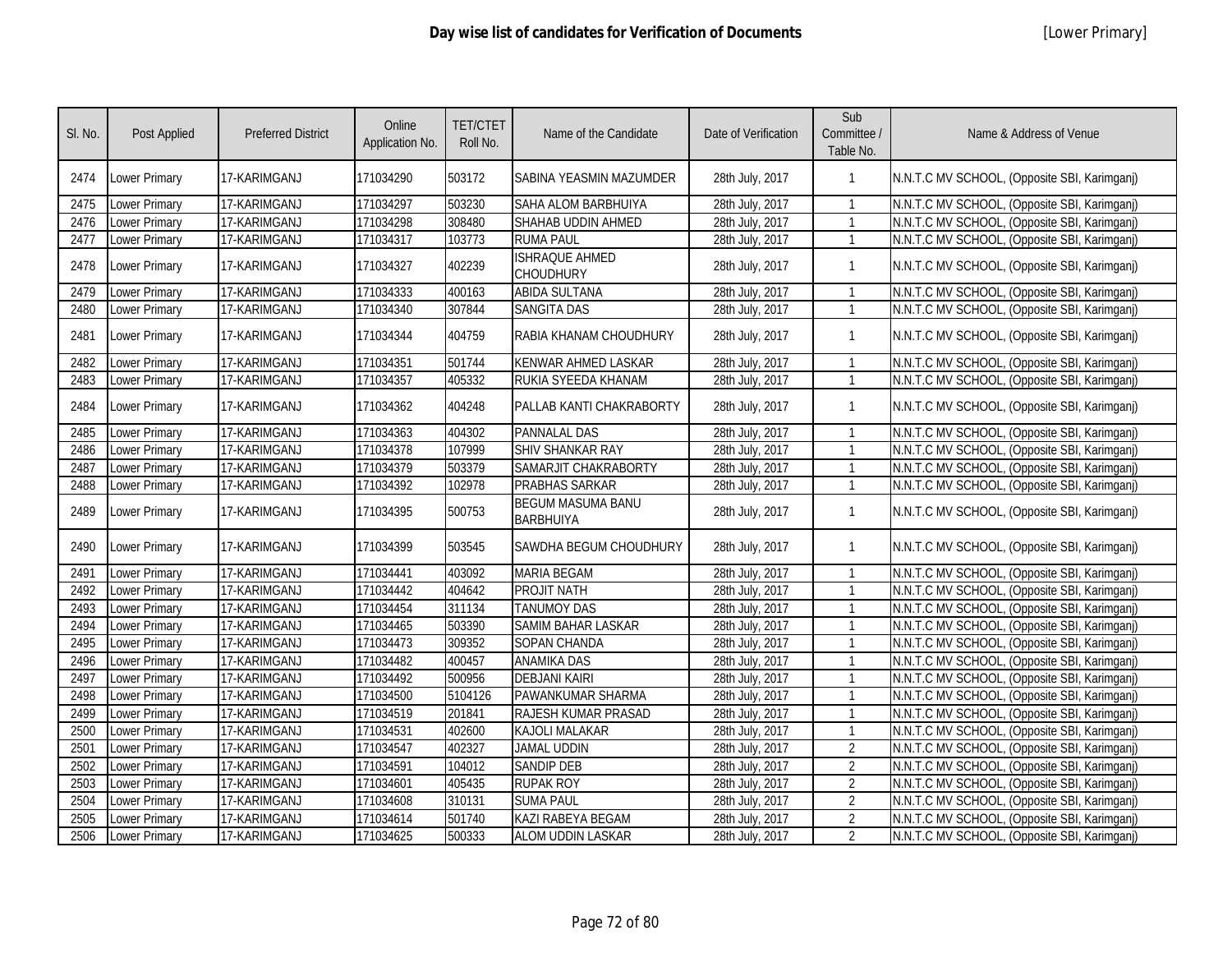# Day wise list of candidates for Verification of Documents

[Lower Primary]

| Sl. No. | Post Applied | Preferred District | Online Application No. | TET/CTET Roll No. | Name of the Candidate | Date of Verification | Sub Committee / Table No. | Name & Address of Venue |
|---|---|---|---|---|---|---|---|---|
| 2474 | Lower Primary | 17-KARIMGANJ | 171034290 | 503172 | SABINA YEASMIN MAZUMDER | 28th July, 2017 | 1 | N.N.T.C MV SCHOOL, (Opposite SBI, Karimganj) |
| 2475 | Lower Primary | 17-KARIMGANJ | 171034297 | 503230 | SAHA ALOM BARBHUIYA | 28th July, 2017 | 1 | N.N.T.C MV SCHOOL, (Opposite SBI, Karimganj) |
| 2476 | Lower Primary | 17-KARIMGANJ | 171034298 | 308480 | SHAHAB UDDIN AHMED | 28th July, 2017 | 1 | N.N.T.C MV SCHOOL, (Opposite SBI, Karimganj) |
| 2477 | Lower Primary | 17-KARIMGANJ | 171034317 | 103773 | RUMA PAUL | 28th July, 2017 | 1 | N.N.T.C MV SCHOOL, (Opposite SBI, Karimganj) |
| 2478 | Lower Primary | 17-KARIMGANJ | 171034327 | 402239 | ISHRAQUE AHMED CHOUDHURY | 28th July, 2017 | 1 | N.N.T.C MV SCHOOL, (Opposite SBI, Karimganj) |
| 2479 | Lower Primary | 17-KARIMGANJ | 171034333 | 400163 | ABIDA SULTANA | 28th July, 2017 | 1 | N.N.T.C MV SCHOOL, (Opposite SBI, Karimganj) |
| 2480 | Lower Primary | 17-KARIMGANJ | 171034340 | 307844 | SANGITA DAS | 28th July, 2017 | 1 | N.N.T.C MV SCHOOL, (Opposite SBI, Karimganj) |
| 2481 | Lower Primary | 17-KARIMGANJ | 171034344 | 404759 | RABIA KHANAM CHOUDHURY | 28th July, 2017 | 1 | N.N.T.C MV SCHOOL, (Opposite SBI, Karimganj) |
| 2482 | Lower Primary | 17-KARIMGANJ | 171034351 | 501744 | KENWAR AHMED LASKAR | 28th July, 2017 | 1 | N.N.T.C MV SCHOOL, (Opposite SBI, Karimganj) |
| 2483 | Lower Primary | 17-KARIMGANJ | 171034357 | 405332 | RUKIA SYEEDA KHANAM | 28th July, 2017 | 1 | N.N.T.C MV SCHOOL, (Opposite SBI, Karimganj) |
| 2484 | Lower Primary | 17-KARIMGANJ | 171034362 | 404248 | PALLAB KANTI CHAKRABORTY | 28th July, 2017 | 1 | N.N.T.C MV SCHOOL, (Opposite SBI, Karimganj) |
| 2485 | Lower Primary | 17-KARIMGANJ | 171034363 | 404302 | PANNALAL DAS | 28th July, 2017 | 1 | N.N.T.C MV SCHOOL, (Opposite SBI, Karimganj) |
| 2486 | Lower Primary | 17-KARIMGANJ | 171034378 | 107999 | SHIV SHANKAR RAY | 28th July, 2017 | 1 | N.N.T.C MV SCHOOL, (Opposite SBI, Karimganj) |
| 2487 | Lower Primary | 17-KARIMGANJ | 171034379 | 503379 | SAMARJIT CHAKRABORTY | 28th July, 2017 | 1 | N.N.T.C MV SCHOOL, (Opposite SBI, Karimganj) |
| 2488 | Lower Primary | 17-KARIMGANJ | 171034392 | 102978 | PRABHAS SARKAR | 28th July, 2017 | 1 | N.N.T.C MV SCHOOL, (Opposite SBI, Karimganj) |
| 2489 | Lower Primary | 17-KARIMGANJ | 171034395 | 500753 | BEGUM MASUMA BANU BARBHUIYA | 28th July, 2017 | 1 | N.N.T.C MV SCHOOL, (Opposite SBI, Karimganj) |
| 2490 | Lower Primary | 17-KARIMGANJ | 171034399 | 503545 | SAWDHA BEGUM CHOUDHURY | 28th July, 2017 | 1 | N.N.T.C MV SCHOOL, (Opposite SBI, Karimganj) |
| 2491 | Lower Primary | 17-KARIMGANJ | 171034441 | 403092 | MARIA BEGAM | 28th July, 2017 | 1 | N.N.T.C MV SCHOOL, (Opposite SBI, Karimganj) |
| 2492 | Lower Primary | 17-KARIMGANJ | 171034442 | 404642 | PROJIT NATH | 28th July, 2017 | 1 | N.N.T.C MV SCHOOL, (Opposite SBI, Karimganj) |
| 2493 | Lower Primary | 17-KARIMGANJ | 171034454 | 311134 | TANUMOY DAS | 28th July, 2017 | 1 | N.N.T.C MV SCHOOL, (Opposite SBI, Karimganj) |
| 2494 | Lower Primary | 17-KARIMGANJ | 171034465 | 503390 | SAMIM BAHAR LASKAR | 28th July, 2017 | 1 | N.N.T.C MV SCHOOL, (Opposite SBI, Karimganj) |
| 2495 | Lower Primary | 17-KARIMGANJ | 171034473 | 309352 | SOPAN CHANDA | 28th July, 2017 | 1 | N.N.T.C MV SCHOOL, (Opposite SBI, Karimganj) |
| 2496 | Lower Primary | 17-KARIMGANJ | 171034482 | 400457 | ANAMIKA DAS | 28th July, 2017 | 1 | N.N.T.C MV SCHOOL, (Opposite SBI, Karimganj) |
| 2497 | Lower Primary | 17-KARIMGANJ | 171034492 | 500956 | DEBJANI KAIRI | 28th July, 2017 | 1 | N.N.T.C MV SCHOOL, (Opposite SBI, Karimganj) |
| 2498 | Lower Primary | 17-KARIMGANJ | 171034500 | 5104126 | PAWANKUMAR SHARMA | 28th July, 2017 | 1 | N.N.T.C MV SCHOOL, (Opposite SBI, Karimganj) |
| 2499 | Lower Primary | 17-KARIMGANJ | 171034519 | 201841 | RAJESH KUMAR PRASAD | 28th July, 2017 | 1 | N.N.T.C MV SCHOOL, (Opposite SBI, Karimganj) |
| 2500 | Lower Primary | 17-KARIMGANJ | 171034531 | 402600 | KAJOLI MALAKAR | 28th July, 2017 | 1 | N.N.T.C MV SCHOOL, (Opposite SBI, Karimganj) |
| 2501 | Lower Primary | 17-KARIMGANJ | 171034547 | 402327 | JAMAL UDDIN | 28th July, 2017 | 2 | N.N.T.C MV SCHOOL, (Opposite SBI, Karimganj) |
| 2502 | Lower Primary | 17-KARIMGANJ | 171034591 | 104012 | SANDIP DEB | 28th July, 2017 | 2 | N.N.T.C MV SCHOOL, (Opposite SBI, Karimganj) |
| 2503 | Lower Primary | 17-KARIMGANJ | 171034601 | 405435 | RUPAK ROY | 28th July, 2017 | 2 | N.N.T.C MV SCHOOL, (Opposite SBI, Karimganj) |
| 2504 | Lower Primary | 17-KARIMGANJ | 171034608 | 310131 | SUMA PAUL | 28th July, 2017 | 2 | N.N.T.C MV SCHOOL, (Opposite SBI, Karimganj) |
| 2505 | Lower Primary | 17-KARIMGANJ | 171034614 | 501740 | KAZI RABEYA BEGAM | 28th July, 2017 | 2 | N.N.T.C MV SCHOOL, (Opposite SBI, Karimganj) |
| 2506 | Lower Primary | 17-KARIMGANJ | 171034625 | 500333 | ALOM UDDIN LASKAR | 28th July, 2017 | 2 | N.N.T.C MV SCHOOL, (Opposite SBI, Karimganj) |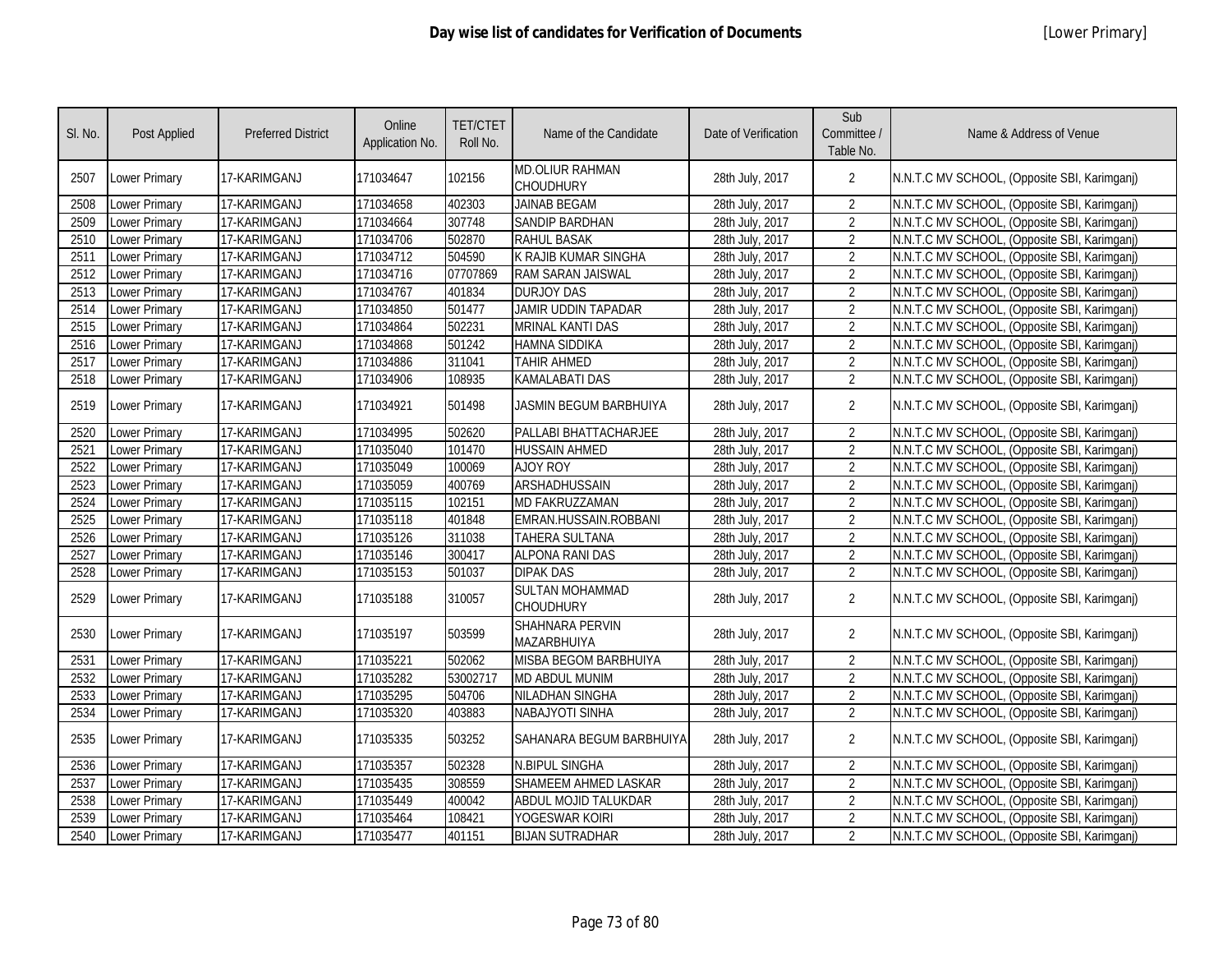# Day wise list of candidates for Verification of Documents

[Lower Primary]

| Sl. No. | Post Applied | Preferred District | Online Application No. | TET/CTET Roll No. | Name of the Candidate | Date of Verification | Sub Committee / Table No. | Name & Address of Venue |
|---|---|---|---|---|---|---|---|---|
| 2507 | Lower Primary | 17-KARIMGANJ | 171034647 | 102156 | MD.OLIUR RAHMAN CHOUDHURY | 28th July, 2017 | 2 | N.N.T.C MV SCHOOL, (Opposite SBI, Karimganj) |
| 2508 | Lower Primary | 17-KARIMGANJ | 171034658 | 402303 | JAINAB BEGAM | 28th July, 2017 | 2 | N.N.T.C MV SCHOOL, (Opposite SBI, Karimganj) |
| 2509 | Lower Primary | 17-KARIMGANJ | 171034664 | 307748 | SANDIP BARDHAN | 28th July, 2017 | 2 | N.N.T.C MV SCHOOL, (Opposite SBI, Karimganj) |
| 2510 | Lower Primary | 17-KARIMGANJ | 171034706 | 502870 | RAHUL BASAK | 28th July, 2017 | 2 | N.N.T.C MV SCHOOL, (Opposite SBI, Karimganj) |
| 2511 | Lower Primary | 17-KARIMGANJ | 171034712 | 504590 | K RAJIB KUMAR SINGHA | 28th July, 2017 | 2 | N.N.T.C MV SCHOOL, (Opposite SBI, Karimganj) |
| 2512 | Lower Primary | 17-KARIMGANJ | 171034716 | 07707869 | RAM SARAN JAISWAL | 28th July, 2017 | 2 | N.N.T.C MV SCHOOL, (Opposite SBI, Karimganj) |
| 2513 | Lower Primary | 17-KARIMGANJ | 171034767 | 401834 | DURJOY DAS | 28th July, 2017 | 2 | N.N.T.C MV SCHOOL, (Opposite SBI, Karimganj) |
| 2514 | Lower Primary | 17-KARIMGANJ | 171034850 | 501477 | JAMIR UDDIN TAPADAR | 28th July, 2017 | 2 | N.N.T.C MV SCHOOL, (Opposite SBI, Karimganj) |
| 2515 | Lower Primary | 17-KARIMGANJ | 171034864 | 502231 | MRINAL KANTI DAS | 28th July, 2017 | 2 | N.N.T.C MV SCHOOL, (Opposite SBI, Karimganj) |
| 2516 | Lower Primary | 17-KARIMGANJ | 171034868 | 501242 | HAMNA SIDDIKA | 28th July, 2017 | 2 | N.N.T.C MV SCHOOL, (Opposite SBI, Karimganj) |
| 2517 | Lower Primary | 17-KARIMGANJ | 171034886 | 311041 | TAHIR AHMED | 28th July, 2017 | 2 | N.N.T.C MV SCHOOL, (Opposite SBI, Karimganj) |
| 2518 | Lower Primary | 17-KARIMGANJ | 171034906 | 108935 | KAMALABATI DAS | 28th July, 2017 | 2 | N.N.T.C MV SCHOOL, (Opposite SBI, Karimganj) |
| 2519 | Lower Primary | 17-KARIMGANJ | 171034921 | 501498 | JASMIN BEGUM BARBHUIYA | 28th July, 2017 | 2 | N.N.T.C MV SCHOOL, (Opposite SBI, Karimganj) |
| 2520 | Lower Primary | 17-KARIMGANJ | 171034995 | 502620 | PALLABI BHATTACHARJEE | 28th July, 2017 | 2 | N.N.T.C MV SCHOOL, (Opposite SBI, Karimganj) |
| 2521 | Lower Primary | 17-KARIMGANJ | 171035040 | 101470 | HUSSAIN AHMED | 28th July, 2017 | 2 | N.N.T.C MV SCHOOL, (Opposite SBI, Karimganj) |
| 2522 | Lower Primary | 17-KARIMGANJ | 171035049 | 100069 | AJOY ROY | 28th July, 2017 | 2 | N.N.T.C MV SCHOOL, (Opposite SBI, Karimganj) |
| 2523 | Lower Primary | 17-KARIMGANJ | 171035059 | 400769 | ARSHADHUSSAIN | 28th July, 2017 | 2 | N.N.T.C MV SCHOOL, (Opposite SBI, Karimganj) |
| 2524 | Lower Primary | 17-KARIMGANJ | 171035115 | 102151 | MD FAKRUZZAMAN | 28th July, 2017 | 2 | N.N.T.C MV SCHOOL, (Opposite SBI, Karimganj) |
| 2525 | Lower Primary | 17-KARIMGANJ | 171035118 | 401848 | EMRAN.HUSSAIN.ROBBANI | 28th July, 2017 | 2 | N.N.T.C MV SCHOOL, (Opposite SBI, Karimganj) |
| 2526 | Lower Primary | 17-KARIMGANJ | 171035126 | 311038 | TAHERA SULTANA | 28th July, 2017 | 2 | N.N.T.C MV SCHOOL, (Opposite SBI, Karimganj) |
| 2527 | Lower Primary | 17-KARIMGANJ | 171035146 | 300417 | ALPONA RANI DAS | 28th July, 2017 | 2 | N.N.T.C MV SCHOOL, (Opposite SBI, Karimganj) |
| 2528 | Lower Primary | 17-KARIMGANJ | 171035153 | 501037 | DIPAK DAS | 28th July, 2017 | 2 | N.N.T.C MV SCHOOL, (Opposite SBI, Karimganj) |
| 2529 | Lower Primary | 17-KARIMGANJ | 171035188 | 310057 | SULTAN MOHAMMAD CHOUDHURY | 28th July, 2017 | 2 | N.N.T.C MV SCHOOL, (Opposite SBI, Karimganj) |
| 2530 | Lower Primary | 17-KARIMGANJ | 171035197 | 503599 | SHAHNARA PERVIN MAZARBHUIYA | 28th July, 2017 | 2 | N.N.T.C MV SCHOOL, (Opposite SBI, Karimganj) |
| 2531 | Lower Primary | 17-KARIMGANJ | 171035221 | 502062 | MISBA BEGOM BARBHUIYA | 28th July, 2017 | 2 | N.N.T.C MV SCHOOL, (Opposite SBI, Karimganj) |
| 2532 | Lower Primary | 17-KARIMGANJ | 171035282 | 53002717 | MD ABDUL MUNIM | 28th July, 2017 | 2 | N.N.T.C MV SCHOOL, (Opposite SBI, Karimganj) |
| 2533 | Lower Primary | 17-KARIMGANJ | 171035295 | 504706 | NILADHAN SINGHA | 28th July, 2017 | 2 | N.N.T.C MV SCHOOL, (Opposite SBI, Karimganj) |
| 2534 | Lower Primary | 17-KARIMGANJ | 171035320 | 403883 | NABAJYOTI SINHA | 28th July, 2017 | 2 | N.N.T.C MV SCHOOL, (Opposite SBI, Karimganj) |
| 2535 | Lower Primary | 17-KARIMGANJ | 171035335 | 503252 | SAHANARA BEGUM BARBHUIYA | 28th July, 2017 | 2 | N.N.T.C MV SCHOOL, (Opposite SBI, Karimganj) |
| 2536 | Lower Primary | 17-KARIMGANJ | 171035357 | 502328 | N.BIPUL SINGHA | 28th July, 2017 | 2 | N.N.T.C MV SCHOOL, (Opposite SBI, Karimganj) |
| 2537 | Lower Primary | 17-KARIMGANJ | 171035435 | 308559 | SHAMEEM AHMED LASKAR | 28th July, 2017 | 2 | N.N.T.C MV SCHOOL, (Opposite SBI, Karimganj) |
| 2538 | Lower Primary | 17-KARIMGANJ | 171035449 | 400042 | ABDUL MOJID TALUKDAR | 28th July, 2017 | 2 | N.N.T.C MV SCHOOL, (Opposite SBI, Karimganj) |
| 2539 | Lower Primary | 17-KARIMGANJ | 171035464 | 108421 | YOGESWAR KOIRI | 28th July, 2017 | 2 | N.N.T.C MV SCHOOL, (Opposite SBI, Karimganj) |
| 2540 | Lower Primary | 17-KARIMGANJ | 171035477 | 401151 | BIJAN SUTRADHAR | 28th July, 2017 | 2 | N.N.T.C MV SCHOOL, (Opposite SBI, Karimganj) |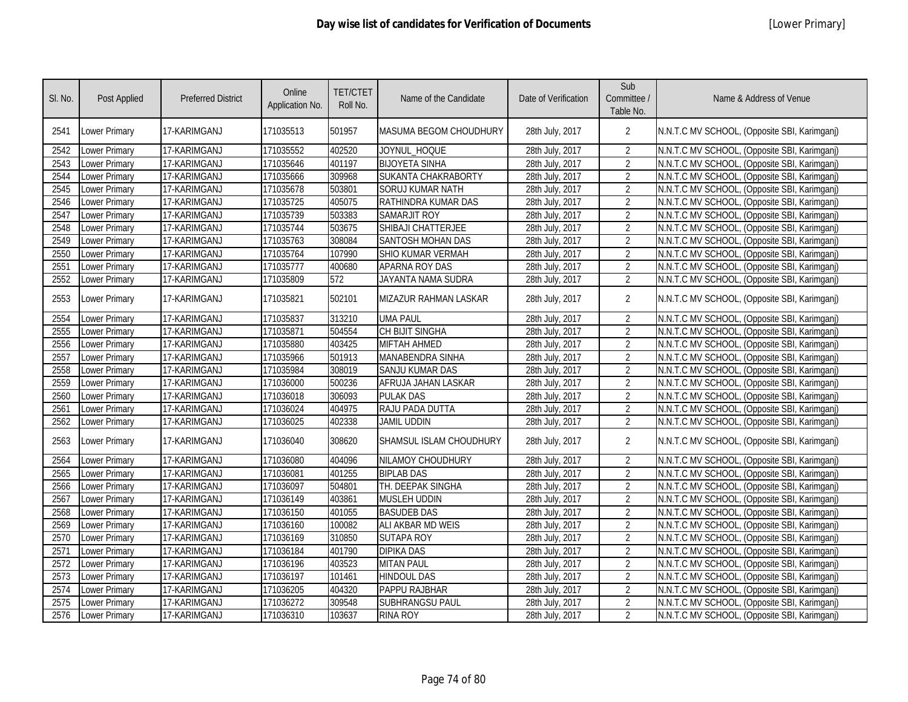# Day wise list of candidates for Verification of Documents

[Lower Primary]

| Sl. No. | Post Applied | Preferred District | Online Application No. | TET/CTET Roll No. | Name of the Candidate | Date of Verification | Sub Committee / Table No. | Name & Address of Venue |
|---|---|---|---|---|---|---|---|---|
| 2541 | Lower Primary | 17-KARIMGANJ | 171035513 | 501957 | MASUMA BEGOM CHOUDHURY | 28th July, 2017 | 2 | N.N.T.C MV SCHOOL, (Opposite SBI, Karimganj) |
| 2542 | Lower Primary | 17-KARIMGANJ | 171035552 | 402520 | JOYNUL_HOQUE | 28th July, 2017 | 2 | N.N.T.C MV SCHOOL, (Opposite SBI, Karimganj) |
| 2543 | Lower Primary | 17-KARIMGANJ | 171035646 | 401197 | BIJOYETA SINHA | 28th July, 2017 | 2 | N.N.T.C MV SCHOOL, (Opposite SBI, Karimganj) |
| 2544 | Lower Primary | 17-KARIMGANJ | 171035666 | 309968 | SUKANTA CHAKRABORTY | 28th July, 2017 | 2 | N.N.T.C MV SCHOOL, (Opposite SBI, Karimganj) |
| 2545 | Lower Primary | 17-KARIMGANJ | 171035678 | 503801 | SORUJ KUMAR NATH | 28th July, 2017 | 2 | N.N.T.C MV SCHOOL, (Opposite SBI, Karimganj) |
| 2546 | Lower Primary | 17-KARIMGANJ | 171035725 | 405075 | RATHINDRA KUMAR DAS | 28th July, 2017 | 2 | N.N.T.C MV SCHOOL, (Opposite SBI, Karimganj) |
| 2547 | Lower Primary | 17-KARIMGANJ | 171035739 | 503383 | SAMARJIT ROY | 28th July, 2017 | 2 | N.N.T.C MV SCHOOL, (Opposite SBI, Karimganj) |
| 2548 | Lower Primary | 17-KARIMGANJ | 171035744 | 503675 | SHIBAJI CHATTERJEE | 28th July, 2017 | 2 | N.N.T.C MV SCHOOL, (Opposite SBI, Karimganj) |
| 2549 | Lower Primary | 17-KARIMGANJ | 171035763 | 308084 | SANTOSH MOHAN DAS | 28th July, 2017 | 2 | N.N.T.C MV SCHOOL, (Opposite SBI, Karimganj) |
| 2550 | Lower Primary | 17-KARIMGANJ | 171035764 | 107990 | SHIO KUMAR VERMAH | 28th July, 2017 | 2 | N.N.T.C MV SCHOOL, (Opposite SBI, Karimganj) |
| 2551 | Lower Primary | 17-KARIMGANJ | 171035777 | 400680 | APARNA ROY DAS | 28th July, 2017 | 2 | N.N.T.C MV SCHOOL, (Opposite SBI, Karimganj) |
| 2552 | Lower Primary | 17-KARIMGANJ | 171035809 | 572 | JAYANTA NAMA SUDRA | 28th July, 2017 | 2 | N.N.T.C MV SCHOOL, (Opposite SBI, Karimganj) |
| 2553 | Lower Primary | 17-KARIMGANJ | 171035821 | 502101 | MIZAZUR RAHMAN LASKAR | 28th July, 2017 | 2 | N.N.T.C MV SCHOOL, (Opposite SBI, Karimganj) |
| 2554 | Lower Primary | 17-KARIMGANJ | 171035837 | 313210 | UMA PAUL | 28th July, 2017 | 2 | N.N.T.C MV SCHOOL, (Opposite SBI, Karimganj) |
| 2555 | Lower Primary | 17-KARIMGANJ | 171035871 | 504554 | CH BIJIT SINGHA | 28th July, 2017 | 2 | N.N.T.C MV SCHOOL, (Opposite SBI, Karimganj) |
| 2556 | Lower Primary | 17-KARIMGANJ | 171035880 | 403425 | MIFTAH AHMED | 28th July, 2017 | 2 | N.N.T.C MV SCHOOL, (Opposite SBI, Karimganj) |
| 2557 | Lower Primary | 17-KARIMGANJ | 171035966 | 501913 | MANABENDRA SINHA | 28th July, 2017 | 2 | N.N.T.C MV SCHOOL, (Opposite SBI, Karimganj) |
| 2558 | Lower Primary | 17-KARIMGANJ | 171035984 | 308019 | SANJU KUMAR DAS | 28th July, 2017 | 2 | N.N.T.C MV SCHOOL, (Opposite SBI, Karimganj) |
| 2559 | Lower Primary | 17-KARIMGANJ | 171036000 | 500236 | AFRUJA JAHAN LASKAR | 28th July, 2017 | 2 | N.N.T.C MV SCHOOL, (Opposite SBI, Karimganj) |
| 2560 | Lower Primary | 17-KARIMGANJ | 171036018 | 306093 | PULAK DAS | 28th July, 2017 | 2 | N.N.T.C MV SCHOOL, (Opposite SBI, Karimganj) |
| 2561 | Lower Primary | 17-KARIMGANJ | 171036024 | 404975 | RAJU PADA DUTTA | 28th July, 2017 | 2 | N.N.T.C MV SCHOOL, (Opposite SBI, Karimganj) |
| 2562 | Lower Primary | 17-KARIMGANJ | 171036025 | 402338 | JAMIL UDDIN | 28th July, 2017 | 2 | N.N.T.C MV SCHOOL, (Opposite SBI, Karimganj) |
| 2563 | Lower Primary | 17-KARIMGANJ | 171036040 | 308620 | SHAMSUL ISLAM CHOUDHURY | 28th July, 2017 | 2 | N.N.T.C MV SCHOOL, (Opposite SBI, Karimganj) |
| 2564 | Lower Primary | 17-KARIMGANJ | 171036080 | 404096 | NILAMOY CHOUDHURY | 28th July, 2017 | 2 | N.N.T.C MV SCHOOL, (Opposite SBI, Karimganj) |
| 2565 | Lower Primary | 17-KARIMGANJ | 171036081 | 401255 | BIPLAB DAS | 28th July, 2017 | 2 | N.N.T.C MV SCHOOL, (Opposite SBI, Karimganj) |
| 2566 | Lower Primary | 17-KARIMGANJ | 171036097 | 504801 | TH. DEEPAK SINGHA | 28th July, 2017 | 2 | N.N.T.C MV SCHOOL, (Opposite SBI, Karimganj) |
| 2567 | Lower Primary | 17-KARIMGANJ | 171036149 | 403861 | MUSLEH UDDIN | 28th July, 2017 | 2 | N.N.T.C MV SCHOOL, (Opposite SBI, Karimganj) |
| 2568 | Lower Primary | 17-KARIMGANJ | 171036150 | 401055 | BASUDEB DAS | 28th July, 2017 | 2 | N.N.T.C MV SCHOOL, (Opposite SBI, Karimganj) |
| 2569 | Lower Primary | 17-KARIMGANJ | 171036160 | 100082 | ALI AKBAR MD WEIS | 28th July, 2017 | 2 | N.N.T.C MV SCHOOL, (Opposite SBI, Karimganj) |
| 2570 | Lower Primary | 17-KARIMGANJ | 171036169 | 310850 | SUTAPA ROY | 28th July, 2017 | 2 | N.N.T.C MV SCHOOL, (Opposite SBI, Karimganj) |
| 2571 | Lower Primary | 17-KARIMGANJ | 171036184 | 401790 | DIPIKA DAS | 28th July, 2017 | 2 | N.N.T.C MV SCHOOL, (Opposite SBI, Karimganj) |
| 2572 | Lower Primary | 17-KARIMGANJ | 171036196 | 403523 | MITAN PAUL | 28th July, 2017 | 2 | N.N.T.C MV SCHOOL, (Opposite SBI, Karimganj) |
| 2573 | Lower Primary | 17-KARIMGANJ | 171036197 | 101461 | HINDOUL DAS | 28th July, 2017 | 2 | N.N.T.C MV SCHOOL, (Opposite SBI, Karimganj) |
| 2574 | Lower Primary | 17-KARIMGANJ | 171036205 | 404320 | PAPPU RAJBHAR | 28th July, 2017 | 2 | N.N.T.C MV SCHOOL, (Opposite SBI, Karimganj) |
| 2575 | Lower Primary | 17-KARIMGANJ | 171036272 | 309548 | SUBHRANGSU PAUL | 28th July, 2017 | 2 | N.N.T.C MV SCHOOL, (Opposite SBI, Karimganj) |
| 2576 | Lower Primary | 17-KARIMGANJ | 171036310 | 103637 | RINA ROY | 28th July, 2017 | 2 | N.N.T.C MV SCHOOL, (Opposite SBI, Karimganj) |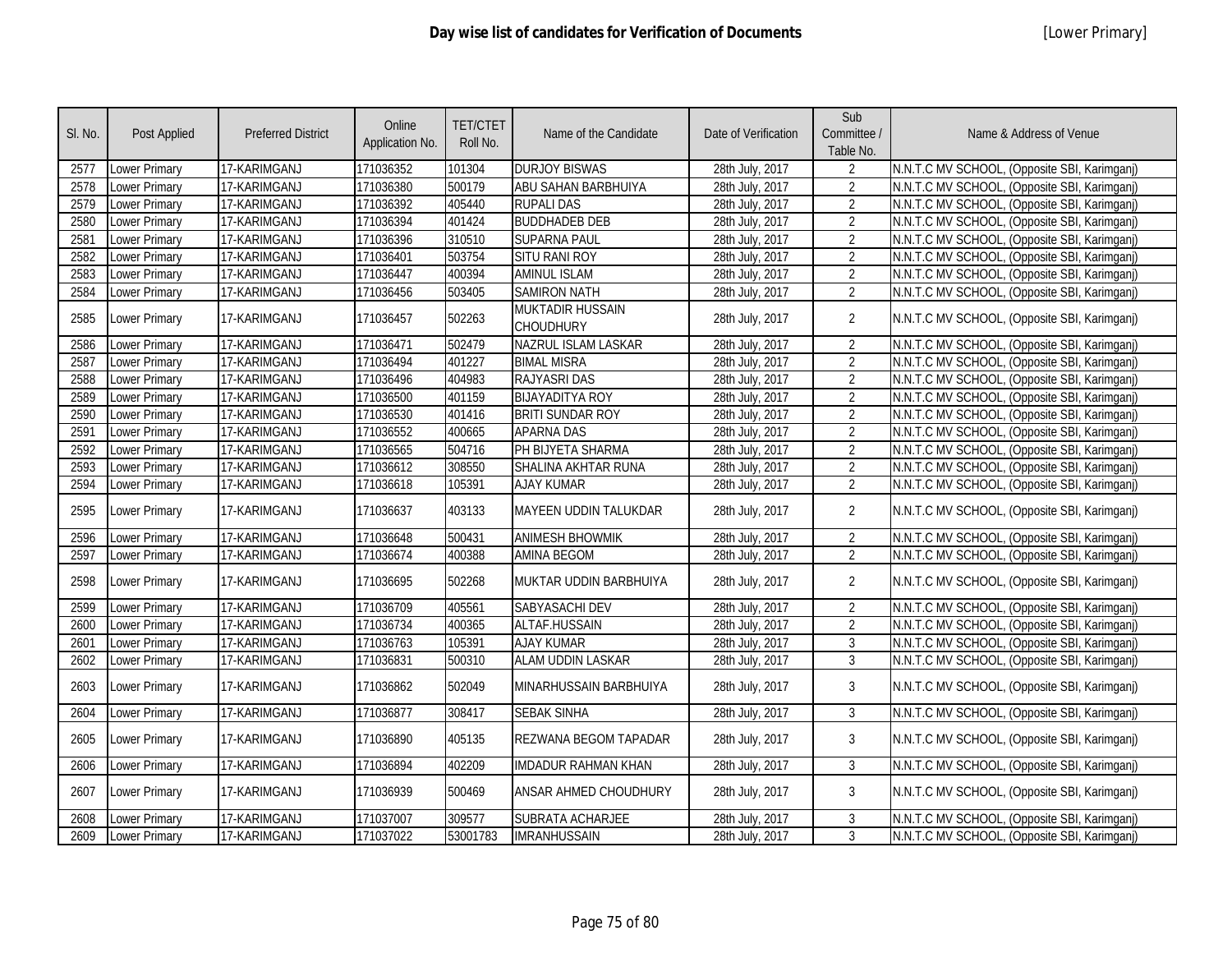# Day wise list of candidates for Verification of Documents

[Lower Primary]

| Sl. No. | Post Applied | Preferred District | Online Application No. | TET/CTET Roll No. | Name of the Candidate | Date of Verification | Sub Committee / Table No. | Name & Address of Venue |
|---|---|---|---|---|---|---|---|---|
| 2577 | Lower Primary | 17-KARIMGANJ | 171036352 | 101304 | DURJOY BISWAS | 28th July, 2017 | 2 | N.N.T.C MV SCHOOL, (Opposite SBI, Karimganj) |
| 2578 | Lower Primary | 17-KARIMGANJ | 171036380 | 500179 | ABU SAHAN BARBHUIYA | 28th July, 2017 | 2 | N.N.T.C MV SCHOOL, (Opposite SBI, Karimganj) |
| 2579 | Lower Primary | 17-KARIMGANJ | 171036392 | 405440 | RUPALI DAS | 28th July, 2017 | 2 | N.N.T.C MV SCHOOL, (Opposite SBI, Karimganj) |
| 2580 | Lower Primary | 17-KARIMGANJ | 171036394 | 401424 | BUDDHADEB DEB | 28th July, 2017 | 2 | N.N.T.C MV SCHOOL, (Opposite SBI, Karimganj) |
| 2581 | Lower Primary | 17-KARIMGANJ | 171036396 | 310510 | SUPARNA PAUL | 28th July, 2017 | 2 | N.N.T.C MV SCHOOL, (Opposite SBI, Karimganj) |
| 2582 | Lower Primary | 17-KARIMGANJ | 171036401 | 503754 | SITU RANI ROY | 28th July, 2017 | 2 | N.N.T.C MV SCHOOL, (Opposite SBI, Karimganj) |
| 2583 | Lower Primary | 17-KARIMGANJ | 171036447 | 400394 | AMINUL ISLAM | 28th July, 2017 | 2 | N.N.T.C MV SCHOOL, (Opposite SBI, Karimganj) |
| 2584 | Lower Primary | 17-KARIMGANJ | 171036456 | 503405 | SAMIRON NATH | 28th July, 2017 | 2 | N.N.T.C MV SCHOOL, (Opposite SBI, Karimganj) |
| 2585 | Lower Primary | 17-KARIMGANJ | 171036457 | 502263 | MUKTADIR HUSSAIN CHOUDHURY | 28th July, 2017 | 2 | N.N.T.C MV SCHOOL, (Opposite SBI, Karimganj) |
| 2586 | Lower Primary | 17-KARIMGANJ | 171036471 | 502479 | NAZRUL ISLAM LASKAR | 28th July, 2017 | 2 | N.N.T.C MV SCHOOL, (Opposite SBI, Karimganj) |
| 2587 | Lower Primary | 17-KARIMGANJ | 171036494 | 401227 | BIMAL MISRA | 28th July, 2017 | 2 | N.N.T.C MV SCHOOL, (Opposite SBI, Karimganj) |
| 2588 | Lower Primary | 17-KARIMGANJ | 171036496 | 404983 | RAJYASRI DAS | 28th July, 2017 | 2 | N.N.T.C MV SCHOOL, (Opposite SBI, Karimganj) |
| 2589 | Lower Primary | 17-KARIMGANJ | 171036500 | 401159 | BIJAYADITYA ROY | 28th July, 2017 | 2 | N.N.T.C MV SCHOOL, (Opposite SBI, Karimganj) |
| 2590 | Lower Primary | 17-KARIMGANJ | 171036530 | 401416 | BRITI SUNDAR ROY | 28th July, 2017 | 2 | N.N.T.C MV SCHOOL, (Opposite SBI, Karimganj) |
| 2591 | Lower Primary | 17-KARIMGANJ | 171036552 | 400665 | APARNA DAS | 28th July, 2017 | 2 | N.N.T.C MV SCHOOL, (Opposite SBI, Karimganj) |
| 2592 | Lower Primary | 17-KARIMGANJ | 171036565 | 504716 | PH BIJYETA SHARMA | 28th July, 2017 | 2 | N.N.T.C MV SCHOOL, (Opposite SBI, Karimganj) |
| 2593 | Lower Primary | 17-KARIMGANJ | 171036612 | 308550 | SHALINA AKHTAR RUNA | 28th July, 2017 | 2 | N.N.T.C MV SCHOOL, (Opposite SBI, Karimganj) |
| 2594 | Lower Primary | 17-KARIMGANJ | 171036618 | 105391 | AJAY KUMAR | 28th July, 2017 | 2 | N.N.T.C MV SCHOOL, (Opposite SBI, Karimganj) |
| 2595 | Lower Primary | 17-KARIMGANJ | 171036637 | 403133 | MAYEEN UDDIN TALUKDAR | 28th July, 2017 | 2 | N.N.T.C MV SCHOOL, (Opposite SBI, Karimganj) |
| 2596 | Lower Primary | 17-KARIMGANJ | 171036648 | 500431 | ANIMESH BHOWMIK | 28th July, 2017 | 2 | N.N.T.C MV SCHOOL, (Opposite SBI, Karimganj) |
| 2597 | Lower Primary | 17-KARIMGANJ | 171036674 | 400388 | AMINA BEGOM | 28th July, 2017 | 2 | N.N.T.C MV SCHOOL, (Opposite SBI, Karimganj) |
| 2598 | Lower Primary | 17-KARIMGANJ | 171036695 | 502268 | MUKTAR UDDIN BARBHUIYA | 28th July, 2017 | 2 | N.N.T.C MV SCHOOL, (Opposite SBI, Karimganj) |
| 2599 | Lower Primary | 17-KARIMGANJ | 171036709 | 405561 | SABYASACHI DEV | 28th July, 2017 | 2 | N.N.T.C MV SCHOOL, (Opposite SBI, Karimganj) |
| 2600 | Lower Primary | 17-KARIMGANJ | 171036734 | 400365 | ALTAF.HUSSAIN | 28th July, 2017 | 2 | N.N.T.C MV SCHOOL, (Opposite SBI, Karimganj) |
| 2601 | Lower Primary | 17-KARIMGANJ | 171036763 | 105391 | AJAY KUMAR | 28th July, 2017 | 3 | N.N.T.C MV SCHOOL, (Opposite SBI, Karimganj) |
| 2602 | Lower Primary | 17-KARIMGANJ | 171036831 | 500310 | ALAM UDDIN LASKAR | 28th July, 2017 | 3 | N.N.T.C MV SCHOOL, (Opposite SBI, Karimganj) |
| 2603 | Lower Primary | 17-KARIMGANJ | 171036862 | 502049 | MINARHUSSAIN BARBHUIYA | 28th July, 2017 | 3 | N.N.T.C MV SCHOOL, (Opposite SBI, Karimganj) |
| 2604 | Lower Primary | 17-KARIMGANJ | 171036877 | 308417 | SEBAK SINHA | 28th July, 2017 | 3 | N.N.T.C MV SCHOOL, (Opposite SBI, Karimganj) |
| 2605 | Lower Primary | 17-KARIMGANJ | 171036890 | 405135 | REZWANA BEGOM TAPADAR | 28th July, 2017 | 3 | N.N.T.C MV SCHOOL, (Opposite SBI, Karimganj) |
| 2606 | Lower Primary | 17-KARIMGANJ | 171036894 | 402209 | IMDADUR RAHMAN KHAN | 28th July, 2017 | 3 | N.N.T.C MV SCHOOL, (Opposite SBI, Karimganj) |
| 2607 | Lower Primary | 17-KARIMGANJ | 171036939 | 500469 | ANSAR AHMED CHOUDHURY | 28th July, 2017 | 3 | N.N.T.C MV SCHOOL, (Opposite SBI, Karimganj) |
| 2608 | Lower Primary | 17-KARIMGANJ | 171037007 | 309577 | SUBRATA ACHARJEE | 28th July, 2017 | 3 | N.N.T.C MV SCHOOL, (Opposite SBI, Karimganj) |
| 2609 | Lower Primary | 17-KARIMGANJ | 171037022 | 53001783 | IMRANHUSSAIN | 28th July, 2017 | 3 | N.N.T.C MV SCHOOL, (Opposite SBI, Karimganj) |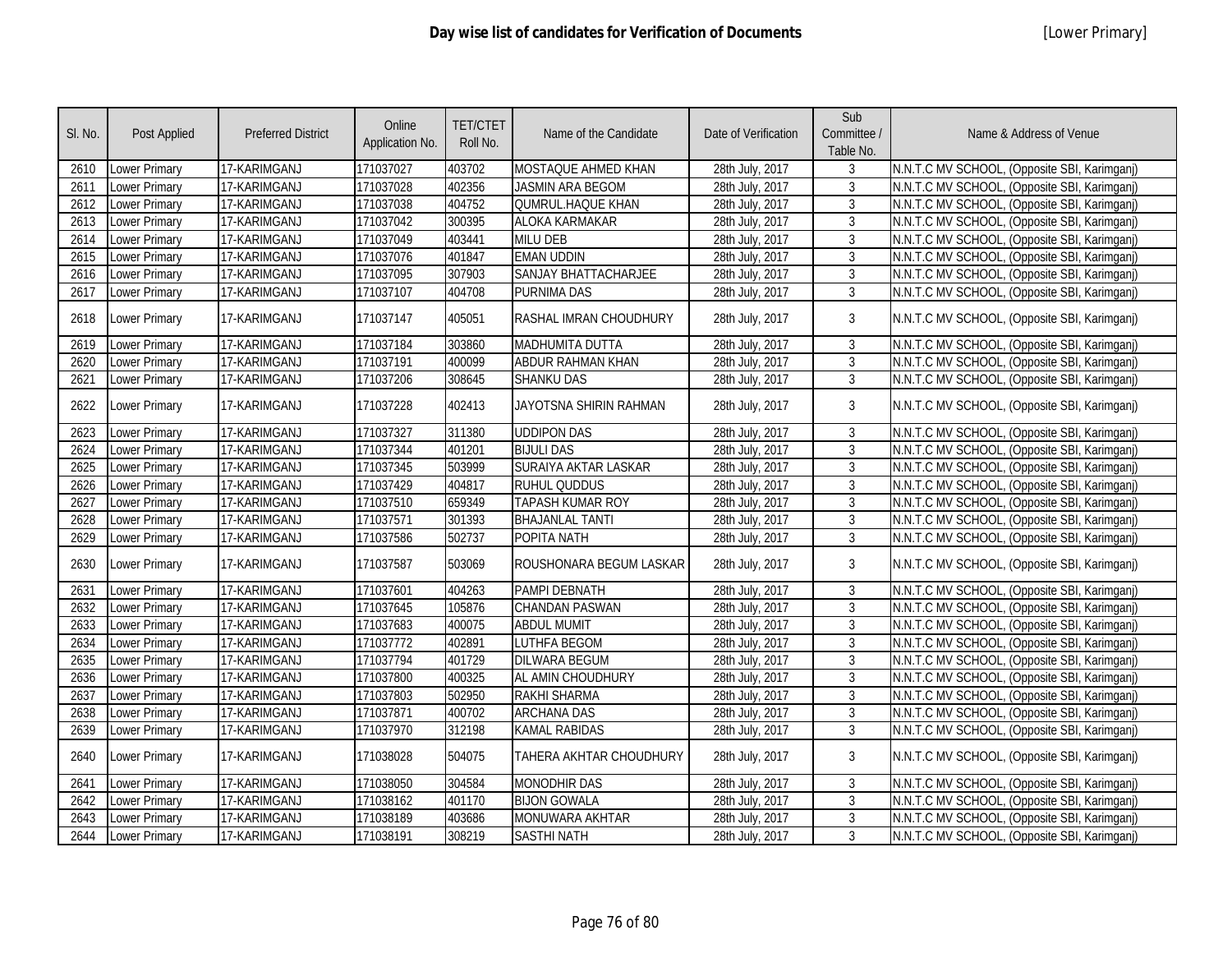# Day wise list of candidates for Verification of Documents

[Lower Primary]

| Sl. No. | Post Applied | Preferred District | Online Application No. | TET/CTET Roll No. | Name of the Candidate | Date of Verification | Sub Committee / Table No. | Name & Address of Venue |
|---|---|---|---|---|---|---|---|---|
| 2610 | Lower Primary | 17-KARIMGANJ | 171037027 | 403702 | MOSTAQUE AHMED KHAN | 28th July, 2017 | 3 | N.N.T.C MV SCHOOL, (Opposite SBI, Karimganj) |
| 2611 | Lower Primary | 17-KARIMGANJ | 171037028 | 402356 | JASMIN ARA BEGOM | 28th July, 2017 | 3 | N.N.T.C MV SCHOOL, (Opposite SBI, Karimganj) |
| 2612 | Lower Primary | 17-KARIMGANJ | 171037038 | 404752 | QUMRUL.HAQUE KHAN | 28th July, 2017 | 3 | N.N.T.C MV SCHOOL, (Opposite SBI, Karimganj) |
| 2613 | Lower Primary | 17-KARIMGANJ | 171037042 | 300395 | ALOKA KARMAKAR | 28th July, 2017 | 3 | N.N.T.C MV SCHOOL, (Opposite SBI, Karimganj) |
| 2614 | Lower Primary | 17-KARIMGANJ | 171037049 | 403441 | MILU DEB | 28th July, 2017 | 3 | N.N.T.C MV SCHOOL, (Opposite SBI, Karimganj) |
| 2615 | Lower Primary | 17-KARIMGANJ | 171037076 | 401847 | EMAN UDDIN | 28th July, 2017 | 3 | N.N.T.C MV SCHOOL, (Opposite SBI, Karimganj) |
| 2616 | Lower Primary | 17-KARIMGANJ | 171037095 | 307903 | SANJAY BHATTACHARJEE | 28th July, 2017 | 3 | N.N.T.C MV SCHOOL, (Opposite SBI, Karimganj) |
| 2617 | Lower Primary | 17-KARIMGANJ | 171037107 | 404708 | PURNIMA DAS | 28th July, 2017 | 3 | N.N.T.C MV SCHOOL, (Opposite SBI, Karimganj) |
| 2618 | Lower Primary | 17-KARIMGANJ | 171037147 | 405051 | RASHAL IMRAN CHOUDHURY | 28th July, 2017 | 3 | N.N.T.C MV SCHOOL, (Opposite SBI, Karimganj) |
| 2619 | Lower Primary | 17-KARIMGANJ | 171037184 | 303860 | MADHUMITA DUTTA | 28th July, 2017 | 3 | N.N.T.C MV SCHOOL, (Opposite SBI, Karimganj) |
| 2620 | Lower Primary | 17-KARIMGANJ | 171037191 | 400099 | ABDUR RAHMAN KHAN | 28th July, 2017 | 3 | N.N.T.C MV SCHOOL, (Opposite SBI, Karimganj) |
| 2621 | Lower Primary | 17-KARIMGANJ | 171037206 | 308645 | SHANKU DAS | 28th July, 2017 | 3 | N.N.T.C MV SCHOOL, (Opposite SBI, Karimganj) |
| 2622 | Lower Primary | 17-KARIMGANJ | 171037228 | 402413 | JAYOTSNA SHIRIN RAHMAN | 28th July, 2017 | 3 | N.N.T.C MV SCHOOL, (Opposite SBI, Karimganj) |
| 2623 | Lower Primary | 17-KARIMGANJ | 171037327 | 311380 | UDDIPON DAS | 28th July, 2017 | 3 | N.N.T.C MV SCHOOL, (Opposite SBI, Karimganj) |
| 2624 | Lower Primary | 17-KARIMGANJ | 171037344 | 401201 | BIJULI DAS | 28th July, 2017 | 3 | N.N.T.C MV SCHOOL, (Opposite SBI, Karimganj) |
| 2625 | Lower Primary | 17-KARIMGANJ | 171037345 | 503999 | SURAIYA AKTAR LASKAR | 28th July, 2017 | 3 | N.N.T.C MV SCHOOL, (Opposite SBI, Karimganj) |
| 2626 | Lower Primary | 17-KARIMGANJ | 171037429 | 404817 | RUHUL QUDDUS | 28th July, 2017 | 3 | N.N.T.C MV SCHOOL, (Opposite SBI, Karimganj) |
| 2627 | Lower Primary | 17-KARIMGANJ | 171037510 | 659349 | TAPASH KUMAR ROY | 28th July, 2017 | 3 | N.N.T.C MV SCHOOL, (Opposite SBI, Karimganj) |
| 2628 | Lower Primary | 17-KARIMGANJ | 171037571 | 301393 | BHAJANLAL TANTI | 28th July, 2017 | 3 | N.N.T.C MV SCHOOL, (Opposite SBI, Karimganj) |
| 2629 | Lower Primary | 17-KARIMGANJ | 171037586 | 502737 | POPITA NATH | 28th July, 2017 | 3 | N.N.T.C MV SCHOOL, (Opposite SBI, Karimganj) |
| 2630 | Lower Primary | 17-KARIMGANJ | 171037587 | 503069 | ROUSHONARA BEGUM LASKAR | 28th July, 2017 | 3 | N.N.T.C MV SCHOOL, (Opposite SBI, Karimganj) |
| 2631 | Lower Primary | 17-KARIMGANJ | 171037601 | 404263 | PAMPI DEBNATH | 28th July, 2017 | 3 | N.N.T.C MV SCHOOL, (Opposite SBI, Karimganj) |
| 2632 | Lower Primary | 17-KARIMGANJ | 171037645 | 105876 | CHANDAN PASWAN | 28th July, 2017 | 3 | N.N.T.C MV SCHOOL, (Opposite SBI, Karimganj) |
| 2633 | Lower Primary | 17-KARIMGANJ | 171037683 | 400075 | ABDUL MUMIT | 28th July, 2017 | 3 | N.N.T.C MV SCHOOL, (Opposite SBI, Karimganj) |
| 2634 | Lower Primary | 17-KARIMGANJ | 171037772 | 402891 | LUTHFA BEGOM | 28th July, 2017 | 3 | N.N.T.C MV SCHOOL, (Opposite SBI, Karimganj) |
| 2635 | Lower Primary | 17-KARIMGANJ | 171037794 | 401729 | DILWARA BEGUM | 28th July, 2017 | 3 | N.N.T.C MV SCHOOL, (Opposite SBI, Karimganj) |
| 2636 | Lower Primary | 17-KARIMGANJ | 171037800 | 400325 | AL AMIN CHOUDHURY | 28th July, 2017 | 3 | N.N.T.C MV SCHOOL, (Opposite SBI, Karimganj) |
| 2637 | Lower Primary | 17-KARIMGANJ | 171037803 | 502950 | RAKHI SHARMA | 28th July, 2017 | 3 | N.N.T.C MV SCHOOL, (Opposite SBI, Karimganj) |
| 2638 | Lower Primary | 17-KARIMGANJ | 171037871 | 400702 | ARCHANA DAS | 28th July, 2017 | 3 | N.N.T.C MV SCHOOL, (Opposite SBI, Karimganj) |
| 2639 | Lower Primary | 17-KARIMGANJ | 171037970 | 312198 | KAMAL RABIDAS | 28th July, 2017 | 3 | N.N.T.C MV SCHOOL, (Opposite SBI, Karimganj) |
| 2640 | Lower Primary | 17-KARIMGANJ | 171038028 | 504075 | TAHERA AKHTAR CHOUDHURY | 28th July, 2017 | 3 | N.N.T.C MV SCHOOL, (Opposite SBI, Karimganj) |
| 2641 | Lower Primary | 17-KARIMGANJ | 171038050 | 304584 | MONODHIR DAS | 28th July, 2017 | 3 | N.N.T.C MV SCHOOL, (Opposite SBI, Karimganj) |
| 2642 | Lower Primary | 17-KARIMGANJ | 171038162 | 401170 | BIJON GOWALA | 28th July, 2017 | 3 | N.N.T.C MV SCHOOL, (Opposite SBI, Karimganj) |
| 2643 | Lower Primary | 17-KARIMGANJ | 171038189 | 403686 | MONUWARA AKHTAR | 28th July, 2017 | 3 | N.N.T.C MV SCHOOL, (Opposite SBI, Karimganj) |
| 2644 | Lower Primary | 17-KARIMGANJ | 171038191 | 308219 | SASTHI NATH | 28th July, 2017 | 3 | N.N.T.C MV SCHOOL, (Opposite SBI, Karimganj) |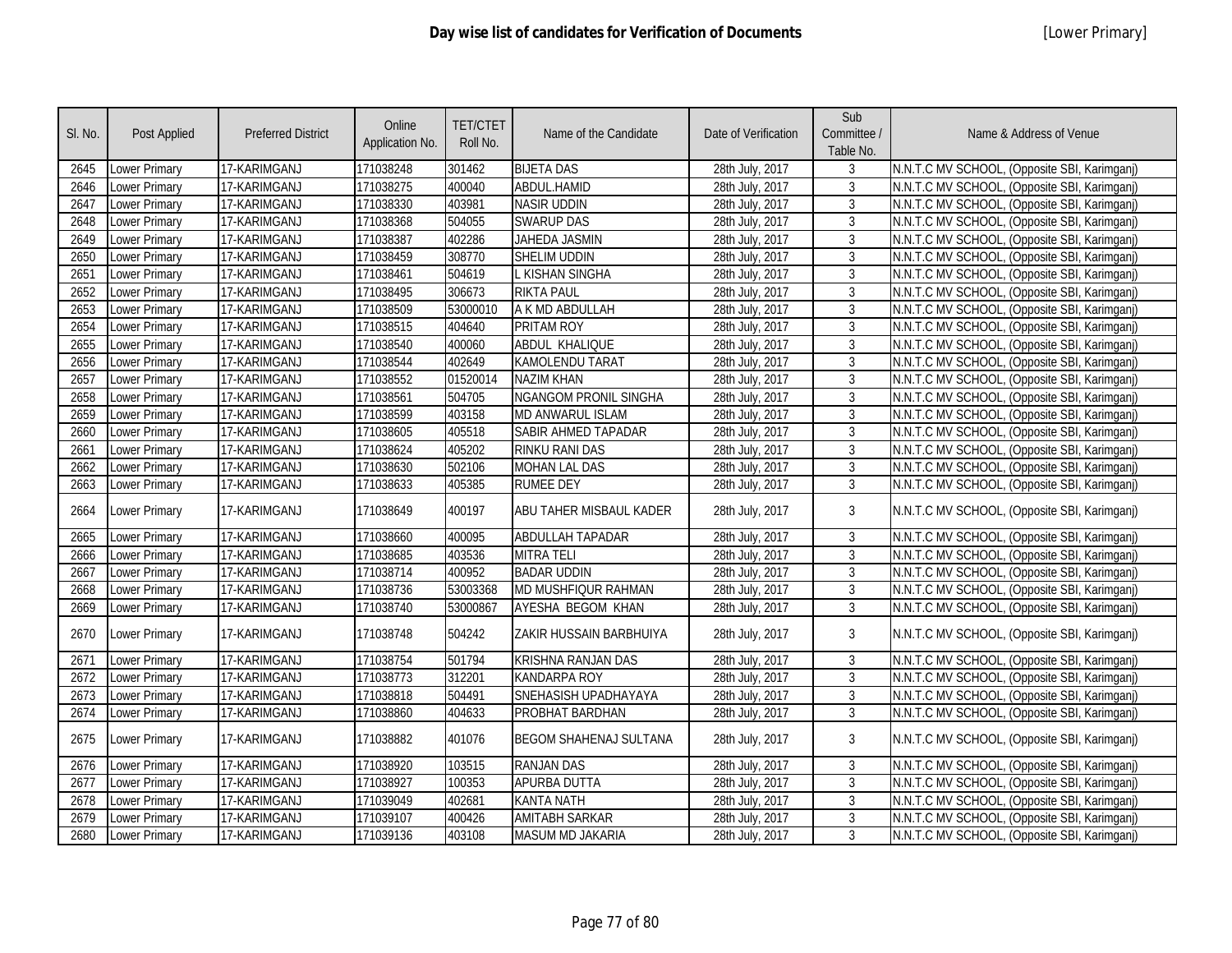| Sl. No. | Post Applied | Preferred District | Online Application No. | TET/CTET Roll No. | Name of the Candidate | Date of Verification | Sub Committee / Table No. | Name & Address of Venue |
|---|---|---|---|---|---|---|---|---|
| 2645 | Lower Primary | 17-KARIMGANJ | 171038248 | 301462 | BIJETA DAS | 28th July, 2017 | 3 | N.N.T.C MV SCHOOL, (Opposite SBI, Karimganj) |
| 2646 | Lower Primary | 17-KARIMGANJ | 171038275 | 400040 | ABDUL.HAMID | 28th July, 2017 | 3 | N.N.T.C MV SCHOOL, (Opposite SBI, Karimganj) |
| 2647 | Lower Primary | 17-KARIMGANJ | 171038330 | 403981 | NASIR UDDIN | 28th July, 2017 | 3 | N.N.T.C MV SCHOOL, (Opposite SBI, Karimganj) |
| 2648 | Lower Primary | 17-KARIMGANJ | 171038368 | 504055 | SWARUP DAS | 28th July, 2017 | 3 | N.N.T.C MV SCHOOL, (Opposite SBI, Karimganj) |
| 2649 | Lower Primary | 17-KARIMGANJ | 171038387 | 402286 | JAHEDA JASMIN | 28th July, 2017 | 3 | N.N.T.C MV SCHOOL, (Opposite SBI, Karimganj) |
| 2650 | Lower Primary | 17-KARIMGANJ | 171038459 | 308770 | SHELIM UDDIN | 28th July, 2017 | 3 | N.N.T.C MV SCHOOL, (Opposite SBI, Karimganj) |
| 2651 | Lower Primary | 17-KARIMGANJ | 171038461 | 504619 | L KISHAN SINGHA | 28th July, 2017 | 3 | N.N.T.C MV SCHOOL, (Opposite SBI, Karimganj) |
| 2652 | Lower Primary | 17-KARIMGANJ | 171038495 | 306673 | RIKTA PAUL | 28th July, 2017 | 3 | N.N.T.C MV SCHOOL, (Opposite SBI, Karimganj) |
| 2653 | Lower Primary | 17-KARIMGANJ | 171038509 | 53000010 | A K MD ABDULLAH | 28th July, 2017 | 3 | N.N.T.C MV SCHOOL, (Opposite SBI, Karimganj) |
| 2654 | Lower Primary | 17-KARIMGANJ | 171038515 | 404640 | PRITAM ROY | 28th July, 2017 | 3 | N.N.T.C MV SCHOOL, (Opposite SBI, Karimganj) |
| 2655 | Lower Primary | 17-KARIMGANJ | 171038540 | 400060 | ABDUL KHALIQUE | 28th July, 2017 | 3 | N.N.T.C MV SCHOOL, (Opposite SBI, Karimganj) |
| 2656 | Lower Primary | 17-KARIMGANJ | 171038544 | 402649 | KAMOLENDU TARAT | 28th July, 2017 | 3 | N.N.T.C MV SCHOOL, (Opposite SBI, Karimganj) |
| 2657 | Lower Primary | 17-KARIMGANJ | 171038552 | 01520014 | NAZIM KHAN | 28th July, 2017 | 3 | N.N.T.C MV SCHOOL, (Opposite SBI, Karimganj) |
| 2658 | Lower Primary | 17-KARIMGANJ | 171038561 | 504705 | NGANGOM PRONIL SINGHA | 28th July, 2017 | 3 | N.N.T.C MV SCHOOL, (Opposite SBI, Karimganj) |
| 2659 | Lower Primary | 17-KARIMGANJ | 171038599 | 403158 | MD ANWARUL ISLAM | 28th July, 2017 | 3 | N.N.T.C MV SCHOOL, (Opposite SBI, Karimganj) |
| 2660 | Lower Primary | 17-KARIMGANJ | 171038605 | 405518 | SABIR AHMED TAPADAR | 28th July, 2017 | 3 | N.N.T.C MV SCHOOL, (Opposite SBI, Karimganj) |
| 2661 | Lower Primary | 17-KARIMGANJ | 171038624 | 405202 | RINKU RANI DAS | 28th July, 2017 | 3 | N.N.T.C MV SCHOOL, (Opposite SBI, Karimganj) |
| 2662 | Lower Primary | 17-KARIMGANJ | 171038630 | 502106 | MOHAN LAL DAS | 28th July, 2017 | 3 | N.N.T.C MV SCHOOL, (Opposite SBI, Karimganj) |
| 2663 | Lower Primary | 17-KARIMGANJ | 171038633 | 405385 | RUMEE DEY | 28th July, 2017 | 3 | N.N.T.C MV SCHOOL, (Opposite SBI, Karimganj) |
| 2664 | Lower Primary | 17-KARIMGANJ | 171038649 | 400197 | ABU TAHER MISBAUL KADER | 28th July, 2017 | 3 | N.N.T.C MV SCHOOL, (Opposite SBI, Karimganj) |
| 2665 | Lower Primary | 17-KARIMGANJ | 171038660 | 400095 | ABDULLAH TAPADAR | 28th July, 2017 | 3 | N.N.T.C MV SCHOOL, (Opposite SBI, Karimganj) |
| 2666 | Lower Primary | 17-KARIMGANJ | 171038685 | 403536 | MITRA TELI | 28th July, 2017 | 3 | N.N.T.C MV SCHOOL, (Opposite SBI, Karimganj) |
| 2667 | Lower Primary | 17-KARIMGANJ | 171038714 | 400952 | BADAR UDDIN | 28th July, 2017 | 3 | N.N.T.C MV SCHOOL, (Opposite SBI, Karimganj) |
| 2668 | Lower Primary | 17-KARIMGANJ | 171038736 | 53003368 | MD MUSHFIQUR RAHMAN | 28th July, 2017 | 3 | N.N.T.C MV SCHOOL, (Opposite SBI, Karimganj) |
| 2669 | Lower Primary | 17-KARIMGANJ | 171038740 | 53000867 | AYESHA BEGOM KHAN | 28th July, 2017 | 3 | N.N.T.C MV SCHOOL, (Opposite SBI, Karimganj) |
| 2670 | Lower Primary | 17-KARIMGANJ | 171038748 | 504242 | ZAKIR HUSSAIN BARBHUIYA | 28th July, 2017 | 3 | N.N.T.C MV SCHOOL, (Opposite SBI, Karimganj) |
| 2671 | Lower Primary | 17-KARIMGANJ | 171038754 | 501794 | KRISHNA RANJAN DAS | 28th July, 2017 | 3 | N.N.T.C MV SCHOOL, (Opposite SBI, Karimganj) |
| 2672 | Lower Primary | 17-KARIMGANJ | 171038773 | 312201 | KANDARPA ROY | 28th July, 2017 | 3 | N.N.T.C MV SCHOOL, (Opposite SBI, Karimganj) |
| 2673 | Lower Primary | 17-KARIMGANJ | 171038818 | 504491 | SNEHASISH UPADHAYAYA | 28th July, 2017 | 3 | N.N.T.C MV SCHOOL, (Opposite SBI, Karimganj) |
| 2674 | Lower Primary | 17-KARIMGANJ | 171038860 | 404633 | PROBHAT BARDHAN | 28th July, 2017 | 3 | N.N.T.C MV SCHOOL, (Opposite SBI, Karimganj) |
| 2675 | Lower Primary | 17-KARIMGANJ | 171038882 | 401076 | BEGOM SHAHENAJ SULTANA | 28th July, 2017 | 3 | N.N.T.C MV SCHOOL, (Opposite SBI, Karimganj) |
| 2676 | Lower Primary | 17-KARIMGANJ | 171038920 | 103515 | RANJAN DAS | 28th July, 2017 | 3 | N.N.T.C MV SCHOOL, (Opposite SBI, Karimganj) |
| 2677 | Lower Primary | 17-KARIMGANJ | 171038927 | 100353 | APURBA DUTTA | 28th July, 2017 | 3 | N.N.T.C MV SCHOOL, (Opposite SBI, Karimganj) |
| 2678 | Lower Primary | 17-KARIMGANJ | 171039049 | 402681 | KANTA NATH | 28th July, 2017 | 3 | N.N.T.C MV SCHOOL, (Opposite SBI, Karimganj) |
| 2679 | Lower Primary | 17-KARIMGANJ | 171039107 | 400426 | AMITABH SARKAR | 28th July, 2017 | 3 | N.N.T.C MV SCHOOL, (Opposite SBI, Karimganj) |
| 2680 | Lower Primary | 17-KARIMGANJ | 171039136 | 403108 | MASUM MD JAKARIA | 28th July, 2017 | 3 | N.N.T.C MV SCHOOL, (Opposite SBI, Karimganj) |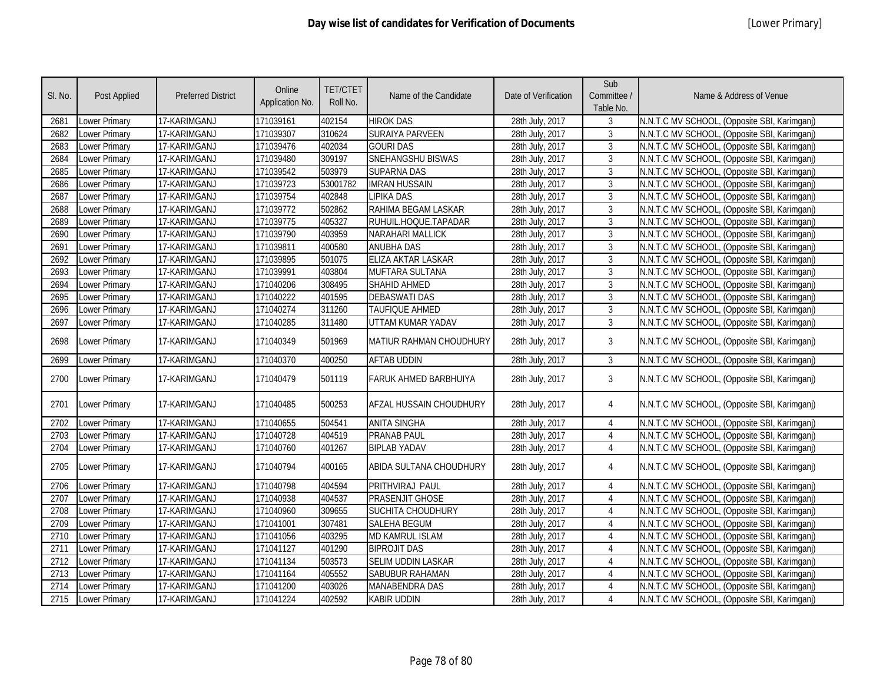# Day wise list of candidates for Verification of Documents

[Lower Primary]

| Sl. No. | Post Applied | Preferred District | Online Application No. | TET/CTET Roll No. | Name of the Candidate | Date of Verification | Sub Committee / Table No. | Name & Address of Venue |
|---|---|---|---|---|---|---|---|---|
| 2681 | Lower Primary | 17-KARIMGANJ | 171039161 | 402154 | HIROK DAS | 28th July, 2017 | 3 | N.N.T.C MV SCHOOL, (Opposite SBI, Karimganj) |
| 2682 | Lower Primary | 17-KARIMGANJ | 171039307 | 310624 | SURAIYA PARVEEN | 28th July, 2017 | 3 | N.N.T.C MV SCHOOL, (Opposite SBI, Karimganj) |
| 2683 | Lower Primary | 17-KARIMGANJ | 171039476 | 402034 | GOURI DAS | 28th July, 2017 | 3 | N.N.T.C MV SCHOOL, (Opposite SBI, Karimganj) |
| 2684 | Lower Primary | 17-KARIMGANJ | 171039480 | 309197 | SNEHANGSHU BISWAS | 28th July, 2017 | 3 | N.N.T.C MV SCHOOL, (Opposite SBI, Karimganj) |
| 2685 | Lower Primary | 17-KARIMGANJ | 171039542 | 503979 | SUPARNA DAS | 28th July, 2017 | 3 | N.N.T.C MV SCHOOL, (Opposite SBI, Karimganj) |
| 2686 | Lower Primary | 17-KARIMGANJ | 171039723 | 53001782 | IMRAN HUSSAIN | 28th July, 2017 | 3 | N.N.T.C MV SCHOOL, (Opposite SBI, Karimganj) |
| 2687 | Lower Primary | 17-KARIMGANJ | 171039754 | 402848 | LIPIKA DAS | 28th July, 2017 | 3 | N.N.T.C MV SCHOOL, (Opposite SBI, Karimganj) |
| 2688 | Lower Primary | 17-KARIMGANJ | 171039772 | 502862 | RAHIMA BEGAM LASKAR | 28th July, 2017 | 3 | N.N.T.C MV SCHOOL, (Opposite SBI, Karimganj) |
| 2689 | Lower Primary | 17-KARIMGANJ | 171039775 | 405327 | RUHUIL.HOQUE.TAPADAR | 28th July, 2017 | 3 | N.N.T.C MV SCHOOL, (Opposite SBI, Karimganj) |
| 2690 | Lower Primary | 17-KARIMGANJ | 171039790 | 403959 | NARAHARI MALLICK | 28th July, 2017 | 3 | N.N.T.C MV SCHOOL, (Opposite SBI, Karimganj) |
| 2691 | Lower Primary | 17-KARIMGANJ | 171039811 | 400580 | ANUBHA DAS | 28th July, 2017 | 3 | N.N.T.C MV SCHOOL, (Opposite SBI, Karimganj) |
| 2692 | Lower Primary | 17-KARIMGANJ | 171039895 | 501075 | ELIZA AKTAR LASKAR | 28th July, 2017 | 3 | N.N.T.C MV SCHOOL, (Opposite SBI, Karimganj) |
| 2693 | Lower Primary | 17-KARIMGANJ | 171039991 | 403804 | MUFTARA SULTANA | 28th July, 2017 | 3 | N.N.T.C MV SCHOOL, (Opposite SBI, Karimganj) |
| 2694 | Lower Primary | 17-KARIMGANJ | 171040206 | 308495 | SHAHID AHMED | 28th July, 2017 | 3 | N.N.T.C MV SCHOOL, (Opposite SBI, Karimganj) |
| 2695 | Lower Primary | 17-KARIMGANJ | 171040222 | 401595 | DEBASWATI DAS | 28th July, 2017 | 3 | N.N.T.C MV SCHOOL, (Opposite SBI, Karimganj) |
| 2696 | Lower Primary | 17-KARIMGANJ | 171040274 | 311260 | TAUFIQUE AHMED | 28th July, 2017 | 3 | N.N.T.C MV SCHOOL, (Opposite SBI, Karimganj) |
| 2697 | Lower Primary | 17-KARIMGANJ | 171040285 | 311480 | UTTAM KUMAR YADAV | 28th July, 2017 | 3 | N.N.T.C MV SCHOOL, (Opposite SBI, Karimganj) |
| 2698 | Lower Primary | 17-KARIMGANJ | 171040349 | 501969 | MATIUR RAHMAN CHOUDHURY | 28th July, 2017 | 3 | N.N.T.C MV SCHOOL, (Opposite SBI, Karimganj) |
| 2699 | Lower Primary | 17-KARIMGANJ | 171040370 | 400250 | AFTAB UDDIN | 28th July, 2017 | 3 | N.N.T.C MV SCHOOL, (Opposite SBI, Karimganj) |
| 2700 | Lower Primary | 17-KARIMGANJ | 171040479 | 501119 | FARUK AHMED BARBHUIYA | 28th July, 2017 | 3 | N.N.T.C MV SCHOOL, (Opposite SBI, Karimganj) |
| 2701 | Lower Primary | 17-KARIMGANJ | 171040485 | 500253 | AFZAL HUSSAIN CHOUDHURY | 28th July, 2017 | 4 | N.N.T.C MV SCHOOL, (Opposite SBI, Karimganj) |
| 2702 | Lower Primary | 17-KARIMGANJ | 171040655 | 504541 | ANITA SINGHA | 28th July, 2017 | 4 | N.N.T.C MV SCHOOL, (Opposite SBI, Karimganj) |
| 2703 | Lower Primary | 17-KARIMGANJ | 171040728 | 404519 | PRANAB PAUL | 28th July, 2017 | 4 | N.N.T.C MV SCHOOL, (Opposite SBI, Karimganj) |
| 2704 | Lower Primary | 17-KARIMGANJ | 171040760 | 401267 | BIPLAB YADAV | 28th July, 2017 | 4 | N.N.T.C MV SCHOOL, (Opposite SBI, Karimganj) |
| 2705 | Lower Primary | 17-KARIMGANJ | 171040794 | 400165 | ABIDA SULTANA CHOUDHURY | 28th July, 2017 | 4 | N.N.T.C MV SCHOOL, (Opposite SBI, Karimganj) |
| 2706 | Lower Primary | 17-KARIMGANJ | 171040798 | 404594 | PRITHVIRAJ PAUL | 28th July, 2017 | 4 | N.N.T.C MV SCHOOL, (Opposite SBI, Karimganj) |
| 2707 | Lower Primary | 17-KARIMGANJ | 171040938 | 404537 | PRASENJIT GHOSE | 28th July, 2017 | 4 | N.N.T.C MV SCHOOL, (Opposite SBI, Karimganj) |
| 2708 | Lower Primary | 17-KARIMGANJ | 171040960 | 309655 | SUCHITA CHOUDHURY | 28th July, 2017 | 4 | N.N.T.C MV SCHOOL, (Opposite SBI, Karimganj) |
| 2709 | Lower Primary | 17-KARIMGANJ | 171041001 | 307481 | SALEHA BEGUM | 28th July, 2017 | 4 | N.N.T.C MV SCHOOL, (Opposite SBI, Karimganj) |
| 2710 | Lower Primary | 17-KARIMGANJ | 171041056 | 403295 | MD KAMRUL ISLAM | 28th July, 2017 | 4 | N.N.T.C MV SCHOOL, (Opposite SBI, Karimganj) |
| 2711 | Lower Primary | 17-KARIMGANJ | 171041127 | 401290 | BIPROJIT DAS | 28th July, 2017 | 4 | N.N.T.C MV SCHOOL, (Opposite SBI, Karimganj) |
| 2712 | Lower Primary | 17-KARIMGANJ | 171041134 | 503573 | SELIM UDDIN LASKAR | 28th July, 2017 | 4 | N.N.T.C MV SCHOOL, (Opposite SBI, Karimganj) |
| 2713 | Lower Primary | 17-KARIMGANJ | 171041164 | 405552 | SABUBUR RAHAMAN | 28th July, 2017 | 4 | N.N.T.C MV SCHOOL, (Opposite SBI, Karimganj) |
| 2714 | Lower Primary | 17-KARIMGANJ | 171041200 | 403026 | MANABENDRA DAS | 28th July, 2017 | 4 | N.N.T.C MV SCHOOL, (Opposite SBI, Karimganj) |
| 2715 | Lower Primary | 17-KARIMGANJ | 171041224 | 402592 | KABIR UDDIN | 28th July, 2017 | 4 | N.N.T.C MV SCHOOL, (Opposite SBI, Karimganj) |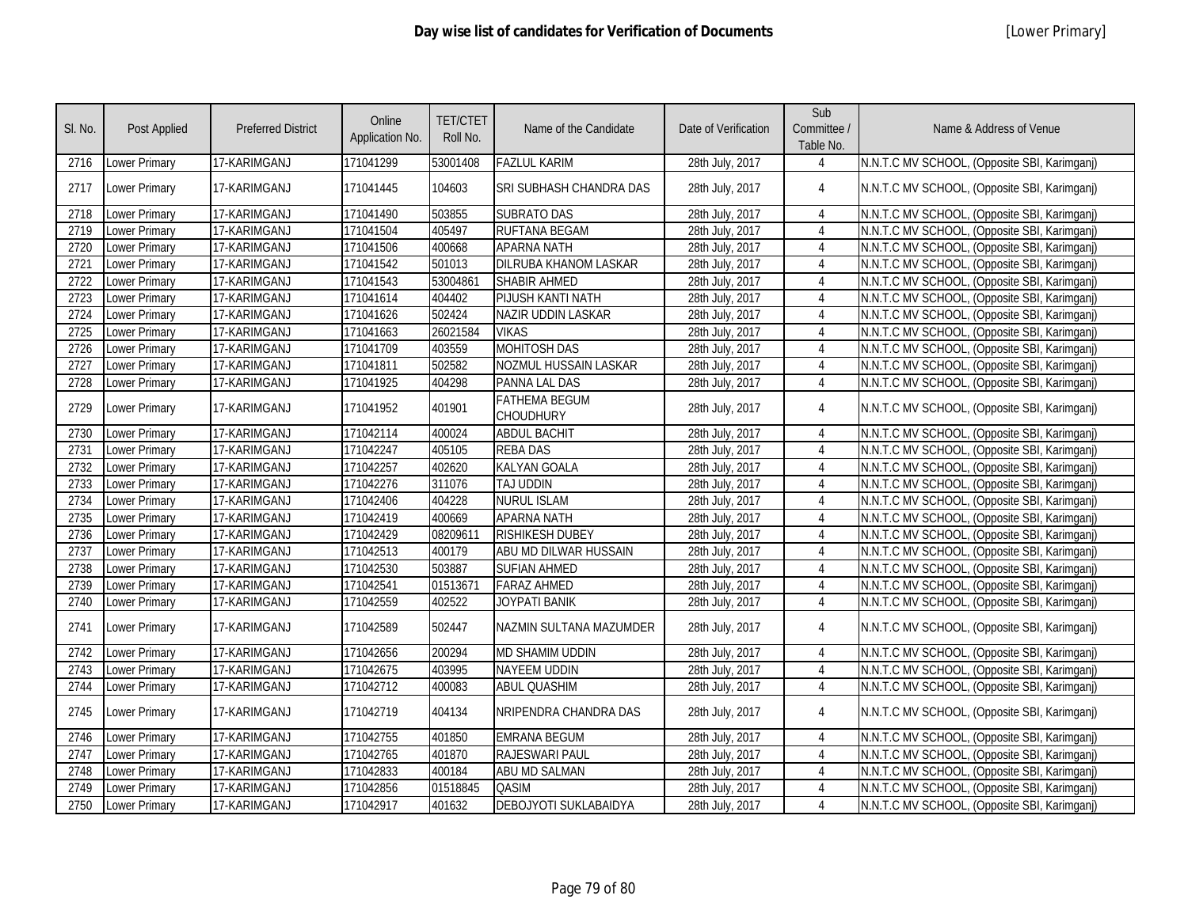# Day wise list of candidates for Verification of Documents

[Lower Primary]

| Sl. No. | Post Applied | Preferred District | Online Application No. | TET/CTET Roll No. | Name of the Candidate | Date of Verification | Sub Committee / Table No. | Name & Address of Venue |
|---|---|---|---|---|---|---|---|---|
| 2716 | Lower Primary | 17-KARIMGANJ | 171041299 | 53001408 | FAZLUL KARIM | 28th July, 2017 | 4 | N.N.T.C MV SCHOOL, (Opposite SBI, Karimganj) |
| 2717 | Lower Primary | 17-KARIMGANJ | 171041445 | 104603 | SRI SUBHASH CHANDRA DAS | 28th July, 2017 | 4 | N.N.T.C MV SCHOOL, (Opposite SBI, Karimganj) |
| 2718 | Lower Primary | 17-KARIMGANJ | 171041490 | 503855 | SUBRATO DAS | 28th July, 2017 | 4 | N.N.T.C MV SCHOOL, (Opposite SBI, Karimganj) |
| 2719 | Lower Primary | 17-KARIMGANJ | 171041504 | 405497 | RUFTANA BEGAM | 28th July, 2017 | 4 | N.N.T.C MV SCHOOL, (Opposite SBI, Karimganj) |
| 2720 | Lower Primary | 17-KARIMGANJ | 171041506 | 400668 | APARNA NATH | 28th July, 2017 | 4 | N.N.T.C MV SCHOOL, (Opposite SBI, Karimganj) |
| 2721 | Lower Primary | 17-KARIMGANJ | 171041542 | 501013 | DILRUBA KHANOM LASKAR | 28th July, 2017 | 4 | N.N.T.C MV SCHOOL, (Opposite SBI, Karimganj) |
| 2722 | Lower Primary | 17-KARIMGANJ | 171041543 | 53004861 | SHABIR AHMED | 28th July, 2017 | 4 | N.N.T.C MV SCHOOL, (Opposite SBI, Karimganj) |
| 2723 | Lower Primary | 17-KARIMGANJ | 171041614 | 404402 | PIJUSH KANTI NATH | 28th July, 2017 | 4 | N.N.T.C MV SCHOOL, (Opposite SBI, Karimganj) |
| 2724 | Lower Primary | 17-KARIMGANJ | 171041626 | 502424 | NAZIR UDDIN LASKAR | 28th July, 2017 | 4 | N.N.T.C MV SCHOOL, (Opposite SBI, Karimganj) |
| 2725 | Lower Primary | 17-KARIMGANJ | 171041663 | 26021584 | VIKAS | 28th July, 2017 | 4 | N.N.T.C MV SCHOOL, (Opposite SBI, Karimganj) |
| 2726 | Lower Primary | 17-KARIMGANJ | 171041709 | 403559 | MOHITOSH DAS | 28th July, 2017 | 4 | N.N.T.C MV SCHOOL, (Opposite SBI, Karimganj) |
| 2727 | Lower Primary | 17-KARIMGANJ | 171041811 | 502582 | NOZMUL HUSSAIN LASKAR | 28th July, 2017 | 4 | N.N.T.C MV SCHOOL, (Opposite SBI, Karimganj) |
| 2728 | Lower Primary | 17-KARIMGANJ | 171041925 | 404298 | PANNA LAL DAS | 28th July, 2017 | 4 | N.N.T.C MV SCHOOL, (Opposite SBI, Karimganj) |
| 2729 | Lower Primary | 17-KARIMGANJ | 171041952 | 401901 | FATHEMA BEGUM CHOUDHURY | 28th July, 2017 | 4 | N.N.T.C MV SCHOOL, (Opposite SBI, Karimganj) |
| 2730 | Lower Primary | 17-KARIMGANJ | 171042114 | 400024 | ABDUL BACHIT | 28th July, 2017 | 4 | N.N.T.C MV SCHOOL, (Opposite SBI, Karimganj) |
| 2731 | Lower Primary | 17-KARIMGANJ | 171042247 | 405105 | REBA DAS | 28th July, 2017 | 4 | N.N.T.C MV SCHOOL, (Opposite SBI, Karimganj) |
| 2732 | Lower Primary | 17-KARIMGANJ | 171042257 | 402620 | KALYAN GOALA | 28th July, 2017 | 4 | N.N.T.C MV SCHOOL, (Opposite SBI, Karimganj) |
| 2733 | Lower Primary | 17-KARIMGANJ | 171042276 | 311076 | TAJ UDDIN | 28th July, 2017 | 4 | N.N.T.C MV SCHOOL, (Opposite SBI, Karimganj) |
| 2734 | Lower Primary | 17-KARIMGANJ | 171042406 | 404228 | NURUL ISLAM | 28th July, 2017 | 4 | N.N.T.C MV SCHOOL, (Opposite SBI, Karimganj) |
| 2735 | Lower Primary | 17-KARIMGANJ | 171042419 | 400669 | APARNA NATH | 28th July, 2017 | 4 | N.N.T.C MV SCHOOL, (Opposite SBI, Karimganj) |
| 2736 | Lower Primary | 17-KARIMGANJ | 171042429 | 08209611 | RISHIKESH DUBEY | 28th July, 2017 | 4 | N.N.T.C MV SCHOOL, (Opposite SBI, Karimganj) |
| 2737 | Lower Primary | 17-KARIMGANJ | 171042513 | 400179 | ABU MD DILWAR HUSSAIN | 28th July, 2017 | 4 | N.N.T.C MV SCHOOL, (Opposite SBI, Karimganj) |
| 2738 | Lower Primary | 17-KARIMGANJ | 171042530 | 503887 | SUFIAN AHMED | 28th July, 2017 | 4 | N.N.T.C MV SCHOOL, (Opposite SBI, Karimganj) |
| 2739 | Lower Primary | 17-KARIMGANJ | 171042541 | 01513671 | FARAZ AHMED | 28th July, 2017 | 4 | N.N.T.C MV SCHOOL, (Opposite SBI, Karimganj) |
| 2740 | Lower Primary | 17-KARIMGANJ | 171042559 | 402522 | JOYPATI BANIK | 28th July, 2017 | 4 | N.N.T.C MV SCHOOL, (Opposite SBI, Karimganj) |
| 2741 | Lower Primary | 17-KARIMGANJ | 171042589 | 502447 | NAZMIN SULTANA MAZUMDER | 28th July, 2017 | 4 | N.N.T.C MV SCHOOL, (Opposite SBI, Karimganj) |
| 2742 | Lower Primary | 17-KARIMGANJ | 171042656 | 200294 | MD SHAMIM UDDIN | 28th July, 2017 | 4 | N.N.T.C MV SCHOOL, (Opposite SBI, Karimganj) |
| 2743 | Lower Primary | 17-KARIMGANJ | 171042675 | 403995 | NAYEEM UDDIN | 28th July, 2017 | 4 | N.N.T.C MV SCHOOL, (Opposite SBI, Karimganj) |
| 2744 | Lower Primary | 17-KARIMGANJ | 171042712 | 400083 | ABUL QUASHIM | 28th July, 2017 | 4 | N.N.T.C MV SCHOOL, (Opposite SBI, Karimganj) |
| 2745 | Lower Primary | 17-KARIMGANJ | 171042719 | 404134 | NRIPENDRA CHANDRA DAS | 28th July, 2017 | 4 | N.N.T.C MV SCHOOL, (Opposite SBI, Karimganj) |
| 2746 | Lower Primary | 17-KARIMGANJ | 171042755 | 401850 | EMRANA BEGUM | 28th July, 2017 | 4 | N.N.T.C MV SCHOOL, (Opposite SBI, Karimganj) |
| 2747 | Lower Primary | 17-KARIMGANJ | 171042765 | 401870 | RAJESWARI PAUL | 28th July, 2017 | 4 | N.N.T.C MV SCHOOL, (Opposite SBI, Karimganj) |
| 2748 | Lower Primary | 17-KARIMGANJ | 171042833 | 400184 | ABU MD SALMAN | 28th July, 2017 | 4 | N.N.T.C MV SCHOOL, (Opposite SBI, Karimganj) |
| 2749 | Lower Primary | 17-KARIMGANJ | 171042856 | 01518845 | QASIM | 28th July, 2017 | 4 | N.N.T.C MV SCHOOL, (Opposite SBI, Karimganj) |
| 2750 | Lower Primary | 17-KARIMGANJ | 171042917 | 401632 | DEBOJYOTI SUKLABAIDYA | 28th July, 2017 | 4 | N.N.T.C MV SCHOOL, (Opposite SBI, Karimganj) |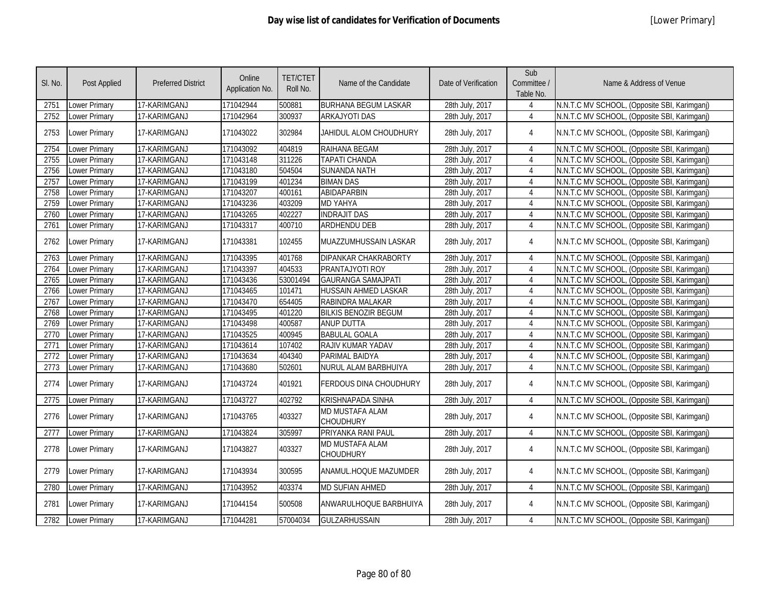# Day wise list of candidates for Verification of Documents

[Lower Primary]

| Sl. No. | Post Applied | Preferred District | Online Application No. | TET/CTET Roll No. | Name of the Candidate | Date of Verification | Sub Committee / Table No. | Name & Address of Venue |
|---|---|---|---|---|---|---|---|---|
| 2751 | Lower Primary | 17-KARIMGANJ | 171042944 | 500881 | BURHANA BEGUM LASKAR | 28th July, 2017 | 4 | N.N.T.C MV SCHOOL, (Opposite SBI, Karimganj) |
| 2752 | Lower Primary | 17-KARIMGANJ | 171042964 | 300937 | ARKAJYOTI DAS | 28th July, 2017 | 4 | N.N.T.C MV SCHOOL, (Opposite SBI, Karimganj) |
| 2753 | Lower Primary | 17-KARIMGANJ | 171043022 | 302984 | JAHIDUL ALOM CHOUDHURY | 28th July, 2017 | 4 | N.N.T.C MV SCHOOL, (Opposite SBI, Karimganj) |
| 2754 | Lower Primary | 17-KARIMGANJ | 171043092 | 404819 | RAIHANA BEGAM | 28th July, 2017 | 4 | N.N.T.C MV SCHOOL, (Opposite SBI, Karimganj) |
| 2755 | Lower Primary | 17-KARIMGANJ | 171043148 | 311226 | TAPATI CHANDA | 28th July, 2017 | 4 | N.N.T.C MV SCHOOL, (Opposite SBI, Karimganj) |
| 2756 | Lower Primary | 17-KARIMGANJ | 171043180 | 504504 | SUNANDA NATH | 28th July, 2017 | 4 | N.N.T.C MV SCHOOL, (Opposite SBI, Karimganj) |
| 2757 | Lower Primary | 17-KARIMGANJ | 171043199 | 401234 | BIMAN DAS | 28th July, 2017 | 4 | N.N.T.C MV SCHOOL, (Opposite SBI, Karimganj) |
| 2758 | Lower Primary | 17-KARIMGANJ | 171043207 | 400161 | ABIDAPARBIN | 28th July, 2017 | 4 | N.N.T.C MV SCHOOL, (Opposite SBI, Karimganj) |
| 2759 | Lower Primary | 17-KARIMGANJ | 171043236 | 403209 | MD YAHYA | 28th July, 2017 | 4 | N.N.T.C MV SCHOOL, (Opposite SBI, Karimganj) |
| 2760 | Lower Primary | 17-KARIMGANJ | 171043265 | 402227 | INDRAJIT DAS | 28th July, 2017 | 4 | N.N.T.C MV SCHOOL, (Opposite SBI, Karimganj) |
| 2761 | Lower Primary | 17-KARIMGANJ | 171043317 | 400710 | ARDHENDU DEB | 28th July, 2017 | 4 | N.N.T.C MV SCHOOL, (Opposite SBI, Karimganj) |
| 2762 | Lower Primary | 17-KARIMGANJ | 171043381 | 102455 | MUAZZUMHUSSAIN LASKAR | 28th July, 2017 | 4 | N.N.T.C MV SCHOOL, (Opposite SBI, Karimganj) |
| 2763 | Lower Primary | 17-KARIMGANJ | 171043395 | 401768 | DIPANKAR CHAKRABORTY | 28th July, 2017 | 4 | N.N.T.C MV SCHOOL, (Opposite SBI, Karimganj) |
| 2764 | Lower Primary | 17-KARIMGANJ | 171043397 | 404533 | PRANTAJYOTI ROY | 28th July, 2017 | 4 | N.N.T.C MV SCHOOL, (Opposite SBI, Karimganj) |
| 2765 | Lower Primary | 17-KARIMGANJ | 171043436 | 53001494 | GAURANGA SAMAJPATI | 28th July, 2017 | 4 | N.N.T.C MV SCHOOL, (Opposite SBI, Karimganj) |
| 2766 | Lower Primary | 17-KARIMGANJ | 171043465 | 101471 | HUSSAIN AHMED LASKAR | 28th July, 2017 | 4 | N.N.T.C MV SCHOOL, (Opposite SBI, Karimganj) |
| 2767 | Lower Primary | 17-KARIMGANJ | 171043470 | 654405 | RABINDRA MALAKAR | 28th July, 2017 | 4 | N.N.T.C MV SCHOOL, (Opposite SBI, Karimganj) |
| 2768 | Lower Primary | 17-KARIMGANJ | 171043495 | 401220 | BILKIS BENOZIR BEGUM | 28th July, 2017 | 4 | N.N.T.C MV SCHOOL, (Opposite SBI, Karimganj) |
| 2769 | Lower Primary | 17-KARIMGANJ | 171043498 | 400587 | ANUP DUTTA | 28th July, 2017 | 4 | N.N.T.C MV SCHOOL, (Opposite SBI, Karimganj) |
| 2770 | Lower Primary | 17-KARIMGANJ | 171043525 | 400945 | BABULAL GOALA | 28th July, 2017 | 4 | N.N.T.C MV SCHOOL, (Opposite SBI, Karimganj) |
| 2771 | Lower Primary | 17-KARIMGANJ | 171043614 | 107402 | RAJIV KUMAR YADAV | 28th July, 2017 | 4 | N.N.T.C MV SCHOOL, (Opposite SBI, Karimganj) |
| 2772 | Lower Primary | 17-KARIMGANJ | 171043634 | 404340 | PARIMAL BAIDYA | 28th July, 2017 | 4 | N.N.T.C MV SCHOOL, (Opposite SBI, Karimganj) |
| 2773 | Lower Primary | 17-KARIMGANJ | 171043680 | 502601 | NURUL ALAM BARBHUIYA | 28th July, 2017 | 4 | N.N.T.C MV SCHOOL, (Opposite SBI, Karimganj) |
| 2774 | Lower Primary | 17-KARIMGANJ | 171043724 | 401921 | FERDOUS DINA CHOUDHURY | 28th July, 2017 | 4 | N.N.T.C MV SCHOOL, (Opposite SBI, Karimganj) |
| 2775 | Lower Primary | 17-KARIMGANJ | 171043727 | 402792 | KRISHNAPADA SINHA | 28th July, 2017 | 4 | N.N.T.C MV SCHOOL, (Opposite SBI, Karimganj) |
| 2776 | Lower Primary | 17-KARIMGANJ | 171043765 | 403327 | MD MUSTAFA ALAM CHOUDHURY | 28th July, 2017 | 4 | N.N.T.C MV SCHOOL, (Opposite SBI, Karimganj) |
| 2777 | Lower Primary | 17-KARIMGANJ | 171043824 | 305997 | PRIYANKA RANI PAUL | 28th July, 2017 | 4 | N.N.T.C MV SCHOOL, (Opposite SBI, Karimganj) |
| 2778 | Lower Primary | 17-KARIMGANJ | 171043827 | 403327 | MD MUSTAFA ALAM CHOUDHURY | 28th July, 2017 | 4 | N.N.T.C MV SCHOOL, (Opposite SBI, Karimganj) |
| 2779 | Lower Primary | 17-KARIMGANJ | 171043934 | 300595 | ANAMUL.HOQUE MAZUMDER | 28th July, 2017 | 4 | N.N.T.C MV SCHOOL, (Opposite SBI, Karimganj) |
| 2780 | Lower Primary | 17-KARIMGANJ | 171043952 | 403374 | MD SUFIAN AHMED | 28th July, 2017 | 4 | N.N.T.C MV SCHOOL, (Opposite SBI, Karimganj) |
| 2781 | Lower Primary | 17-KARIMGANJ | 171044154 | 500508 | ANWARULHOQUE BARBHUIYA | 28th July, 2017 | 4 | N.N.T.C MV SCHOOL, (Opposite SBI, Karimganj) |
| 2782 | Lower Primary | 17-KARIMGANJ | 171044281 | 57004034 | GULZARHUSSAIN | 28th July, 2017 | 4 | N.N.T.C MV SCHOOL, (Opposite SBI, Karimganj) |